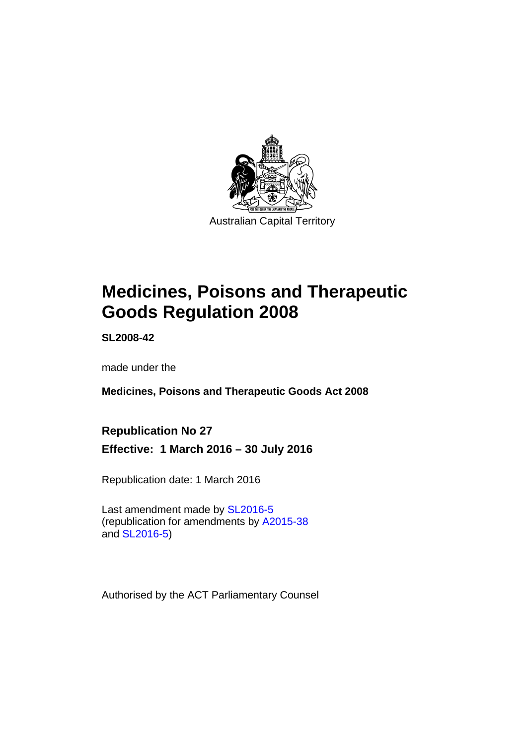Australian Capital Territory

# Medicines, Poisons and Therapeutic Goods Regulation 2008

**SL2008-42**

made under the

**Medicines, Poisons and Therapeutic Goods Act 2008**

## Republication No 27

**Effective: 1 March 2016 – 30 July 2016**

Republication date: 1 March 2016

Last amendment made by SL2016-5
(republication for amendments by A2015-38 and SL2016-5)

Authorised by the ACT Parliamentary Counsel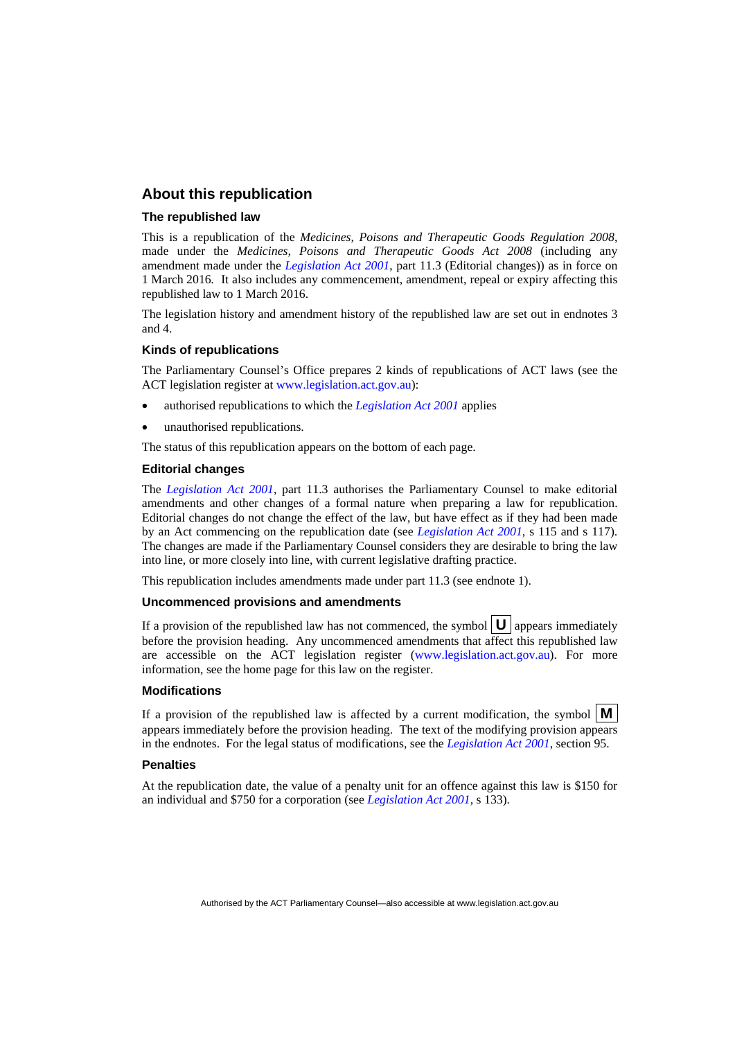## About this republication

### The republished law

This is a republication of the *Medicines, Poisons and Therapeutic Goods Regulation 2008*, made under the *Medicines, Poisons and Therapeutic Goods Act 2008* (including any amendment made under the *Legislation Act 2001*, part 11.3 (Editorial changes)) as in force on 1 March 2016*.* It also includes any commencement, amendment, repeal or expiry affecting this republished law to 1 March 2016.

The legislation history and amendment history of the republished law are set out in endnotes 3 and 4.

### Kinds of republications

The Parliamentary Counsel's Office prepares 2 kinds of republications of ACT laws (see the ACT legislation register at www.legislation.act.gov.au):

- authorised republications to which the *Legislation Act 2001* applies
- unauthorised republications.

The status of this republication appears on the bottom of each page.

### Editorial changes

The *Legislation Act 2001*, part 11.3 authorises the Parliamentary Counsel to make editorial amendments and other changes of a formal nature when preparing a law for republication. Editorial changes do not change the effect of the law, but have effect as if they had been made by an Act commencing on the republication date (see *Legislation Act 2001*, s 115 and s 117). The changes are made if the Parliamentary Counsel considers they are desirable to bring the law into line, or more closely into line, with current legislative drafting practice.

This republication includes amendments made under part 11.3 (see endnote 1).

### Uncommenced provisions and amendments

If a provision of the republished law has not commenced, the symbol **U** appears immediately before the provision heading. Any uncommenced amendments that affect this republished law are accessible on the ACT legislation register (www.legislation.act.gov.au). For more information, see the home page for this law on the register.

### Modifications

If a provision of the republished law is affected by a current modification, the symbol **M** appears immediately before the provision heading. The text of the modifying provision appears in the endnotes. For the legal status of modifications, see the *Legislation Act 2001*, section 95.

### Penalties

At the republication date, the value of a penalty unit for an offence against this law is $150 for an individual and $750 for a corporation (see *Legislation Act 2001*, s 133).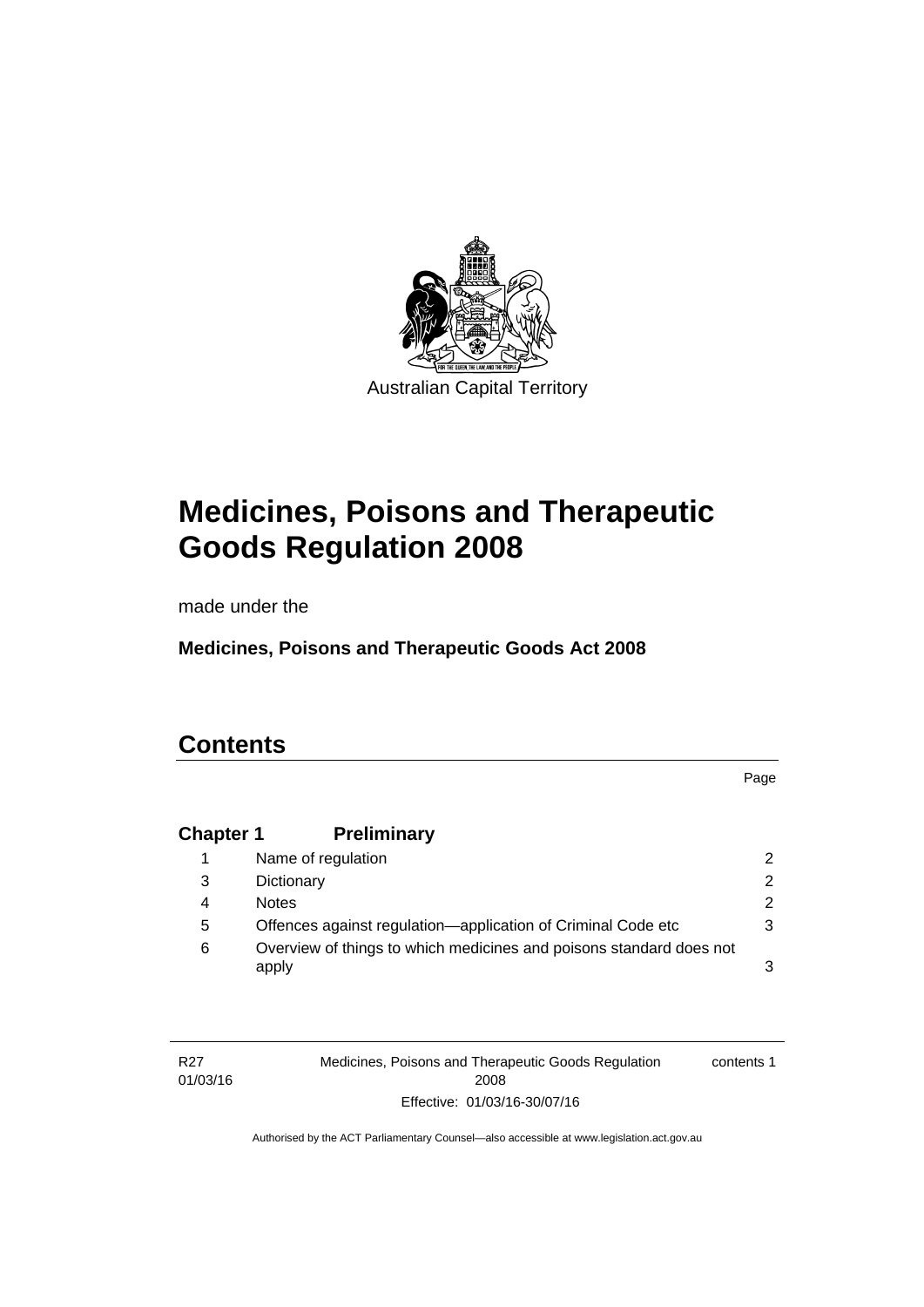Australian Capital Territory

# Medicines, Poisons and Therapeutic Goods Regulation 2008

made under the

**Medicines, Poisons and Therapeutic Goods Act 2008**

## Contents

| | | Page |
|---|---|---|
| **Chapter 1** | **Preliminary** | |
| 1 | Name of regulation | 2 |
| 3 | Dictionary | 2 |
| 4 | Notes | 2 |
| 5 | Offences against regulation—application of Criminal Code etc | 3 |
| 6 | Overview of things to which medicines and poisons standard does not apply | 3 |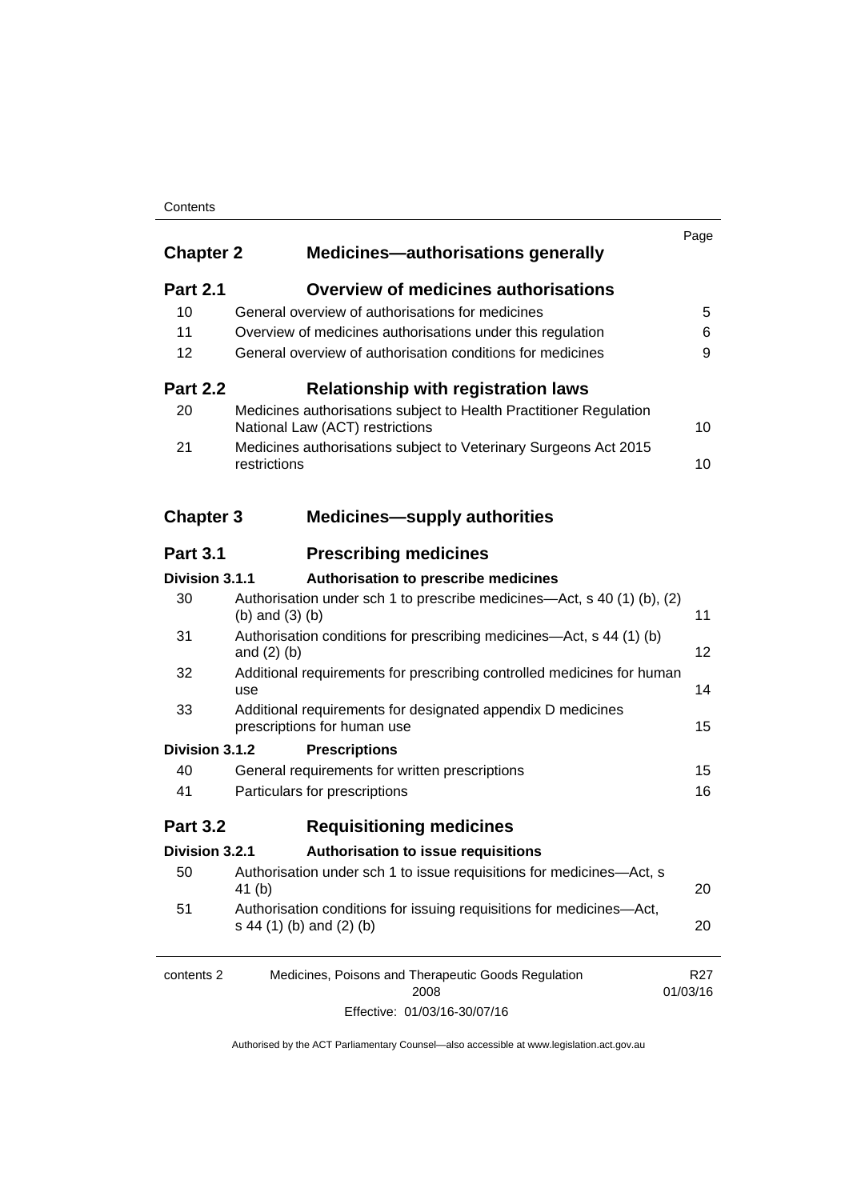| | | Page |
|---|---|---|
| **Chapter 2** | **Medicines—authorisations generally** | |
| **Part 2.1** | **Overview of medicines authorisations** | |
| 10 | General overview of authorisations for medicines | 5 |
| 11 | Overview of medicines authorisations under this regulation | 6 |
| 12 | General overview of authorisation conditions for medicines | 9 |
| **Part 2.2** | **Relationship with registration laws** | |
| 20 | Medicines authorisations subject to Health Practitioner Regulation National Law (ACT) restrictions | 10 |
| 21 | Medicines authorisations subject to Veterinary Surgeons Act 2015 restrictions | 10 |
| **Chapter 3** | **Medicines—supply authorities** | |
| **Part 3.1** | **Prescribing medicines** | |
| **Division 3.1.1** | **Authorisation to prescribe medicines** | |
| 30 | Authorisation under sch 1 to prescribe medicines—Act, s 40 (1) (b), (2) (b) and (3) (b) | 11 |
| 31 | Authorisation conditions for prescribing medicines—Act, s 44 (1) (b) and (2) (b) | 12 |
| 32 | Additional requirements for prescribing controlled medicines for human use | 14 |
| 33 | Additional requirements for designated appendix D medicines prescriptions for human use | 15 |
| **Division 3.1.2** | **Prescriptions** | |
| 40 | General requirements for written prescriptions | 15 |
| 41 | Particulars for prescriptions | 16 |
| **Part 3.2** | **Requisitioning medicines** | |
| **Division 3.2.1** | **Authorisation to issue requisitions** | |
| 50 | Authorisation under sch 1 to issue requisitions for medicines—Act, s 41 (b) | 20 |
| 51 | Authorisation conditions for issuing requisitions for medicines—Act, s 44 (1) (b) and (2) (b) | 20 |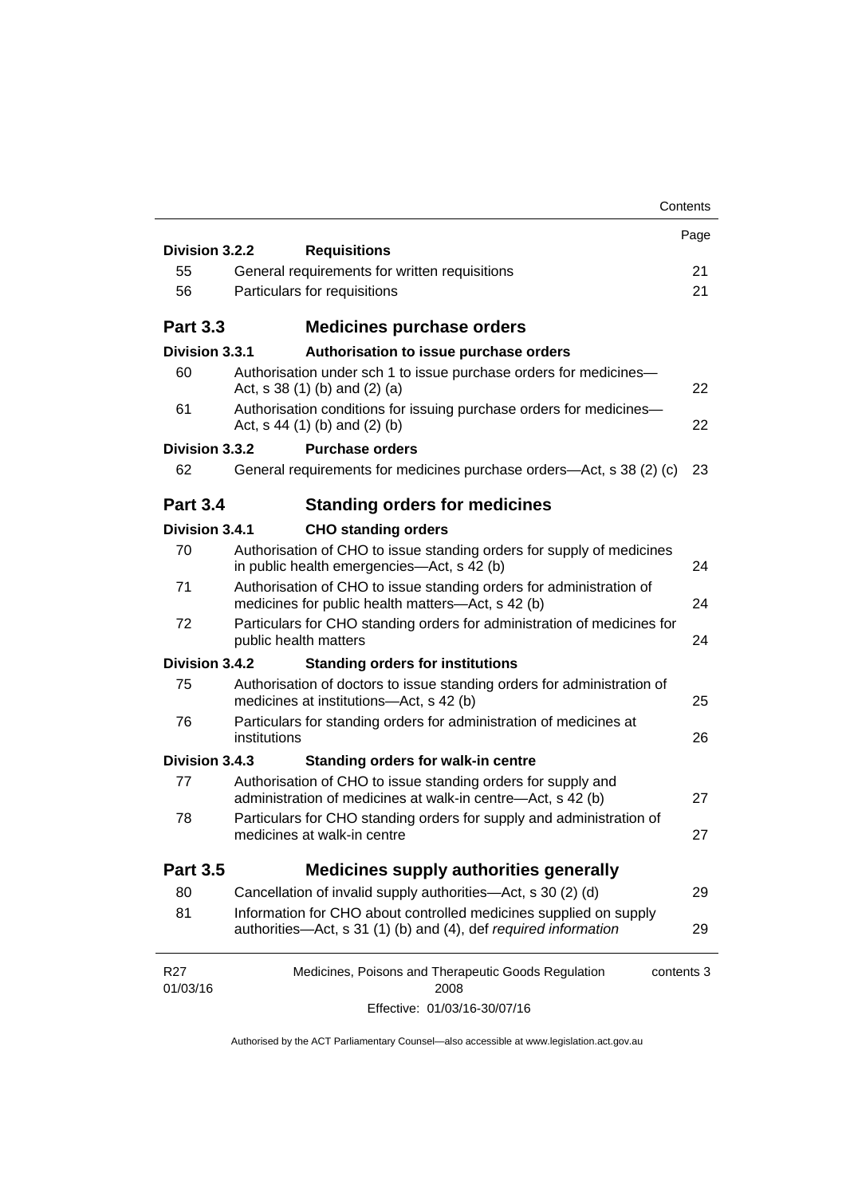| | | Page |
|---|---|---|
| **Division 3.2.2** | **Requisitions** | |
| 55 | General requirements for written requisitions | 21 |
| 56 | Particulars for requisitions | 21 |
| **Part 3.3** | **Medicines purchase orders** | |
| **Division 3.3.1** | **Authorisation to issue purchase orders** | |
| 60 | Authorisation under sch 1 to issue purchase orders for medicines—Act, s 38 (1) (b) and (2) (a) | 22 |
| 61 | Authorisation conditions for issuing purchase orders for medicines—Act, s 44 (1) (b) and (2) (b) | 22 |
| **Division 3.3.2** | **Purchase orders** | |
| 62 | General requirements for medicines purchase orders—Act, s 38 (2) (c) | 23 |
| **Part 3.4** | **Standing orders for medicines** | |
| **Division 3.4.1** | **CHO standing orders** | |
| 70 | Authorisation of CHO to issue standing orders for supply of medicines in public health emergencies—Act, s 42 (b) | 24 |
| 71 | Authorisation of CHO to issue standing orders for administration of medicines for public health matters—Act, s 42 (b) | 24 |
| 72 | Particulars for CHO standing orders for administration of medicines for public health matters | 24 |
| **Division 3.4.2** | **Standing orders for institutions** | |
| 75 | Authorisation of doctors to issue standing orders for administration of medicines at institutions—Act, s 42 (b) | 25 |
| 76 | Particulars for standing orders for administration of medicines at institutions | 26 |
| **Division 3.4.3** | **Standing orders for walk-in centre** | |
| 77 | Authorisation of CHO to issue standing orders for supply and administration of medicines at walk-in centre—Act, s 42 (b) | 27 |
| 78 | Particulars for CHO standing orders for supply and administration of medicines at walk-in centre | 27 |
| **Part 3.5** | **Medicines supply authorities generally** | |
| 80 | Cancellation of invalid supply authorities—Act, s 30 (2) (d) | 29 |
| 81 | Information for CHO about controlled medicines supplied on supply authorities—Act, s 31 (1) (b) and (4), def *required information* | 29 |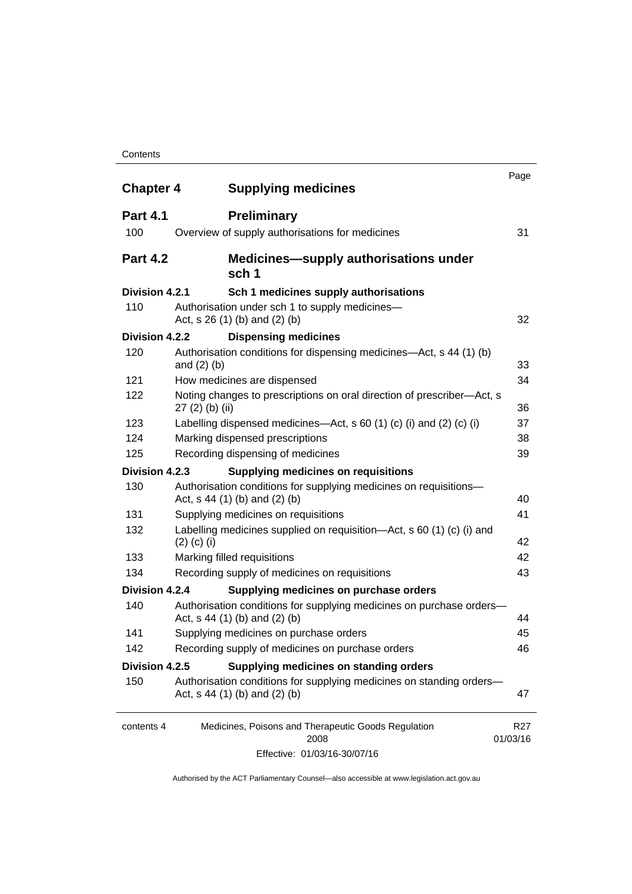| | | Page |
|---|---|---|
| **Chapter 4** | **Supplying medicines** | |
| **Part 4.1** | **Preliminary** | |
| 100 | Overview of supply authorisations for medicines | 31 |
| **Part 4.2** | **Medicines—supply authorisations under sch 1** | |
| **Division 4.2.1** | **Sch 1 medicines supply authorisations** | |
| 110 | Authorisation under sch 1 to supply medicines—Act, s 26 (1) (b) and (2) (b) | 32 |
| **Division 4.2.2** | **Dispensing medicines** | |
| 120 | Authorisation conditions for dispensing medicines—Act, s 44 (1) (b) and (2) (b) | 33 |
| 121 | How medicines are dispensed | 34 |
| 122 | Noting changes to prescriptions on oral direction of prescriber—Act, s 27 (2) (b) (ii) | 36 |
| 123 | Labelling dispensed medicines—Act, s 60 (1) (c) (i) and (2) (c) (i) | 37 |
| 124 | Marking dispensed prescriptions | 38 |
| 125 | Recording dispensing of medicines | 39 |
| **Division 4.2.3** | **Supplying medicines on requisitions** | |
| 130 | Authorisation conditions for supplying medicines on requisitions—Act, s 44 (1) (b) and (2) (b) | 40 |
| 131 | Supplying medicines on requisitions | 41 |
| 132 | Labelling medicines supplied on requisition—Act, s 60 (1) (c) (i) and (2) (c) (i) | 42 |
| 133 | Marking filled requisitions | 42 |
| 134 | Recording supply of medicines on requisitions | 43 |
| **Division 4.2.4** | **Supplying medicines on purchase orders** | |
| 140 | Authorisation conditions for supplying medicines on purchase orders—Act, s 44 (1) (b) and (2) (b) | 44 |
| 141 | Supplying medicines on purchase orders | 45 |
| 142 | Recording supply of medicines on purchase orders | 46 |
| **Division 4.2.5** | **Supplying medicines on standing orders** | |
| 150 | Authorisation conditions for supplying medicines on standing orders—Act, s 44 (1) (b) and (2) (b) | 47 |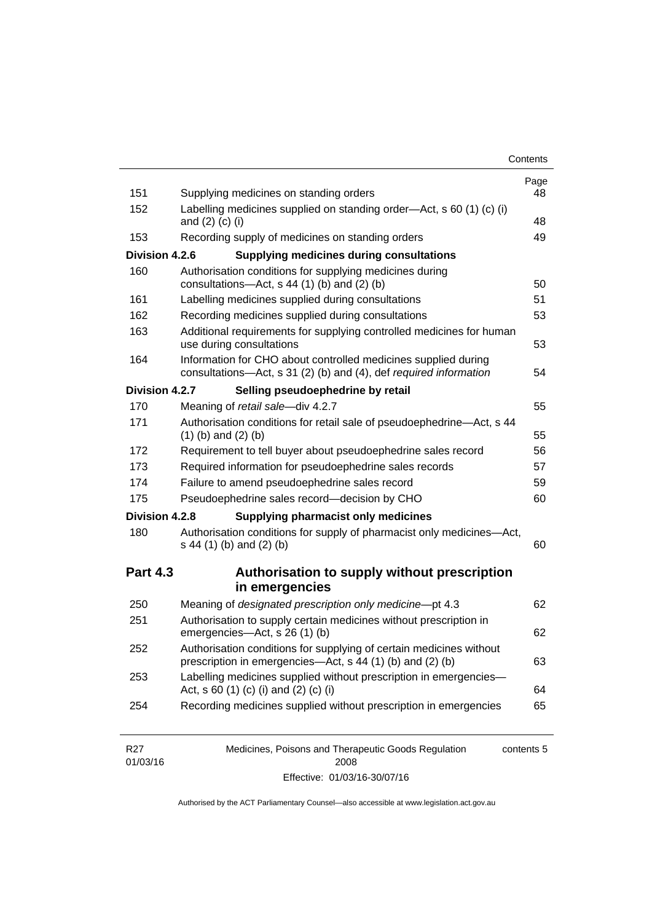| | | Page |
|---|---|---|
| 151 | Supplying medicines on standing orders | 48 |
| 152 | Labelling medicines supplied on standing order—Act, s 60 (1) (c) (i) and (2) (c) (i) | 48 |
| 153 | Recording supply of medicines on standing orders | 49 |
| **Division 4.2.6** | **Supplying medicines during consultations** | |
| 160 | Authorisation conditions for supplying medicines during consultations—Act, s 44 (1) (b) and (2) (b) | 50 |
| 161 | Labelling medicines supplied during consultations | 51 |
| 162 | Recording medicines supplied during consultations | 53 |
| 163 | Additional requirements for supplying controlled medicines for human use during consultations | 53 |
| 164 | Information for CHO about controlled medicines supplied during consultations—Act, s 31 (2) (b) and (4), def *required information* | 54 |
| **Division 4.2.7** | **Selling pseudoephedrine by retail** | |
| 170 | Meaning of *retail sale*—div 4.2.7 | 55 |
| 171 | Authorisation conditions for retail sale of pseudoephedrine—Act, s 44 (1) (b) and (2) (b) | 55 |
| 172 | Requirement to tell buyer about pseudoephedrine sales record | 56 |
| 173 | Required information for pseudoephedrine sales records | 57 |
| 174 | Failure to amend pseudoephedrine sales record | 59 |
| 175 | Pseudoephedrine sales record—decision by CHO | 60 |
| **Division 4.2.8** | **Supplying pharmacist only medicines** | |
| 180 | Authorisation conditions for supply of pharmacist only medicines—Act, s 44 (1) (b) and (2) (b) | 60 |

## Part 4.3 Authorisation to supply without prescription in emergencies

| | | |
|---|---|---|
| 250 | Meaning of *designated prescription only medicine*—pt 4.3 | 62 |
| 251 | Authorisation to supply certain medicines without prescription in emergencies—Act, s 26 (1) (b) | 62 |
| 252 | Authorisation conditions for supplying of certain medicines without prescription in emergencies—Act, s 44 (1) (b) and (2) (b) | 63 |
| 253 | Labelling medicines supplied without prescription in emergencies—Act, s 60 (1) (c) (i) and (2) (c) (i) | 64 |
| 254 | Recording medicines supplied without prescription in emergencies | 65 |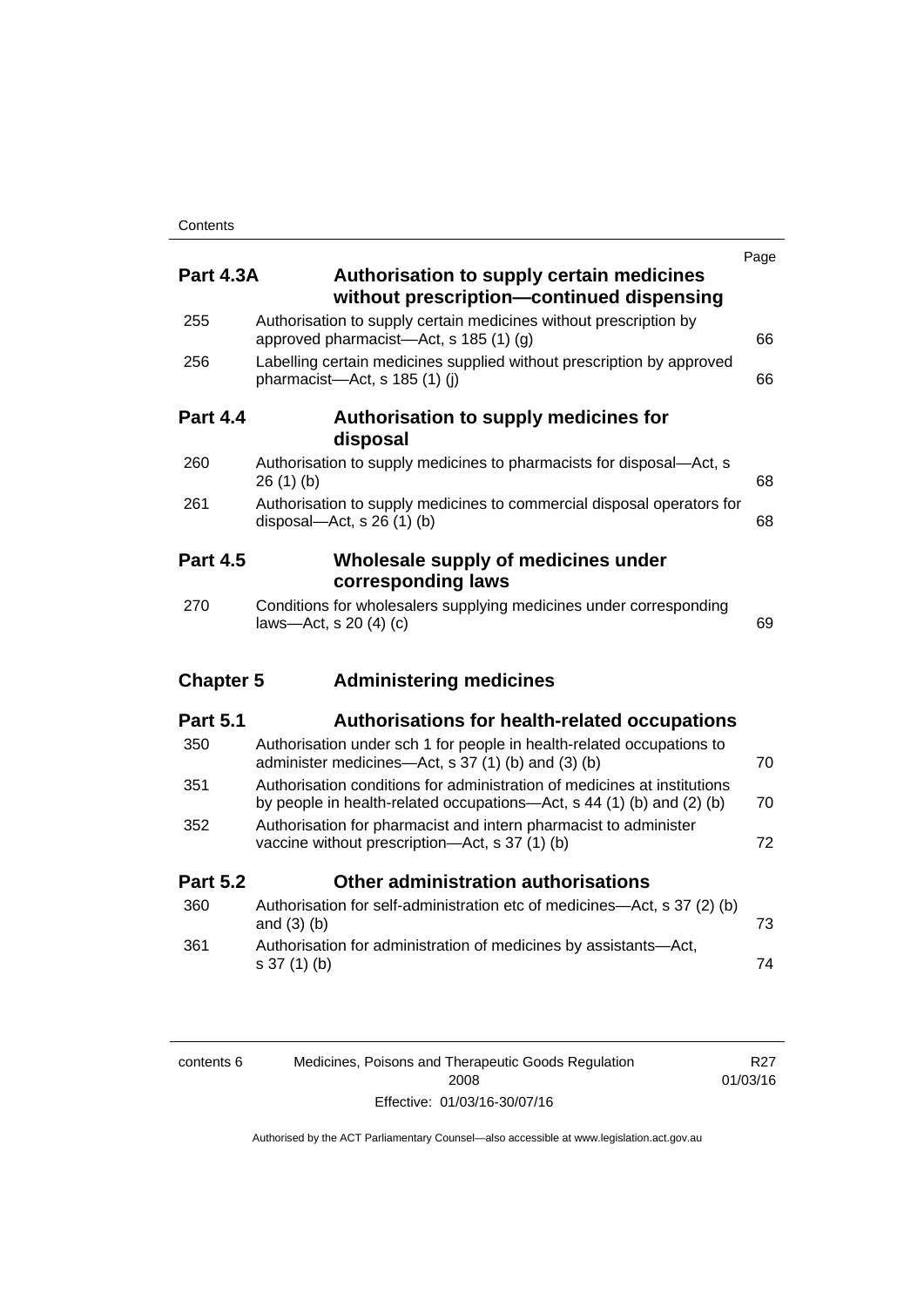| | | Page |
|---|---|---|
| **Part 4.3A** | **Authorisation to supply certain medicines without prescription—continued dispensing** | |
| 255 | Authorisation to supply certain medicines without prescription by approved pharmacist—Act, s 185 (1) (g) | 66 |
| 256 | Labelling certain medicines supplied without prescription by approved pharmacist—Act, s 185 (1) (j) | 66 |
| **Part 4.4** | **Authorisation to supply medicines for disposal** | |
| 260 | Authorisation to supply medicines to pharmacists for disposal—Act, s 26 (1) (b) | 68 |
| 261 | Authorisation to supply medicines to commercial disposal operators for disposal—Act, s 26 (1) (b) | 68 |
| **Part 4.5** | **Wholesale supply of medicines under corresponding laws** | |
| 270 | Conditions for wholesalers supplying medicines under corresponding laws—Act, s 20 (4) (c) | 69 |
| **Chapter 5** | **Administering medicines** | |
| **Part 5.1** | **Authorisations for health-related occupations** | |
| 350 | Authorisation under sch 1 for people in health-related occupations to administer medicines—Act, s 37 (1) (b) and (3) (b) | 70 |
| 351 | Authorisation conditions for administration of medicines at institutions by people in health-related occupations—Act, s 44 (1) (b) and (2) (b) | 70 |
| 352 | Authorisation for pharmacist and intern pharmacist to administer vaccine without prescription—Act, s 37 (1) (b) | 72 |
| **Part 5.2** | **Other administration authorisations** | |
| 360 | Authorisation for self-administration etc of medicines—Act, s 37 (2) (b) and (3) (b) | 73 |
| 361 | Authorisation for administration of medicines by assistants—Act, s 37 (1) (b) | 74 |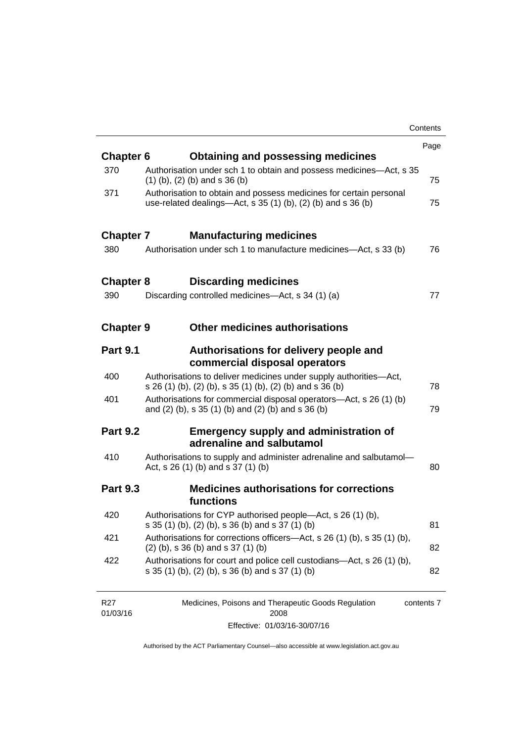| | | Page |
|---|---|---|
| **Chapter 6** | **Obtaining and possessing medicines** | |
| 370 | Authorisation under sch 1 to obtain and possess medicines—Act, s 35 (1) (b), (2) (b) and s 36 (b) | 75 |
| 371 | Authorisation to obtain and possess medicines for certain personal use-related dealings—Act, s 35 (1) (b), (2) (b) and s 36 (b) | 75 |
| **Chapter 7** | **Manufacturing medicines** | |
| 380 | Authorisation under sch 1 to manufacture medicines—Act, s 33 (b) | 76 |
| **Chapter 8** | **Discarding medicines** | |
| 390 | Discarding controlled medicines—Act, s 34 (1) (a) | 77 |
| **Chapter 9** | **Other medicines authorisations** | |
| **Part 9.1** | **Authorisations for delivery people and commercial disposal operators** | |
| 400 | Authorisations to deliver medicines under supply authorities—Act, s 26 (1) (b), (2) (b), s 35 (1) (b), (2) (b) and s 36 (b) | 78 |
| 401 | Authorisations for commercial disposal operators—Act, s 26 (1) (b) and (2) (b), s 35 (1) (b) and (2) (b) and s 36 (b) | 79 |
| **Part 9.2** | **Emergency supply and administration of adrenaline and salbutamol** | |
| 410 | Authorisations to supply and administer adrenaline and salbutamol—Act, s 26 (1) (b) and s 37 (1) (b) | 80 |
| **Part 9.3** | **Medicines authorisations for corrections functions** | |
| 420 | Authorisations for CYP authorised people—Act, s 26 (1) (b), s 35 (1) (b), (2) (b), s 36 (b) and s 37 (1) (b) | 81 |
| 421 | Authorisations for corrections officers—Act, s 26 (1) (b), s 35 (1) (b), (2) (b), s 36 (b) and s 37 (1) (b) | 82 |
| 422 | Authorisations for court and police cell custodians—Act, s 26 (1) (b), s 35 (1) (b), (2) (b), s 36 (b) and s 37 (1) (b) | 82 |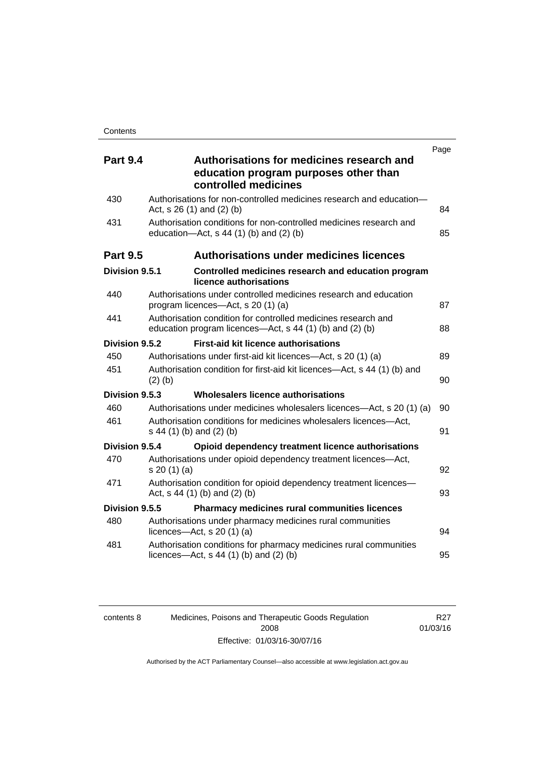| | | Page |
|---|---|---|
| **Part 9.4** | **Authorisations for medicines research and education program purposes other than controlled medicines** | |
| 430 | Authorisations for non-controlled medicines research and education—Act, s 26 (1) and (2) (b) | 84 |
| 431 | Authorisation conditions for non-controlled medicines research and education—Act, s 44 (1) (b) and (2) (b) | 85 |
| **Part 9.5** | **Authorisations under medicines licences** | |
| **Division 9.5.1** | **Controlled medicines research and education program licence authorisations** | |
| 440 | Authorisations under controlled medicines research and education program licences—Act, s 20 (1) (a) | 87 |
| 441 | Authorisation condition for controlled medicines research and education program licences—Act, s 44 (1) (b) and (2) (b) | 88 |
| **Division 9.5.2** | **First-aid kit licence authorisations** | |
| 450 | Authorisations under first-aid kit licences—Act, s 20 (1) (a) | 89 |
| 451 | Authorisation condition for first-aid kit licences—Act, s 44 (1) (b) and (2) (b) | 90 |
| **Division 9.5.3** | **Wholesalers licence authorisations** | |
| 460 | Authorisations under medicines wholesalers licences—Act, s 20 (1) (a) | 90 |
| 461 | Authorisation conditions for medicines wholesalers licences—Act, s 44 (1) (b) and (2) (b) | 91 |
| **Division 9.5.4** | **Opioid dependency treatment licence authorisations** | |
| 470 | Authorisations under opioid dependency treatment licences—Act, s 20 (1) (a) | 92 |
| 471 | Authorisation condition for opioid dependency treatment licences—Act, s 44 (1) (b) and (2) (b) | 93 |
| **Division 9.5.5** | **Pharmacy medicines rural communities licences** | |
| 480 | Authorisations under pharmacy medicines rural communities licences—Act, s 20 (1) (a) | 94 |
| 481 | Authorisation conditions for pharmacy medicines rural communities licences—Act, s 44 (1) (b) and (2) (b) | 95 |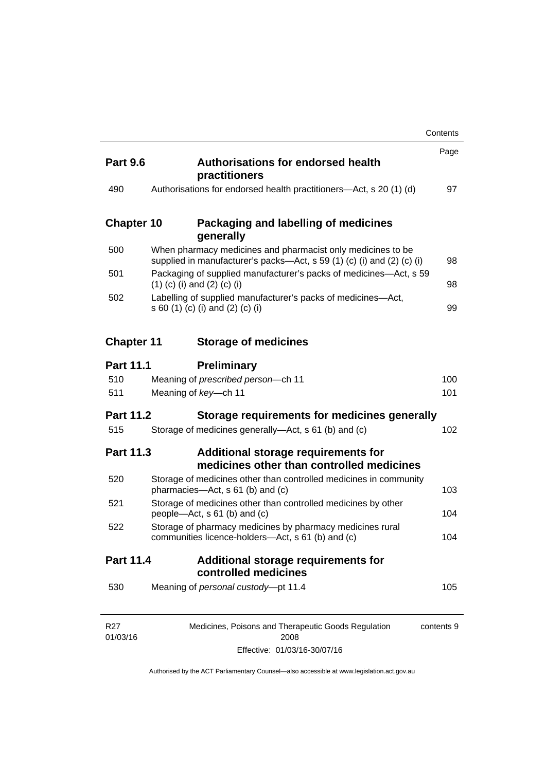| | | Page |
|---|---|---|
| **Part 9.6** | **Authorisations for endorsed health practitioners** | |
| 490 | Authorisations for endorsed health practitioners—Act, s 20 (1) (d) | 97 |
| **Chapter 10** | **Packaging and labelling of medicines generally** | |
| 500 | When pharmacy medicines and pharmacist only medicines to be supplied in manufacturer's packs—Act, s 59 (1) (c) (i) and (2) (c) (i) | 98 |
| 501 | Packaging of supplied manufacturer's packs of medicines—Act, s 59 (1) (c) (i) and (2) (c) (i) | 98 |
| 502 | Labelling of supplied manufacturer's packs of medicines—Act, s 60 (1) (c) (i) and (2) (c) (i) | 99 |
| **Chapter 11** | **Storage of medicines** | |
| **Part 11.1** | **Preliminary** | |
| 510 | Meaning of *prescribed person*—ch 11 | 100 |
| 511 | Meaning of *key*—ch 11 | 101 |
| **Part 11.2** | **Storage requirements for medicines generally** | |
| 515 | Storage of medicines generally—Act, s 61 (b) and (c) | 102 |
| **Part 11.3** | **Additional storage requirements for medicines other than controlled medicines** | |
| 520 | Storage of medicines other than controlled medicines in community pharmacies—Act, s 61 (b) and (c) | 103 |
| 521 | Storage of medicines other than controlled medicines by other people—Act, s 61 (b) and (c) | 104 |
| 522 | Storage of pharmacy medicines by pharmacy medicines rural communities licence-holders—Act, s 61 (b) and (c) | 104 |
| **Part 11.4** | **Additional storage requirements for controlled medicines** | |
| 530 | Meaning of *personal custody*—pt 11.4 | 105 |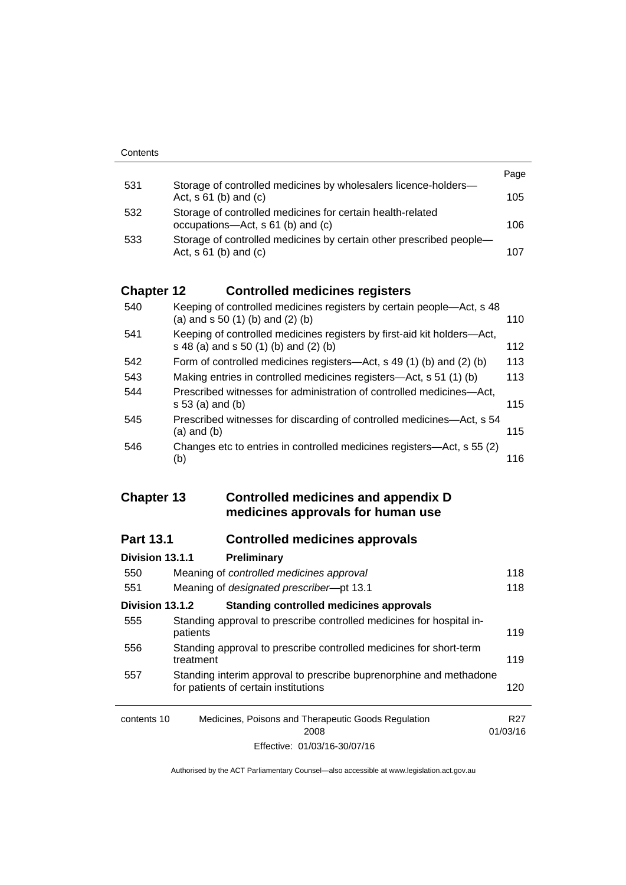| | | Page |
|---|---|---|
| 531 | Storage of controlled medicines by wholesalers licence-holders—Act, s 61 (b) and (c) | 105 |
| 532 | Storage of controlled medicines for certain health-related occupations—Act, s 61 (b) and (c) | 106 |
| 533 | Storage of controlled medicines by certain other prescribed people—Act, s 61 (b) and (c) | 107 |

## Chapter 12 Controlled medicines registers

| | | |
|---|---|---|
| 540 | Keeping of controlled medicines registers by certain people—Act, s 48 (a) and s 50 (1) (b) and (2) (b) | 110 |
| 541 | Keeping of controlled medicines registers by first-aid kit holders—Act, s 48 (a) and s 50 (1) (b) and (2) (b) | 112 |
| 542 | Form of controlled medicines registers—Act, s 49 (1) (b) and (2) (b) | 113 |
| 543 | Making entries in controlled medicines registers—Act, s 51 (1) (b) | 113 |
| 544 | Prescribed witnesses for administration of controlled medicines—Act, s 53 (a) and (b) | 115 |
| 545 | Prescribed witnesses for discarding of controlled medicines—Act, s 54 (a) and (b) | 115 |
| 546 | Changes etc to entries in controlled medicines registers—Act, s 55 (2) (b) | 116 |

## Chapter 13 Controlled medicines and appendix D medicines approvals for human use

### Part 13.1 Controlled medicines approvals

#### Division 13.1.1 Preliminary

| | | |
|---|---|---|
| 550 | Meaning of *controlled medicines approval* | 118 |
| 551 | Meaning of *designated prescriber*—pt 13.1 | 118 |

#### Division 13.1.2 Standing controlled medicines approvals

| | | |
|---|---|---|
| 555 | Standing approval to prescribe controlled medicines for hospital in-patients | 119 |
| 556 | Standing approval to prescribe controlled medicines for short-term treatment | 119 |
| 557 | Standing interim approval to prescribe buprenorphine and methadone for patients of certain institutions | 120 |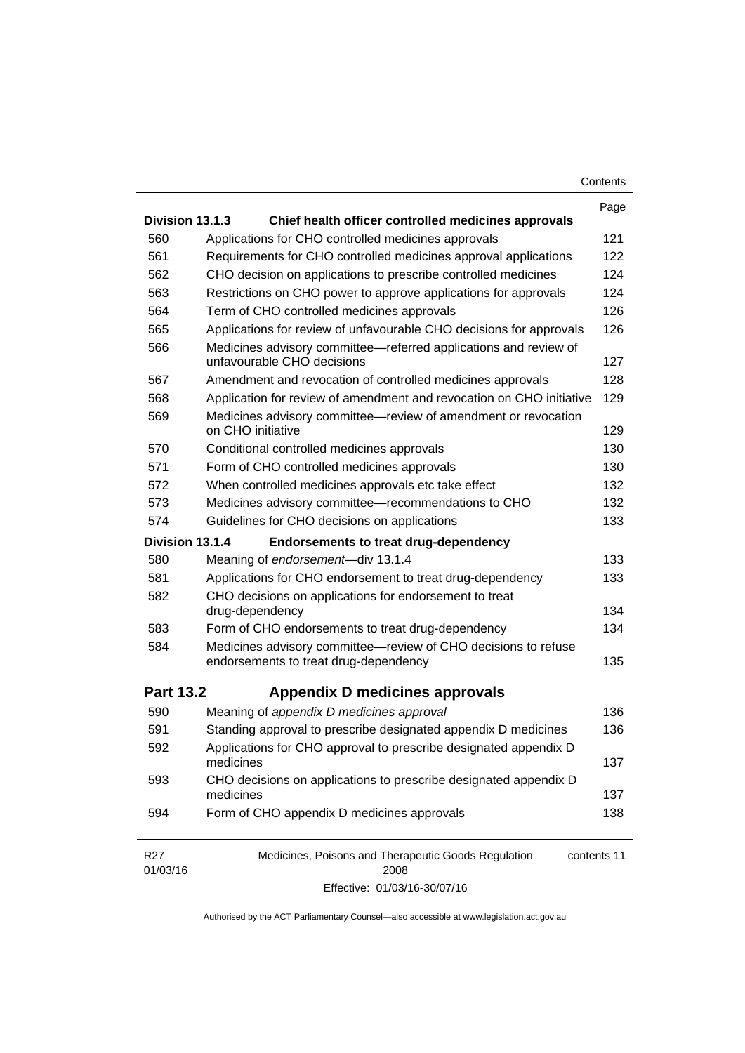| | | Page |
|---|---|---|
| **Division 13.1.3** | **Chief health officer controlled medicines approvals** | |
| 560 | Applications for CHO controlled medicines approvals | 121 |
| 561 | Requirements for CHO controlled medicines approval applications | 122 |
| 562 | CHO decision on applications to prescribe controlled medicines | 124 |
| 563 | Restrictions on CHO power to approve applications for approvals | 124 |
| 564 | Term of CHO controlled medicines approvals | 126 |
| 565 | Applications for review of unfavourable CHO decisions for approvals | 126 |
| 566 | Medicines advisory committee—referred applications and review of unfavourable CHO decisions | 127 |
| 567 | Amendment and revocation of controlled medicines approvals | 128 |
| 568 | Application for review of amendment and revocation on CHO initiative | 129 |
| 569 | Medicines advisory committee—review of amendment or revocation on CHO initiative | 129 |
| 570 | Conditional controlled medicines approvals | 130 |
| 571 | Form of CHO controlled medicines approvals | 130 |
| 572 | When controlled medicines approvals etc take effect | 132 |
| 573 | Medicines advisory committee—recommendations to CHO | 132 |
| 574 | Guidelines for CHO decisions on applications | 133 |
| **Division 13.1.4** | **Endorsements to treat drug-dependency** | |
| 580 | Meaning of *endorsement*—div 13.1.4 | 133 |
| 581 | Applications for CHO endorsement to treat drug-dependency | 133 |
| 582 | CHO decisions on applications for endorsement to treat drug-dependency | 134 |
| 583 | Form of CHO endorsements to treat drug-dependency | 134 |
| 584 | Medicines advisory committee—review of CHO decisions to refuse endorsements to treat drug-dependency | 135 |
| **Part 13.2** | **Appendix D medicines approvals** | |
| 590 | Meaning of *appendix D medicines approval* | 136 |
| 591 | Standing approval to prescribe designated appendix D medicines | 136 |
| 592 | Applications for CHO approval to prescribe designated appendix D medicines | 137 |
| 593 | CHO decisions on applications to prescribe designated appendix D medicines | 137 |
| 594 | Form of CHO appendix D medicines approvals | 138 |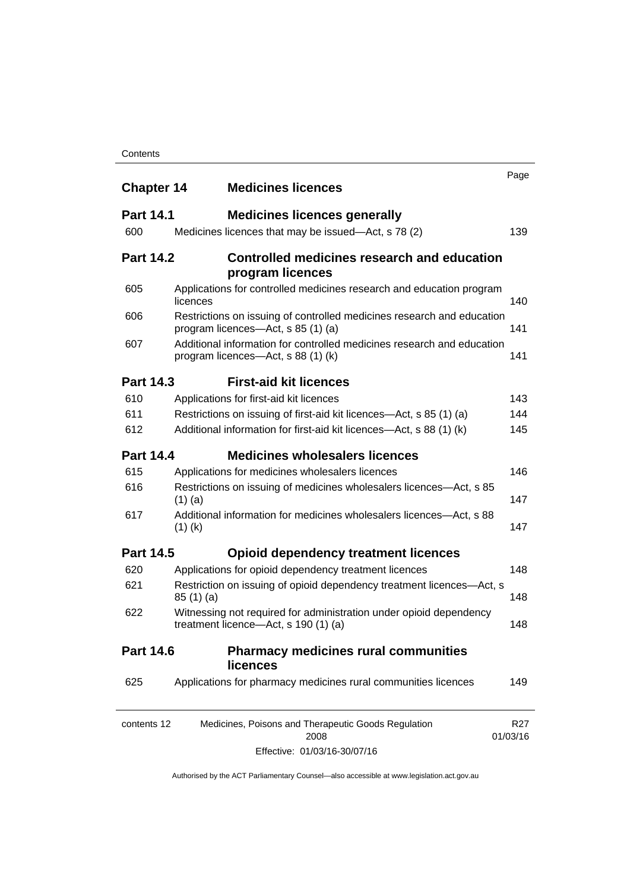| | | Page |
|---|---|---|
| **Chapter 14** | **Medicines licences** | |
| **Part 14.1** | **Medicines licences generally** | |
| 600 | Medicines licences that may be issued—Act, s 78 (2) | 139 |
| **Part 14.2** | **Controlled medicines research and education program licences** | |
| 605 | Applications for controlled medicines research and education program licences | 140 |
| 606 | Restrictions on issuing of controlled medicines research and education program licences—Act, s 85 (1) (a) | 141 |
| 607 | Additional information for controlled medicines research and education program licences—Act, s 88 (1) (k) | 141 |
| **Part 14.3** | **First-aid kit licences** | |
| 610 | Applications for first-aid kit licences | 143 |
| 611 | Restrictions on issuing of first-aid kit licences—Act, s 85 (1) (a) | 144 |
| 612 | Additional information for first-aid kit licences—Act, s 88 (1) (k) | 145 |
| **Part 14.4** | **Medicines wholesalers licences** | |
| 615 | Applications for medicines wholesalers licences | 146 |
| 616 | Restrictions on issuing of medicines wholesalers licences—Act, s 85 (1) (a) | 147 |
| 617 | Additional information for medicines wholesalers licences—Act, s 88 (1) (k) | 147 |
| **Part 14.5** | **Opioid dependency treatment licences** | |
| 620 | Applications for opioid dependency treatment licences | 148 |
| 621 | Restriction on issuing of opioid dependency treatment licences—Act, s 85 (1) (a) | 148 |
| 622 | Witnessing not required for administration under opioid dependency treatment licence—Act, s 190 (1) (a) | 148 |
| **Part 14.6** | **Pharmacy medicines rural communities licences** | |
| 625 | Applications for pharmacy medicines rural communities licences | 149 |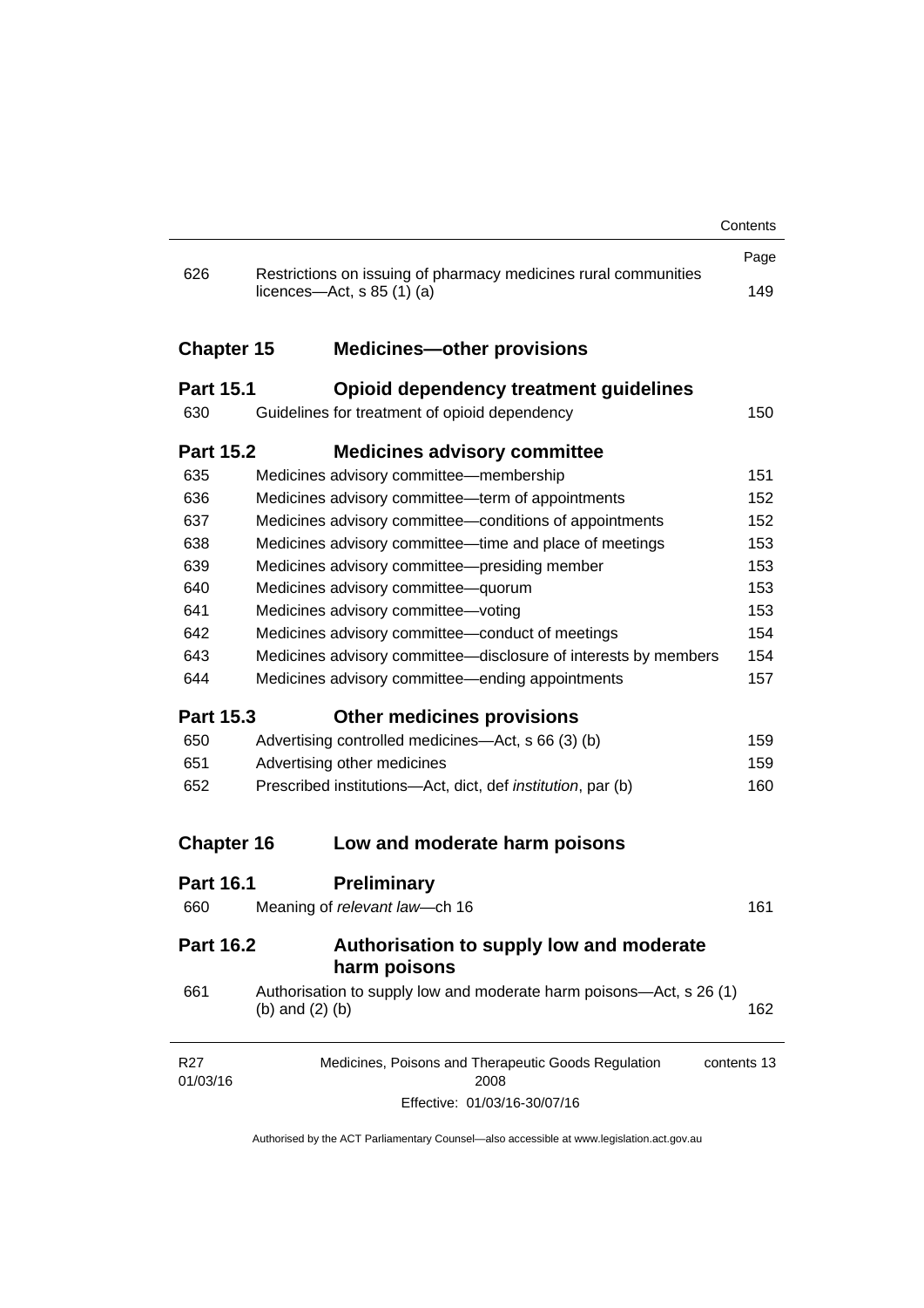| | | Page |
|---|---|---|
| 626 | Restrictions on issuing of pharmacy medicines rural communities licences—Act, s 85 (1) (a) | 149 |

## Chapter 15 Medicines—other provisions

### Part 15.1 Opioid dependency treatment guidelines

| | | |
|---|---|---|
| 630 | Guidelines for treatment of opioid dependency | 150 |

### Part 15.2 Medicines advisory committee

| | | |
|---|---|---|
| 635 | Medicines advisory committee—membership | 151 |
| 636 | Medicines advisory committee—term of appointments | 152 |
| 637 | Medicines advisory committee—conditions of appointments | 152 |
| 638 | Medicines advisory committee—time and place of meetings | 153 |
| 639 | Medicines advisory committee—presiding member | 153 |
| 640 | Medicines advisory committee—quorum | 153 |
| 641 | Medicines advisory committee—voting | 153 |
| 642 | Medicines advisory committee—conduct of meetings | 154 |
| 643 | Medicines advisory committee—disclosure of interests by members | 154 |
| 644 | Medicines advisory committee—ending appointments | 157 |

### Part 15.3 Other medicines provisions

| | | |
|---|---|---|
| 650 | Advertising controlled medicines—Act, s 66 (3) (b) | 159 |
| 651 | Advertising other medicines | 159 |
| 652 | Prescribed institutions—Act, dict, def *institution*, par (b) | 160 |

## Chapter 16 Low and moderate harm poisons

### Part 16.1 Preliminary

| | | |
|---|---|---|
| 660 | Meaning of *relevant law*—ch 16 | 161 |

### Part 16.2 Authorisation to supply low and moderate harm poisons

| | | |
|---|---|---|
| 661 | Authorisation to supply low and moderate harm poisons—Act, s 26 (1) (b) and (2) (b) | 162 |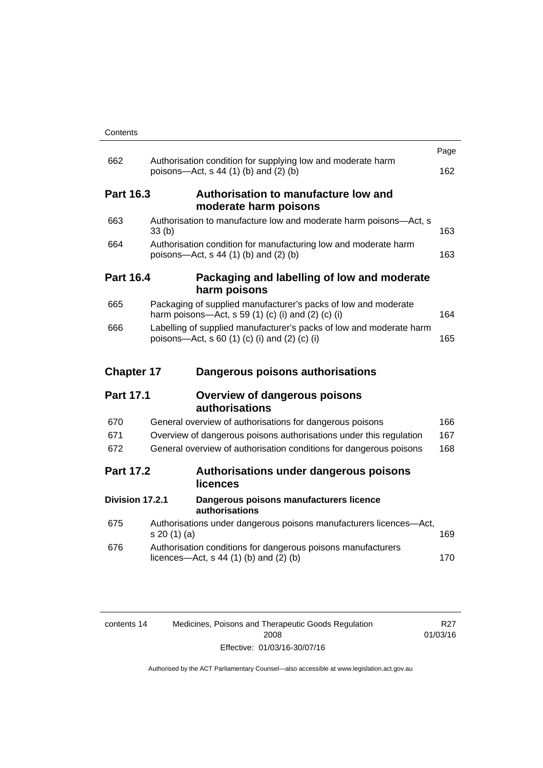| | | Page |
|---|---|---|
| 662 | Authorisation condition for supplying low and moderate harm poisons—Act, s 44 (1) (b) and (2) (b) | 162 |
| **Part 16.3** | **Authorisation to manufacture low and moderate harm poisons** | |
| 663 | Authorisation to manufacture low and moderate harm poisons—Act, s 33 (b) | 163 |
| 664 | Authorisation condition for manufacturing low and moderate harm poisons—Act, s 44 (1) (b) and (2) (b) | 163 |
| **Part 16.4** | **Packaging and labelling of low and moderate harm poisons** | |
| 665 | Packaging of supplied manufacturer's packs of low and moderate harm poisons—Act, s 59 (1) (c) (i) and (2) (c) (i) | 164 |
| 666 | Labelling of supplied manufacturer's packs of low and moderate harm poisons—Act, s 60 (1) (c) (i) and (2) (c) (i) | 165 |
| **Chapter 17** | **Dangerous poisons authorisations** | |
| **Part 17.1** | **Overview of dangerous poisons authorisations** | |
| 670 | General overview of authorisations for dangerous poisons | 166 |
| 671 | Overview of dangerous poisons authorisations under this regulation | 167 |
| 672 | General overview of authorisation conditions for dangerous poisons | 168 |
| **Part 17.2** | **Authorisations under dangerous poisons licences** | |
| **Division 17.2.1** | **Dangerous poisons manufacturers licence authorisations** | |
| 675 | Authorisations under dangerous poisons manufacturers licences—Act, s 20 (1) (a) | 169 |
| 676 | Authorisation conditions for dangerous poisons manufacturers licences—Act, s 44 (1) (b) and (2) (b) | 170 |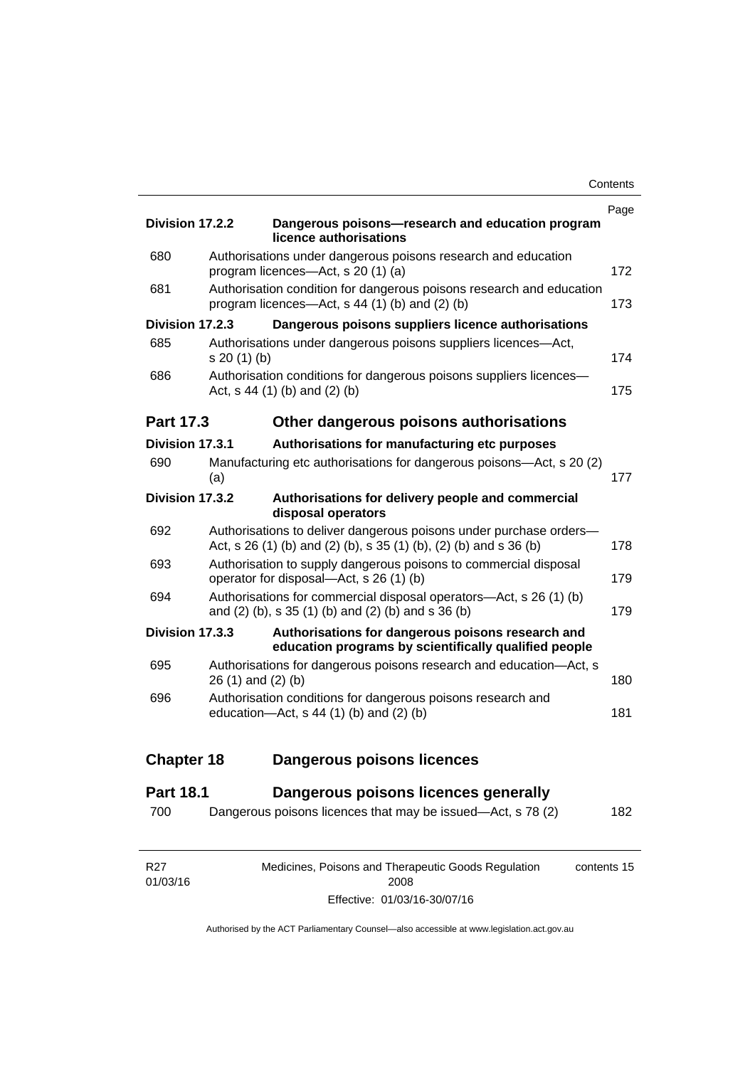| | | Page |
|---|---|---|
| **Division 17.2.2** | **Dangerous poisons—research and education program licence authorisations** | |
| 680 | Authorisations under dangerous poisons research and education program licences—Act, s 20 (1) (a) | 172 |
| 681 | Authorisation condition for dangerous poisons research and education program licences—Act, s 44 (1) (b) and (2) (b) | 173 |
| **Division 17.2.3** | **Dangerous poisons suppliers licence authorisations** | |
| 685 | Authorisations under dangerous poisons suppliers licences—Act, s 20 (1) (b) | 174 |
| 686 | Authorisation conditions for dangerous poisons suppliers licences—Act, s 44 (1) (b) and (2) (b) | 175 |
| **Part 17.3** | **Other dangerous poisons authorisations** | |
| **Division 17.3.1** | **Authorisations for manufacturing etc purposes** | |
| 690 | Manufacturing etc authorisations for dangerous poisons—Act, s 20 (2) (a) | 177 |
| **Division 17.3.2** | **Authorisations for delivery people and commercial disposal operators** | |
| 692 | Authorisations to deliver dangerous poisons under purchase orders—Act, s 26 (1) (b) and (2) (b), s 35 (1) (b), (2) (b) and s 36 (b) | 178 |
| 693 | Authorisation to supply dangerous poisons to commercial disposal operator for disposal—Act, s 26 (1) (b) | 179 |
| 694 | Authorisations for commercial disposal operators—Act, s 26 (1) (b) and (2) (b), s 35 (1) (b) and (2) (b) and s 36 (b) | 179 |
| **Division 17.3.3** | **Authorisations for dangerous poisons research and education programs by scientifically qualified people** | |
| 695 | Authorisations for dangerous poisons research and education—Act, s 26 (1) and (2) (b) | 180 |
| 696 | Authorisation conditions for dangerous poisons research and education—Act, s 44 (1) (b) and (2) (b) | 181 |
| **Chapter 18** | **Dangerous poisons licences** | |
| **Part 18.1** | **Dangerous poisons licences generally** | |
| 700 | Dangerous poisons licences that may be issued—Act, s 78 (2) | 182 |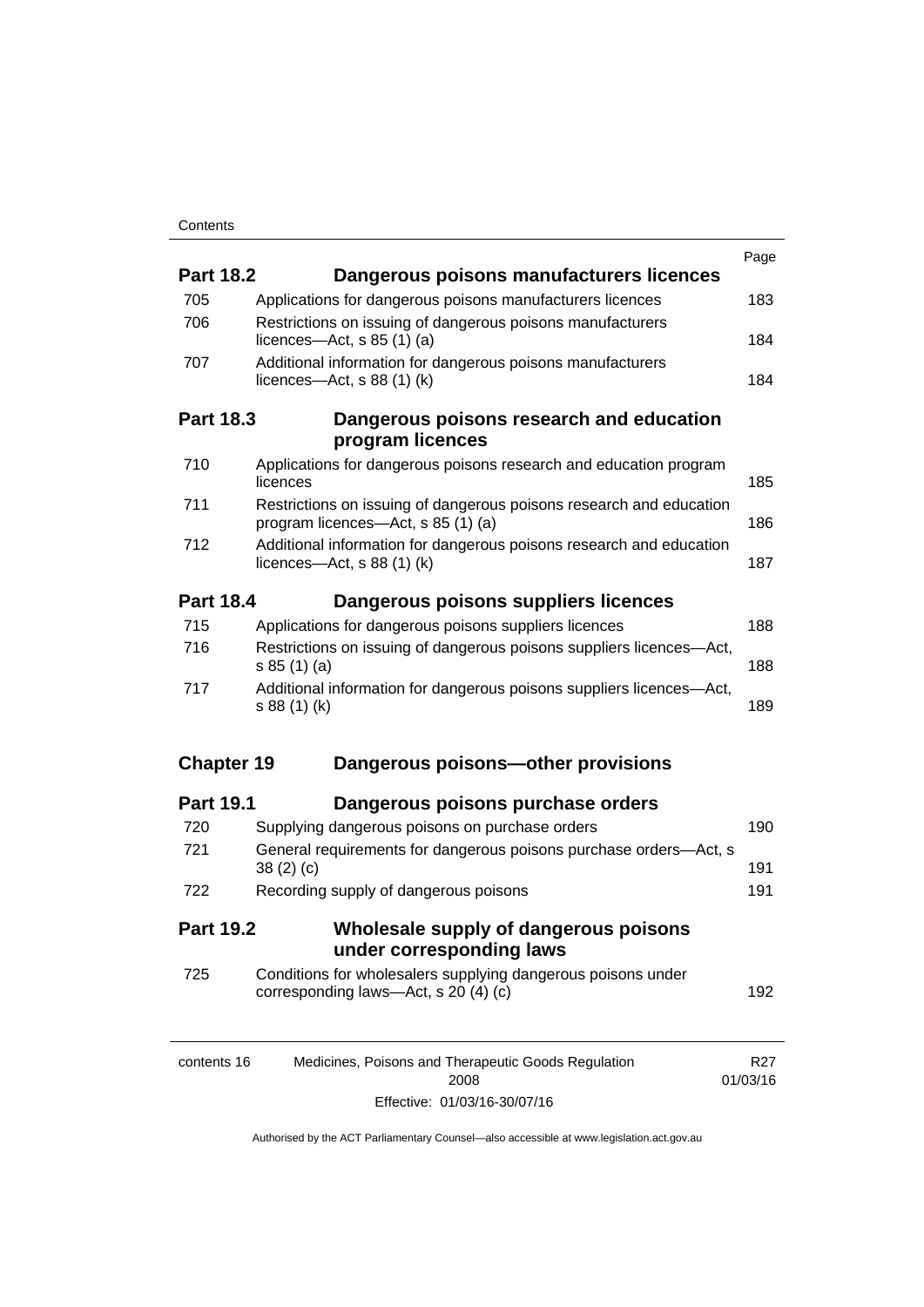| | | Page |
|---|---|---|
| **Part 18.2** | **Dangerous poisons manufacturers licences** | |
| 705 | Applications for dangerous poisons manufacturers licences | 183 |
| 706 | Restrictions on issuing of dangerous poisons manufacturers licences—Act, s 85 (1) (a) | 184 |
| 707 | Additional information for dangerous poisons manufacturers licences—Act, s 88 (1) (k) | 184 |
| **Part 18.3** | **Dangerous poisons research and education program licences** | |
| 710 | Applications for dangerous poisons research and education program licences | 185 |
| 711 | Restrictions on issuing of dangerous poisons research and education program licences—Act, s 85 (1) (a) | 186 |
| 712 | Additional information for dangerous poisons research and education licences—Act, s 88 (1) (k) | 187 |
| **Part 18.4** | **Dangerous poisons suppliers licences** | |
| 715 | Applications for dangerous poisons suppliers licences | 188 |
| 716 | Restrictions on issuing of dangerous poisons suppliers licences—Act, s 85 (1) (a) | 188 |
| 717 | Additional information for dangerous poisons suppliers licences—Act, s 88 (1) (k) | 189 |
| **Chapter 19** | **Dangerous poisons—other provisions** | |
| **Part 19.1** | **Dangerous poisons purchase orders** | |
| 720 | Supplying dangerous poisons on purchase orders | 190 |
| 721 | General requirements for dangerous poisons purchase orders—Act, s 38 (2) (c) | 191 |
| 722 | Recording supply of dangerous poisons | 191 |
| **Part 19.2** | **Wholesale supply of dangerous poisons under corresponding laws** | |
| 725 | Conditions for wholesalers supplying dangerous poisons under corresponding laws—Act, s 20 (4) (c) | 192 |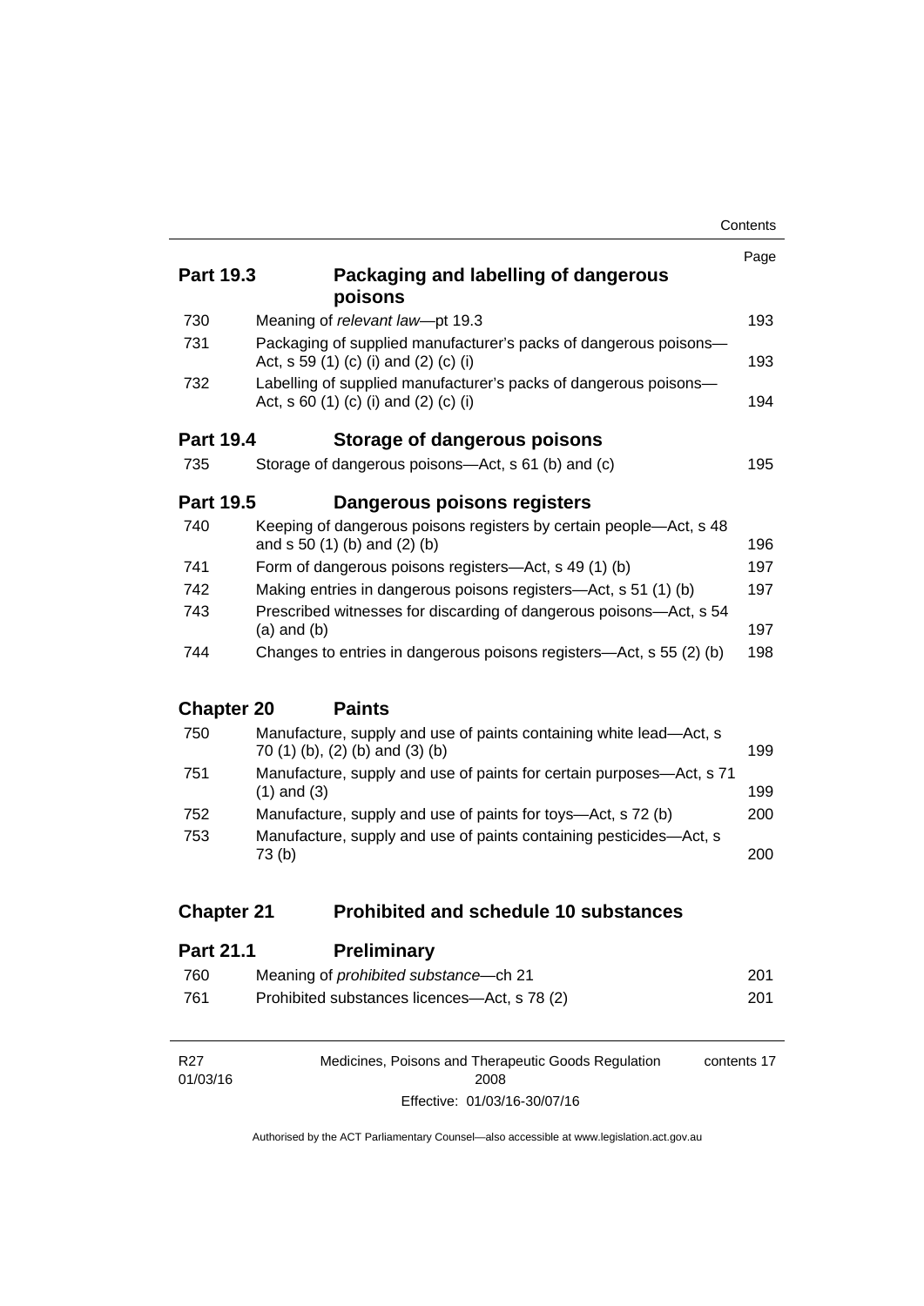| | | Page |
|---|---|---|
| **Part 19.3** | **Packaging and labelling of dangerous poisons** | |
| 730 | Meaning of *relevant law*—pt 19.3 | 193 |
| 731 | Packaging of supplied manufacturer's packs of dangerous poisons—Act, s 59 (1) (c) (i) and (2) (c) (i) | 193 |
| 732 | Labelling of supplied manufacturer's packs of dangerous poisons—Act, s 60 (1) (c) (i) and (2) (c) (i) | 194 |
| **Part 19.4** | **Storage of dangerous poisons** | |
| 735 | Storage of dangerous poisons—Act, s 61 (b) and (c) | 195 |
| **Part 19.5** | **Dangerous poisons registers** | |
| 740 | Keeping of dangerous poisons registers by certain people—Act, s 48 and s 50 (1) (b) and (2) (b) | 196 |
| 741 | Form of dangerous poisons registers—Act, s 49 (1) (b) | 197 |
| 742 | Making entries in dangerous poisons registers—Act, s 51 (1) (b) | 197 |
| 743 | Prescribed witnesses for discarding of dangerous poisons—Act, s 54 (a) and (b) | 197 |
| 744 | Changes to entries in dangerous poisons registers—Act, s 55 (2) (b) | 198 |
| **Chapter 20** | **Paints** | |
| 750 | Manufacture, supply and use of paints containing white lead—Act, s 70 (1) (b), (2) (b) and (3) (b) | 199 |
| 751 | Manufacture, supply and use of paints for certain purposes—Act, s 71 (1) and (3) | 199 |
| 752 | Manufacture, supply and use of paints for toys—Act, s 72 (b) | 200 |
| 753 | Manufacture, supply and use of paints containing pesticides—Act, s 73 (b) | 200 |
| **Chapter 21** | **Prohibited and schedule 10 substances** | |
| **Part 21.1** | **Preliminary** | |
| 760 | Meaning of *prohibited substance*—ch 21 | 201 |
| 761 | Prohibited substances licences—Act, s 78 (2) | 201 |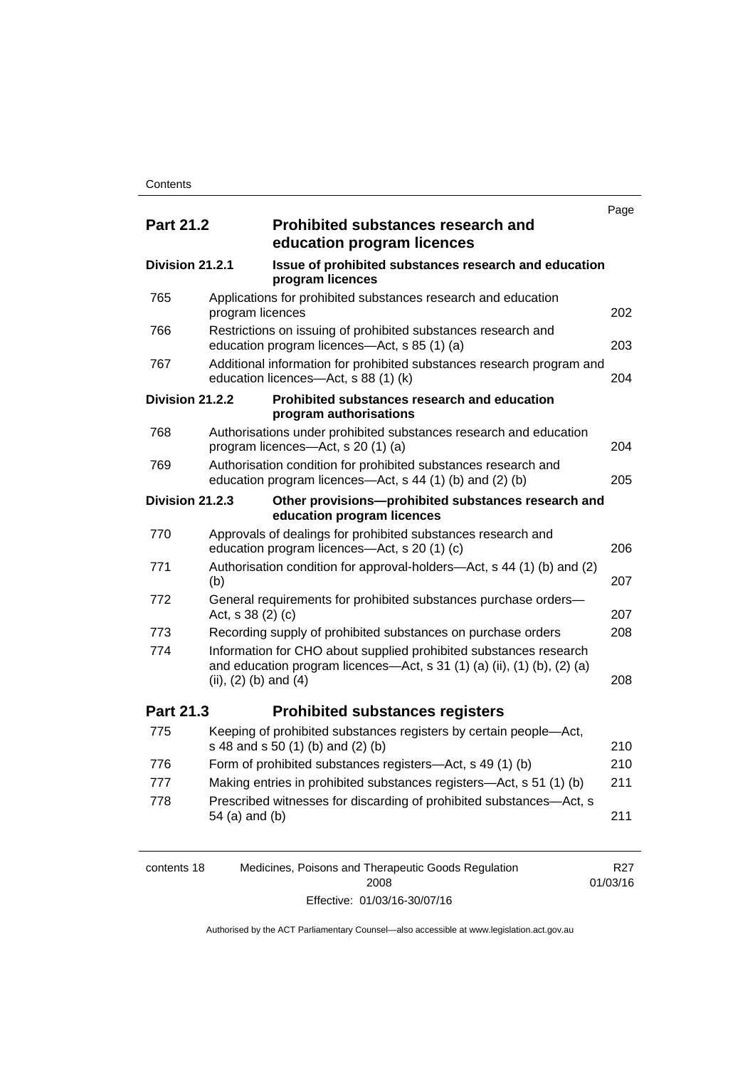| | | Page |
|---|---|---|
| **Part 21.2** | **Prohibited substances research and education program licences** | |
| **Division 21.2.1** | **Issue of prohibited substances research and education program licences** | |
| 765 | Applications for prohibited substances research and education program licences | 202 |
| 766 | Restrictions on issuing of prohibited substances research and education program licences—Act, s 85 (1) (a) | 203 |
| 767 | Additional information for prohibited substances research program and education licences—Act, s 88 (1) (k) | 204 |
| **Division 21.2.2** | **Prohibited substances research and education program authorisations** | |
| 768 | Authorisations under prohibited substances research and education program licences—Act, s 20 (1) (a) | 204 |
| 769 | Authorisation condition for prohibited substances research and education program licences—Act, s 44 (1) (b) and (2) (b) | 205 |
| **Division 21.2.3** | **Other provisions—prohibited substances research and education program licences** | |
| 770 | Approvals of dealings for prohibited substances research and education program licences—Act, s 20 (1) (c) | 206 |
| 771 | Authorisation condition for approval-holders—Act, s 44 (1) (b) and (2) (b) | 207 |
| 772 | General requirements for prohibited substances purchase orders—Act, s 38 (2) (c) | 207 |
| 773 | Recording supply of prohibited substances on purchase orders | 208 |
| 774 | Information for CHO about supplied prohibited substances research and education program licences—Act, s 31 (1) (a) (ii), (1) (b), (2) (a) (ii), (2) (b) and (4) | 208 |
| **Part 21.3** | **Prohibited substances registers** | |
| 775 | Keeping of prohibited substances registers by certain people—Act, s 48 and s 50 (1) (b) and (2) (b) | 210 |
| 776 | Form of prohibited substances registers—Act, s 49 (1) (b) | 210 |
| 777 | Making entries in prohibited substances registers—Act, s 51 (1) (b) | 211 |
| 778 | Prescribed witnesses for discarding of prohibited substances—Act, s 54 (a) and (b) | 211 |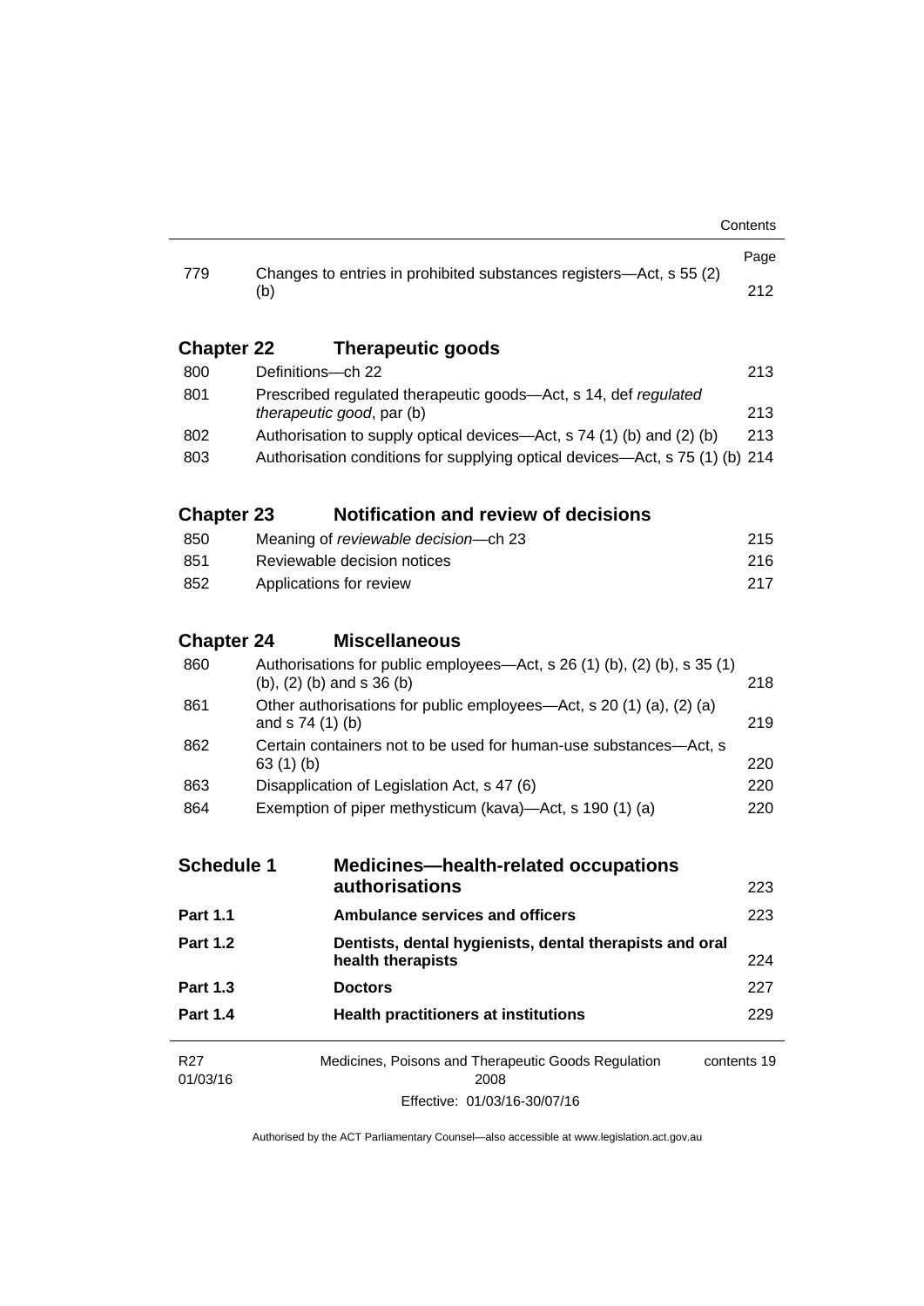| | | Page |
|---|---|---|
| 779 | Changes to entries in prohibited substances registers—Act, s 55 (2) (b) | 212 |

## Chapter 22 Therapeutic goods

| | | |
|---|---|---|
| 800 | Definitions—ch 22 | 213 |
| 801 | Prescribed regulated therapeutic goods—Act, s 14, def *regulated therapeutic good*, par (b) | 213 |
| 802 | Authorisation to supply optical devices—Act, s 74 (1) (b) and (2) (b) | 213 |
| 803 | Authorisation conditions for supplying optical devices—Act, s 75 (1) (b) | 214 |

## Chapter 23 Notification and review of decisions

| | | |
|---|---|---|
| 850 | Meaning of *reviewable decision*—ch 23 | 215 |
| 851 | Reviewable decision notices | 216 |
| 852 | Applications for review | 217 |

## Chapter 24 Miscellaneous

| | | |
|---|---|---|
| 860 | Authorisations for public employees—Act, s 26 (1) (b), (2) (b), s 35 (1) (b), (2) (b) and s 36 (b) | 218 |
| 861 | Other authorisations for public employees—Act, s 20 (1) (a), (2) (a) and s 74 (1) (b) | 219 |
| 862 | Certain containers not to be used for human-use substances—Act, s 63 (1) (b) | 220 |
| 863 | Disapplication of Legislation Act, s 47 (6) | 220 |
| 864 | Exemption of piper methysticum (kava)—Act, s 190 (1) (a) | 220 |

| | | |
|---|---|---|
| **Schedule 1** | **Medicines—health-related occupations authorisations** | 223 |
| **Part 1.1** | **Ambulance services and officers** | 223 |
| **Part 1.2** | **Dentists, dental hygienists, dental therapists and oral health therapists** | 224 |
| **Part 1.3** | **Doctors** | 227 |
| **Part 1.4** | **Health practitioners at institutions** | 229 |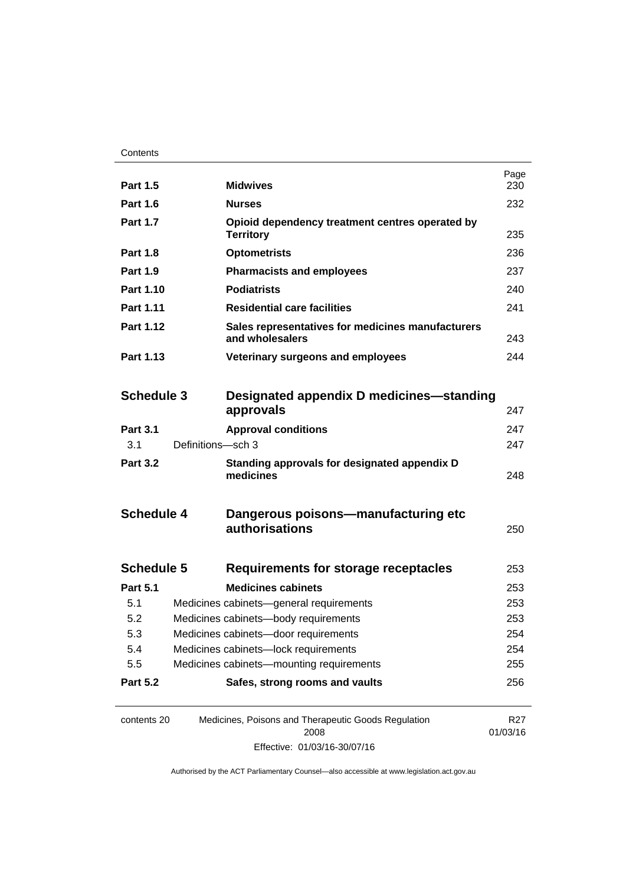| | | Page |
|---|---|---|
| **Part 1.5** | **Midwives** | 230 |
| **Part 1.6** | **Nurses** | 232 |
| **Part 1.7** | **Opioid dependency treatment centres operated by Territory** | 235 |
| **Part 1.8** | **Optometrists** | 236 |
| **Part 1.9** | **Pharmacists and employees** | 237 |
| **Part 1.10** | **Podiatrists** | 240 |
| **Part 1.11** | **Residential care facilities** | 241 |
| **Part 1.12** | **Sales representatives for medicines manufacturers and wholesalers** | 243 |
| **Part 1.13** | **Veterinary surgeons and employees** | 244 |
| **Schedule 3** | **Designated appendix D medicines—standing approvals** | 247 |
| **Part 3.1** | **Approval conditions** | 247 |
| 3.1 | Definitions—sch 3 | 247 |
| **Part 3.2** | **Standing approvals for designated appendix D medicines** | 248 |
| **Schedule 4** | **Dangerous poisons—manufacturing etc authorisations** | 250 |
| **Schedule 5** | **Requirements for storage receptacles** | 253 |
| **Part 5.1** | **Medicines cabinets** | 253 |
| 5.1 | Medicines cabinets—general requirements | 253 |
| 5.2 | Medicines cabinets—body requirements | 253 |
| 5.3 | Medicines cabinets—door requirements | 254 |
| 5.4 | Medicines cabinets—lock requirements | 254 |
| 5.5 | Medicines cabinets—mounting requirements | 255 |
| **Part 5.2** | **Safes, strong rooms and vaults** | 256 |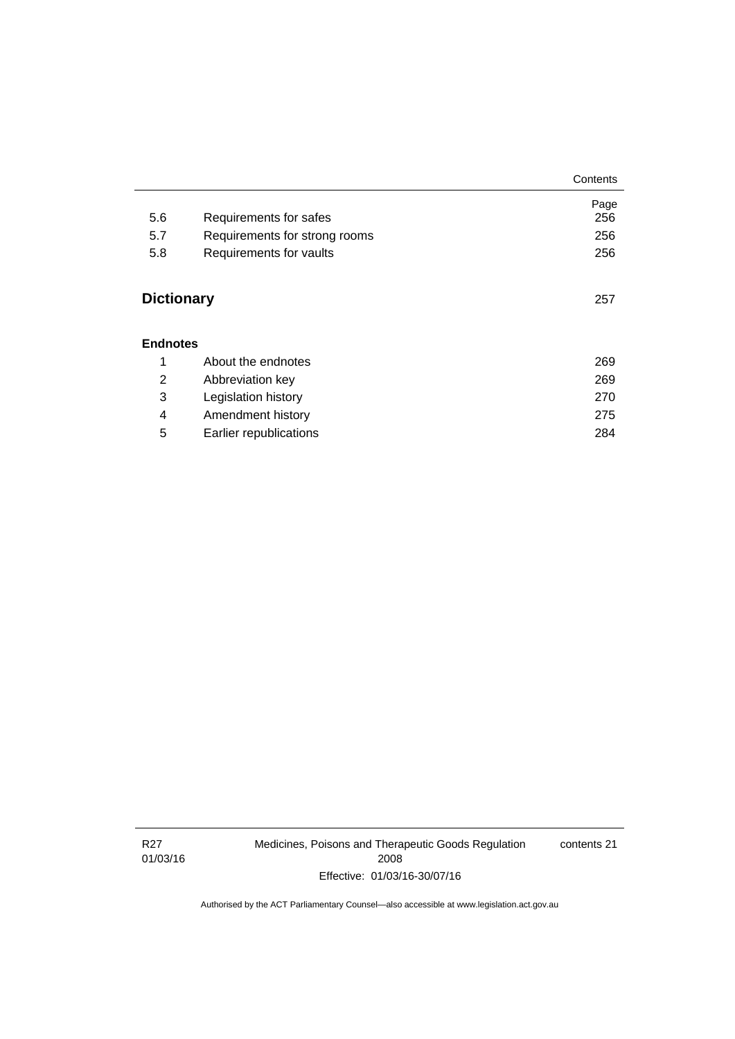| | | Page |
|---|---|---|
| 5.6 | Requirements for safes | 256 |
| 5.7 | Requirements for strong rooms | 256 |
| 5.8 | Requirements for vaults | 256 |

## Dictionary 257

### Endnotes

| | | |
|---|---|---|
| 1 | About the endnotes | 269 |
| 2 | Abbreviation key | 269 |
| 3 | Legislation history | 270 |
| 4 | Amendment history | 275 |
| 5 | Earlier republications | 284 |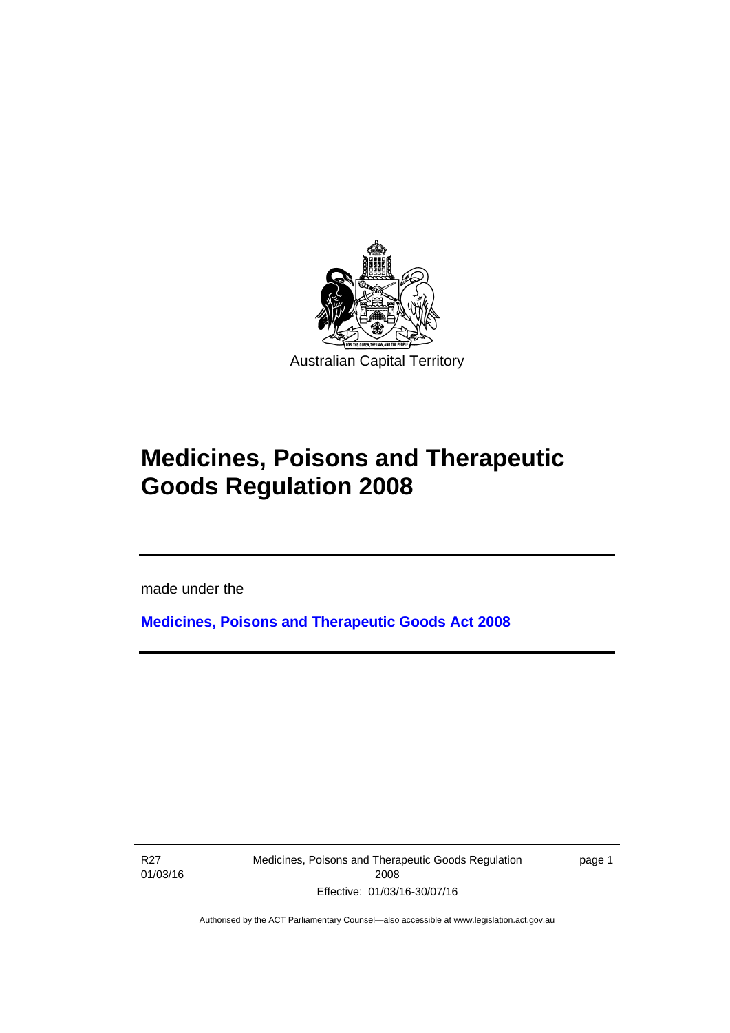Australian Capital Territory

# Medicines, Poisons and Therapeutic Goods Regulation 2008

made under the

**Medicines, Poisons and Therapeutic Goods Act 2008**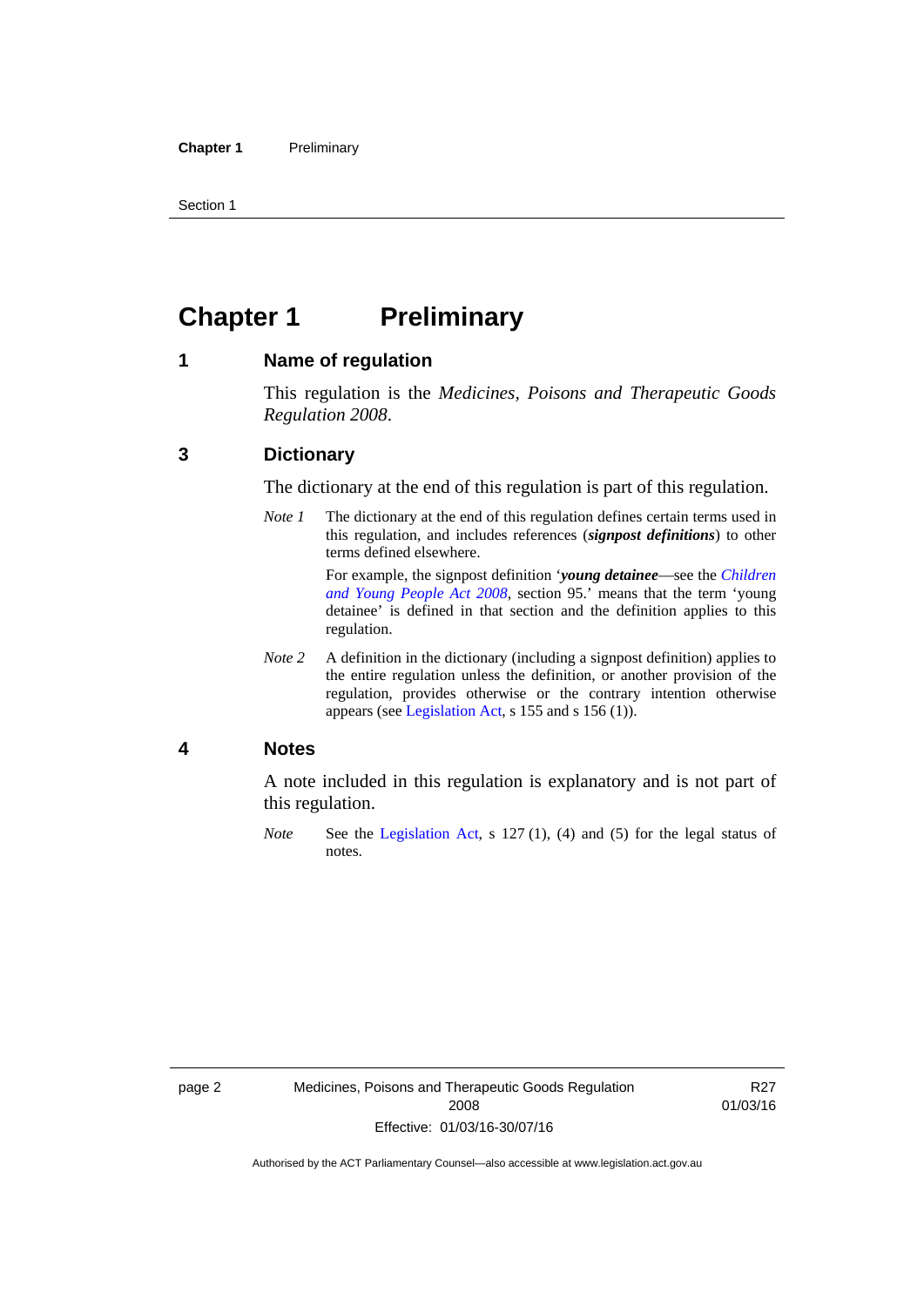# Chapter 1 Preliminary

## 1 Name of regulation

This regulation is the *Medicines, Poisons and Therapeutic Goods Regulation 2008*.

## 3 Dictionary

The dictionary at the end of this regulation is part of this regulation.

*Note 1* The dictionary at the end of this regulation defines certain terms used in this regulation, and includes references (***signpost definitions***) to other terms defined elsewhere.

For example, the signpost definition '***young detainee***—see the *Children and Young People Act 2008*, section 95.' means that the term 'young detainee' is defined in that section and the definition applies to this regulation.

*Note 2* A definition in the dictionary (including a signpost definition) applies to the entire regulation unless the definition, or another provision of the regulation, provides otherwise or the contrary intention otherwise appears (see Legislation Act, s 155 and s 156 (1)).

## 4 Notes

A note included in this regulation is explanatory and is not part of this regulation.

*Note* See the Legislation Act, s 127 (1), (4) and (5) for the legal status of notes.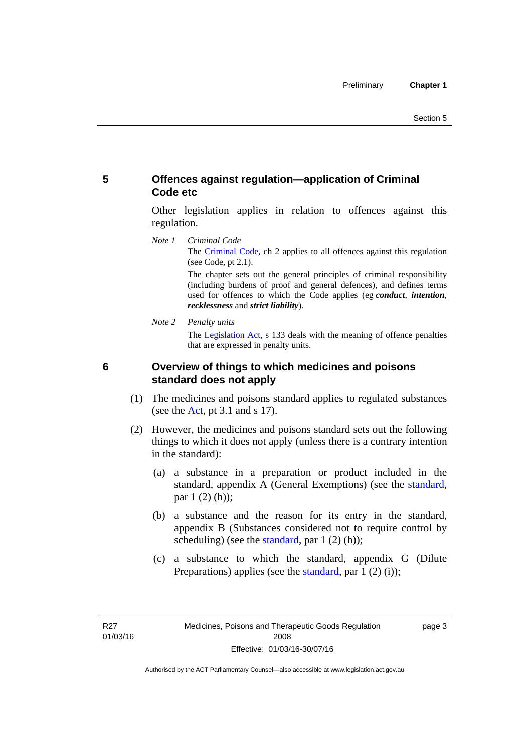## 5 Offences against regulation—application of Criminal Code etc

Other legislation applies in relation to offences against this regulation.

*Note 1* *Criminal Code*

The Criminal Code, ch 2 applies to all offences against this regulation (see Code, pt 2.1).

The chapter sets out the general principles of criminal responsibility (including burdens of proof and general defences), and defines terms used for offences to which the Code applies (eg ***conduct***, ***intention***, ***recklessness*** and ***strict liability***).

*Note 2* *Penalty units*

The Legislation Act, s 133 deals with the meaning of offence penalties that are expressed in penalty units.

## 6 Overview of things to which medicines and poisons standard does not apply

(1) The medicines and poisons standard applies to regulated substances (see the Act, pt 3.1 and s 17).

(2) However, the medicines and poisons standard sets out the following things to which it does not apply (unless there is a contrary intention in the standard):

(a) a substance in a preparation or product included in the standard, appendix A (General Exemptions) (see the standard, par 1 (2) (h));

(b) a substance and the reason for its entry in the standard, appendix B (Substances considered not to require control by scheduling) (see the standard, par 1 (2) (h));

(c) a substance to which the standard, appendix G (Dilute Preparations) applies (see the standard, par 1 (2) (i));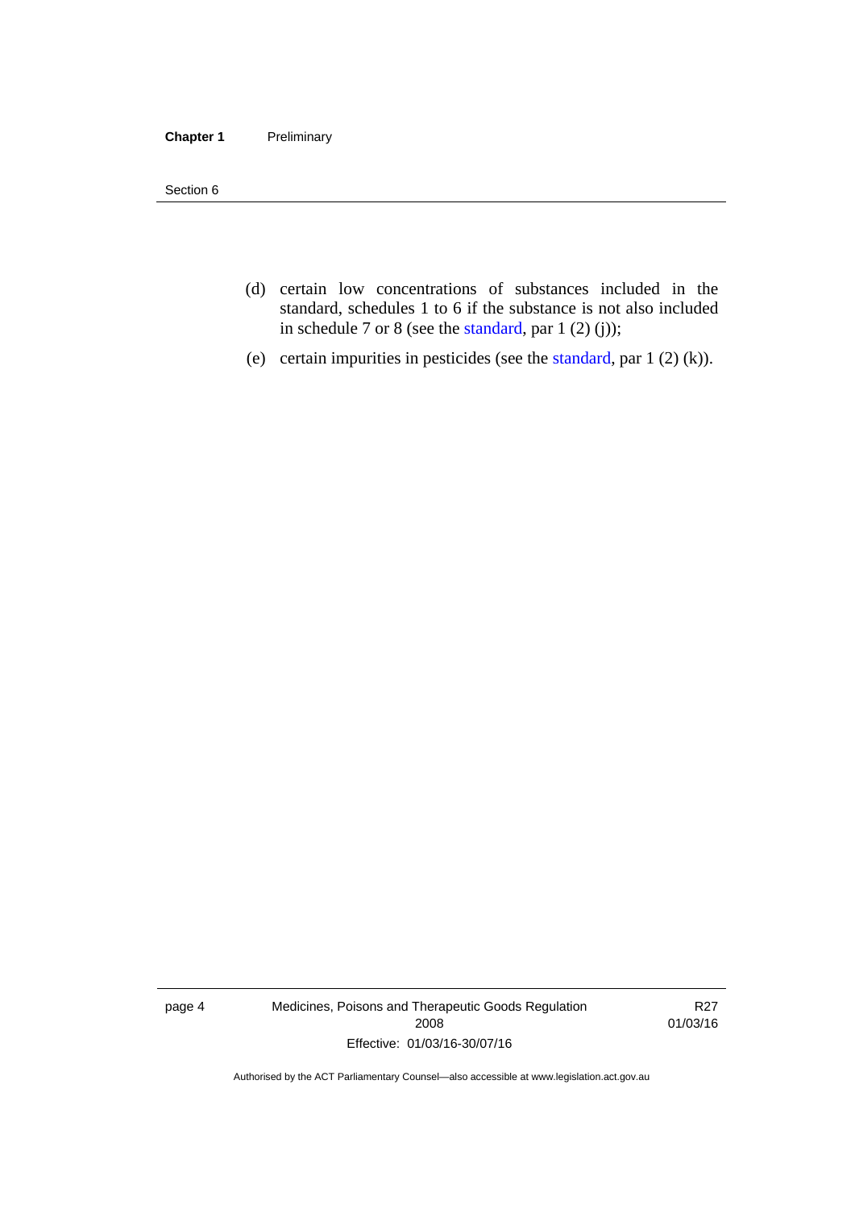(d) certain low concentrations of substances included in the standard, schedules 1 to 6 if the substance is not also included in schedule 7 or 8 (see the standard, par 1 (2) (j));

(e) certain impurities in pesticides (see the standard, par 1 (2) (k)).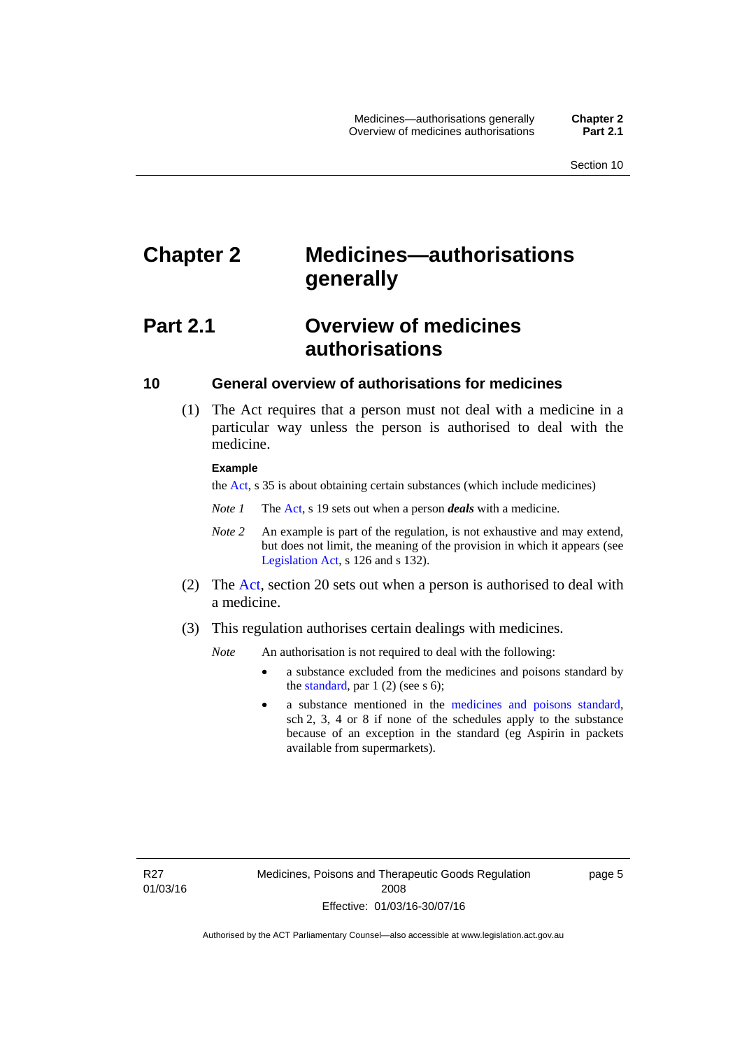# Chapter 2 Medicines—authorisations generally

## Part 2.1 Overview of medicines authorisations

### 10 General overview of authorisations for medicines

(1) The Act requires that a person must not deal with a medicine in a particular way unless the person is authorised to deal with the medicine.

**Example**

the Act, s 35 is about obtaining certain substances (which include medicines)

*Note 1* The Act, s 19 sets out when a person ***deals*** with a medicine.

*Note 2* An example is part of the regulation, is not exhaustive and may extend, but does not limit, the meaning of the provision in which it appears (see Legislation Act, s 126 and s 132).

(2) The Act, section 20 sets out when a person is authorised to deal with a medicine.

(3) This regulation authorises certain dealings with medicines.

*Note* An authorisation is not required to deal with the following:

- a substance excluded from the medicines and poisons standard by the standard, par 1 (2) (see s 6);
- a substance mentioned in the medicines and poisons standard, sch 2, 3, 4 or 8 if none of the schedules apply to the substance because of an exception in the standard (eg Aspirin in packets available from supermarkets).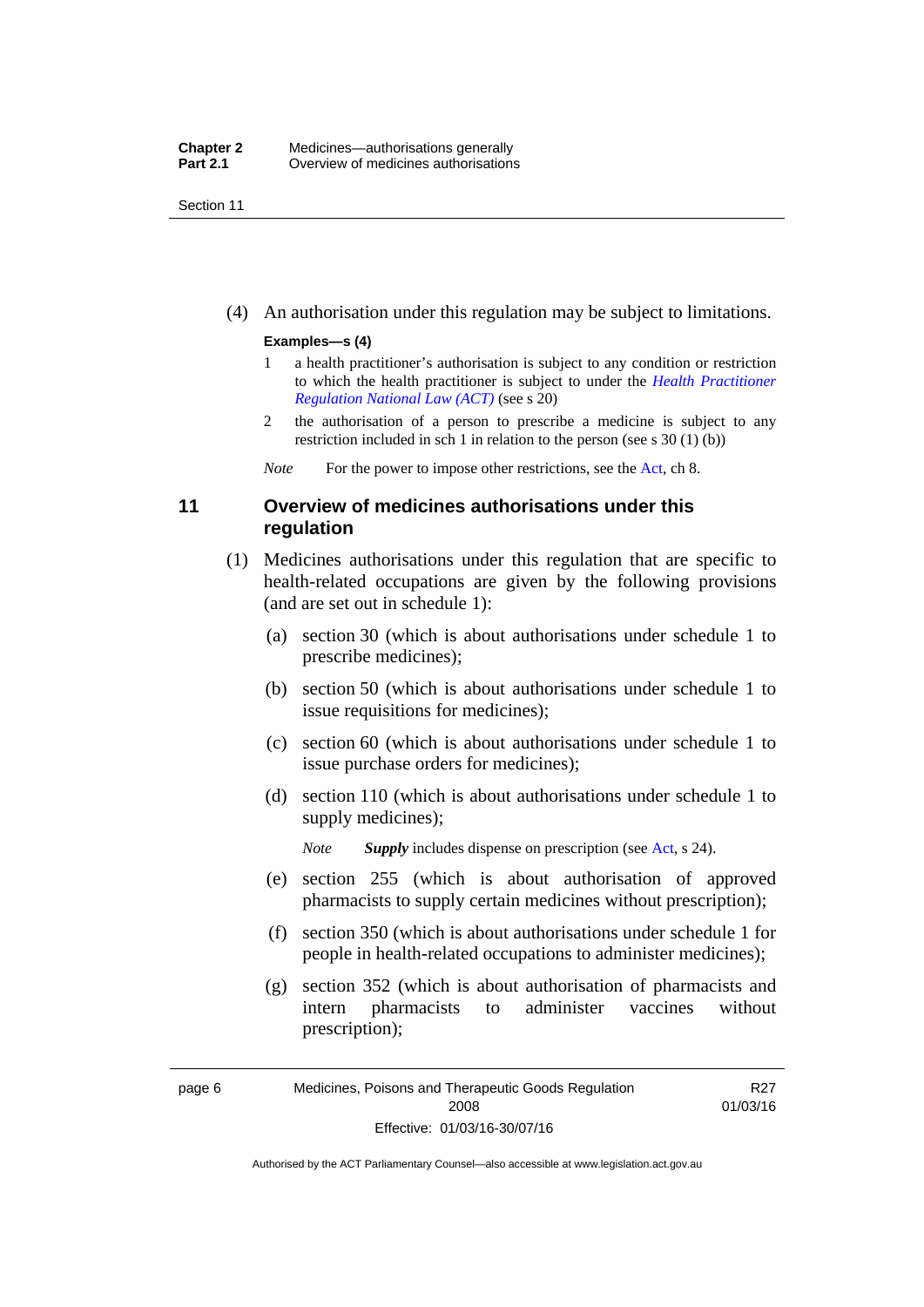(4) An authorisation under this regulation may be subject to limitations.

**Examples—s (4)**

1 a health practitioner's authorisation is subject to any condition or restriction to which the health practitioner is subject to under the *Health Practitioner Regulation National Law (ACT)* (see s 20)

2 the authorisation of a person to prescribe a medicine is subject to any restriction included in sch 1 in relation to the person (see s 30 (1) (b))

*Note* For the power to impose other restrictions, see the Act, ch 8.

## 11 Overview of medicines authorisations under this regulation

(1) Medicines authorisations under this regulation that are specific to health-related occupations are given by the following provisions (and are set out in schedule 1):

(a) section 30 (which is about authorisations under schedule 1 to prescribe medicines);

(b) section 50 (which is about authorisations under schedule 1 to issue requisitions for medicines);

(c) section 60 (which is about authorisations under schedule 1 to issue purchase orders for medicines);

(d) section 110 (which is about authorisations under schedule 1 to supply medicines);

*Note* ***Supply*** includes dispense on prescription (see Act, s 24).

(e) section 255 (which is about authorisation of approved pharmacists to supply certain medicines without prescription);

(f) section 350 (which is about authorisations under schedule 1 for people in health-related occupations to administer medicines);

(g) section 352 (which is about authorisation of pharmacists and intern pharmacists to administer vaccines without prescription);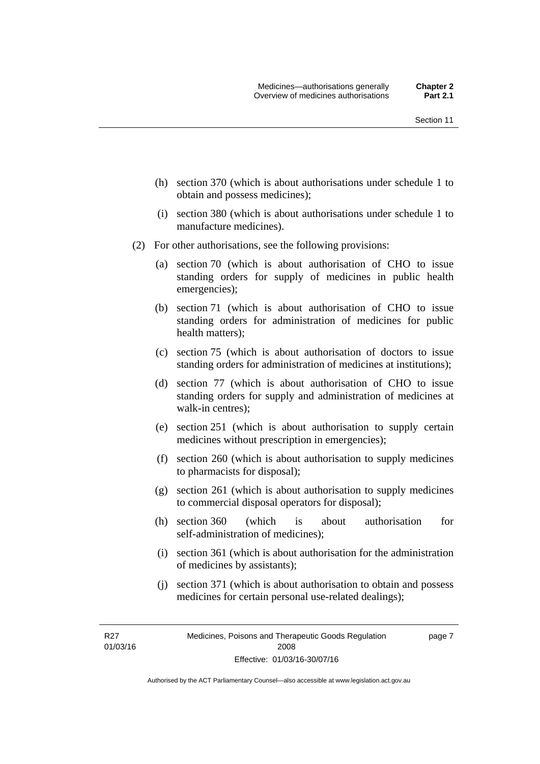(h) section 370 (which is about authorisations under schedule 1 to obtain and possess medicines);

(i) section 380 (which is about authorisations under schedule 1 to manufacture medicines).

(2) For other authorisations, see the following provisions:

(a) section 70 (which is about authorisation of CHO to issue standing orders for supply of medicines in public health emergencies);

(b) section 71 (which is about authorisation of CHO to issue standing orders for administration of medicines for public health matters);

(c) section 75 (which is about authorisation of doctors to issue standing orders for administration of medicines at institutions);

(d) section 77 (which is about authorisation of CHO to issue standing orders for supply and administration of medicines at walk-in centres);

(e) section 251 (which is about authorisation to supply certain medicines without prescription in emergencies);

(f) section 260 (which is about authorisation to supply medicines to pharmacists for disposal);

(g) section 261 (which is about authorisation to supply medicines to commercial disposal operators for disposal);

(h) section 360 (which is about authorisation for self-administration of medicines);

(i) section 361 (which is about authorisation for the administration of medicines by assistants);

(j) section 371 (which is about authorisation to obtain and possess medicines for certain personal use-related dealings);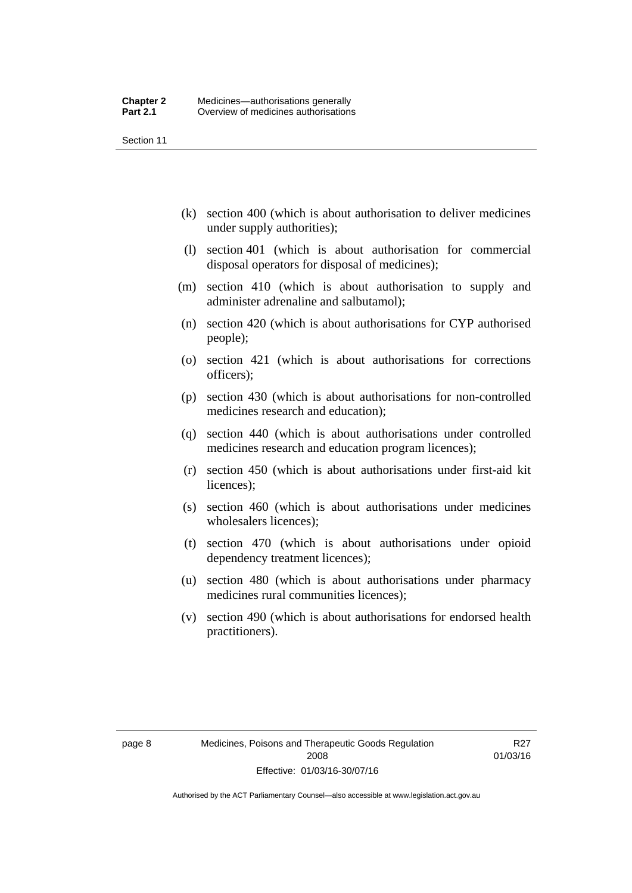(k) section 400 (which is about authorisation to deliver medicines under supply authorities);

(l) section 401 (which is about authorisation for commercial disposal operators for disposal of medicines);

(m) section 410 (which is about authorisation to supply and administer adrenaline and salbutamol);

(n) section 420 (which is about authorisations for CYP authorised people);

(o) section 421 (which is about authorisations for corrections officers);

(p) section 430 (which is about authorisations for non-controlled medicines research and education);

(q) section 440 (which is about authorisations under controlled medicines research and education program licences);

(r) section 450 (which is about authorisations under first-aid kit licences);

(s) section 460 (which is about authorisations under medicines wholesalers licences);

(t) section 470 (which is about authorisations under opioid dependency treatment licences);

(u) section 480 (which is about authorisations under pharmacy medicines rural communities licences);

(v) section 490 (which is about authorisations for endorsed health practitioners).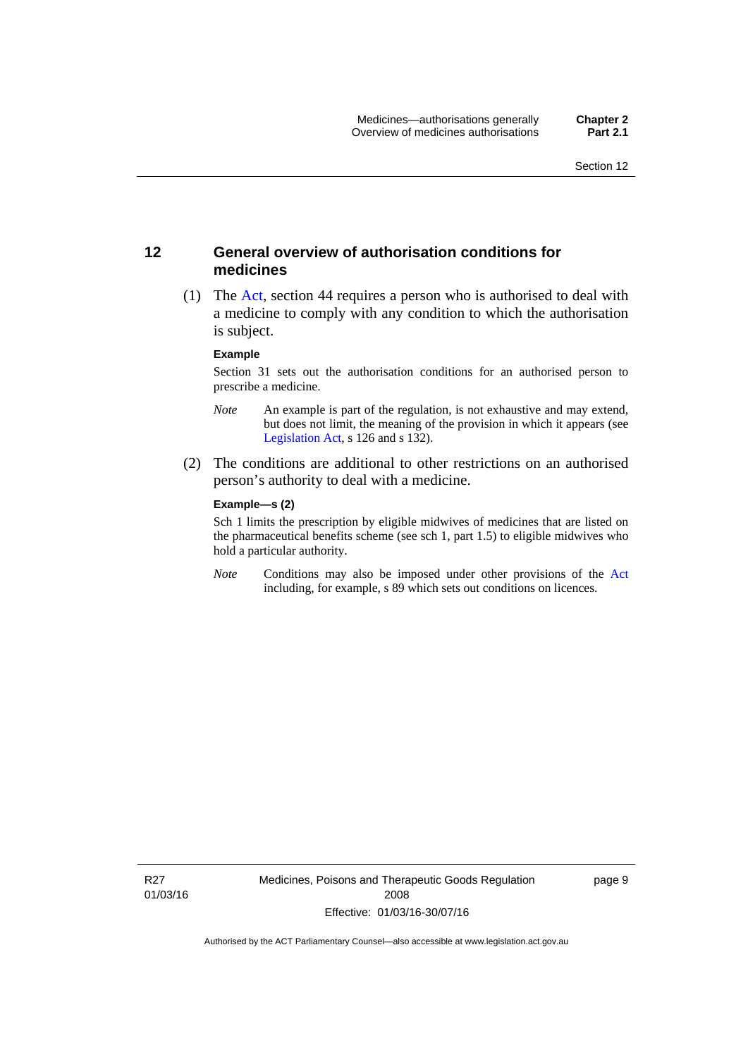## 12 General overview of authorisation conditions for medicines

(1) The Act, section 44 requires a person who is authorised to deal with a medicine to comply with any condition to which the authorisation is subject.

**Example**

Section 31 sets out the authorisation conditions for an authorised person to prescribe a medicine.

*Note* An example is part of the regulation, is not exhaustive and may extend, but does not limit, the meaning of the provision in which it appears (see Legislation Act, s 126 and s 132).

(2) The conditions are additional to other restrictions on an authorised person's authority to deal with a medicine.

**Example—s (2)**

Sch 1 limits the prescription by eligible midwives of medicines that are listed on the pharmaceutical benefits scheme (see sch 1, part 1.5) to eligible midwives who hold a particular authority.

*Note* Conditions may also be imposed under other provisions of the Act including, for example, s 89 which sets out conditions on licences.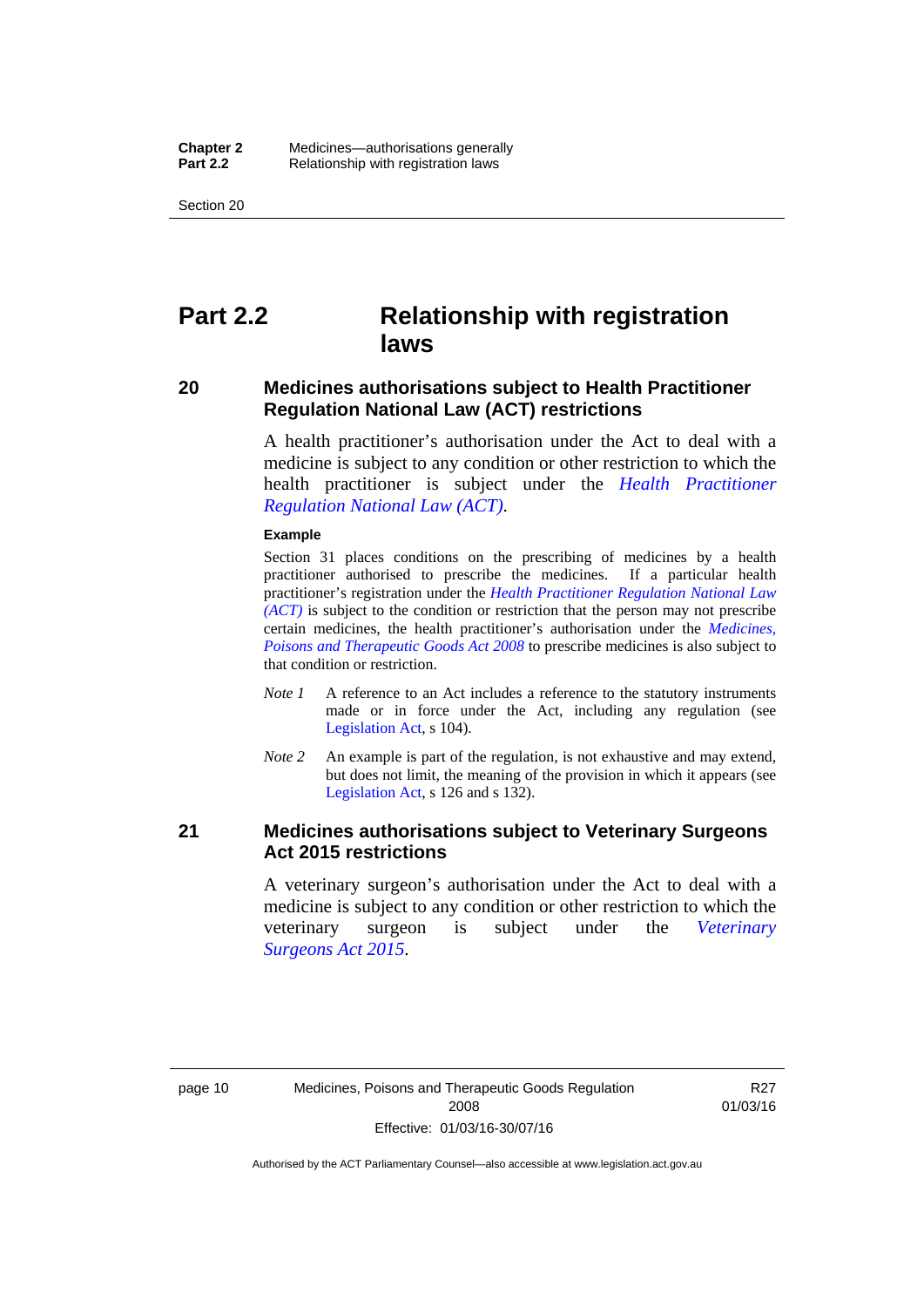# Part 2.2 Relationship with registration laws

## 20 Medicines authorisations subject to Health Practitioner Regulation National Law (ACT) restrictions

A health practitioner's authorisation under the Act to deal with a medicine is subject to any condition or other restriction to which the health practitioner is subject under the *Health Practitioner Regulation National Law (ACT)*.

**Example**

Section 31 places conditions on the prescribing of medicines by a health practitioner authorised to prescribe the medicines. If a particular health practitioner's registration under the *Health Practitioner Regulation National Law (ACT)* is subject to the condition or restriction that the person may not prescribe certain medicines, the health practitioner's authorisation under the *Medicines, Poisons and Therapeutic Goods Act 2008* to prescribe medicines is also subject to that condition or restriction.

*Note 1* A reference to an Act includes a reference to the statutory instruments made or in force under the Act, including any regulation (see Legislation Act, s 104).

*Note 2* An example is part of the regulation, is not exhaustive and may extend, but does not limit, the meaning of the provision in which it appears (see Legislation Act, s 126 and s 132).

## 21 Medicines authorisations subject to Veterinary Surgeons Act 2015 restrictions

A veterinary surgeon's authorisation under the Act to deal with a medicine is subject to any condition or other restriction to which the veterinary surgeon is subject under the *Veterinary Surgeons Act 2015*.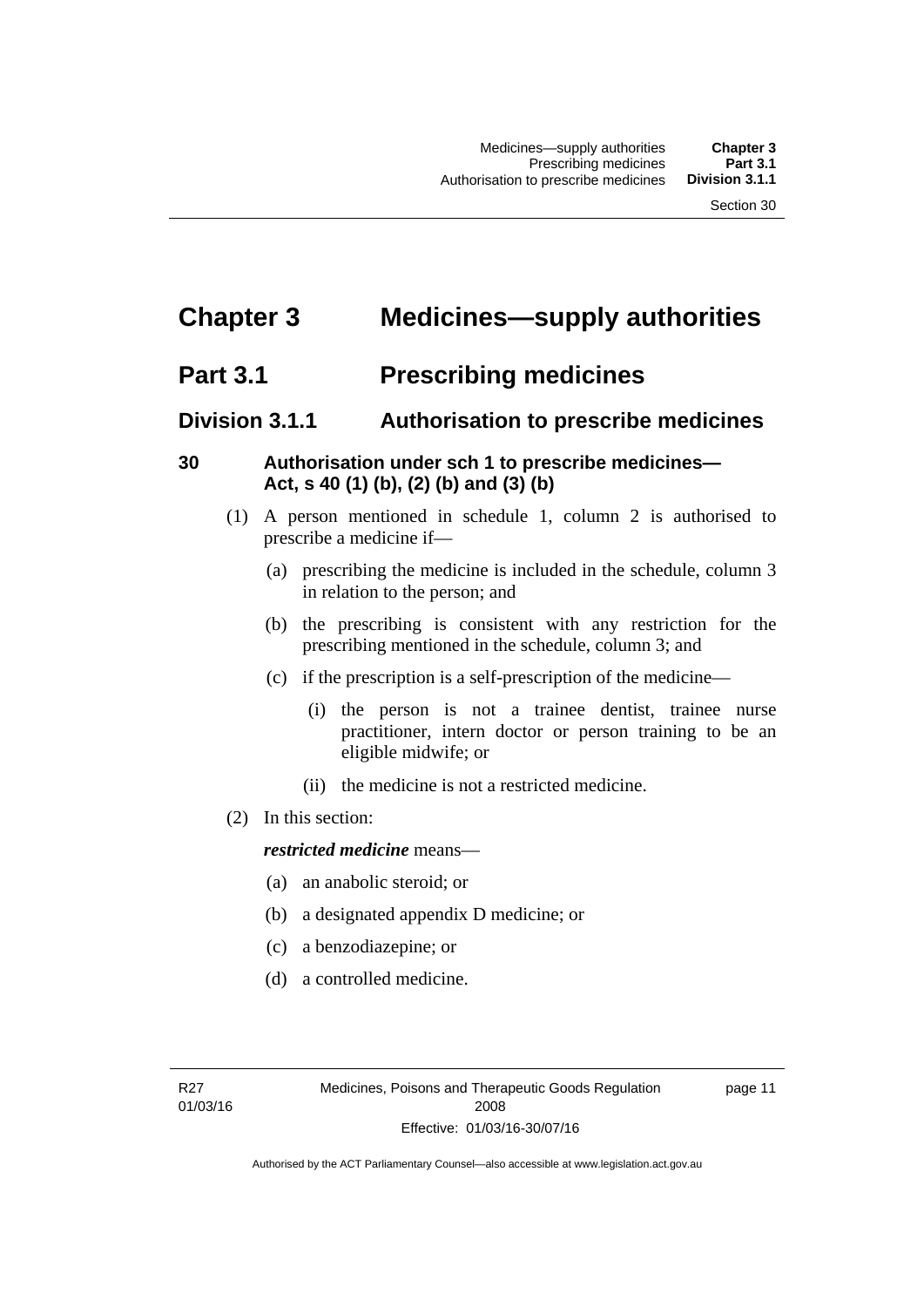# Chapter 3 Medicines—supply authorities

## Part 3.1 Prescribing medicines

### Division 3.1.1 Authorisation to prescribe medicines

#### 30 Authorisation under sch 1 to prescribe medicines—Act, s 40 (1) (b), (2) (b) and (3) (b)

(1) A person mentioned in schedule 1, column 2 is authorised to prescribe a medicine if—

(a) prescribing the medicine is included in the schedule, column 3 in relation to the person; and

(b) the prescribing is consistent with any restriction for the prescribing mentioned in the schedule, column 3; and

(c) if the prescription is a self-prescription of the medicine—

(i) the person is not a trainee dentist, trainee nurse practitioner, intern doctor or person training to be an eligible midwife; or

(ii) the medicine is not a restricted medicine.

(2) In this section:

***restricted medicine*** means—

(a) an anabolic steroid; or

(b) a designated appendix D medicine; or

(c) a benzodiazepine; or

(d) a controlled medicine.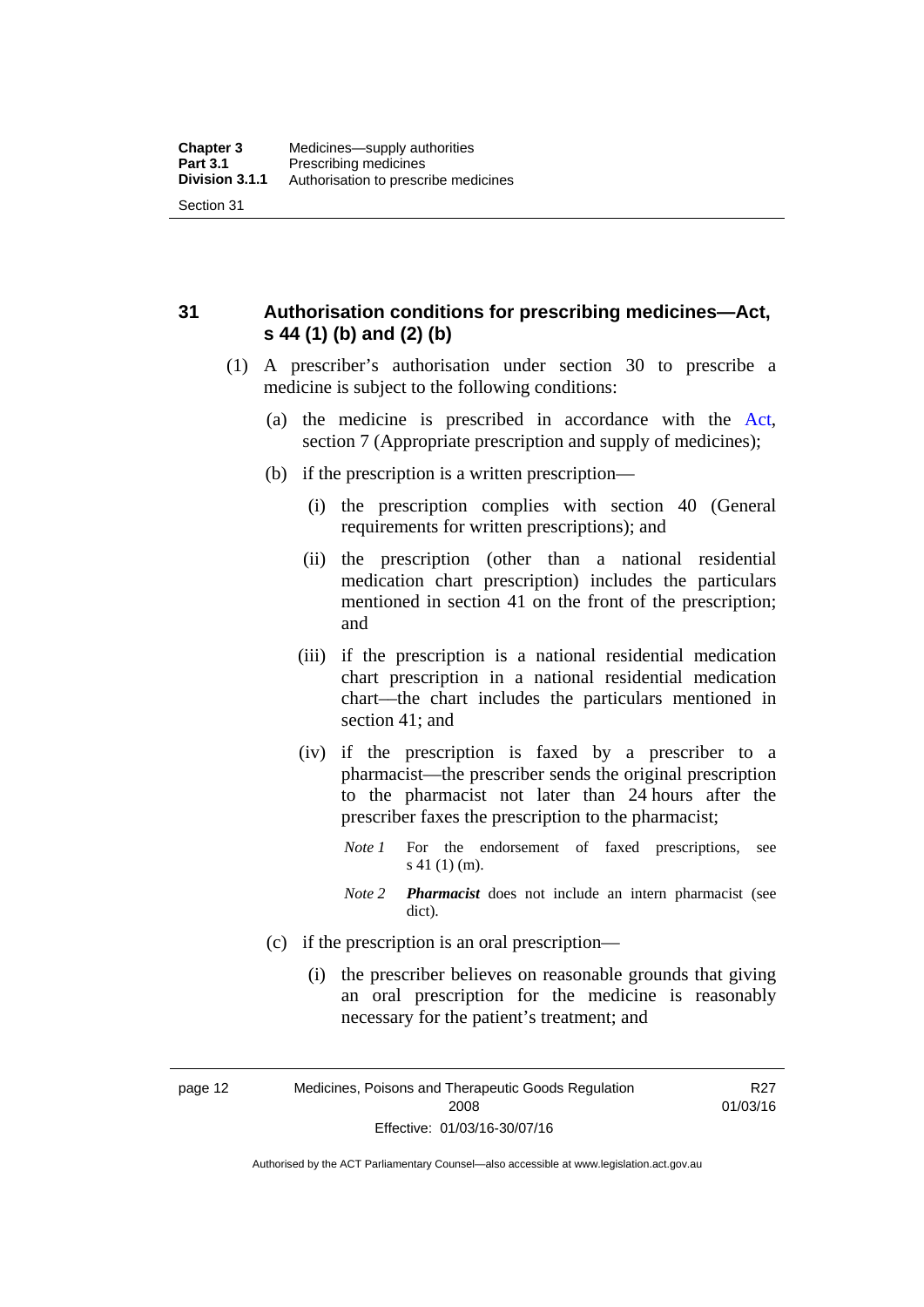## 31 Authorisation conditions for prescribing medicines—Act, s 44 (1) (b) and (2) (b)

(1) A prescriber's authorisation under section 30 to prescribe a medicine is subject to the following conditions:

(a) the medicine is prescribed in accordance with the Act, section 7 (Appropriate prescription and supply of medicines);

(b) if the prescription is a written prescription—

(i) the prescription complies with section 40 (General requirements for written prescriptions); and

(ii) the prescription (other than a national residential medication chart prescription) includes the particulars mentioned in section 41 on the front of the prescription; and

(iii) if the prescription is a national residential medication chart prescription in a national residential medication chart—the chart includes the particulars mentioned in section 41; and

(iv) if the prescription is faxed by a prescriber to a pharmacist—the prescriber sends the original prescription to the pharmacist not later than 24 hours after the prescriber faxes the prescription to the pharmacist;

*Note 1* For the endorsement of faxed prescriptions, see s 41 (1) (m).

*Note 2* ***Pharmacist*** does not include an intern pharmacist (see dict).

(c) if the prescription is an oral prescription—

(i) the prescriber believes on reasonable grounds that giving an oral prescription for the medicine is reasonably necessary for the patient's treatment; and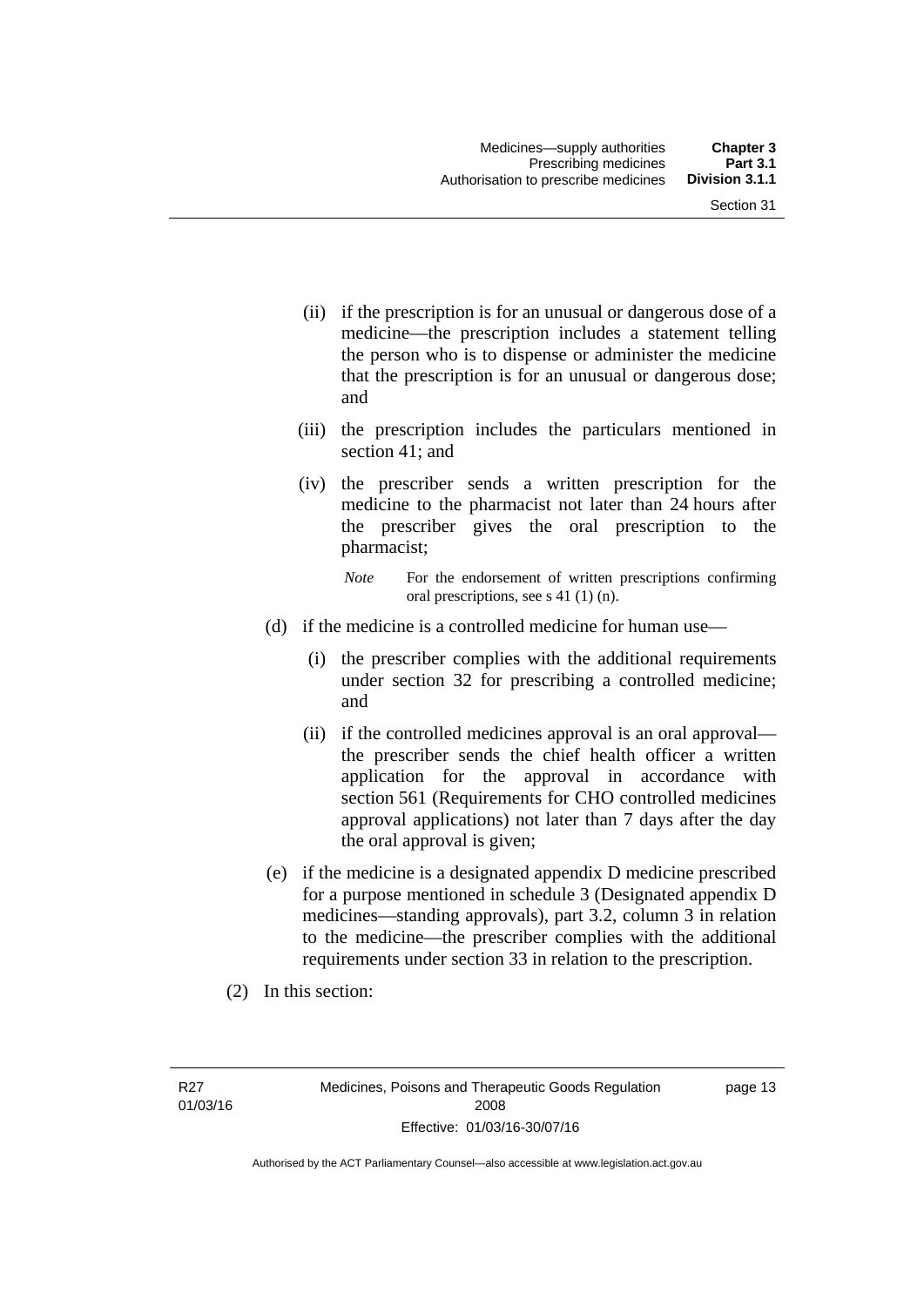(ii) if the prescription is for an unusual or dangerous dose of a medicine—the prescription includes a statement telling the person who is to dispense or administer the medicine that the prescription is for an unusual or dangerous dose; and

(iii) the prescription includes the particulars mentioned in section 41; and

(iv) the prescriber sends a written prescription for the medicine to the pharmacist not later than 24 hours after the prescriber gives the oral prescription to the pharmacist;

*Note* For the endorsement of written prescriptions confirming oral prescriptions, see s 41 (1) (n).

(d) if the medicine is a controlled medicine for human use—

(i) the prescriber complies with the additional requirements under section 32 for prescribing a controlled medicine; and

(ii) if the controlled medicines approval is an oral approval—the prescriber sends the chief health officer a written application for the approval in accordance with section 561 (Requirements for CHO controlled medicines approval applications) not later than 7 days after the day the oral approval is given;

(e) if the medicine is a designated appendix D medicine prescribed for a purpose mentioned in schedule 3 (Designated appendix D medicines—standing approvals), part 3.2, column 3 in relation to the medicine—the prescriber complies with the additional requirements under section 33 in relation to the prescription.

(2) In this section: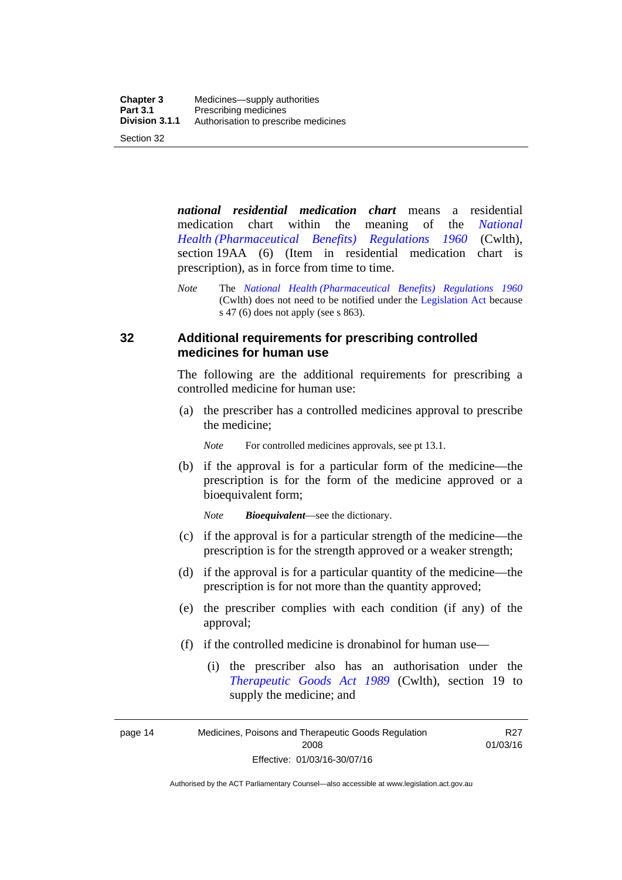***national residential medication chart*** means a residential medication chart within the meaning of the *National Health (Pharmaceutical Benefits) Regulations 1960* (Cwlth), section 19AA (6) (Item in residential medication chart is prescription), as in force from time to time.

*Note* The *National Health (Pharmaceutical Benefits) Regulations 1960* (Cwlth) does not need to be notified under the Legislation Act because s 47 (6) does not apply (see s 863).

### 32 Additional requirements for prescribing controlled medicines for human use

The following are the additional requirements for prescribing a controlled medicine for human use:

(a) the prescriber has a controlled medicines approval to prescribe the medicine;

*Note* For controlled medicines approvals, see pt 13.1.

(b) if the approval is for a particular form of the medicine—the prescription is for the form of the medicine approved or a bioequivalent form;

*Note* ***Bioequivalent***—see the dictionary.

(c) if the approval is for a particular strength of the medicine—the prescription is for the strength approved or a weaker strength;

(d) if the approval is for a particular quantity of the medicine—the prescription is for not more than the quantity approved;

(e) the prescriber complies with each condition (if any) of the approval;

(f) if the controlled medicine is dronabinol for human use—

(i) the prescriber also has an authorisation under the *Therapeutic Goods Act 1989* (Cwlth), section 19 to supply the medicine; and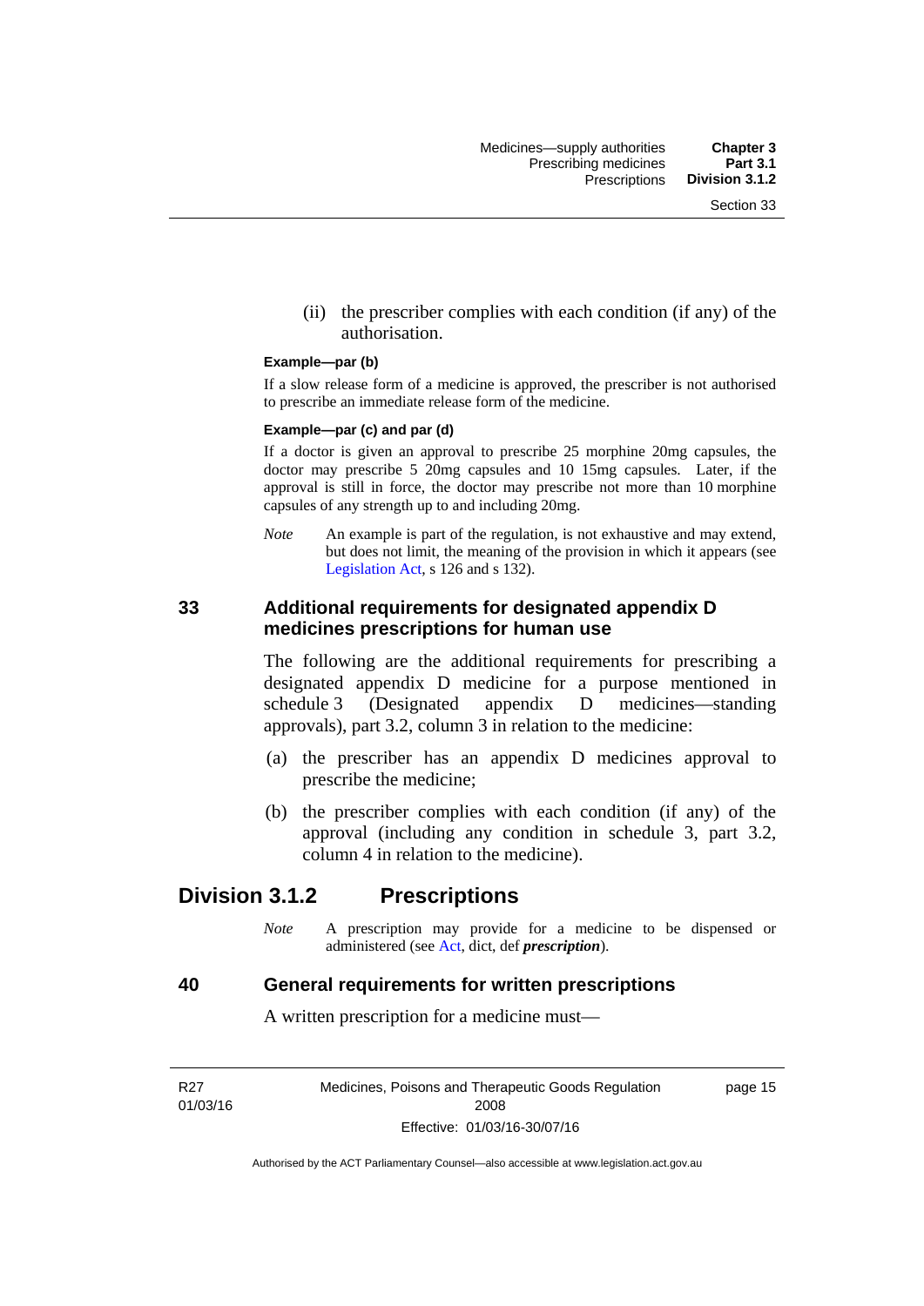(ii) the prescriber complies with each condition (if any) of the authorisation.

**Example—par (b)**

If a slow release form of a medicine is approved, the prescriber is not authorised to prescribe an immediate release form of the medicine.

**Example—par (c) and par (d)**

If a doctor is given an approval to prescribe 25 morphine 20mg capsules, the doctor may prescribe 5 20mg capsules and 10 15mg capsules. Later, if the approval is still in force, the doctor may prescribe not more than 10 morphine capsules of any strength up to and including 20mg.

*Note* An example is part of the regulation, is not exhaustive and may extend, but does not limit, the meaning of the provision in which it appears (see Legislation Act, s 126 and s 132).

### 33 Additional requirements for designated appendix D medicines prescriptions for human use

The following are the additional requirements for prescribing a designated appendix D medicine for a purpose mentioned in schedule 3 (Designated appendix D medicines—standing approvals), part 3.2, column 3 in relation to the medicine:

(a) the prescriber has an appendix D medicines approval to prescribe the medicine;

(b) the prescriber complies with each condition (if any) of the approval (including any condition in schedule 3, part 3.2, column 4 in relation to the medicine).

## Division 3.1.2 Prescriptions

*Note* A prescription may provide for a medicine to be dispensed or administered (see Act, dict, def ***prescription***).

### 40 General requirements for written prescriptions

A written prescription for a medicine must—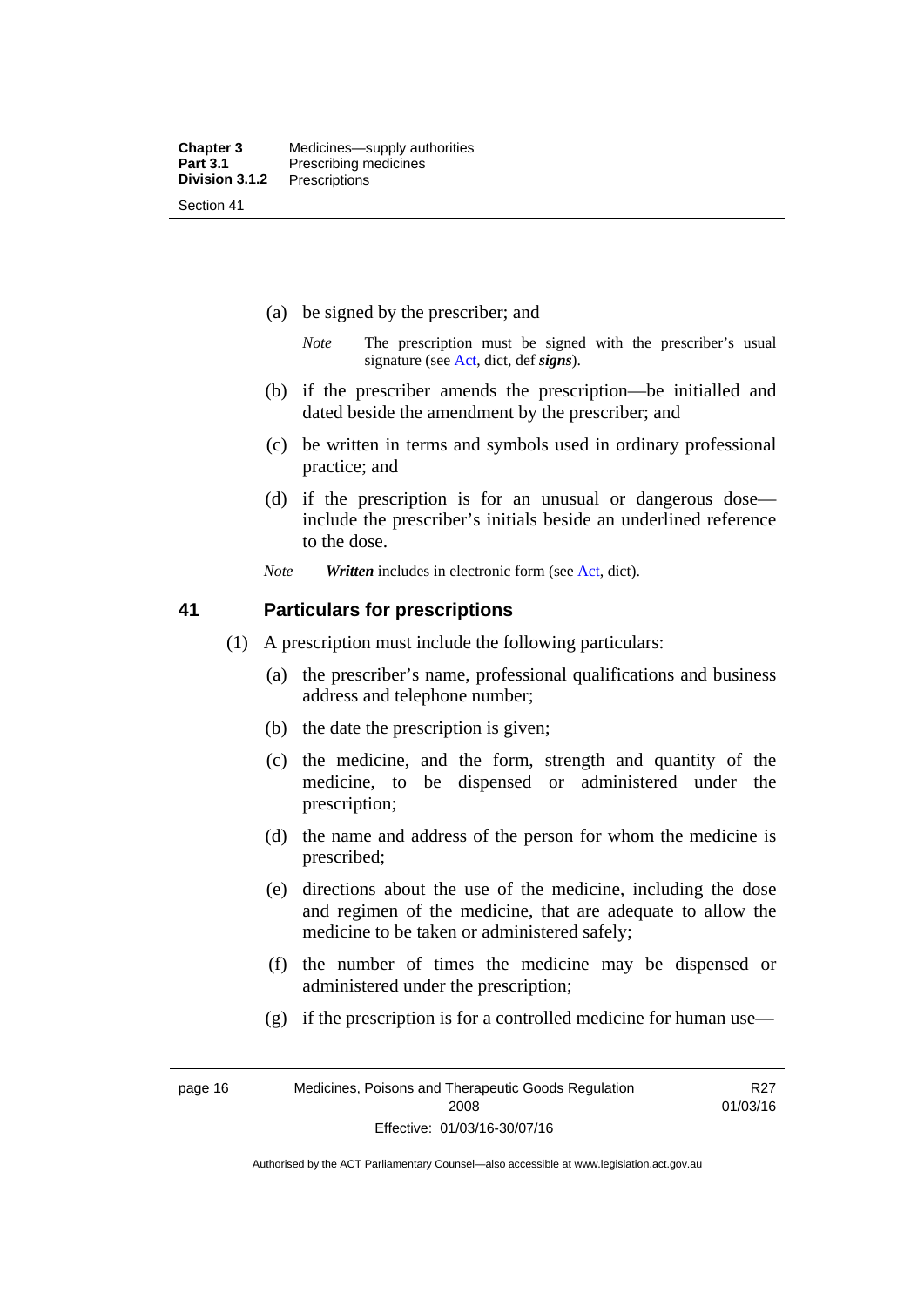(a) be signed by the prescriber; and

*Note* The prescription must be signed with the prescriber's usual signature (see Act, dict, def ***signs***).

(b) if the prescriber amends the prescription—be initialled and dated beside the amendment by the prescriber; and

(c) be written in terms and symbols used in ordinary professional practice; and

(d) if the prescription is for an unusual or dangerous dose—include the prescriber's initials beside an underlined reference to the dose.

*Note* ***Written*** includes in electronic form (see Act, dict).

## 41 Particulars for prescriptions

(1) A prescription must include the following particulars:

(a) the prescriber's name, professional qualifications and business address and telephone number;

(b) the date the prescription is given;

(c) the medicine, and the form, strength and quantity of the medicine, to be dispensed or administered under the prescription;

(d) the name and address of the person for whom the medicine is prescribed;

(e) directions about the use of the medicine, including the dose and regimen of the medicine, that are adequate to allow the medicine to be taken or administered safely;

(f) the number of times the medicine may be dispensed or administered under the prescription;

(g) if the prescription is for a controlled medicine for human use—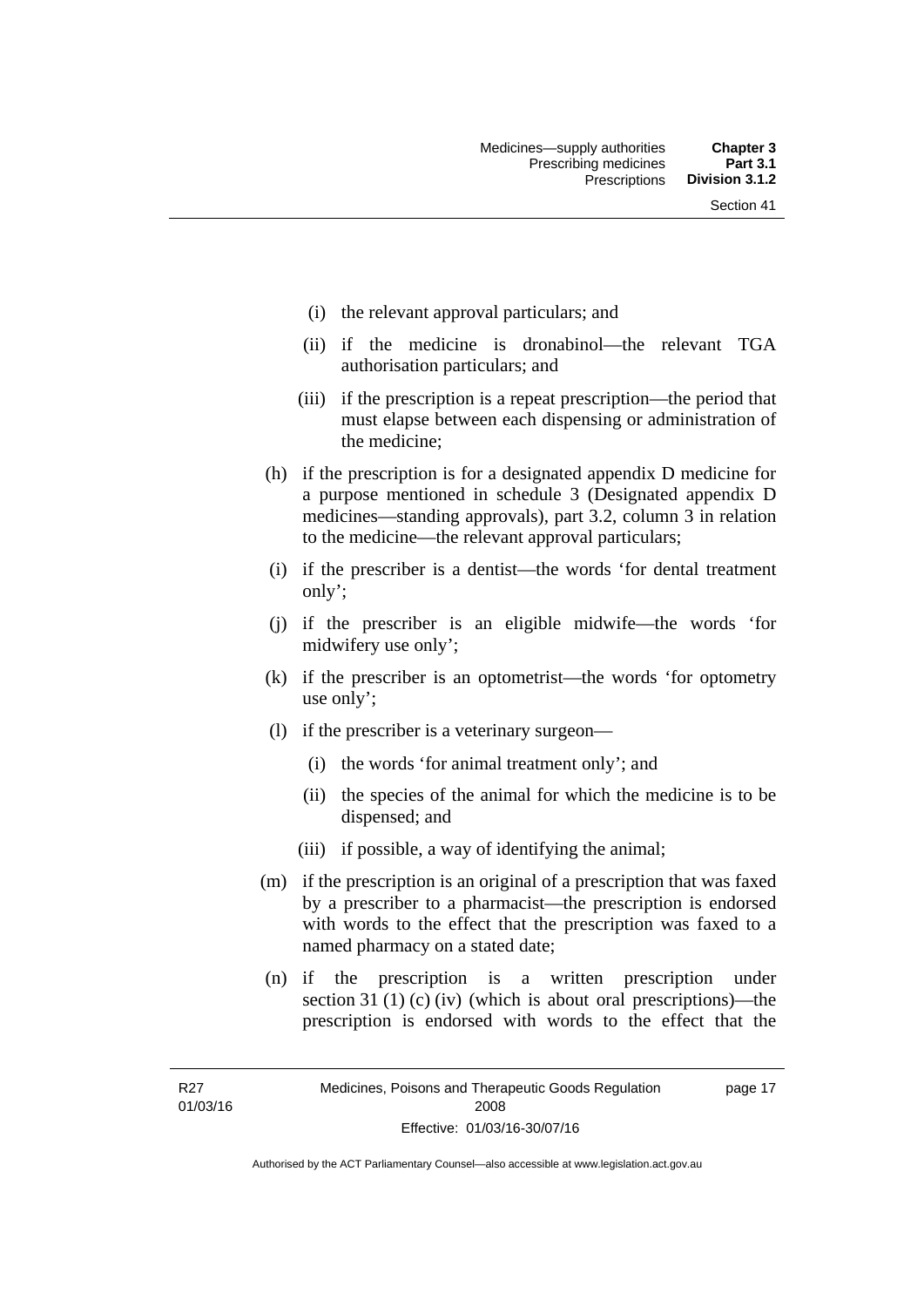(i) the relevant approval particulars; and

(ii) if the medicine is dronabinol—the relevant TGA authorisation particulars; and

(iii) if the prescription is a repeat prescription—the period that must elapse between each dispensing or administration of the medicine;

(h) if the prescription is for a designated appendix D medicine for a purpose mentioned in schedule 3 (Designated appendix D medicines—standing approvals), part 3.2, column 3 in relation to the medicine—the relevant approval particulars;

(i) if the prescriber is a dentist—the words 'for dental treatment only';

(j) if the prescriber is an eligible midwife—the words 'for midwifery use only';

(k) if the prescriber is an optometrist—the words 'for optometry use only';

(l) if the prescriber is a veterinary surgeon—

(i) the words 'for animal treatment only'; and

(ii) the species of the animal for which the medicine is to be dispensed; and

(iii) if possible, a way of identifying the animal;

(m) if the prescription is an original of a prescription that was faxed by a prescriber to a pharmacist—the prescription is endorsed with words to the effect that the prescription was faxed to a named pharmacy on a stated date;

(n) if the prescription is a written prescription under section 31 (1) (c) (iv) (which is about oral prescriptions)—the prescription is endorsed with words to the effect that the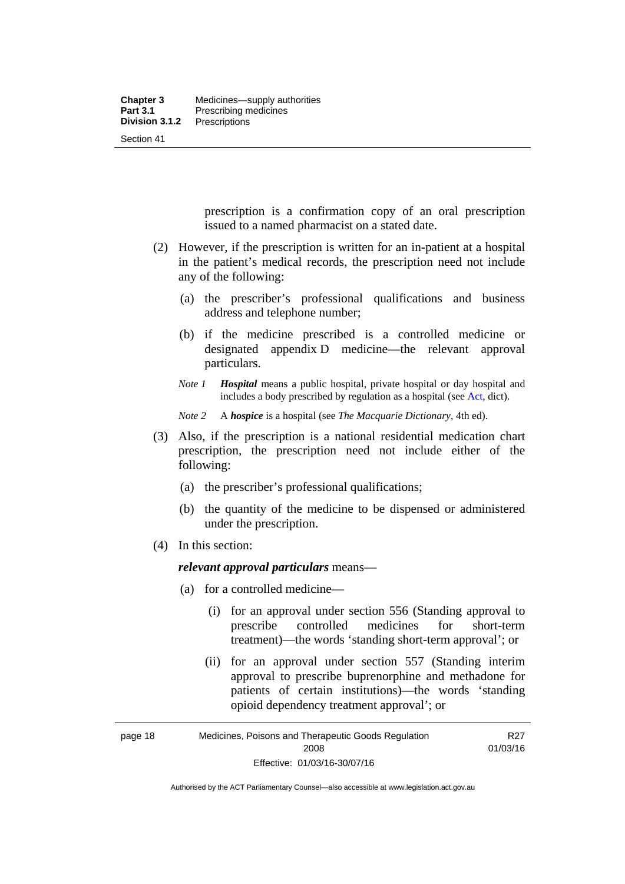prescription is a confirmation copy of an oral prescription issued to a named pharmacist on a stated date.

(2) However, if the prescription is written for an in-patient at a hospital in the patient's medical records, the prescription need not include any of the following:

(a) the prescriber's professional qualifications and business address and telephone number;

(b) if the medicine prescribed is a controlled medicine or designated appendix D medicine—the relevant approval particulars.

*Note 1* ***Hospital*** means a public hospital, private hospital or day hospital and includes a body prescribed by regulation as a hospital (see Act, dict).

*Note 2* A ***hospice*** is a hospital (see *The Macquarie Dictionary*, 4th ed).

(3) Also, if the prescription is a national residential medication chart prescription, the prescription need not include either of the following:

(a) the prescriber's professional qualifications;

(b) the quantity of the medicine to be dispensed or administered under the prescription.

(4) In this section:

***relevant approval particulars*** means—

(a) for a controlled medicine—

(i) for an approval under section 556 (Standing approval to prescribe controlled medicines for short-term treatment)—the words 'standing short-term approval'; or

(ii) for an approval under section 557 (Standing interim approval to prescribe buprenorphine and methadone for patients of certain institutions)—the words 'standing opioid dependency treatment approval'; or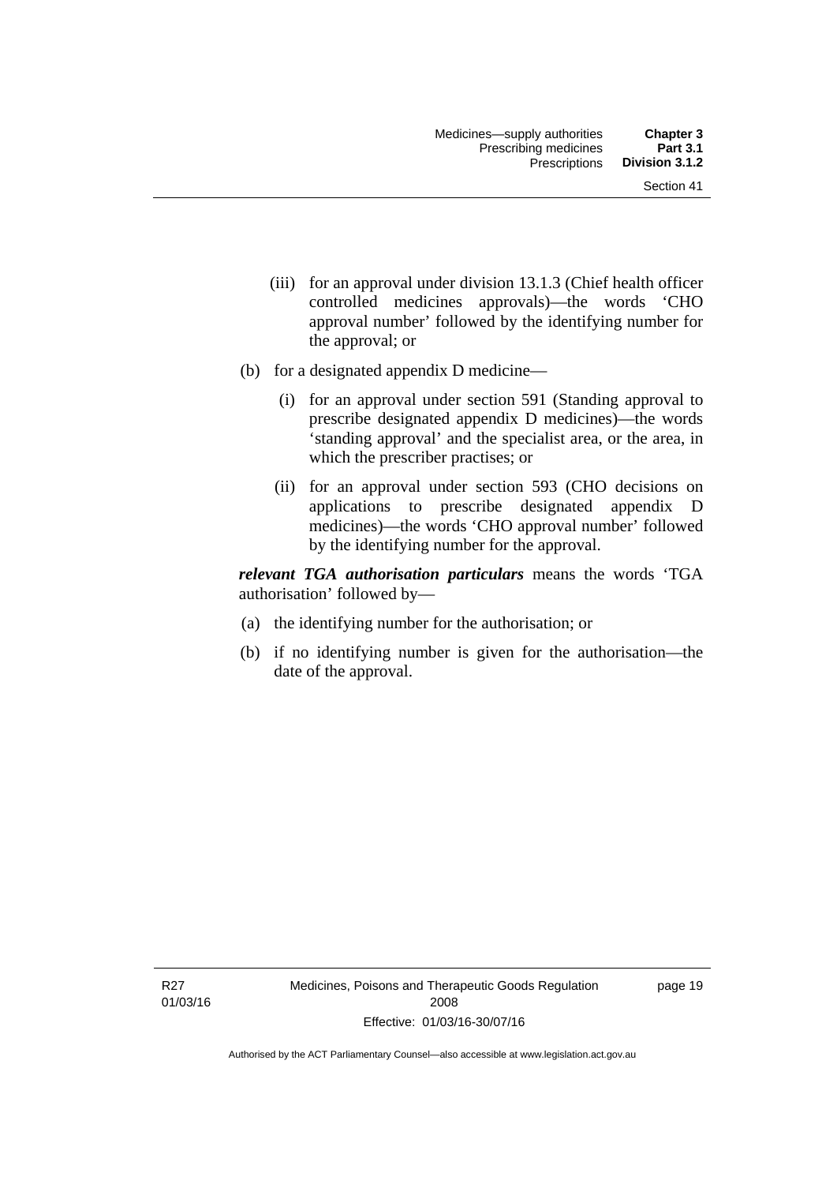(iii) for an approval under division 13.1.3 (Chief health officer controlled medicines approvals)—the words 'CHO approval number' followed by the identifying number for the approval; or

(b) for a designated appendix D medicine—

(i) for an approval under section 591 (Standing approval to prescribe designated appendix D medicines)—the words 'standing approval' and the specialist area, or the area, in which the prescriber practises; or

(ii) for an approval under section 593 (CHO decisions on applications to prescribe designated appendix D medicines)—the words 'CHO approval number' followed by the identifying number for the approval.

***relevant TGA authorisation particulars*** means the words 'TGA authorisation' followed by—

(a) the identifying number for the authorisation; or

(b) if no identifying number is given for the authorisation—the date of the approval.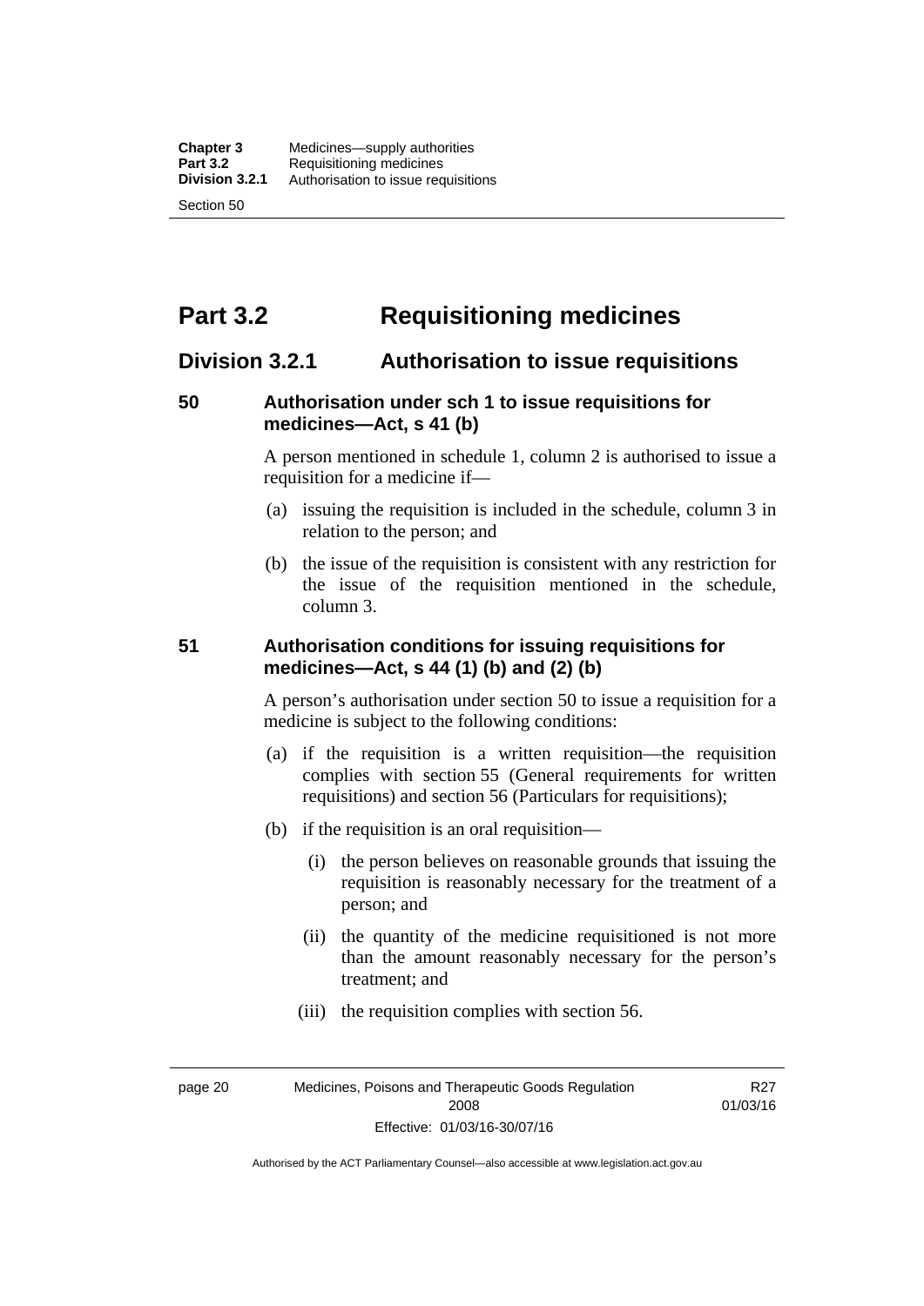# Part 3.2 Requisitioning medicines

## Division 3.2.1 Authorisation to issue requisitions

### 50 Authorisation under sch 1 to issue requisitions for medicines—Act, s 41 (b)

A person mentioned in schedule 1, column 2 is authorised to issue a requisition for a medicine if—

(a) issuing the requisition is included in the schedule, column 3 in relation to the person; and

(b) the issue of the requisition is consistent with any restriction for the issue of the requisition mentioned in the schedule, column 3.

### 51 Authorisation conditions for issuing requisitions for medicines—Act, s 44 (1) (b) and (2) (b)

A person's authorisation under section 50 to issue a requisition for a medicine is subject to the following conditions:

(a) if the requisition is a written requisition—the requisition complies with section 55 (General requirements for written requisitions) and section 56 (Particulars for requisitions);

(b) if the requisition is an oral requisition—

(i) the person believes on reasonable grounds that issuing the requisition is reasonably necessary for the treatment of a person; and

(ii) the quantity of the medicine requisitioned is not more than the amount reasonably necessary for the person's treatment; and

(iii) the requisition complies with section 56.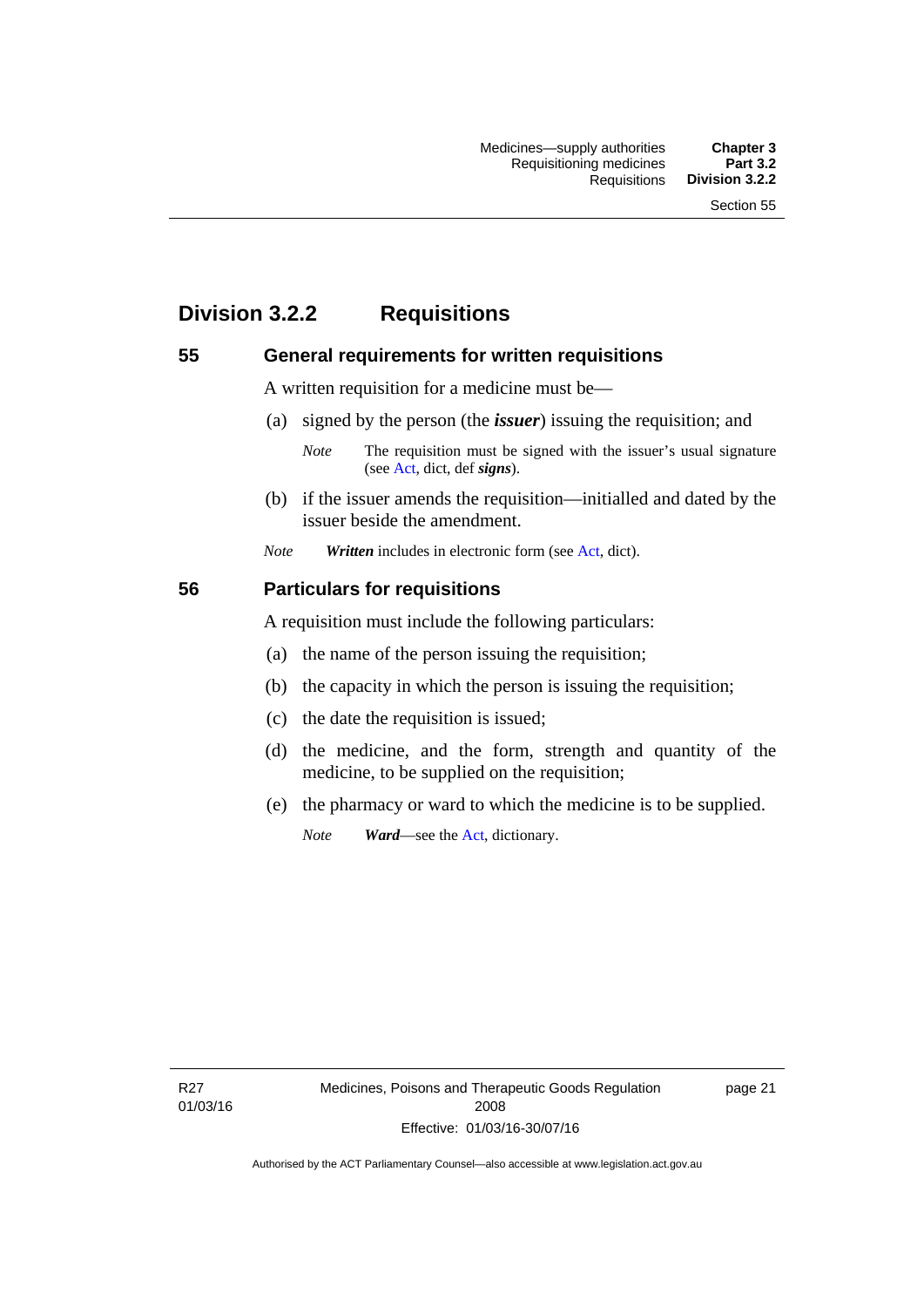## Division 3.2.2 Requisitions

### 55 General requirements for written requisitions

A written requisition for a medicine must be—

(a) signed by the person (the ***issuer***) issuing the requisition; and

*Note* The requisition must be signed with the issuer's usual signature (see Act, dict, def ***signs***).

(b) if the issuer amends the requisition—initialled and dated by the issuer beside the amendment.

*Note* ***Written*** includes in electronic form (see Act, dict).

### 56 Particulars for requisitions

A requisition must include the following particulars:

(a) the name of the person issuing the requisition;

(b) the capacity in which the person is issuing the requisition;

(c) the date the requisition is issued;

(d) the medicine, and the form, strength and quantity of the medicine, to be supplied on the requisition;

(e) the pharmacy or ward to which the medicine is to be supplied.

*Note* ***Ward***—see the Act, dictionary.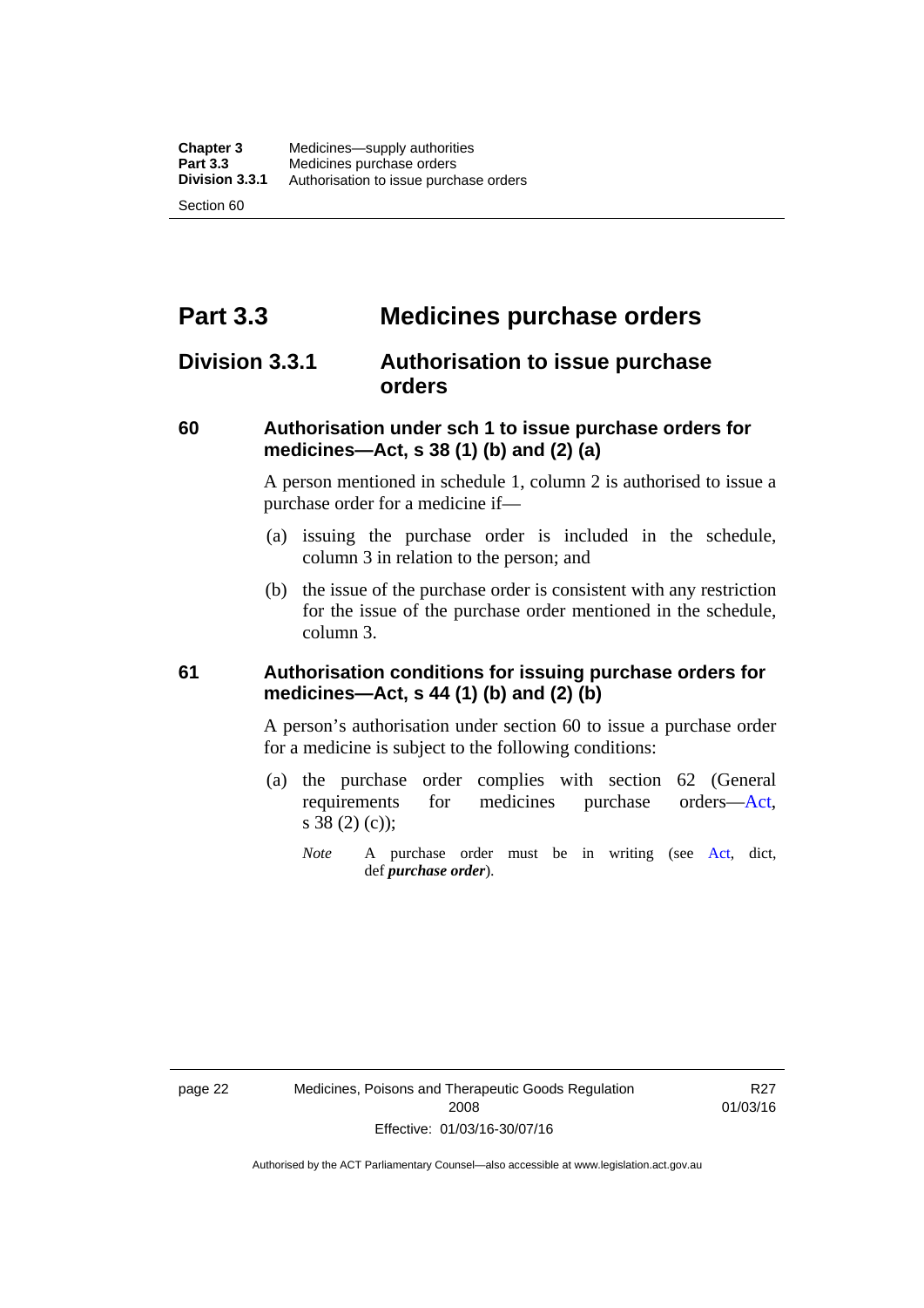# Part 3.3 Medicines purchase orders

## Division 3.3.1 Authorisation to issue purchase orders

### 60 Authorisation under sch 1 to issue purchase orders for medicines—Act, s 38 (1) (b) and (2) (a)

A person mentioned in schedule 1, column 2 is authorised to issue a purchase order for a medicine if—

(a) issuing the purchase order is included in the schedule, column 3 in relation to the person; and

(b) the issue of the purchase order is consistent with any restriction for the issue of the purchase order mentioned in the schedule, column 3.

### 61 Authorisation conditions for issuing purchase orders for medicines—Act, s 44 (1) (b) and (2) (b)

A person's authorisation under section 60 to issue a purchase order for a medicine is subject to the following conditions:

(a) the purchase order complies with section 62 (General requirements for medicines purchase orders—Act, s 38 (2) (c));

*Note* A purchase order must be in writing (see Act, dict, def ***purchase order***).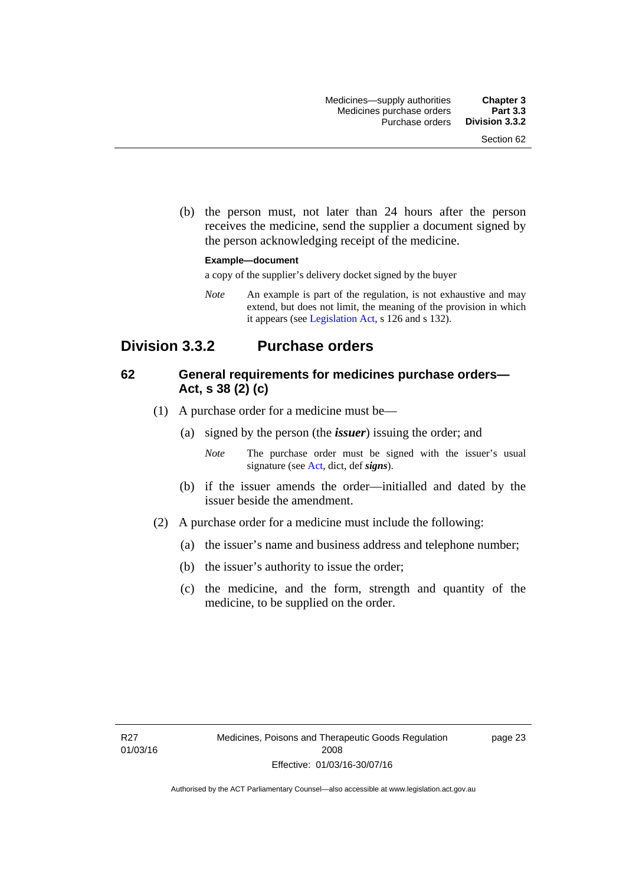(b) the person must, not later than 24 hours after the person receives the medicine, send the supplier a document signed by the person acknowledging receipt of the medicine.

**Example—document**

a copy of the supplier's delivery docket signed by the buyer

*Note* An example is part of the regulation, is not exhaustive and may extend, but does not limit, the meaning of the provision in which it appears (see Legislation Act, s 126 and s 132).

## Division 3.3.2 Purchase orders

### 62 General requirements for medicines purchase orders—Act, s 38 (2) (c)

(1) A purchase order for a medicine must be—

(a) signed by the person (the ***issuer***) issuing the order; and

*Note* The purchase order must be signed with the issuer's usual signature (see Act, dict, def ***signs***).

(b) if the issuer amends the order—initialled and dated by the issuer beside the amendment.

(2) A purchase order for a medicine must include the following:

(a) the issuer's name and business address and telephone number;

(b) the issuer's authority to issue the order;

(c) the medicine, and the form, strength and quantity of the medicine, to be supplied on the order.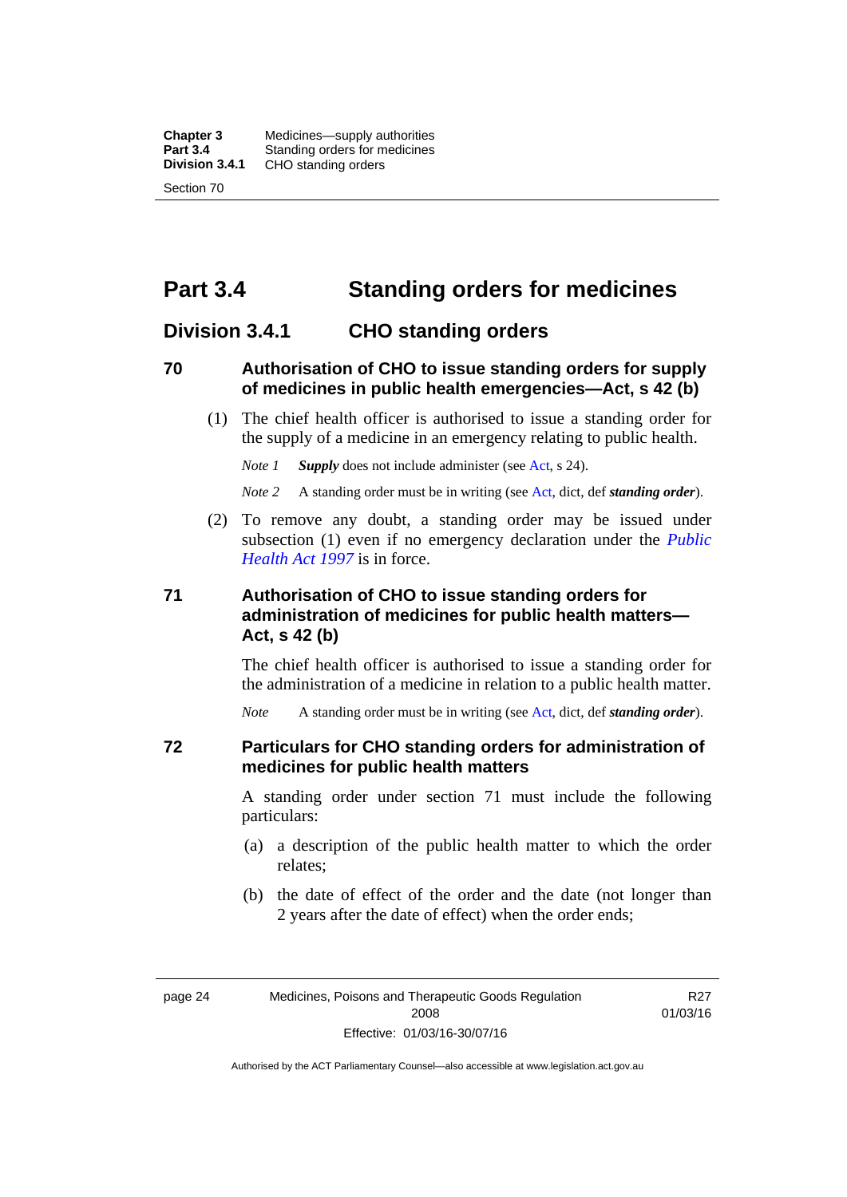# Part 3.4 Standing orders for medicines

## Division 3.4.1 CHO standing orders

### 70 Authorisation of CHO to issue standing orders for supply of medicines in public health emergencies—Act, s 42 (b)

(1) The chief health officer is authorised to issue a standing order for the supply of a medicine in an emergency relating to public health.

*Note 1* ***Supply*** does not include administer (see Act, s 24).

*Note 2* A standing order must be in writing (see Act, dict, def ***standing order***).

(2) To remove any doubt, a standing order may be issued under subsection (1) even if no emergency declaration under the *Public Health Act 1997* is in force.

### 71 Authorisation of CHO to issue standing orders for administration of medicines for public health matters—Act, s 42 (b)

The chief health officer is authorised to issue a standing order for the administration of a medicine in relation to a public health matter.

*Note* A standing order must be in writing (see Act, dict, def ***standing order***).

### 72 Particulars for CHO standing orders for administration of medicines for public health matters

A standing order under section 71 must include the following particulars:

(a) a description of the public health matter to which the order relates;

(b) the date of effect of the order and the date (not longer than 2 years after the date of effect) when the order ends;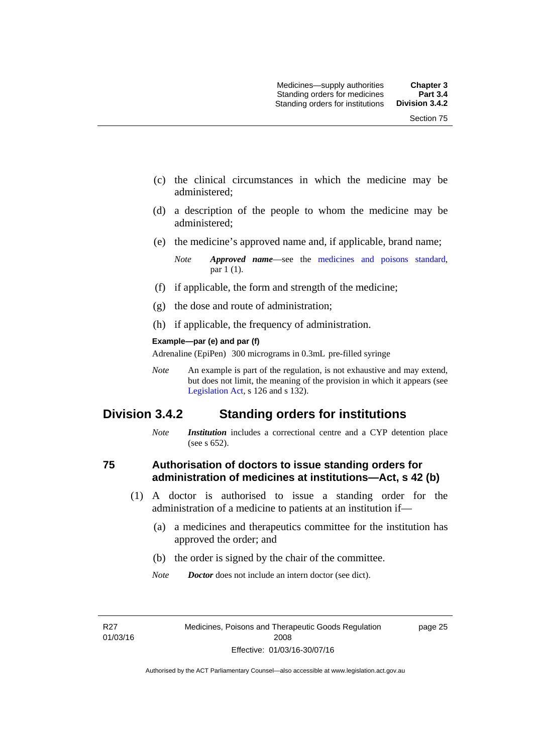(c) the clinical circumstances in which the medicine may be administered;

(d) a description of the people to whom the medicine may be administered;

(e) the medicine's approved name and, if applicable, brand name;

*Note* ***Approved name***—see the medicines and poisons standard, par 1 (1).

(f) if applicable, the form and strength of the medicine;

(g) the dose and route of administration;

(h) if applicable, the frequency of administration.

**Example—par (e) and par (f)**

Adrenaline (EpiPen) 300 micrograms in 0.3mL pre-filled syringe

*Note* An example is part of the regulation, is not exhaustive and may extend, but does not limit, the meaning of the provision in which it appears (see Legislation Act, s 126 and s 132).

## Division 3.4.2 Standing orders for institutions

*Note* ***Institution*** includes a correctional centre and a CYP detention place (see s 652).

### 75 Authorisation of doctors to issue standing orders for administration of medicines at institutions—Act, s 42 (b)

(1) A doctor is authorised to issue a standing order for the administration of a medicine to patients at an institution if—

(a) a medicines and therapeutics committee for the institution has approved the order; and

(b) the order is signed by the chair of the committee.

*Note* ***Doctor*** does not include an intern doctor (see dict).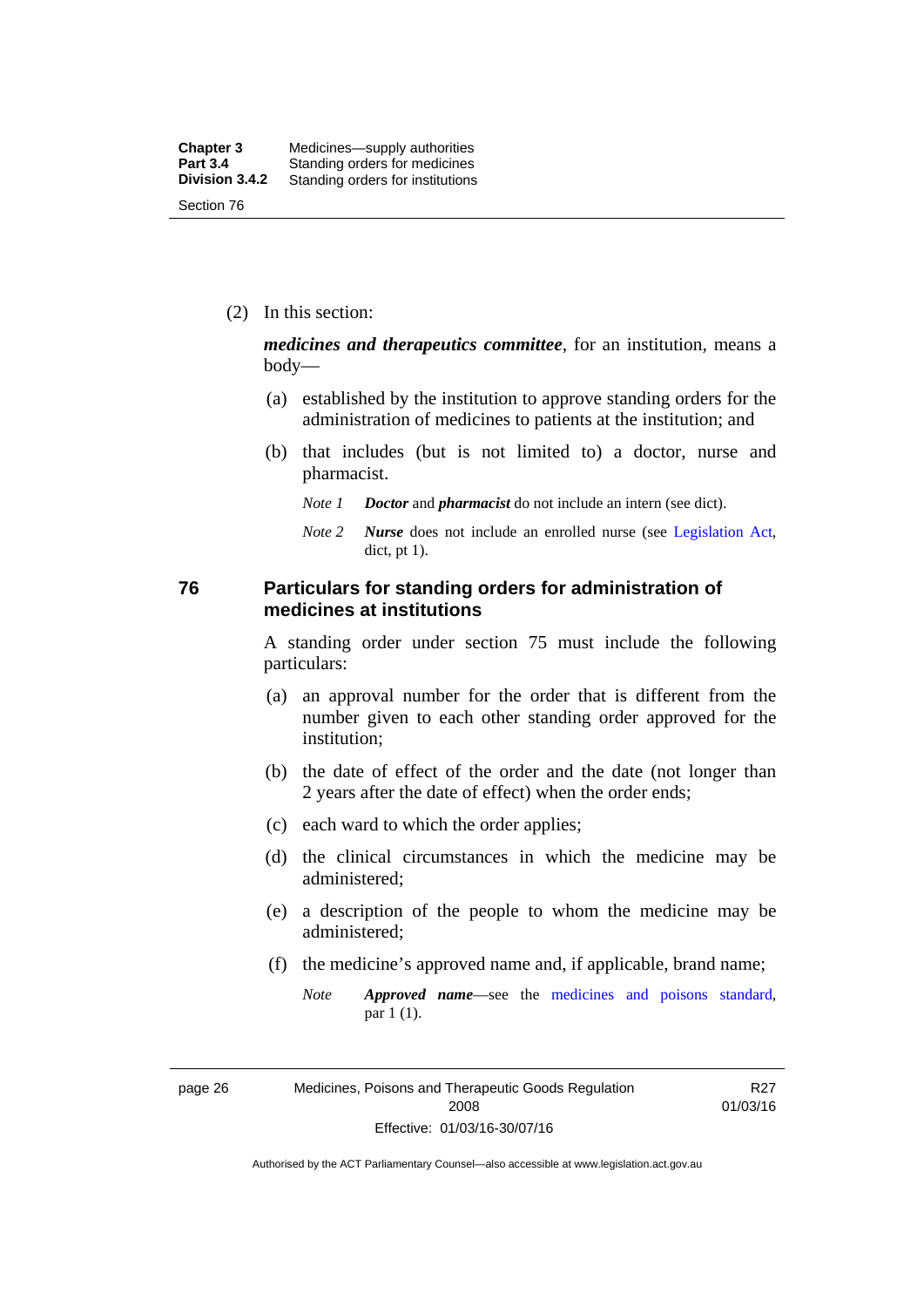(2) In this section:

***medicines and therapeutics committee***, for an institution, means a body—

(a) established by the institution to approve standing orders for the administration of medicines to patients at the institution; and

(b) that includes (but is not limited to) a doctor, nurse and pharmacist.

*Note 1* ***Doctor*** and ***pharmacist*** do not include an intern (see dict).

*Note 2* ***Nurse*** does not include an enrolled nurse (see Legislation Act, dict, pt 1).

## 76 Particulars for standing orders for administration of medicines at institutions

A standing order under section 75 must include the following particulars:

(a) an approval number for the order that is different from the number given to each other standing order approved for the institution;

(b) the date of effect of the order and the date (not longer than 2 years after the date of effect) when the order ends;

(c) each ward to which the order applies;

(d) the clinical circumstances in which the medicine may be administered;

(e) a description of the people to whom the medicine may be administered;

(f) the medicine's approved name and, if applicable, brand name;

*Note* ***Approved name***—see the medicines and poisons standard, par 1 (1).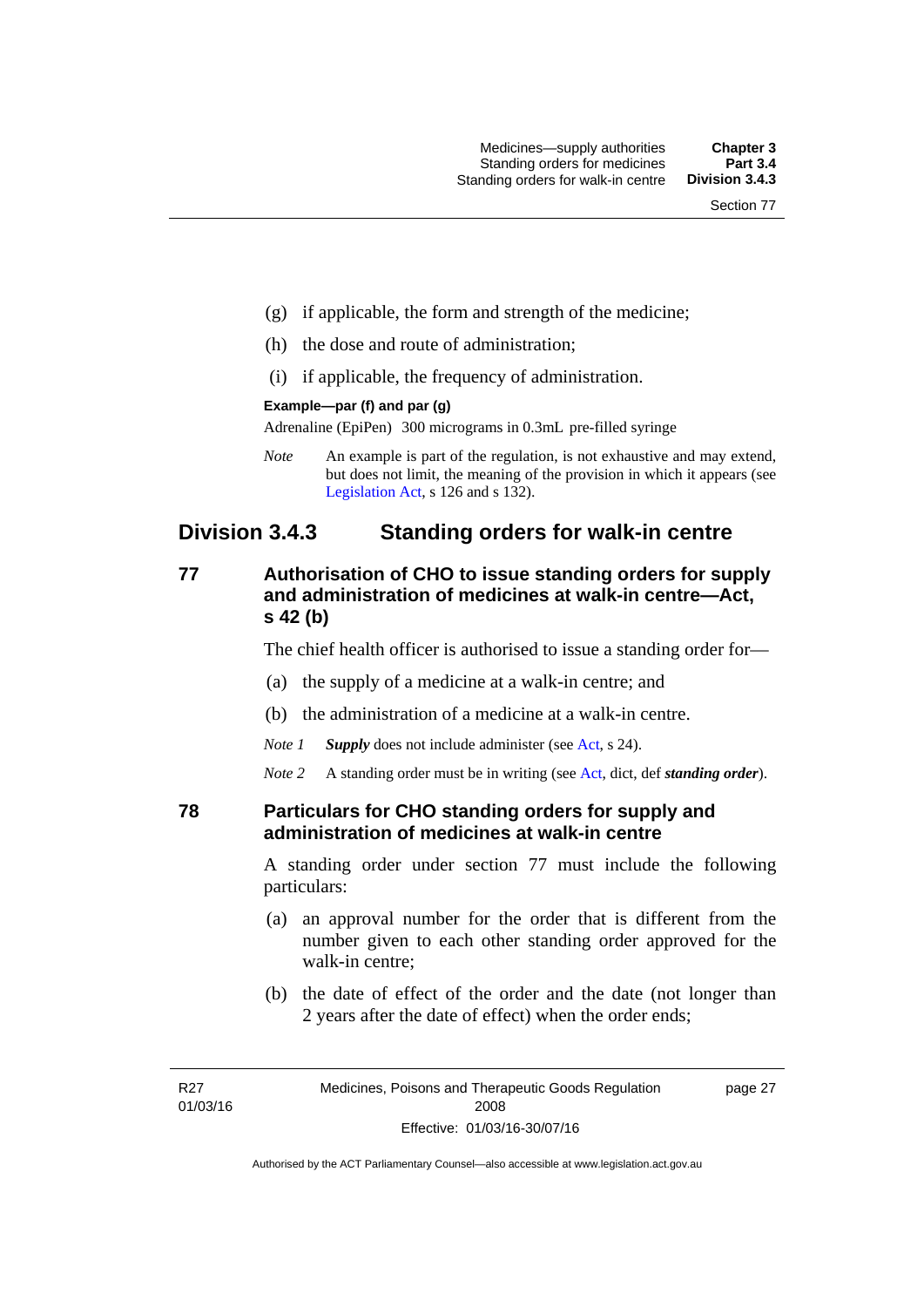(g) if applicable, the form and strength of the medicine;

(h) the dose and route of administration;

(i) if applicable, the frequency of administration.

**Example—par (f) and par (g)**

Adrenaline (EpiPen) 300 micrograms in 0.3mL pre-filled syringe

*Note* An example is part of the regulation, is not exhaustive and may extend, but does not limit, the meaning of the provision in which it appears (see Legislation Act, s 126 and s 132).

## Division 3.4.3 Standing orders for walk-in centre

### 77 Authorisation of CHO to issue standing orders for supply and administration of medicines at walk-in centre—Act, s 42 (b)

The chief health officer is authorised to issue a standing order for—

(a) the supply of a medicine at a walk-in centre; and

(b) the administration of a medicine at a walk-in centre.

*Note 1* ***Supply*** does not include administer (see Act, s 24).

*Note 2* A standing order must be in writing (see Act, dict, def ***standing order***).

### 78 Particulars for CHO standing orders for supply and administration of medicines at walk-in centre

A standing order under section 77 must include the following particulars:

(a) an approval number for the order that is different from the number given to each other standing order approved for the walk-in centre;

(b) the date of effect of the order and the date (not longer than 2 years after the date of effect) when the order ends;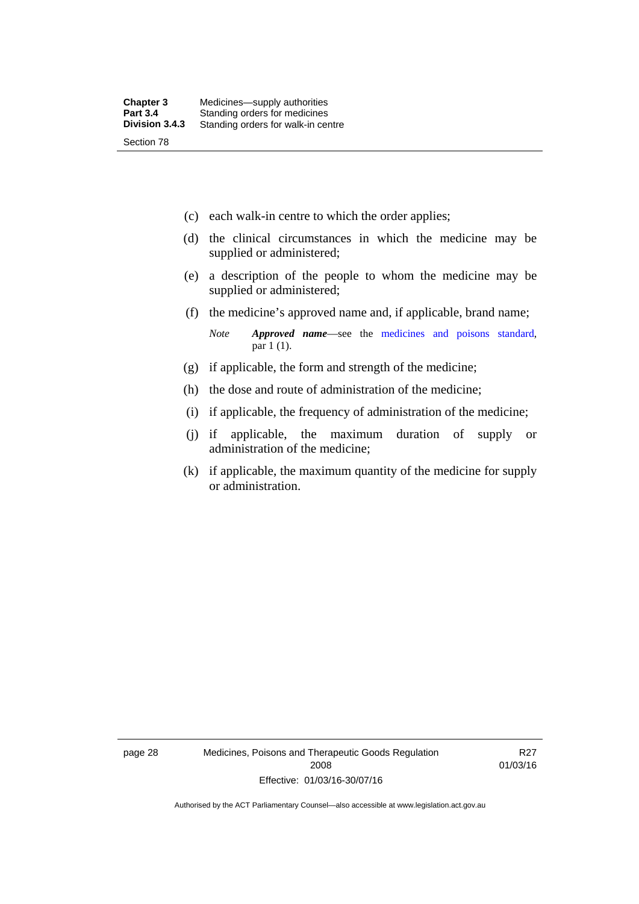(c) each walk-in centre to which the order applies;

(d) the clinical circumstances in which the medicine may be supplied or administered;

(e) a description of the people to whom the medicine may be supplied or administered;

(f) the medicine's approved name and, if applicable, brand name;

*Note* ***Approved name***—see the medicines and poisons standard, par 1 (1).

(g) if applicable, the form and strength of the medicine;

(h) the dose and route of administration of the medicine;

(i) if applicable, the frequency of administration of the medicine;

(j) if applicable, the maximum duration of supply or administration of the medicine;

(k) if applicable, the maximum quantity of the medicine for supply or administration.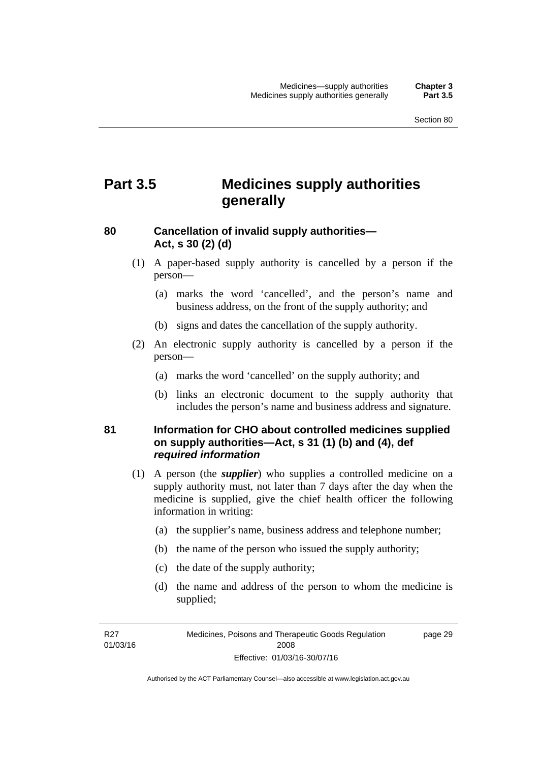# Part 3.5 Medicines supply authorities generally

## 80 Cancellation of invalid supply authorities—Act, s 30 (2) (d)

(1) A paper-based supply authority is cancelled by a person if the person—

(a) marks the word 'cancelled', and the person's name and business address, on the front of the supply authority; and

(b) signs and dates the cancellation of the supply authority.

(2) An electronic supply authority is cancelled by a person if the person—

(a) marks the word 'cancelled' on the supply authority; and

(b) links an electronic document to the supply authority that includes the person's name and business address and signature.

## 81 Information for CHO about controlled medicines supplied on supply authorities—Act, s 31 (1) (b) and (4), def *required information*

(1) A person (the ***supplier***) who supplies a controlled medicine on a supply authority must, not later than 7 days after the day when the medicine is supplied, give the chief health officer the following information in writing:

(a) the supplier's name, business address and telephone number;

(b) the name of the person who issued the supply authority;

(c) the date of the supply authority;

(d) the name and address of the person to whom the medicine is supplied;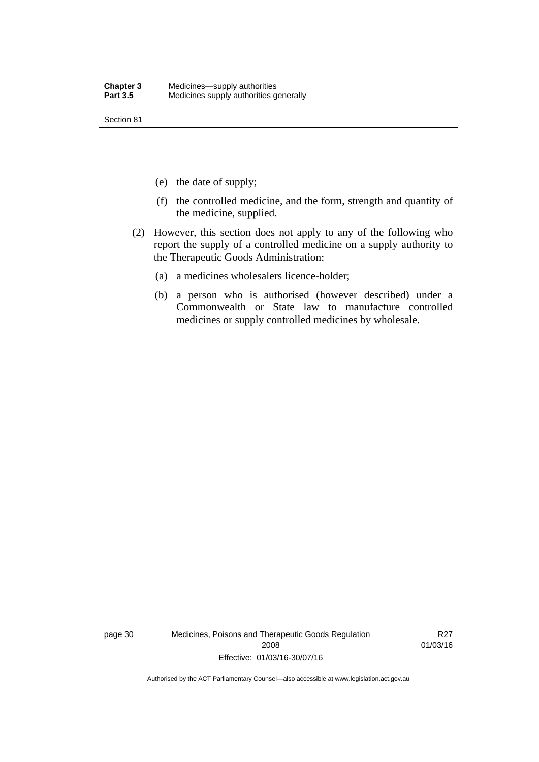(e) the date of supply;

(f) the controlled medicine, and the form, strength and quantity of the medicine, supplied.

(2) However, this section does not apply to any of the following who report the supply of a controlled medicine on a supply authority to the Therapeutic Goods Administration:

(a) a medicines wholesalers licence-holder;

(b) a person who is authorised (however described) under a Commonwealth or State law to manufacture controlled medicines or supply controlled medicines by wholesale.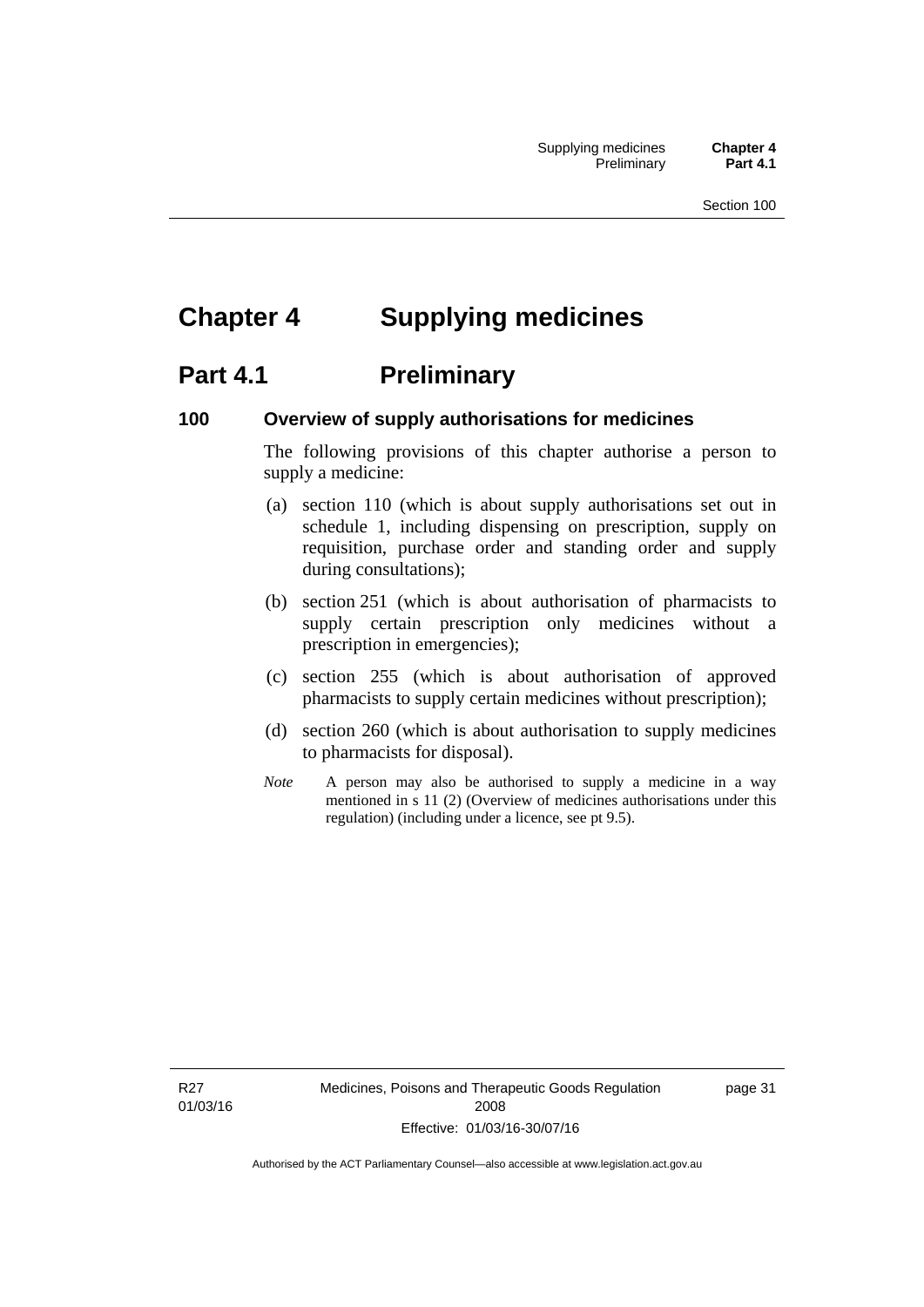# Chapter 4 Supplying medicines

## Part 4.1 Preliminary

### 100 Overview of supply authorisations for medicines

The following provisions of this chapter authorise a person to supply a medicine:

(a) section 110 (which is about supply authorisations set out in schedule 1, including dispensing on prescription, supply on requisition, purchase order and standing order and supply during consultations);

(b) section 251 (which is about authorisation of pharmacists to supply certain prescription only medicines without a prescription in emergencies);

(c) section 255 (which is about authorisation of approved pharmacists to supply certain medicines without prescription);

(d) section 260 (which is about authorisation to supply medicines to pharmacists for disposal).

*Note* A person may also be authorised to supply a medicine in a way mentioned in s 11 (2) (Overview of medicines authorisations under this regulation) (including under a licence, see pt 9.5).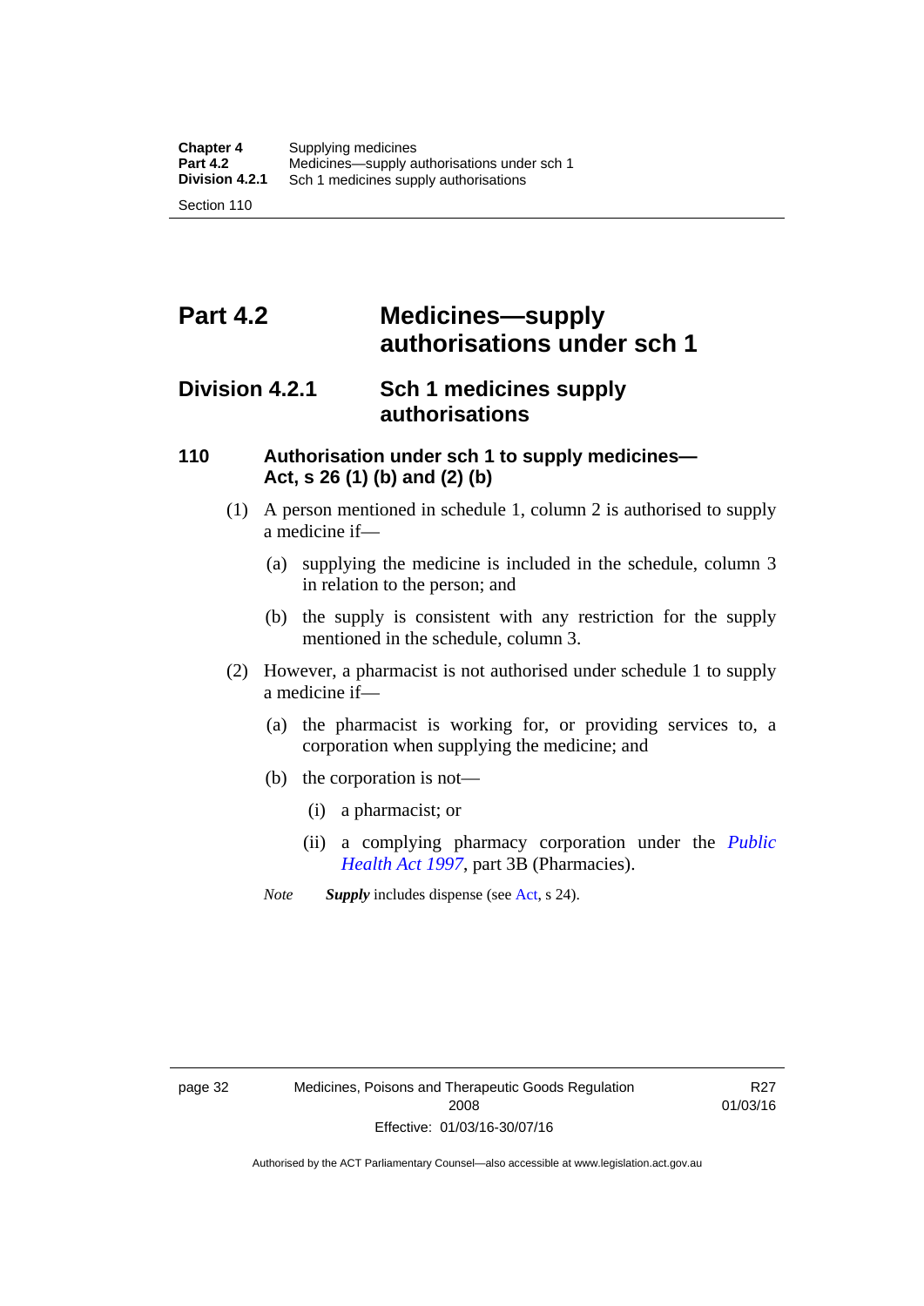# Part 4.2 Medicines—supply authorisations under sch 1

## Division 4.2.1 Sch 1 medicines supply authorisations

### 110 Authorisation under sch 1 to supply medicines—Act, s 26 (1) (b) and (2) (b)

(1) A person mentioned in schedule 1, column 2 is authorised to supply a medicine if—

- (a) supplying the medicine is included in the schedule, column 3 in relation to the person; and
- (b) the supply is consistent with any restriction for the supply mentioned in the schedule, column 3.

(2) However, a pharmacist is not authorised under schedule 1 to supply a medicine if—

- (a) the pharmacist is working for, or providing services to, a corporation when supplying the medicine; and
- (b) the corporation is not—
  - (i) a pharmacist; or
  - (ii) a complying pharmacy corporation under the *Public Health Act 1997*, part 3B (Pharmacies).

*Note* ***Supply*** includes dispense (see Act, s 24).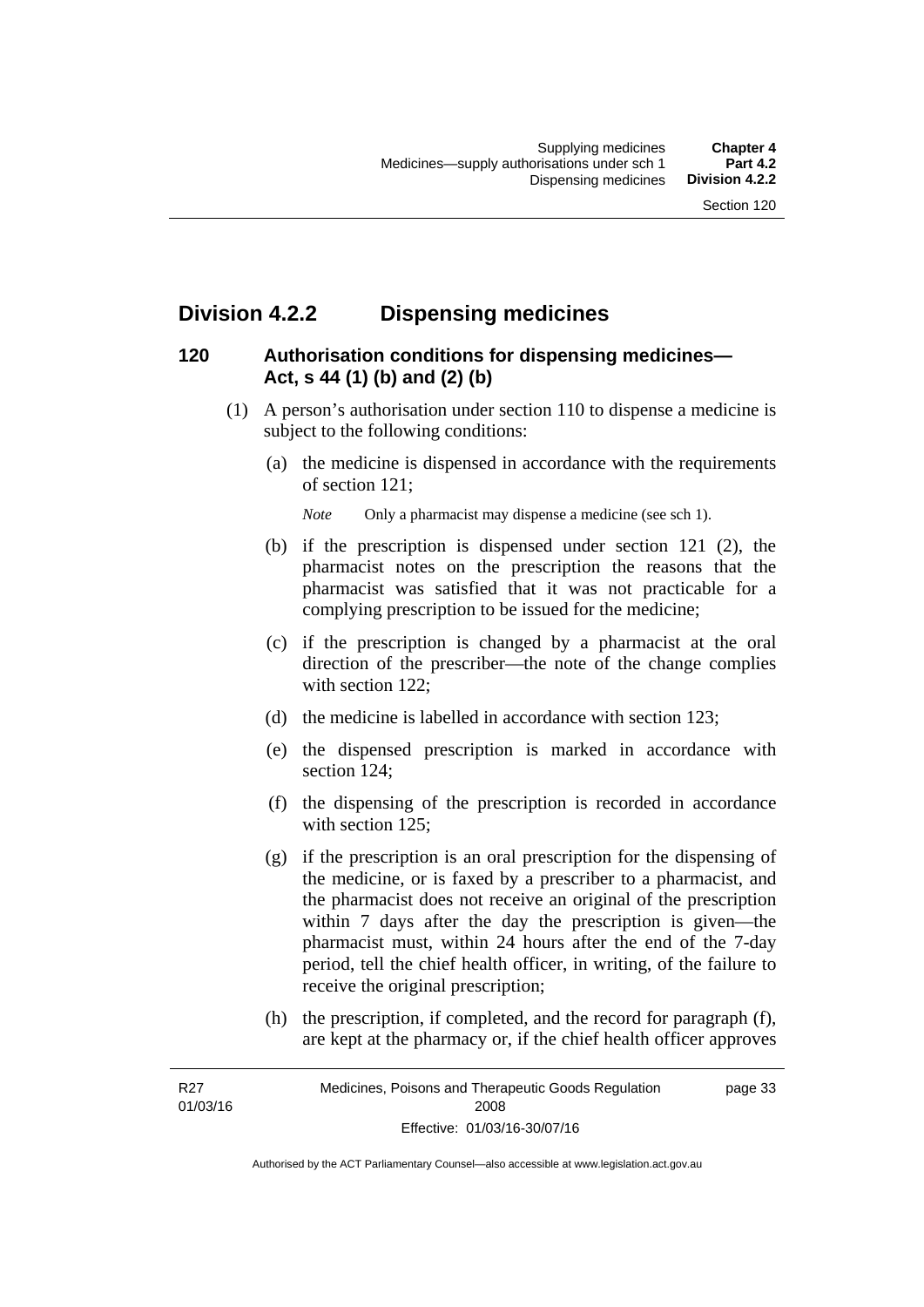## Division 4.2.2 Dispensing medicines

### 120 Authorisation conditions for dispensing medicines—Act, s 44 (1) (b) and (2) (b)

(1) A person's authorisation under section 110 to dispense a medicine is subject to the following conditions:

(a) the medicine is dispensed in accordance with the requirements of section 121;

*Note* Only a pharmacist may dispense a medicine (see sch 1).

(b) if the prescription is dispensed under section 121 (2), the pharmacist notes on the prescription the reasons that the pharmacist was satisfied that it was not practicable for a complying prescription to be issued for the medicine;

(c) if the prescription is changed by a pharmacist at the oral direction of the prescriber—the note of the change complies with section 122;

(d) the medicine is labelled in accordance with section 123;

(e) the dispensed prescription is marked in accordance with section 124;

(f) the dispensing of the prescription is recorded in accordance with section 125;

(g) if the prescription is an oral prescription for the dispensing of the medicine, or is faxed by a prescriber to a pharmacist, and the pharmacist does not receive an original of the prescription within 7 days after the day the prescription is given—the pharmacist must, within 24 hours after the end of the 7-day period, tell the chief health officer, in writing, of the failure to receive the original prescription;

(h) the prescription, if completed, and the record for paragraph (f), are kept at the pharmacy or, if the chief health officer approves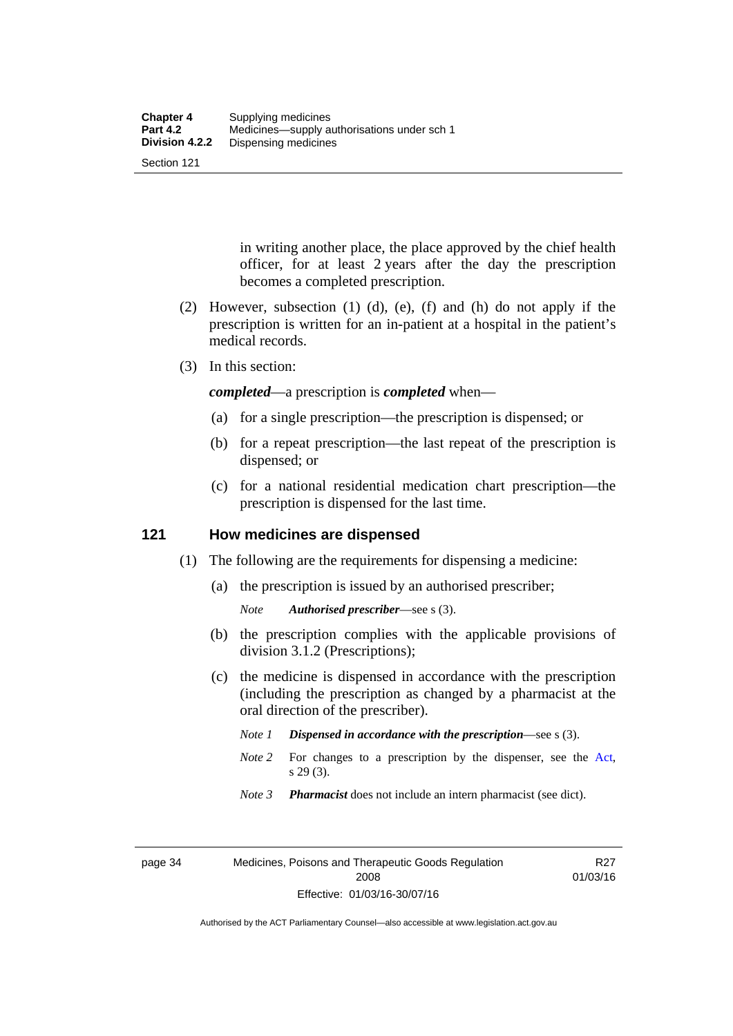in writing another place, the place approved by the chief health officer, for at least 2 years after the day the prescription becomes a completed prescription.

(2) However, subsection (1) (d), (e), (f) and (h) do not apply if the prescription is written for an in-patient at a hospital in the patient's medical records.

(3) In this section:

***completed***—a prescription is ***completed*** when—

(a) for a single prescription—the prescription is dispensed; or

(b) for a repeat prescription—the last repeat of the prescription is dispensed; or

(c) for a national residential medication chart prescription—the prescription is dispensed for the last time.

## 121 How medicines are dispensed

(1) The following are the requirements for dispensing a medicine:

(a) the prescription is issued by an authorised prescriber;

*Note* ***Authorised prescriber***—see s (3).

(b) the prescription complies with the applicable provisions of division 3.1.2 (Prescriptions);

(c) the medicine is dispensed in accordance with the prescription (including the prescription as changed by a pharmacist at the oral direction of the prescriber).

*Note 1* ***Dispensed in accordance with the prescription***—see s (3).

*Note 2* For changes to a prescription by the dispenser, see the Act, s 29 (3).

*Note 3* ***Pharmacist*** does not include an intern pharmacist (see dict).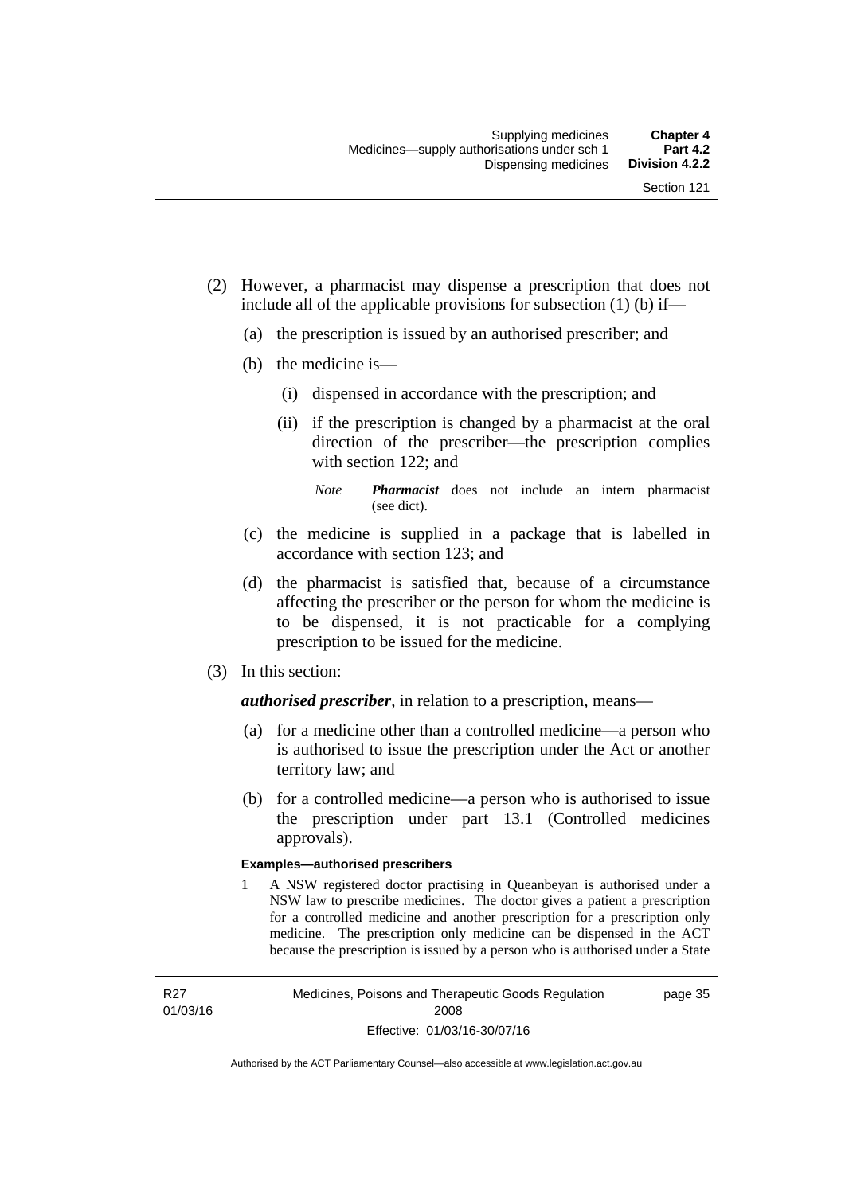(2) However, a pharmacist may dispense a prescription that does not include all of the applicable provisions for subsection (1) (b) if—

   (a) the prescription is issued by an authorised prescriber; and

   (b) the medicine is—

      (i) dispensed in accordance with the prescription; and

      (ii) if the prescription is changed by a pharmacist at the oral direction of the prescriber—the prescription complies with section 122; and

      *Note* ***Pharmacist*** does not include an intern pharmacist (see dict).

   (c) the medicine is supplied in a package that is labelled in accordance with section 123; and

   (d) the pharmacist is satisfied that, because of a circumstance affecting the prescriber or the person for whom the medicine is to be dispensed, it is not practicable for a complying prescription to be issued for the medicine.

(3) In this section:

***authorised prescriber***, in relation to a prescription, means—

   (a) for a medicine other than a controlled medicine—a person who is authorised to issue the prescription under the Act or another territory law; and

   (b) for a controlled medicine—a person who is authorised to issue the prescription under part 13.1 (Controlled medicines approvals).

**Examples—authorised prescribers**

1 A NSW registered doctor practising in Queanbeyan is authorised under a NSW law to prescribe medicines. The doctor gives a patient a prescription for a controlled medicine and another prescription for a prescription only medicine. The prescription only medicine can be dispensed in the ACT because the prescription is issued by a person who is authorised under a State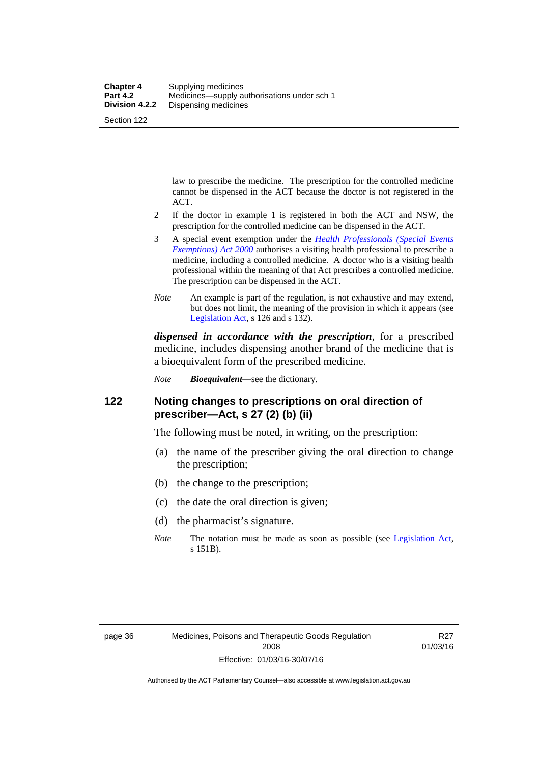law to prescribe the medicine. The prescription for the controlled medicine cannot be dispensed in the ACT because the doctor is not registered in the ACT.

2 If the doctor in example 1 is registered in both the ACT and NSW, the prescription for the controlled medicine can be dispensed in the ACT.

3 A special event exemption under the *Health Professionals (Special Events Exemptions) Act 2000* authorises a visiting health professional to prescribe a medicine, including a controlled medicine. A doctor who is a visiting health professional within the meaning of that Act prescribes a controlled medicine. The prescription can be dispensed in the ACT.

*Note* An example is part of the regulation, is not exhaustive and may extend, but does not limit, the meaning of the provision in which it appears (see Legislation Act, s 126 and s 132).

***dispensed in accordance with the prescription***, for a prescribed medicine, includes dispensing another brand of the medicine that is a bioequivalent form of the prescribed medicine.

*Note* ***Bioequivalent***—see the dictionary.

## 122 Noting changes to prescriptions on oral direction of prescriber—Act, s 27 (2) (b) (ii)

The following must be noted, in writing, on the prescription:

(a) the name of the prescriber giving the oral direction to change the prescription;

(b) the change to the prescription;

(c) the date the oral direction is given;

(d) the pharmacist's signature.

*Note* The notation must be made as soon as possible (see Legislation Act, s 151B).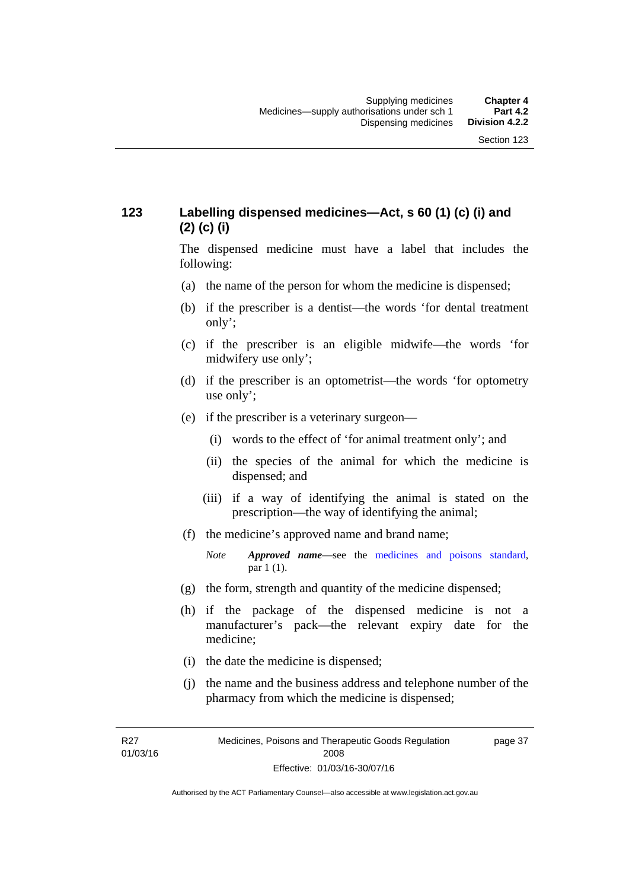## 123 Labelling dispensed medicines—Act, s 60 (1) (c) (i) and (2) (c) (i)

The dispensed medicine must have a label that includes the following:

(a) the name of the person for whom the medicine is dispensed;

(b) if the prescriber is a dentist—the words 'for dental treatment only';

(c) if the prescriber is an eligible midwife—the words 'for midwifery use only';

(d) if the prescriber is an optometrist—the words 'for optometry use only';

(e) if the prescriber is a veterinary surgeon—

 (i) words to the effect of 'for animal treatment only'; and

 (ii) the species of the animal for which the medicine is dispensed; and

 (iii) if a way of identifying the animal is stated on the prescription—the way of identifying the animal;

(f) the medicine's approved name and brand name;

> *Note* ***Approved name***—see the medicines and poisons standard, par 1 (1).

(g) the form, strength and quantity of the medicine dispensed;

(h) if the package of the dispensed medicine is not a manufacturer's pack—the relevant expiry date for the medicine;

(i) the date the medicine is dispensed;

(j) the name and the business address and telephone number of the pharmacy from which the medicine is dispensed;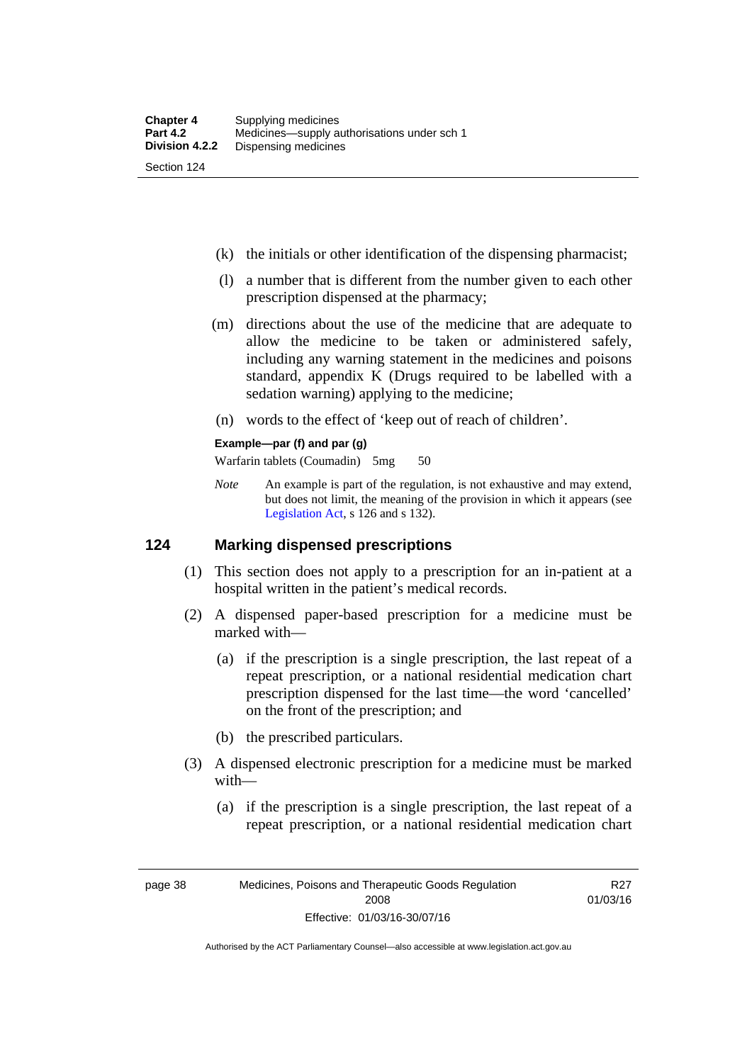(k) the initials or other identification of the dispensing pharmacist;

(l) a number that is different from the number given to each other prescription dispensed at the pharmacy;

(m) directions about the use of the medicine that are adequate to allow the medicine to be taken or administered safely, including any warning statement in the medicines and poisons standard, appendix K (Drugs required to be labelled with a sedation warning) applying to the medicine;

(n) words to the effect of 'keep out of reach of children'.

**Example—par (f) and par (g)**

Warfarin tablets (Coumadin) 5mg 50

*Note* An example is part of the regulation, is not exhaustive and may extend, but does not limit, the meaning of the provision in which it appears (see Legislation Act, s 126 and s 132).

## 124 Marking dispensed prescriptions

(1) This section does not apply to a prescription for an in-patient at a hospital written in the patient's medical records.

(2) A dispensed paper-based prescription for a medicine must be marked with—

(a) if the prescription is a single prescription, the last repeat of a repeat prescription, or a national residential medication chart prescription dispensed for the last time—the word 'cancelled' on the front of the prescription; and

(b) the prescribed particulars.

(3) A dispensed electronic prescription for a medicine must be marked with—

(a) if the prescription is a single prescription, the last repeat of a repeat prescription, or a national residential medication chart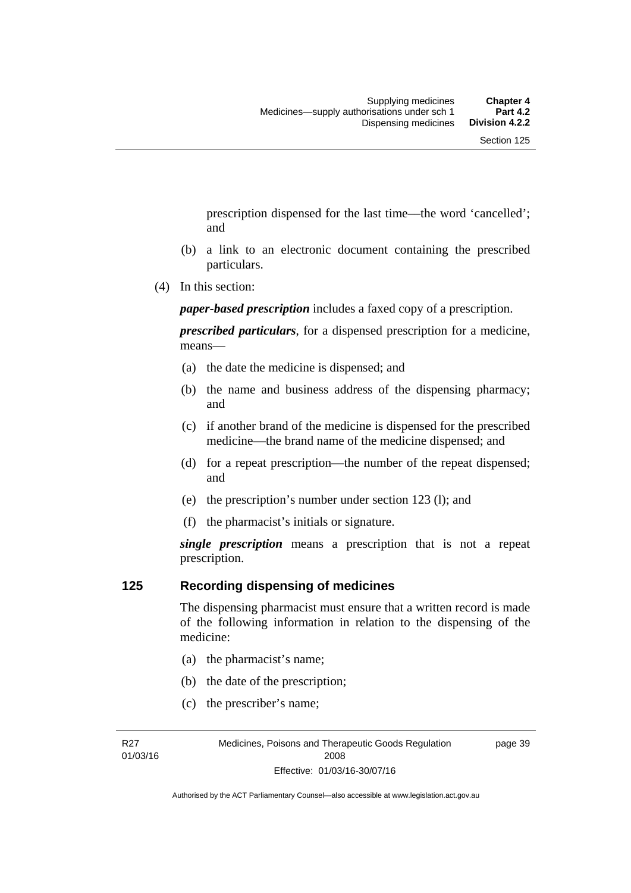prescription dispensed for the last time—the word 'cancelled'; and

(b) a link to an electronic document containing the prescribed particulars.

(4) In this section:

***paper-based prescription*** includes a faxed copy of a prescription.

***prescribed particulars***, for a dispensed prescription for a medicine, means—

(a) the date the medicine is dispensed; and

(b) the name and business address of the dispensing pharmacy; and

(c) if another brand of the medicine is dispensed for the prescribed medicine—the brand name of the medicine dispensed; and

(d) for a repeat prescription—the number of the repeat dispensed; and

(e) the prescription's number under section 123 (l); and

(f) the pharmacist's initials or signature.

***single prescription*** means a prescription that is not a repeat prescription.

## 125 Recording dispensing of medicines

The dispensing pharmacist must ensure that a written record is made of the following information in relation to the dispensing of the medicine:

(a) the pharmacist's name;

(b) the date of the prescription;

(c) the prescriber's name;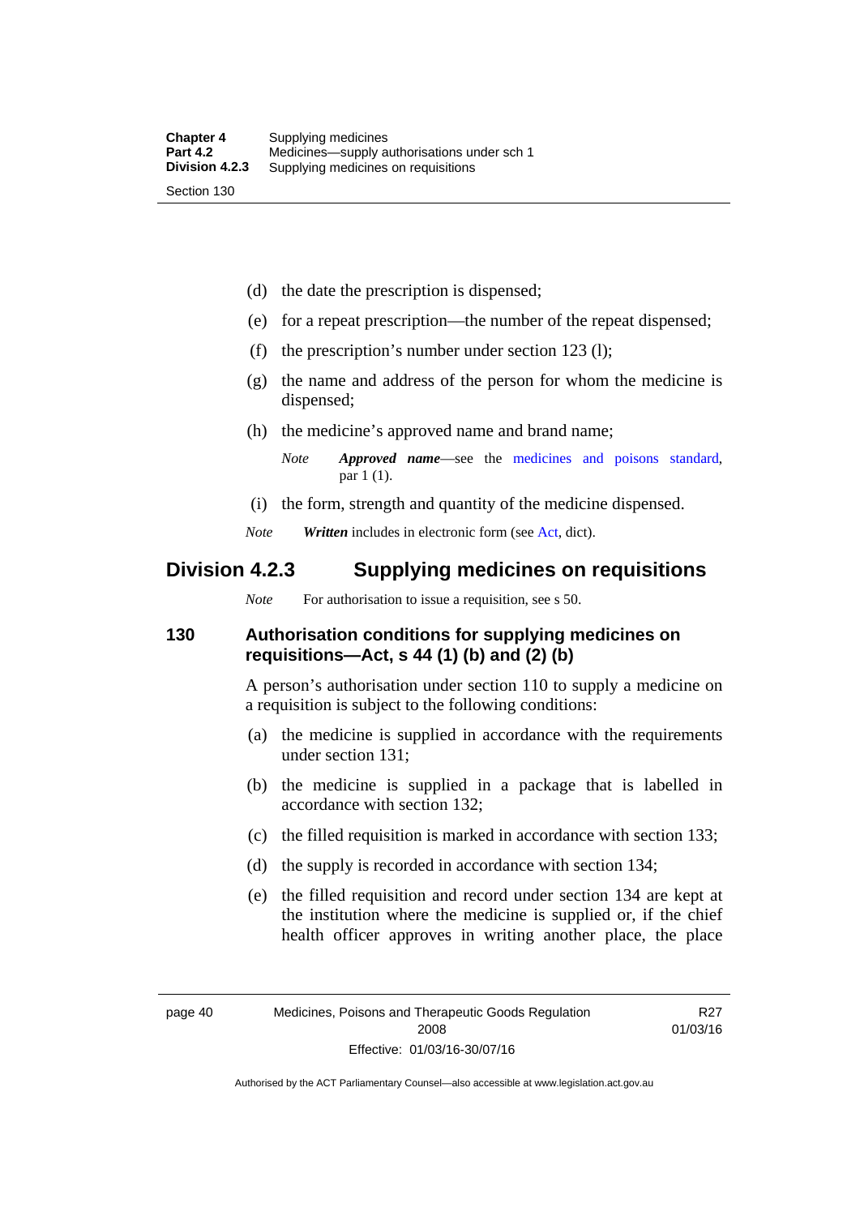(d) the date the prescription is dispensed;

(e) for a repeat prescription—the number of the repeat dispensed;

(f) the prescription's number under section 123 (l);

(g) the name and address of the person for whom the medicine is dispensed;

(h) the medicine's approved name and brand name;

*Note* ***Approved name***—see the medicines and poisons standard, par 1 (1).

(i) the form, strength and quantity of the medicine dispensed.

*Note* ***Written*** includes in electronic form (see Act, dict).

## Division 4.2.3 Supplying medicines on requisitions

*Note* For authorisation to issue a requisition, see s 50.

### 130 Authorisation conditions for supplying medicines on requisitions—Act, s 44 (1) (b) and (2) (b)

A person's authorisation under section 110 to supply a medicine on a requisition is subject to the following conditions:

(a) the medicine is supplied in accordance with the requirements under section 131;

(b) the medicine is supplied in a package that is labelled in accordance with section 132;

(c) the filled requisition is marked in accordance with section 133;

(d) the supply is recorded in accordance with section 134;

(e) the filled requisition and record under section 134 are kept at the institution where the medicine is supplied or, if the chief health officer approves in writing another place, the place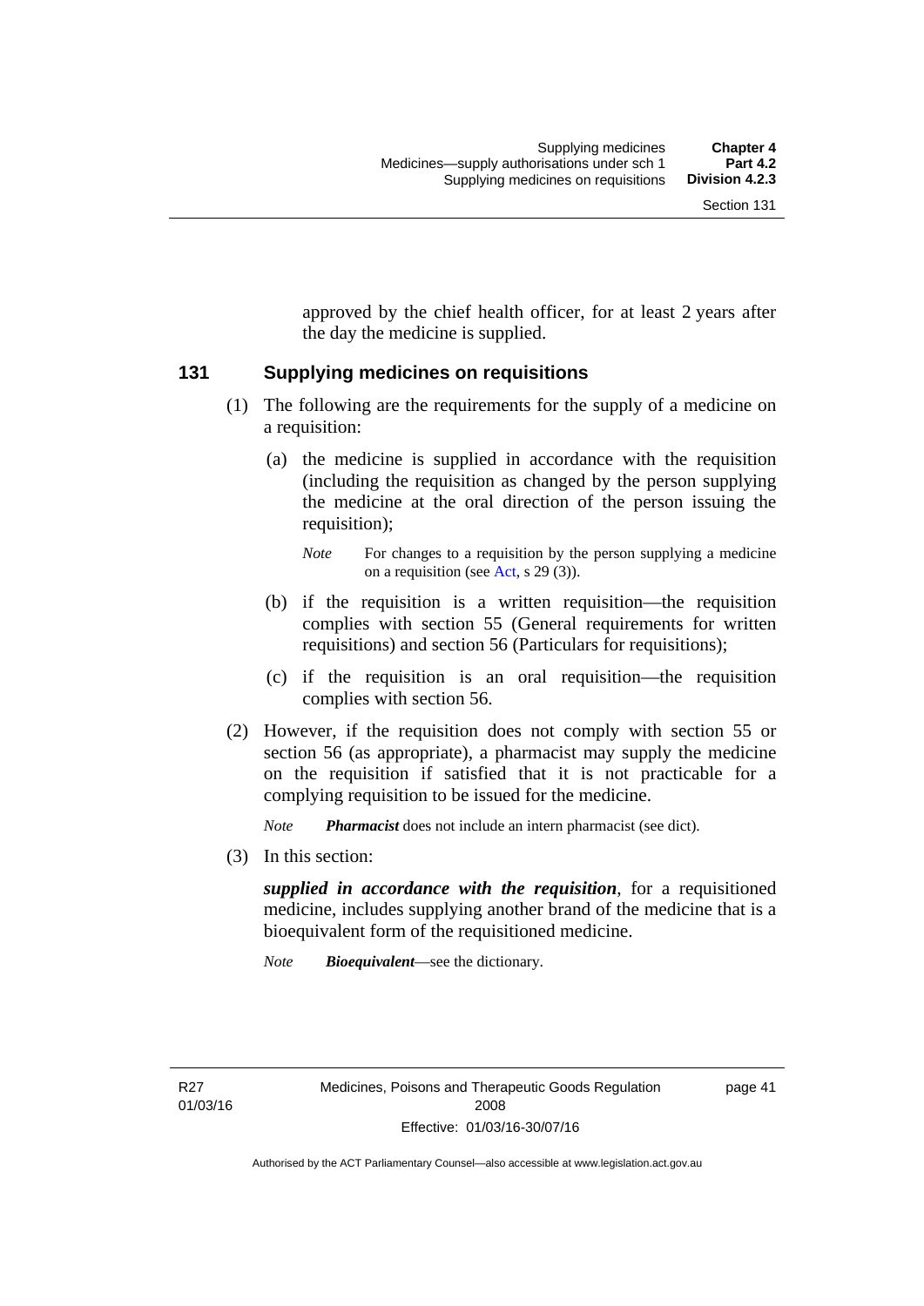approved by the chief health officer, for at least 2 years after the day the medicine is supplied.

## 131 Supplying medicines on requisitions

(1) The following are the requirements for the supply of a medicine on a requisition:

(a) the medicine is supplied in accordance with the requisition (including the requisition as changed by the person supplying the medicine at the oral direction of the person issuing the requisition);

*Note* For changes to a requisition by the person supplying a medicine on a requisition (see Act, s 29 (3)).

(b) if the requisition is a written requisition—the requisition complies with section 55 (General requirements for written requisitions) and section 56 (Particulars for requisitions);

(c) if the requisition is an oral requisition—the requisition complies with section 56.

(2) However, if the requisition does not comply with section 55 or section 56 (as appropriate), a pharmacist may supply the medicine on the requisition if satisfied that it is not practicable for a complying requisition to be issued for the medicine.

*Note* ***Pharmacist*** does not include an intern pharmacist (see dict).

(3) In this section:

***supplied in accordance with the requisition***, for a requisitioned medicine, includes supplying another brand of the medicine that is a bioequivalent form of the requisitioned medicine.

*Note* ***Bioequivalent***—see the dictionary.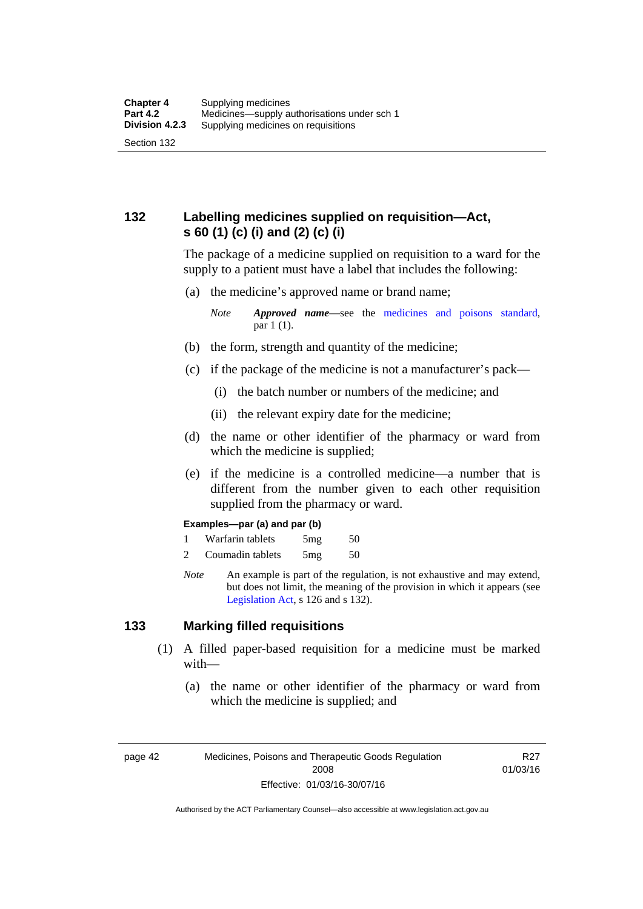## 132 Labelling medicines supplied on requisition—Act, s 60 (1) (c) (i) and (2) (c) (i)

The package of a medicine supplied on requisition to a ward for the supply to a patient must have a label that includes the following:

(a) the medicine's approved name or brand name;

*Note* ***Approved name***—see the medicines and poisons standard, par 1 (1).

(b) the form, strength and quantity of the medicine;

(c) if the package of the medicine is not a manufacturer's pack—

(i) the batch number or numbers of the medicine; and

(ii) the relevant expiry date for the medicine;

(d) the name or other identifier of the pharmacy or ward from which the medicine is supplied;

(e) if the medicine is a controlled medicine—a number that is different from the number given to each other requisition supplied from the pharmacy or ward.

**Examples—par (a) and par (b)**

1 Warfarin tablets 5mg 50

2 Coumadin tablets 5mg 50

*Note* An example is part of the regulation, is not exhaustive and may extend, but does not limit, the meaning of the provision in which it appears (see Legislation Act, s 126 and s 132).

## 133 Marking filled requisitions

(1) A filled paper-based requisition for a medicine must be marked with—

(a) the name or other identifier of the pharmacy or ward from which the medicine is supplied; and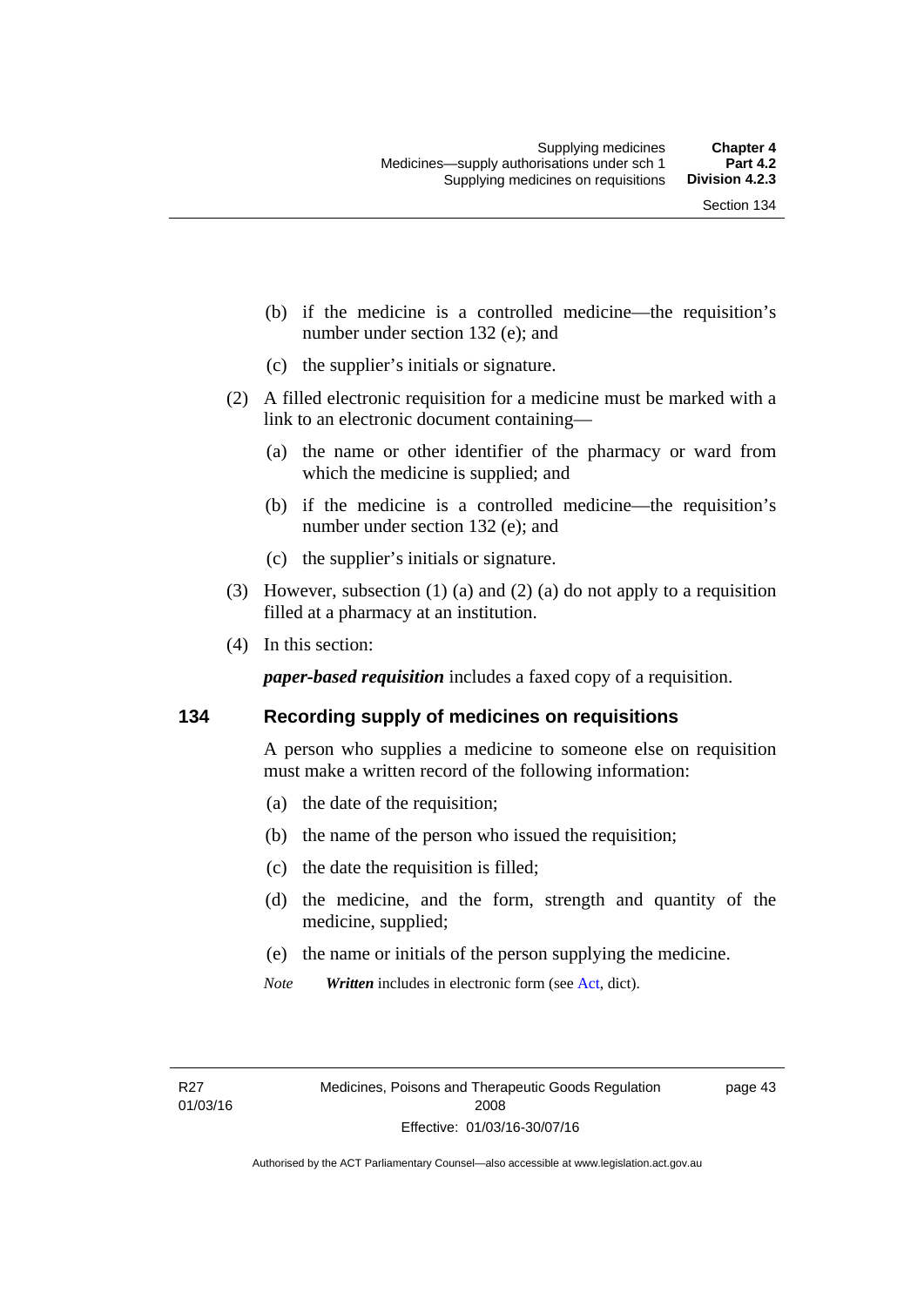(b) if the medicine is a controlled medicine—the requisition's number under section 132 (e); and

(c) the supplier's initials or signature.

(2) A filled electronic requisition for a medicine must be marked with a link to an electronic document containing—

(a) the name or other identifier of the pharmacy or ward from which the medicine is supplied; and

(b) if the medicine is a controlled medicine—the requisition's number under section 132 (e); and

(c) the supplier's initials or signature.

(3) However, subsection (1) (a) and (2) (a) do not apply to a requisition filled at a pharmacy at an institution.

(4) In this section:

***paper-based requisition*** includes a faxed copy of a requisition.

## 134 Recording supply of medicines on requisitions

A person who supplies a medicine to someone else on requisition must make a written record of the following information:

(a) the date of the requisition;

(b) the name of the person who issued the requisition;

(c) the date the requisition is filled;

(d) the medicine, and the form, strength and quantity of the medicine, supplied;

(e) the name or initials of the person supplying the medicine.

*Note* ***Written*** includes in electronic form (see Act, dict).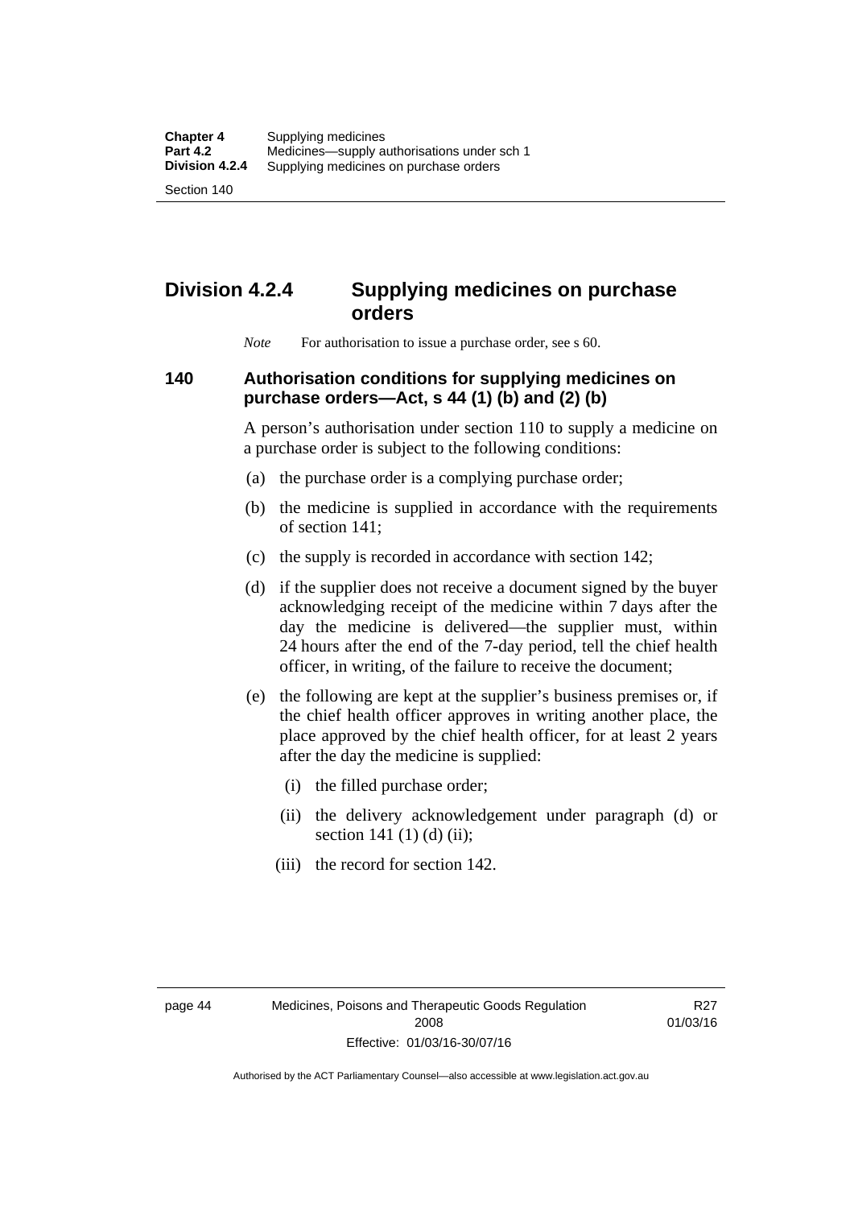## Division 4.2.4 Supplying medicines on purchase orders

*Note* For authorisation to issue a purchase order, see s 60.

### 140 Authorisation conditions for supplying medicines on purchase orders—Act, s 44 (1) (b) and (2) (b)

A person's authorisation under section 110 to supply a medicine on a purchase order is subject to the following conditions:

(a) the purchase order is a complying purchase order;

(b) the medicine is supplied in accordance with the requirements of section 141;

(c) the supply is recorded in accordance with section 142;

(d) if the supplier does not receive a document signed by the buyer acknowledging receipt of the medicine within 7 days after the day the medicine is delivered—the supplier must, within 24 hours after the end of the 7-day period, tell the chief health officer, in writing, of the failure to receive the document;

(e) the following are kept at the supplier's business premises or, if the chief health officer approves in writing another place, the place approved by the chief health officer, for at least 2 years after the day the medicine is supplied:

(i) the filled purchase order;

(ii) the delivery acknowledgement under paragraph (d) or section 141 (1) (d) (ii);

(iii) the record for section 142.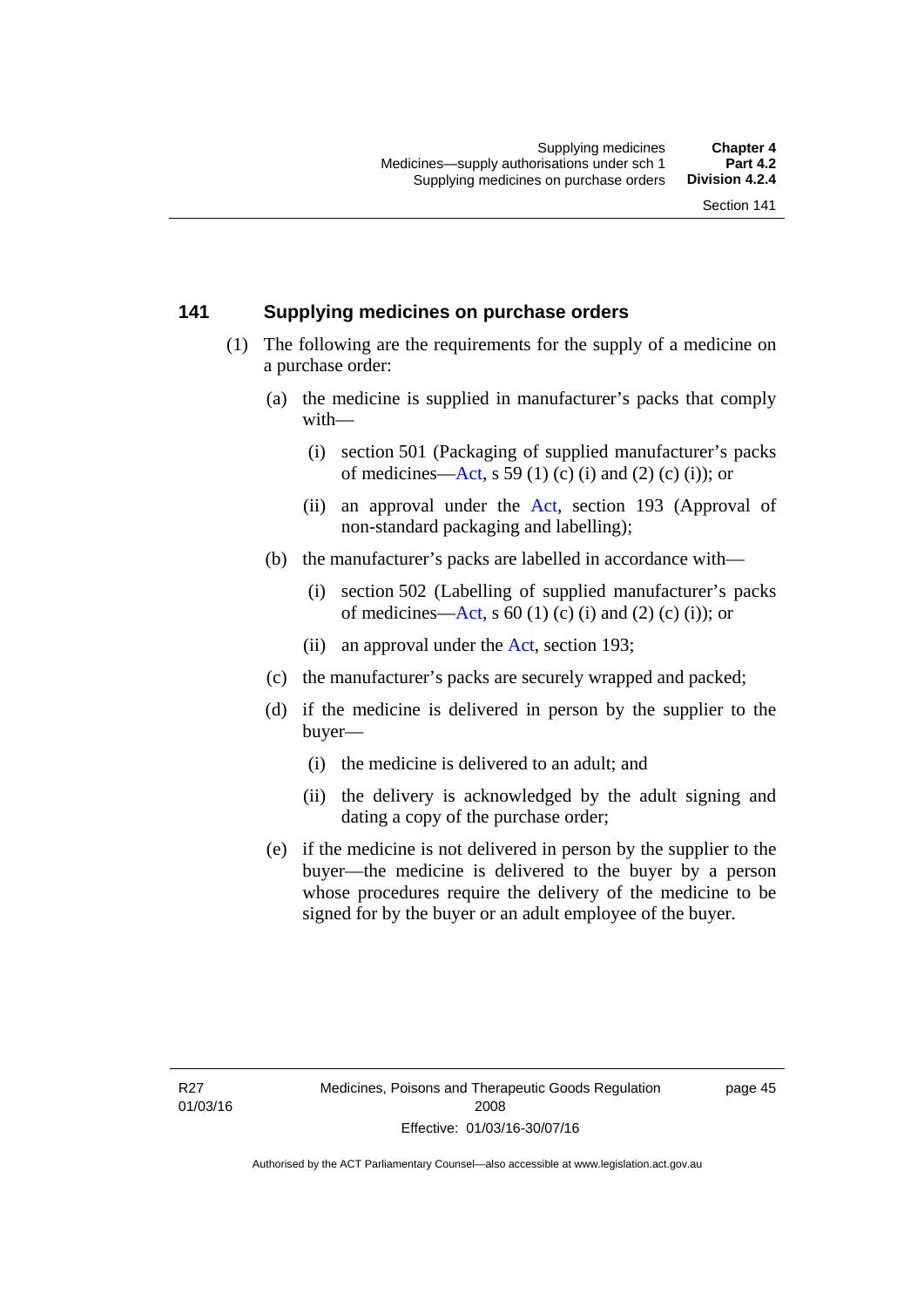## 141 Supplying medicines on purchase orders

(1) The following are the requirements for the supply of a medicine on a purchase order:

(a) the medicine is supplied in manufacturer's packs that comply with—

(i) section 501 (Packaging of supplied manufacturer's packs of medicines—Act, s 59 (1) (c) (i) and (2) (c) (i)); or

(ii) an approval under the Act, section 193 (Approval of non-standard packaging and labelling);

(b) the manufacturer's packs are labelled in accordance with—

(i) section 502 (Labelling of supplied manufacturer's packs of medicines—Act, s 60 (1) (c) (i) and (2) (c) (i)); or

(ii) an approval under the Act, section 193;

(c) the manufacturer's packs are securely wrapped and packed;

(d) if the medicine is delivered in person by the supplier to the buyer—

(i) the medicine is delivered to an adult; and

(ii) the delivery is acknowledged by the adult signing and dating a copy of the purchase order;

(e) if the medicine is not delivered in person by the supplier to the buyer—the medicine is delivered to the buyer by a person whose procedures require the delivery of the medicine to be signed for by the buyer or an adult employee of the buyer.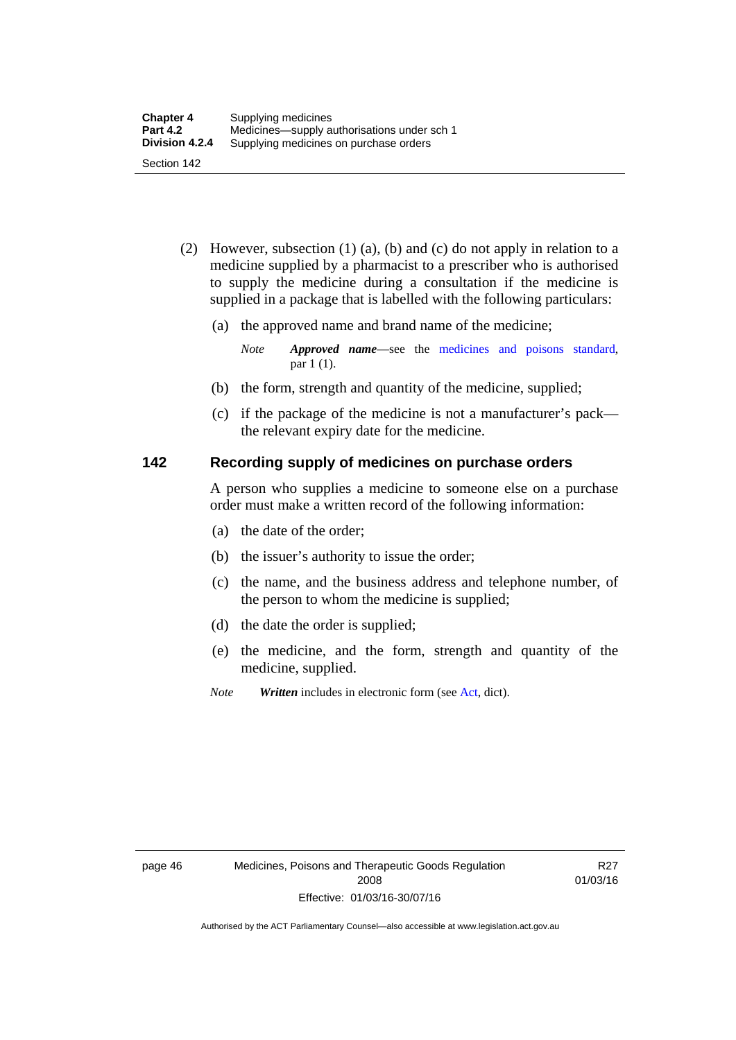(2) However, subsection (1) (a), (b) and (c) do not apply in relation to a medicine supplied by a pharmacist to a prescriber who is authorised to supply the medicine during a consultation if the medicine is supplied in a package that is labelled with the following particulars:

(a) the approved name and brand name of the medicine;

*Note* ***Approved name***—see the medicines and poisons standard, par 1 (1).

(b) the form, strength and quantity of the medicine, supplied;

(c) if the package of the medicine is not a manufacturer's pack—the relevant expiry date for the medicine.

## 142 Recording supply of medicines on purchase orders

A person who supplies a medicine to someone else on a purchase order must make a written record of the following information:

(a) the date of the order;

(b) the issuer's authority to issue the order;

(c) the name, and the business address and telephone number, of the person to whom the medicine is supplied;

(d) the date the order is supplied;

(e) the medicine, and the form, strength and quantity of the medicine, supplied.

*Note* ***Written*** includes in electronic form (see Act, dict).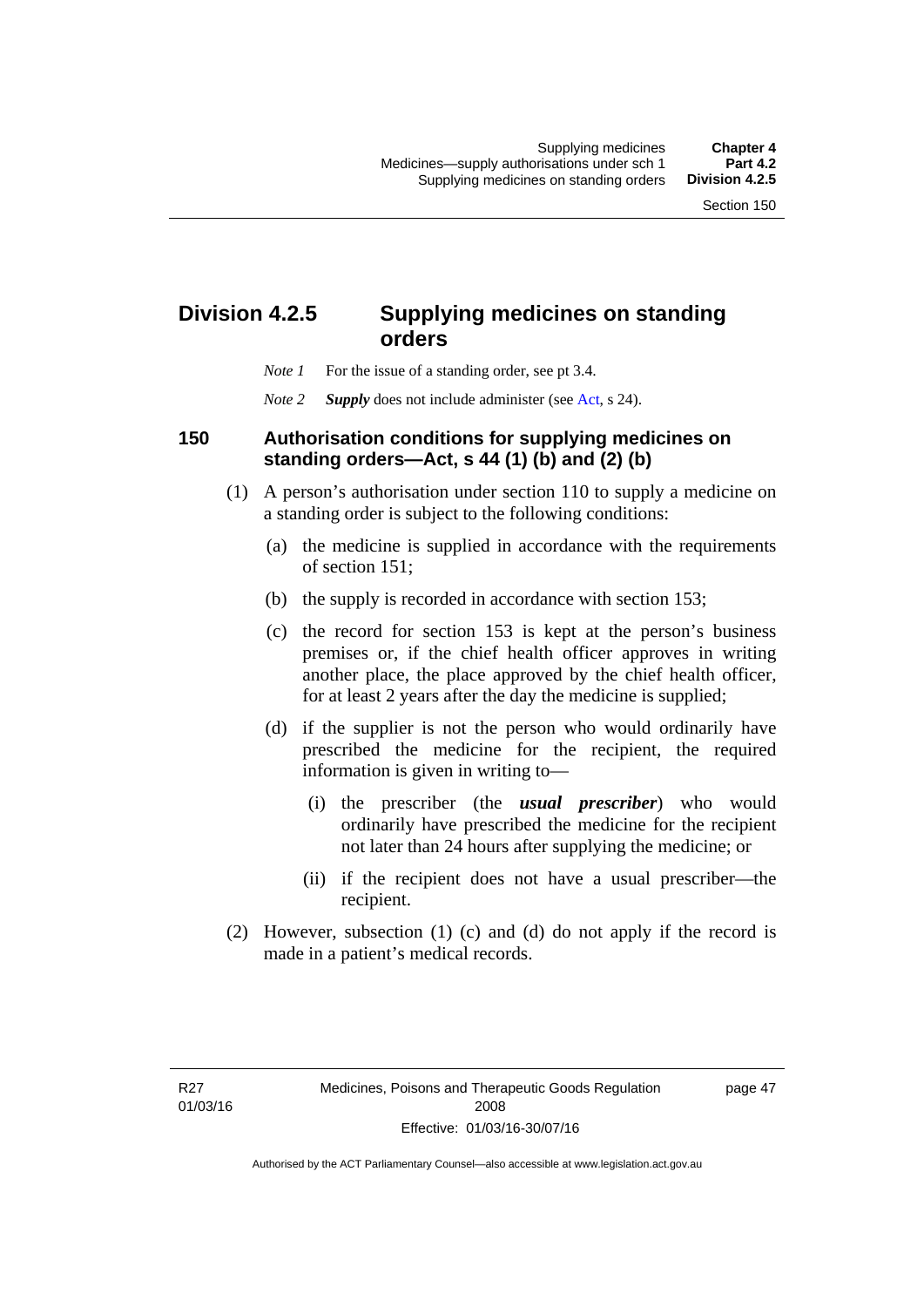## Division 4.2.5 Supplying medicines on standing orders

*Note 1* For the issue of a standing order, see pt 3.4.

*Note 2* ***Supply*** does not include administer (see Act, s 24).

### 150 Authorisation conditions for supplying medicines on standing orders—Act, s 44 (1) (b) and (2) (b)

(1) A person's authorisation under section 110 to supply a medicine on a standing order is subject to the following conditions:

  (a) the medicine is supplied in accordance with the requirements of section 151;

  (b) the supply is recorded in accordance with section 153;

  (c) the record for section 153 is kept at the person's business premises or, if the chief health officer approves in writing another place, the place approved by the chief health officer, for at least 2 years after the day the medicine is supplied;

  (d) if the supplier is not the person who would ordinarily have prescribed the medicine for the recipient, the required information is given in writing to—

    (i) the prescriber (the ***usual prescriber***) who would ordinarily have prescribed the medicine for the recipient not later than 24 hours after supplying the medicine; or

    (ii) if the recipient does not have a usual prescriber—the recipient.

(2) However, subsection (1) (c) and (d) do not apply if the record is made in a patient's medical records.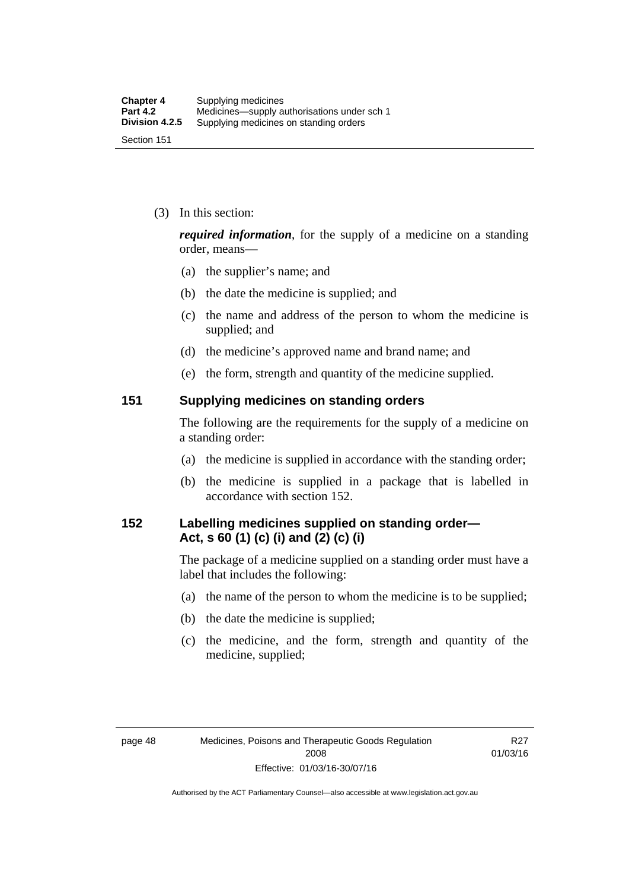(3) In this section:

***required information***, for the supply of a medicine on a standing order, means—

(a) the supplier's name; and

(b) the date the medicine is supplied; and

(c) the name and address of the person to whom the medicine is supplied; and

(d) the medicine's approved name and brand name; and

(e) the form, strength and quantity of the medicine supplied.

## 151 Supplying medicines on standing orders

The following are the requirements for the supply of a medicine on a standing order:

(a) the medicine is supplied in accordance with the standing order;

(b) the medicine is supplied in a package that is labelled in accordance with section 152.

## 152 Labelling medicines supplied on standing order—Act, s 60 (1) (c) (i) and (2) (c) (i)

The package of a medicine supplied on a standing order must have a label that includes the following:

(a) the name of the person to whom the medicine is to be supplied;

(b) the date the medicine is supplied;

(c) the medicine, and the form, strength and quantity of the medicine, supplied;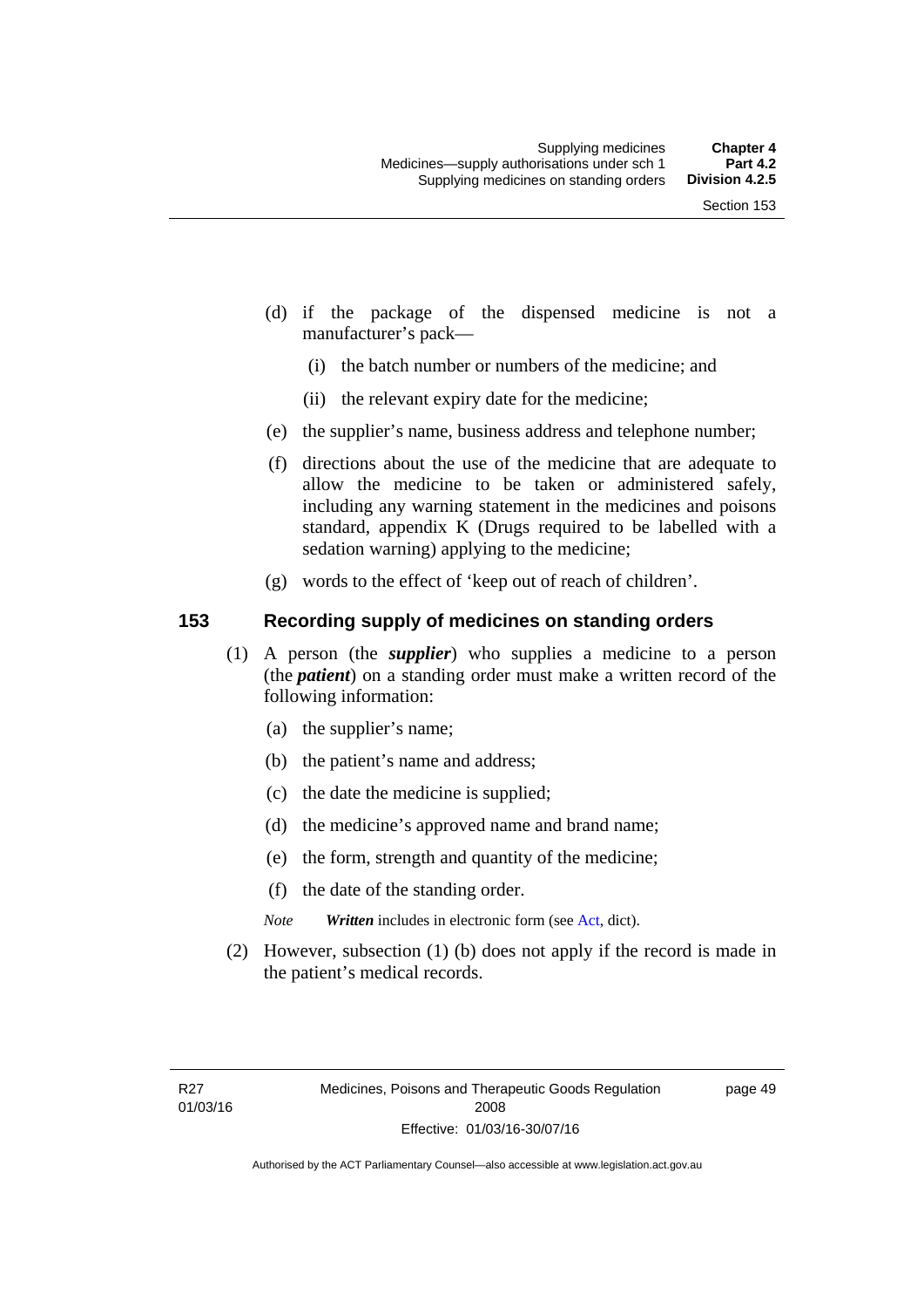(d) if the package of the dispensed medicine is not a manufacturer's pack—

  (i) the batch number or numbers of the medicine; and

  (ii) the relevant expiry date for the medicine;

(e) the supplier's name, business address and telephone number;

(f) directions about the use of the medicine that are adequate to allow the medicine to be taken or administered safely, including any warning statement in the medicines and poisons standard, appendix K (Drugs required to be labelled with a sedation warning) applying to the medicine;

(g) words to the effect of 'keep out of reach of children'.

## 153 Recording supply of medicines on standing orders

(1) A person (the ***supplier***) who supplies a medicine to a person (the ***patient***) on a standing order must make a written record of the following information:

  (a) the supplier's name;

  (b) the patient's name and address;

  (c) the date the medicine is supplied;

  (d) the medicine's approved name and brand name;

  (e) the form, strength and quantity of the medicine;

  (f) the date of the standing order.

*Note* ***Written*** includes in electronic form (see Act, dict).

(2) However, subsection (1) (b) does not apply if the record is made in the patient's medical records.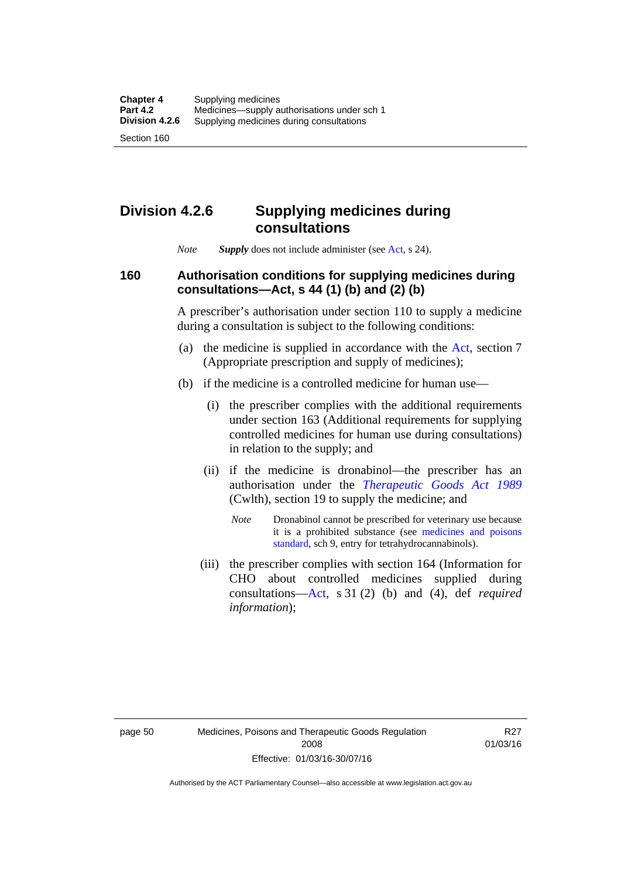## Division 4.2.6 Supplying medicines during consultations

*Note* ***Supply*** does not include administer (see Act, s 24).

### 160 Authorisation conditions for supplying medicines during consultations—Act, s 44 (1) (b) and (2) (b)

A prescriber's authorisation under section 110 to supply a medicine during a consultation is subject to the following conditions:

(a) the medicine is supplied in accordance with the Act, section 7 (Appropriate prescription and supply of medicines);

(b) if the medicine is a controlled medicine for human use—

(i) the prescriber complies with the additional requirements under section 163 (Additional requirements for supplying controlled medicines for human use during consultations) in relation to the supply; and

(ii) if the medicine is dronabinol—the prescriber has an authorisation under the *Therapeutic Goods Act 1989* (Cwlth), section 19 to supply the medicine; and

*Note* Dronabinol cannot be prescribed for veterinary use because it is a prohibited substance (see medicines and poisons standard, sch 9, entry for tetrahydrocannabinols).

(iii) the prescriber complies with section 164 (Information for CHO about controlled medicines supplied during consultations—Act, s 31 (2) (b) and (4), def *required information*);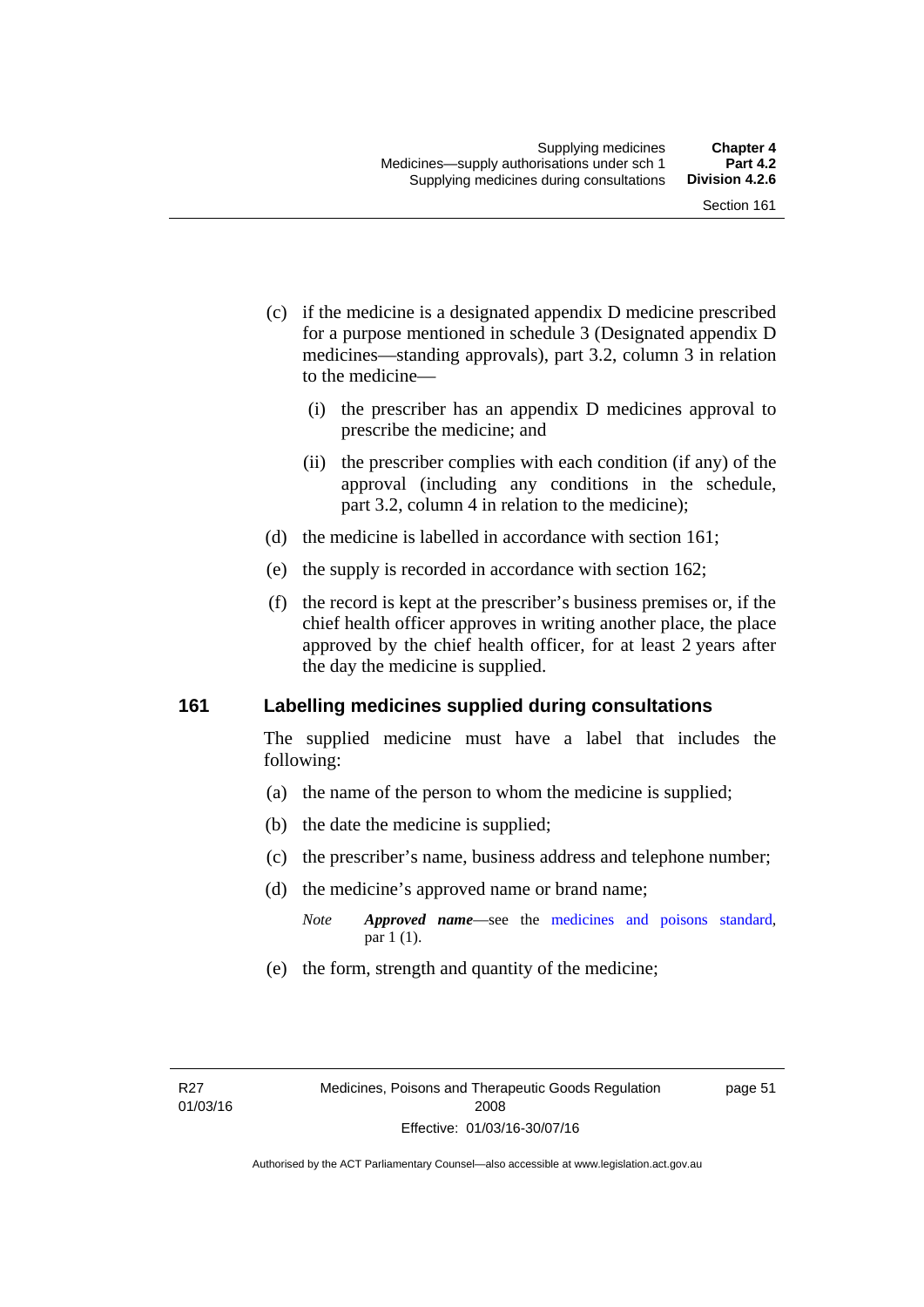(c) if the medicine is a designated appendix D medicine prescribed for a purpose mentioned in schedule 3 (Designated appendix D medicines—standing approvals), part 3.2, column 3 in relation to the medicine—

(i) the prescriber has an appendix D medicines approval to prescribe the medicine; and

(ii) the prescriber complies with each condition (if any) of the approval (including any conditions in the schedule, part 3.2, column 4 in relation to the medicine);

(d) the medicine is labelled in accordance with section 161;

(e) the supply is recorded in accordance with section 162;

(f) the record is kept at the prescriber's business premises or, if the chief health officer approves in writing another place, the place approved by the chief health officer, for at least 2 years after the day the medicine is supplied.

## 161 Labelling medicines supplied during consultations

The supplied medicine must have a label that includes the following:

(a) the name of the person to whom the medicine is supplied;

(b) the date the medicine is supplied;

(c) the prescriber's name, business address and telephone number;

(d) the medicine's approved name or brand name;

*Note* ***Approved name***—see the medicines and poisons standard, par 1 (1).

(e) the form, strength and quantity of the medicine;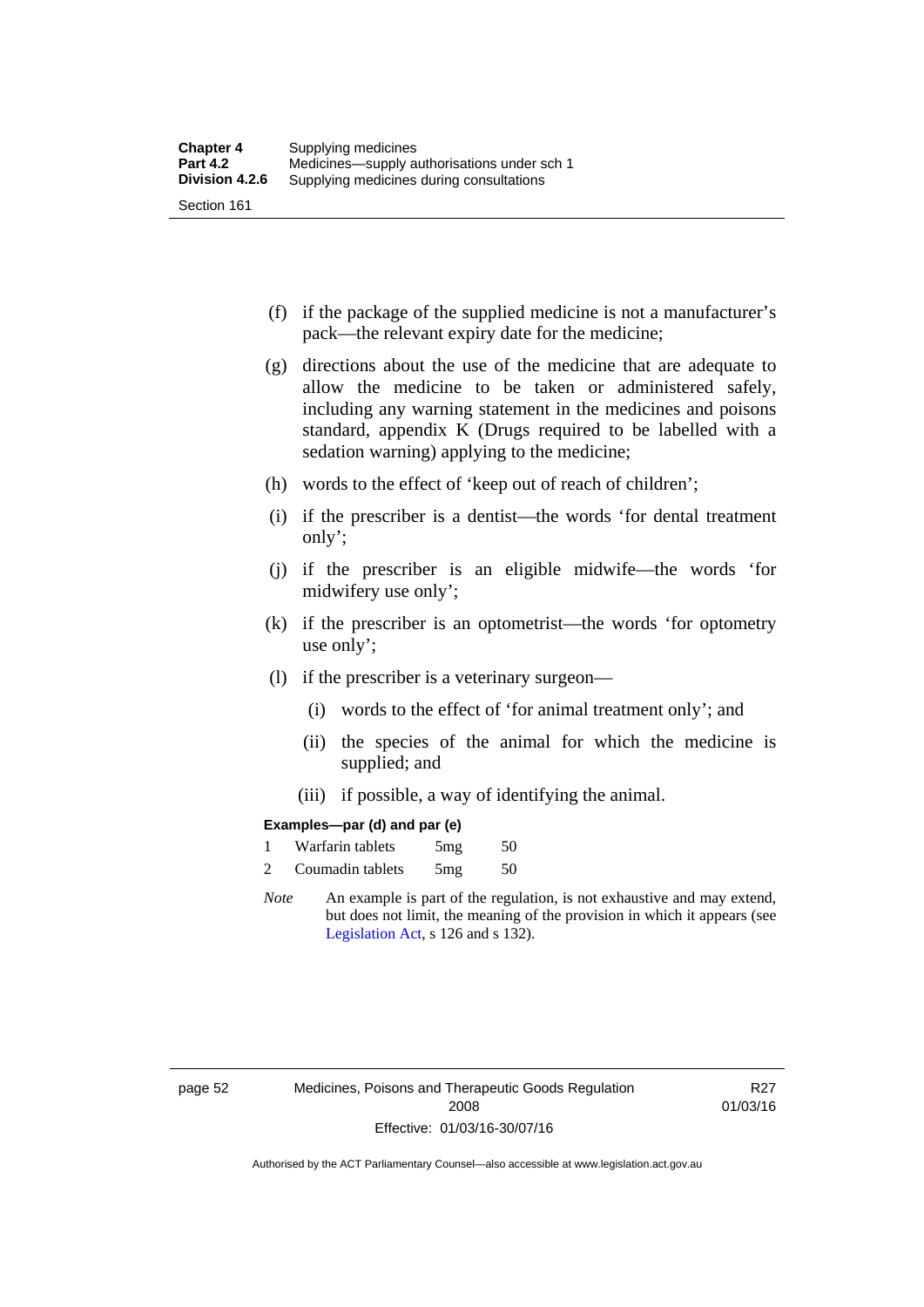(f) if the package of the supplied medicine is not a manufacturer's pack—the relevant expiry date for the medicine;

(g) directions about the use of the medicine that are adequate to allow the medicine to be taken or administered safely, including any warning statement in the medicines and poisons standard, appendix K (Drugs required to be labelled with a sedation warning) applying to the medicine;

(h) words to the effect of 'keep out of reach of children';

(i) if the prescriber is a dentist—the words 'for dental treatment only';

(j) if the prescriber is an eligible midwife—the words 'for midwifery use only';

(k) if the prescriber is an optometrist—the words 'for optometry use only';

(l) if the prescriber is a veterinary surgeon—

(i) words to the effect of 'for animal treatment only'; and

(ii) the species of the animal for which the medicine is supplied; and

(iii) if possible, a way of identifying the animal.

**Examples—par (d) and par (e)**

| | | | |
|---|---|---|---|
| 1 | Warfarin tablets | 5mg | 50 |
| 2 | Coumadin tablets | 5mg | 50 |

*Note* An example is part of the regulation, is not exhaustive and may extend, but does not limit, the meaning of the provision in which it appears (see Legislation Act, s 126 and s 132).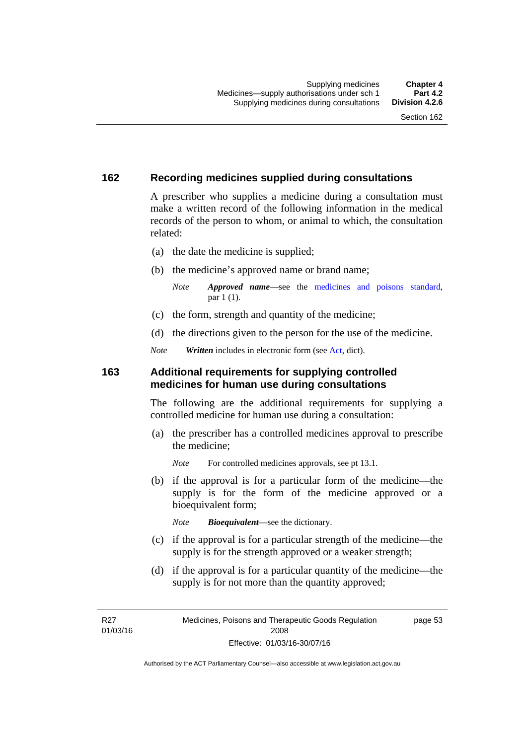## 162 Recording medicines supplied during consultations

A prescriber who supplies a medicine during a consultation must make a written record of the following information in the medical records of the person to whom, or animal to which, the consultation related:

(a) the date the medicine is supplied;

(b) the medicine's approved name or brand name;

*Note* ***Approved name***—see the medicines and poisons standard, par 1 (1).

(c) the form, strength and quantity of the medicine;

(d) the directions given to the person for the use of the medicine.

*Note* ***Written*** includes in electronic form (see Act, dict).

## 163 Additional requirements for supplying controlled medicines for human use during consultations

The following are the additional requirements for supplying a controlled medicine for human use during a consultation:

(a) the prescriber has a controlled medicines approval to prescribe the medicine;

*Note* For controlled medicines approvals, see pt 13.1.

(b) if the approval is for a particular form of the medicine—the supply is for the form of the medicine approved or a bioequivalent form;

*Note* ***Bioequivalent***—see the dictionary.

(c) if the approval is for a particular strength of the medicine—the supply is for the strength approved or a weaker strength;

(d) if the approval is for a particular quantity of the medicine—the supply is for not more than the quantity approved;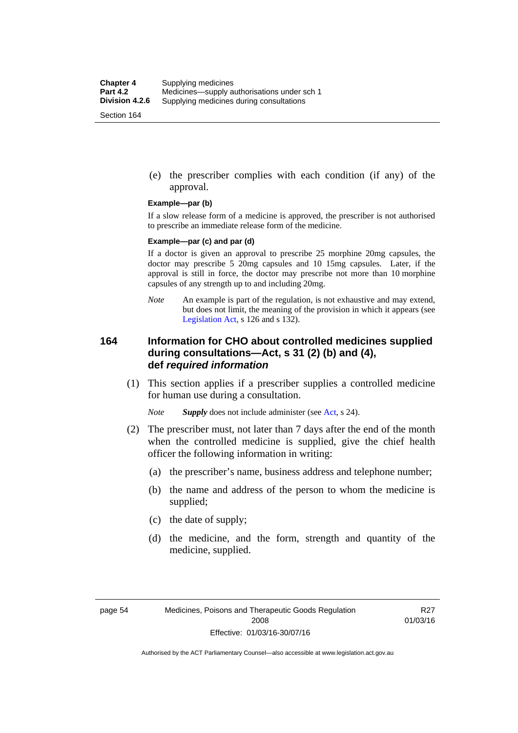(e) the prescriber complies with each condition (if any) of the approval.

**Example—par (b)**

If a slow release form of a medicine is approved, the prescriber is not authorised to prescribe an immediate release form of the medicine.

**Example—par (c) and par (d)**

If a doctor is given an approval to prescribe 25 morphine 20mg capsules, the doctor may prescribe 5 20mg capsules and 10 15mg capsules. Later, if the approval is still in force, the doctor may prescribe not more than 10 morphine capsules of any strength up to and including 20mg.

*Note* An example is part of the regulation, is not exhaustive and may extend, but does not limit, the meaning of the provision in which it appears (see Legislation Act, s 126 and s 132).

## 164 Information for CHO about controlled medicines supplied during consultations—Act, s 31 (2) (b) and (4), def *required information*

(1) This section applies if a prescriber supplies a controlled medicine for human use during a consultation.

*Note* ***Supply*** does not include administer (see Act, s 24).

(2) The prescriber must, not later than 7 days after the end of the month when the controlled medicine is supplied, give the chief health officer the following information in writing:

(a) the prescriber's name, business address and telephone number;

(b) the name and address of the person to whom the medicine is supplied;

(c) the date of supply;

(d) the medicine, and the form, strength and quantity of the medicine, supplied.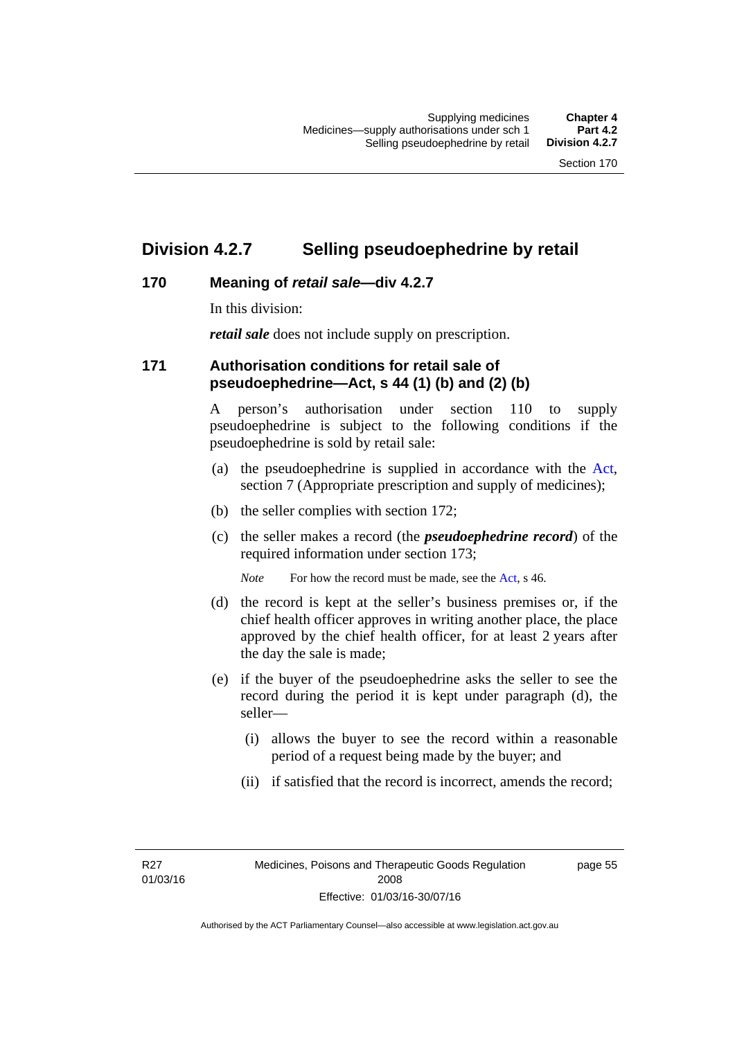# Division 4.2.7 Selling pseudoephedrine by retail

## 170 Meaning of *retail sale*—div 4.2.7

In this division:

***retail sale*** does not include supply on prescription.

## 171 Authorisation conditions for retail sale of pseudoephedrine—Act, s 44 (1) (b) and (2) (b)

A person's authorisation under section 110 to supply pseudoephedrine is subject to the following conditions if the pseudoephedrine is sold by retail sale:

(a) the pseudoephedrine is supplied in accordance with the Act, section 7 (Appropriate prescription and supply of medicines);

(b) the seller complies with section 172;

(c) the seller makes a record (the ***pseudoephedrine record***) of the required information under section 173;

*Note* For how the record must be made, see the Act, s 46.

(d) the record is kept at the seller's business premises or, if the chief health officer approves in writing another place, the place approved by the chief health officer, for at least 2 years after the day the sale is made;

(e) if the buyer of the pseudoephedrine asks the seller to see the record during the period it is kept under paragraph (d), the seller—

(i) allows the buyer to see the record within a reasonable period of a request being made by the buyer; and

(ii) if satisfied that the record is incorrect, amends the record;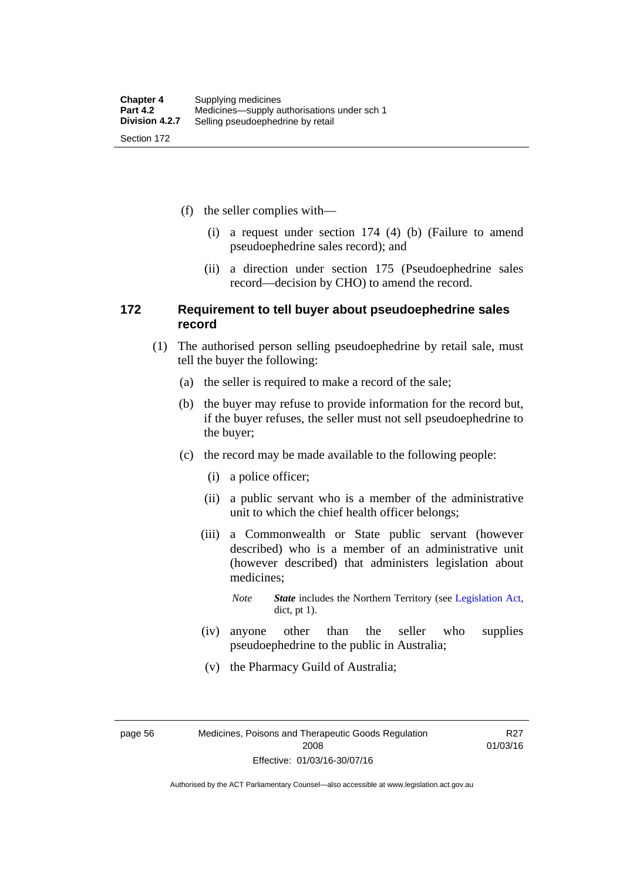(f) the seller complies with—

(i) a request under section 174 (4) (b) (Failure to amend pseudoephedrine sales record); and

(ii) a direction under section 175 (Pseudoephedrine sales record—decision by CHO) to amend the record.

### 172 Requirement to tell buyer about pseudoephedrine sales record

(1) The authorised person selling pseudoephedrine by retail sale, must tell the buyer the following:

(a) the seller is required to make a record of the sale;

(b) the buyer may refuse to provide information for the record but, if the buyer refuses, the seller must not sell pseudoephedrine to the buyer;

(c) the record may be made available to the following people:

(i) a police officer;

(ii) a public servant who is a member of the administrative unit to which the chief health officer belongs;

(iii) a Commonwealth or State public servant (however described) who is a member of an administrative unit (however described) that administers legislation about medicines;

*Note* ***State*** includes the Northern Territory (see Legislation Act, dict, pt 1).

(iv) anyone other than the seller who supplies pseudoephedrine to the public in Australia;

(v) the Pharmacy Guild of Australia;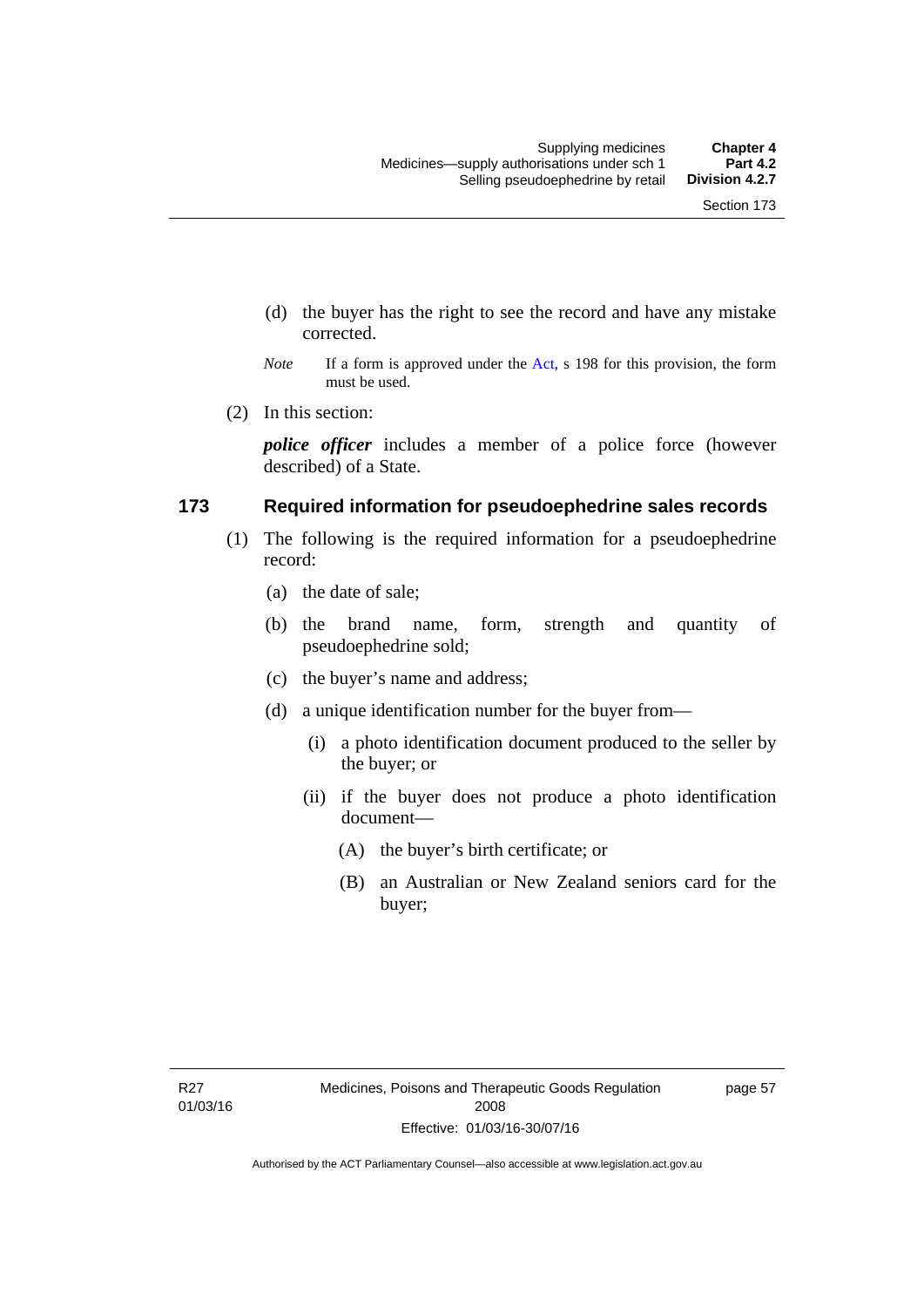(d) the buyer has the right to see the record and have any mistake corrected.

*Note* If a form is approved under the Act, s 198 for this provision, the form must be used.

(2) In this section:

***police officer*** includes a member of a police force (however described) of a State.

### 173 Required information for pseudoephedrine sales records

(1) The following is the required information for a pseudoephedrine record:

(a) the date of sale;

(b) the brand name, form, strength and quantity of pseudoephedrine sold;

(c) the buyer's name and address;

(d) a unique identification number for the buyer from—

(i) a photo identification document produced to the seller by the buyer; or

(ii) if the buyer does not produce a photo identification document—

(A) the buyer's birth certificate; or

(B) an Australian or New Zealand seniors card for the buyer;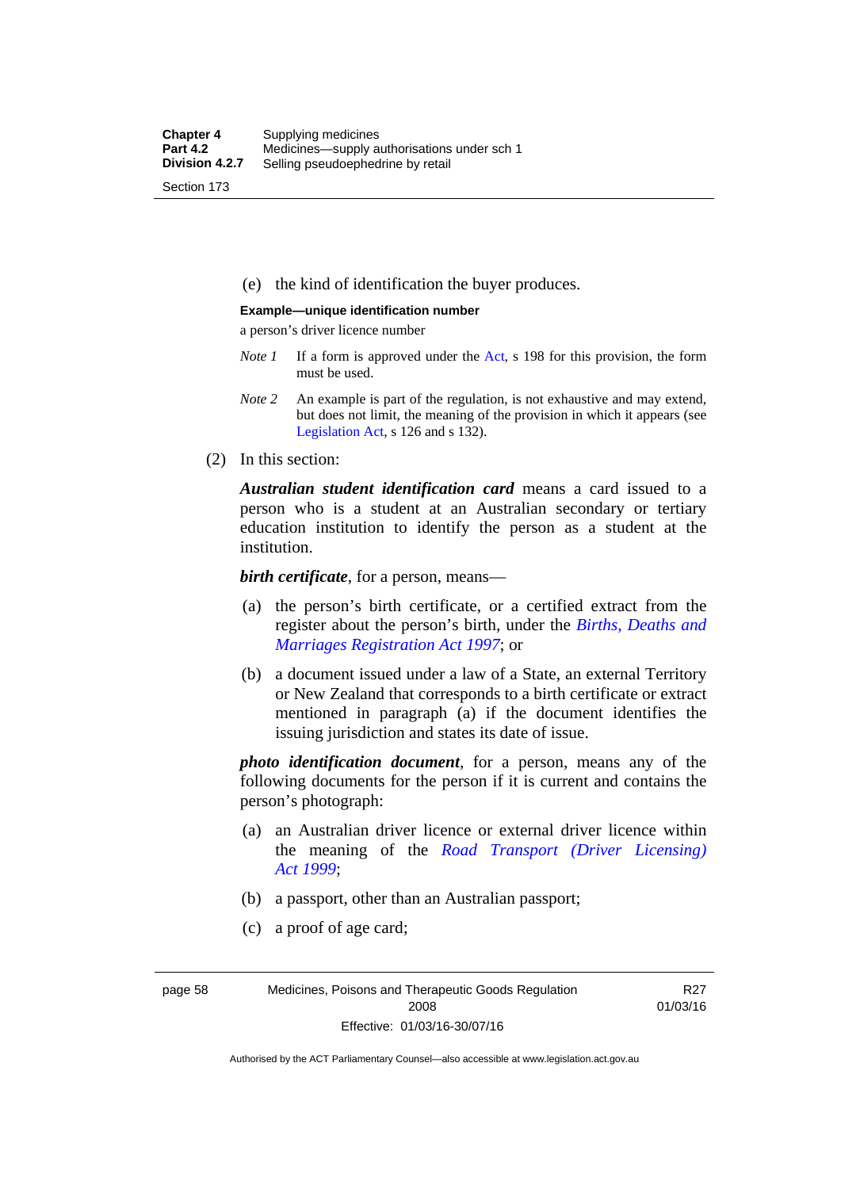(e) the kind of identification the buyer produces.

**Example—unique identification number**

a person's driver licence number

*Note 1* If a form is approved under the Act, s 198 for this provision, the form must be used.

*Note 2* An example is part of the regulation, is not exhaustive and may extend, but does not limit, the meaning of the provision in which it appears (see Legislation Act, s 126 and s 132).

(2) In this section:

***Australian student identification card*** means a card issued to a person who is a student at an Australian secondary or tertiary education institution to identify the person as a student at the institution.

***birth certificate***, for a person, means—

(a) the person's birth certificate, or a certified extract from the register about the person's birth, under the *Births, Deaths and Marriages Registration Act 1997*; or

(b) a document issued under a law of a State, an external Territory or New Zealand that corresponds to a birth certificate or extract mentioned in paragraph (a) if the document identifies the issuing jurisdiction and states its date of issue.

***photo identification document***, for a person, means any of the following documents for the person if it is current and contains the person's photograph:

(a) an Australian driver licence or external driver licence within the meaning of the *Road Transport (Driver Licensing) Act 1999*;

(b) a passport, other than an Australian passport;

(c) a proof of age card;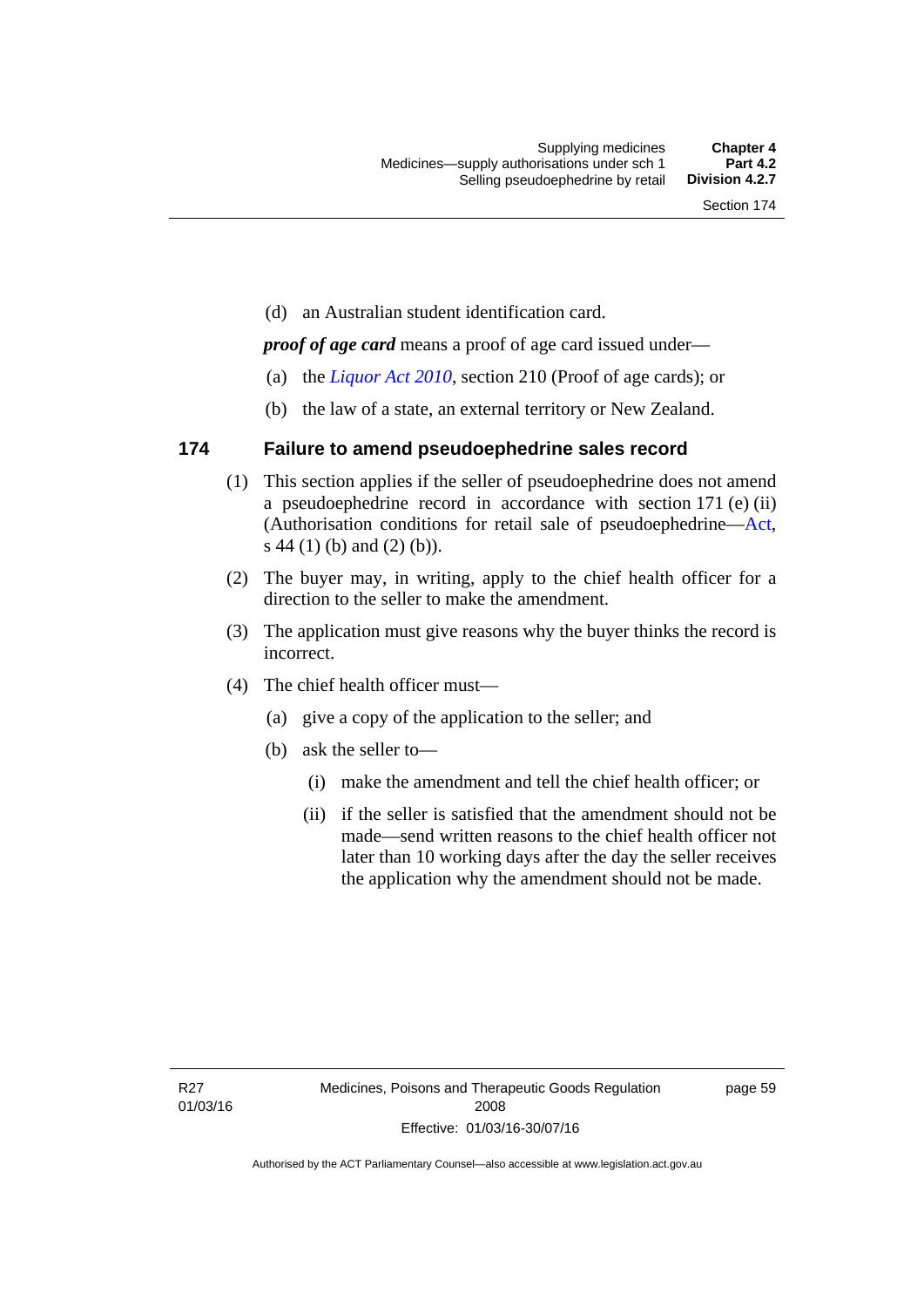(d) an Australian student identification card.

***proof of age card*** means a proof of age card issued under—

(a) the *Liquor Act 2010*, section 210 (Proof of age cards); or

(b) the law of a state, an external territory or New Zealand.

## 174 Failure to amend pseudoephedrine sales record

(1) This section applies if the seller of pseudoephedrine does not amend a pseudoephedrine record in accordance with section 171 (e) (ii) (Authorisation conditions for retail sale of pseudoephedrine—Act, s 44 (1) (b) and (2) (b)).

(2) The buyer may, in writing, apply to the chief health officer for a direction to the seller to make the amendment.

(3) The application must give reasons why the buyer thinks the record is incorrect.

(4) The chief health officer must—

(a) give a copy of the application to the seller; and

(b) ask the seller to—

(i) make the amendment and tell the chief health officer; or

(ii) if the seller is satisfied that the amendment should not be made—send written reasons to the chief health officer not later than 10 working days after the day the seller receives the application why the amendment should not be made.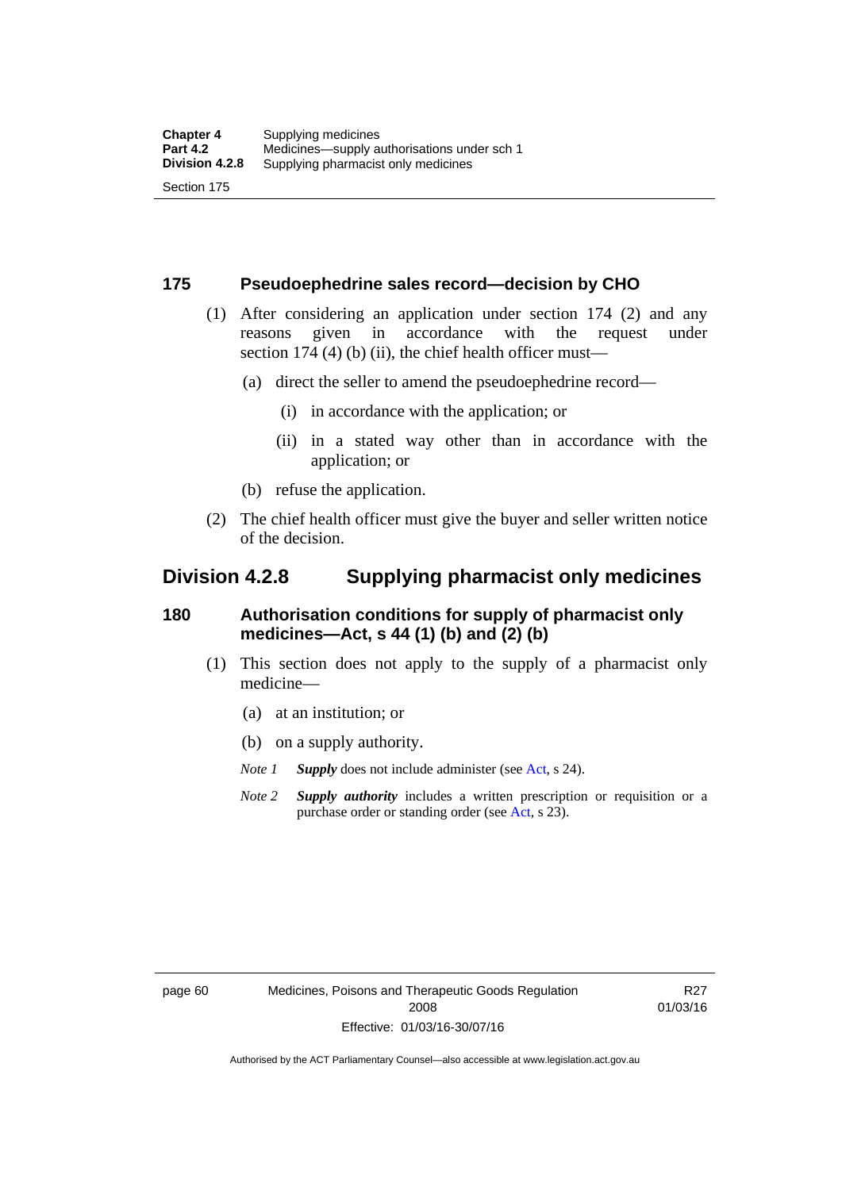## 175 Pseudoephedrine sales record—decision by CHO

(1) After considering an application under section 174 (2) and any reasons given in accordance with the request under section 174 (4) (b) (ii), the chief health officer must—

(a) direct the seller to amend the pseudoephedrine record—

(i) in accordance with the application; or

(ii) in a stated way other than in accordance with the application; or

(b) refuse the application.

(2) The chief health officer must give the buyer and seller written notice of the decision.

# Division 4.2.8 Supplying pharmacist only medicines

## 180 Authorisation conditions for supply of pharmacist only medicines—Act, s 44 (1) (b) and (2) (b)

(1) This section does not apply to the supply of a pharmacist only medicine—

(a) at an institution; or

(b) on a supply authority.

*Note 1* ***Supply*** does not include administer (see Act, s 24).

*Note 2* ***Supply authority*** includes a written prescription or requisition or a purchase order or standing order (see Act, s 23).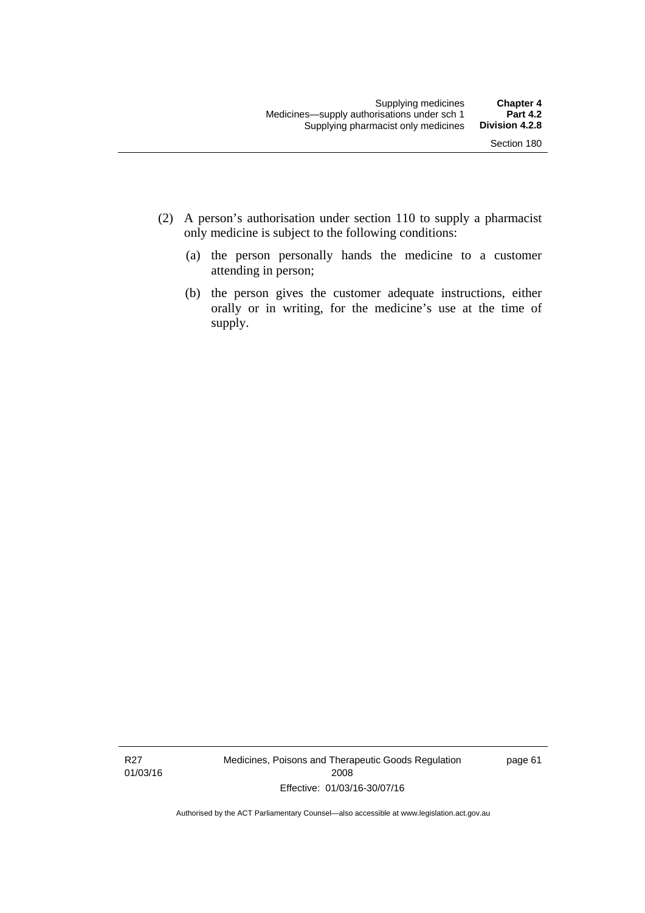(2) A person's authorisation under section 110 to supply a pharmacist only medicine is subject to the following conditions:

(a) the person personally hands the medicine to a customer attending in person;

(b) the person gives the customer adequate instructions, either orally or in writing, for the medicine's use at the time of supply.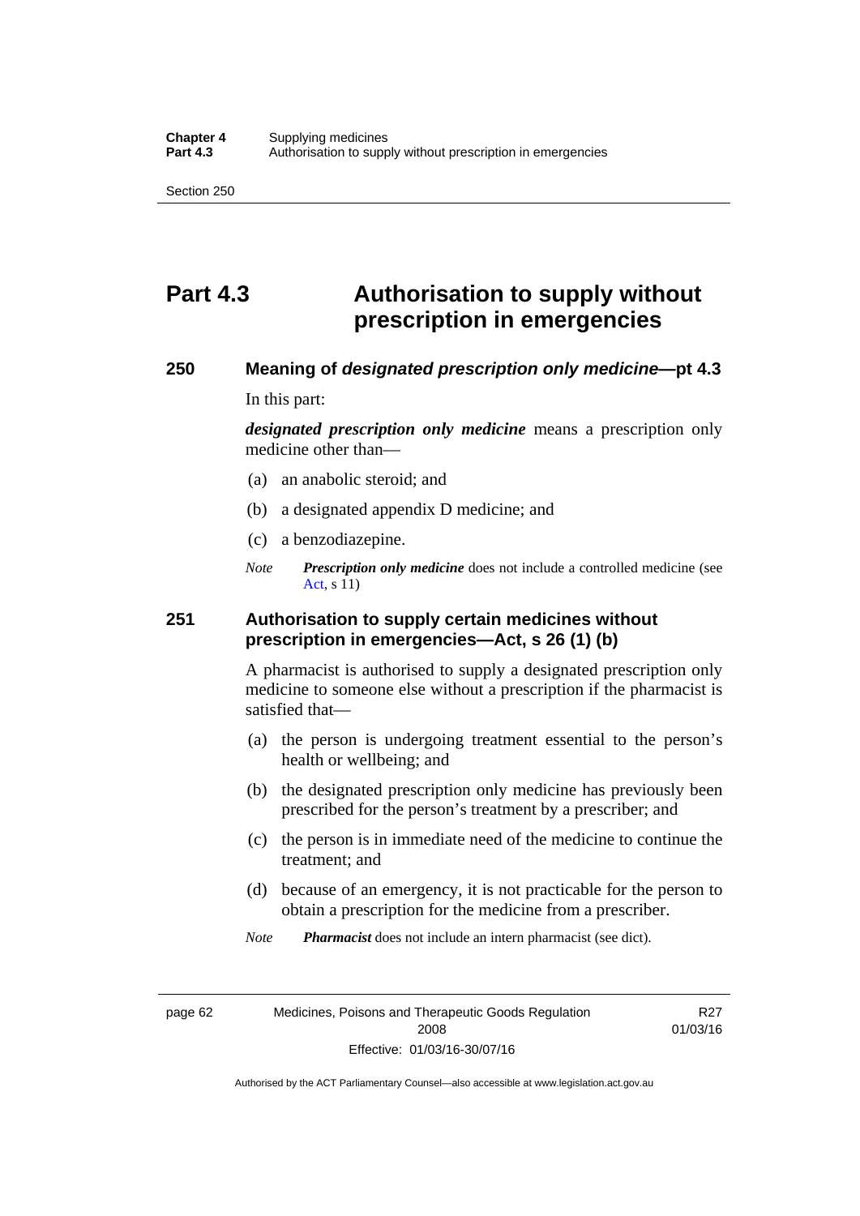# Part 4.3 Authorisation to supply without prescription in emergencies

## 250 Meaning of *designated prescription only medicine*—pt 4.3

In this part:

***designated prescription only medicine*** means a prescription only medicine other than—

(a) an anabolic steroid; and

(b) a designated appendix D medicine; and

(c) a benzodiazepine.

*Note* ***Prescription only medicine*** does not include a controlled medicine (see Act, s 11)

## 251 Authorisation to supply certain medicines without prescription in emergencies—Act, s 26 (1) (b)

A pharmacist is authorised to supply a designated prescription only medicine to someone else without a prescription if the pharmacist is satisfied that—

(a) the person is undergoing treatment essential to the person's health or wellbeing; and

(b) the designated prescription only medicine has previously been prescribed for the person's treatment by a prescriber; and

(c) the person is in immediate need of the medicine to continue the treatment; and

(d) because of an emergency, it is not practicable for the person to obtain a prescription for the medicine from a prescriber.

*Note* ***Pharmacist*** does not include an intern pharmacist (see dict).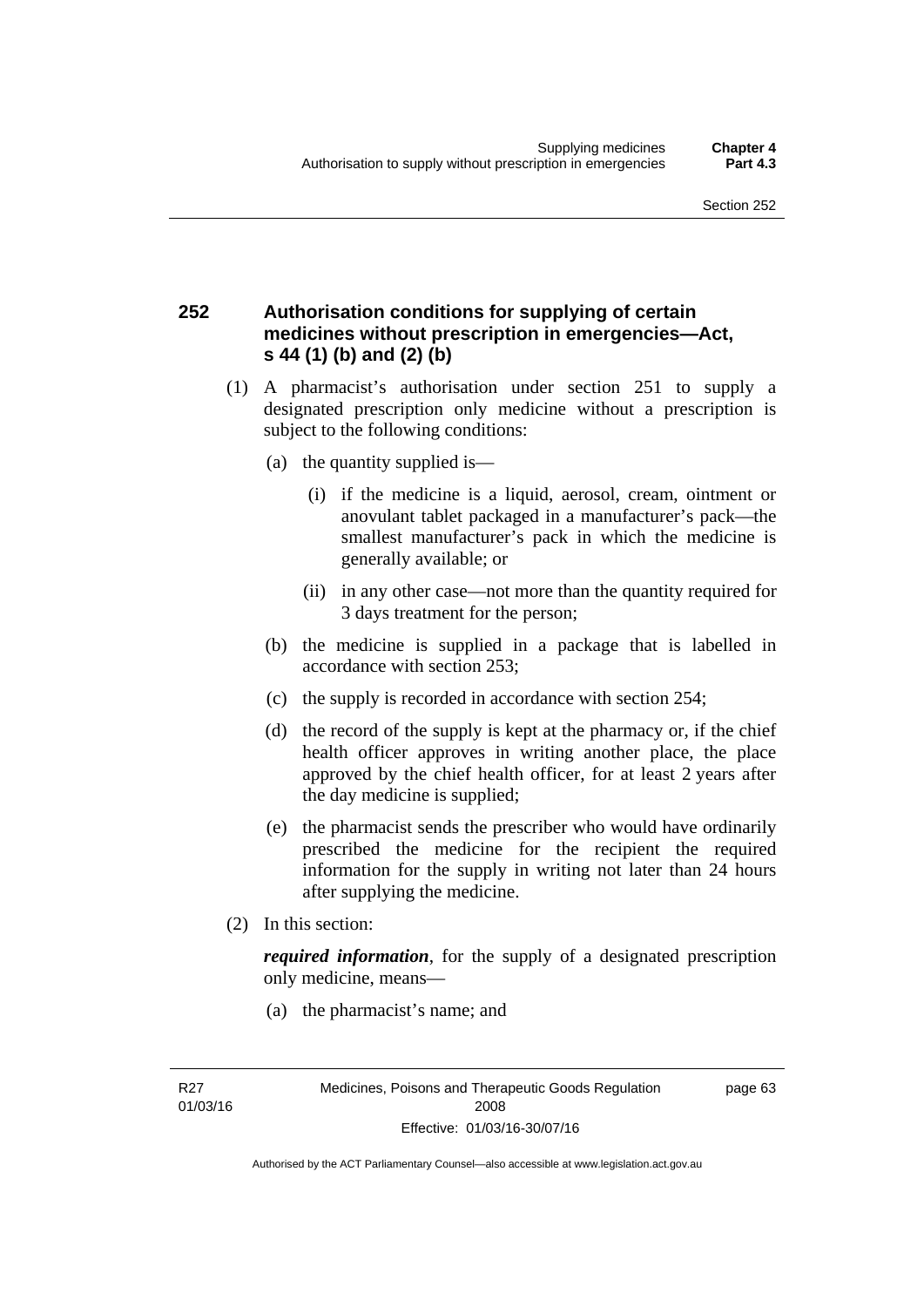## 252 Authorisation conditions for supplying of certain medicines without prescription in emergencies—Act, s 44 (1) (b) and (2) (b)

(1) A pharmacist's authorisation under section 251 to supply a designated prescription only medicine without a prescription is subject to the following conditions:

(a) the quantity supplied is—

(i) if the medicine is a liquid, aerosol, cream, ointment or anovulant tablet packaged in a manufacturer's pack—the smallest manufacturer's pack in which the medicine is generally available; or

(ii) in any other case—not more than the quantity required for 3 days treatment for the person;

(b) the medicine is supplied in a package that is labelled in accordance with section 253;

(c) the supply is recorded in accordance with section 254;

(d) the record of the supply is kept at the pharmacy or, if the chief health officer approves in writing another place, the place approved by the chief health officer, for at least 2 years after the day medicine is supplied;

(e) the pharmacist sends the prescriber who would have ordinarily prescribed the medicine for the recipient the required information for the supply in writing not later than 24 hours after supplying the medicine.

(2) In this section:

***required information***, for the supply of a designated prescription only medicine, means—

(a) the pharmacist's name; and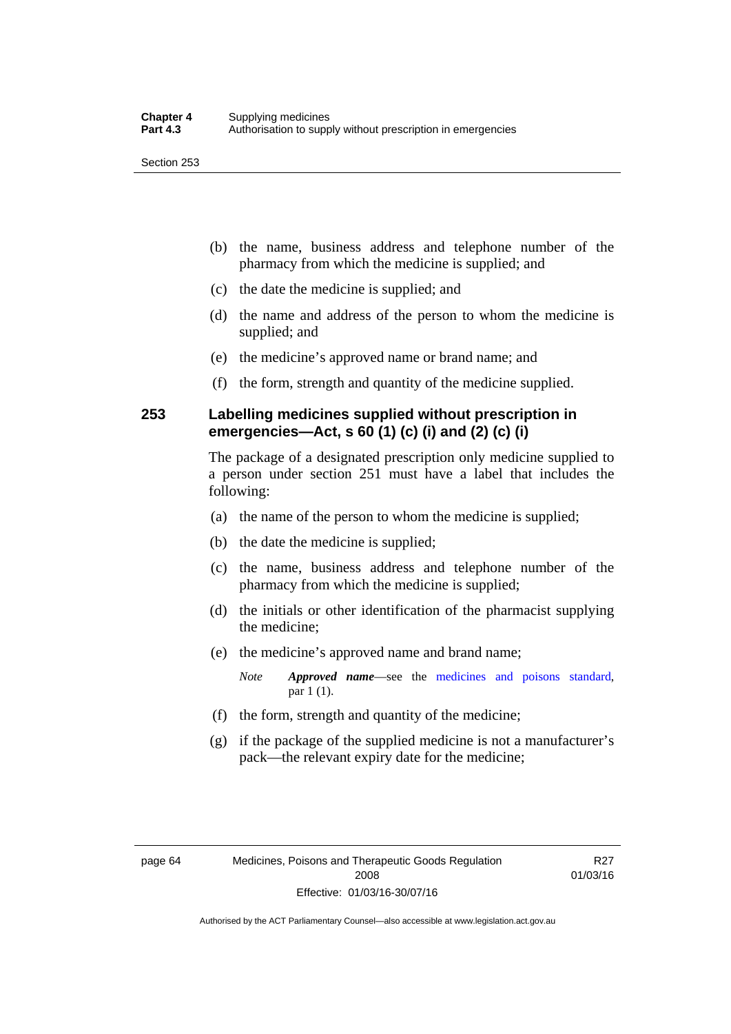(b) the name, business address and telephone number of the pharmacy from which the medicine is supplied; and

(c) the date the medicine is supplied; and

(d) the name and address of the person to whom the medicine is supplied; and

(e) the medicine's approved name or brand name; and

(f) the form, strength and quantity of the medicine supplied.

## 253 Labelling medicines supplied without prescription in emergencies—Act, s 60 (1) (c) (i) and (2) (c) (i)

The package of a designated prescription only medicine supplied to a person under section 251 must have a label that includes the following:

(a) the name of the person to whom the medicine is supplied;

(b) the date the medicine is supplied;

(c) the name, business address and telephone number of the pharmacy from which the medicine is supplied;

(d) the initials or other identification of the pharmacist supplying the medicine;

(e) the medicine's approved name and brand name;

*Note* ***Approved name***—see the medicines and poisons standard, par 1 (1).

(f) the form, strength and quantity of the medicine;

(g) if the package of the supplied medicine is not a manufacturer's pack—the relevant expiry date for the medicine;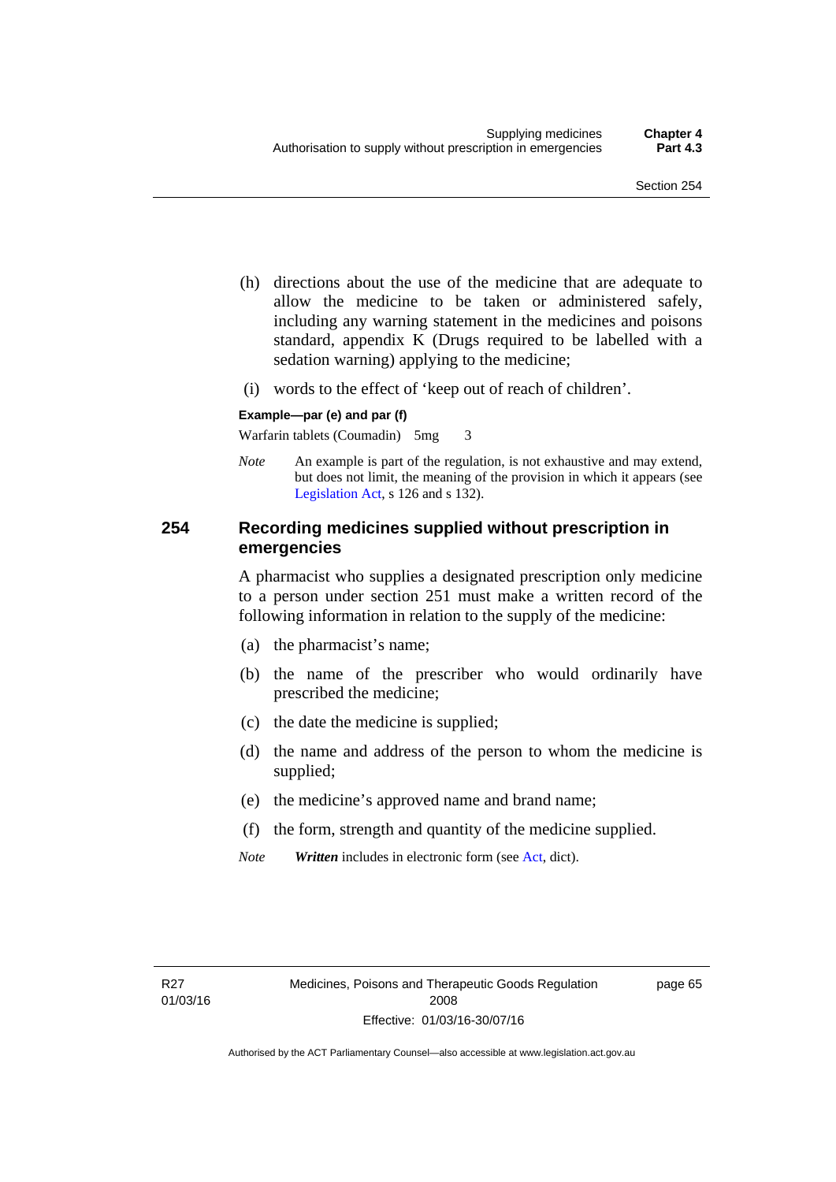(h) directions about the use of the medicine that are adequate to allow the medicine to be taken or administered safely, including any warning statement in the medicines and poisons standard, appendix K (Drugs required to be labelled with a sedation warning) applying to the medicine;

(i) words to the effect of 'keep out of reach of children'.

**Example—par (e) and par (f)**

Warfarin tablets (Coumadin) 5mg 3

*Note* An example is part of the regulation, is not exhaustive and may extend, but does not limit, the meaning of the provision in which it appears (see Legislation Act, s 126 and s 132).

## 254 Recording medicines supplied without prescription in emergencies

A pharmacist who supplies a designated prescription only medicine to a person under section 251 must make a written record of the following information in relation to the supply of the medicine:

(a) the pharmacist's name;

(b) the name of the prescriber who would ordinarily have prescribed the medicine;

(c) the date the medicine is supplied;

(d) the name and address of the person to whom the medicine is supplied;

(e) the medicine's approved name and brand name;

(f) the form, strength and quantity of the medicine supplied.

*Note* ***Written*** includes in electronic form (see Act, dict).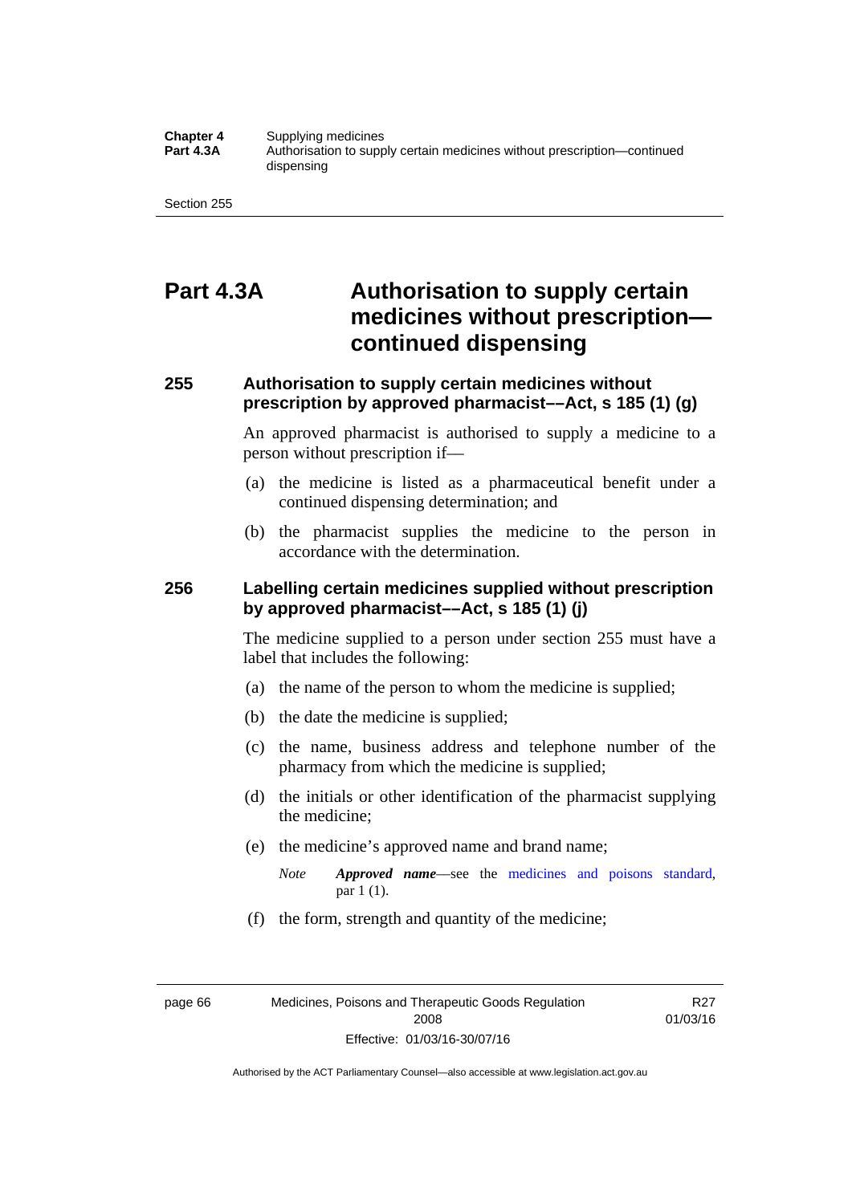# Part 4.3A Authorisation to supply certain medicines without prescription—continued dispensing

### 255 Authorisation to supply certain medicines without prescription by approved pharmacist––Act, s 185 (1) (g)

An approved pharmacist is authorised to supply a medicine to a person without prescription if—

(a) the medicine is listed as a pharmaceutical benefit under a continued dispensing determination; and

(b) the pharmacist supplies the medicine to the person in accordance with the determination.

### 256 Labelling certain medicines supplied without prescription by approved pharmacist––Act, s 185 (1) (j)

The medicine supplied to a person under section 255 must have a label that includes the following:

(a) the name of the person to whom the medicine is supplied;

(b) the date the medicine is supplied;

(c) the name, business address and telephone number of the pharmacy from which the medicine is supplied;

(d) the initials or other identification of the pharmacist supplying the medicine;

(e) the medicine's approved name and brand name;

*Note* ***Approved name***—see the medicines and poisons standard, par 1 (1).

(f) the form, strength and quantity of the medicine;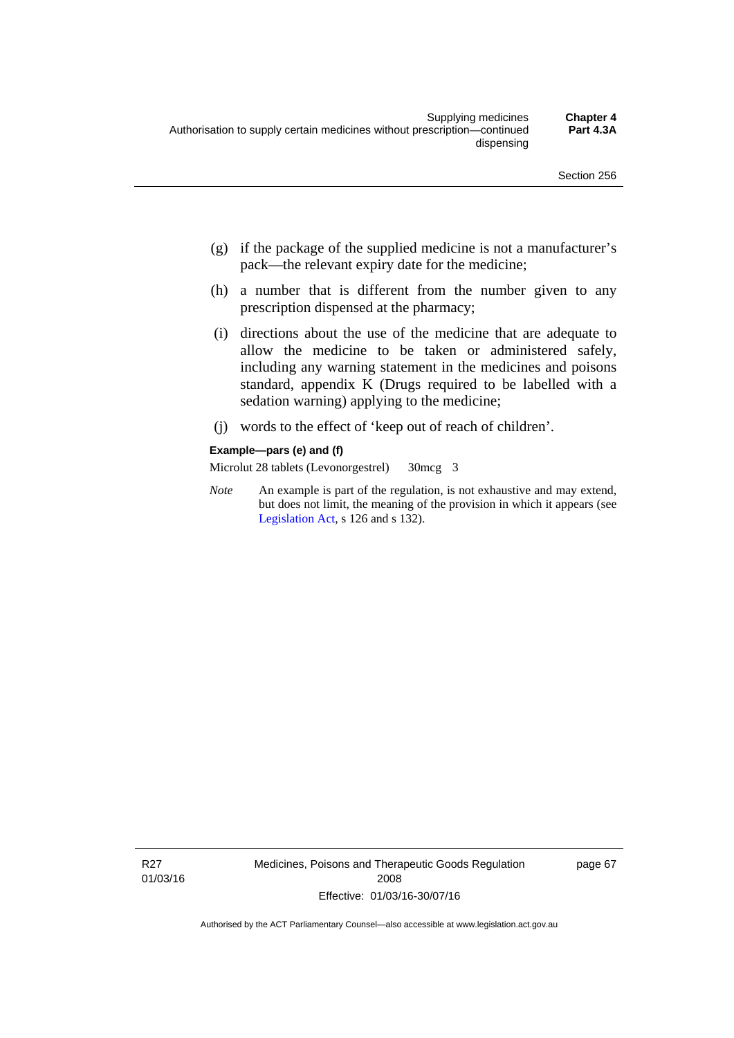(g) if the package of the supplied medicine is not a manufacturer's pack—the relevant expiry date for the medicine;

(h) a number that is different from the number given to any prescription dispensed at the pharmacy;

(i) directions about the use of the medicine that are adequate to allow the medicine to be taken or administered safely, including any warning statement in the medicines and poisons standard, appendix K (Drugs required to be labelled with a sedation warning) applying to the medicine;

(j) words to the effect of 'keep out of reach of children'.

**Example—pars (e) and (f)**

Microlut 28 tablets (Levonorgestrel) 30mcg 3

*Note* An example is part of the regulation, is not exhaustive and may extend, but does not limit, the meaning of the provision in which it appears (see Legislation Act, s 126 and s 132).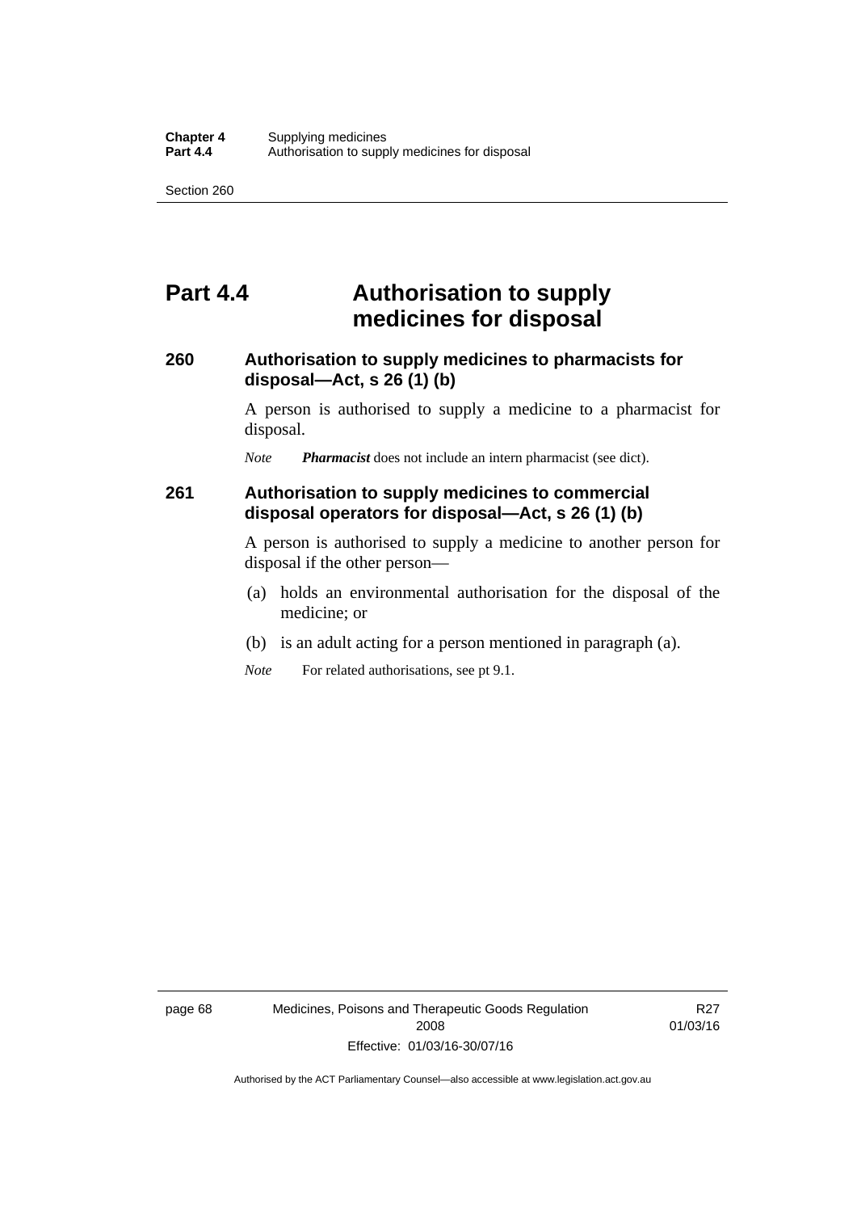# Part 4.4 Authorisation to supply medicines for disposal

### 260 Authorisation to supply medicines to pharmacists for disposal—Act, s 26 (1) (b)

A person is authorised to supply a medicine to a pharmacist for disposal.

*Note* ***Pharmacist*** does not include an intern pharmacist (see dict).

### 261 Authorisation to supply medicines to commercial disposal operators for disposal—Act, s 26 (1) (b)

A person is authorised to supply a medicine to another person for disposal if the other person—

(a) holds an environmental authorisation for the disposal of the medicine; or

(b) is an adult acting for a person mentioned in paragraph (a).

*Note* For related authorisations, see pt 9.1.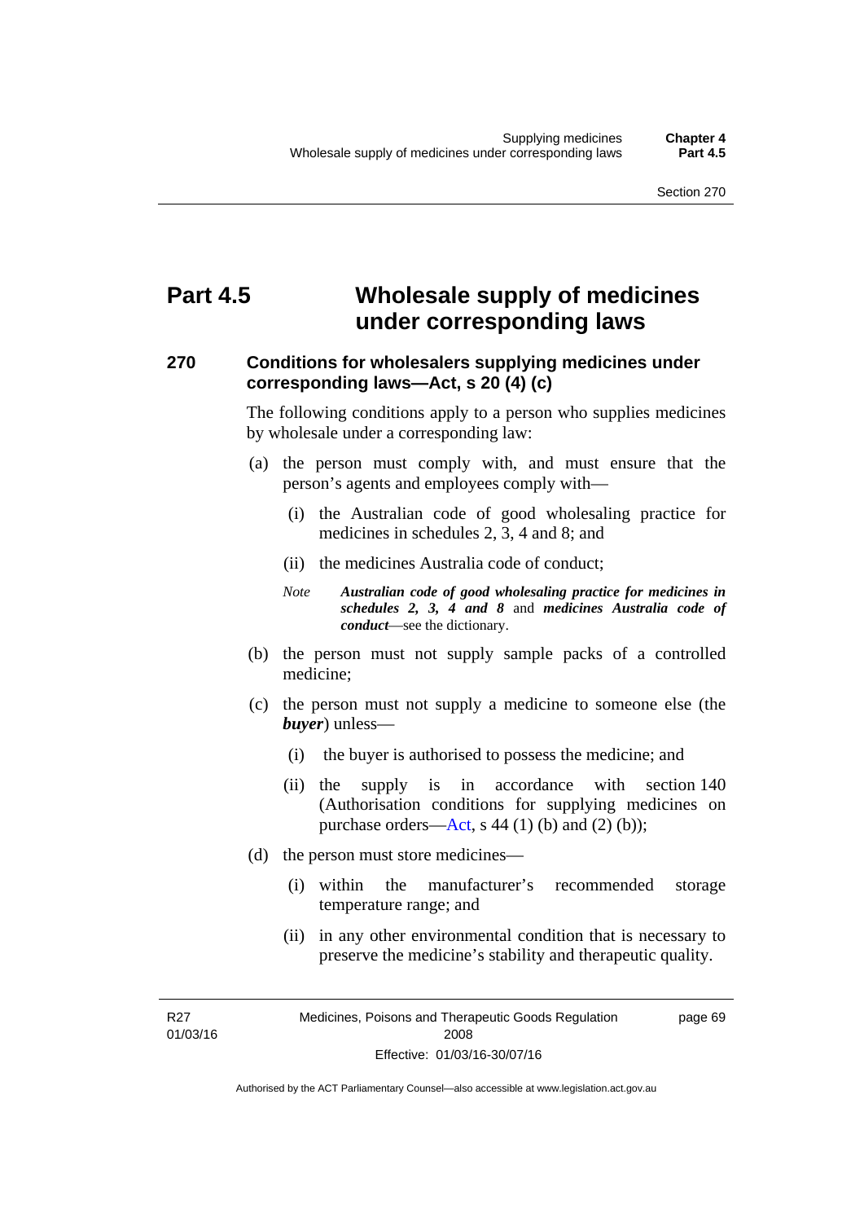# Part 4.5 Wholesale supply of medicines under corresponding laws

## 270 Conditions for wholesalers supplying medicines under corresponding laws—Act, s 20 (4) (c)

The following conditions apply to a person who supplies medicines by wholesale under a corresponding law:

(a) the person must comply with, and must ensure that the person's agents and employees comply with—

(i) the Australian code of good wholesaling practice for medicines in schedules 2, 3, 4 and 8; and

(ii) the medicines Australia code of conduct;

*Note* ***Australian code of good wholesaling practice for medicines in schedules 2, 3, 4 and 8*** and ***medicines Australia code of conduct***—see the dictionary.

(b) the person must not supply sample packs of a controlled medicine;

(c) the person must not supply a medicine to someone else (the ***buyer***) unless—

(i) the buyer is authorised to possess the medicine; and

(ii) the supply is in accordance with section 140 (Authorisation conditions for supplying medicines on purchase orders—Act, s 44 (1) (b) and (2) (b));

(d) the person must store medicines—

(i) within the manufacturer's recommended storage temperature range; and

(ii) in any other environmental condition that is necessary to preserve the medicine's stability and therapeutic quality.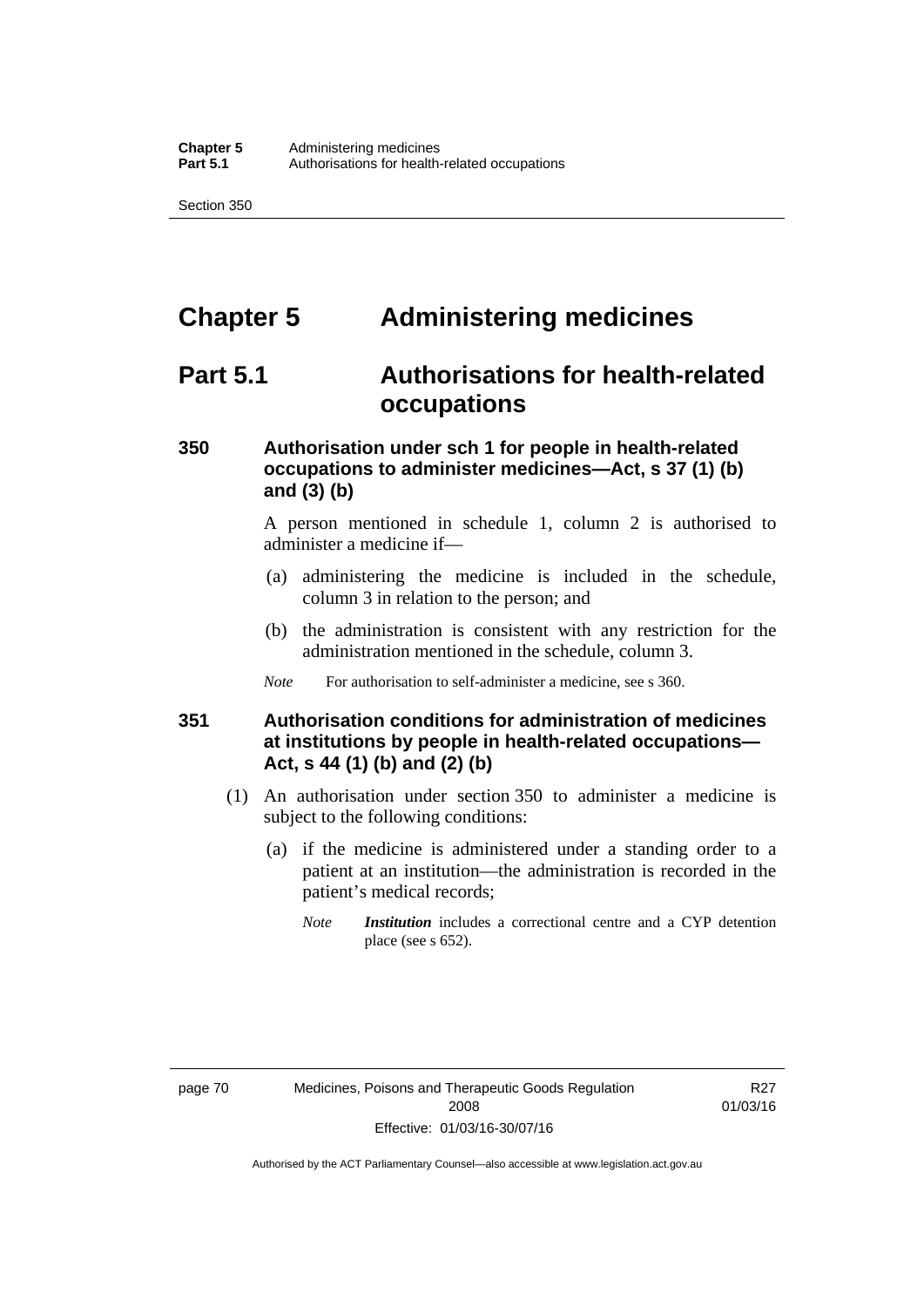# Chapter 5 Administering medicines

## Part 5.1 Authorisations for health-related occupations

### 350 Authorisation under sch 1 for people in health-related occupations to administer medicines—Act, s 37 (1) (b) and (3) (b)

A person mentioned in schedule 1, column 2 is authorised to administer a medicine if—

(a) administering the medicine is included in the schedule, column 3 in relation to the person; and

(b) the administration is consistent with any restriction for the administration mentioned in the schedule, column 3.

*Note* For authorisation to self-administer a medicine, see s 360.

### 351 Authorisation conditions for administration of medicines at institutions by people in health-related occupations—Act, s 44 (1) (b) and (2) (b)

(1) An authorisation under section 350 to administer a medicine is subject to the following conditions:

(a) if the medicine is administered under a standing order to a patient at an institution—the administration is recorded in the patient's medical records;

*Note* ***Institution*** includes a correctional centre and a CYP detention place (see s 652).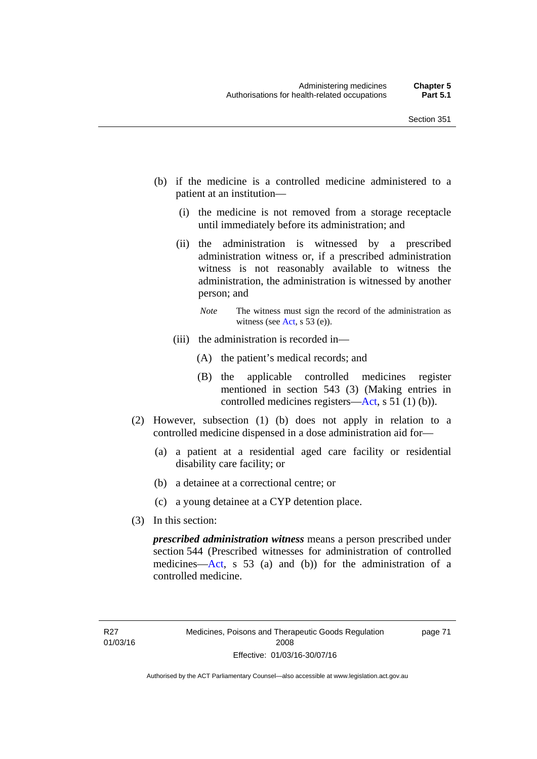(b) if the medicine is a controlled medicine administered to a patient at an institution—

(i) the medicine is not removed from a storage receptacle until immediately before its administration; and

(ii) the administration is witnessed by a prescribed administration witness or, if a prescribed administration witness is not reasonably available to witness the administration, the administration is witnessed by another person; and

*Note* The witness must sign the record of the administration as witness (see Act, s 53 (e)).

(iii) the administration is recorded in—

(A) the patient's medical records; and

(B) the applicable controlled medicines register mentioned in section 543 (3) (Making entries in controlled medicines registers—Act, s 51 (1) (b)).

(2) However, subsection (1) (b) does not apply in relation to a controlled medicine dispensed in a dose administration aid for—

(a) a patient at a residential aged care facility or residential disability care facility; or

(b) a detainee at a correctional centre; or

(c) a young detainee at a CYP detention place.

(3) In this section:

***prescribed administration witness*** means a person prescribed under section 544 (Prescribed witnesses for administration of controlled medicines—Act, s 53 (a) and (b)) for the administration of a controlled medicine.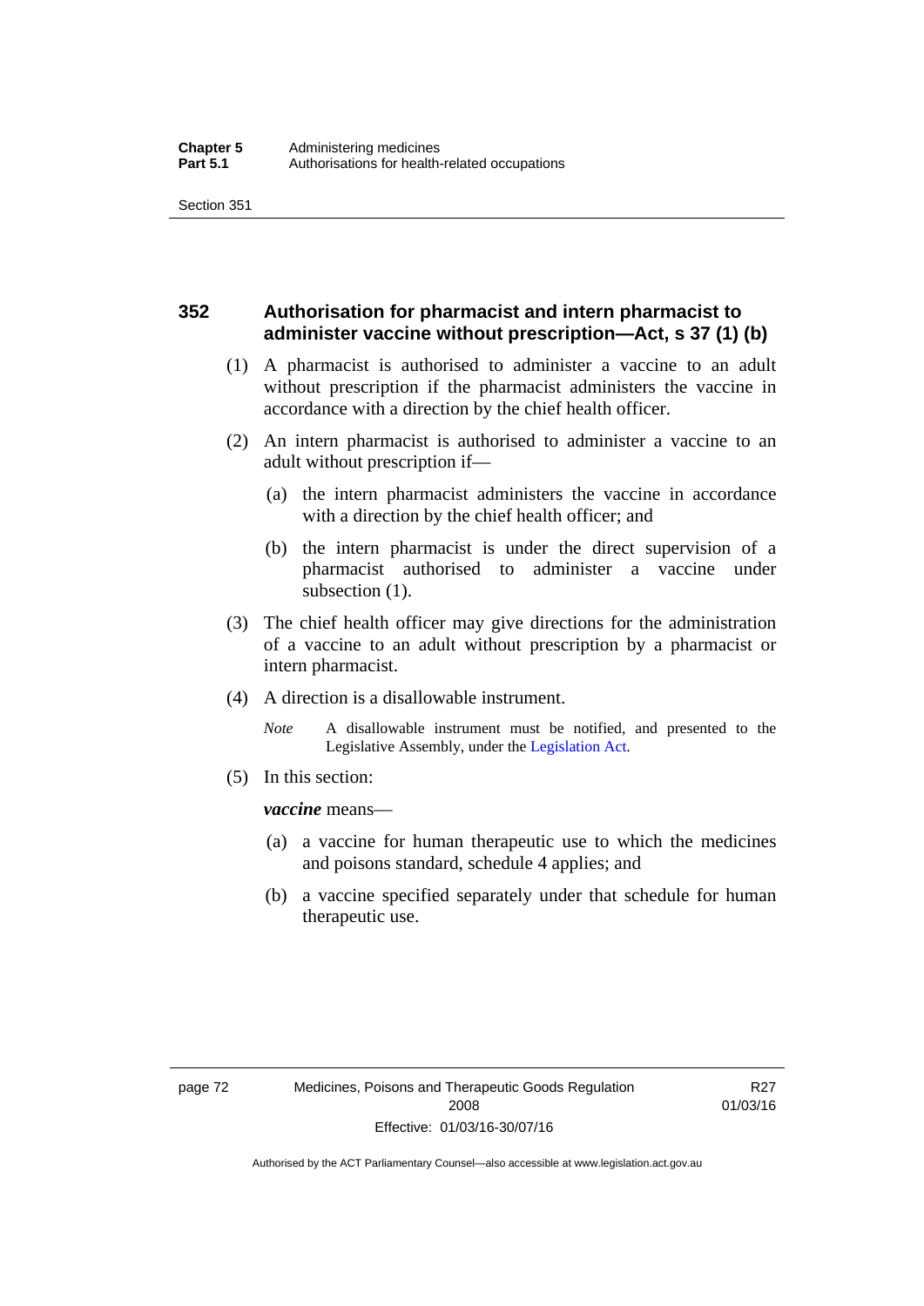## 352 Authorisation for pharmacist and intern pharmacist to administer vaccine without prescription—Act, s 37 (1) (b)

(1) A pharmacist is authorised to administer a vaccine to an adult without prescription if the pharmacist administers the vaccine in accordance with a direction by the chief health officer.

(2) An intern pharmacist is authorised to administer a vaccine to an adult without prescription if—

(a) the intern pharmacist administers the vaccine in accordance with a direction by the chief health officer; and

(b) the intern pharmacist is under the direct supervision of a pharmacist authorised to administer a vaccine under subsection (1).

(3) The chief health officer may give directions for the administration of a vaccine to an adult without prescription by a pharmacist or intern pharmacist.

(4) A direction is a disallowable instrument.

*Note* A disallowable instrument must be notified, and presented to the Legislative Assembly, under the Legislation Act.

(5) In this section:

***vaccine*** means—

(a) a vaccine for human therapeutic use to which the medicines and poisons standard, schedule 4 applies; and

(b) a vaccine specified separately under that schedule for human therapeutic use.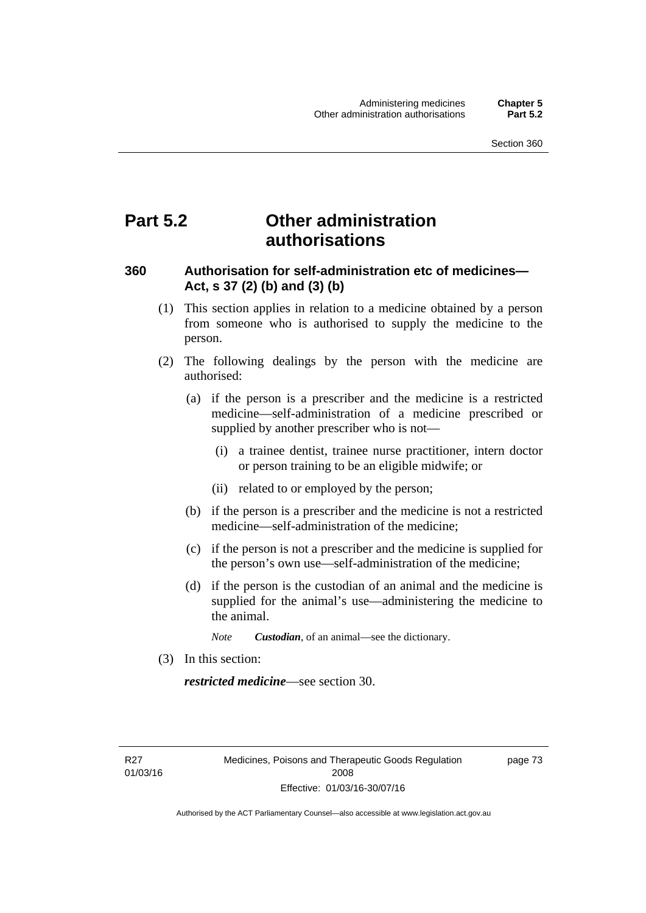# Part 5.2 Other administration authorisations

## 360 Authorisation for self-administration etc of medicines—Act, s 37 (2) (b) and (3) (b)

(1) This section applies in relation to a medicine obtained by a person from someone who is authorised to supply the medicine to the person.

(2) The following dealings by the person with the medicine are authorised:

(a) if the person is a prescriber and the medicine is a restricted medicine—self-administration of a medicine prescribed or supplied by another prescriber who is not—

(i) a trainee dentist, trainee nurse practitioner, intern doctor or person training to be an eligible midwife; or

(ii) related to or employed by the person;

(b) if the person is a prescriber and the medicine is not a restricted medicine—self-administration of the medicine;

(c) if the person is not a prescriber and the medicine is supplied for the person's own use—self-administration of the medicine;

(d) if the person is the custodian of an animal and the medicine is supplied for the animal's use—administering the medicine to the animal.

*Note* ***Custodian***, of an animal—see the dictionary.

(3) In this section:

***restricted medicine***—see section 30.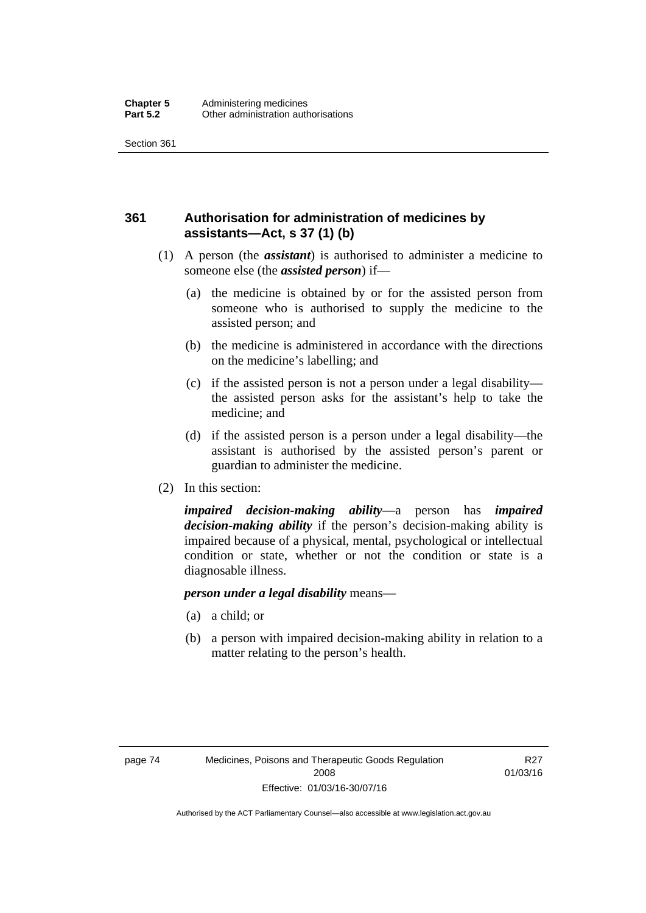## 361 Authorisation for administration of medicines by assistants—Act, s 37 (1) (b)

(1) A person (the ***assistant***) is authorised to administer a medicine to someone else (the ***assisted person***) if—

(a) the medicine is obtained by or for the assisted person from someone who is authorised to supply the medicine to the assisted person; and

(b) the medicine is administered in accordance with the directions on the medicine's labelling; and

(c) if the assisted person is not a person under a legal disability—the assisted person asks for the assistant's help to take the medicine; and

(d) if the assisted person is a person under a legal disability—the assistant is authorised by the assisted person's parent or guardian to administer the medicine.

(2) In this section:

***impaired decision-making ability***—a person has ***impaired decision-making ability*** if the person's decision-making ability is impaired because of a physical, mental, psychological or intellectual condition or state, whether or not the condition or state is a diagnosable illness.

***person under a legal disability*** means—

(a) a child; or

(b) a person with impaired decision-making ability in relation to a matter relating to the person's health.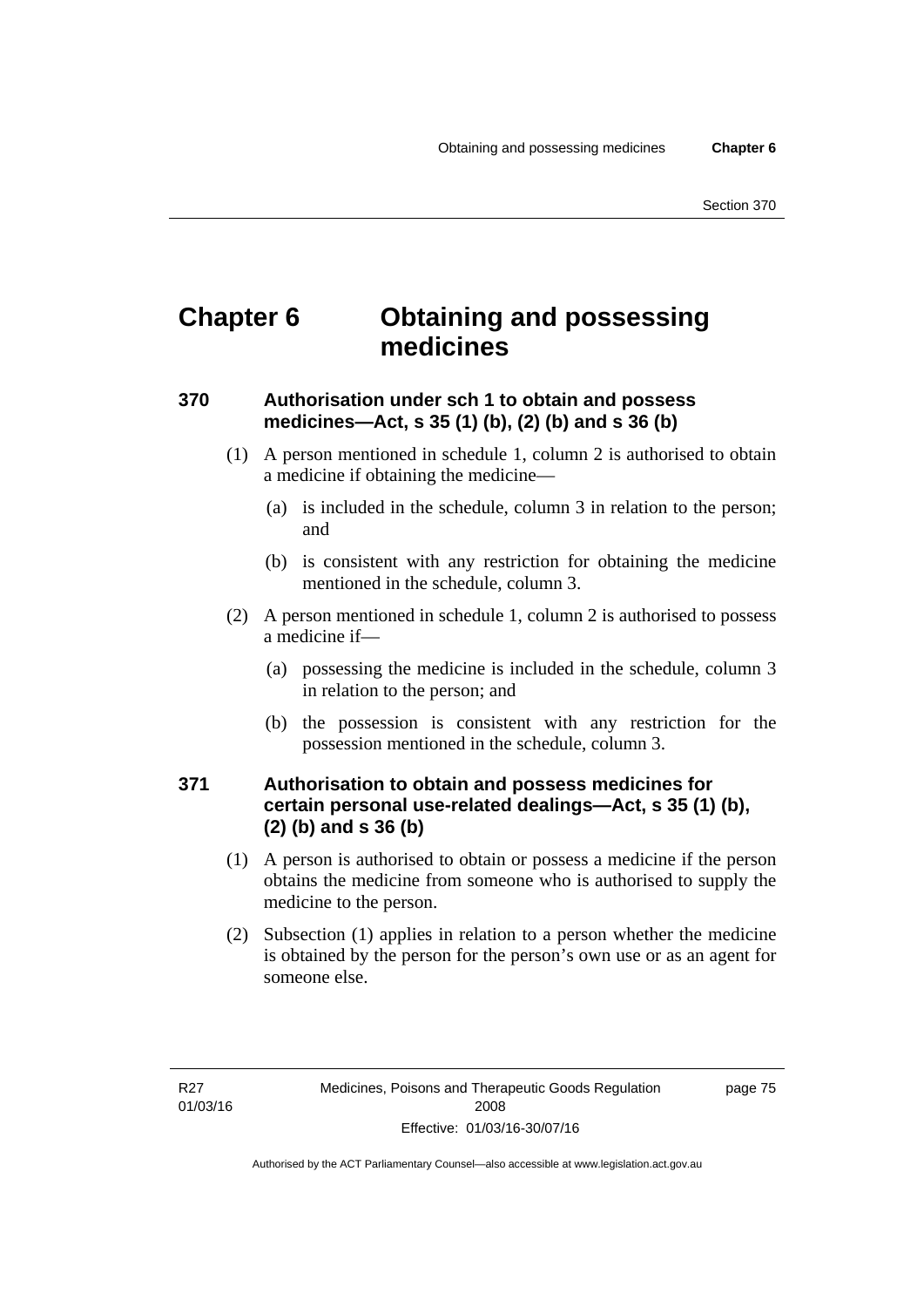# Chapter 6 Obtaining and possessing medicines

## 370 Authorisation under sch 1 to obtain and possess medicines—Act, s 35 (1) (b), (2) (b) and s 36 (b)

(1) A person mentioned in schedule 1, column 2 is authorised to obtain a medicine if obtaining the medicine—

(a) is included in the schedule, column 3 in relation to the person; and

(b) is consistent with any restriction for obtaining the medicine mentioned in the schedule, column 3.

(2) A person mentioned in schedule 1, column 2 is authorised to possess a medicine if—

(a) possessing the medicine is included in the schedule, column 3 in relation to the person; and

(b) the possession is consistent with any restriction for the possession mentioned in the schedule, column 3.

## 371 Authorisation to obtain and possess medicines for certain personal use-related dealings—Act, s 35 (1) (b), (2) (b) and s 36 (b)

(1) A person is authorised to obtain or possess a medicine if the person obtains the medicine from someone who is authorised to supply the medicine to the person.

(2) Subsection (1) applies in relation to a person whether the medicine is obtained by the person for the person's own use or as an agent for someone else.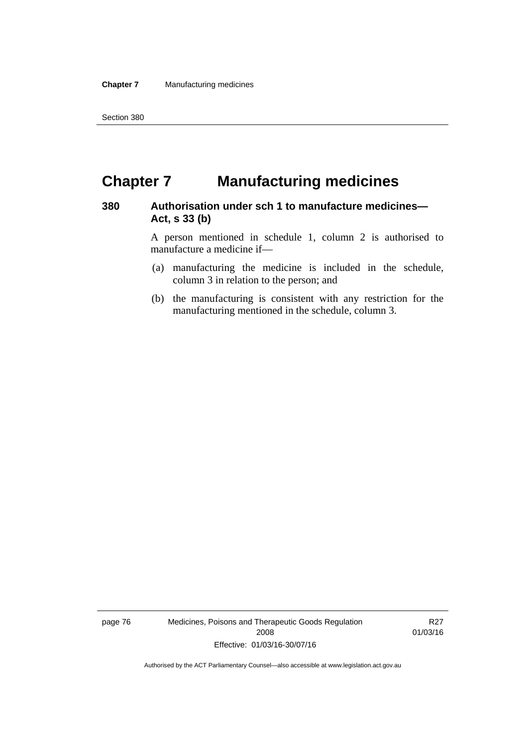# Chapter 7 Manufacturing medicines

## 380 Authorisation under sch 1 to manufacture medicines—Act, s 33 (b)

A person mentioned in schedule 1, column 2 is authorised to manufacture a medicine if—

(a) manufacturing the medicine is included in the schedule, column 3 in relation to the person; and

(b) the manufacturing is consistent with any restriction for the manufacturing mentioned in the schedule, column 3.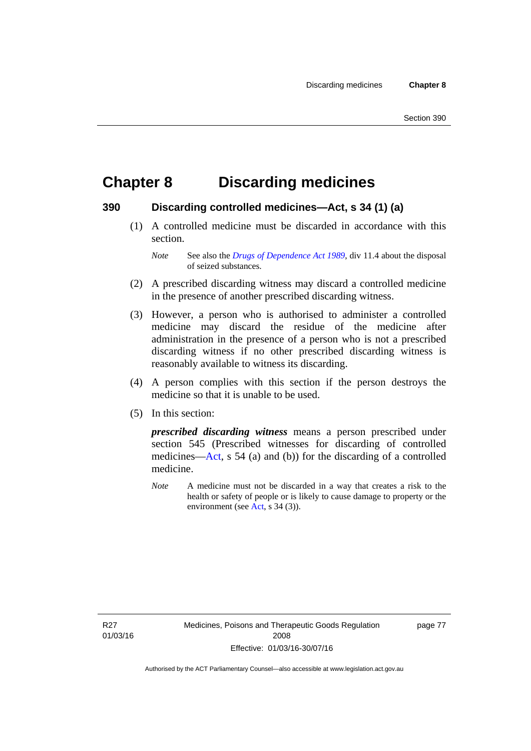# Chapter 8 Discarding medicines

## 390 Discarding controlled medicines—Act, s 34 (1) (a)

(1) A controlled medicine must be discarded in accordance with this section.

*Note* See also the *Drugs of Dependence Act 1989*, div 11.4 about the disposal of seized substances.

(2) A prescribed discarding witness may discard a controlled medicine in the presence of another prescribed discarding witness.

(3) However, a person who is authorised to administer a controlled medicine may discard the residue of the medicine after administration in the presence of a person who is not a prescribed discarding witness if no other prescribed discarding witness is reasonably available to witness its discarding.

(4) A person complies with this section if the person destroys the medicine so that it is unable to be used.

(5) In this section:

***prescribed discarding witness*** means a person prescribed under section 545 (Prescribed witnesses for discarding of controlled medicines—Act, s 54 (a) and (b)) for the discarding of a controlled medicine.

*Note* A medicine must not be discarded in a way that creates a risk to the health or safety of people or is likely to cause damage to property or the environment (see Act, s 34 (3)).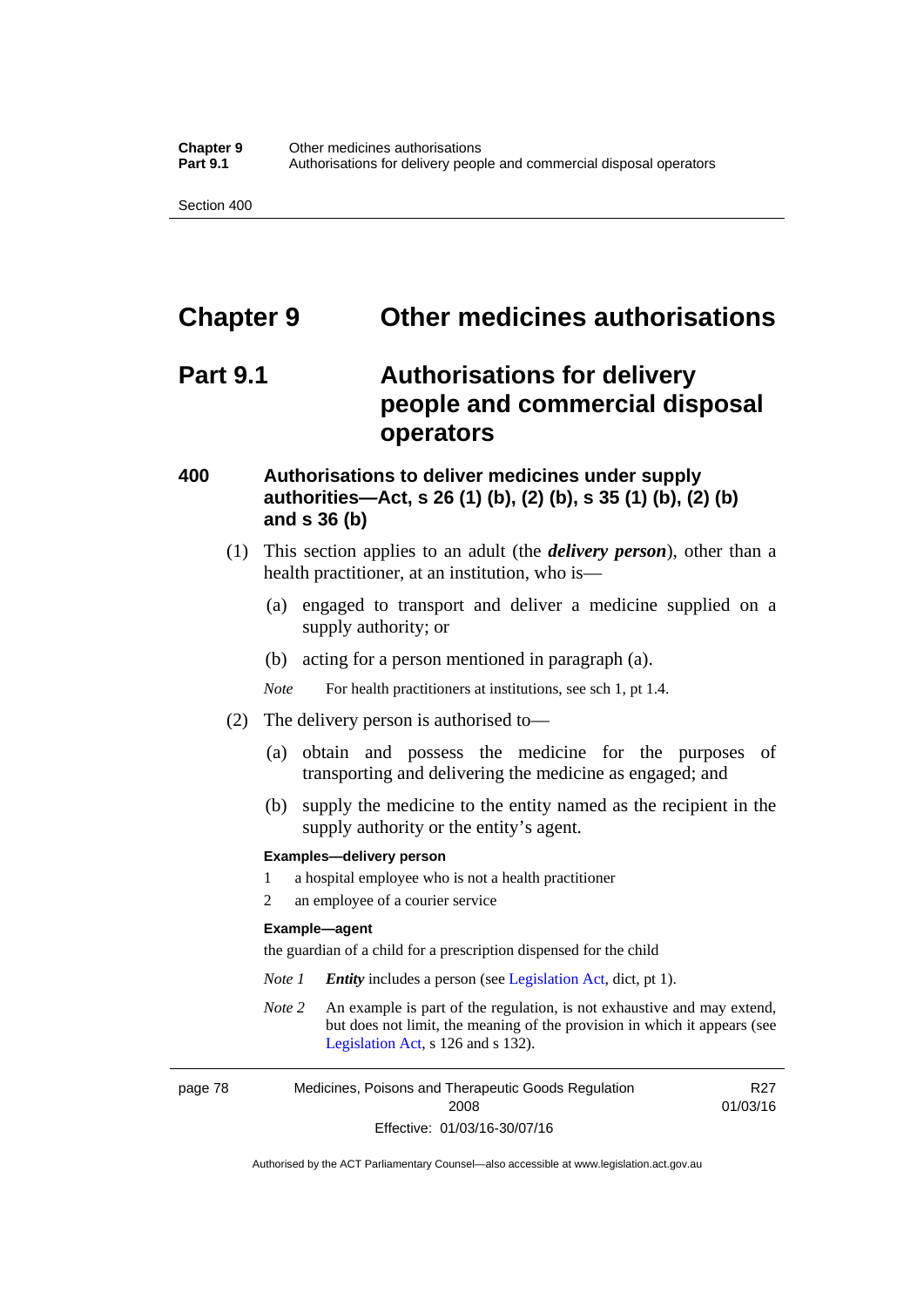# Chapter 9 Other medicines authorisations

## Part 9.1 Authorisations for delivery people and commercial disposal operators

### 400 Authorisations to deliver medicines under supply authorities—Act, s 26 (1) (b), (2) (b), s 35 (1) (b), (2) (b) and s 36 (b)

(1) This section applies to an adult (the ***delivery person***), other than a health practitioner, at an institution, who is—

(a) engaged to transport and deliver a medicine supplied on a supply authority; or

(b) acting for a person mentioned in paragraph (a).

*Note* For health practitioners at institutions, see sch 1, pt 1.4.

(2) The delivery person is authorised to—

(a) obtain and possess the medicine for the purposes of transporting and delivering the medicine as engaged; and

(b) supply the medicine to the entity named as the recipient in the supply authority or the entity's agent.

**Examples—delivery person**

1 a hospital employee who is not a health practitioner

2 an employee of a courier service

**Example—agent**

the guardian of a child for a prescription dispensed for the child

*Note 1* ***Entity*** includes a person (see Legislation Act, dict, pt 1).

*Note 2* An example is part of the regulation, is not exhaustive and may extend, but does not limit, the meaning of the provision in which it appears (see Legislation Act, s 126 and s 132).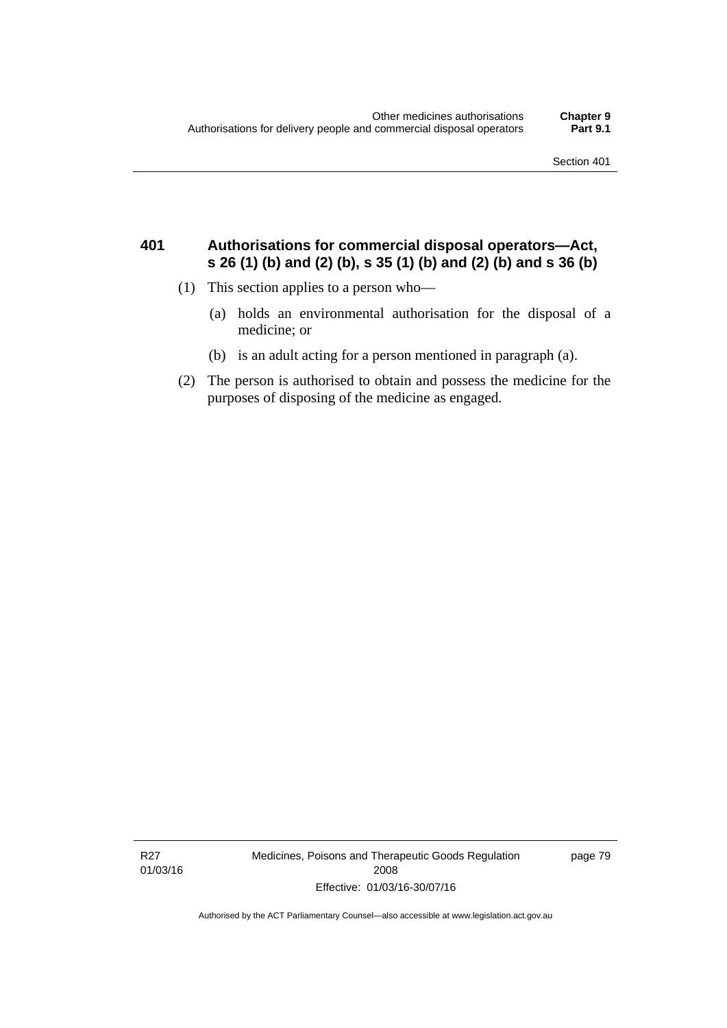## 401 Authorisations for commercial disposal operators—Act, s 26 (1) (b) and (2) (b), s 35 (1) (b) and (2) (b) and s 36 (b)

(1) This section applies to a person who—

(a) holds an environmental authorisation for the disposal of a medicine; or

(b) is an adult acting for a person mentioned in paragraph (a).

(2) The person is authorised to obtain and possess the medicine for the purposes of disposing of the medicine as engaged.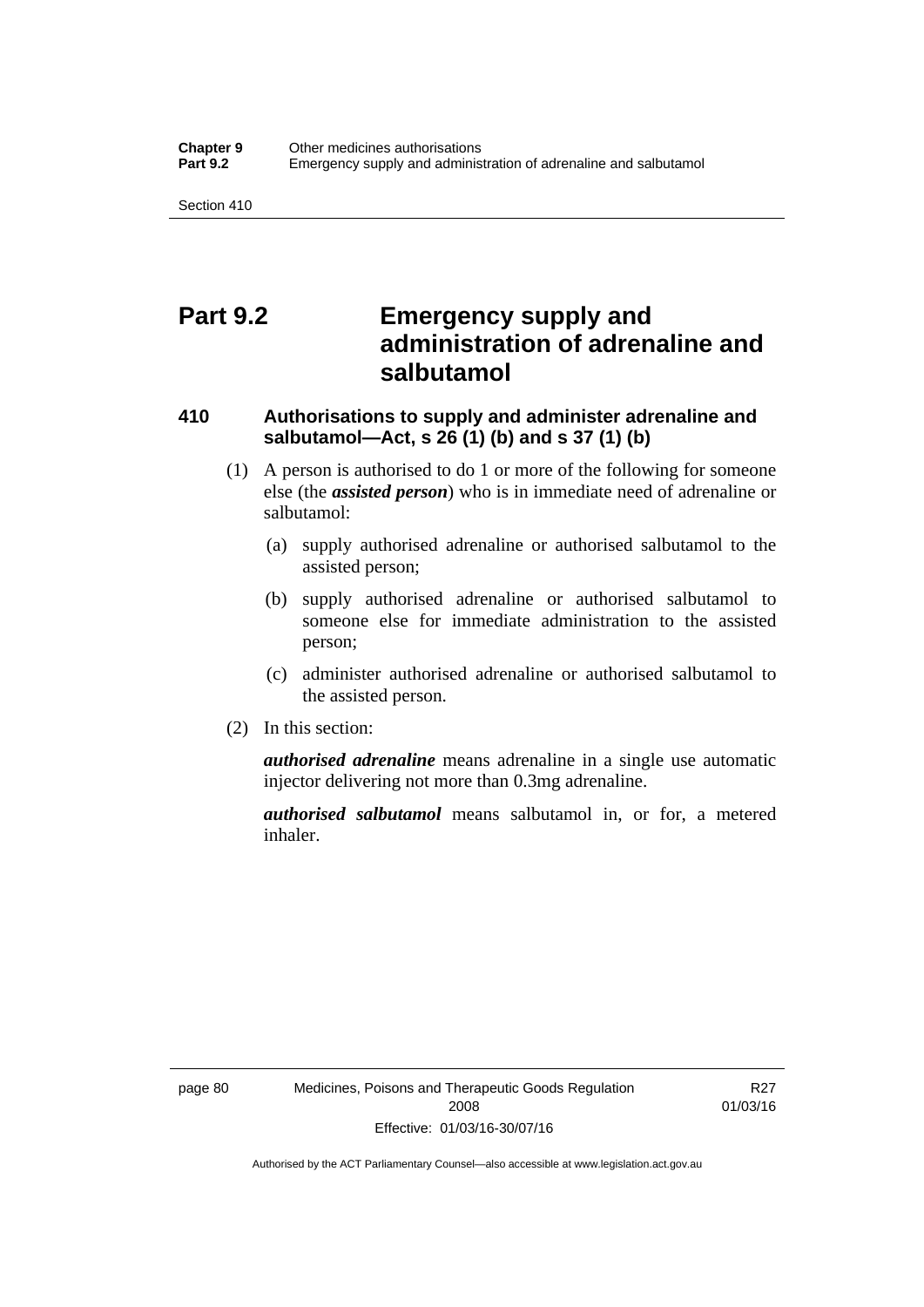# Part 9.2 Emergency supply and administration of adrenaline and salbutamol

### 410 Authorisations to supply and administer adrenaline and salbutamol—Act, s 26 (1) (b) and s 37 (1) (b)

(1) A person is authorised to do 1 or more of the following for someone else (the ***assisted person***) who is in immediate need of adrenaline or salbutamol:

(a) supply authorised adrenaline or authorised salbutamol to the assisted person;

(b) supply authorised adrenaline or authorised salbutamol to someone else for immediate administration to the assisted person;

(c) administer authorised adrenaline or authorised salbutamol to the assisted person.

(2) In this section:

***authorised adrenaline*** means adrenaline in a single use automatic injector delivering not more than 0.3mg adrenaline.

***authorised salbutamol*** means salbutamol in, or for, a metered inhaler.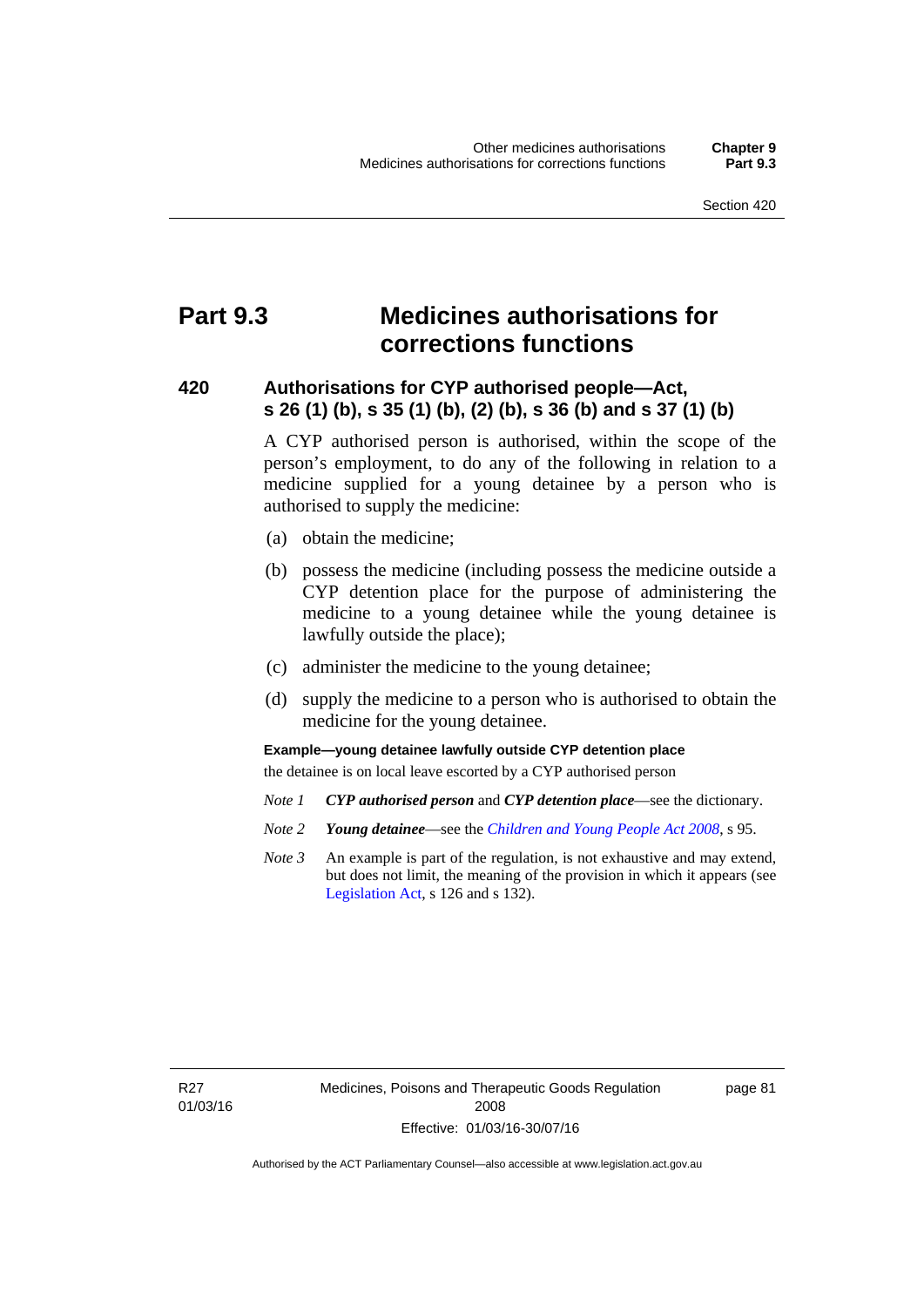# Part 9.3 Medicines authorisations for corrections functions

## 420 Authorisations for CYP authorised people—Act, s 26 (1) (b), s 35 (1) (b), (2) (b), s 36 (b) and s 37 (1) (b)

A CYP authorised person is authorised, within the scope of the person's employment, to do any of the following in relation to a medicine supplied for a young detainee by a person who is authorised to supply the medicine:

(a) obtain the medicine;

(b) possess the medicine (including possess the medicine outside a CYP detention place for the purpose of administering the medicine to a young detainee while the young detainee is lawfully outside the place);

(c) administer the medicine to the young detainee;

(d) supply the medicine to a person who is authorised to obtain the medicine for the young detainee.

**Example—young detainee lawfully outside CYP detention place**

the detainee is on local leave escorted by a CYP authorised person

*Note 1* ***CYP authorised person*** and ***CYP detention place***—see the dictionary.

*Note 2* ***Young detainee***—see the *Children and Young People Act 2008*, s 95.

*Note 3* An example is part of the regulation, is not exhaustive and may extend, but does not limit, the meaning of the provision in which it appears (see Legislation Act, s 126 and s 132).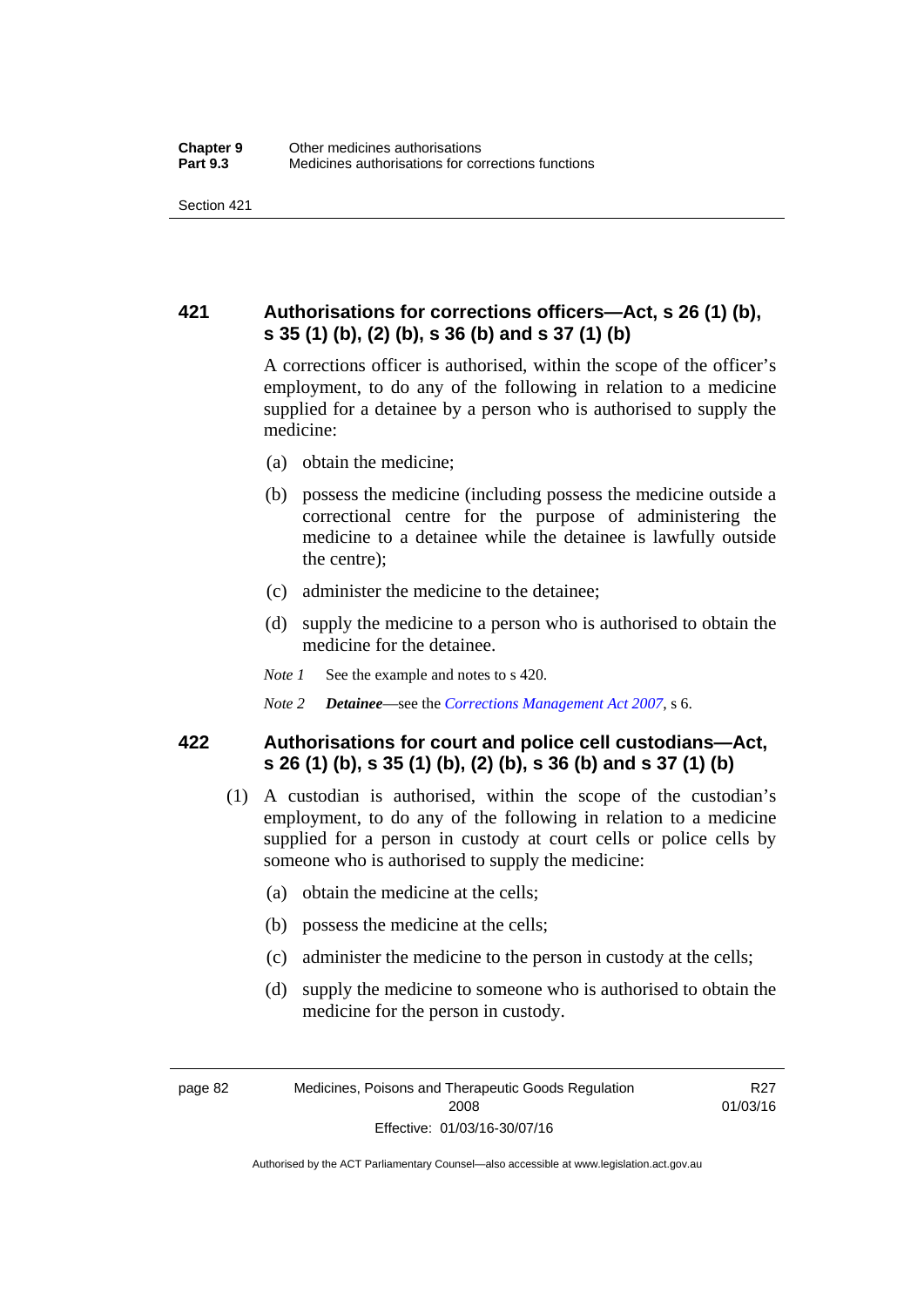## 421 Authorisations for corrections officers—Act, s 26 (1) (b), s 35 (1) (b), (2) (b), s 36 (b) and s 37 (1) (b)

A corrections officer is authorised, within the scope of the officer's employment, to do any of the following in relation to a medicine supplied for a detainee by a person who is authorised to supply the medicine:

(a) obtain the medicine;

(b) possess the medicine (including possess the medicine outside a correctional centre for the purpose of administering the medicine to a detainee while the detainee is lawfully outside the centre);

(c) administer the medicine to the detainee;

(d) supply the medicine to a person who is authorised to obtain the medicine for the detainee.

*Note 1* See the example and notes to s 420.

*Note 2* ***Detainee***—see the *Corrections Management Act 2007*, s 6.

## 422 Authorisations for court and police cell custodians—Act, s 26 (1) (b), s 35 (1) (b), (2) (b), s 36 (b) and s 37 (1) (b)

(1) A custodian is authorised, within the scope of the custodian's employment, to do any of the following in relation to a medicine supplied for a person in custody at court cells or police cells by someone who is authorised to supply the medicine:

(a) obtain the medicine at the cells;

(b) possess the medicine at the cells;

(c) administer the medicine to the person in custody at the cells;

(d) supply the medicine to someone who is authorised to obtain the medicine for the person in custody.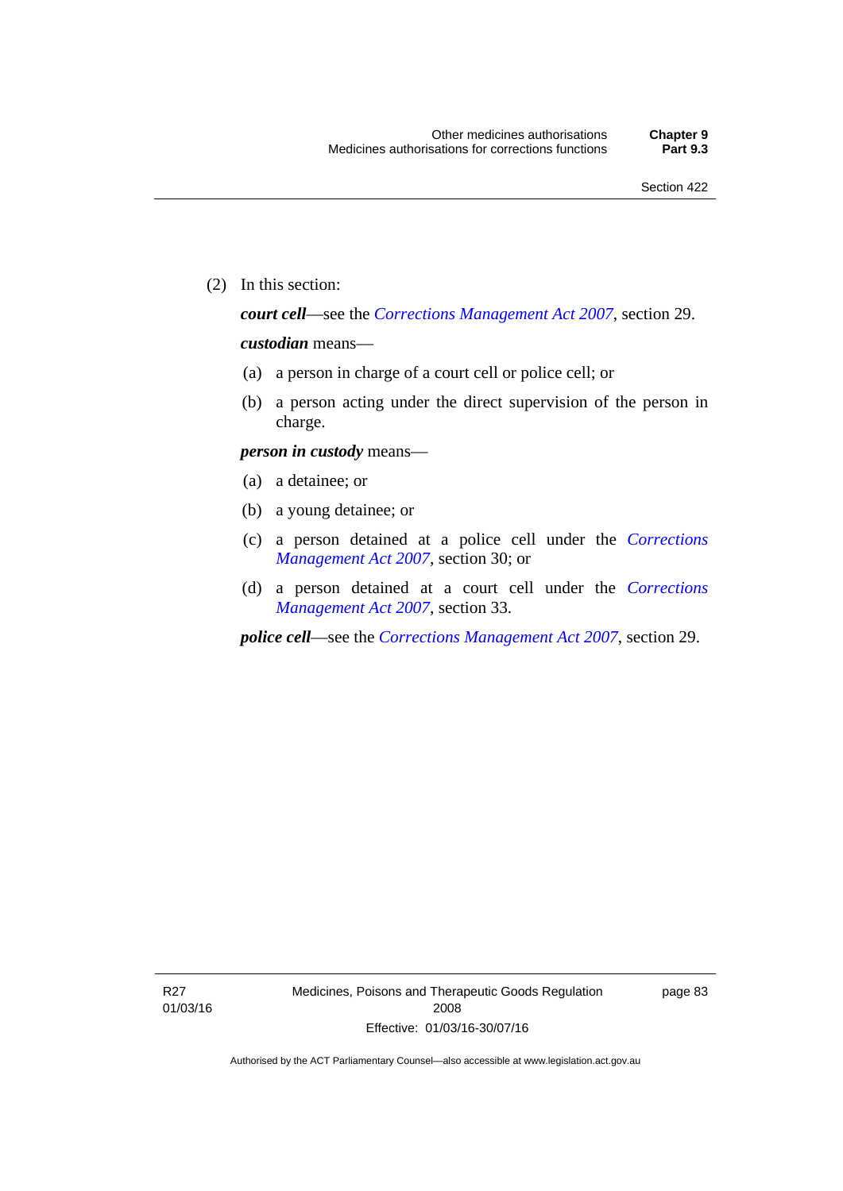(2) In this section:

***court cell***—see the *Corrections Management Act 2007*, section 29.

***custodian*** means—

(a) a person in charge of a court cell or police cell; or

(b) a person acting under the direct supervision of the person in charge.

***person in custody*** means—

(a) a detainee; or

(b) a young detainee; or

(c) a person detained at a police cell under the *Corrections Management Act 2007*, section 30; or

(d) a person detained at a court cell under the *Corrections Management Act 2007*, section 33.

***police cell***—see the *Corrections Management Act 2007*, section 29.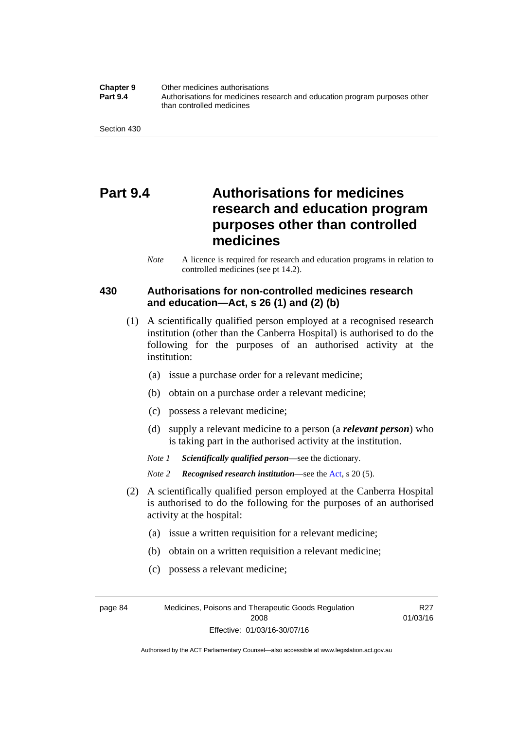# Part 9.4 Authorisations for medicines research and education program purposes other than controlled medicines

*Note* A licence is required for research and education programs in relation to controlled medicines (see pt 14.2).

### 430 Authorisations for non-controlled medicines research and education—Act, s 26 (1) and (2) (b)

(1) A scientifically qualified person employed at a recognised research institution (other than the Canberra Hospital) is authorised to do the following for the purposes of an authorised activity at the institution:

(a) issue a purchase order for a relevant medicine;

(b) obtain on a purchase order a relevant medicine;

(c) possess a relevant medicine;

(d) supply a relevant medicine to a person (a ***relevant person***) who is taking part in the authorised activity at the institution.

*Note 1* ***Scientifically qualified person***—see the dictionary.

*Note 2* ***Recognised research institution***—see the Act, s 20 (5).

(2) A scientifically qualified person employed at the Canberra Hospital is authorised to do the following for the purposes of an authorised activity at the hospital:

(a) issue a written requisition for a relevant medicine;

(b) obtain on a written requisition a relevant medicine;

(c) possess a relevant medicine;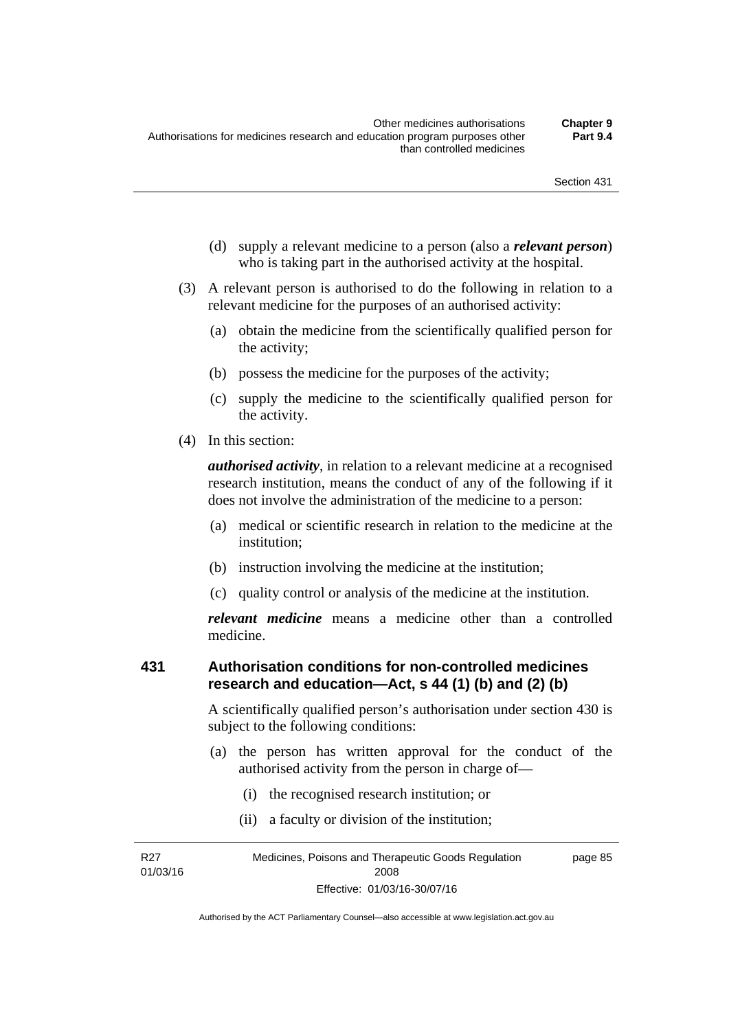(d) supply a relevant medicine to a person (also a ***relevant person***) who is taking part in the authorised activity at the hospital.

(3) A relevant person is authorised to do the following in relation to a relevant medicine for the purposes of an authorised activity:

(a) obtain the medicine from the scientifically qualified person for the activity;

(b) possess the medicine for the purposes of the activity;

(c) supply the medicine to the scientifically qualified person for the activity.

(4) In this section:

***authorised activity***, in relation to a relevant medicine at a recognised research institution, means the conduct of any of the following if it does not involve the administration of the medicine to a person:

(a) medical or scientific research in relation to the medicine at the institution;

(b) instruction involving the medicine at the institution;

(c) quality control or analysis of the medicine at the institution.

***relevant medicine*** means a medicine other than a controlled medicine.

### 431 Authorisation conditions for non-controlled medicines research and education—Act, s 44 (1) (b) and (2) (b)

A scientifically qualified person's authorisation under section 430 is subject to the following conditions:

(a) the person has written approval for the conduct of the authorised activity from the person in charge of—

(i) the recognised research institution; or

(ii) a faculty or division of the institution;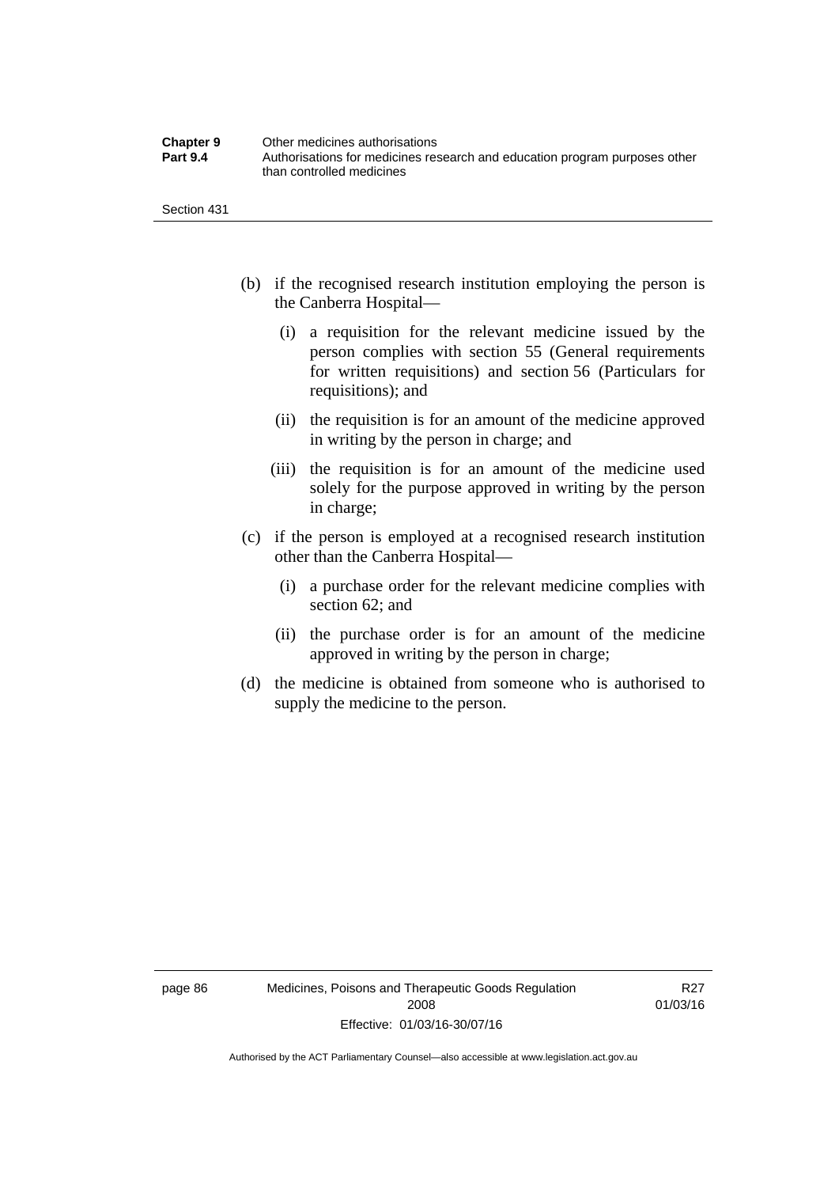(b) if the recognised research institution employing the person is the Canberra Hospital—

   (i) a requisition for the relevant medicine issued by the person complies with section 55 (General requirements for written requisitions) and section 56 (Particulars for requisitions); and

   (ii) the requisition is for an amount of the medicine approved in writing by the person in charge; and

   (iii) the requisition is for an amount of the medicine used solely for the purpose approved in writing by the person in charge;

(c) if the person is employed at a recognised research institution other than the Canberra Hospital—

   (i) a purchase order for the relevant medicine complies with section 62; and

   (ii) the purchase order is for an amount of the medicine approved in writing by the person in charge;

(d) the medicine is obtained from someone who is authorised to supply the medicine to the person.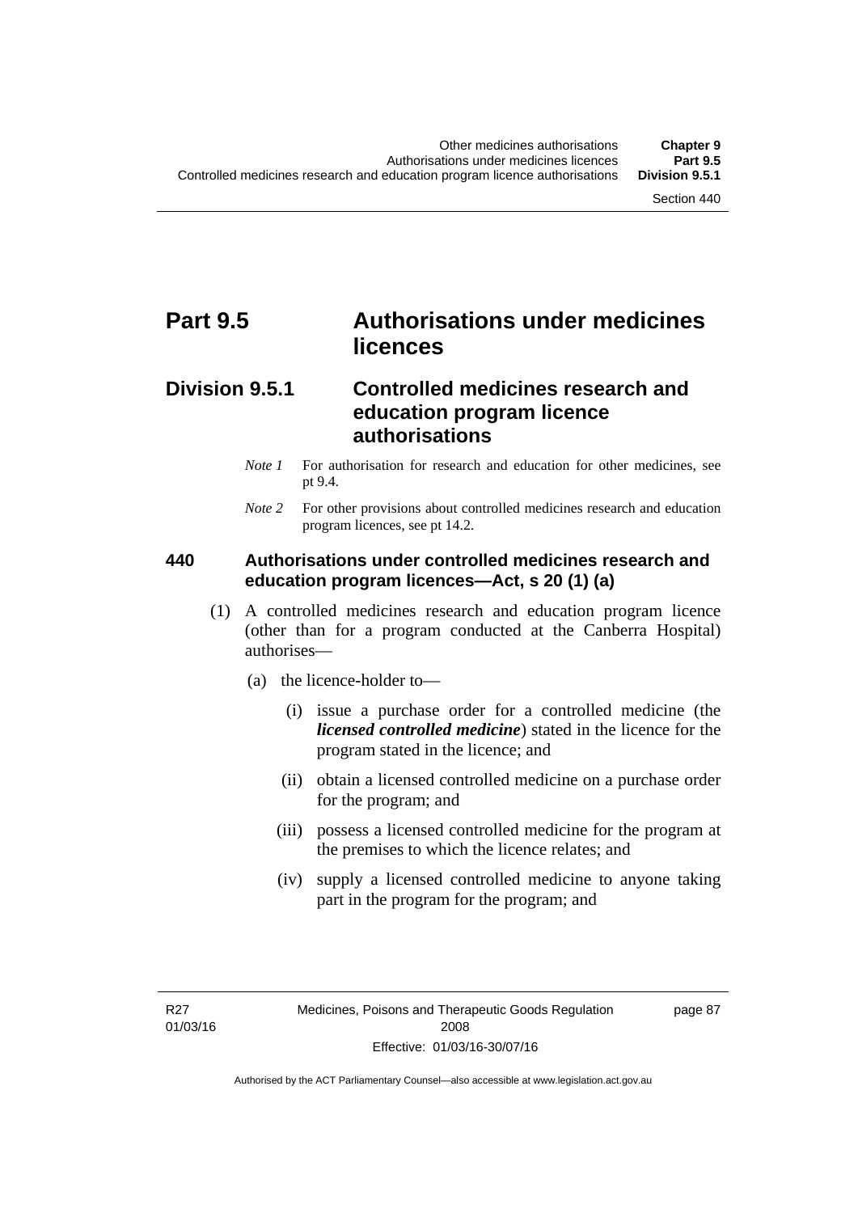# Part 9.5 Authorisations under medicines licences

## Division 9.5.1 Controlled medicines research and education program licence authorisations

*Note 1* For authorisation for research and education for other medicines, see pt 9.4.

*Note 2* For other provisions about controlled medicines research and education program licences, see pt 14.2.

### 440 Authorisations under controlled medicines research and education program licences—Act, s 20 (1) (a)

(1) A controlled medicines research and education program licence (other than for a program conducted at the Canberra Hospital) authorises—

(a) the licence-holder to—

(i) issue a purchase order for a controlled medicine (the ***licensed controlled medicine***) stated in the licence for the program stated in the licence; and

(ii) obtain a licensed controlled medicine on a purchase order for the program; and

(iii) possess a licensed controlled medicine for the program at the premises to which the licence relates; and

(iv) supply a licensed controlled medicine to anyone taking part in the program for the program; and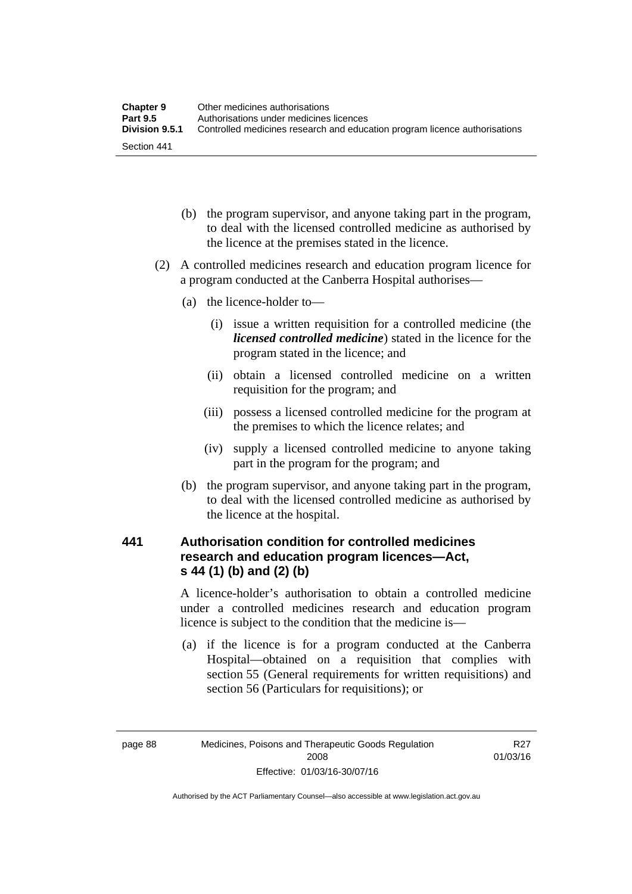(b) the program supervisor, and anyone taking part in the program, to deal with the licensed controlled medicine as authorised by the licence at the premises stated in the licence.

(2) A controlled medicines research and education program licence for a program conducted at the Canberra Hospital authorises—

(a) the licence-holder to—

(i) issue a written requisition for a controlled medicine (the ***licensed controlled medicine***) stated in the licence for the program stated in the licence; and

(ii) obtain a licensed controlled medicine on a written requisition for the program; and

(iii) possess a licensed controlled medicine for the program at the premises to which the licence relates; and

(iv) supply a licensed controlled medicine to anyone taking part in the program for the program; and

(b) the program supervisor, and anyone taking part in the program, to deal with the licensed controlled medicine as authorised by the licence at the hospital.

### 441 Authorisation condition for controlled medicines research and education program licences—Act, s 44 (1) (b) and (2) (b)

A licence-holder's authorisation to obtain a controlled medicine under a controlled medicines research and education program licence is subject to the condition that the medicine is—

(a) if the licence is for a program conducted at the Canberra Hospital—obtained on a requisition that complies with section 55 (General requirements for written requisitions) and section 56 (Particulars for requisitions); or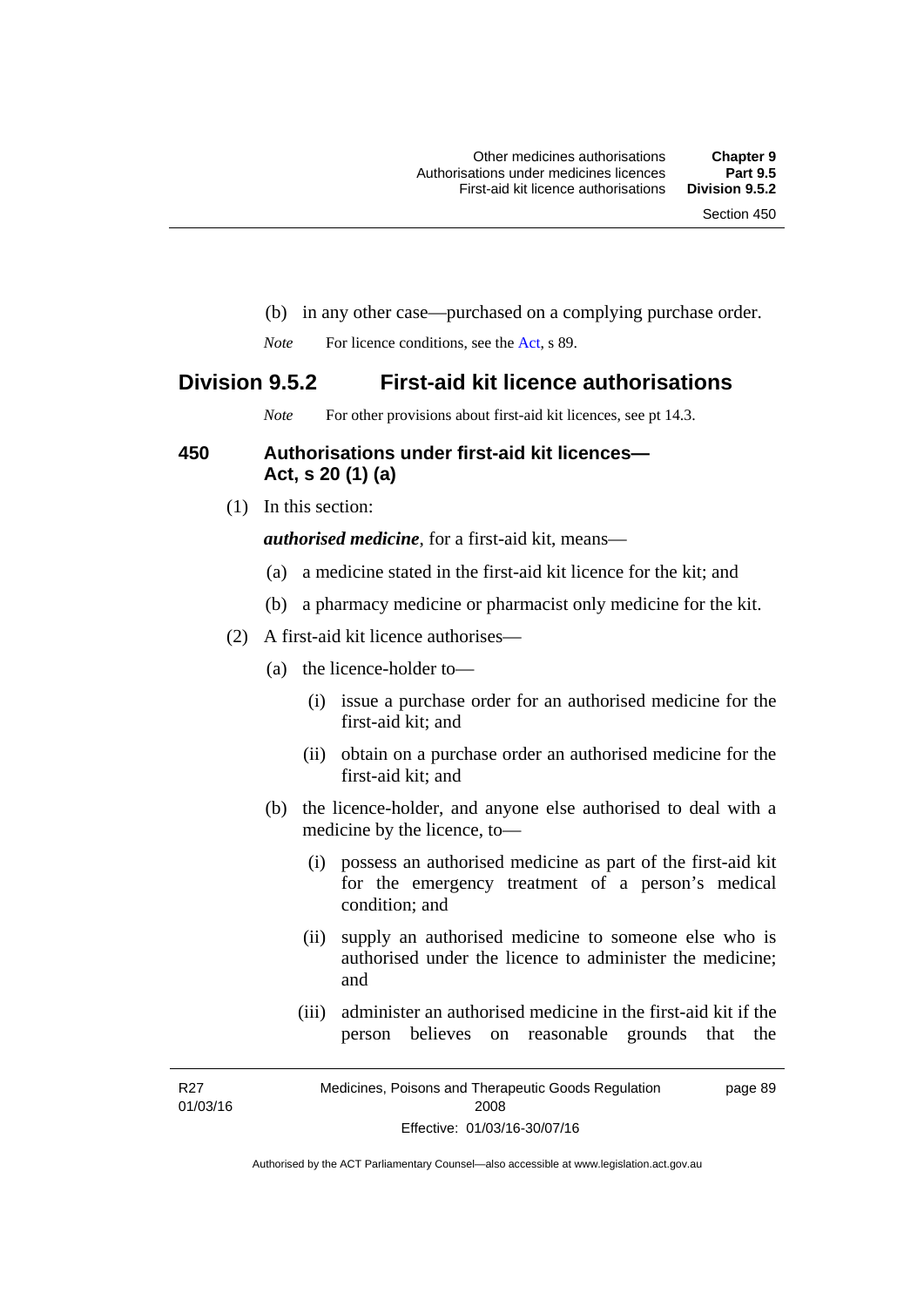(b) in any other case—purchased on a complying purchase order.

*Note* For licence conditions, see the Act, s 89.

## Division 9.5.2 First-aid kit licence authorisations

*Note* For other provisions about first-aid kit licences, see pt 14.3.

### 450 Authorisations under first-aid kit licences—Act, s 20 (1) (a)

(1) In this section:

***authorised medicine***, for a first-aid kit, means—

(a) a medicine stated in the first-aid kit licence for the kit; and

(b) a pharmacy medicine or pharmacist only medicine for the kit.

(2) A first-aid kit licence authorises—

(a) the licence-holder to—

(i) issue a purchase order for an authorised medicine for the first-aid kit; and

(ii) obtain on a purchase order an authorised medicine for the first-aid kit; and

(b) the licence-holder, and anyone else authorised to deal with a medicine by the licence, to—

(i) possess an authorised medicine as part of the first-aid kit for the emergency treatment of a person's medical condition; and

(ii) supply an authorised medicine to someone else who is authorised under the licence to administer the medicine; and

(iii) administer an authorised medicine in the first-aid kit if the person believes on reasonable grounds that the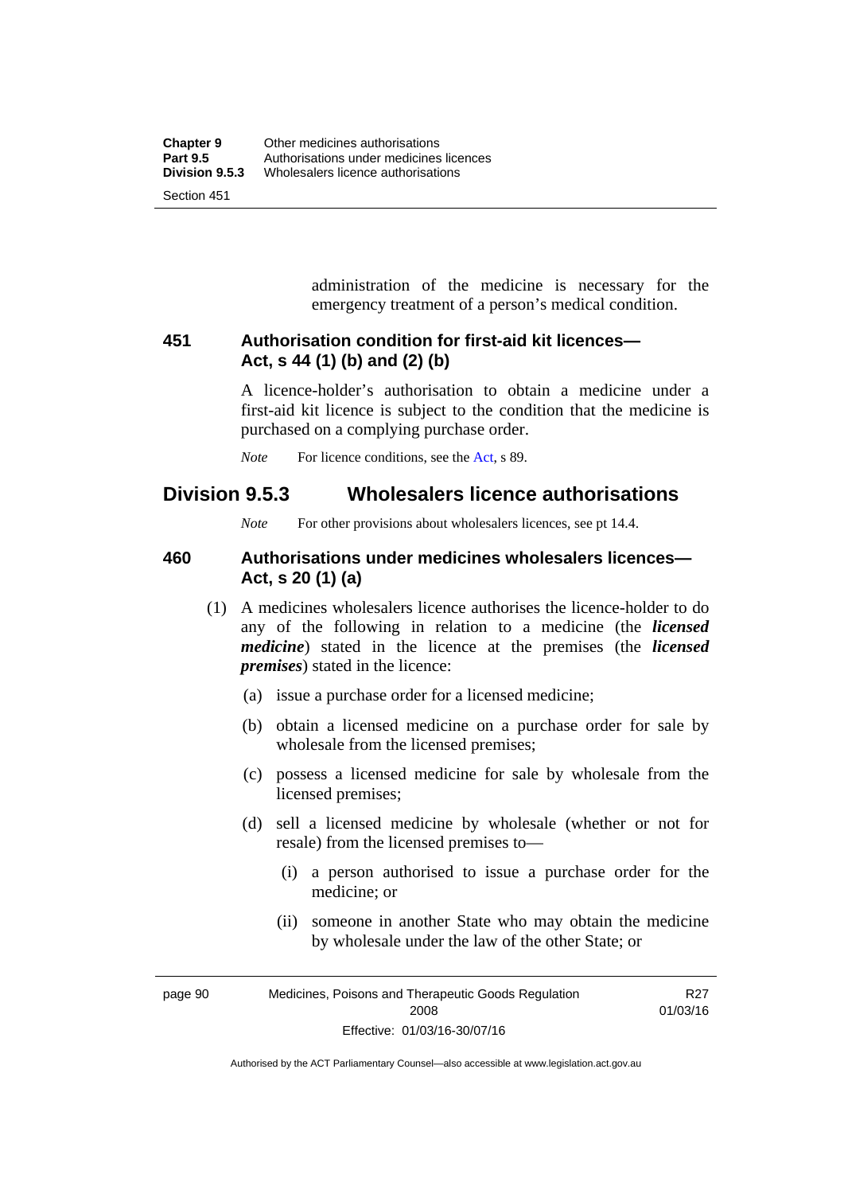administration of the medicine is necessary for the emergency treatment of a person's medical condition.

### 451 Authorisation condition for first-aid kit licences—Act, s 44 (1) (b) and (2) (b)

A licence-holder's authorisation to obtain a medicine under a first-aid kit licence is subject to the condition that the medicine is purchased on a complying purchase order.

*Note* For licence conditions, see the Act, s 89.

## Division 9.5.3 Wholesalers licence authorisations

*Note* For other provisions about wholesalers licences, see pt 14.4.

### 460 Authorisations under medicines wholesalers licences—Act, s 20 (1) (a)

(1) A medicines wholesalers licence authorises the licence-holder to do any of the following in relation to a medicine (the ***licensed medicine***) stated in the licence at the premises (the ***licensed premises***) stated in the licence:

(a) issue a purchase order for a licensed medicine;

(b) obtain a licensed medicine on a purchase order for sale by wholesale from the licensed premises;

(c) possess a licensed medicine for sale by wholesale from the licensed premises;

(d) sell a licensed medicine by wholesale (whether or not for resale) from the licensed premises to—

(i) a person authorised to issue a purchase order for the medicine; or

(ii) someone in another State who may obtain the medicine by wholesale under the law of the other State; or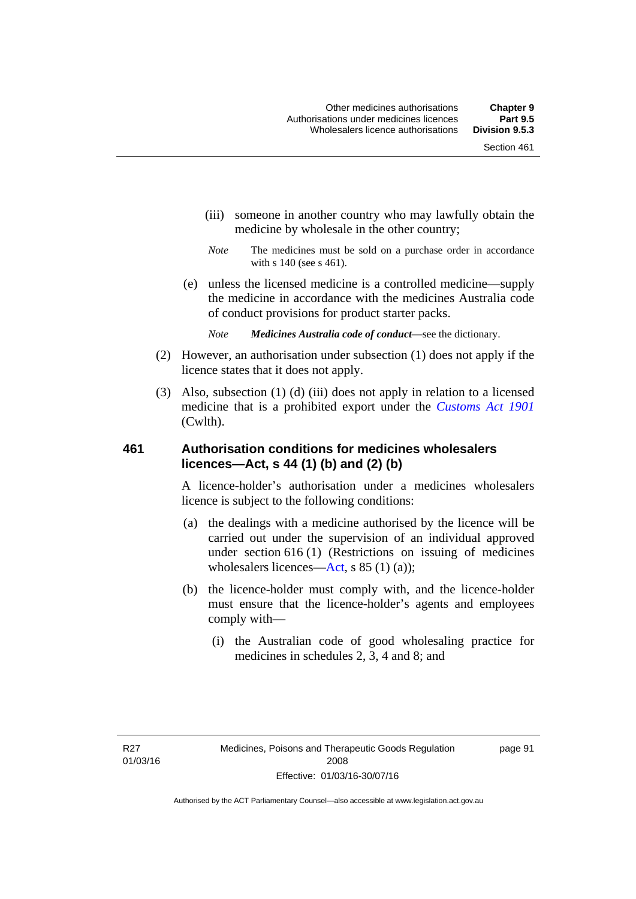(iii) someone in another country who may lawfully obtain the medicine by wholesale in the other country;

*Note* The medicines must be sold on a purchase order in accordance with s 140 (see s 461).

(e) unless the licensed medicine is a controlled medicine—supply the medicine in accordance with the medicines Australia code of conduct provisions for product starter packs.

*Note* ***Medicines Australia code of conduct***—see the dictionary.

(2) However, an authorisation under subsection (1) does not apply if the licence states that it does not apply.

(3) Also, subsection (1) (d) (iii) does not apply in relation to a licensed medicine that is a prohibited export under the *Customs Act 1901* (Cwlth).

## 461 Authorisation conditions for medicines wholesalers licences—Act, s 44 (1) (b) and (2) (b)

A licence-holder's authorisation under a medicines wholesalers licence is subject to the following conditions:

(a) the dealings with a medicine authorised by the licence will be carried out under the supervision of an individual approved under section 616 (1) (Restrictions on issuing of medicines wholesalers licences—Act, s 85 (1) (a));

(b) the licence-holder must comply with, and the licence-holder must ensure that the licence-holder's agents and employees comply with—

(i) the Australian code of good wholesaling practice for medicines in schedules 2, 3, 4 and 8; and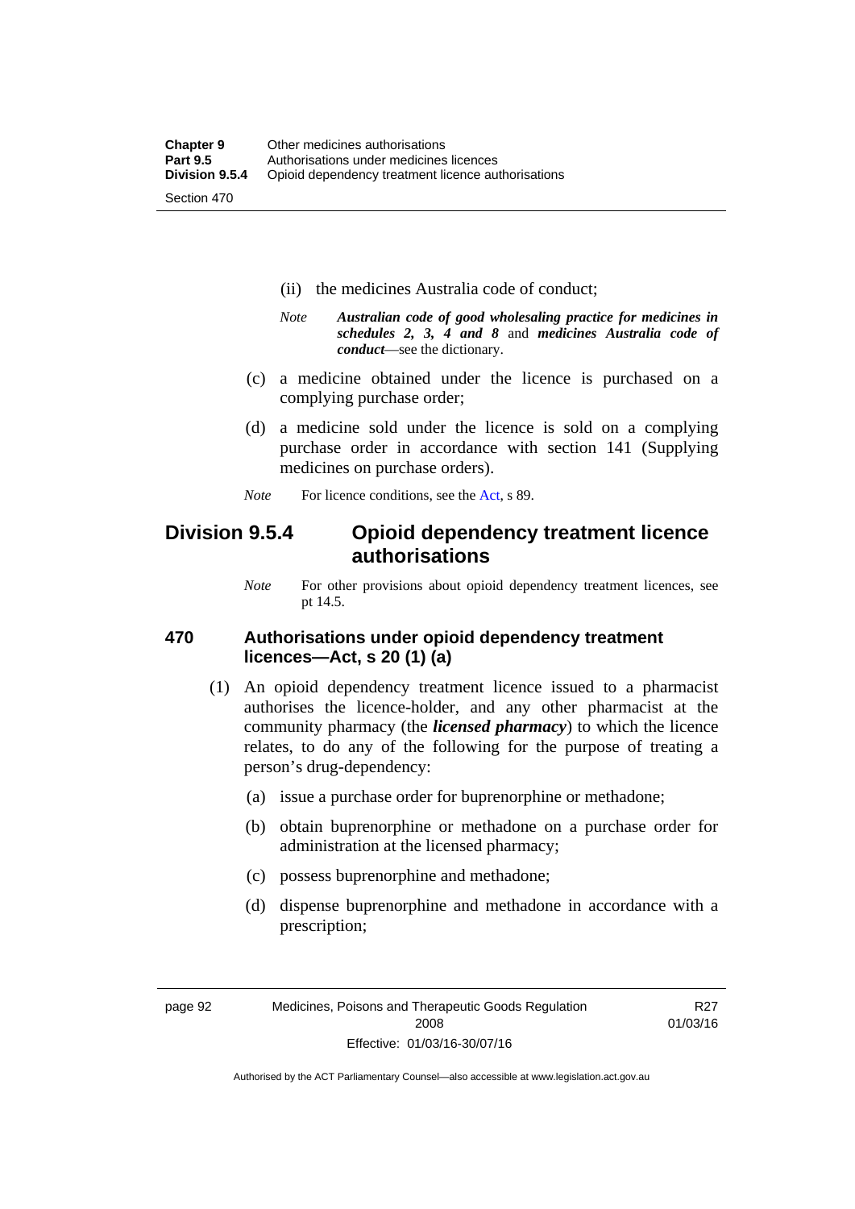(ii) the medicines Australia code of conduct;

*Note* ***Australian code of good wholesaling practice for medicines in schedules 2, 3, 4 and 8*** and ***medicines Australia code of conduct***—see the dictionary.

(c) a medicine obtained under the licence is purchased on a complying purchase order;

(d) a medicine sold under the licence is sold on a complying purchase order in accordance with section 141 (Supplying medicines on purchase orders).

*Note* For licence conditions, see the Act, s 89.

## Division 9.5.4 Opioid dependency treatment licence authorisations

*Note* For other provisions about opioid dependency treatment licences, see pt 14.5.

### 470 Authorisations under opioid dependency treatment licences—Act, s 20 (1) (a)

(1) An opioid dependency treatment licence issued to a pharmacist authorises the licence-holder, and any other pharmacist at the community pharmacy (the ***licensed pharmacy***) to which the licence relates, to do any of the following for the purpose of treating a person's drug-dependency:

(a) issue a purchase order for buprenorphine or methadone;

(b) obtain buprenorphine or methadone on a purchase order for administration at the licensed pharmacy;

(c) possess buprenorphine and methadone;

(d) dispense buprenorphine and methadone in accordance with a prescription;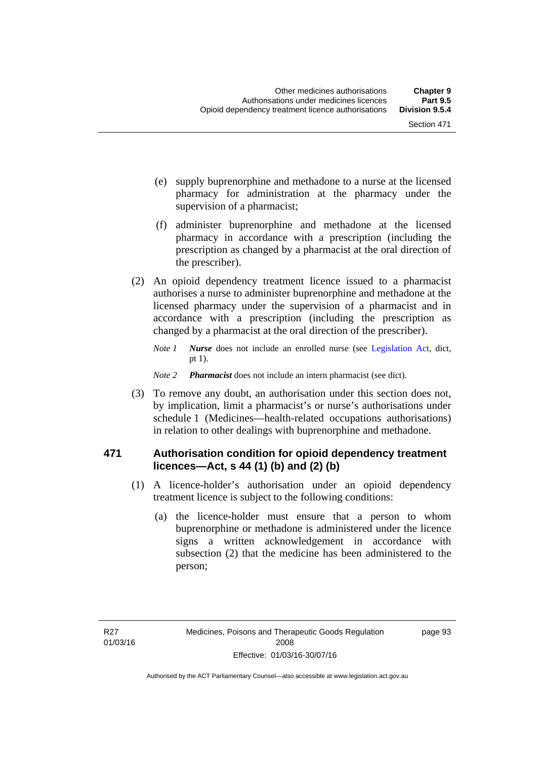(e) supply buprenorphine and methadone to a nurse at the licensed pharmacy for administration at the pharmacy under the supervision of a pharmacist;

(f) administer buprenorphine and methadone at the licensed pharmacy in accordance with a prescription (including the prescription as changed by a pharmacist at the oral direction of the prescriber).

(2) An opioid dependency treatment licence issued to a pharmacist authorises a nurse to administer buprenorphine and methadone at the licensed pharmacy under the supervision of a pharmacist and in accordance with a prescription (including the prescription as changed by a pharmacist at the oral direction of the prescriber).

*Note 1* ***Nurse*** does not include an enrolled nurse (see Legislation Act, dict, pt 1).

*Note 2* ***Pharmacist*** does not include an intern pharmacist (see dict).

(3) To remove any doubt, an authorisation under this section does not, by implication, limit a pharmacist's or nurse's authorisations under schedule 1 (Medicines—health-related occupations authorisations) in relation to other dealings with buprenorphine and methadone.

### 471 Authorisation condition for opioid dependency treatment licences—Act, s 44 (1) (b) and (2) (b)

(1) A licence-holder's authorisation under an opioid dependency treatment licence is subject to the following conditions:

(a) the licence-holder must ensure that a person to whom buprenorphine or methadone is administered under the licence signs a written acknowledgement in accordance with subsection (2) that the medicine has been administered to the person;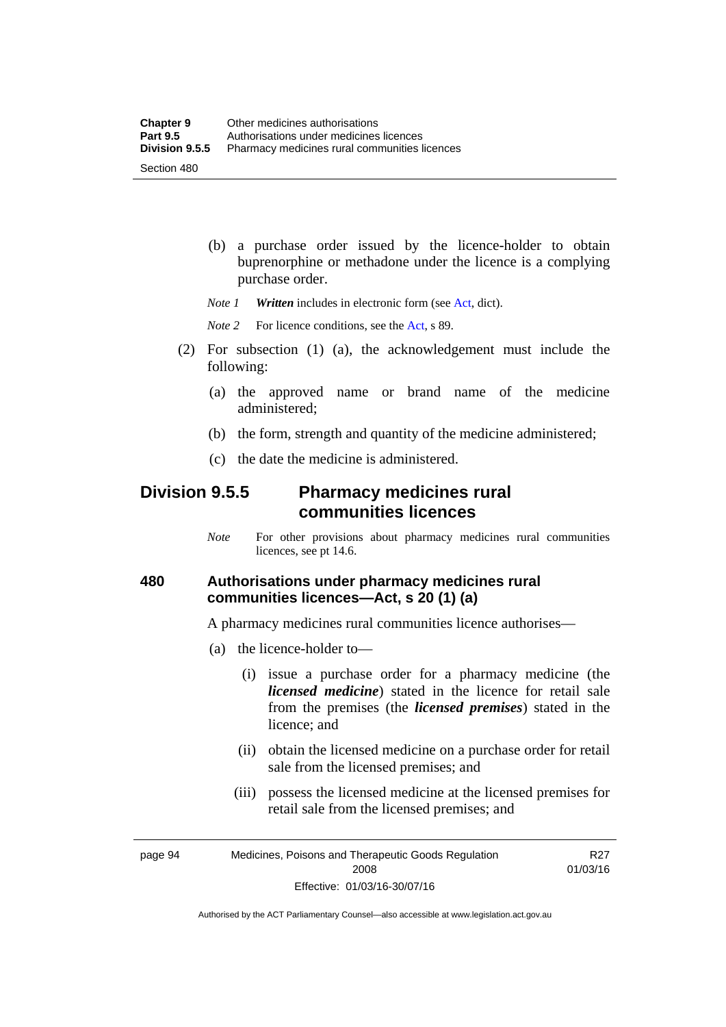(b) a purchase order issued by the licence-holder to obtain buprenorphine or methadone under the licence is a complying purchase order.

*Note 1* ***Written*** includes in electronic form (see Act, dict).

*Note 2* For licence conditions, see the Act, s 89.

(2) For subsection (1) (a), the acknowledgement must include the following:

(a) the approved name or brand name of the medicine administered;

(b) the form, strength and quantity of the medicine administered;

(c) the date the medicine is administered.

## Division 9.5.5 Pharmacy medicines rural communities licences

*Note* For other provisions about pharmacy medicines rural communities licences, see pt 14.6.

### 480 Authorisations under pharmacy medicines rural communities licences—Act, s 20 (1) (a)

A pharmacy medicines rural communities licence authorises—

(a) the licence-holder to—

(i) issue a purchase order for a pharmacy medicine (the ***licensed medicine***) stated in the licence for retail sale from the premises (the ***licensed premises***) stated in the licence; and

(ii) obtain the licensed medicine on a purchase order for retail sale from the licensed premises; and

(iii) possess the licensed medicine at the licensed premises for retail sale from the licensed premises; and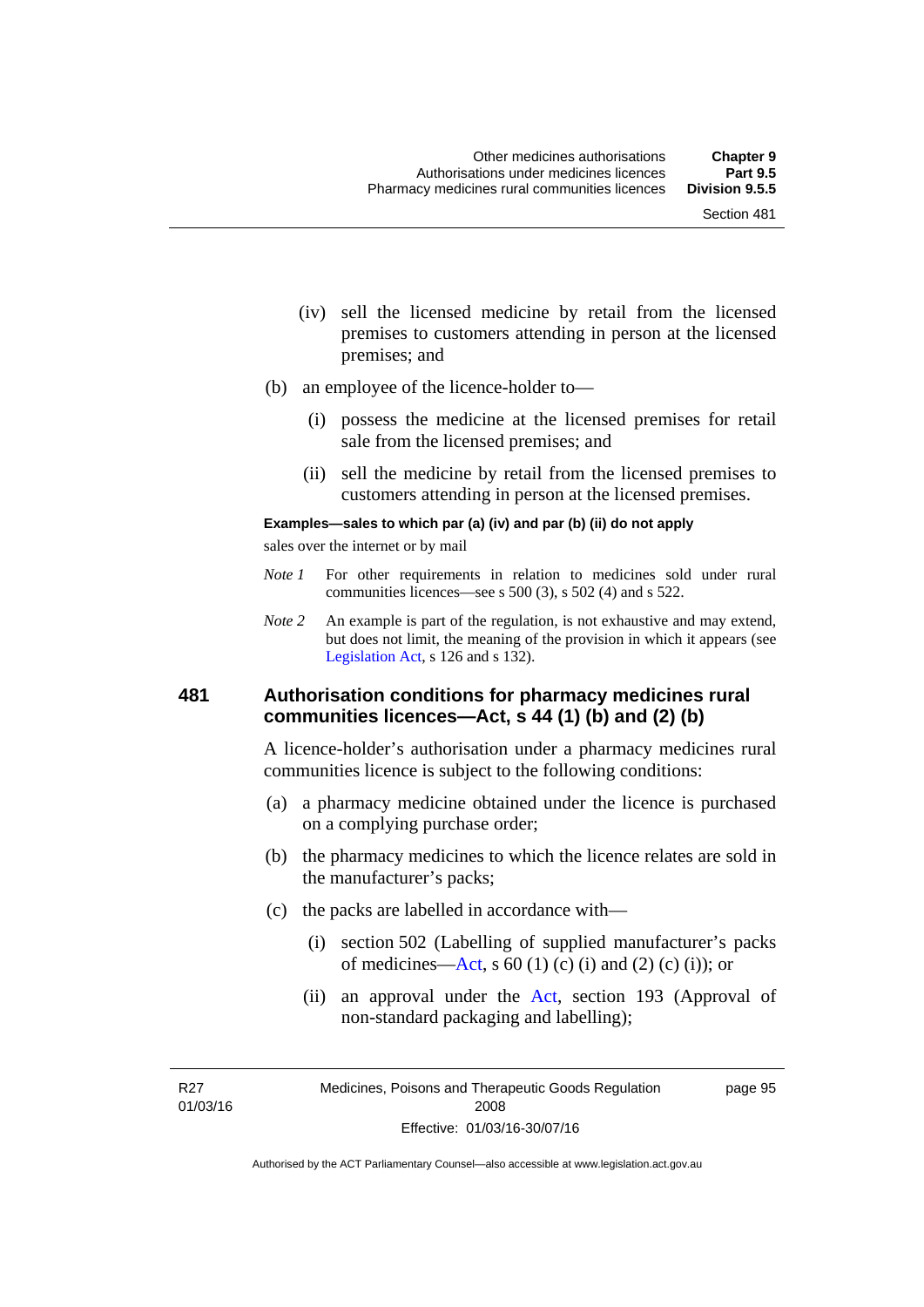(iv) sell the licensed medicine by retail from the licensed premises to customers attending in person at the licensed premises; and

(b) an employee of the licence-holder to—

(i) possess the medicine at the licensed premises for retail sale from the licensed premises; and

(ii) sell the medicine by retail from the licensed premises to customers attending in person at the licensed premises.

**Examples—sales to which par (a) (iv) and par (b) (ii) do not apply**

sales over the internet or by mail

*Note 1* For other requirements in relation to medicines sold under rural communities licences—see s 500 (3), s 502 (4) and s 522.

*Note 2* An example is part of the regulation, is not exhaustive and may extend, but does not limit, the meaning of the provision in which it appears (see Legislation Act, s 126 and s 132).

## 481 Authorisation conditions for pharmacy medicines rural communities licences—Act, s 44 (1) (b) and (2) (b)

A licence-holder's authorisation under a pharmacy medicines rural communities licence is subject to the following conditions:

(a) a pharmacy medicine obtained under the licence is purchased on a complying purchase order;

(b) the pharmacy medicines to which the licence relates are sold in the manufacturer's packs;

(c) the packs are labelled in accordance with—

(i) section 502 (Labelling of supplied manufacturer's packs of medicines—Act, s 60 (1) (c) (i) and (2) (c) (i)); or

(ii) an approval under the Act, section 193 (Approval of non-standard packaging and labelling);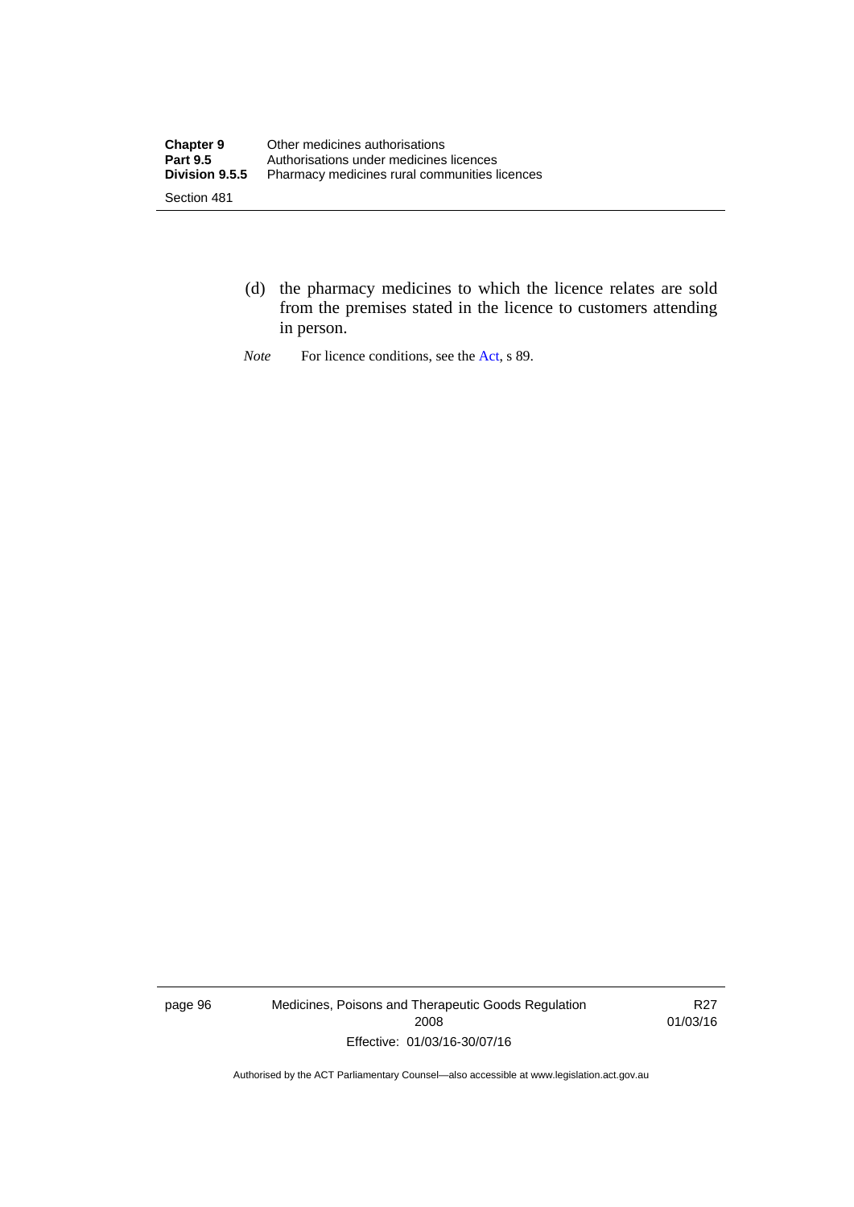(d) the pharmacy medicines to which the licence relates are sold from the premises stated in the licence to customers attending in person.

*Note* For licence conditions, see the Act, s 89.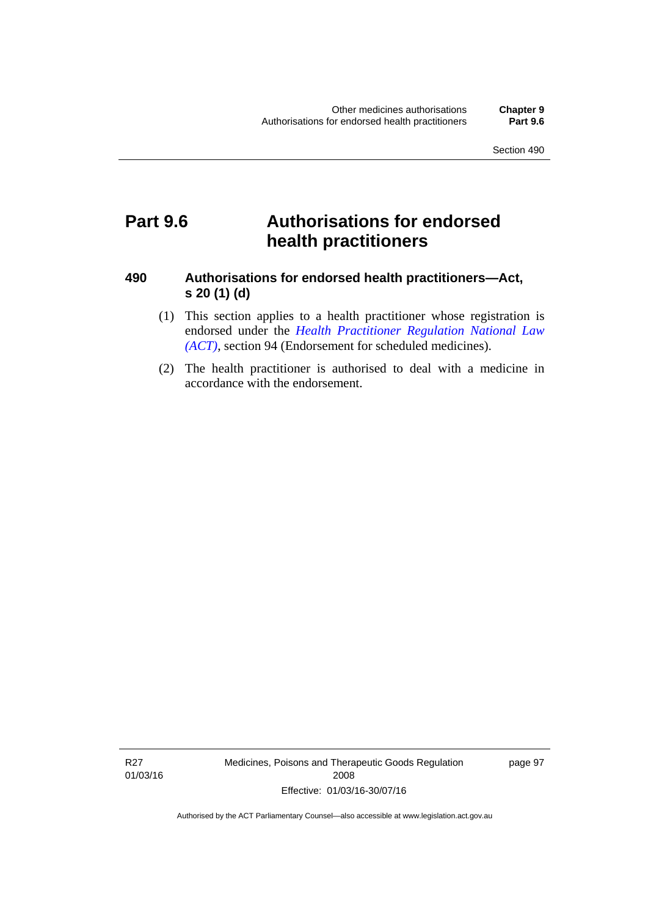# Part 9.6 Authorisations for endorsed health practitioners

## 490 Authorisations for endorsed health practitioners—Act, s 20 (1) (d)

(1) This section applies to a health practitioner whose registration is endorsed under the *Health Practitioner Regulation National Law (ACT)*, section 94 (Endorsement for scheduled medicines).

(2) The health practitioner is authorised to deal with a medicine in accordance with the endorsement.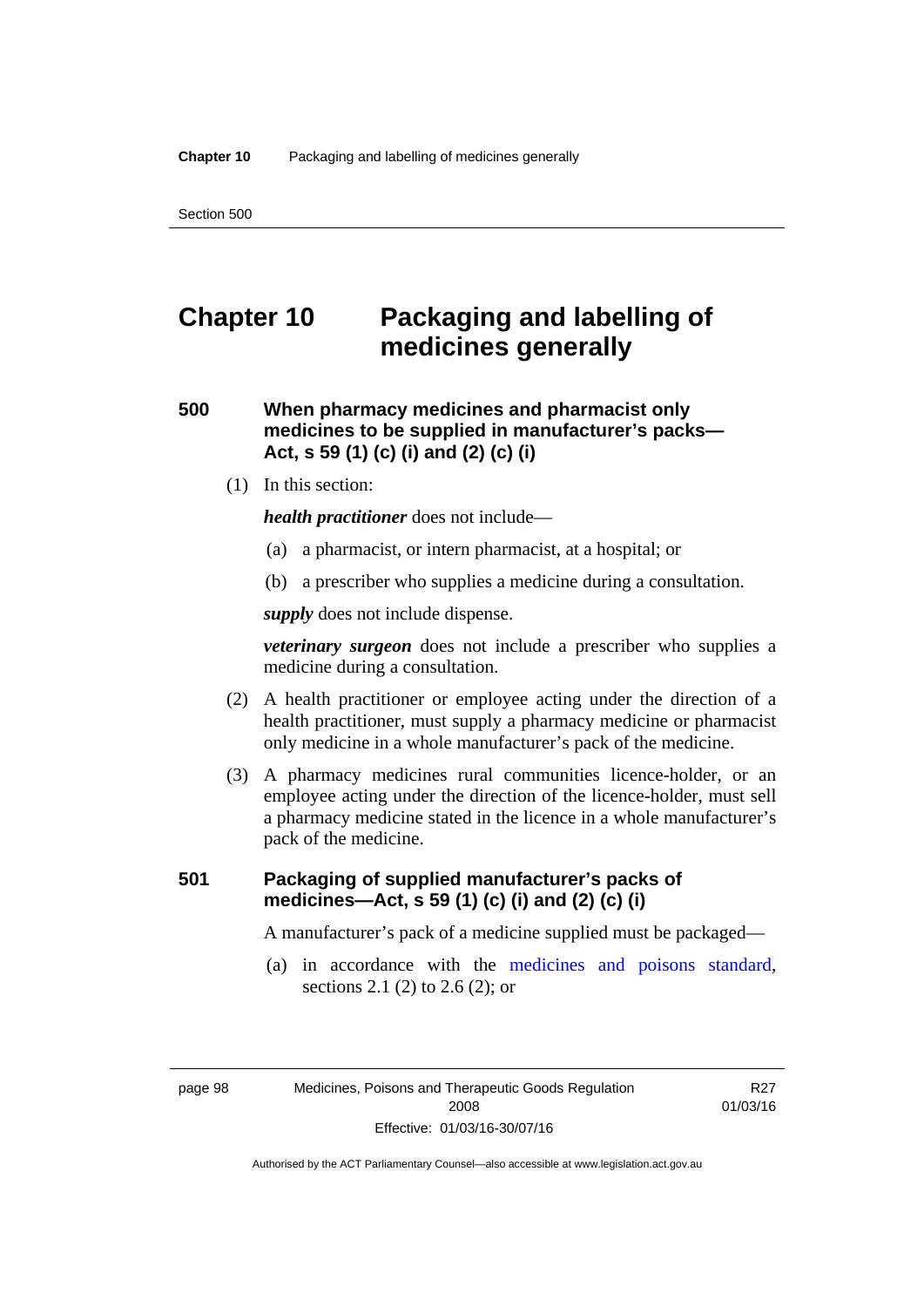# Chapter 10 Packaging and labelling of medicines generally

## 500 When pharmacy medicines and pharmacist only medicines to be supplied in manufacturer's packs—Act, s 59 (1) (c) (i) and (2) (c) (i)

(1) In this section:

***health practitioner*** does not include—

(a) a pharmacist, or intern pharmacist, at a hospital; or

(b) a prescriber who supplies a medicine during a consultation.

***supply*** does not include dispense.

***veterinary surgeon*** does not include a prescriber who supplies a medicine during a consultation.

(2) A health practitioner or employee acting under the direction of a health practitioner, must supply a pharmacy medicine or pharmacist only medicine in a whole manufacturer's pack of the medicine.

(3) A pharmacy medicines rural communities licence-holder, or an employee acting under the direction of the licence-holder, must sell a pharmacy medicine stated in the licence in a whole manufacturer's pack of the medicine.

## 501 Packaging of supplied manufacturer's packs of medicines—Act, s 59 (1) (c) (i) and (2) (c) (i)

A manufacturer's pack of a medicine supplied must be packaged—

(a) in accordance with the medicines and poisons standard, sections 2.1 (2) to 2.6 (2); or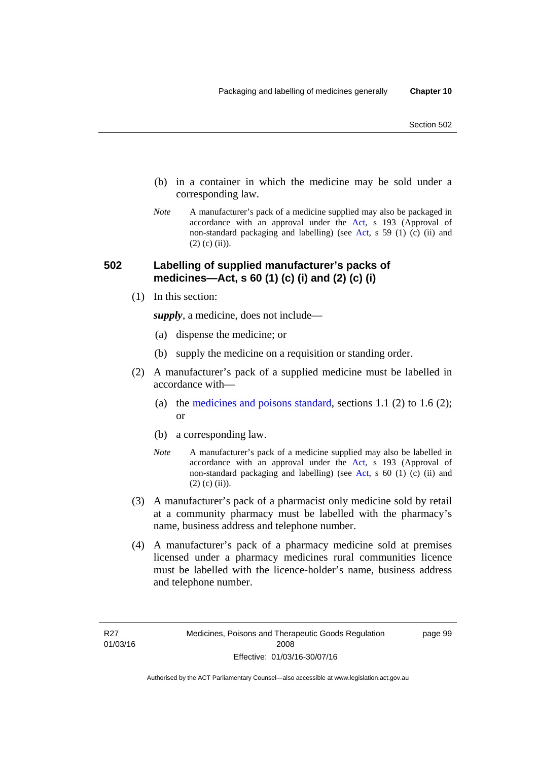(b) in a container in which the medicine may be sold under a corresponding law.

*Note* A manufacturer's pack of a medicine supplied may also be packaged in accordance with an approval under the Act, s 193 (Approval of non-standard packaging and labelling) (see Act, s 59 (1) (c) (ii) and (2) (c) (ii)).

### 502 Labelling of supplied manufacturer's packs of medicines—Act, s 60 (1) (c) (i) and (2) (c) (i)

(1) In this section:

***supply***, a medicine, does not include—

(a) dispense the medicine; or

(b) supply the medicine on a requisition or standing order.

(2) A manufacturer's pack of a supplied medicine must be labelled in accordance with—

(a) the medicines and poisons standard, sections 1.1 (2) to 1.6 (2); or

(b) a corresponding law.

*Note* A manufacturer's pack of a medicine supplied may also be labelled in accordance with an approval under the Act, s 193 (Approval of non-standard packaging and labelling) (see Act, s 60 (1) (c) (ii) and (2) (c) (ii)).

(3) A manufacturer's pack of a pharmacist only medicine sold by retail at a community pharmacy must be labelled with the pharmacy's name, business address and telephone number.

(4) A manufacturer's pack of a pharmacy medicine sold at premises licensed under a pharmacy medicines rural communities licence must be labelled with the licence-holder's name, business address and telephone number.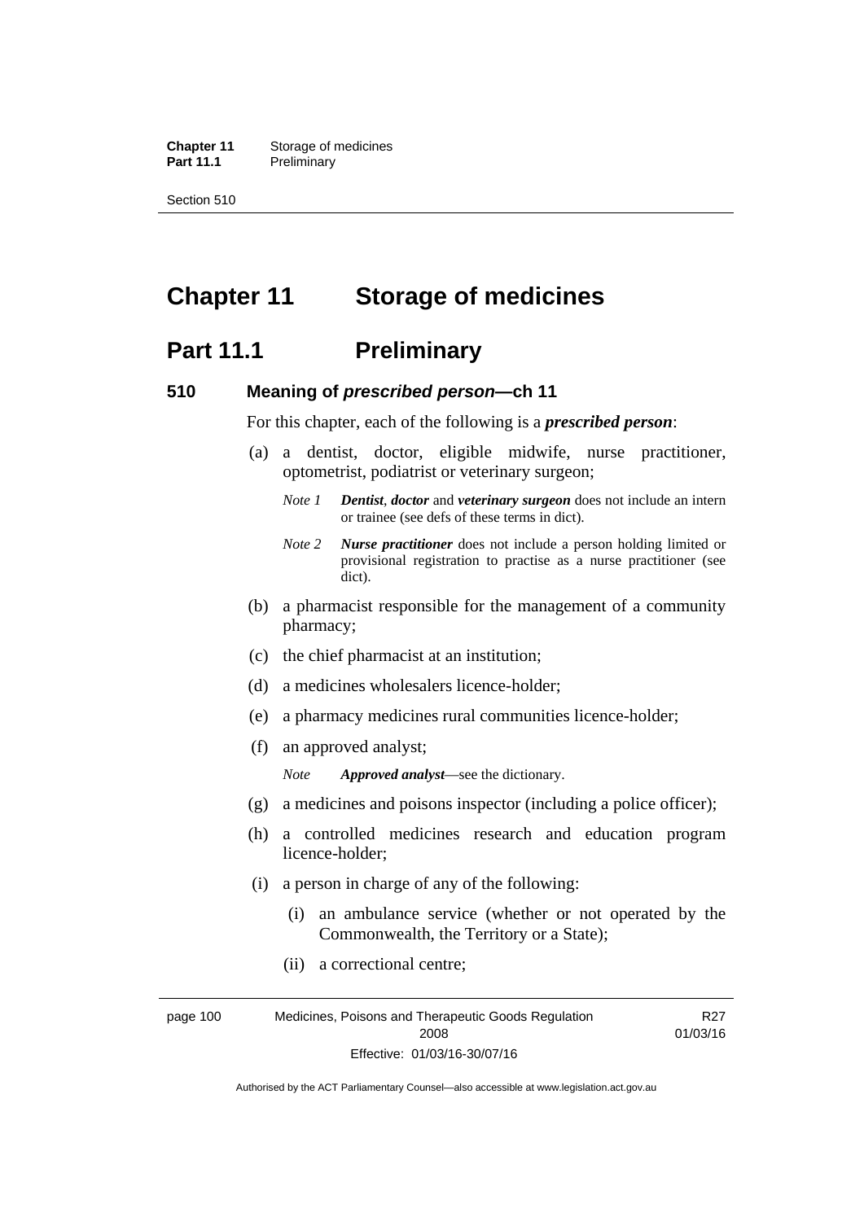# Chapter 11 Storage of medicines

## Part 11.1 Preliminary

### 510 Meaning of *prescribed person*—ch 11

For this chapter, each of the following is a ***prescribed person***:

(a) a dentist, doctor, eligible midwife, nurse practitioner, optometrist, podiatrist or veterinary surgeon;

> *Note 1* ***Dentist***, ***doctor*** and ***veterinary surgeon*** does not include an intern or trainee (see defs of these terms in dict).

> *Note 2* ***Nurse practitioner*** does not include a person holding limited or provisional registration to practise as a nurse practitioner (see dict).

(b) a pharmacist responsible for the management of a community pharmacy;

(c) the chief pharmacist at an institution;

(d) a medicines wholesalers licence-holder;

(e) a pharmacy medicines rural communities licence-holder;

(f) an approved analyst;

> *Note* ***Approved analyst***—see the dictionary.

(g) a medicines and poisons inspector (including a police officer);

(h) a controlled medicines research and education program licence-holder;

(i) a person in charge of any of the following:

(i) an ambulance service (whether or not operated by the Commonwealth, the Territory or a State);

(ii) a correctional centre;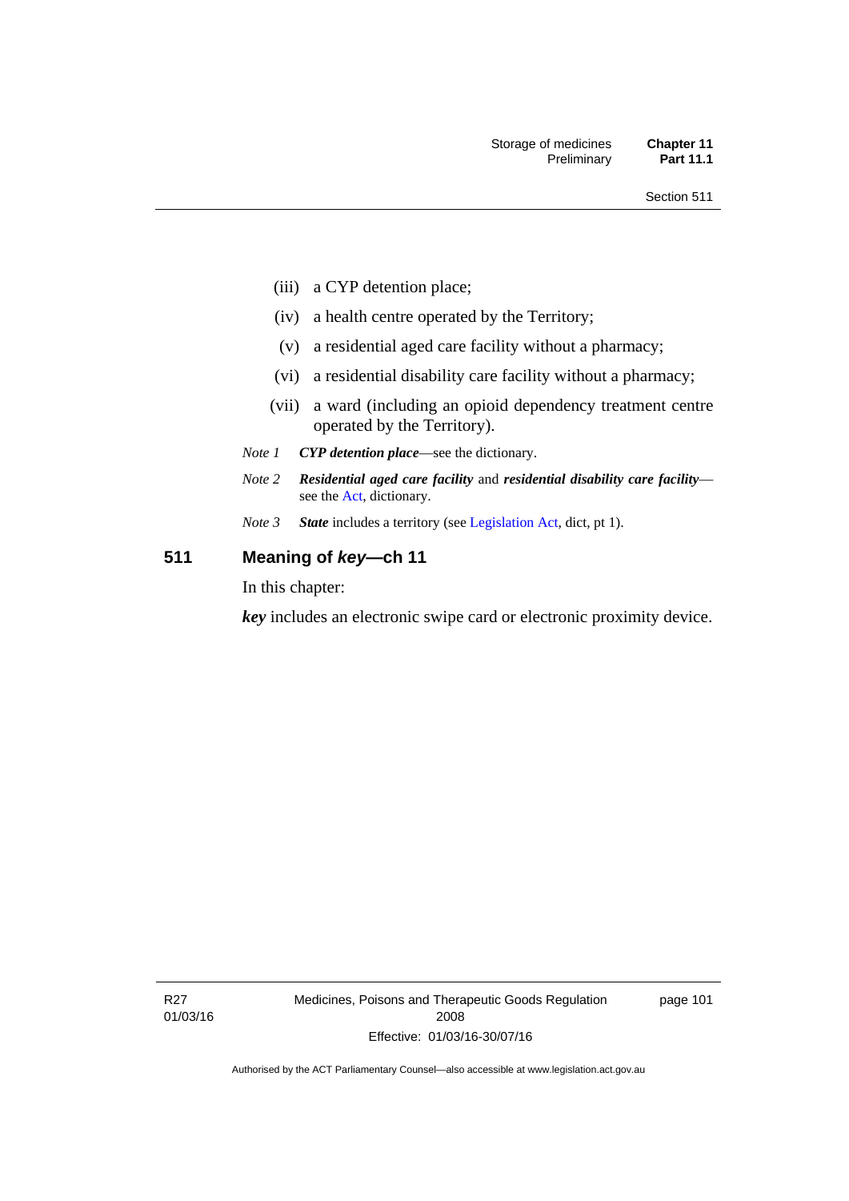(iii) a CYP detention place;

(iv) a health centre operated by the Territory;

(v) a residential aged care facility without a pharmacy;

(vi) a residential disability care facility without a pharmacy;

(vii) a ward (including an opioid dependency treatment centre operated by the Territory).

*Note 1* ***CYP detention place***—see the dictionary.

*Note 2* ***Residential aged care facility*** and ***residential disability care facility***—see the Act, dictionary.

*Note 3* ***State*** includes a territory (see Legislation Act, dict, pt 1).

## 511 Meaning of *key*—ch 11

In this chapter:

***key*** includes an electronic swipe card or electronic proximity device.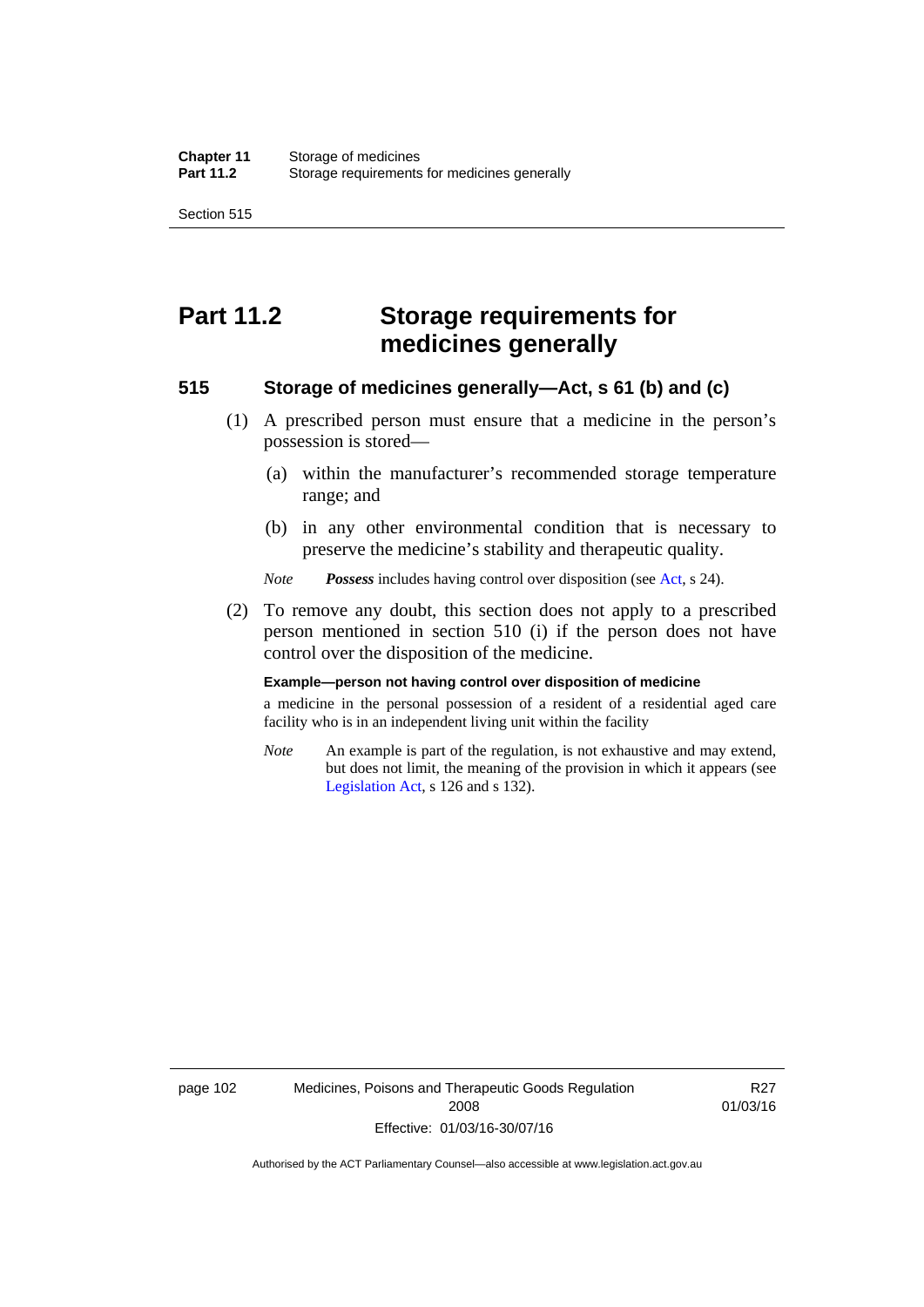# Part 11.2 Storage requirements for medicines generally

## 515 Storage of medicines generally—Act, s 61 (b) and (c)

(1) A prescribed person must ensure that a medicine in the person's possession is stored—

(a) within the manufacturer's recommended storage temperature range; and

(b) in any other environmental condition that is necessary to preserve the medicine's stability and therapeutic quality.

*Note* ***Possess*** includes having control over disposition (see Act, s 24).

(2) To remove any doubt, this section does not apply to a prescribed person mentioned in section 510 (i) if the person does not have control over the disposition of the medicine.

**Example—person not having control over disposition of medicine**

a medicine in the personal possession of a resident of a residential aged care facility who is in an independent living unit within the facility

*Note* An example is part of the regulation, is not exhaustive and may extend, but does not limit, the meaning of the provision in which it appears (see Legislation Act, s 126 and s 132).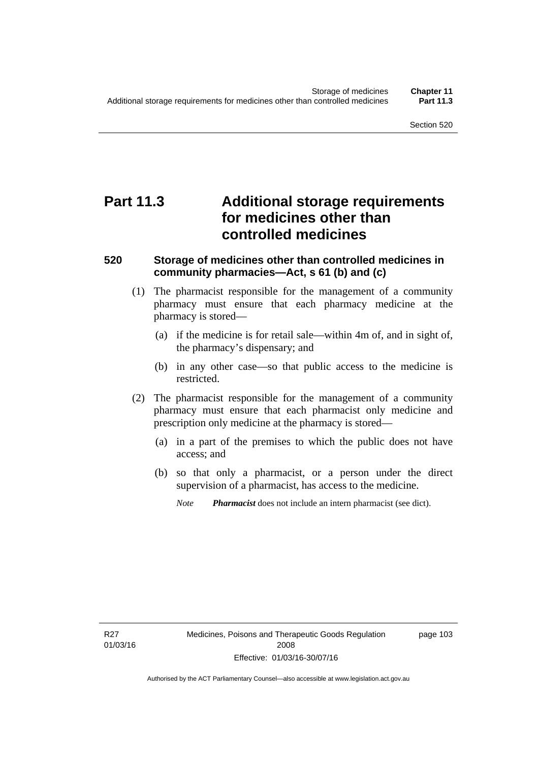# Part 11.3 Additional storage requirements for medicines other than controlled medicines

## 520 Storage of medicines other than controlled medicines in community pharmacies—Act, s 61 (b) and (c)

(1) The pharmacist responsible for the management of a community pharmacy must ensure that each pharmacy medicine at the pharmacy is stored—

(a) if the medicine is for retail sale—within 4m of, and in sight of, the pharmacy's dispensary; and

(b) in any other case—so that public access to the medicine is restricted.

(2) The pharmacist responsible for the management of a community pharmacy must ensure that each pharmacist only medicine and prescription only medicine at the pharmacy is stored—

(a) in a part of the premises to which the public does not have access; and

(b) so that only a pharmacist, or a person under the direct supervision of a pharmacist, has access to the medicine.

*Note* ***Pharmacist*** does not include an intern pharmacist (see dict).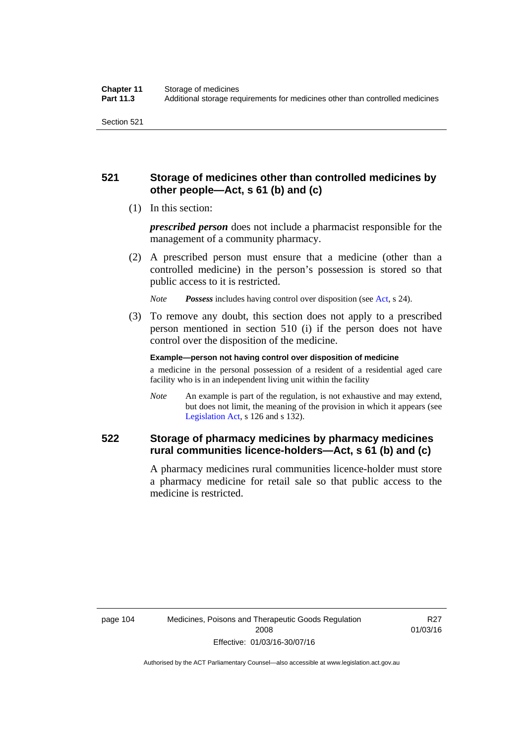## 521 Storage of medicines other than controlled medicines by other people—Act, s 61 (b) and (c)

(1) In this section:

***prescribed person*** does not include a pharmacist responsible for the management of a community pharmacy.

(2) A prescribed person must ensure that a medicine (other than a controlled medicine) in the person's possession is stored so that public access to it is restricted.

*Note* ***Possess*** includes having control over disposition (see Act, s 24).

(3) To remove any doubt, this section does not apply to a prescribed person mentioned in section 510 (i) if the person does not have control over the disposition of the medicine.

**Example—person not having control over disposition of medicine**

a medicine in the personal possession of a resident of a residential aged care facility who is in an independent living unit within the facility

*Note* An example is part of the regulation, is not exhaustive and may extend, but does not limit, the meaning of the provision in which it appears (see Legislation Act, s 126 and s 132).

## 522 Storage of pharmacy medicines by pharmacy medicines rural communities licence-holders—Act, s 61 (b) and (c)

A pharmacy medicines rural communities licence-holder must store a pharmacy medicine for retail sale so that public access to the medicine is restricted.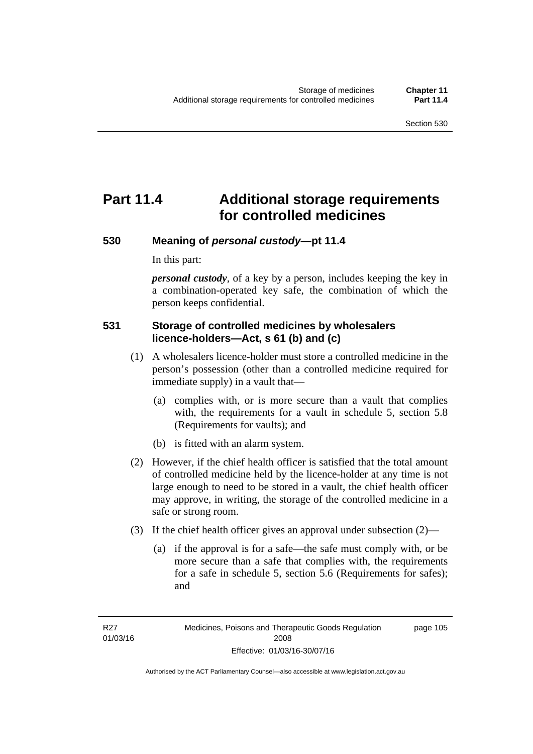# Part 11.4 Additional storage requirements for controlled medicines

## 530 Meaning of *personal custody*—pt 11.4

In this part:

***personal custody***, of a key by a person, includes keeping the key in a combination-operated key safe, the combination of which the person keeps confidential.

## 531 Storage of controlled medicines by wholesalers licence-holders—Act, s 61 (b) and (c)

(1) A wholesalers licence-holder must store a controlled medicine in the person's possession (other than a controlled medicine required for immediate supply) in a vault that—

(a) complies with, or is more secure than a vault that complies with, the requirements for a vault in schedule 5, section 5.8 (Requirements for vaults); and

(b) is fitted with an alarm system.

(2) However, if the chief health officer is satisfied that the total amount of controlled medicine held by the licence-holder at any time is not large enough to need to be stored in a vault, the chief health officer may approve, in writing, the storage of the controlled medicine in a safe or strong room.

(3) If the chief health officer gives an approval under subsection (2)—

(a) if the approval is for a safe—the safe must comply with, or be more secure than a safe that complies with, the requirements for a safe in schedule 5, section 5.6 (Requirements for safes); and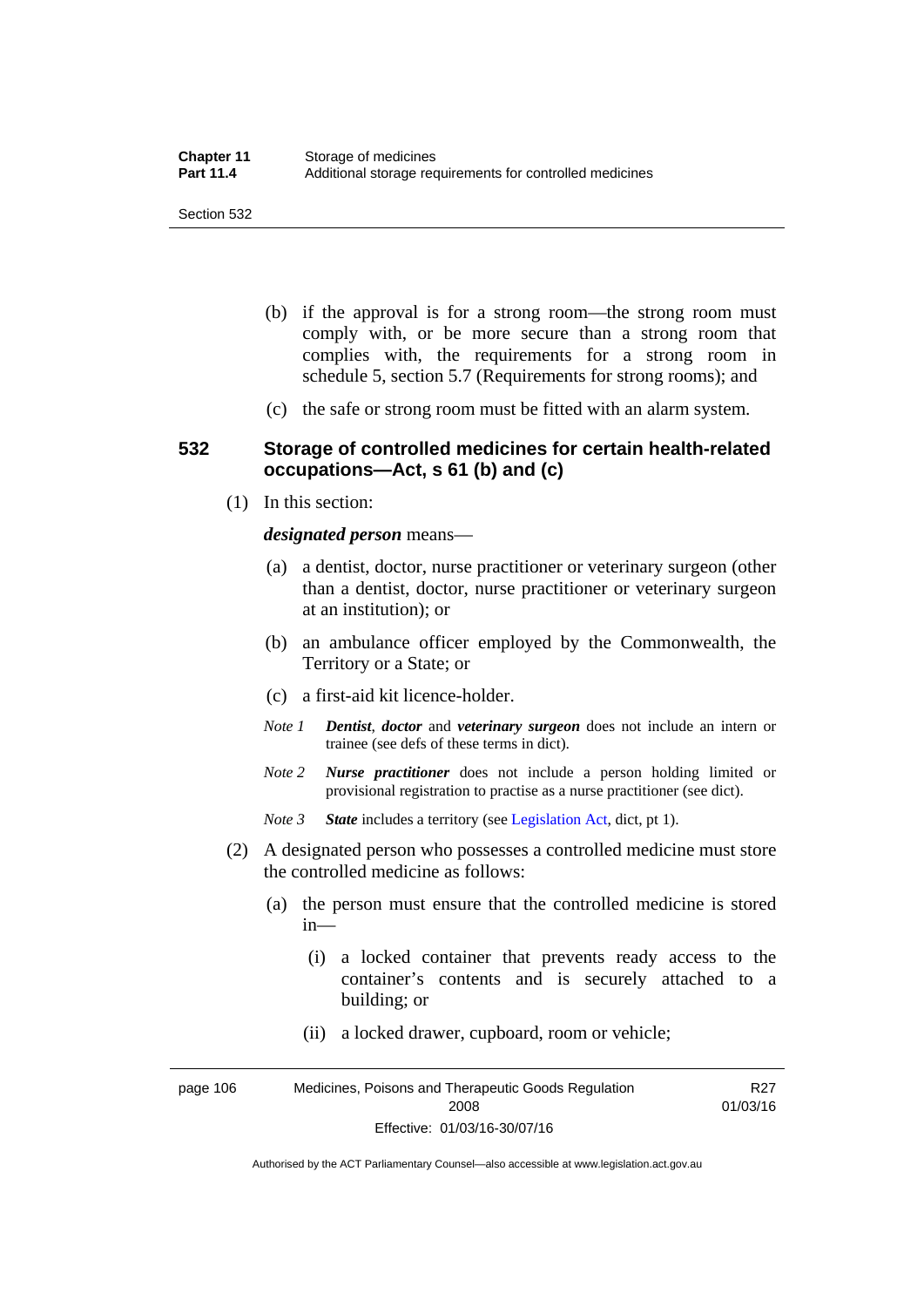(b) if the approval is for a strong room—the strong room must comply with, or be more secure than a strong room that complies with, the requirements for a strong room in schedule 5, section 5.7 (Requirements for strong rooms); and

(c) the safe or strong room must be fitted with an alarm system.

### 532 Storage of controlled medicines for certain health-related occupations—Act, s 61 (b) and (c)

(1) In this section:

***designated person*** means—

(a) a dentist, doctor, nurse practitioner or veterinary surgeon (other than a dentist, doctor, nurse practitioner or veterinary surgeon at an institution); or

(b) an ambulance officer employed by the Commonwealth, the Territory or a State; or

(c) a first-aid kit licence-holder.

*Note 1* ***Dentist***, ***doctor*** and ***veterinary surgeon*** does not include an intern or trainee (see defs of these terms in dict).

*Note 2* ***Nurse practitioner*** does not include a person holding limited or provisional registration to practise as a nurse practitioner (see dict).

*Note 3* ***State*** includes a territory (see Legislation Act, dict, pt 1).

(2) A designated person who possesses a controlled medicine must store the controlled medicine as follows:

(a) the person must ensure that the controlled medicine is stored in—

(i) a locked container that prevents ready access to the container's contents and is securely attached to a building; or

(ii) a locked drawer, cupboard, room or vehicle;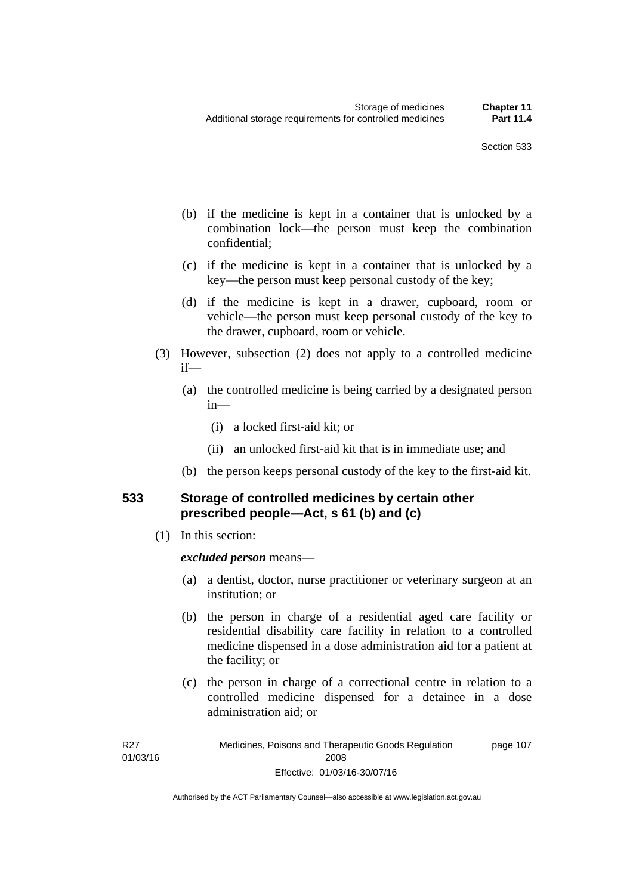(b) if the medicine is kept in a container that is unlocked by a combination lock—the person must keep the combination confidential;

(c) if the medicine is kept in a container that is unlocked by a key—the person must keep personal custody of the key;

(d) if the medicine is kept in a drawer, cupboard, room or vehicle—the person must keep personal custody of the key to the drawer, cupboard, room or vehicle.

(3) However, subsection (2) does not apply to a controlled medicine if—

(a) the controlled medicine is being carried by a designated person in—

(i) a locked first-aid kit; or

(ii) an unlocked first-aid kit that is in immediate use; and

(b) the person keeps personal custody of the key to the first-aid kit.

## 533 Storage of controlled medicines by certain other prescribed people—Act, s 61 (b) and (c)

(1) In this section:

***excluded person*** means—

(a) a dentist, doctor, nurse practitioner or veterinary surgeon at an institution; or

(b) the person in charge of a residential aged care facility or residential disability care facility in relation to a controlled medicine dispensed in a dose administration aid for a patient at the facility; or

(c) the person in charge of a correctional centre in relation to a controlled medicine dispensed for a detainee in a dose administration aid; or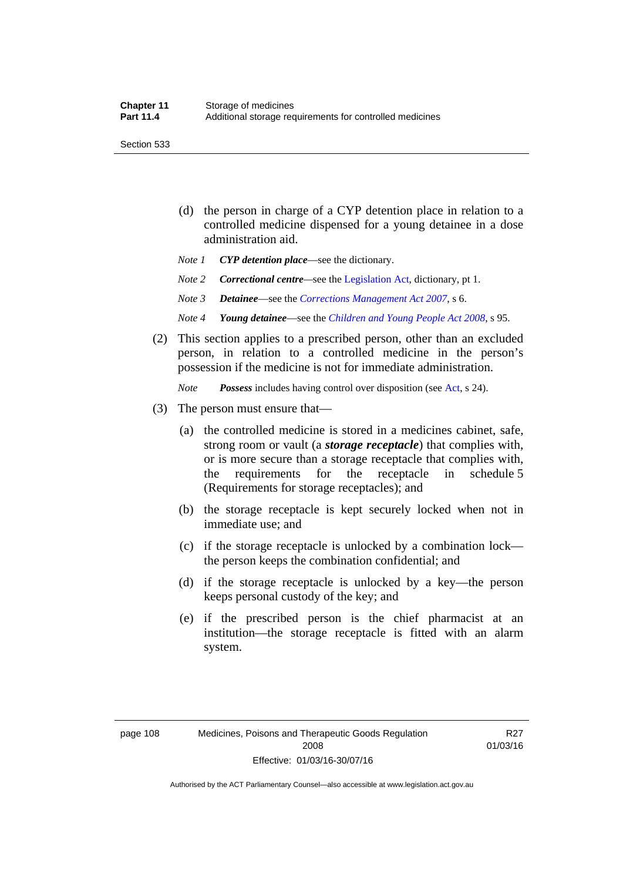(d) the person in charge of a CYP detention place in relation to a controlled medicine dispensed for a young detainee in a dose administration aid.

*Note 1* ***CYP detention place***—see the dictionary.

*Note 2* ***Correctional centre***—see the Legislation Act, dictionary, pt 1.

*Note 3* ***Detainee***—see the *Corrections Management Act 2007*, s 6.

*Note 4* ***Young detainee***—see the *Children and Young People Act 2008*, s 95.

(2) This section applies to a prescribed person, other than an excluded person, in relation to a controlled medicine in the person's possession if the medicine is not for immediate administration.

*Note* ***Possess*** includes having control over disposition (see Act, s 24).

(3) The person must ensure that—

(a) the controlled medicine is stored in a medicines cabinet, safe, strong room or vault (a ***storage receptacle***) that complies with, or is more secure than a storage receptacle that complies with, the requirements for the receptacle in schedule 5 (Requirements for storage receptacles); and

(b) the storage receptacle is kept securely locked when not in immediate use; and

(c) if the storage receptacle is unlocked by a combination lock—the person keeps the combination confidential; and

(d) if the storage receptacle is unlocked by a key—the person keeps personal custody of the key; and

(e) if the prescribed person is the chief pharmacist at an institution—the storage receptacle is fitted with an alarm system.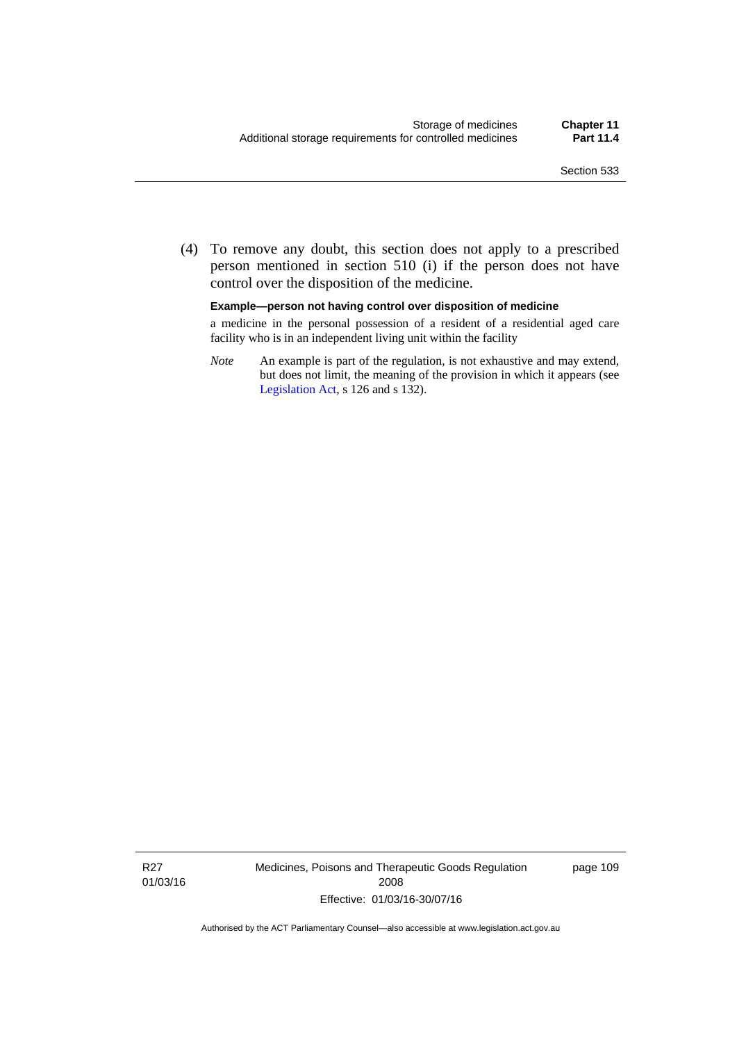(4) To remove any doubt, this section does not apply to a prescribed person mentioned in section 510 (i) if the person does not have control over the disposition of the medicine.

**Example—person not having control over disposition of medicine**

a medicine in the personal possession of a resident of a residential aged care facility who is in an independent living unit within the facility

*Note* An example is part of the regulation, is not exhaustive and may extend, but does not limit, the meaning of the provision in which it appears (see Legislation Act, s 126 and s 132).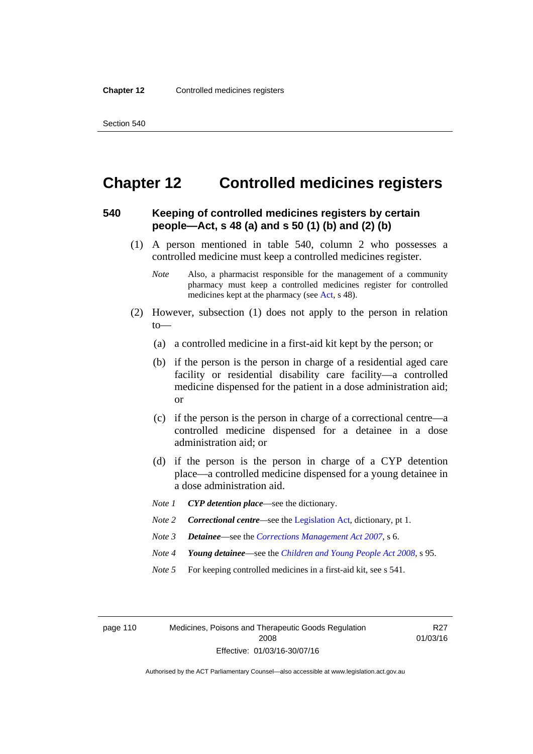# Chapter 12 Controlled medicines registers

## 540 Keeping of controlled medicines registers by certain people—Act, s 48 (a) and s 50 (1) (b) and (2) (b)

(1) A person mentioned in table 540, column 2 who possesses a controlled medicine must keep a controlled medicines register.

*Note* Also, a pharmacist responsible for the management of a community pharmacy must keep a controlled medicines register for controlled medicines kept at the pharmacy (see Act, s 48).

(2) However, subsection (1) does not apply to the person in relation to—

(a) a controlled medicine in a first-aid kit kept by the person; or

(b) if the person is the person in charge of a residential aged care facility or residential disability care facility—a controlled medicine dispensed for the patient in a dose administration aid; or

(c) if the person is the person in charge of a correctional centre—a controlled medicine dispensed for a detainee in a dose administration aid; or

(d) if the person is the person in charge of a CYP detention place—a controlled medicine dispensed for a young detainee in a dose administration aid.

*Note 1* ***CYP detention place***—see the dictionary.

*Note 2* ***Correctional centre***—see the Legislation Act, dictionary, pt 1.

*Note 3* ***Detainee***—see the *Corrections Management Act 2007*, s 6.

*Note 4* ***Young detainee***—see the *Children and Young People Act 2008*, s 95.

*Note 5* For keeping controlled medicines in a first-aid kit, see s 541.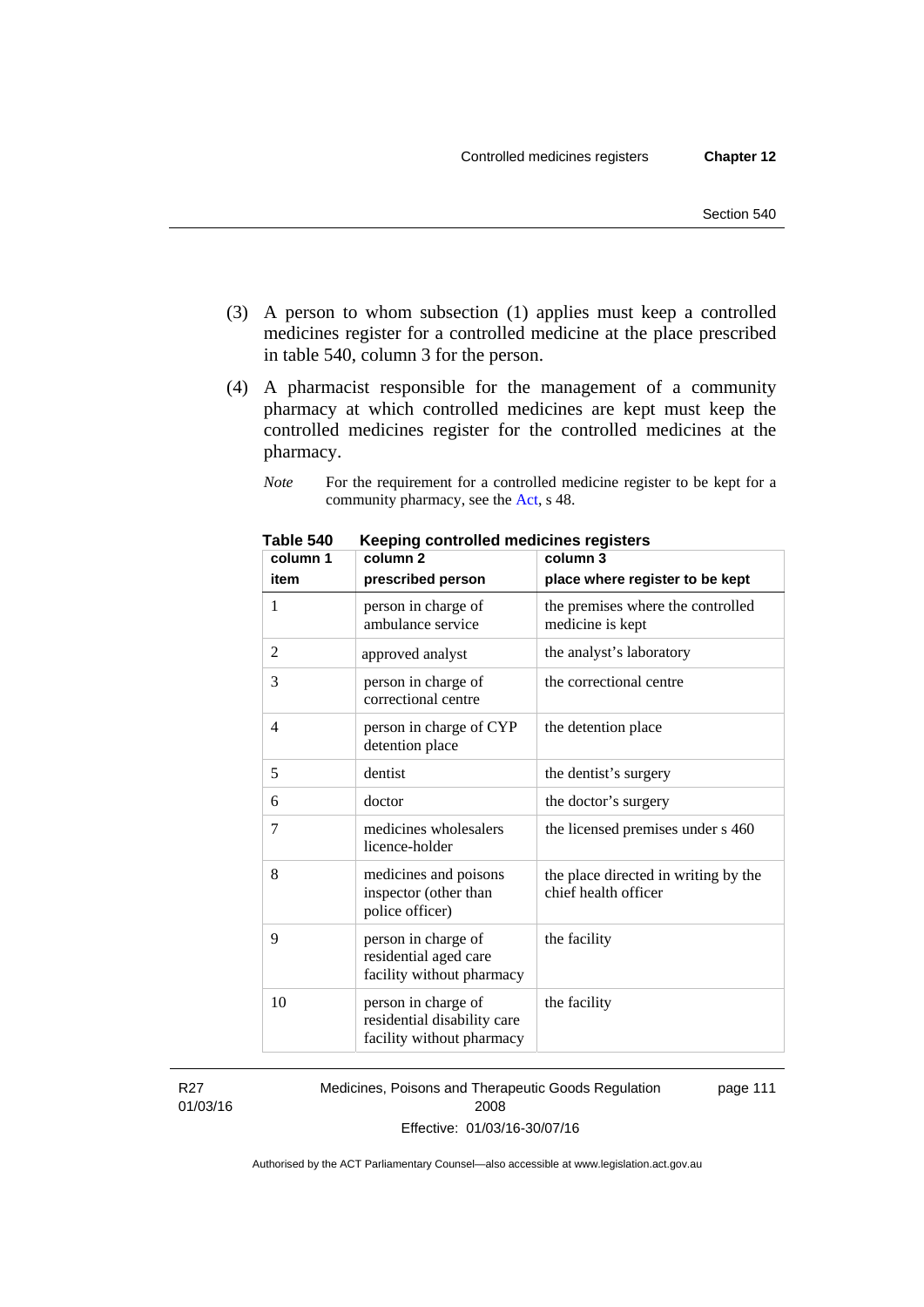(3) A person to whom subsection (1) applies must keep a controlled medicines register for a controlled medicine at the place prescribed in table 540, column 3 for the person.

(4) A pharmacist responsible for the management of a community pharmacy at which controlled medicines are kept must keep the controlled medicines register for the controlled medicines at the pharmacy.

*Note* For the requirement for a controlled medicine register to be kept for a community pharmacy, see the Act, s 48.

**Table 540 Keeping controlled medicines registers**

| column 1<br>item | column 2<br>prescribed person | column 3<br>place where register to be kept |
|---|---|---|
| 1 | person in charge of ambulance service | the premises where the controlled medicine is kept |
| 2 | approved analyst | the analyst's laboratory |
| 3 | person in charge of correctional centre | the correctional centre |
| 4 | person in charge of CYP detention place | the detention place |
| 5 | dentist | the dentist's surgery |
| 6 | doctor | the doctor's surgery |
| 7 | medicines wholesalers licence-holder | the licensed premises under s 460 |
| 8 | medicines and poisons inspector (other than police officer) | the place directed in writing by the chief health officer |
| 9 | person in charge of residential aged care facility without pharmacy | the facility |
| 10 | person in charge of residential disability care facility without pharmacy | the facility |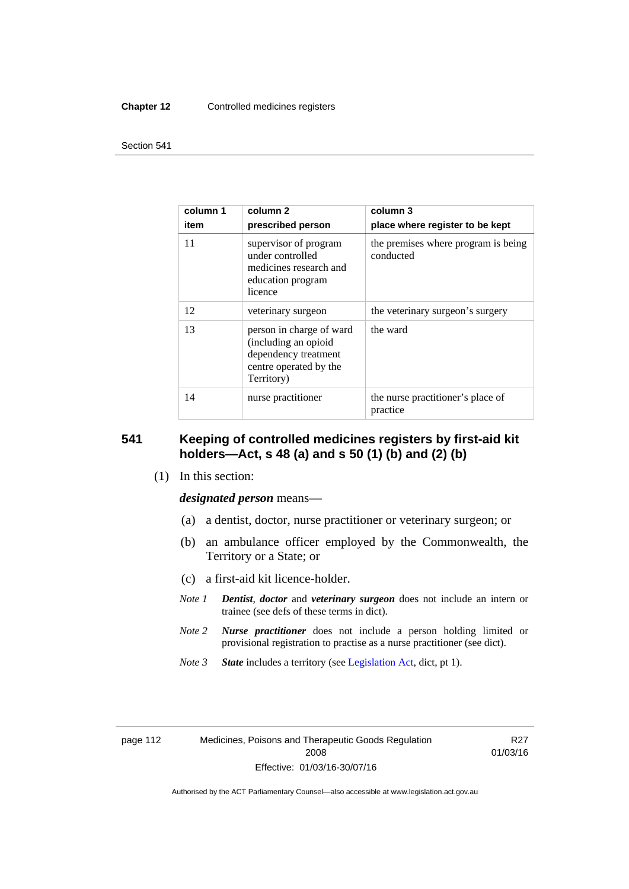| column 1 item | column 2 prescribed person | column 3 place where register to be kept |
|---|---|---|
| 11 | supervisor of program under controlled medicines research and education program licence | the premises where program is being conducted |
| 12 | veterinary surgeon | the veterinary surgeon's surgery |
| 13 | person in charge of ward (including an opioid dependency treatment centre operated by the Territory) | the ward |
| 14 | nurse practitioner | the nurse practitioner's place of practice |

## 541 Keeping of controlled medicines registers by first-aid kit holders—Act, s 48 (a) and s 50 (1) (b) and (2) (b)

(1) In this section:

***designated person*** means—

(a) a dentist, doctor, nurse practitioner or veterinary surgeon; or

(b) an ambulance officer employed by the Commonwealth, the Territory or a State; or

(c) a first-aid kit licence-holder.

*Note 1* ***Dentist***, ***doctor*** and ***veterinary surgeon*** does not include an intern or trainee (see defs of these terms in dict).

*Note 2* ***Nurse practitioner*** does not include a person holding limited or provisional registration to practise as a nurse practitioner (see dict).

*Note 3* ***State*** includes a territory (see Legislation Act, dict, pt 1).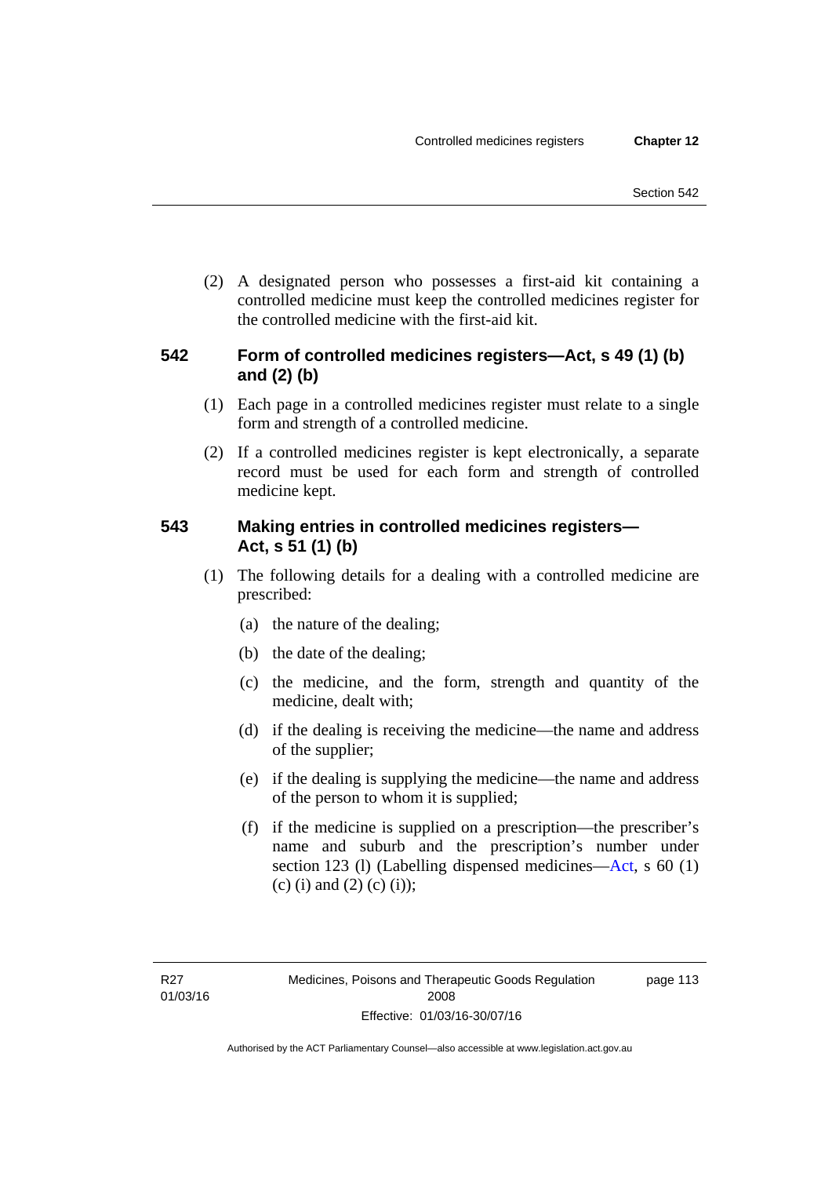(2) A designated person who possesses a first-aid kit containing a controlled medicine must keep the controlled medicines register for the controlled medicine with the first-aid kit.

### 542 Form of controlled medicines registers—Act, s 49 (1) (b) and (2) (b)

(1) Each page in a controlled medicines register must relate to a single form and strength of a controlled medicine.

(2) If a controlled medicines register is kept electronically, a separate record must be used for each form and strength of controlled medicine kept.

### 543 Making entries in controlled medicines registers—Act, s 51 (1) (b)

(1) The following details for a dealing with a controlled medicine are prescribed:

(a) the nature of the dealing;

(b) the date of the dealing;

(c) the medicine, and the form, strength and quantity of the medicine, dealt with;

(d) if the dealing is receiving the medicine—the name and address of the supplier;

(e) if the dealing is supplying the medicine—the name and address of the person to whom it is supplied;

(f) if the medicine is supplied on a prescription—the prescriber's name and suburb and the prescription's number under section 123 (l) (Labelling dispensed medicines—Act, s 60 (1) (c) (i) and (2) (c) (i));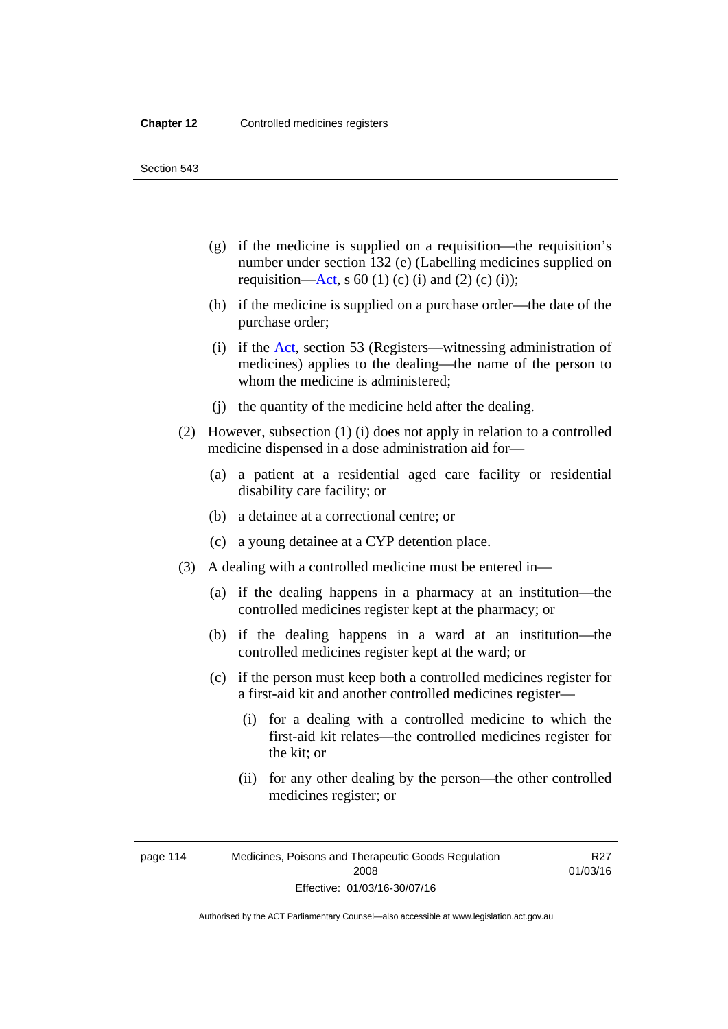(g) if the medicine is supplied on a requisition—the requisition's number under section 132 (e) (Labelling medicines supplied on requisition—Act, s 60 (1) (c) (i) and (2) (c) (i));

(h) if the medicine is supplied on a purchase order—the date of the purchase order;

(i) if the Act, section 53 (Registers—witnessing administration of medicines) applies to the dealing—the name of the person to whom the medicine is administered;

(j) the quantity of the medicine held after the dealing.

(2) However, subsection (1) (i) does not apply in relation to a controlled medicine dispensed in a dose administration aid for—

(a) a patient at a residential aged care facility or residential disability care facility; or

(b) a detainee at a correctional centre; or

(c) a young detainee at a CYP detention place.

(3) A dealing with a controlled medicine must be entered in—

(a) if the dealing happens in a pharmacy at an institution—the controlled medicines register kept at the pharmacy; or

(b) if the dealing happens in a ward at an institution—the controlled medicines register kept at the ward; or

(c) if the person must keep both a controlled medicines register for a first-aid kit and another controlled medicines register—

(i) for a dealing with a controlled medicine to which the first-aid kit relates—the controlled medicines register for the kit; or

(ii) for any other dealing by the person—the other controlled medicines register; or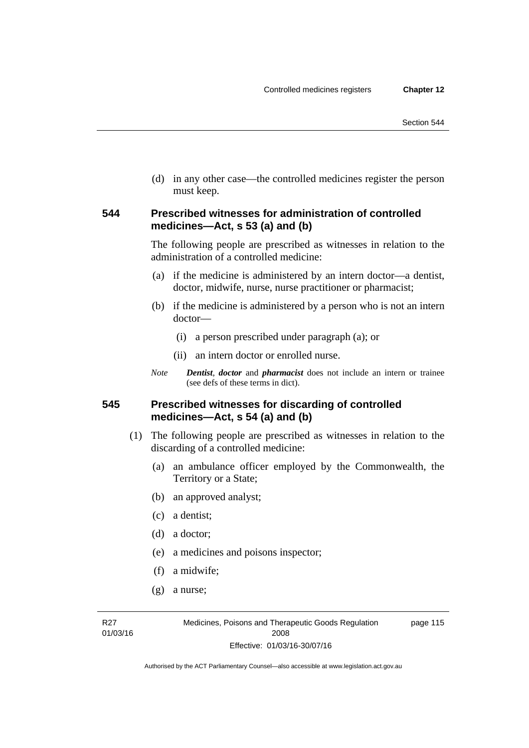(d) in any other case—the controlled medicines register the person must keep.

### 544 Prescribed witnesses for administration of controlled medicines—Act, s 53 (a) and (b)

The following people are prescribed as witnesses in relation to the administration of a controlled medicine:

(a) if the medicine is administered by an intern doctor—a dentist, doctor, midwife, nurse, nurse practitioner or pharmacist;

(b) if the medicine is administered by a person who is not an intern doctor—

(i) a person prescribed under paragraph (a); or

(ii) an intern doctor or enrolled nurse.

*Note* ***Dentist***, ***doctor*** and ***pharmacist*** does not include an intern or trainee (see defs of these terms in dict).

### 545 Prescribed witnesses for discarding of controlled medicines—Act, s 54 (a) and (b)

(1) The following people are prescribed as witnesses in relation to the discarding of a controlled medicine:

(a) an ambulance officer employed by the Commonwealth, the Territory or a State;

(b) an approved analyst;

(c) a dentist;

(d) a doctor;

(e) a medicines and poisons inspector;

(f) a midwife;

(g) a nurse;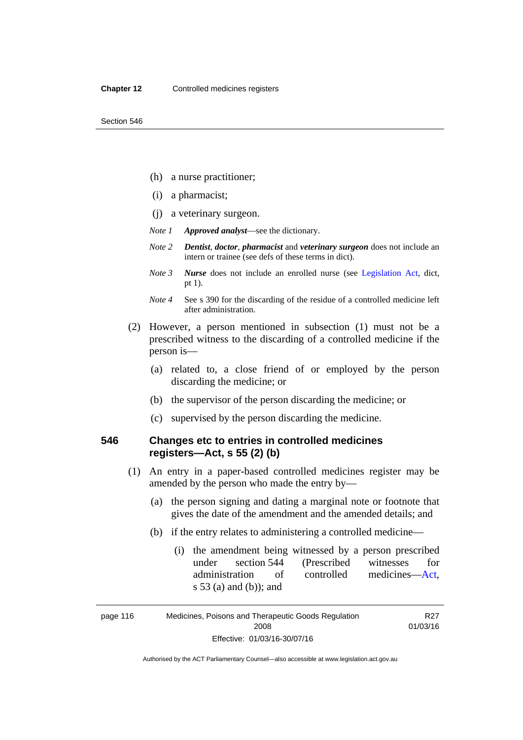(h) a nurse practitioner;

(i) a pharmacist;

(j) a veterinary surgeon.

*Note 1* ***Approved analyst***—see the dictionary.

*Note 2* ***Dentist***, ***doctor***, ***pharmacist*** and ***veterinary surgeon*** does not include an intern or trainee (see defs of these terms in dict).

*Note 3* ***Nurse*** does not include an enrolled nurse (see Legislation Act, dict, pt 1).

*Note 4* See s 390 for the discarding of the residue of a controlled medicine left after administration.

(2) However, a person mentioned in subsection (1) must not be a prescribed witness to the discarding of a controlled medicine if the person is—

(a) related to, a close friend of or employed by the person discarding the medicine; or

(b) the supervisor of the person discarding the medicine; or

(c) supervised by the person discarding the medicine.

### 546 Changes etc to entries in controlled medicines registers—Act, s 55 (2) (b)

(1) An entry in a paper-based controlled medicines register may be amended by the person who made the entry by—

(a) the person signing and dating a marginal note or footnote that gives the date of the amendment and the amended details; and

(b) if the entry relates to administering a controlled medicine—

(i) the amendment being witnessed by a person prescribed under section 544 (Prescribed witnesses for administration of controlled medicines—Act, s 53 (a) and (b)); and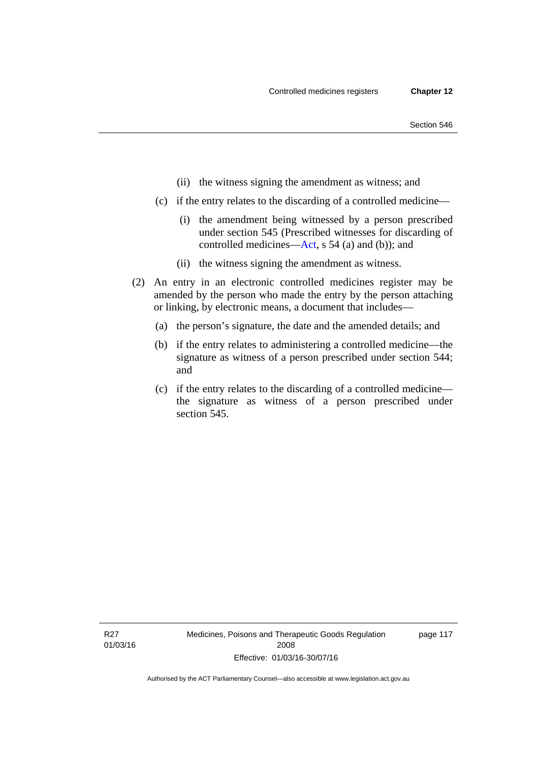(ii) the witness signing the amendment as witness; and

(c) if the entry relates to the discarding of a controlled medicine—

(i) the amendment being witnessed by a person prescribed under section 545 (Prescribed witnesses for discarding of controlled medicines—Act, s 54 (a) and (b)); and

(ii) the witness signing the amendment as witness.

(2) An entry in an electronic controlled medicines register may be amended by the person who made the entry by the person attaching or linking, by electronic means, a document that includes—

(a) the person's signature, the date and the amended details; and

(b) if the entry relates to administering a controlled medicine—the signature as witness of a person prescribed under section 544; and

(c) if the entry relates to the discarding of a controlled medicine—the signature as witness of a person prescribed under section 545.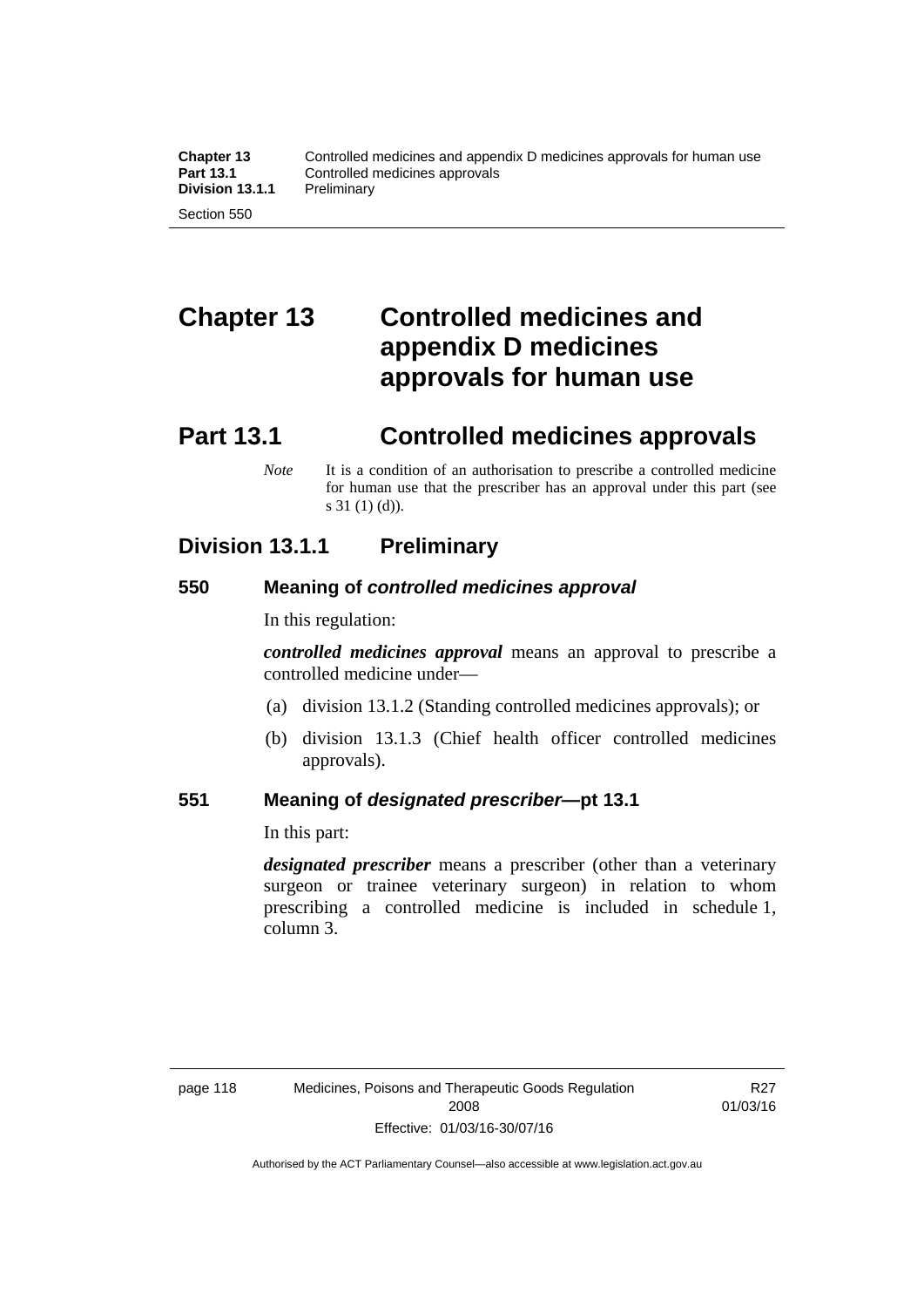# Chapter 13 Controlled medicines and appendix D medicines approvals for human use

## Part 13.1 Controlled medicines approvals

*Note* It is a condition of an authorisation to prescribe a controlled medicine for human use that the prescriber has an approval under this part (see s 31 (1) (d)).

### Division 13.1.1 Preliminary

#### 550 Meaning of *controlled medicines approval*

In this regulation:

***controlled medicines approval*** means an approval to prescribe a controlled medicine under—

(a) division 13.1.2 (Standing controlled medicines approvals); or

(b) division 13.1.3 (Chief health officer controlled medicines approvals).

#### 551 Meaning of *designated prescriber*—pt 13.1

In this part:

***designated prescriber*** means a prescriber (other than a veterinary surgeon or trainee veterinary surgeon) in relation to whom prescribing a controlled medicine is included in schedule 1, column 3.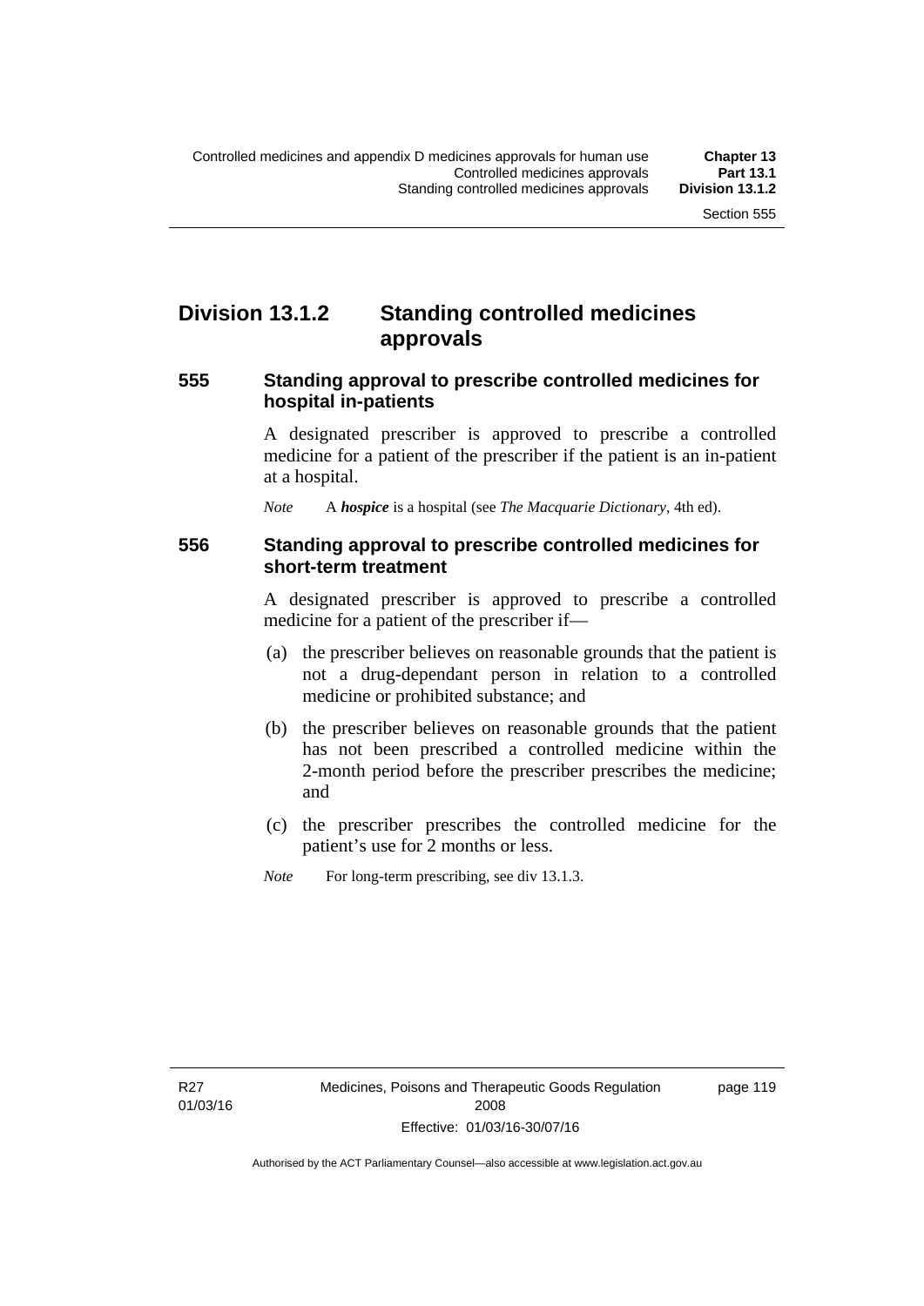## Division 13.1.2 Standing controlled medicines approvals

### 555 Standing approval to prescribe controlled medicines for hospital in-patients

A designated prescriber is approved to prescribe a controlled medicine for a patient of the prescriber if the patient is an in-patient at a hospital.

*Note* A ***hospice*** is a hospital (see *The Macquarie Dictionary*, 4th ed).

### 556 Standing approval to prescribe controlled medicines for short-term treatment

A designated prescriber is approved to prescribe a controlled medicine for a patient of the prescriber if—

(a) the prescriber believes on reasonable grounds that the patient is not a drug-dependant person in relation to a controlled medicine or prohibited substance; and

(b) the prescriber believes on reasonable grounds that the patient has not been prescribed a controlled medicine within the 2-month period before the prescriber prescribes the medicine; and

(c) the prescriber prescribes the controlled medicine for the patient's use for 2 months or less.

*Note* For long-term prescribing, see div 13.1.3.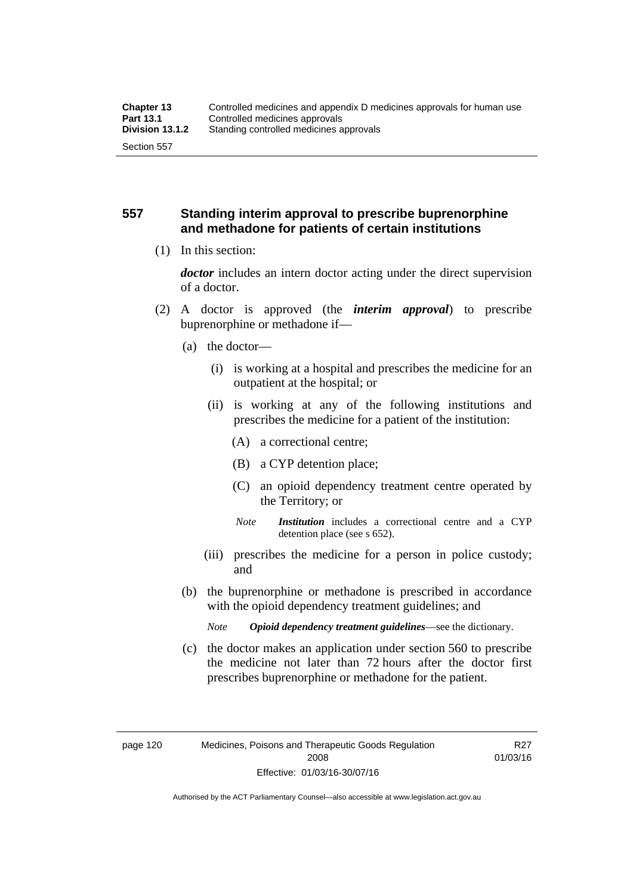## 557 Standing interim approval to prescribe buprenorphine and methadone for patients of certain institutions

(1) In this section:

***doctor*** includes an intern doctor acting under the direct supervision of a doctor.

(2) A doctor is approved (the ***interim approval***) to prescribe buprenorphine or methadone if—

(a) the doctor—

(i) is working at a hospital and prescribes the medicine for an outpatient at the hospital; or

(ii) is working at any of the following institutions and prescribes the medicine for a patient of the institution:

(A) a correctional centre;

(B) a CYP detention place;

(C) an opioid dependency treatment centre operated by the Territory; or

*Note* ***Institution*** includes a correctional centre and a CYP detention place (see s 652).

(iii) prescribes the medicine for a person in police custody; and

(b) the buprenorphine or methadone is prescribed in accordance with the opioid dependency treatment guidelines; and

*Note* ***Opioid dependency treatment guidelines***—see the dictionary.

(c) the doctor makes an application under section 560 to prescribe the medicine not later than 72 hours after the doctor first prescribes buprenorphine or methadone for the patient.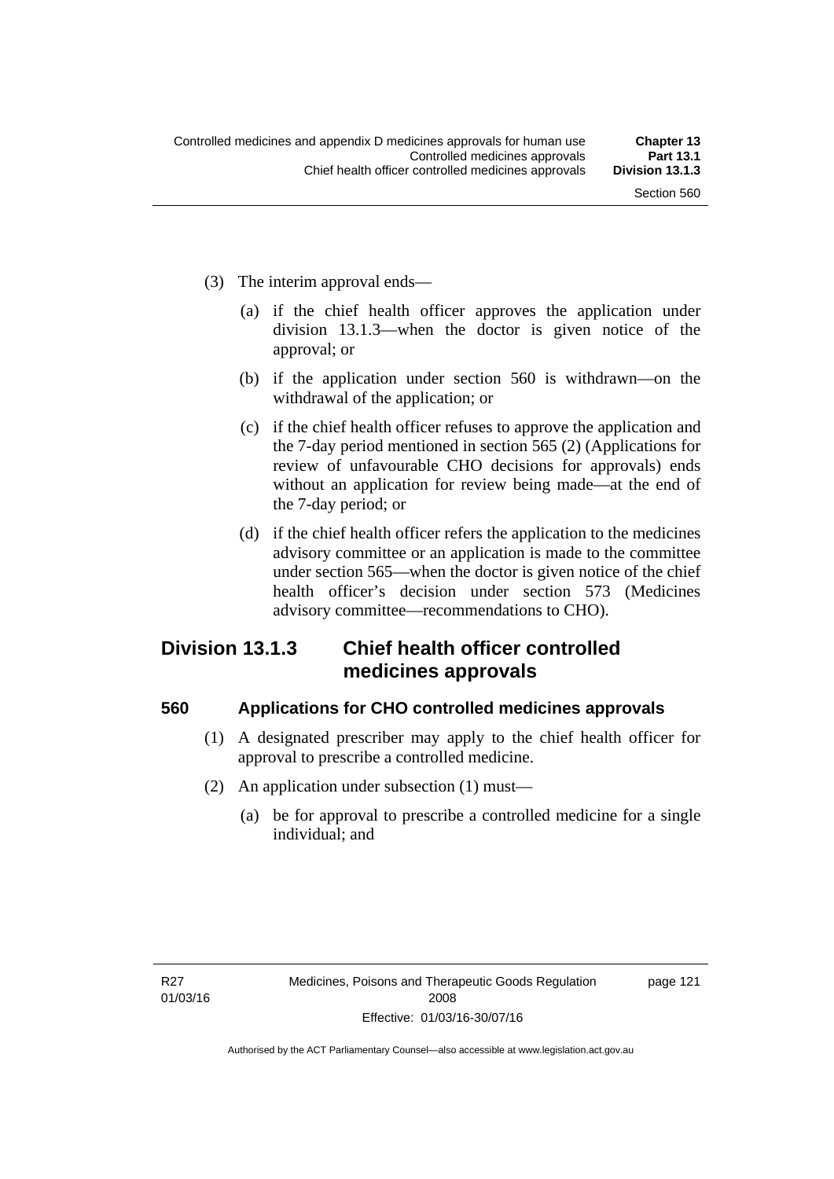(3) The interim approval ends—

(a) if the chief health officer approves the application under division 13.1.3—when the doctor is given notice of the approval; or

(b) if the application under section 560 is withdrawn—on the withdrawal of the application; or

(c) if the chief health officer refuses to approve the application and the 7-day period mentioned in section 565 (2) (Applications for review of unfavourable CHO decisions for approvals) ends without an application for review being made—at the end of the 7-day period; or

(d) if the chief health officer refers the application to the medicines advisory committee or an application is made to the committee under section 565—when the doctor is given notice of the chief health officer's decision under section 573 (Medicines advisory committee—recommendations to CHO).

## Division 13.1.3 Chief health officer controlled medicines approvals

### 560 Applications for CHO controlled medicines approvals

(1) A designated prescriber may apply to the chief health officer for approval to prescribe a controlled medicine.

(2) An application under subsection (1) must—

(a) be for approval to prescribe a controlled medicine for a single individual; and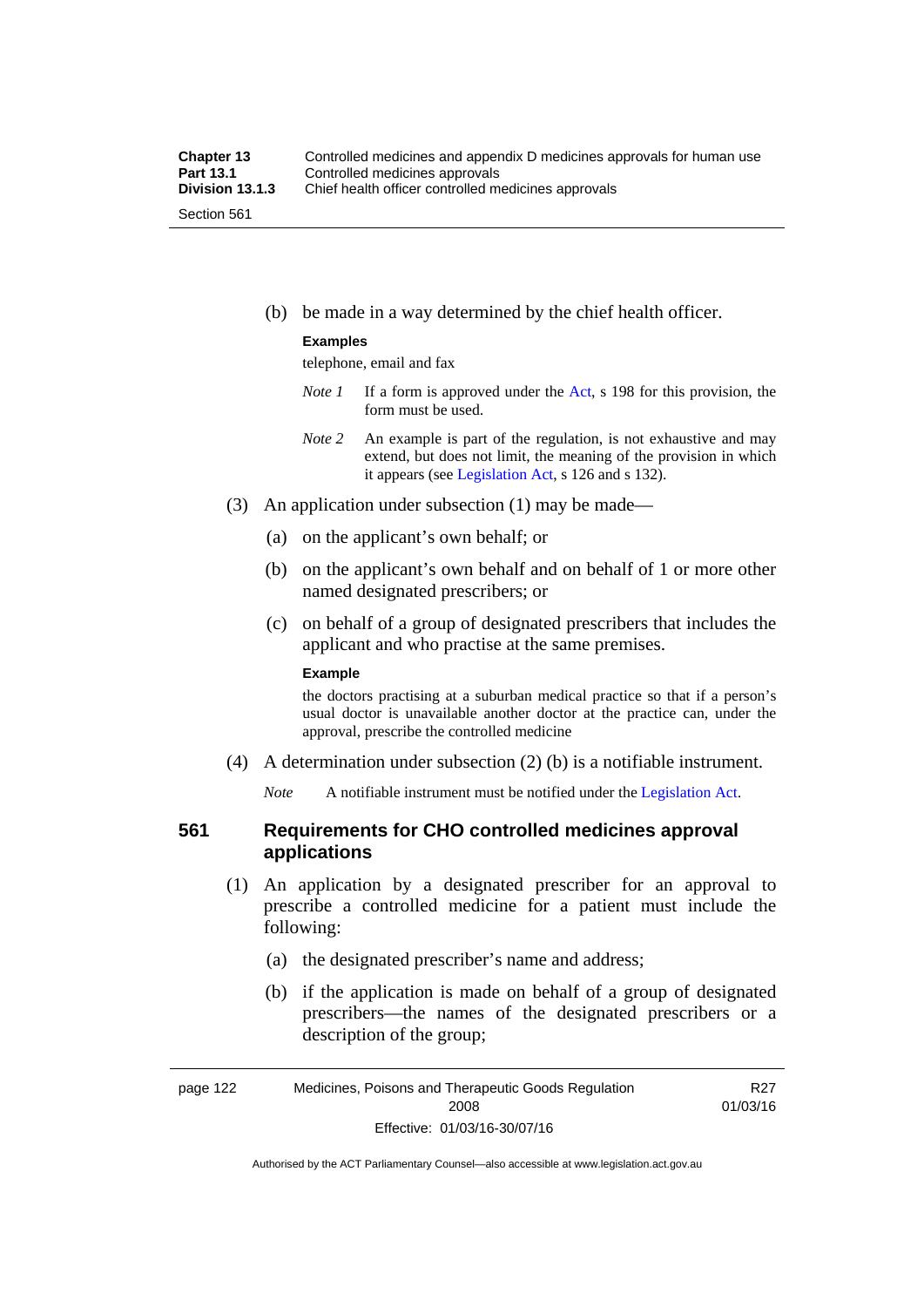(b) be made in a way determined by the chief health officer.

**Examples**

telephone, email and fax

*Note 1* If a form is approved under the Act, s 198 for this provision, the form must be used.

*Note 2* An example is part of the regulation, is not exhaustive and may extend, but does not limit, the meaning of the provision in which it appears (see Legislation Act, s 126 and s 132).

(3) An application under subsection (1) may be made—

(a) on the applicant's own behalf; or

(b) on the applicant's own behalf and on behalf of 1 or more other named designated prescribers; or

(c) on behalf of a group of designated prescribers that includes the applicant and who practise at the same premises.

**Example**

the doctors practising at a suburban medical practice so that if a person's usual doctor is unavailable another doctor at the practice can, under the approval, prescribe the controlled medicine

(4) A determination under subsection (2) (b) is a notifiable instrument.

*Note* A notifiable instrument must be notified under the Legislation Act.

## 561 Requirements for CHO controlled medicines approval applications

(1) An application by a designated prescriber for an approval to prescribe a controlled medicine for a patient must include the following:

(a) the designated prescriber's name and address;

(b) if the application is made on behalf of a group of designated prescribers—the names of the designated prescribers or a description of the group;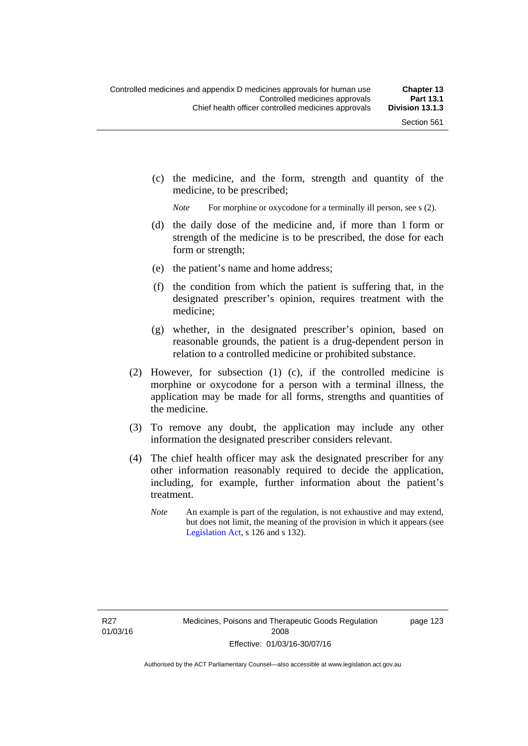(c) the medicine, and the form, strength and quantity of the medicine, to be prescribed;

*Note* For morphine or oxycodone for a terminally ill person, see s (2).

(d) the daily dose of the medicine and, if more than 1 form or strength of the medicine is to be prescribed, the dose for each form or strength;

(e) the patient's name and home address;

(f) the condition from which the patient is suffering that, in the designated prescriber's opinion, requires treatment with the medicine;

(g) whether, in the designated prescriber's opinion, based on reasonable grounds, the patient is a drug-dependent person in relation to a controlled medicine or prohibited substance.

(2) However, for subsection (1) (c), if the controlled medicine is morphine or oxycodone for a person with a terminal illness, the application may be made for all forms, strengths and quantities of the medicine.

(3) To remove any doubt, the application may include any other information the designated prescriber considers relevant.

(4) The chief health officer may ask the designated prescriber for any other information reasonably required to decide the application, including, for example, further information about the patient's treatment.

*Note* An example is part of the regulation, is not exhaustive and may extend, but does not limit, the meaning of the provision in which it appears (see Legislation Act, s 126 and s 132).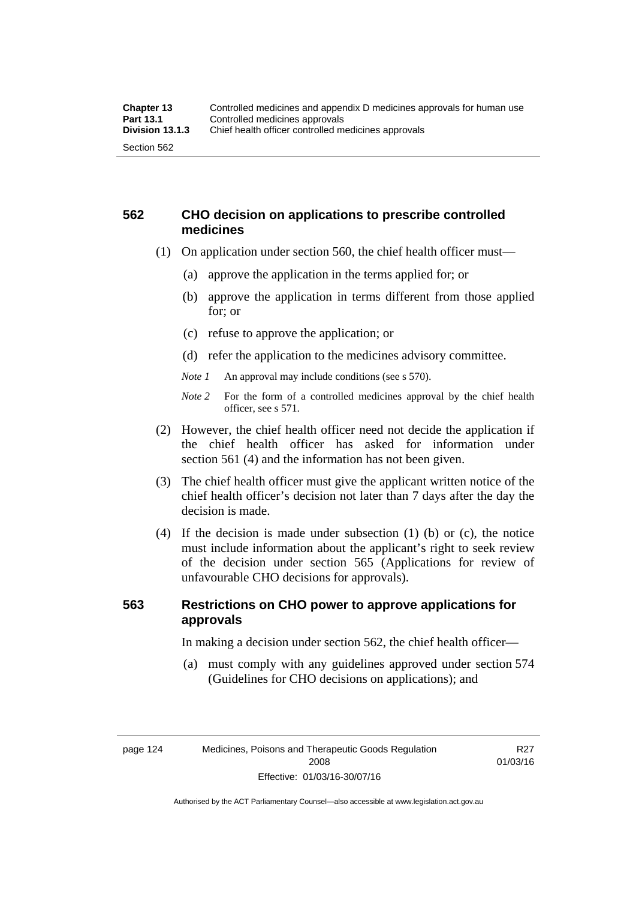## 562 CHO decision on applications to prescribe controlled medicines

(1) On application under section 560, the chief health officer must—

(a) approve the application in the terms applied for; or

(b) approve the application in terms different from those applied for; or

(c) refuse to approve the application; or

(d) refer the application to the medicines advisory committee.

*Note 1* An approval may include conditions (see s 570).

*Note 2* For the form of a controlled medicines approval by the chief health officer, see s 571.

(2) However, the chief health officer need not decide the application if the chief health officer has asked for information under section 561 (4) and the information has not been given.

(3) The chief health officer must give the applicant written notice of the chief health officer's decision not later than 7 days after the day the decision is made.

(4) If the decision is made under subsection (1) (b) or (c), the notice must include information about the applicant's right to seek review of the decision under section 565 (Applications for review of unfavourable CHO decisions for approvals).

## 563 Restrictions on CHO power to approve applications for approvals

In making a decision under section 562, the chief health officer—

(a) must comply with any guidelines approved under section 574 (Guidelines for CHO decisions on applications); and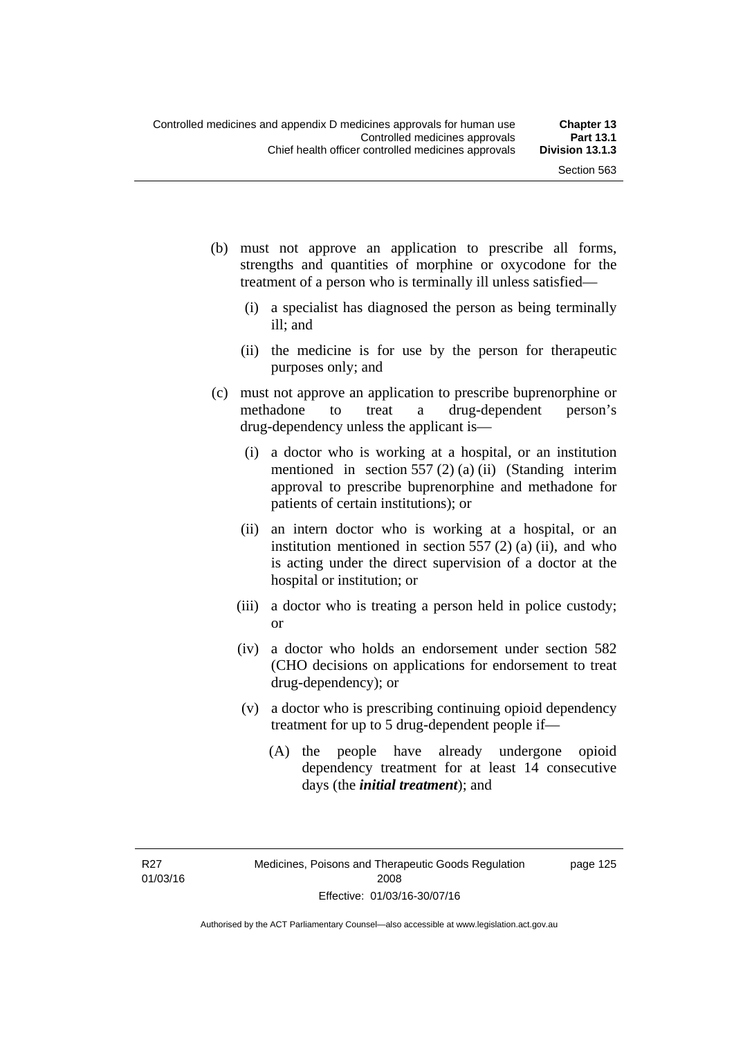(b) must not approve an application to prescribe all forms, strengths and quantities of morphine or oxycodone for the treatment of a person who is terminally ill unless satisfied—

  (i) a specialist has diagnosed the person as being terminally ill; and

  (ii) the medicine is for use by the person for therapeutic purposes only; and

(c) must not approve an application to prescribe buprenorphine or methadone to treat a drug-dependent person's drug-dependency unless the applicant is—

  (i) a doctor who is working at a hospital, or an institution mentioned in section 557 (2) (a) (ii) (Standing interim approval to prescribe buprenorphine and methadone for patients of certain institutions); or

  (ii) an intern doctor who is working at a hospital, or an institution mentioned in section 557 (2) (a) (ii), and who is acting under the direct supervision of a doctor at the hospital or institution; or

  (iii) a doctor who is treating a person held in police custody; or

  (iv) a doctor who holds an endorsement under section 582 (CHO decisions on applications for endorsement to treat drug-dependency); or

  (v) a doctor who is prescribing continuing opioid dependency treatment for up to 5 drug-dependent people if—

    (A) the people have already undergone opioid dependency treatment for at least 14 consecutive days (the ***initial treatment***); and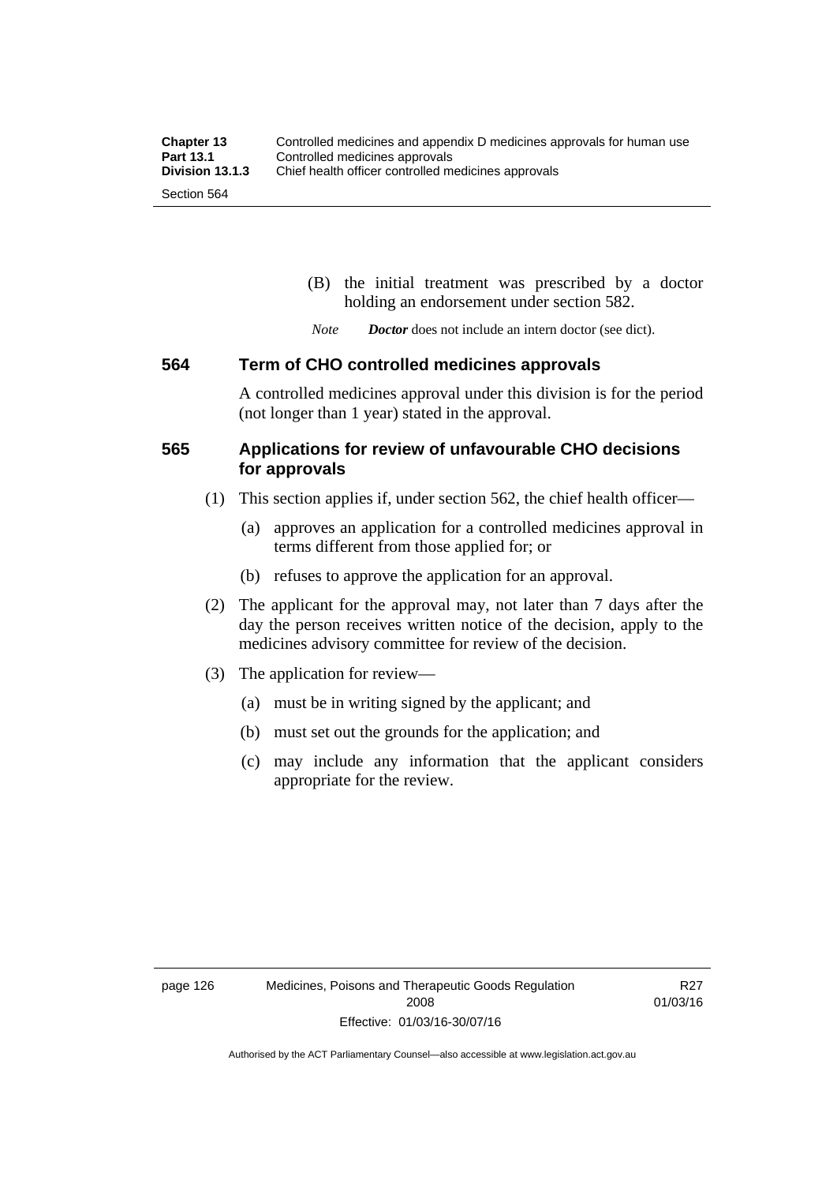(B) the initial treatment was prescribed by a doctor holding an endorsement under section 582.

*Note* ***Doctor*** does not include an intern doctor (see dict).

### 564 Term of CHO controlled medicines approvals

A controlled medicines approval under this division is for the period (not longer than 1 year) stated in the approval.

### 565 Applications for review of unfavourable CHO decisions for approvals

(1) This section applies if, under section 562, the chief health officer—

(a) approves an application for a controlled medicines approval in terms different from those applied for; or

(b) refuses to approve the application for an approval.

(2) The applicant for the approval may, not later than 7 days after the day the person receives written notice of the decision, apply to the medicines advisory committee for review of the decision.

(3) The application for review—

(a) must be in writing signed by the applicant; and

(b) must set out the grounds for the application; and

(c) may include any information that the applicant considers appropriate for the review.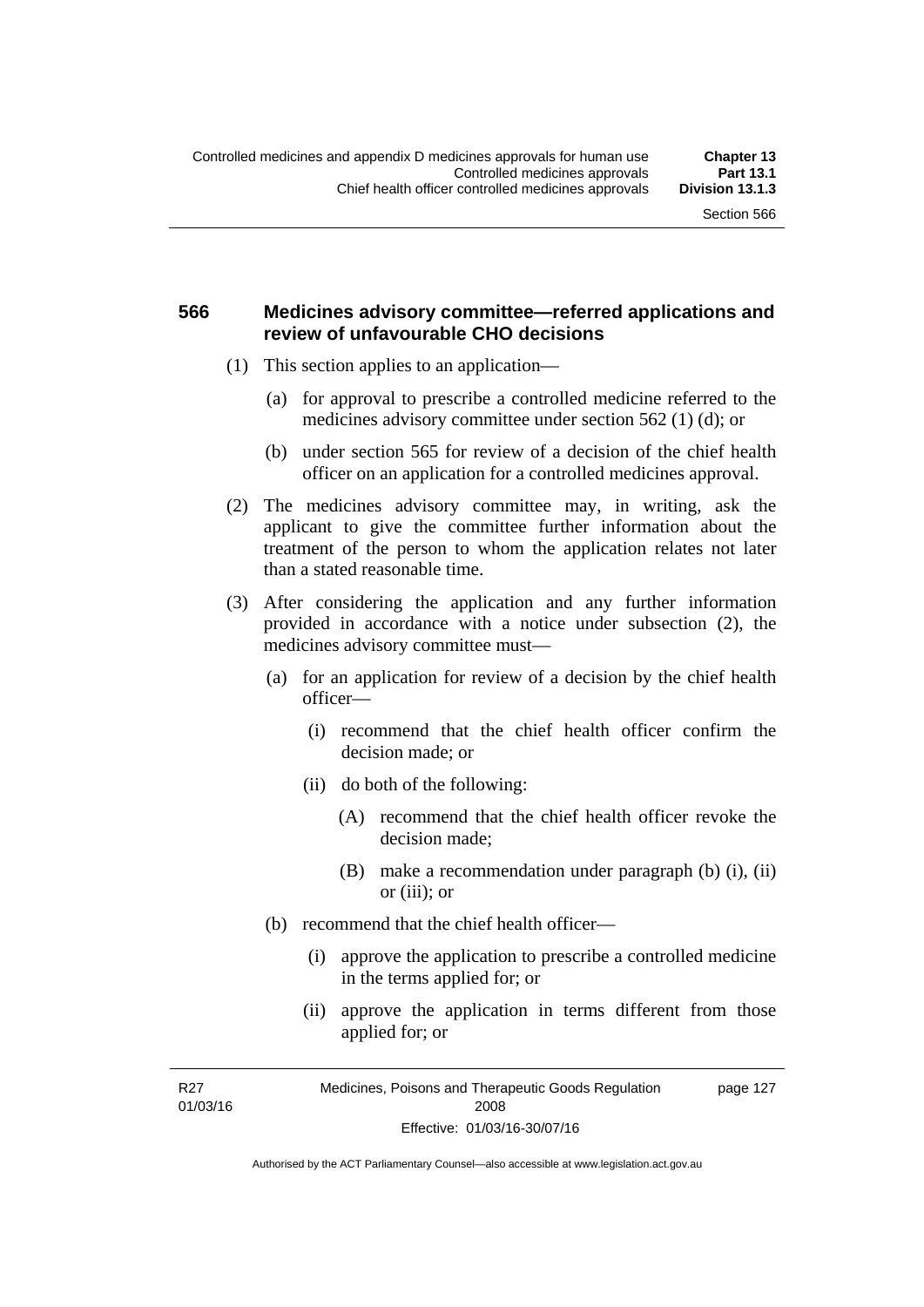## 566 Medicines advisory committee—referred applications and review of unfavourable CHO decisions

(1) This section applies to an application—

(a) for approval to prescribe a controlled medicine referred to the medicines advisory committee under section 562 (1) (d); or

(b) under section 565 for review of a decision of the chief health officer on an application for a controlled medicines approval.

(2) The medicines advisory committee may, in writing, ask the applicant to give the committee further information about the treatment of the person to whom the application relates not later than a stated reasonable time.

(3) After considering the application and any further information provided in accordance with a notice under subsection (2), the medicines advisory committee must—

(a) for an application for review of a decision by the chief health officer—

(i) recommend that the chief health officer confirm the decision made; or

(ii) do both of the following:

(A) recommend that the chief health officer revoke the decision made;

(B) make a recommendation under paragraph (b) (i), (ii) or (iii); or

(b) recommend that the chief health officer—

(i) approve the application to prescribe a controlled medicine in the terms applied for; or

(ii) approve the application in terms different from those applied for; or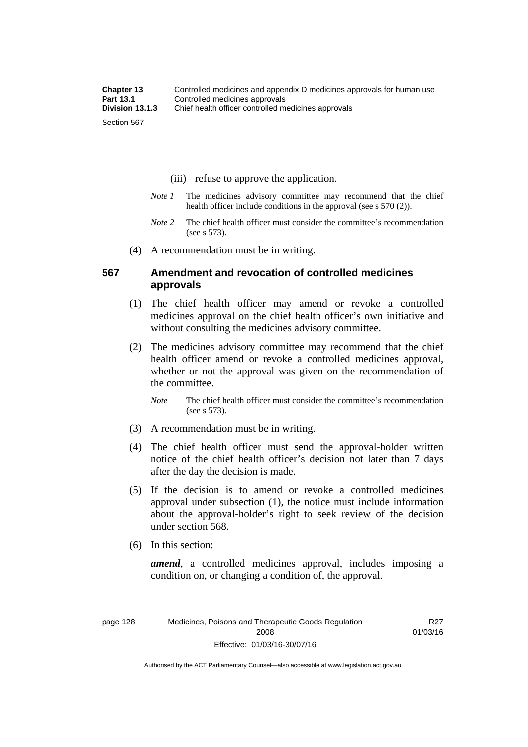(iii) refuse to approve the application.

*Note 1* The medicines advisory committee may recommend that the chief health officer include conditions in the approval (see s 570 (2)).

*Note 2* The chief health officer must consider the committee's recommendation (see s 573).

(4) A recommendation must be in writing.

### 567 Amendment and revocation of controlled medicines approvals

(1) The chief health officer may amend or revoke a controlled medicines approval on the chief health officer's own initiative and without consulting the medicines advisory committee.

(2) The medicines advisory committee may recommend that the chief health officer amend or revoke a controlled medicines approval, whether or not the approval was given on the recommendation of the committee.

*Note* The chief health officer must consider the committee's recommendation (see s 573).

(3) A recommendation must be in writing.

(4) The chief health officer must send the approval-holder written notice of the chief health officer's decision not later than 7 days after the day the decision is made.

(5) If the decision is to amend or revoke a controlled medicines approval under subsection (1), the notice must include information about the approval-holder's right to seek review of the decision under section 568.

(6) In this section:

***amend***, a controlled medicines approval, includes imposing a condition on, or changing a condition of, the approval.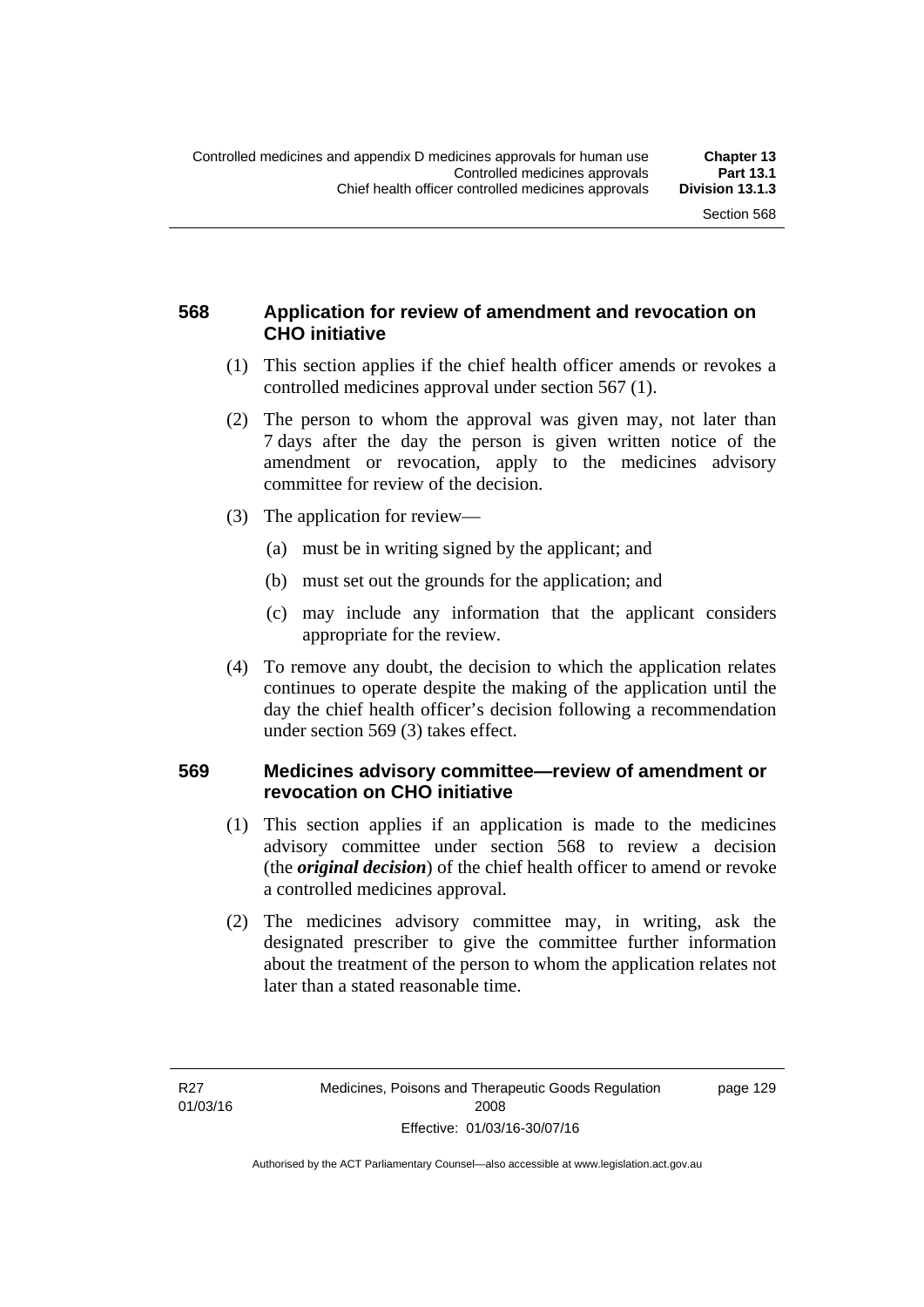### 568 Application for review of amendment and revocation on CHO initiative

(1) This section applies if the chief health officer amends or revokes a controlled medicines approval under section 567 (1).

(2) The person to whom the approval was given may, not later than 7 days after the day the person is given written notice of the amendment or revocation, apply to the medicines advisory committee for review of the decision.

(3) The application for review—

(a) must be in writing signed by the applicant; and

(b) must set out the grounds for the application; and

(c) may include any information that the applicant considers appropriate for the review.

(4) To remove any doubt, the decision to which the application relates continues to operate despite the making of the application until the day the chief health officer's decision following a recommendation under section 569 (3) takes effect.

### 569 Medicines advisory committee—review of amendment or revocation on CHO initiative

(1) This section applies if an application is made to the medicines advisory committee under section 568 to review a decision (the ***original decision***) of the chief health officer to amend or revoke a controlled medicines approval.

(2) The medicines advisory committee may, in writing, ask the designated prescriber to give the committee further information about the treatment of the person to whom the application relates not later than a stated reasonable time.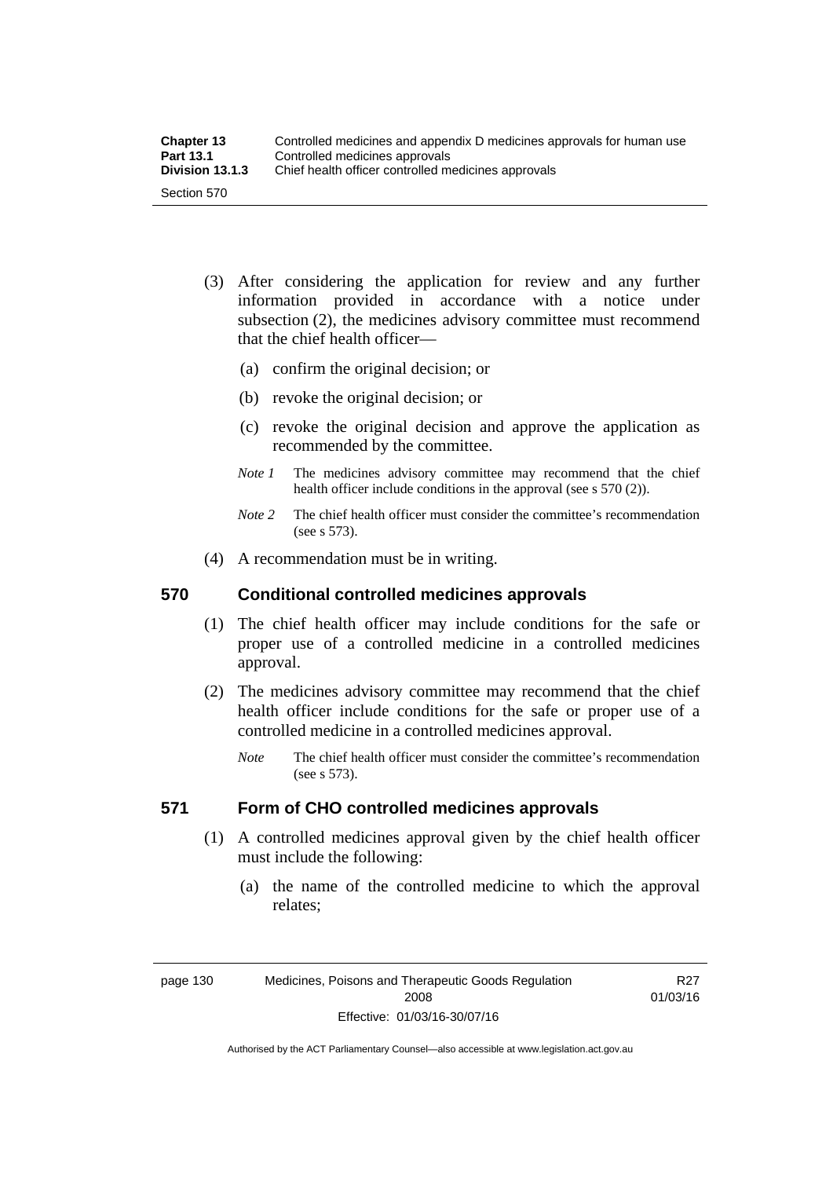(3) After considering the application for review and any further information provided in accordance with a notice under subsection (2), the medicines advisory committee must recommend that the chief health officer—

(a) confirm the original decision; or

(b) revoke the original decision; or

(c) revoke the original decision and approve the application as recommended by the committee.

*Note 1* The medicines advisory committee may recommend that the chief health officer include conditions in the approval (see s 570 (2)).

*Note 2* The chief health officer must consider the committee's recommendation (see s 573).

(4) A recommendation must be in writing.

## 570 Conditional controlled medicines approvals

(1) The chief health officer may include conditions for the safe or proper use of a controlled medicine in a controlled medicines approval.

(2) The medicines advisory committee may recommend that the chief health officer include conditions for the safe or proper use of a controlled medicine in a controlled medicines approval.

*Note* The chief health officer must consider the committee's recommendation (see s 573).

## 571 Form of CHO controlled medicines approvals

(1) A controlled medicines approval given by the chief health officer must include the following:

(a) the name of the controlled medicine to which the approval relates;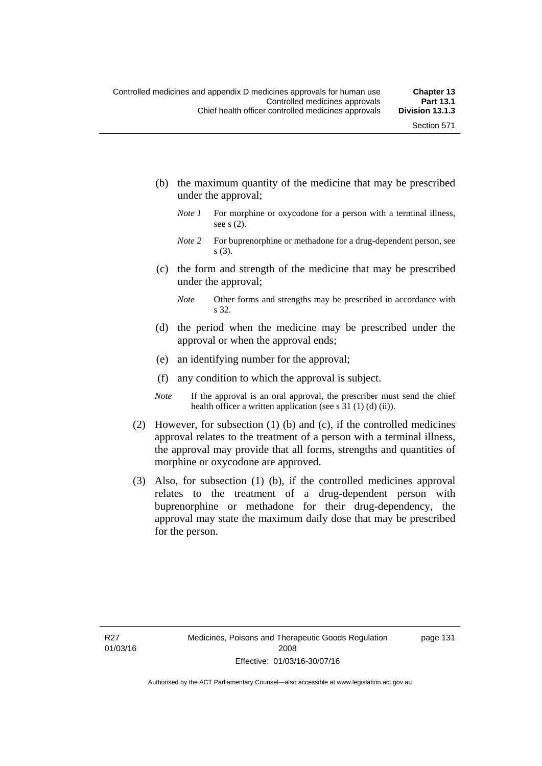(b) the maximum quantity of the medicine that may be prescribed under the approval;

*Note 1* For morphine or oxycodone for a person with a terminal illness, see s (2).

*Note 2* For buprenorphine or methadone for a drug-dependent person, see s (3).

(c) the form and strength of the medicine that may be prescribed under the approval;

*Note* Other forms and strengths may be prescribed in accordance with s 32.

(d) the period when the medicine may be prescribed under the approval or when the approval ends;

(e) an identifying number for the approval;

(f) any condition to which the approval is subject.

*Note* If the approval is an oral approval, the prescriber must send the chief health officer a written application (see s 31 (1) (d) (ii)).

(2) However, for subsection (1) (b) and (c), if the controlled medicines approval relates to the treatment of a person with a terminal illness, the approval may provide that all forms, strengths and quantities of morphine or oxycodone are approved.

(3) Also, for subsection (1) (b), if the controlled medicines approval relates to the treatment of a drug-dependent person with buprenorphine or methadone for their drug-dependency, the approval may state the maximum daily dose that may be prescribed for the person.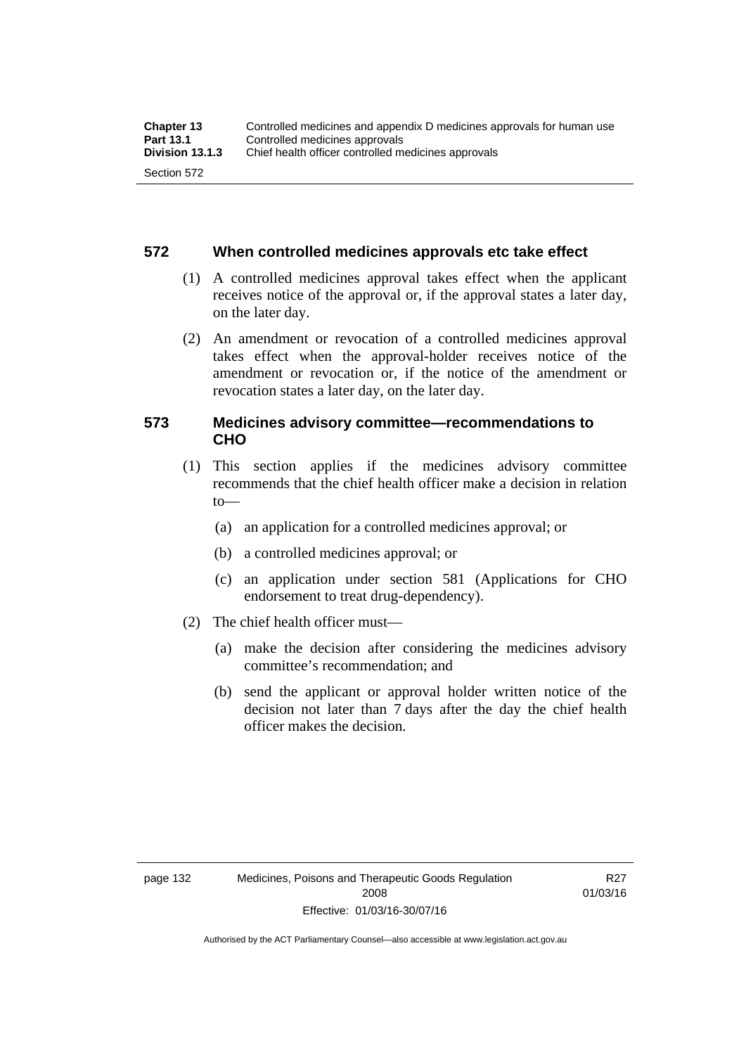### 572 When controlled medicines approvals etc take effect

(1) A controlled medicines approval takes effect when the applicant receives notice of the approval or, if the approval states a later day, on the later day.

(2) An amendment or revocation of a controlled medicines approval takes effect when the approval-holder receives notice of the amendment or revocation or, if the notice of the amendment or revocation states a later day, on the later day.

### 573 Medicines advisory committee—recommendations to CHO

(1) This section applies if the medicines advisory committee recommends that the chief health officer make a decision in relation to—

(a) an application for a controlled medicines approval; or

(b) a controlled medicines approval; or

(c) an application under section 581 (Applications for CHO endorsement to treat drug-dependency).

(2) The chief health officer must—

(a) make the decision after considering the medicines advisory committee's recommendation; and

(b) send the applicant or approval holder written notice of the decision not later than 7 days after the day the chief health officer makes the decision.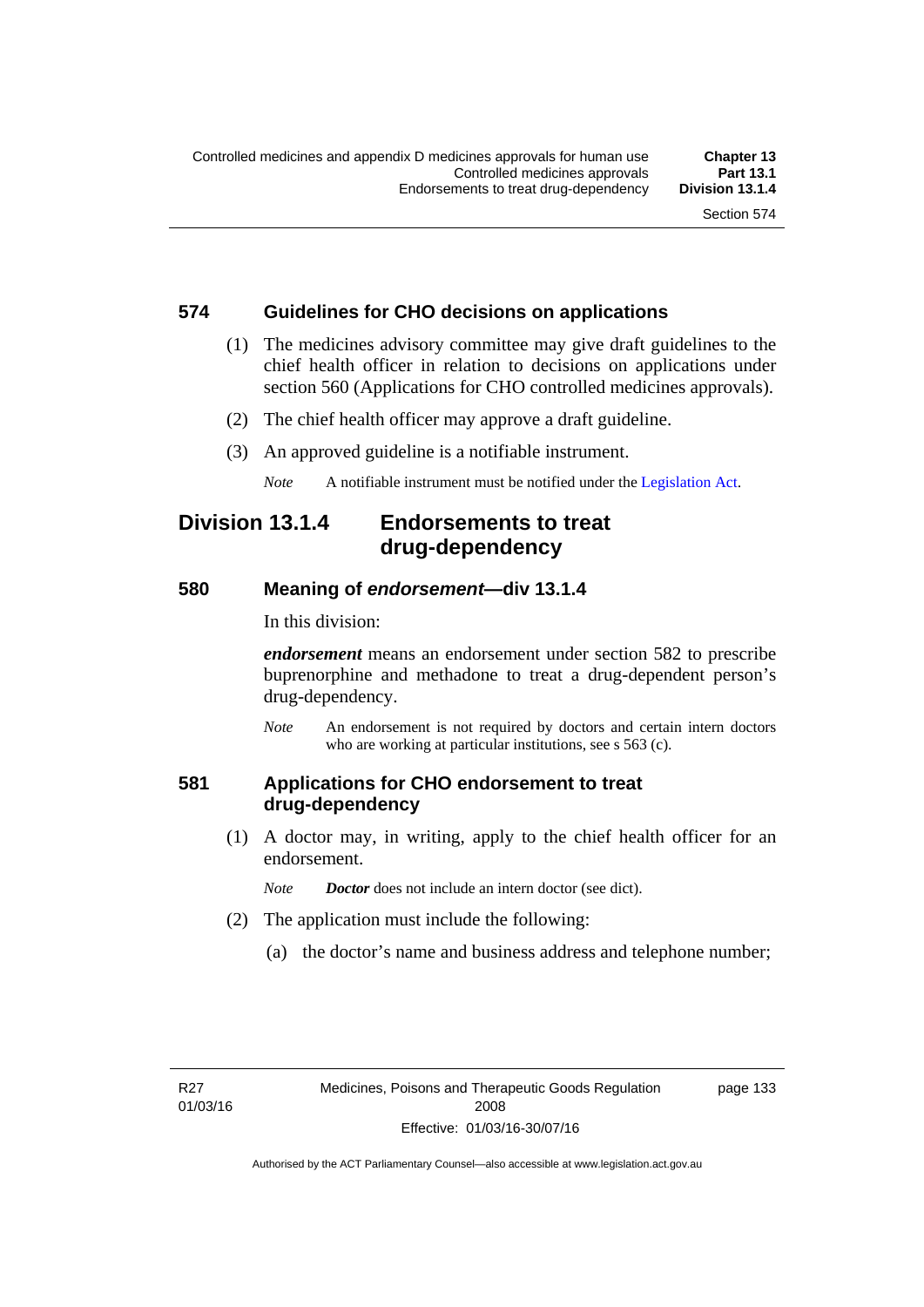### 574 Guidelines for CHO decisions on applications

(1) The medicines advisory committee may give draft guidelines to the chief health officer in relation to decisions on applications under section 560 (Applications for CHO controlled medicines approvals).

(2) The chief health officer may approve a draft guideline.

(3) An approved guideline is a notifiable instrument.

*Note* A notifiable instrument must be notified under the Legislation Act.

## Division 13.1.4 Endorsements to treat drug-dependency

### 580 Meaning of *endorsement*—div 13.1.4

In this division:

***endorsement*** means an endorsement under section 582 to prescribe buprenorphine and methadone to treat a drug-dependent person's drug-dependency.

*Note* An endorsement is not required by doctors and certain intern doctors who are working at particular institutions, see s 563 (c).

### 581 Applications for CHO endorsement to treat drug-dependency

(1) A doctor may, in writing, apply to the chief health officer for an endorsement.

*Note* ***Doctor*** does not include an intern doctor (see dict).

(2) The application must include the following:

(a) the doctor's name and business address and telephone number;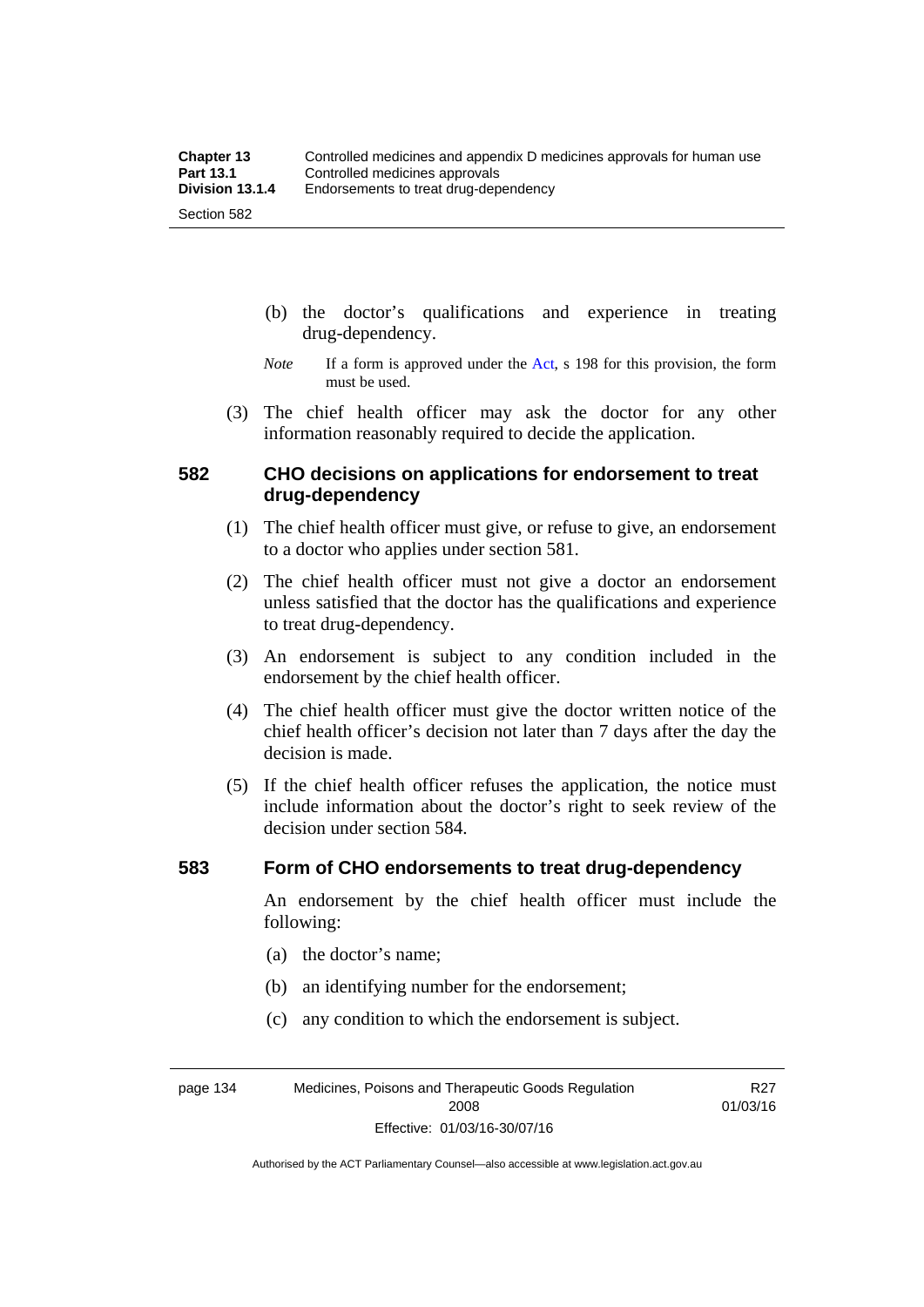(b) the doctor's qualifications and experience in treating drug-dependency.

*Note* If a form is approved under the Act, s 198 for this provision, the form must be used.

(3) The chief health officer may ask the doctor for any other information reasonably required to decide the application.

## 582 CHO decisions on applications for endorsement to treat drug-dependency

(1) The chief health officer must give, or refuse to give, an endorsement to a doctor who applies under section 581.

(2) The chief health officer must not give a doctor an endorsement unless satisfied that the doctor has the qualifications and experience to treat drug-dependency.

(3) An endorsement is subject to any condition included in the endorsement by the chief health officer.

(4) The chief health officer must give the doctor written notice of the chief health officer's decision not later than 7 days after the day the decision is made.

(5) If the chief health officer refuses the application, the notice must include information about the doctor's right to seek review of the decision under section 584.

## 583 Form of CHO endorsements to treat drug-dependency

An endorsement by the chief health officer must include the following:

(a) the doctor's name;

(b) an identifying number for the endorsement;

(c) any condition to which the endorsement is subject.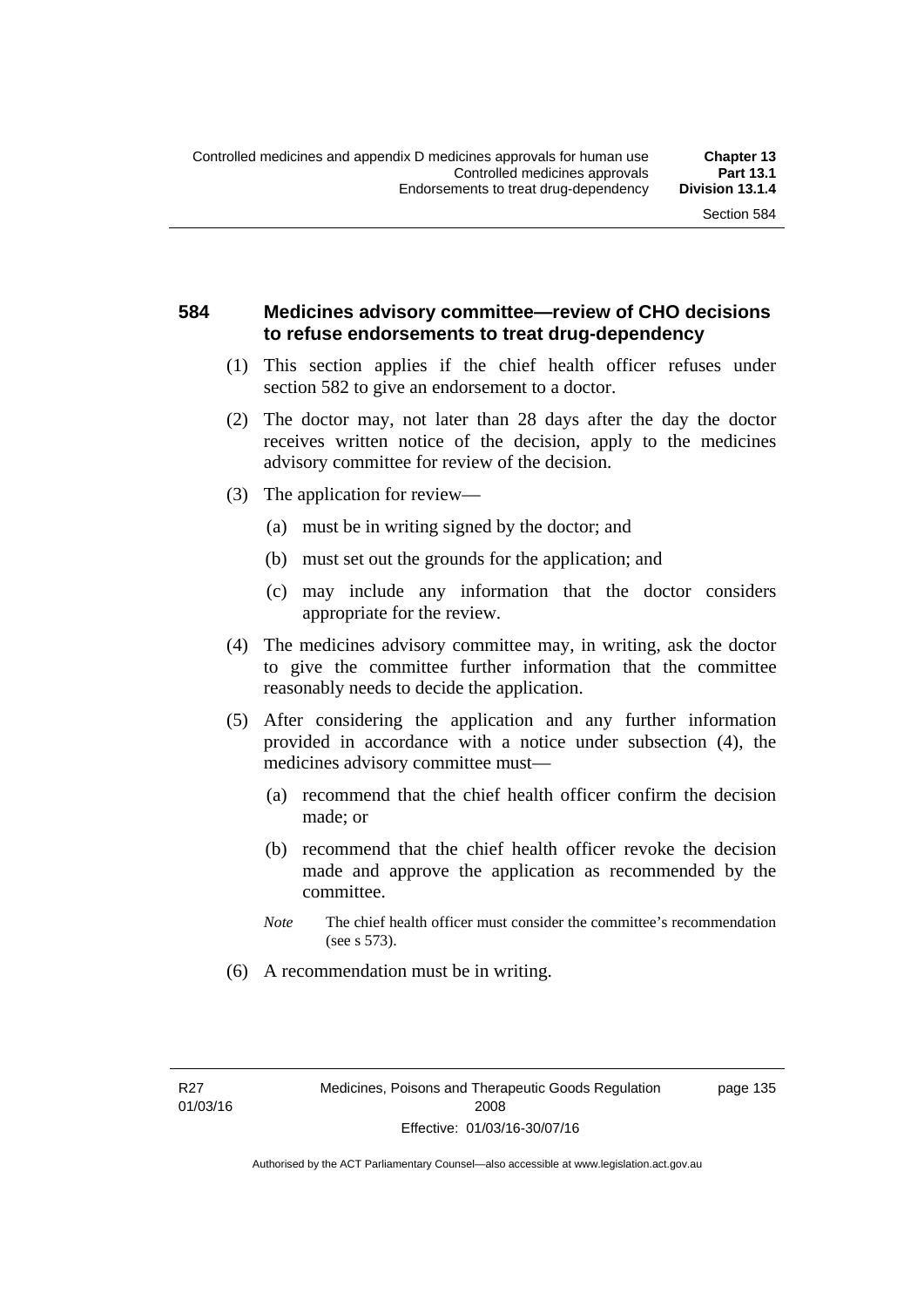## 584 Medicines advisory committee—review of CHO decisions to refuse endorsements to treat drug-dependency

(1) This section applies if the chief health officer refuses under section 582 to give an endorsement to a doctor.

(2) The doctor may, not later than 28 days after the day the doctor receives written notice of the decision, apply to the medicines advisory committee for review of the decision.

(3) The application for review—

(a) must be in writing signed by the doctor; and

(b) must set out the grounds for the application; and

(c) may include any information that the doctor considers appropriate for the review.

(4) The medicines advisory committee may, in writing, ask the doctor to give the committee further information that the committee reasonably needs to decide the application.

(5) After considering the application and any further information provided in accordance with a notice under subsection (4), the medicines advisory committee must—

(a) recommend that the chief health officer confirm the decision made; or

(b) recommend that the chief health officer revoke the decision made and approve the application as recommended by the committee.

*Note* The chief health officer must consider the committee's recommendation (see s 573).

(6) A recommendation must be in writing.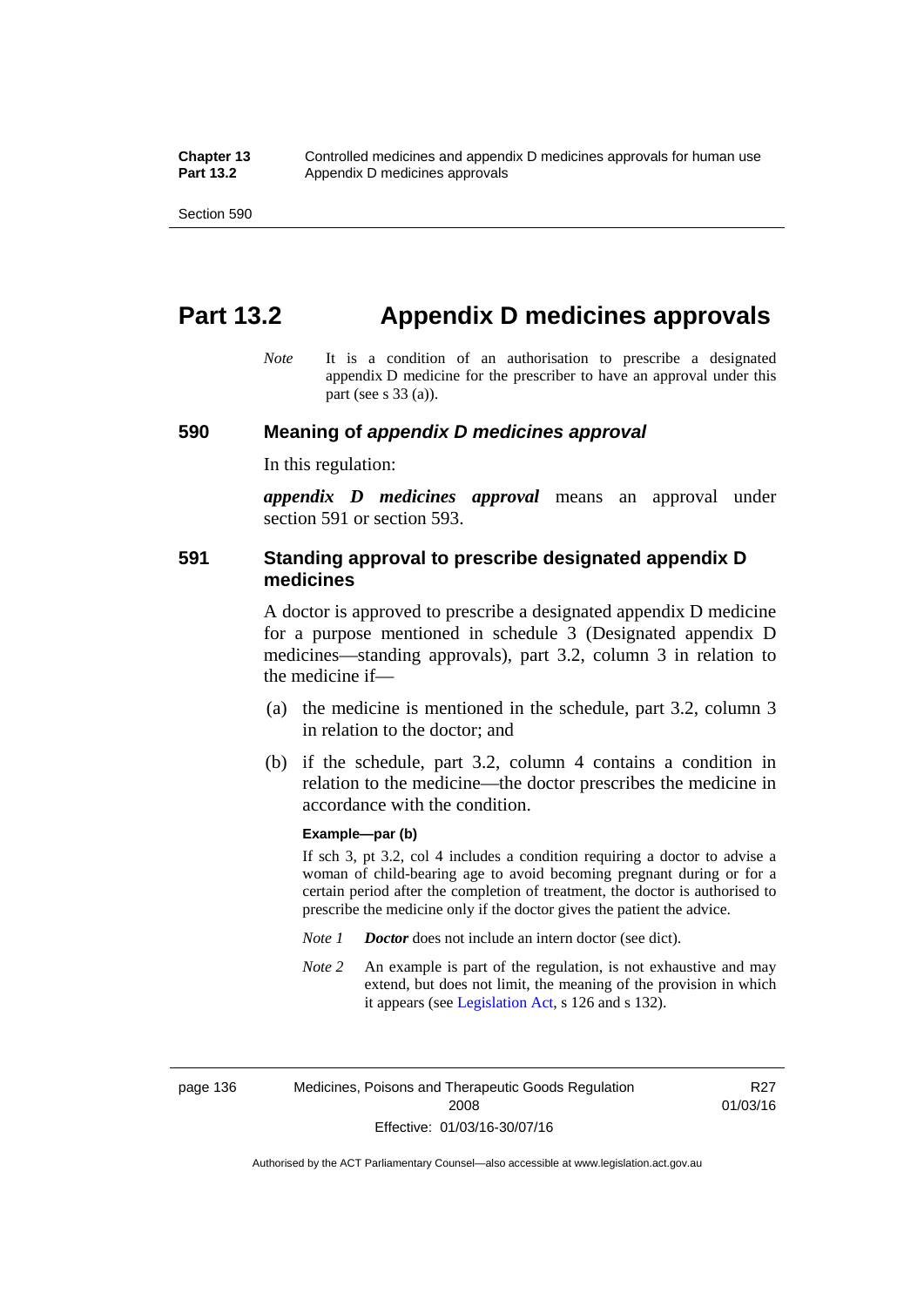# Part 13.2 Appendix D medicines approvals

*Note* It is a condition of an authorisation to prescribe a designated appendix D medicine for the prescriber to have an approval under this part (see s 33 (a)).

## 590 Meaning of *appendix D medicines approval*

In this regulation:

***appendix D medicines approval*** means an approval under section 591 or section 593.

## 591 Standing approval to prescribe designated appendix D medicines

A doctor is approved to prescribe a designated appendix D medicine for a purpose mentioned in schedule 3 (Designated appendix D medicines—standing approvals), part 3.2, column 3 in relation to the medicine if—

(a) the medicine is mentioned in the schedule, part 3.2, column 3 in relation to the doctor; and

(b) if the schedule, part 3.2, column 4 contains a condition in relation to the medicine—the doctor prescribes the medicine in accordance with the condition.

**Example—par (b)**

If sch 3, pt 3.2, col 4 includes a condition requiring a doctor to advise a woman of child-bearing age to avoid becoming pregnant during or for a certain period after the completion of treatment, the doctor is authorised to prescribe the medicine only if the doctor gives the patient the advice.

*Note 1* ***Doctor*** does not include an intern doctor (see dict).

*Note 2* An example is part of the regulation, is not exhaustive and may extend, but does not limit, the meaning of the provision in which it appears (see Legislation Act, s 126 and s 132).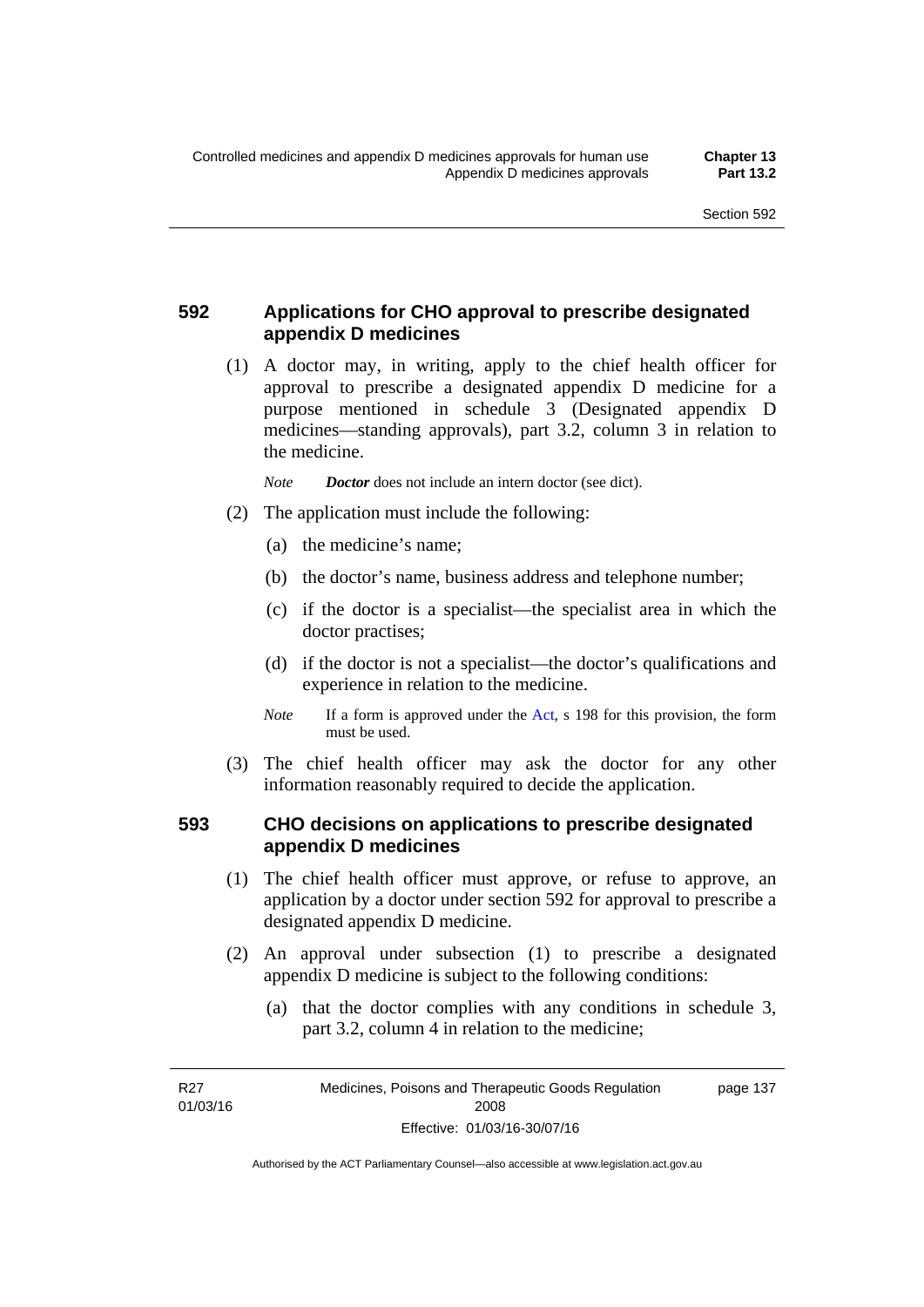## 592 Applications for CHO approval to prescribe designated appendix D medicines

(1) A doctor may, in writing, apply to the chief health officer for approval to prescribe a designated appendix D medicine for a purpose mentioned in schedule 3 (Designated appendix D medicines—standing approvals), part 3.2, column 3 in relation to the medicine.

*Note* ***Doctor*** does not include an intern doctor (see dict).

(2) The application must include the following:

- (a) the medicine's name;
- (b) the doctor's name, business address and telephone number;
- (c) if the doctor is a specialist—the specialist area in which the doctor practises;
- (d) if the doctor is not a specialist—the doctor's qualifications and experience in relation to the medicine.

*Note* If a form is approved under the Act, s 198 for this provision, the form must be used.

(3) The chief health officer may ask the doctor for any other information reasonably required to decide the application.

## 593 CHO decisions on applications to prescribe designated appendix D medicines

(1) The chief health officer must approve, or refuse to approve, an application by a doctor under section 592 for approval to prescribe a designated appendix D medicine.

(2) An approval under subsection (1) to prescribe a designated appendix D medicine is subject to the following conditions:

- (a) that the doctor complies with any conditions in schedule 3, part 3.2, column 4 in relation to the medicine;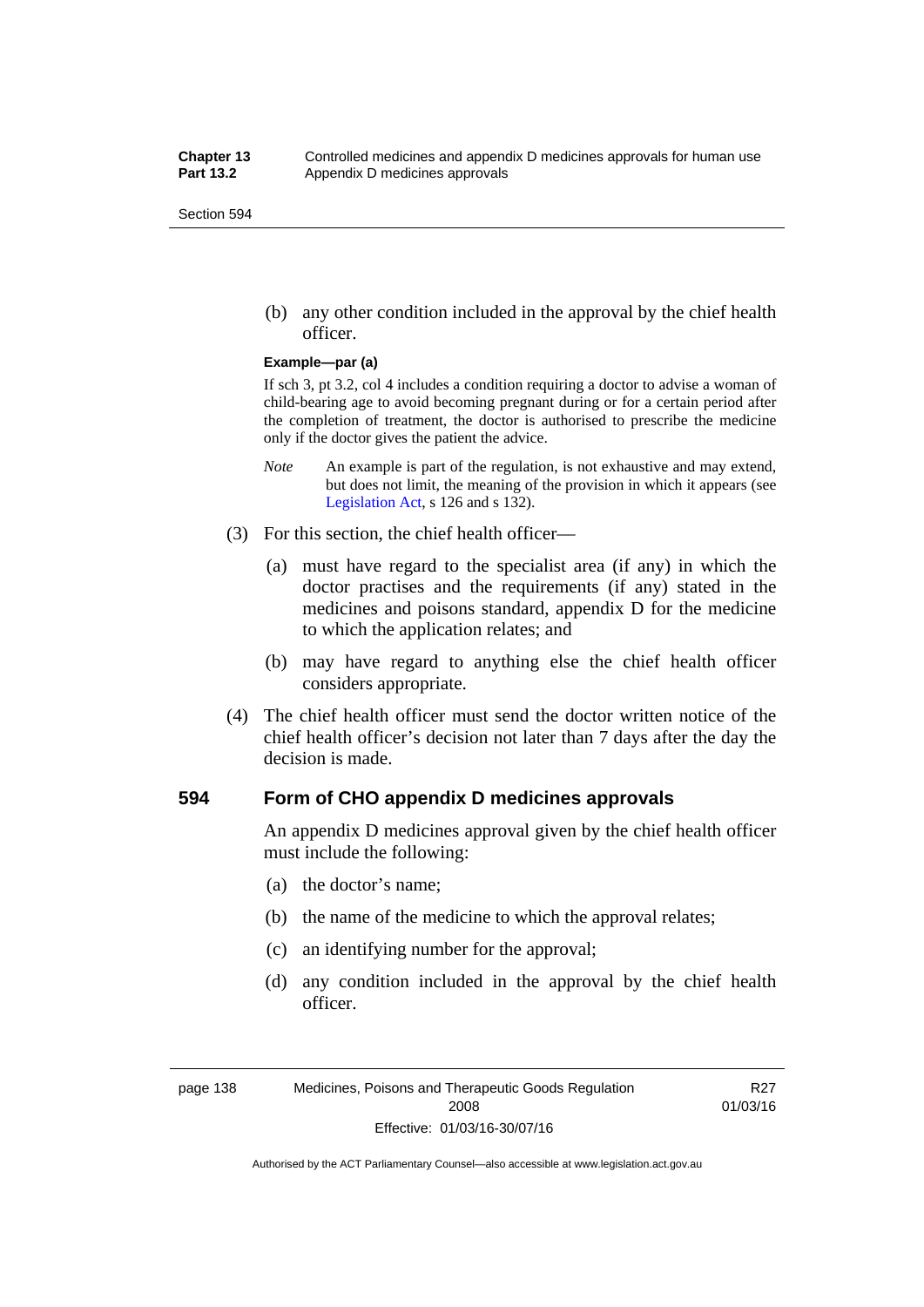(b) any other condition included in the approval by the chief health officer.

**Example—par (a)**

If sch 3, pt 3.2, col 4 includes a condition requiring a doctor to advise a woman of child-bearing age to avoid becoming pregnant during or for a certain period after the completion of treatment, the doctor is authorised to prescribe the medicine only if the doctor gives the patient the advice.

*Note* An example is part of the regulation, is not exhaustive and may extend, but does not limit, the meaning of the provision in which it appears (see Legislation Act, s 126 and s 132).

(3) For this section, the chief health officer—

(a) must have regard to the specialist area (if any) in which the doctor practises and the requirements (if any) stated in the medicines and poisons standard, appendix D for the medicine to which the application relates; and

(b) may have regard to anything else the chief health officer considers appropriate.

(4) The chief health officer must send the doctor written notice of the chief health officer's decision not later than 7 days after the day the decision is made.

### 594 Form of CHO appendix D medicines approvals

An appendix D medicines approval given by the chief health officer must include the following:

(a) the doctor's name;

(b) the name of the medicine to which the approval relates;

(c) an identifying number for the approval;

(d) any condition included in the approval by the chief health officer.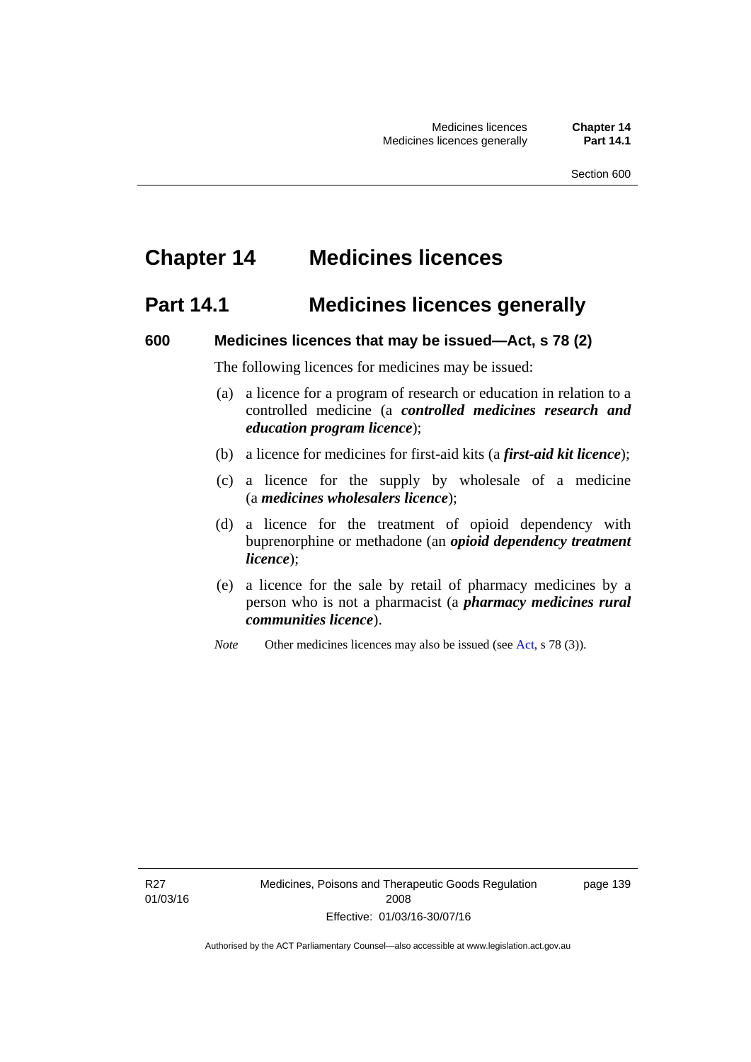# Chapter 14 Medicines licences

## Part 14.1 Medicines licences generally

### 600 Medicines licences that may be issued—Act, s 78 (2)

The following licences for medicines may be issued:

(a) a licence for a program of research or education in relation to a controlled medicine (a ***controlled medicines research and education program licence***);

(b) a licence for medicines for first-aid kits (a ***first-aid kit licence***);

(c) a licence for the supply by wholesale of a medicine (a ***medicines wholesalers licence***);

(d) a licence for the treatment of opioid dependency with buprenorphine or methadone (an ***opioid dependency treatment licence***);

(e) a licence for the sale by retail of pharmacy medicines by a person who is not a pharmacist (a ***pharmacy medicines rural communities licence***).

*Note* Other medicines licences may also be issued (see Act, s 78 (3)).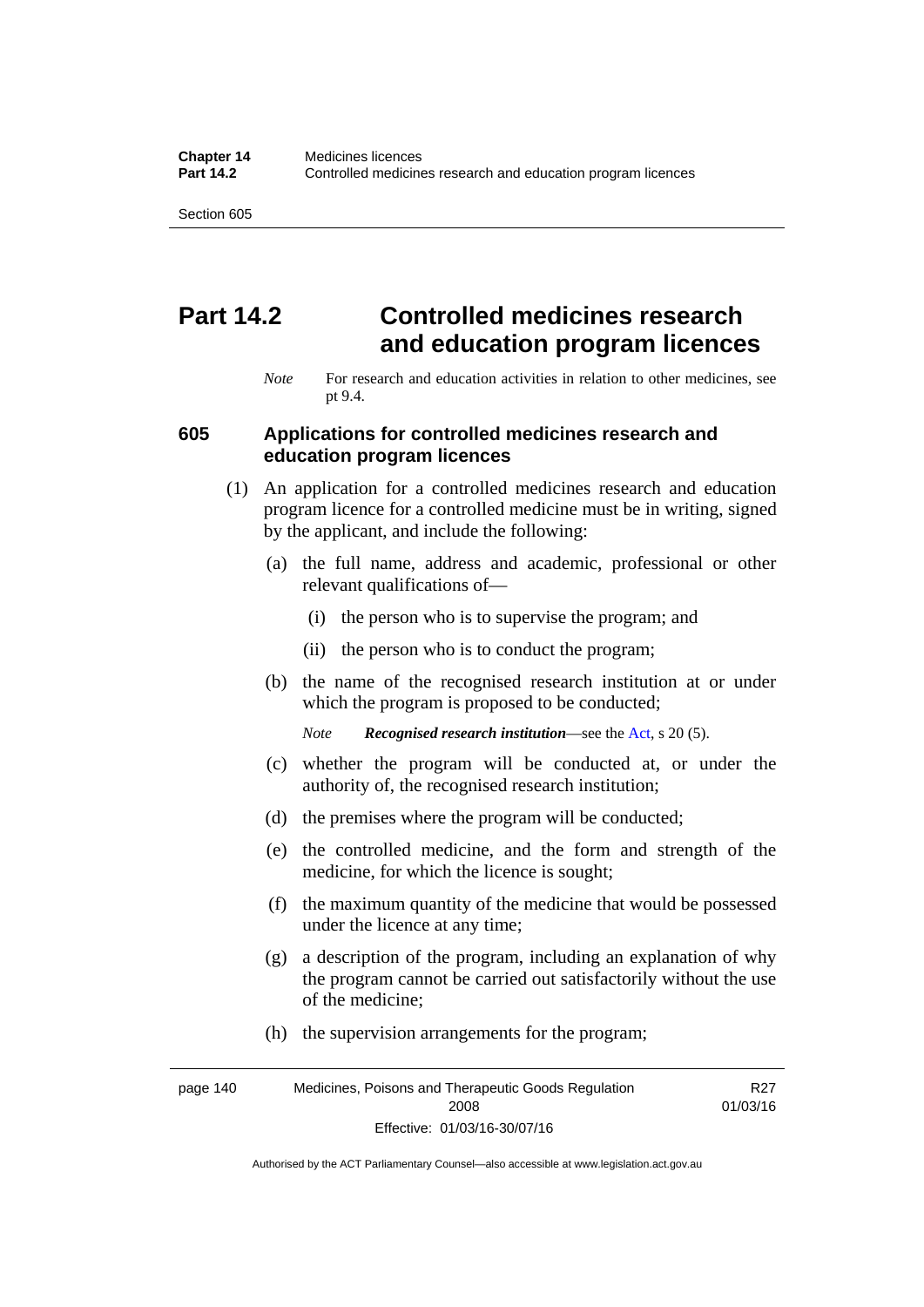# Part 14.2 Controlled medicines research and education program licences

*Note* For research and education activities in relation to other medicines, see pt 9.4.

## 605 Applications for controlled medicines research and education program licences

(1) An application for a controlled medicines research and education program licence for a controlled medicine must be in writing, signed by the applicant, and include the following:

(a) the full name, address and academic, professional or other relevant qualifications of—

(i) the person who is to supervise the program; and

(ii) the person who is to conduct the program;

(b) the name of the recognised research institution at or under which the program is proposed to be conducted;

*Note* ***Recognised research institution***—see the Act, s 20 (5).

(c) whether the program will be conducted at, or under the authority of, the recognised research institution;

(d) the premises where the program will be conducted;

(e) the controlled medicine, and the form and strength of the medicine, for which the licence is sought;

(f) the maximum quantity of the medicine that would be possessed under the licence at any time;

(g) a description of the program, including an explanation of why the program cannot be carried out satisfactorily without the use of the medicine;

(h) the supervision arrangements for the program;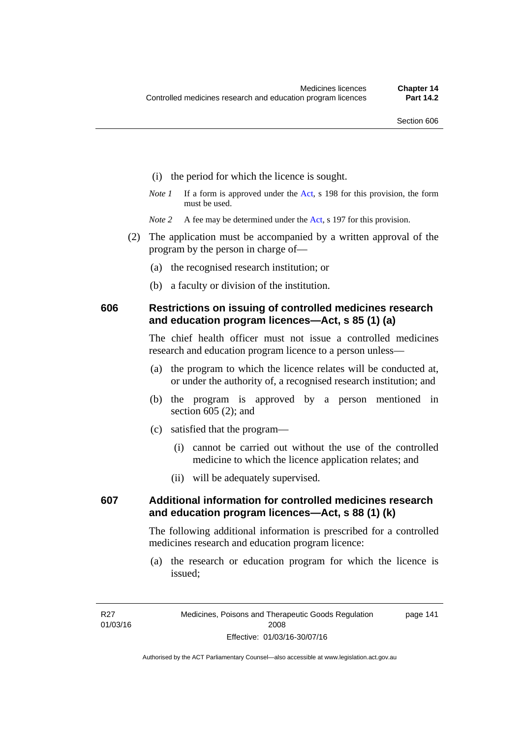(i) the period for which the licence is sought.

*Note 1* If a form is approved under the Act, s 198 for this provision, the form must be used.

*Note 2* A fee may be determined under the Act, s 197 for this provision.

(2) The application must be accompanied by a written approval of the program by the person in charge of—

(a) the recognised research institution; or

(b) a faculty or division of the institution.

## 606 Restrictions on issuing of controlled medicines research and education program licences—Act, s 85 (1) (a)

The chief health officer must not issue a controlled medicines research and education program licence to a person unless—

(a) the program to which the licence relates will be conducted at, or under the authority of, a recognised research institution; and

(b) the program is approved by a person mentioned in section 605 (2); and

(c) satisfied that the program—

(i) cannot be carried out without the use of the controlled medicine to which the licence application relates; and

(ii) will be adequately supervised.

## 607 Additional information for controlled medicines research and education program licences—Act, s 88 (1) (k)

The following additional information is prescribed for a controlled medicines research and education program licence:

(a) the research or education program for which the licence is issued;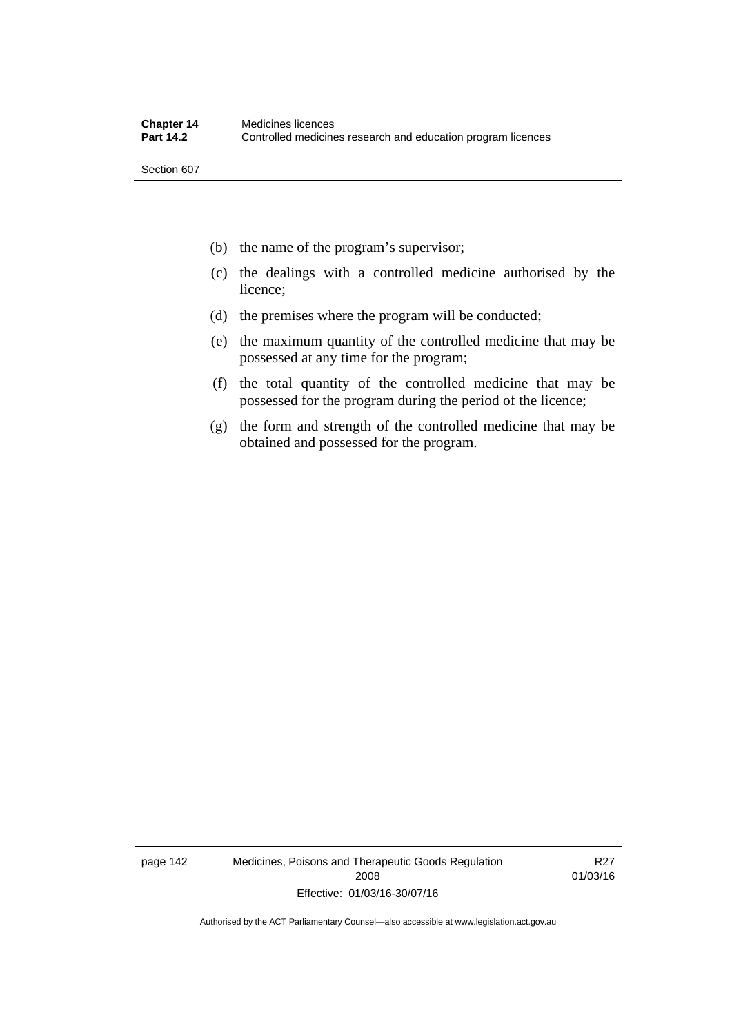(b) the name of the program's supervisor;

(c) the dealings with a controlled medicine authorised by the licence;

(d) the premises where the program will be conducted;

(e) the maximum quantity of the controlled medicine that may be possessed at any time for the program;

(f) the total quantity of the controlled medicine that may be possessed for the program during the period of the licence;

(g) the form and strength of the controlled medicine that may be obtained and possessed for the program.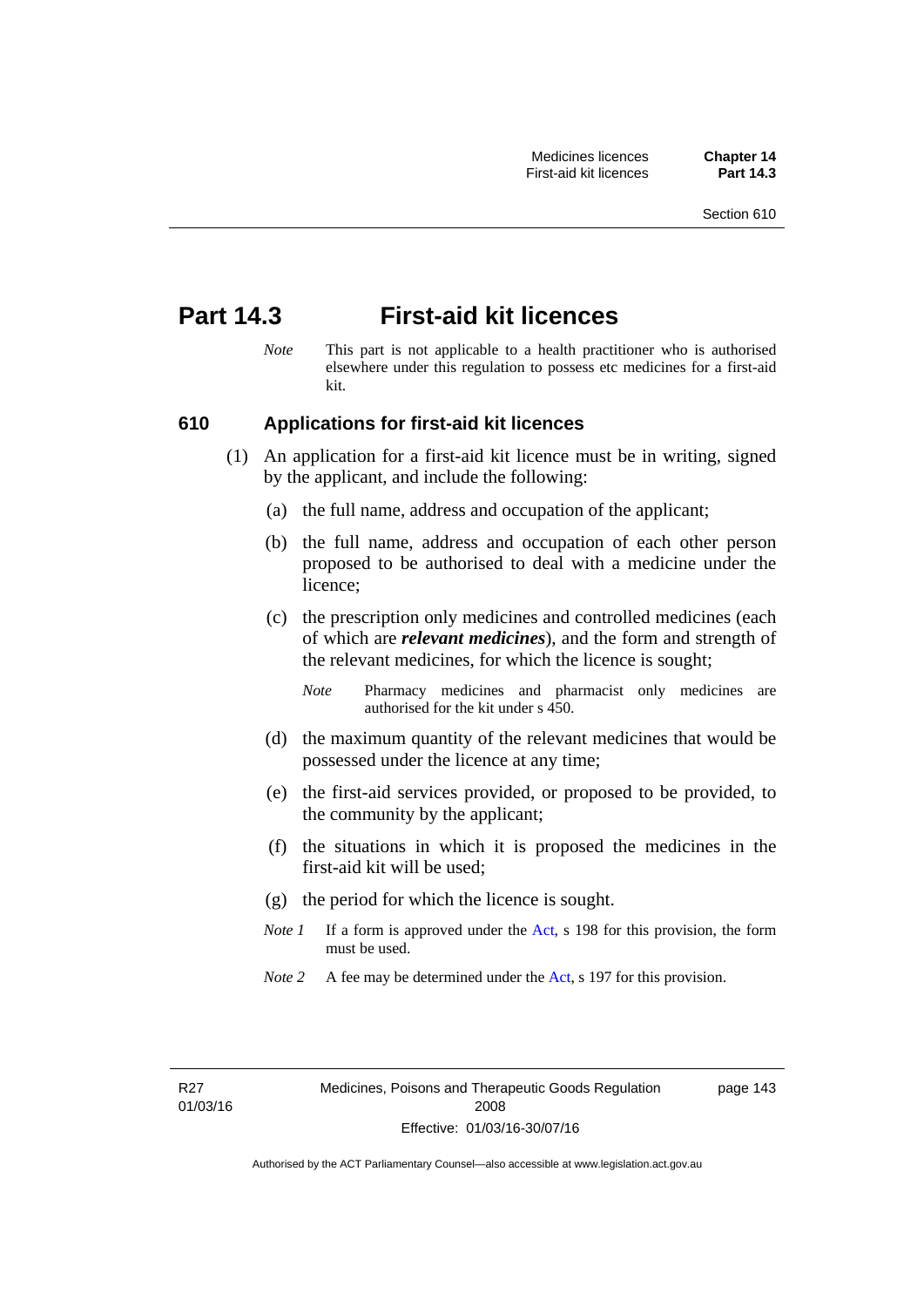# Part 14.3 First-aid kit licences

*Note* This part is not applicable to a health practitioner who is authorised elsewhere under this regulation to possess etc medicines for a first-aid kit.

## 610 Applications for first-aid kit licences

(1) An application for a first-aid kit licence must be in writing, signed by the applicant, and include the following:

(a) the full name, address and occupation of the applicant;

(b) the full name, address and occupation of each other person proposed to be authorised to deal with a medicine under the licence;

(c) the prescription only medicines and controlled medicines (each of which are ***relevant medicines***), and the form and strength of the relevant medicines, for which the licence is sought;

*Note* Pharmacy medicines and pharmacist only medicines are authorised for the kit under s 450.

(d) the maximum quantity of the relevant medicines that would be possessed under the licence at any time;

(e) the first-aid services provided, or proposed to be provided, to the community by the applicant;

(f) the situations in which it is proposed the medicines in the first-aid kit will be used;

(g) the period for which the licence is sought.

*Note 1* If a form is approved under the Act, s 198 for this provision, the form must be used.

*Note 2* A fee may be determined under the Act, s 197 for this provision.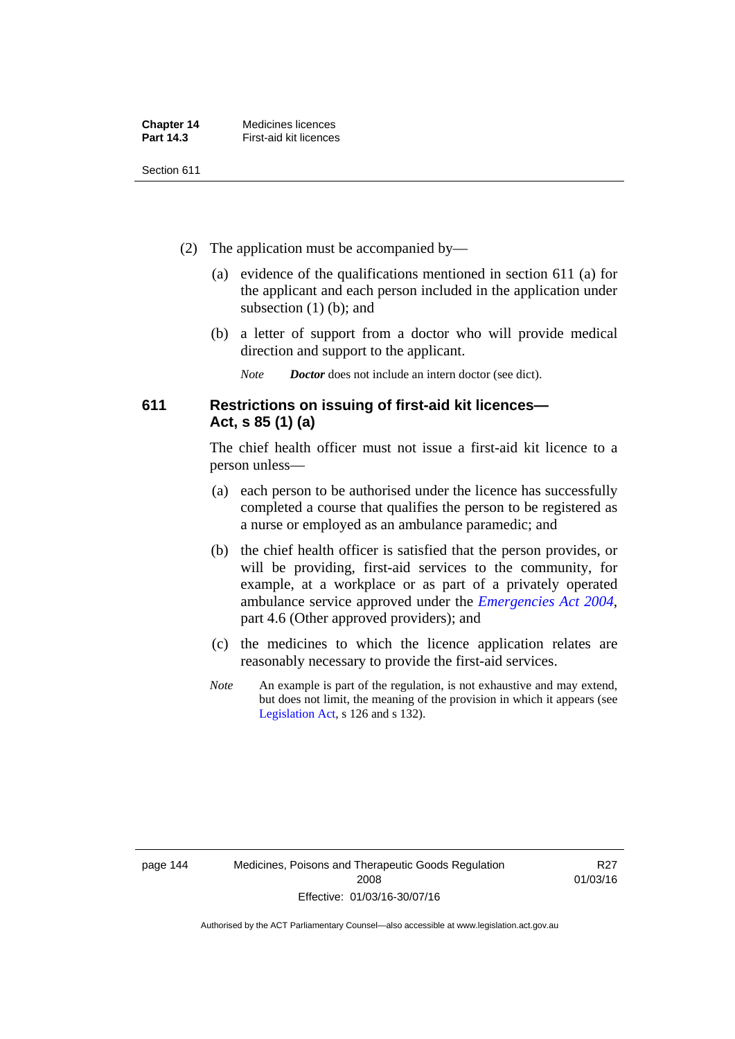(2) The application must be accompanied by—

(a) evidence of the qualifications mentioned in section 611 (a) for the applicant and each person included in the application under subsection (1) (b); and

(b) a letter of support from a doctor who will provide medical direction and support to the applicant.

*Note* ***Doctor*** does not include an intern doctor (see dict).

## 611 Restrictions on issuing of first-aid kit licences—Act, s 85 (1) (a)

The chief health officer must not issue a first-aid kit licence to a person unless—

(a) each person to be authorised under the licence has successfully completed a course that qualifies the person to be registered as a nurse or employed as an ambulance paramedic; and

(b) the chief health officer is satisfied that the person provides, or will be providing, first-aid services to the community, for example, at a workplace or as part of a privately operated ambulance service approved under the *Emergencies Act 2004*, part 4.6 (Other approved providers); and

(c) the medicines to which the licence application relates are reasonably necessary to provide the first-aid services.

*Note* An example is part of the regulation, is not exhaustive and may extend, but does not limit, the meaning of the provision in which it appears (see Legislation Act, s 126 and s 132).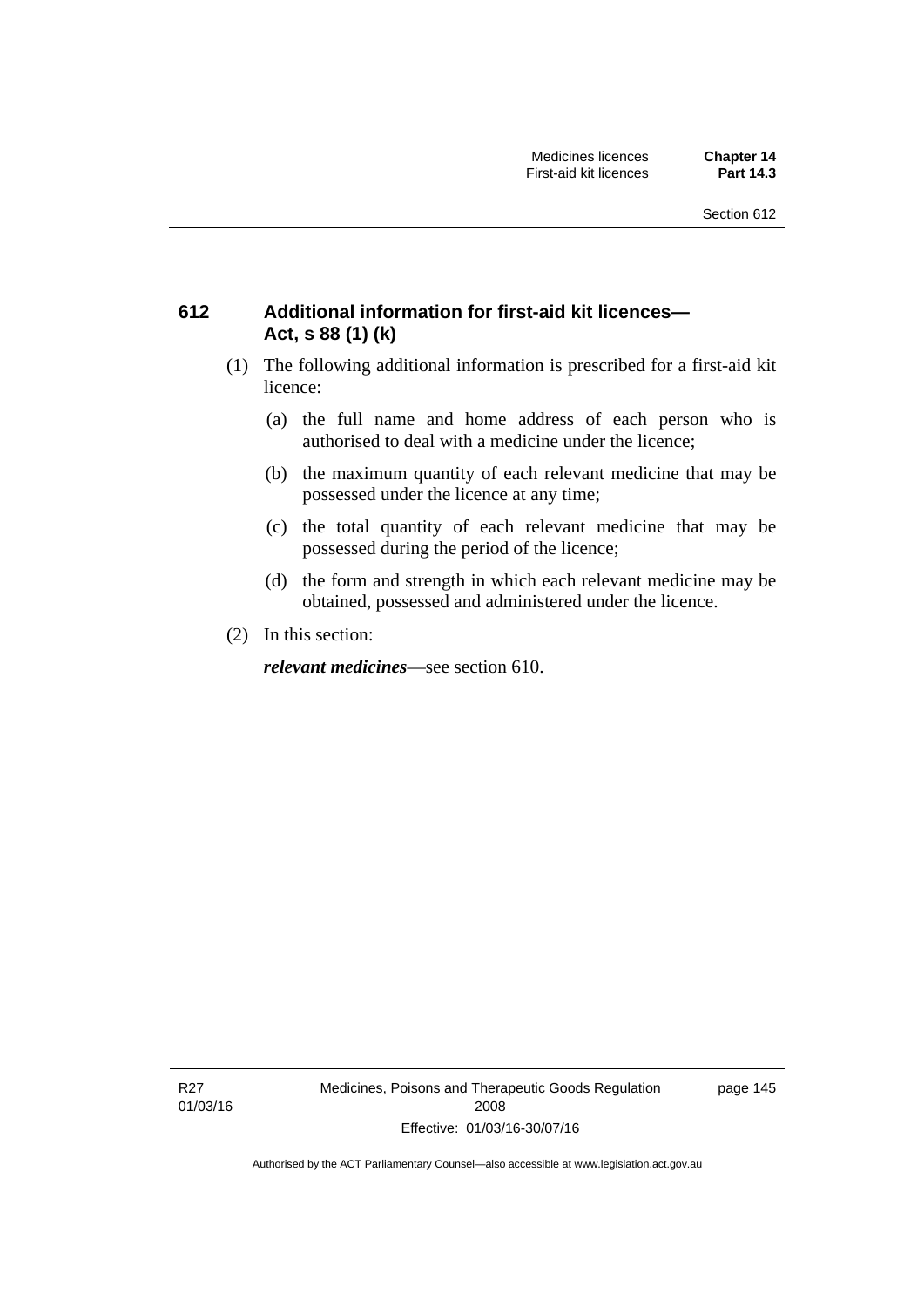## 612 Additional information for first-aid kit licences—Act, s 88 (1) (k)

(1) The following additional information is prescribed for a first-aid kit licence:

(a) the full name and home address of each person who is authorised to deal with a medicine under the licence;

(b) the maximum quantity of each relevant medicine that may be possessed under the licence at any time;

(c) the total quantity of each relevant medicine that may be possessed during the period of the licence;

(d) the form and strength in which each relevant medicine may be obtained, possessed and administered under the licence.

(2) In this section:

***relevant medicines***—see section 610.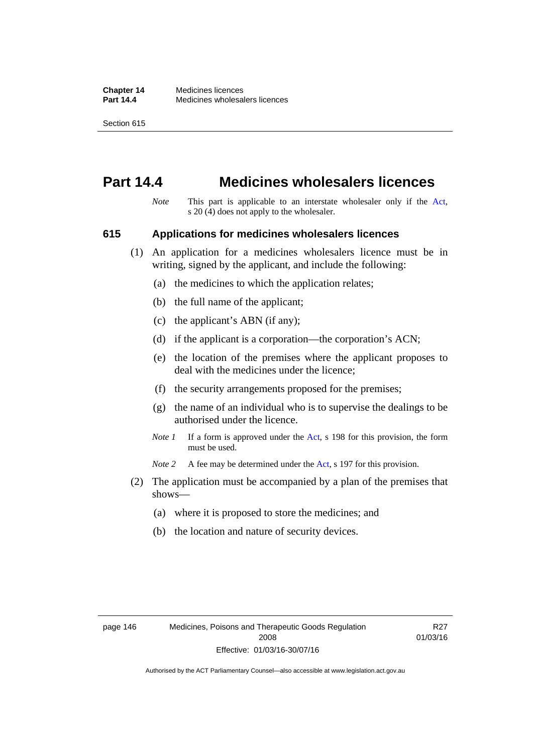# Part 14.4 Medicines wholesalers licences

*Note* This part is applicable to an interstate wholesaler only if the Act, s 20 (4) does not apply to the wholesaler.

### 615 Applications for medicines wholesalers licences

(1) An application for a medicines wholesalers licence must be in writing, signed by the applicant, and include the following:

(a) the medicines to which the application relates;

(b) the full name of the applicant;

(c) the applicant's ABN (if any);

(d) if the applicant is a corporation—the corporation's ACN;

(e) the location of the premises where the applicant proposes to deal with the medicines under the licence;

(f) the security arrangements proposed for the premises;

(g) the name of an individual who is to supervise the dealings to be authorised under the licence.

*Note 1* If a form is approved under the Act, s 198 for this provision, the form must be used.

*Note 2* A fee may be determined under the Act, s 197 for this provision.

(2) The application must be accompanied by a plan of the premises that shows—

(a) where it is proposed to store the medicines; and

(b) the location and nature of security devices.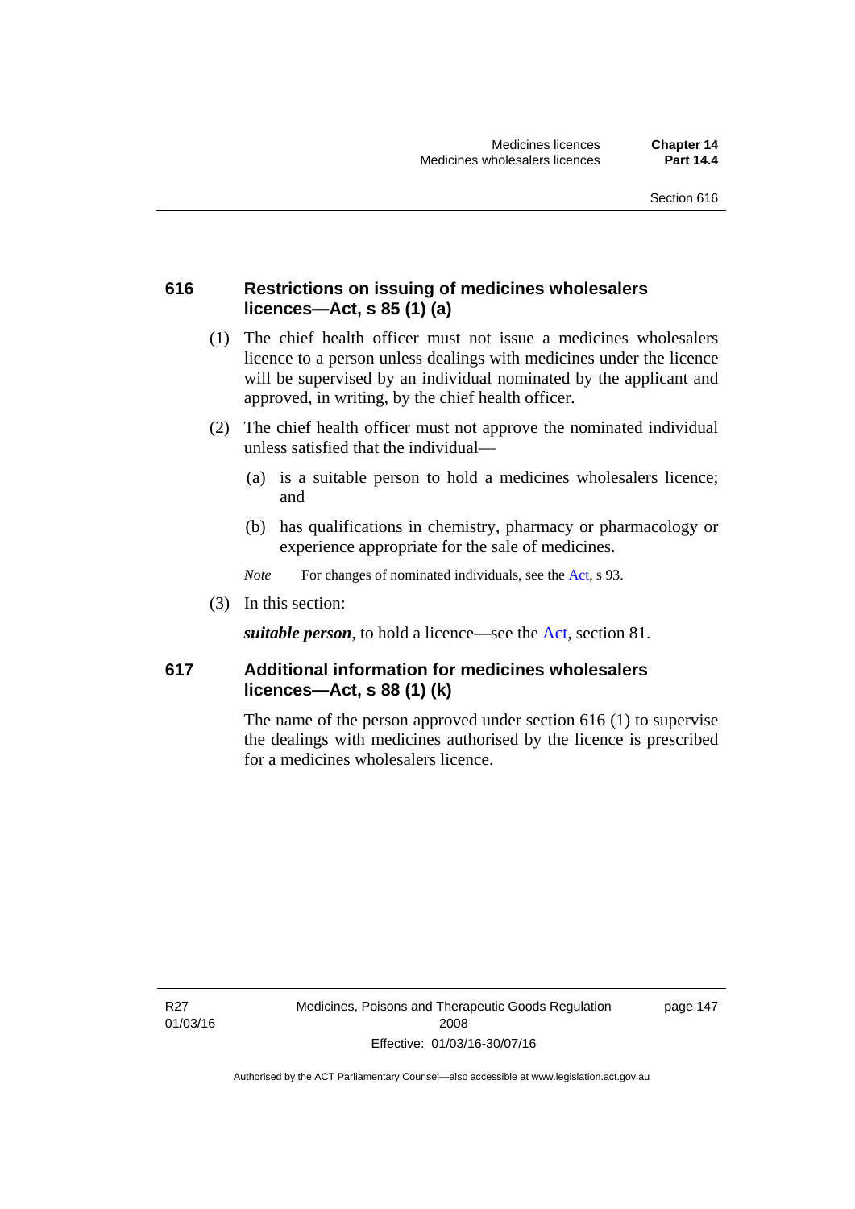## 616 Restrictions on issuing of medicines wholesalers licences—Act, s 85 (1) (a)

(1) The chief health officer must not issue a medicines wholesalers licence to a person unless dealings with medicines under the licence will be supervised by an individual nominated by the applicant and approved, in writing, by the chief health officer.

(2) The chief health officer must not approve the nominated individual unless satisfied that the individual—

(a) is a suitable person to hold a medicines wholesalers licence; and

(b) has qualifications in chemistry, pharmacy or pharmacology or experience appropriate for the sale of medicines.

*Note* For changes of nominated individuals, see the Act, s 93.

(3) In this section:

***suitable person***, to hold a licence—see the Act, section 81.

## 617 Additional information for medicines wholesalers licences—Act, s 88 (1) (k)

The name of the person approved under section 616 (1) to supervise the dealings with medicines authorised by the licence is prescribed for a medicines wholesalers licence.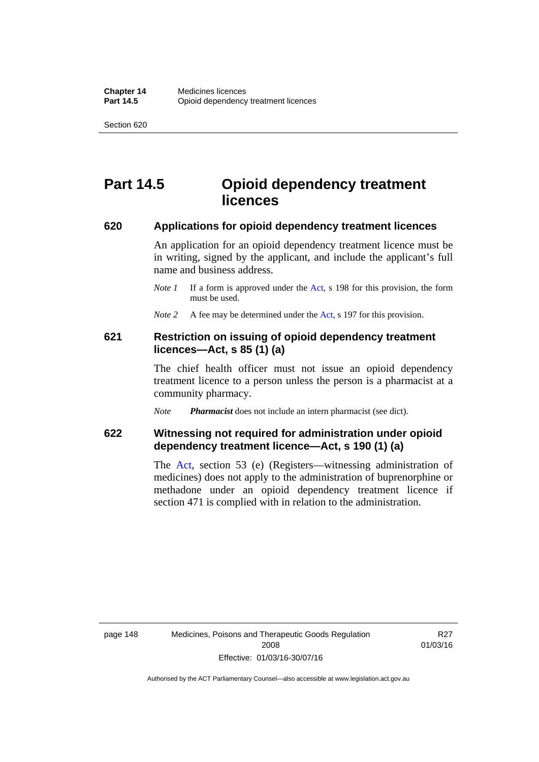# Part 14.5 Opioid dependency treatment licences

## 620 Applications for opioid dependency treatment licences

An application for an opioid dependency treatment licence must be in writing, signed by the applicant, and include the applicant's full name and business address.

*Note 1* If a form is approved under the Act, s 198 for this provision, the form must be used.

*Note 2* A fee may be determined under the Act, s 197 for this provision.

## 621 Restriction on issuing of opioid dependency treatment licences—Act, s 85 (1) (a)

The chief health officer must not issue an opioid dependency treatment licence to a person unless the person is a pharmacist at a community pharmacy.

*Note* ***Pharmacist*** does not include an intern pharmacist (see dict).

## 622 Witnessing not required for administration under opioid dependency treatment licence—Act, s 190 (1) (a)

The Act, section 53 (e) (Registers—witnessing administration of medicines) does not apply to the administration of buprenorphine or methadone under an opioid dependency treatment licence if section 471 is complied with in relation to the administration.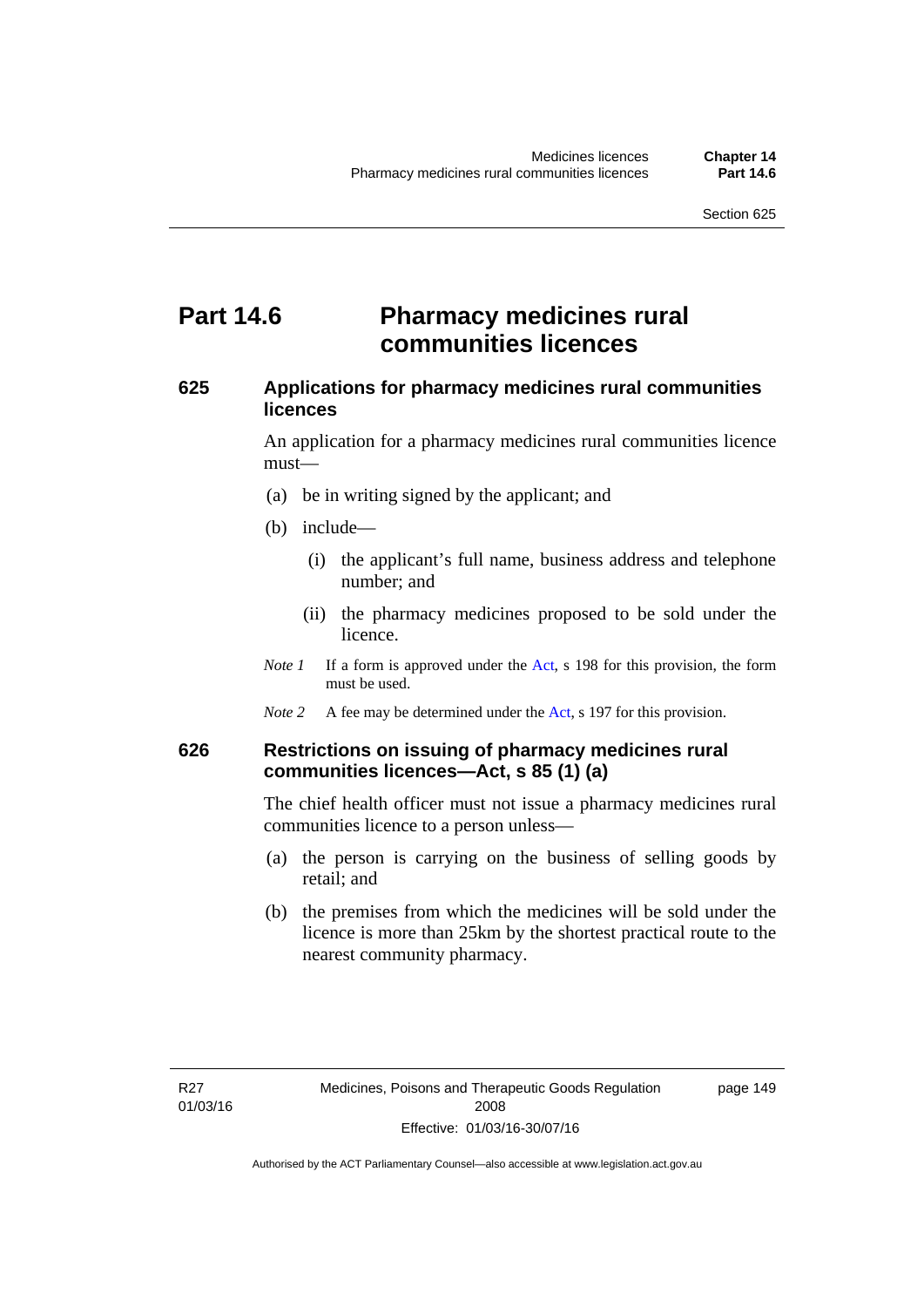# Part 14.6 Pharmacy medicines rural communities licences

## 625 Applications for pharmacy medicines rural communities licences

An application for a pharmacy medicines rural communities licence must—

(a) be in writing signed by the applicant; and

(b) include—

(i) the applicant's full name, business address and telephone number; and

(ii) the pharmacy medicines proposed to be sold under the licence.

*Note 1* If a form is approved under the Act, s 198 for this provision, the form must be used.

*Note 2* A fee may be determined under the Act, s 197 for this provision.

## 626 Restrictions on issuing of pharmacy medicines rural communities licences—Act, s 85 (1) (a)

The chief health officer must not issue a pharmacy medicines rural communities licence to a person unless—

(a) the person is carrying on the business of selling goods by retail; and

(b) the premises from which the medicines will be sold under the licence is more than 25km by the shortest practical route to the nearest community pharmacy.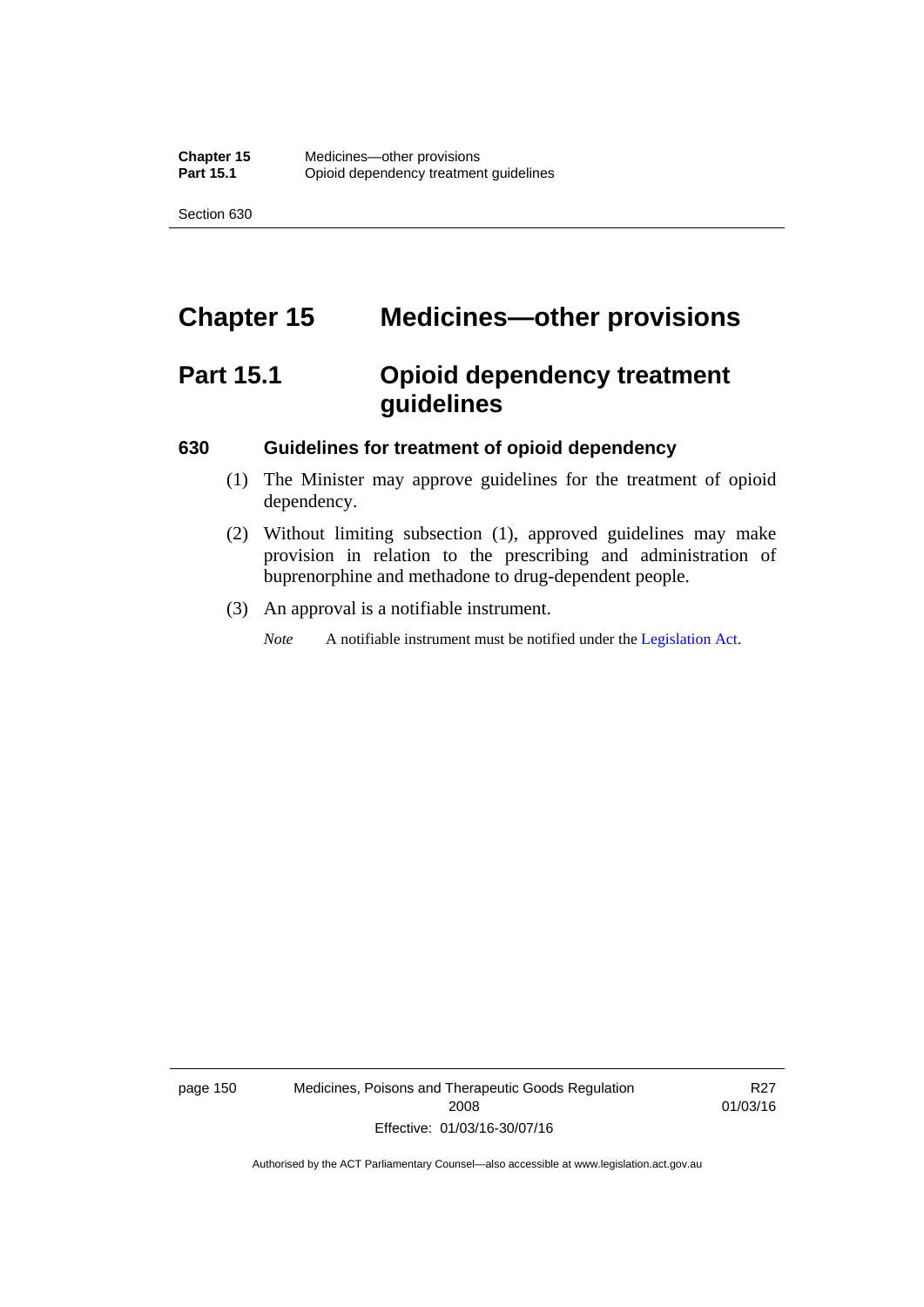# Chapter 15 Medicines—other provisions

## Part 15.1 Opioid dependency treatment guidelines

### 630 Guidelines for treatment of opioid dependency

(1) The Minister may approve guidelines for the treatment of opioid dependency.

(2) Without limiting subsection (1), approved guidelines may make provision in relation to the prescribing and administration of buprenorphine and methadone to drug-dependent people.

(3) An approval is a notifiable instrument.

*Note* A notifiable instrument must be notified under the Legislation Act.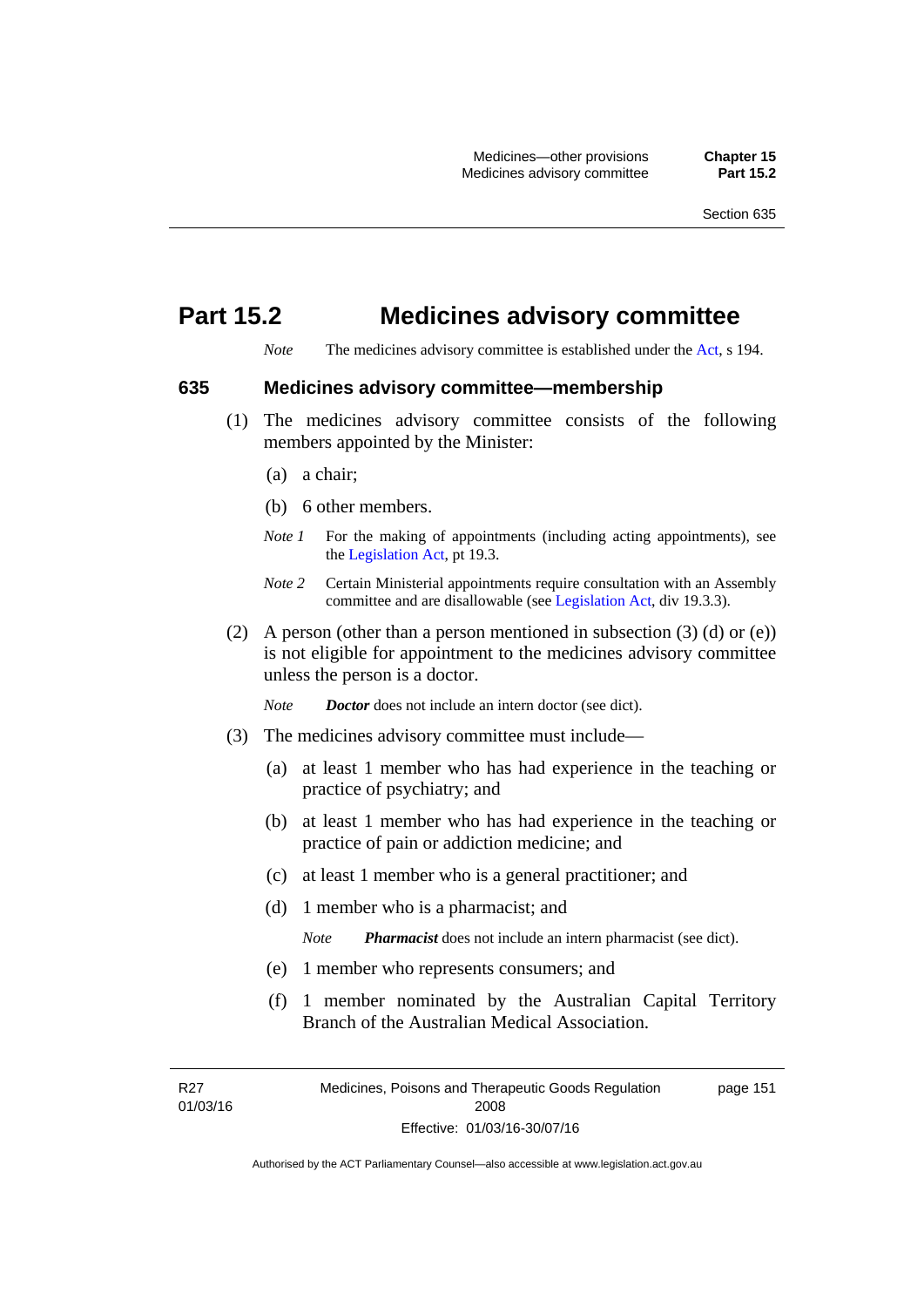# Part 15.2 Medicines advisory committee

*Note* The medicines advisory committee is established under the Act, s 194.

### 635 Medicines advisory committee—membership

(1) The medicines advisory committee consists of the following members appointed by the Minister:

(a) a chair;

(b) 6 other members.

*Note 1* For the making of appointments (including acting appointments), see the Legislation Act, pt 19.3.

*Note 2* Certain Ministerial appointments require consultation with an Assembly committee and are disallowable (see Legislation Act, div 19.3.3).

(2) A person (other than a person mentioned in subsection (3) (d) or (e)) is not eligible for appointment to the medicines advisory committee unless the person is a doctor.

*Note* ***Doctor*** does not include an intern doctor (see dict).

(3) The medicines advisory committee must include—

(a) at least 1 member who has had experience in the teaching or practice of psychiatry; and

(b) at least 1 member who has had experience in the teaching or practice of pain or addiction medicine; and

(c) at least 1 member who is a general practitioner; and

(d) 1 member who is a pharmacist; and

*Note* ***Pharmacist*** does not include an intern pharmacist (see dict).

(e) 1 member who represents consumers; and

(f) 1 member nominated by the Australian Capital Territory Branch of the Australian Medical Association.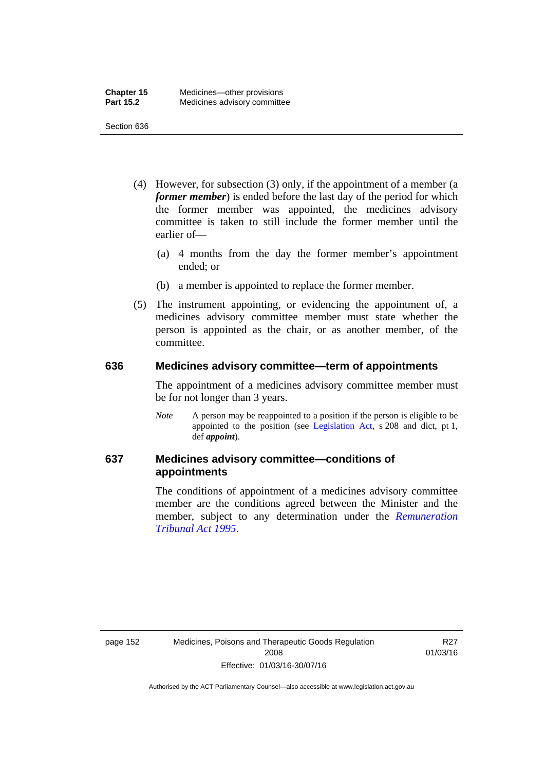(4) However, for subsection (3) only, if the appointment of a member (a ***former member***) is ended before the last day of the period for which the former member was appointed, the medicines advisory committee is taken to still include the former member until the earlier of—

(a) 4 months from the day the former member's appointment ended; or

(b) a member is appointed to replace the former member.

(5) The instrument appointing, or evidencing the appointment of, a medicines advisory committee member must state whether the person is appointed as the chair, or as another member, of the committee.

## 636 Medicines advisory committee—term of appointments

The appointment of a medicines advisory committee member must be for not longer than 3 years.

*Note* A person may be reappointed to a position if the person is eligible to be appointed to the position (see Legislation Act, s 208 and dict, pt 1, def ***appoint***).

## 637 Medicines advisory committee—conditions of appointments

The conditions of appointment of a medicines advisory committee member are the conditions agreed between the Minister and the member, subject to any determination under the *Remuneration Tribunal Act 1995*.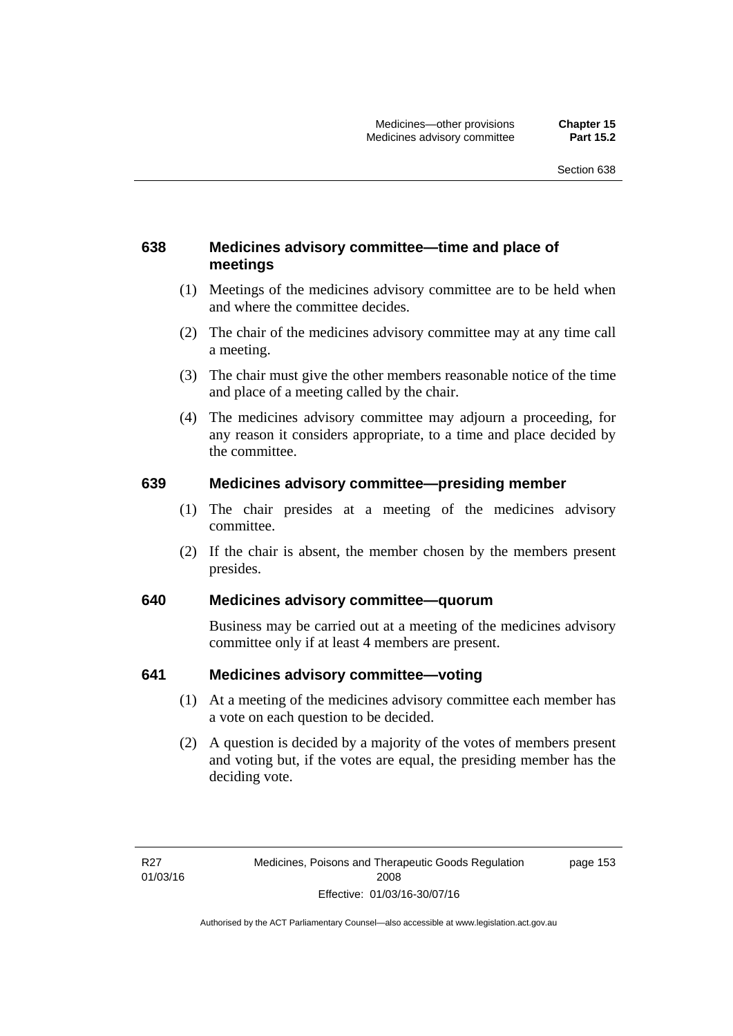## 638 Medicines advisory committee—time and place of meetings

(1) Meetings of the medicines advisory committee are to be held when and where the committee decides.

(2) The chair of the medicines advisory committee may at any time call a meeting.

(3) The chair must give the other members reasonable notice of the time and place of a meeting called by the chair.

(4) The medicines advisory committee may adjourn a proceeding, for any reason it considers appropriate, to a time and place decided by the committee.

## 639 Medicines advisory committee—presiding member

(1) The chair presides at a meeting of the medicines advisory committee.

(2) If the chair is absent, the member chosen by the members present presides.

## 640 Medicines advisory committee—quorum

Business may be carried out at a meeting of the medicines advisory committee only if at least 4 members are present.

## 641 Medicines advisory committee—voting

(1) At a meeting of the medicines advisory committee each member has a vote on each question to be decided.

(2) A question is decided by a majority of the votes of members present and voting but, if the votes are equal, the presiding member has the deciding vote.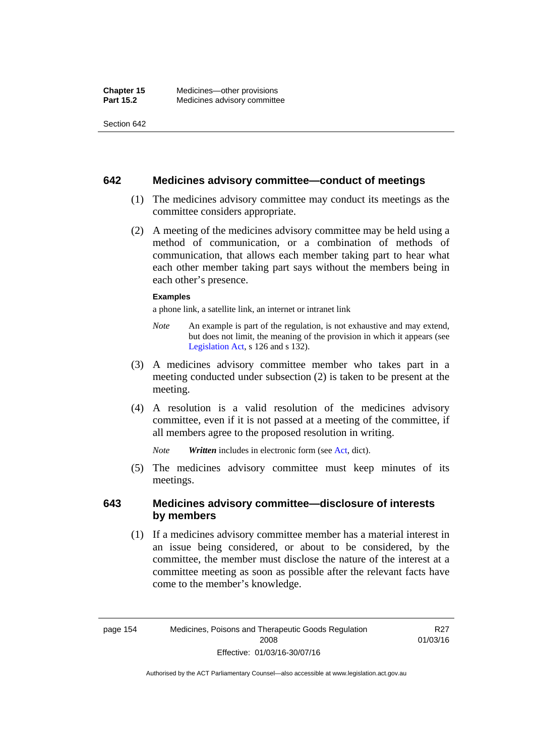## 642 Medicines advisory committee—conduct of meetings

(1) The medicines advisory committee may conduct its meetings as the committee considers appropriate.

(2) A meeting of the medicines advisory committee may be held using a method of communication, or a combination of methods of communication, that allows each member taking part to hear what each other member taking part says without the members being in each other's presence.

**Examples**

a phone link, a satellite link, an internet or intranet link

*Note* An example is part of the regulation, is not exhaustive and may extend, but does not limit, the meaning of the provision in which it appears (see Legislation Act, s 126 and s 132).

(3) A medicines advisory committee member who takes part in a meeting conducted under subsection (2) is taken to be present at the meeting.

(4) A resolution is a valid resolution of the medicines advisory committee, even if it is not passed at a meeting of the committee, if all members agree to the proposed resolution in writing.

*Note* ***Written*** includes in electronic form (see Act, dict).

(5) The medicines advisory committee must keep minutes of its meetings.

## 643 Medicines advisory committee—disclosure of interests by members

(1) If a medicines advisory committee member has a material interest in an issue being considered, or about to be considered, by the committee, the member must disclose the nature of the interest at a committee meeting as soon as possible after the relevant facts have come to the member's knowledge.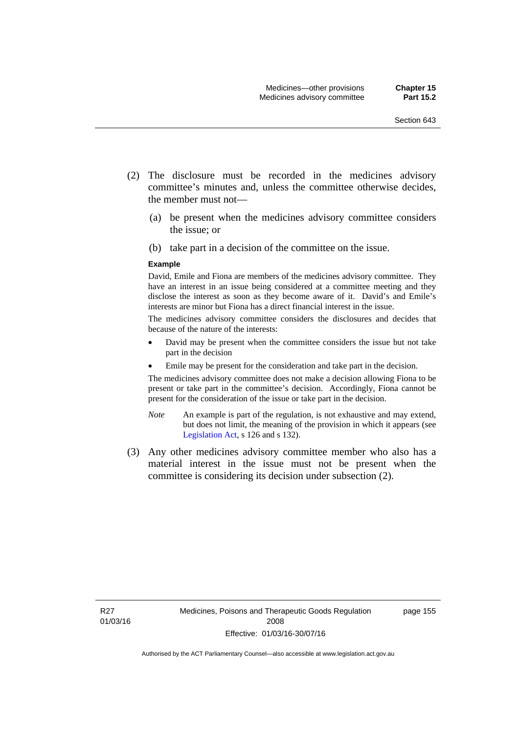(2) The disclosure must be recorded in the medicines advisory committee's minutes and, unless the committee otherwise decides, the member must not—

  (a) be present when the medicines advisory committee considers the issue; or

  (b) take part in a decision of the committee on the issue.

**Example**

David, Emile and Fiona are members of the medicines advisory committee. They have an interest in an issue being considered at a committee meeting and they disclose the interest as soon as they become aware of it. David's and Emile's interests are minor but Fiona has a direct financial interest in the issue.

The medicines advisory committee considers the disclosures and decides that because of the nature of the interests:

- David may be present when the committee considers the issue but not take part in the decision
- Emile may be present for the consideration and take part in the decision.

The medicines advisory committee does not make a decision allowing Fiona to be present or take part in the committee's decision. Accordingly, Fiona cannot be present for the consideration of the issue or take part in the decision.

*Note* An example is part of the regulation, is not exhaustive and may extend, but does not limit, the meaning of the provision in which it appears (see Legislation Act, s 126 and s 132).

(3) Any other medicines advisory committee member who also has a material interest in the issue must not be present when the committee is considering its decision under subsection (2).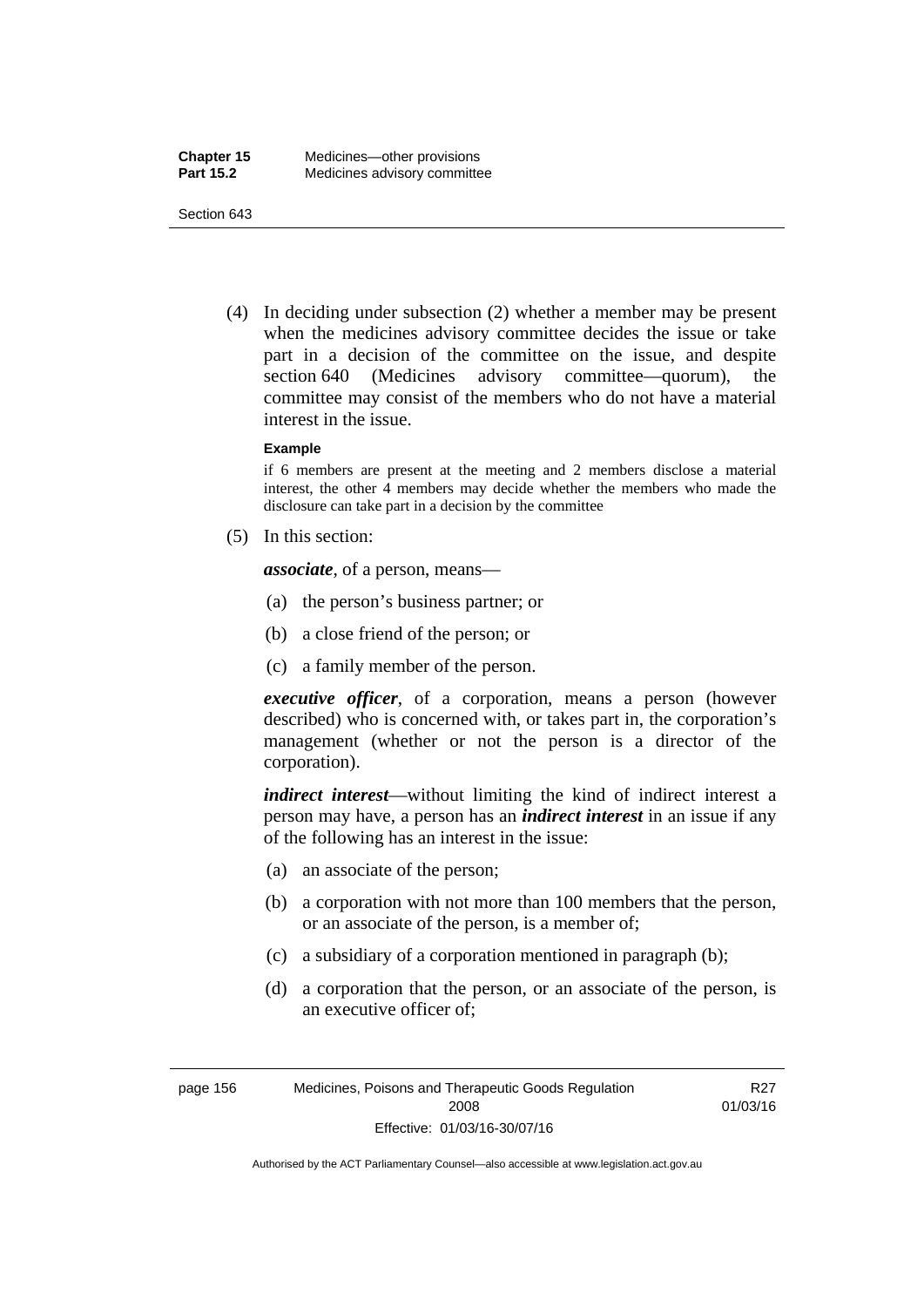(4) In deciding under subsection (2) whether a member may be present when the medicines advisory committee decides the issue or take part in a decision of the committee on the issue, and despite section 640 (Medicines advisory committee—quorum), the committee may consist of the members who do not have a material interest in the issue.

**Example**

if 6 members are present at the meeting and 2 members disclose a material interest, the other 4 members may decide whether the members who made the disclosure can take part in a decision by the committee

(5) In this section:

***associate***, of a person, means—

(a) the person's business partner; or

(b) a close friend of the person; or

(c) a family member of the person.

***executive officer***, of a corporation, means a person (however described) who is concerned with, or takes part in, the corporation's management (whether or not the person is a director of the corporation).

***indirect interest***—without limiting the kind of indirect interest a person may have, a person has an ***indirect interest*** in an issue if any of the following has an interest in the issue:

(a) an associate of the person;

(b) a corporation with not more than 100 members that the person, or an associate of the person, is a member of;

(c) a subsidiary of a corporation mentioned in paragraph (b);

(d) a corporation that the person, or an associate of the person, is an executive officer of;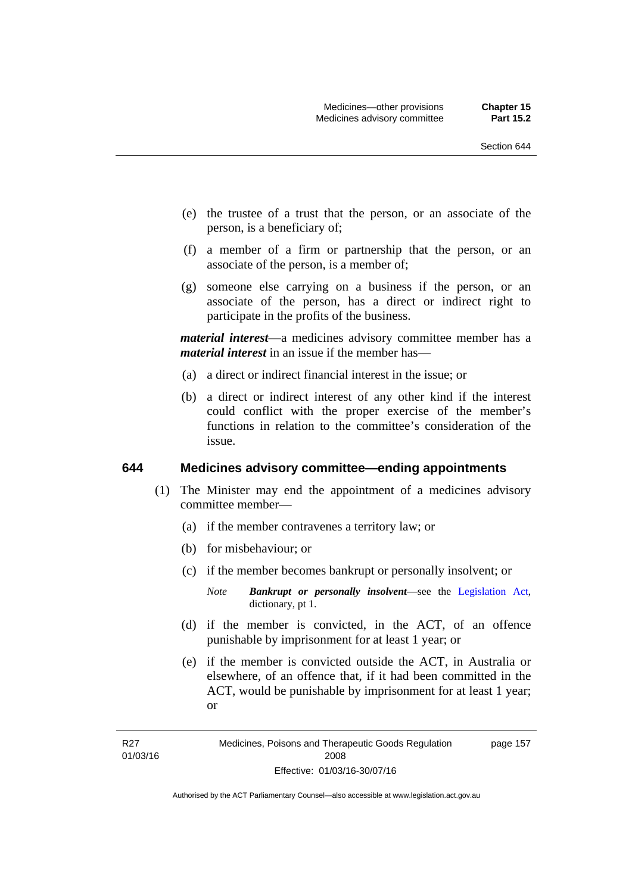(e) the trustee of a trust that the person, or an associate of the person, is a beneficiary of;

(f) a member of a firm or partnership that the person, or an associate of the person, is a member of;

(g) someone else carrying on a business if the person, or an associate of the person, has a direct or indirect right to participate in the profits of the business.

***material interest***—a medicines advisory committee member has a ***material interest*** in an issue if the member has—

(a) a direct or indirect financial interest in the issue; or

(b) a direct or indirect interest of any other kind if the interest could conflict with the proper exercise of the member's functions in relation to the committee's consideration of the issue.

### 644 Medicines advisory committee—ending appointments

(1) The Minister may end the appointment of a medicines advisory committee member—

(a) if the member contravenes a territory law; or

(b) for misbehaviour; or

(c) if the member becomes bankrupt or personally insolvent; or

*Note* ***Bankrupt or personally insolvent***—see the Legislation Act, dictionary, pt 1.

(d) if the member is convicted, in the ACT, of an offence punishable by imprisonment for at least 1 year; or

(e) if the member is convicted outside the ACT, in Australia or elsewhere, of an offence that, if it had been committed in the ACT, would be punishable by imprisonment for at least 1 year; or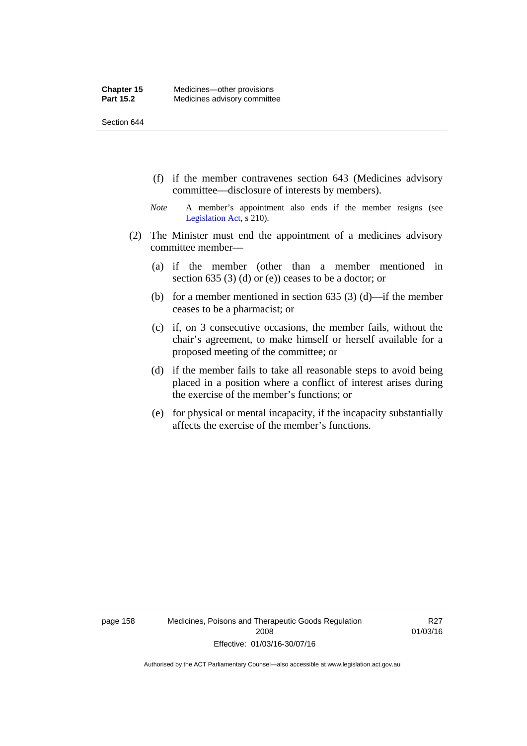(f) if the member contravenes section 643 (Medicines advisory committee—disclosure of interests by members).

*Note* A member's appointment also ends if the member resigns (see Legislation Act, s 210).

(2) The Minister must end the appointment of a medicines advisory committee member—

(a) if the member (other than a member mentioned in section 635 (3) (d) or (e)) ceases to be a doctor; or

(b) for a member mentioned in section 635 (3) (d)—if the member ceases to be a pharmacist; or

(c) if, on 3 consecutive occasions, the member fails, without the chair's agreement, to make himself or herself available for a proposed meeting of the committee; or

(d) if the member fails to take all reasonable steps to avoid being placed in a position where a conflict of interest arises during the exercise of the member's functions; or

(e) for physical or mental incapacity, if the incapacity substantially affects the exercise of the member's functions.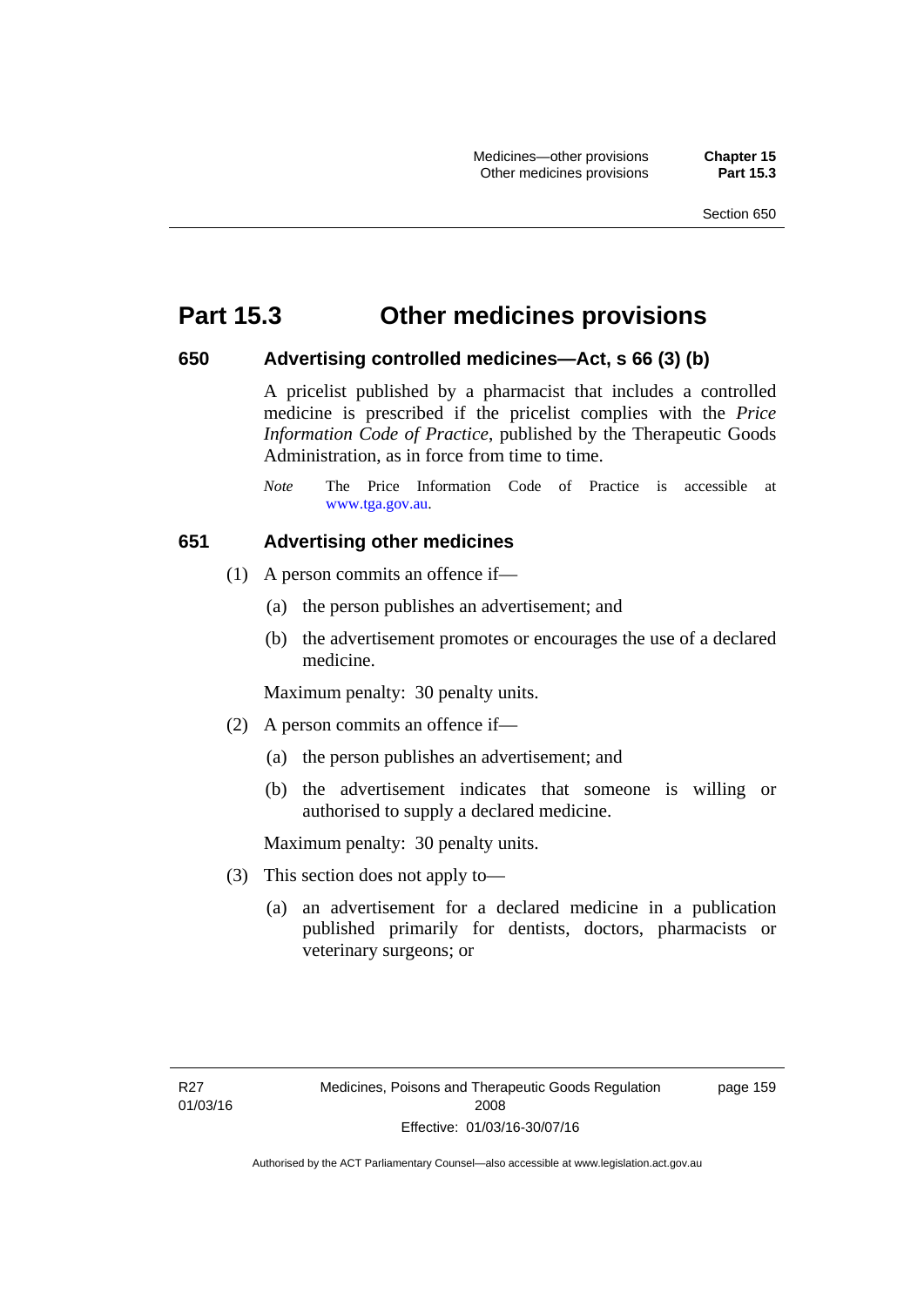# Part 15.3 Other medicines provisions

### 650 Advertising controlled medicines—Act, s 66 (3) (b)

A pricelist published by a pharmacist that includes a controlled medicine is prescribed if the pricelist complies with the *Price Information Code of Practice*, published by the Therapeutic Goods Administration, as in force from time to time.

*Note* The Price Information Code of Practice is accessible at www.tga.gov.au.

### 651 Advertising other medicines

(1) A person commits an offence if—

(a) the person publishes an advertisement; and

(b) the advertisement promotes or encourages the use of a declared medicine.

Maximum penalty: 30 penalty units.

(2) A person commits an offence if—

(a) the person publishes an advertisement; and

(b) the advertisement indicates that someone is willing or authorised to supply a declared medicine.

Maximum penalty: 30 penalty units.

(3) This section does not apply to—

(a) an advertisement for a declared medicine in a publication published primarily for dentists, doctors, pharmacists or veterinary surgeons; or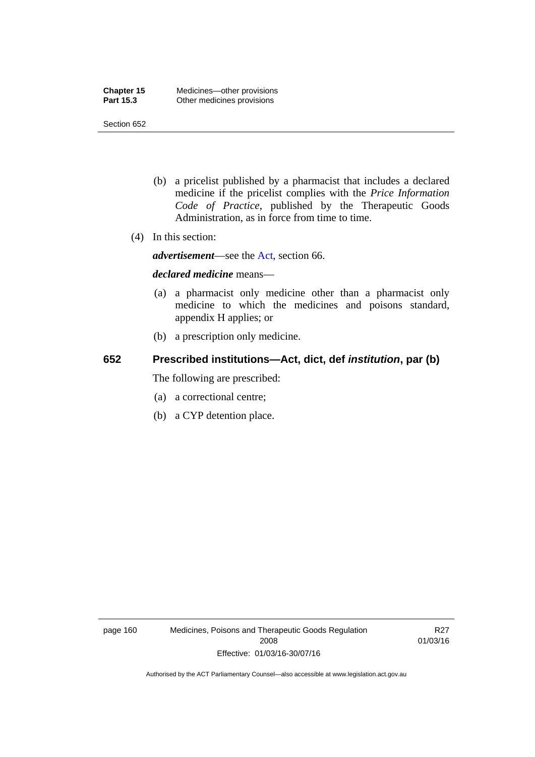(b) a pricelist published by a pharmacist that includes a declared medicine if the pricelist complies with the *Price Information Code of Practice*, published by the Therapeutic Goods Administration, as in force from time to time.

(4) In this section:

***advertisement***—see the Act, section 66.

***declared medicine*** means—

(a) a pharmacist only medicine other than a pharmacist only medicine to which the medicines and poisons standard, appendix H applies; or

(b) a prescription only medicine.

## 652 Prescribed institutions—Act, dict, def *institution*, par (b)

The following are prescribed:

(a) a correctional centre;

(b) a CYP detention place.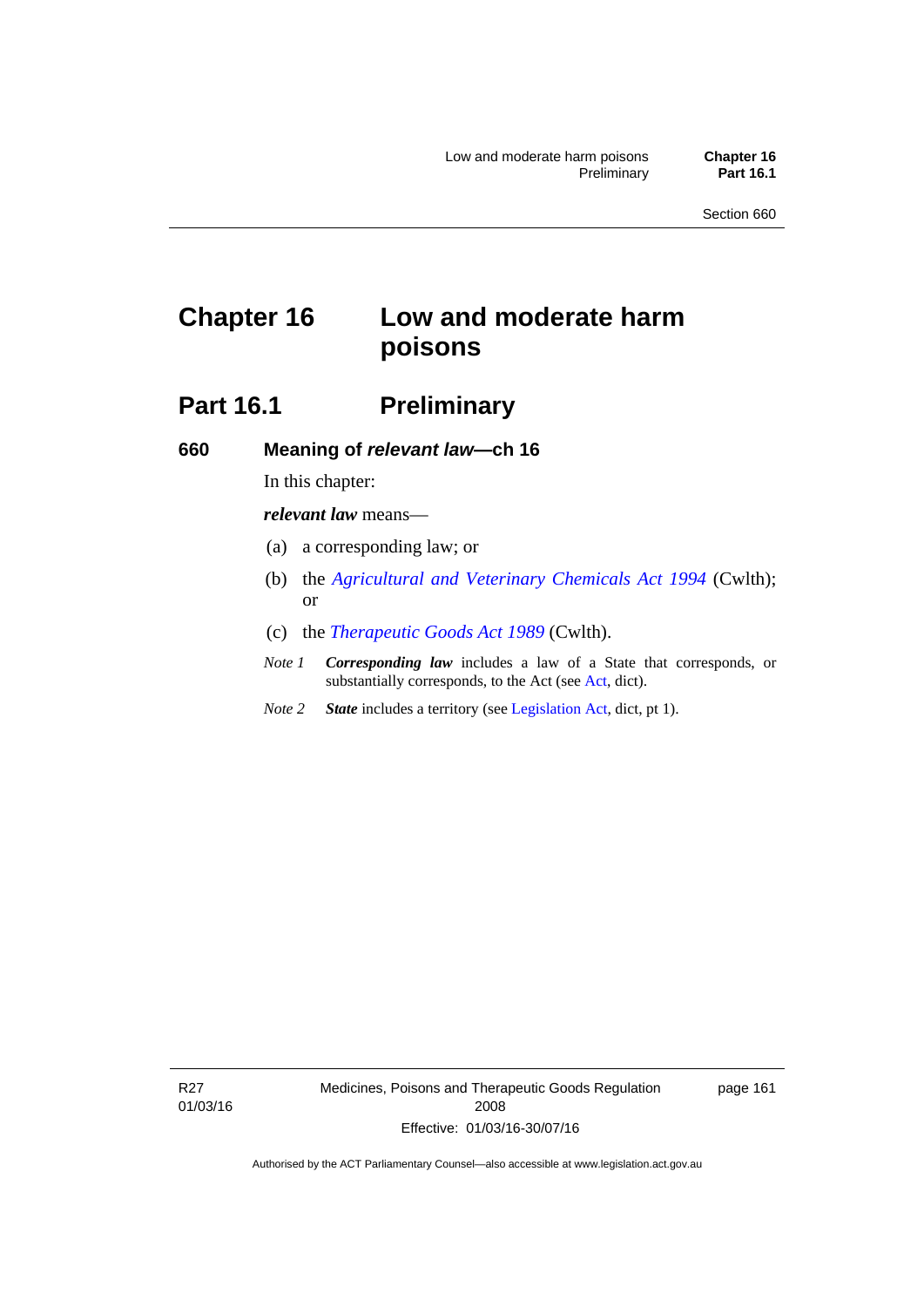# Chapter 16 Low and moderate harm poisons

## Part 16.1 Preliminary

### 660 Meaning of *relevant law*—ch 16

In this chapter:

***relevant law*** means—

(a) a corresponding law; or

(b) the *Agricultural and Veterinary Chemicals Act 1994* (Cwlth); or

(c) the *Therapeutic Goods Act 1989* (Cwlth).

*Note 1* ***Corresponding law*** includes a law of a State that corresponds, or substantially corresponds, to the Act (see Act, dict).

*Note 2* ***State*** includes a territory (see Legislation Act, dict, pt 1).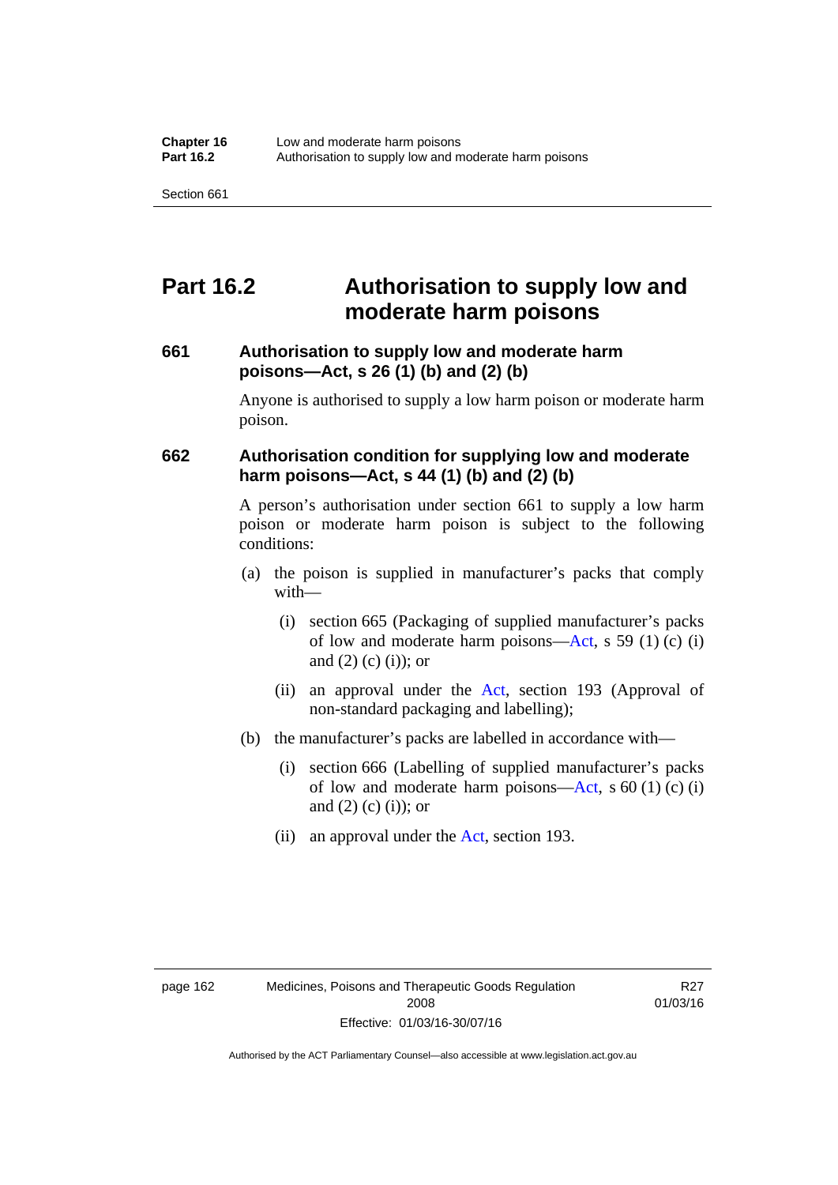# Part 16.2 Authorisation to supply low and moderate harm poisons

### 661 Authorisation to supply low and moderate harm poisons—Act, s 26 (1) (b) and (2) (b)

Anyone is authorised to supply a low harm poison or moderate harm poison.

### 662 Authorisation condition for supplying low and moderate harm poisons—Act, s 44 (1) (b) and (2) (b)

A person's authorisation under section 661 to supply a low harm poison or moderate harm poison is subject to the following conditions:

(a) the poison is supplied in manufacturer's packs that comply with—

(i) section 665 (Packaging of supplied manufacturer's packs of low and moderate harm poisons—Act, s 59 (1) (c) (i) and (2) (c) (i)); or

(ii) an approval under the Act, section 193 (Approval of non-standard packaging and labelling);

(b) the manufacturer's packs are labelled in accordance with—

(i) section 666 (Labelling of supplied manufacturer's packs of low and moderate harm poisons—Act, s 60 (1) (c) (i) and (2) (c) (i)); or

(ii) an approval under the Act, section 193.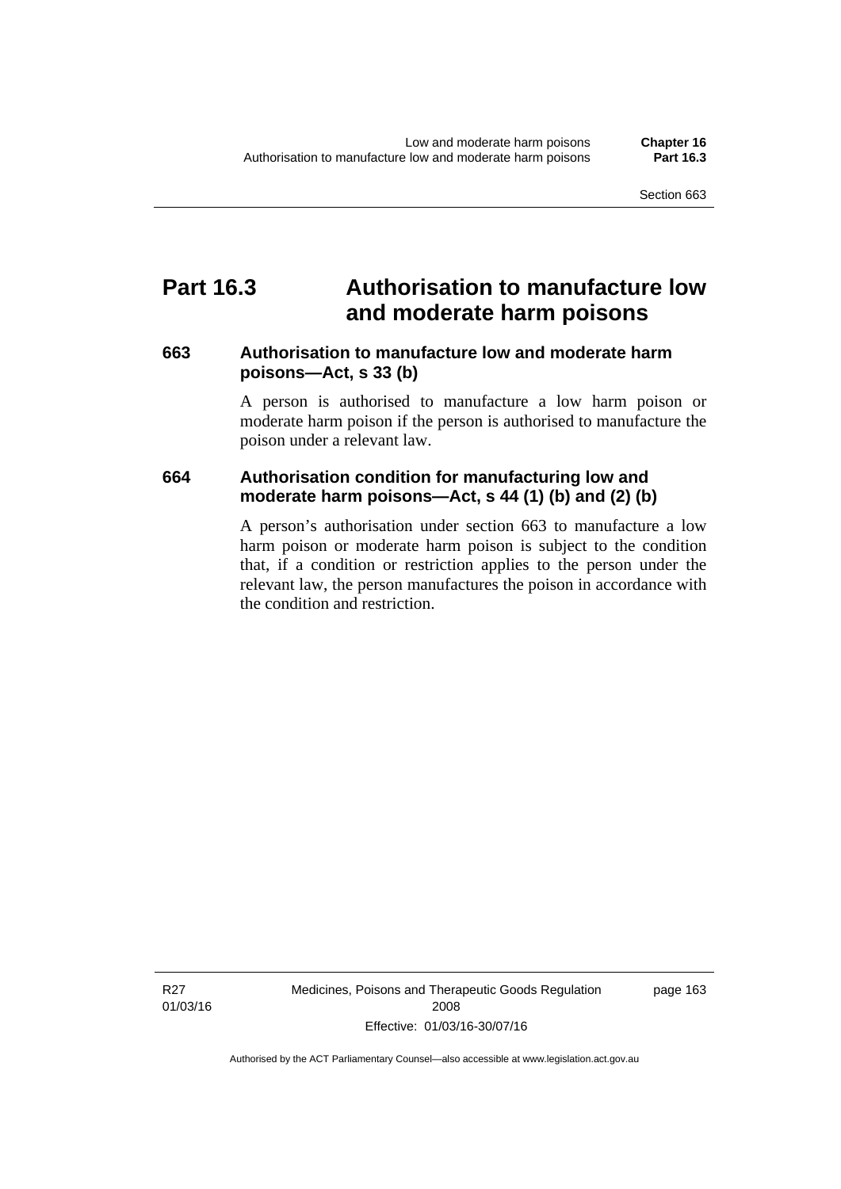# Part 16.3 Authorisation to manufacture low and moderate harm poisons

## 663 Authorisation to manufacture low and moderate harm poisons—Act, s 33 (b)

A person is authorised to manufacture a low harm poison or moderate harm poison if the person is authorised to manufacture the poison under a relevant law.

## 664 Authorisation condition for manufacturing low and moderate harm poisons—Act, s 44 (1) (b) and (2) (b)

A person's authorisation under section 663 to manufacture a low harm poison or moderate harm poison is subject to the condition that, if a condition or restriction applies to the person under the relevant law, the person manufactures the poison in accordance with the condition and restriction.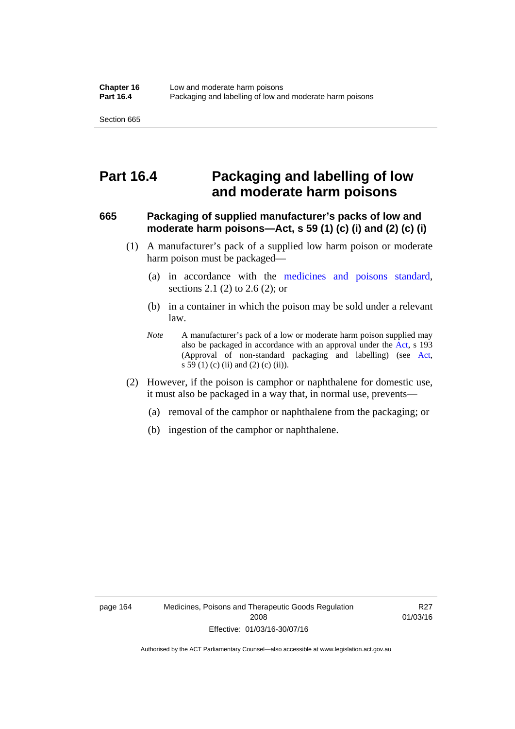# Part 16.4 Packaging and labelling of low and moderate harm poisons

### 665 Packaging of supplied manufacturer's packs of low and moderate harm poisons—Act, s 59 (1) (c) (i) and (2) (c) (i)

(1) A manufacturer's pack of a supplied low harm poison or moderate harm poison must be packaged—

(a) in accordance with the medicines and poisons standard, sections 2.1 (2) to 2.6 (2); or

(b) in a container in which the poison may be sold under a relevant law.

*Note* A manufacturer's pack of a low or moderate harm poison supplied may also be packaged in accordance with an approval under the Act, s 193 (Approval of non-standard packaging and labelling) (see Act, s 59 (1) (c) (ii) and (2) (c) (ii)).

(2) However, if the poison is camphor or naphthalene for domestic use, it must also be packaged in a way that, in normal use, prevents—

(a) removal of the camphor or naphthalene from the packaging; or

(b) ingestion of the camphor or naphthalene.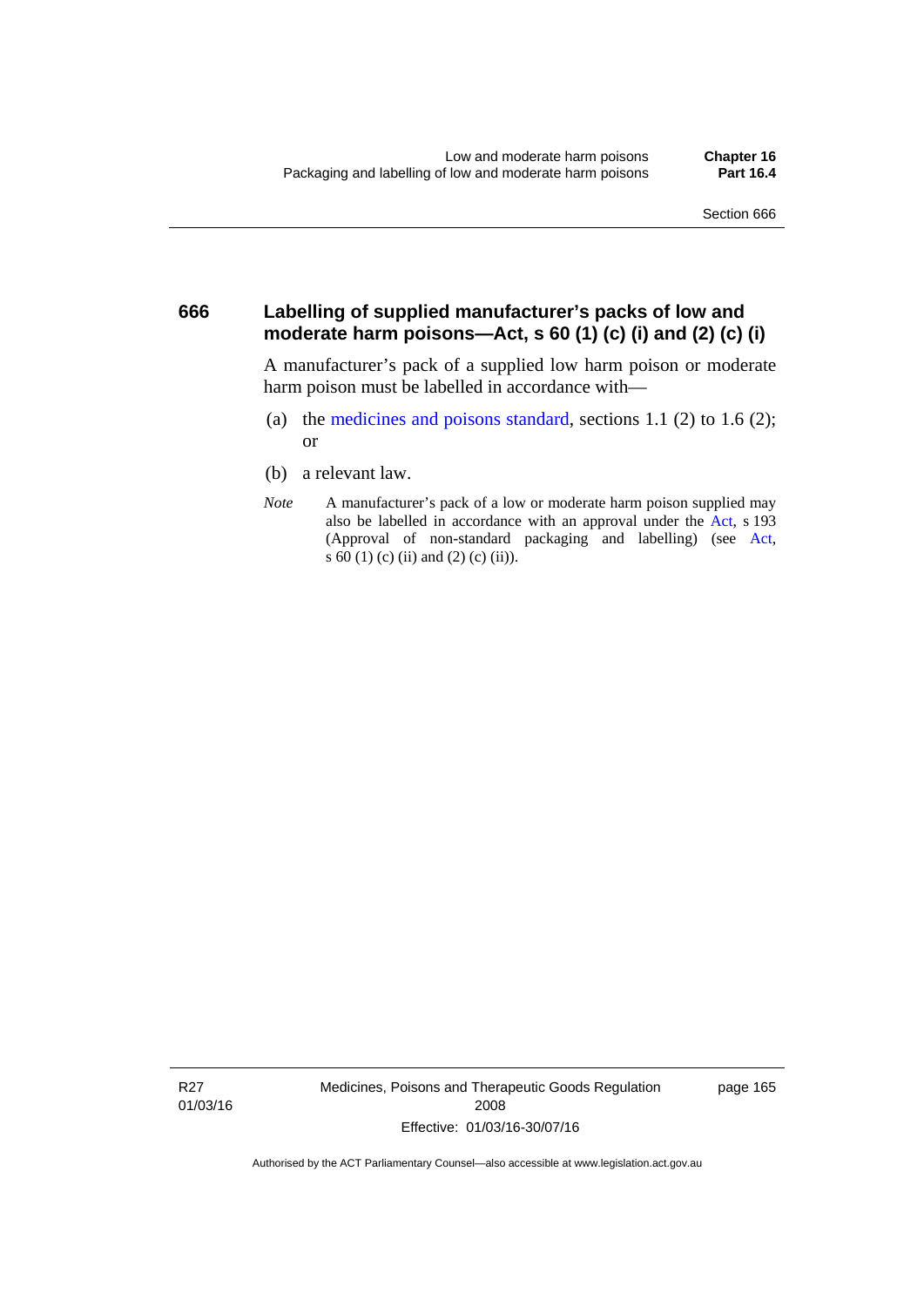## 666 Labelling of supplied manufacturer's packs of low and moderate harm poisons—Act, s 60 (1) (c) (i) and (2) (c) (i)

A manufacturer's pack of a supplied low harm poison or moderate harm poison must be labelled in accordance with—

(a) the medicines and poisons standard, sections 1.1 (2) to 1.6 (2); or

(b) a relevant law.

*Note* A manufacturer's pack of a low or moderate harm poison supplied may also be labelled in accordance with an approval under the Act, s 193 (Approval of non-standard packaging and labelling) (see Act, s 60 (1) (c) (ii) and (2) (c) (ii)).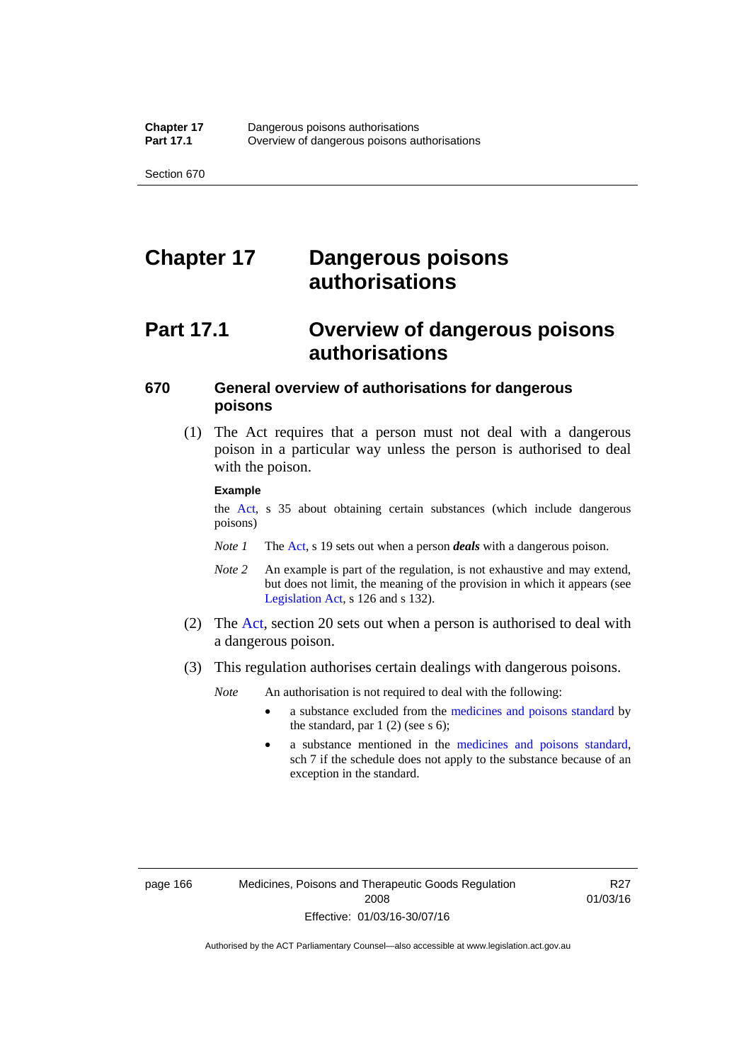# Chapter 17 Dangerous poisons authorisations

## Part 17.1 Overview of dangerous poisons authorisations

### 670 General overview of authorisations for dangerous poisons

(1) The Act requires that a person must not deal with a dangerous poison in a particular way unless the person is authorised to deal with the poison.

**Example**

the Act, s 35 about obtaining certain substances (which include dangerous poisons)

*Note 1* The Act, s 19 sets out when a person ***deals*** with a dangerous poison.

*Note 2* An example is part of the regulation, is not exhaustive and may extend, but does not limit, the meaning of the provision in which it appears (see Legislation Act, s 126 and s 132).

(2) The Act, section 20 sets out when a person is authorised to deal with a dangerous poison.

(3) This regulation authorises certain dealings with dangerous poisons.

*Note* An authorisation is not required to deal with the following:

- a substance excluded from the medicines and poisons standard by the standard, par 1 (2) (see s 6);
- a substance mentioned in the medicines and poisons standard, sch 7 if the schedule does not apply to the substance because of an exception in the standard.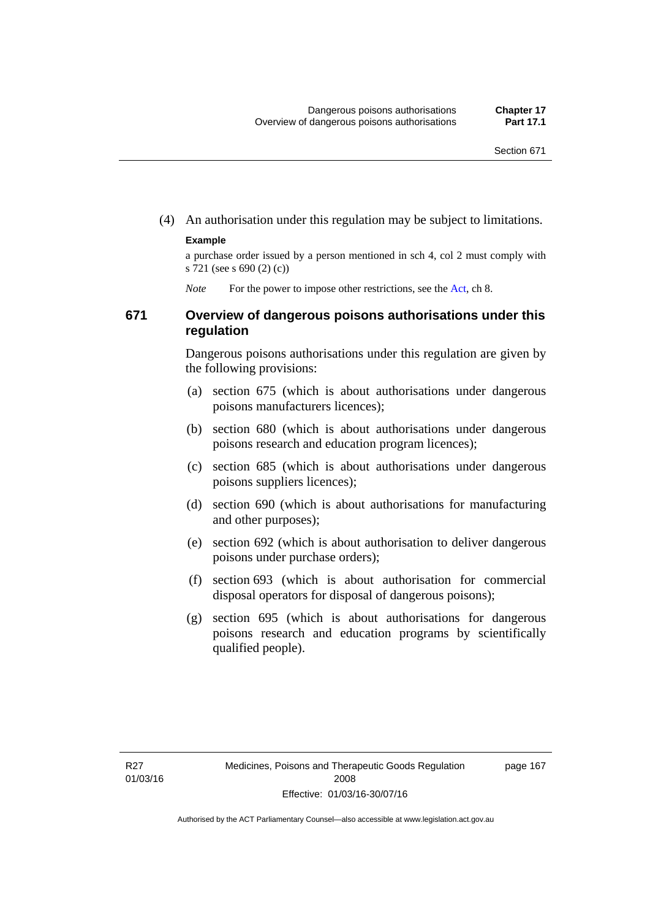(4) An authorisation under this regulation may be subject to limitations.

**Example**

a purchase order issued by a person mentioned in sch 4, col 2 must comply with s 721 (see s 690 (2) (c))

*Note* For the power to impose other restrictions, see the Act, ch 8.

### 671 Overview of dangerous poisons authorisations under this regulation

Dangerous poisons authorisations under this regulation are given by the following provisions:

(a) section 675 (which is about authorisations under dangerous poisons manufacturers licences);

(b) section 680 (which is about authorisations under dangerous poisons research and education program licences);

(c) section 685 (which is about authorisations under dangerous poisons suppliers licences);

(d) section 690 (which is about authorisations for manufacturing and other purposes);

(e) section 692 (which is about authorisation to deliver dangerous poisons under purchase orders);

(f) section 693 (which is about authorisation for commercial disposal operators for disposal of dangerous poisons);

(g) section 695 (which is about authorisations for dangerous poisons research and education programs by scientifically qualified people).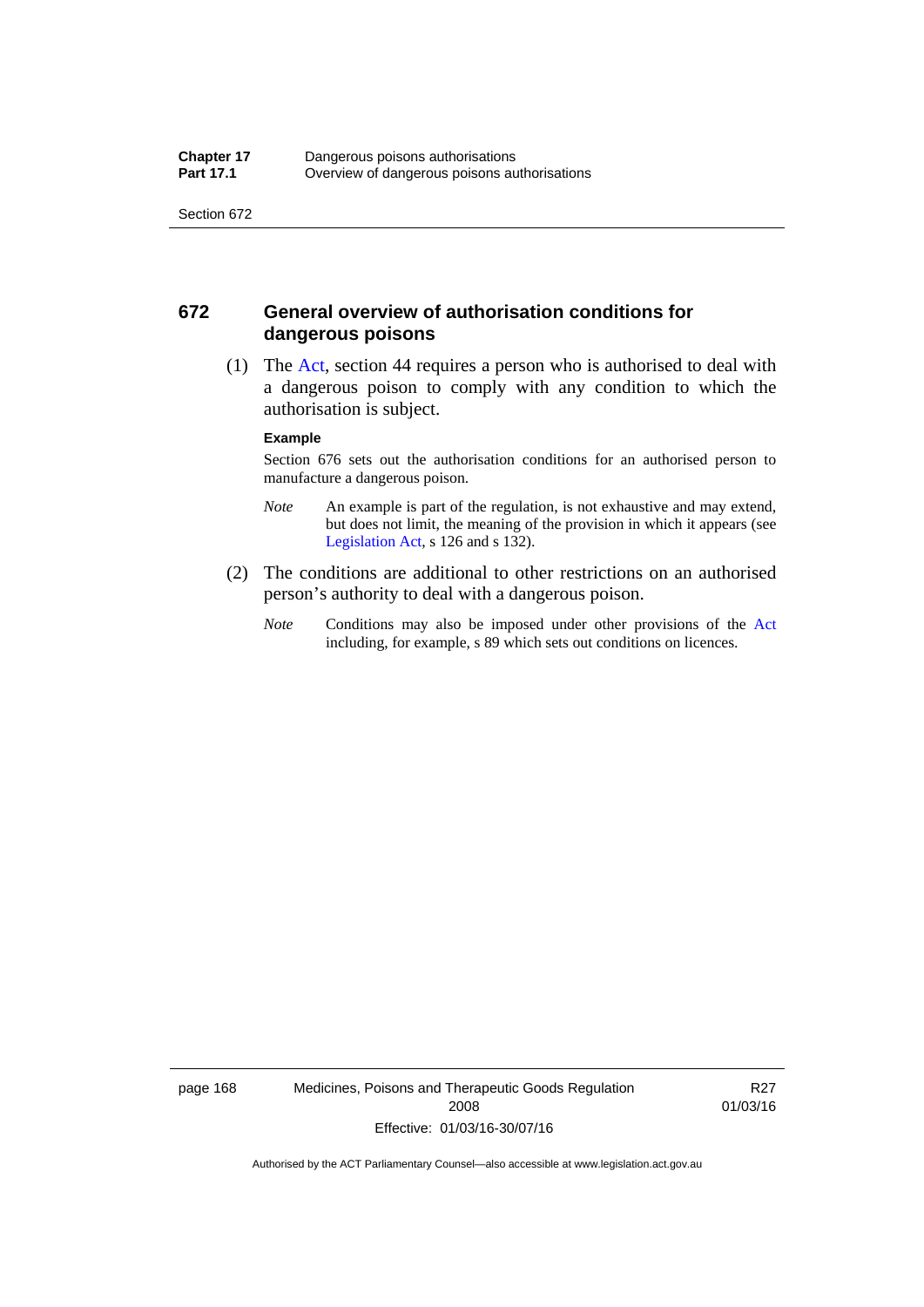## 672 General overview of authorisation conditions for dangerous poisons

(1) The Act, section 44 requires a person who is authorised to deal with a dangerous poison to comply with any condition to which the authorisation is subject.

**Example**

Section 676 sets out the authorisation conditions for an authorised person to manufacture a dangerous poison.

*Note* An example is part of the regulation, is not exhaustive and may extend, but does not limit, the meaning of the provision in which it appears (see Legislation Act, s 126 and s 132).

(2) The conditions are additional to other restrictions on an authorised person's authority to deal with a dangerous poison.

*Note* Conditions may also be imposed under other provisions of the Act including, for example, s 89 which sets out conditions on licences.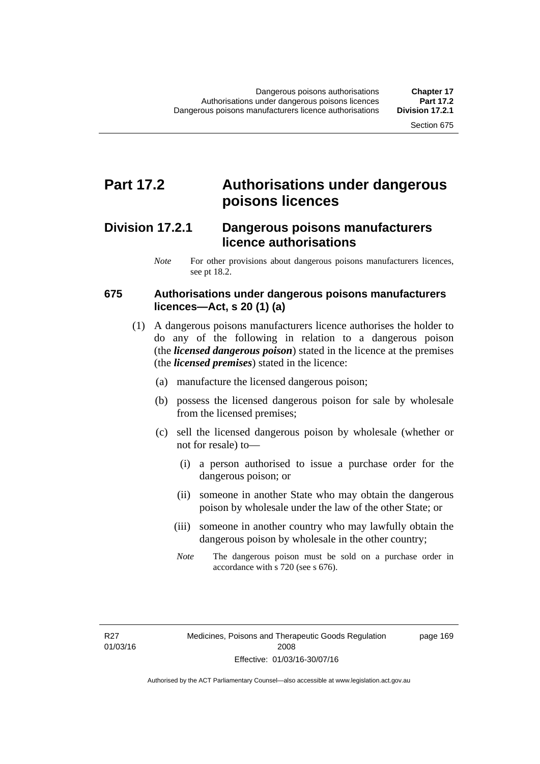# Part 17.2 Authorisations under dangerous poisons licences

## Division 17.2.1 Dangerous poisons manufacturers licence authorisations

*Note* For other provisions about dangerous poisons manufacturers licences, see pt 18.2.

### 675 Authorisations under dangerous poisons manufacturers licences—Act, s 20 (1) (a)

(1) A dangerous poisons manufacturers licence authorises the holder to do any of the following in relation to a dangerous poison (the ***licensed dangerous poison***) stated in the licence at the premises (the ***licensed premises***) stated in the licence:

(a) manufacture the licensed dangerous poison;

(b) possess the licensed dangerous poison for sale by wholesale from the licensed premises;

(c) sell the licensed dangerous poison by wholesale (whether or not for resale) to—

(i) a person authorised to issue a purchase order for the dangerous poison; or

(ii) someone in another State who may obtain the dangerous poison by wholesale under the law of the other State; or

(iii) someone in another country who may lawfully obtain the dangerous poison by wholesale in the other country;

*Note* The dangerous poison must be sold on a purchase order in accordance with s 720 (see s 676).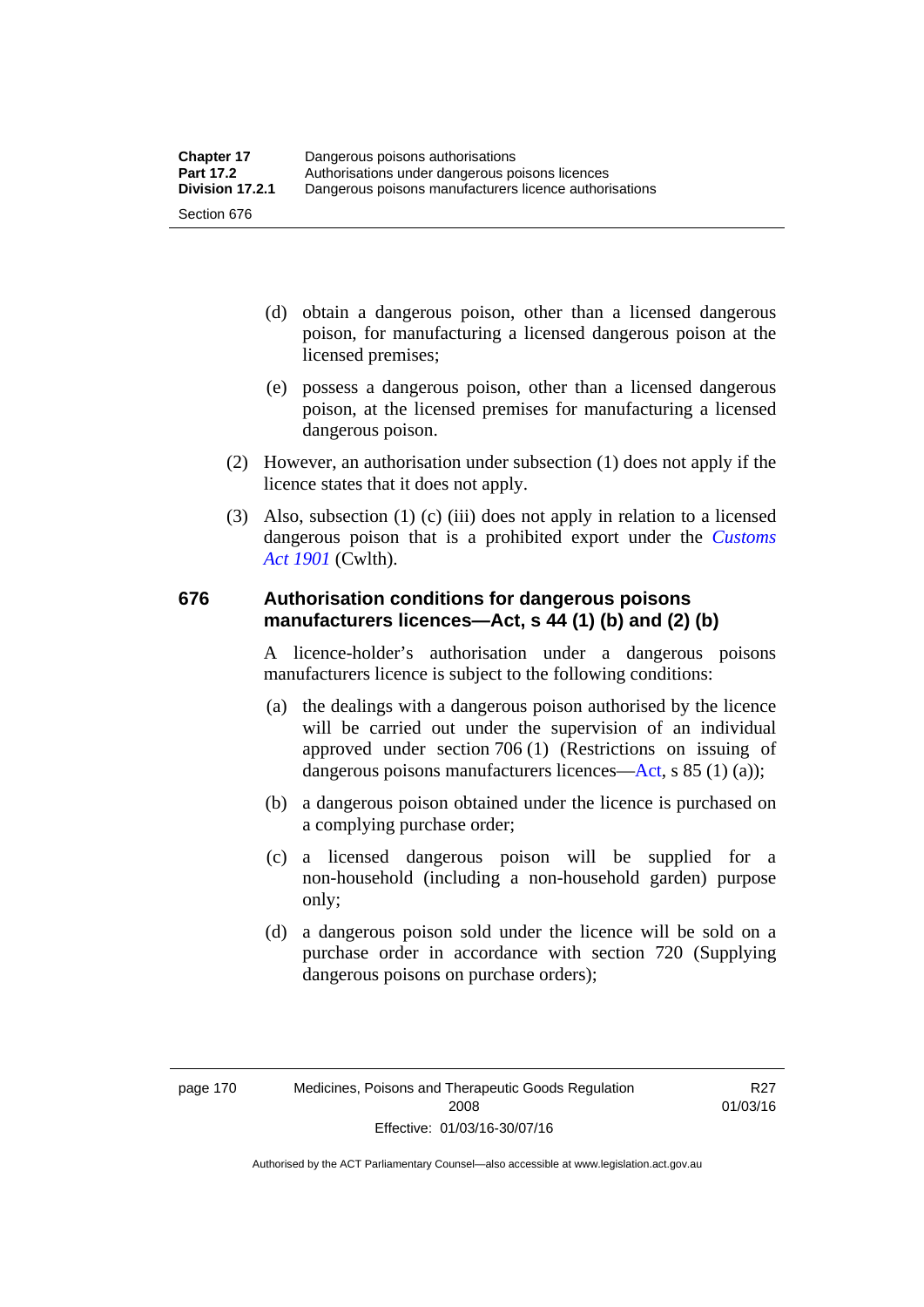(d) obtain a dangerous poison, other than a licensed dangerous poison, for manufacturing a licensed dangerous poison at the licensed premises;

(e) possess a dangerous poison, other than a licensed dangerous poison, at the licensed premises for manufacturing a licensed dangerous poison.

(2) However, an authorisation under subsection (1) does not apply if the licence states that it does not apply.

(3) Also, subsection (1) (c) (iii) does not apply in relation to a licensed dangerous poison that is a prohibited export under the *Customs Act 1901* (Cwlth).

### 676 Authorisation conditions for dangerous poisons manufacturers licences—Act, s 44 (1) (b) and (2) (b)

A licence-holder's authorisation under a dangerous poisons manufacturers licence is subject to the following conditions:

(a) the dealings with a dangerous poison authorised by the licence will be carried out under the supervision of an individual approved under section 706 (1) (Restrictions on issuing of dangerous poisons manufacturers licences—Act, s 85 (1) (a));

(b) a dangerous poison obtained under the licence is purchased on a complying purchase order;

(c) a licensed dangerous poison will be supplied for a non-household (including a non-household garden) purpose only;

(d) a dangerous poison sold under the licence will be sold on a purchase order in accordance with section 720 (Supplying dangerous poisons on purchase orders);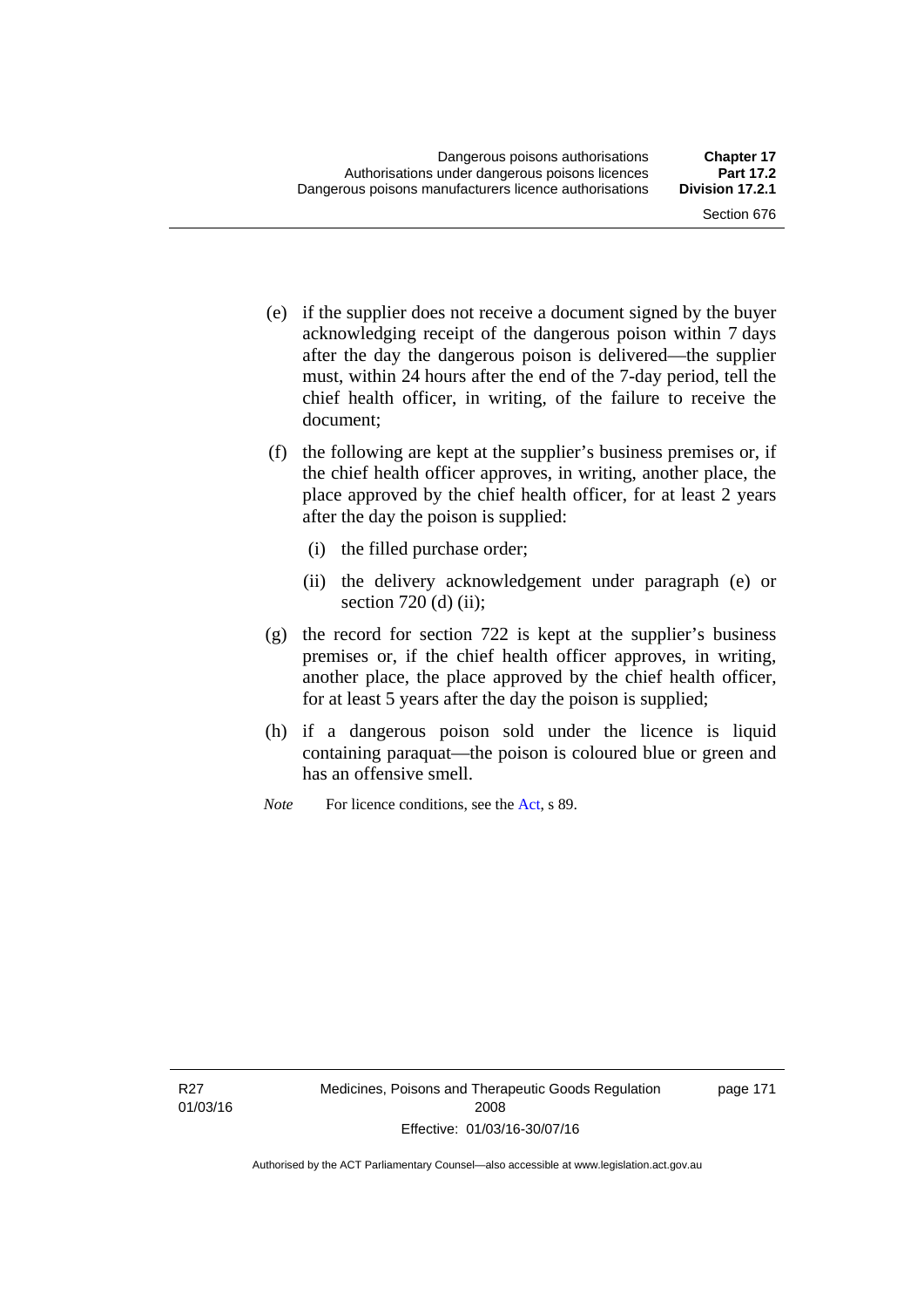(e) if the supplier does not receive a document signed by the buyer acknowledging receipt of the dangerous poison within 7 days after the day the dangerous poison is delivered—the supplier must, within 24 hours after the end of the 7-day period, tell the chief health officer, in writing, of the failure to receive the document;

(f) the following are kept at the supplier's business premises or, if the chief health officer approves, in writing, another place, the place approved by the chief health officer, for at least 2 years after the day the poison is supplied:

  (i) the filled purchase order;

  (ii) the delivery acknowledgement under paragraph (e) or section 720 (d) (ii);

(g) the record for section 722 is kept at the supplier's business premises or, if the chief health officer approves, in writing, another place, the place approved by the chief health officer, for at least 5 years after the day the poison is supplied;

(h) if a dangerous poison sold under the licence is liquid containing paraquat—the poison is coloured blue or green and has an offensive smell.

*Note* For licence conditions, see the Act, s 89.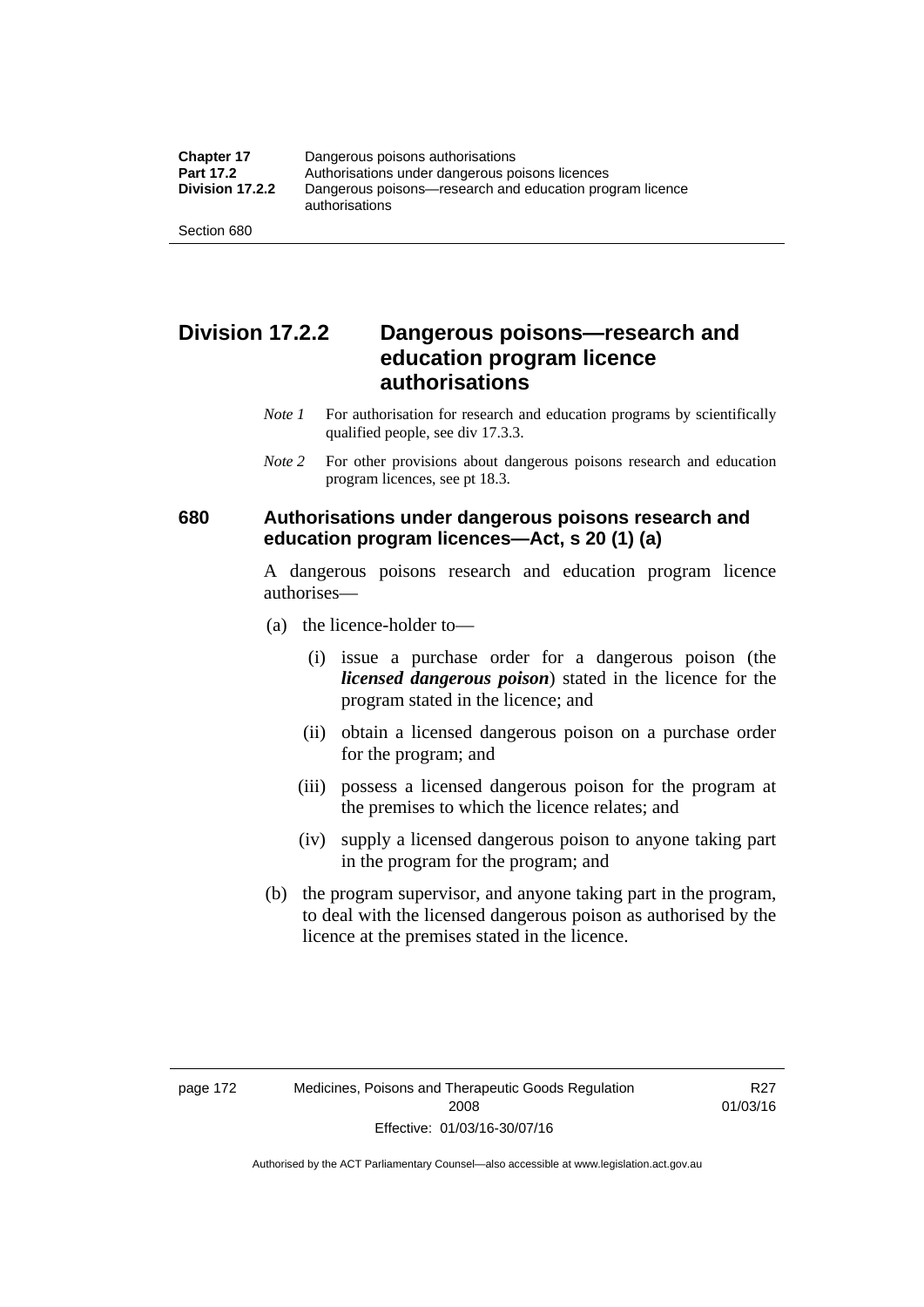## Division 17.2.2 Dangerous poisons—research and education program licence authorisations

*Note 1* For authorisation for research and education programs by scientifically qualified people, see div 17.3.3.

*Note 2* For other provisions about dangerous poisons research and education program licences, see pt 18.3.

### 680 Authorisations under dangerous poisons research and education program licences—Act, s 20 (1) (a)

A dangerous poisons research and education program licence authorises—

(a) the licence-holder to—

(i) issue a purchase order for a dangerous poison (the ***licensed dangerous poison***) stated in the licence for the program stated in the licence; and

(ii) obtain a licensed dangerous poison on a purchase order for the program; and

(iii) possess a licensed dangerous poison for the program at the premises to which the licence relates; and

(iv) supply a licensed dangerous poison to anyone taking part in the program for the program; and

(b) the program supervisor, and anyone taking part in the program, to deal with the licensed dangerous poison as authorised by the licence at the premises stated in the licence.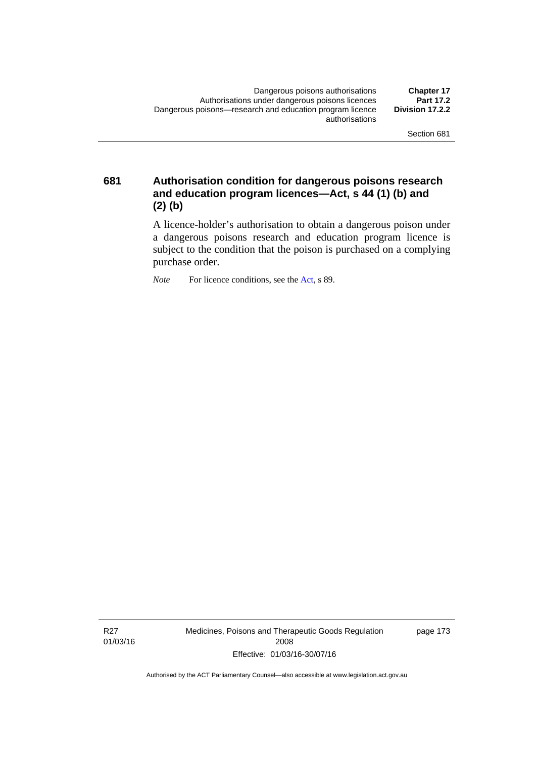## 681 Authorisation condition for dangerous poisons research and education program licences—Act, s 44 (1) (b) and (2) (b)

A licence-holder's authorisation to obtain a dangerous poison under a dangerous poisons research and education program licence is subject to the condition that the poison is purchased on a complying purchase order.

*Note* For licence conditions, see the Act, s 89.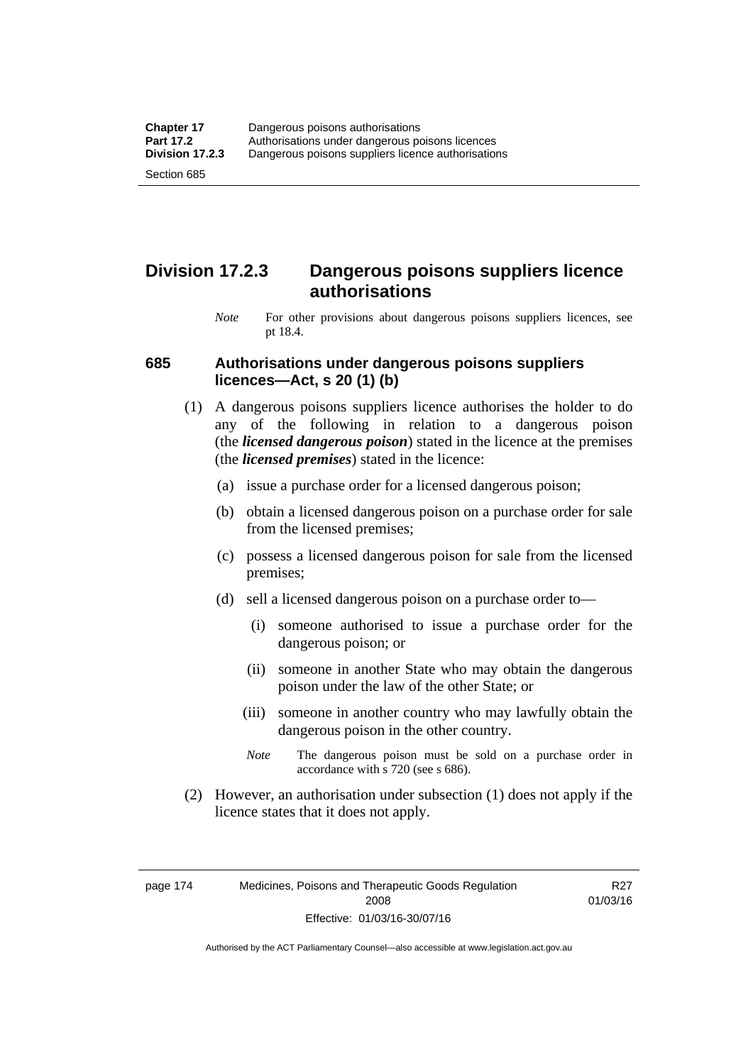## Division 17.2.3 Dangerous poisons suppliers licence authorisations

*Note* For other provisions about dangerous poisons suppliers licences, see pt 18.4.

### 685 Authorisations under dangerous poisons suppliers licences—Act, s 20 (1) (b)

(1) A dangerous poisons suppliers licence authorises the holder to do any of the following in relation to a dangerous poison (the ***licensed dangerous poison***) stated in the licence at the premises (the ***licensed premises***) stated in the licence:

(a) issue a purchase order for a licensed dangerous poison;

(b) obtain a licensed dangerous poison on a purchase order for sale from the licensed premises;

(c) possess a licensed dangerous poison for sale from the licensed premises;

(d) sell a licensed dangerous poison on a purchase order to—

(i) someone authorised to issue a purchase order for the dangerous poison; or

(ii) someone in another State who may obtain the dangerous poison under the law of the other State; or

(iii) someone in another country who may lawfully obtain the dangerous poison in the other country.

*Note* The dangerous poison must be sold on a purchase order in accordance with s 720 (see s 686).

(2) However, an authorisation under subsection (1) does not apply if the licence states that it does not apply.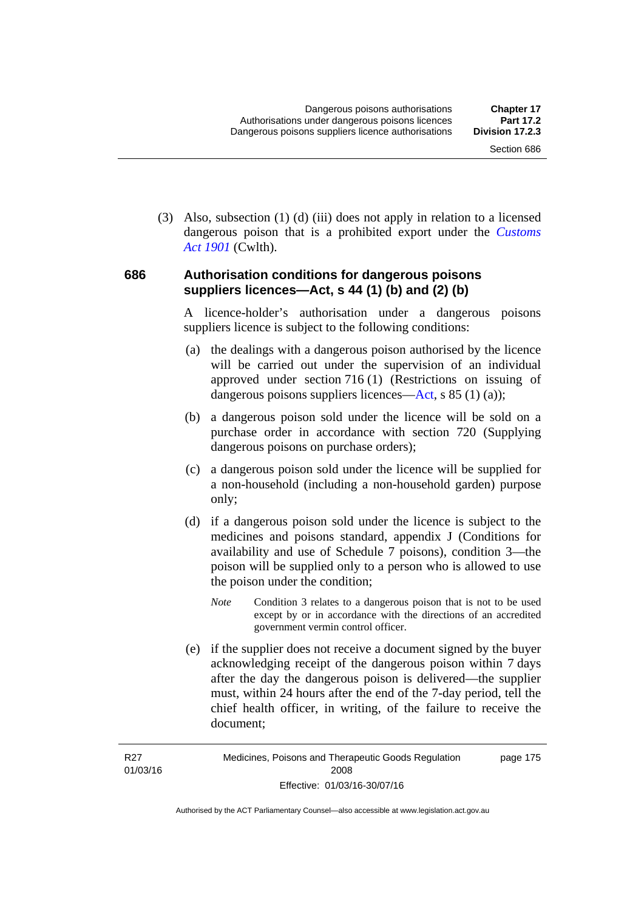(3) Also, subsection (1) (d) (iii) does not apply in relation to a licensed dangerous poison that is a prohibited export under the *Customs Act 1901* (Cwlth).

### 686 Authorisation conditions for dangerous poisons suppliers licences—Act, s 44 (1) (b) and (2) (b)

A licence-holder's authorisation under a dangerous poisons suppliers licence is subject to the following conditions:

(a) the dealings with a dangerous poison authorised by the licence will be carried out under the supervision of an individual approved under section 716 (1) (Restrictions on issuing of dangerous poisons suppliers licences—Act, s 85 (1) (a));

(b) a dangerous poison sold under the licence will be sold on a purchase order in accordance with section 720 (Supplying dangerous poisons on purchase orders);

(c) a dangerous poison sold under the licence will be supplied for a non-household (including a non-household garden) purpose only;

(d) if a dangerous poison sold under the licence is subject to the medicines and poisons standard, appendix J (Conditions for availability and use of Schedule 7 poisons), condition 3—the poison will be supplied only to a person who is allowed to use the poison under the condition;

*Note* Condition 3 relates to a dangerous poison that is not to be used except by or in accordance with the directions of an accredited government vermin control officer.

(e) if the supplier does not receive a document signed by the buyer acknowledging receipt of the dangerous poison within 7 days after the day the dangerous poison is delivered—the supplier must, within 24 hours after the end of the 7-day period, tell the chief health officer, in writing, of the failure to receive the document;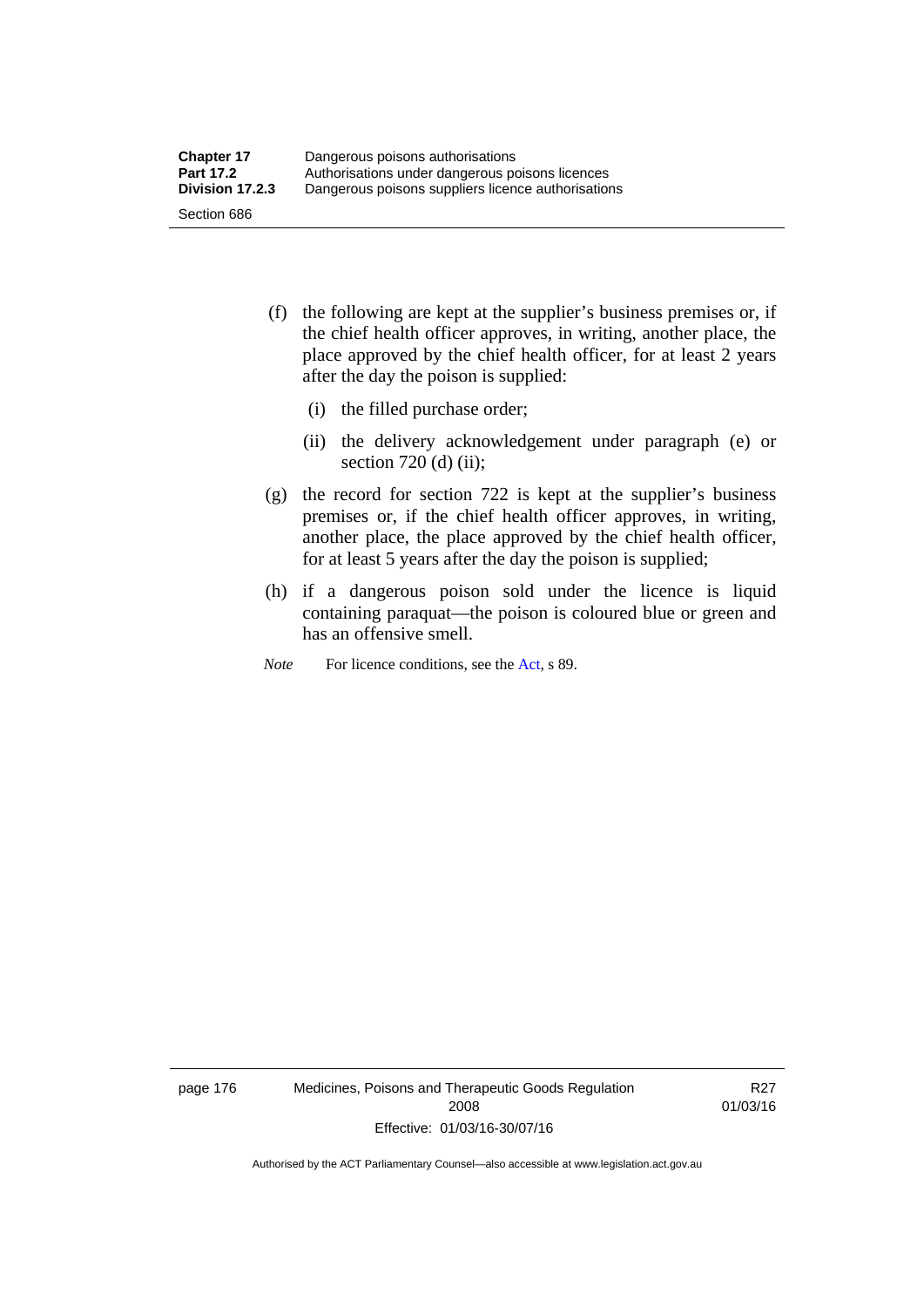(f) the following are kept at the supplier's business premises or, if the chief health officer approves, in writing, another place, the place approved by the chief health officer, for at least 2 years after the day the poison is supplied:

(i) the filled purchase order;

(ii) the delivery acknowledgement under paragraph (e) or section 720 (d) (ii);

(g) the record for section 722 is kept at the supplier's business premises or, if the chief health officer approves, in writing, another place, the place approved by the chief health officer, for at least 5 years after the day the poison is supplied;

(h) if a dangerous poison sold under the licence is liquid containing paraquat—the poison is coloured blue or green and has an offensive smell.

*Note* For licence conditions, see the Act, s 89.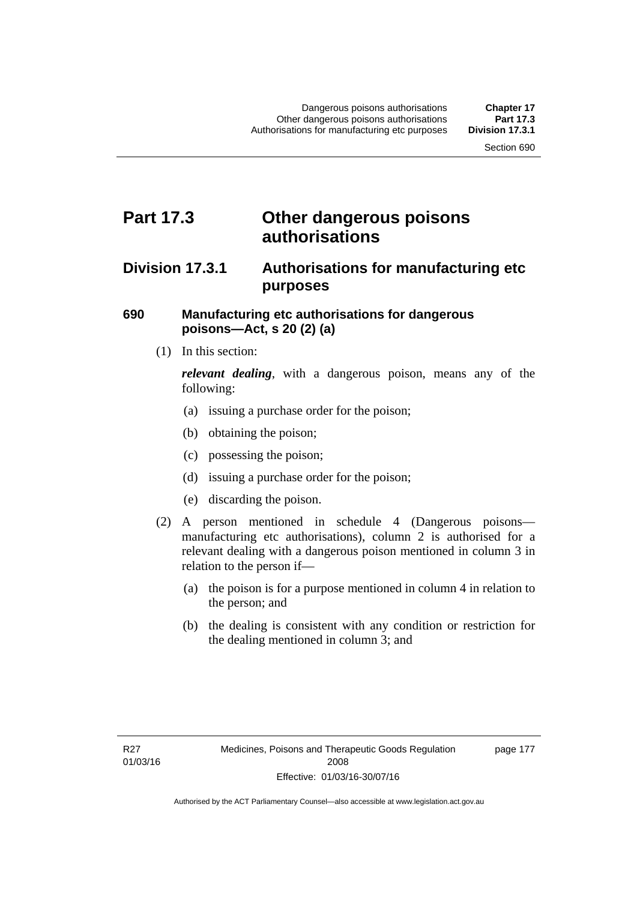# Part 17.3 Other dangerous poisons authorisations

## Division 17.3.1 Authorisations for manufacturing etc purposes

### 690 Manufacturing etc authorisations for dangerous poisons—Act, s 20 (2) (a)

(1) In this section:

***relevant dealing***, with a dangerous poison, means any of the following:

(a) issuing a purchase order for the poison;

(b) obtaining the poison;

(c) possessing the poison;

(d) issuing a purchase order for the poison;

(e) discarding the poison.

(2) A person mentioned in schedule 4 (Dangerous poisons—manufacturing etc authorisations), column 2 is authorised for a relevant dealing with a dangerous poison mentioned in column 3 in relation to the person if—

(a) the poison is for a purpose mentioned in column 4 in relation to the person; and

(b) the dealing is consistent with any condition or restriction for the dealing mentioned in column 3; and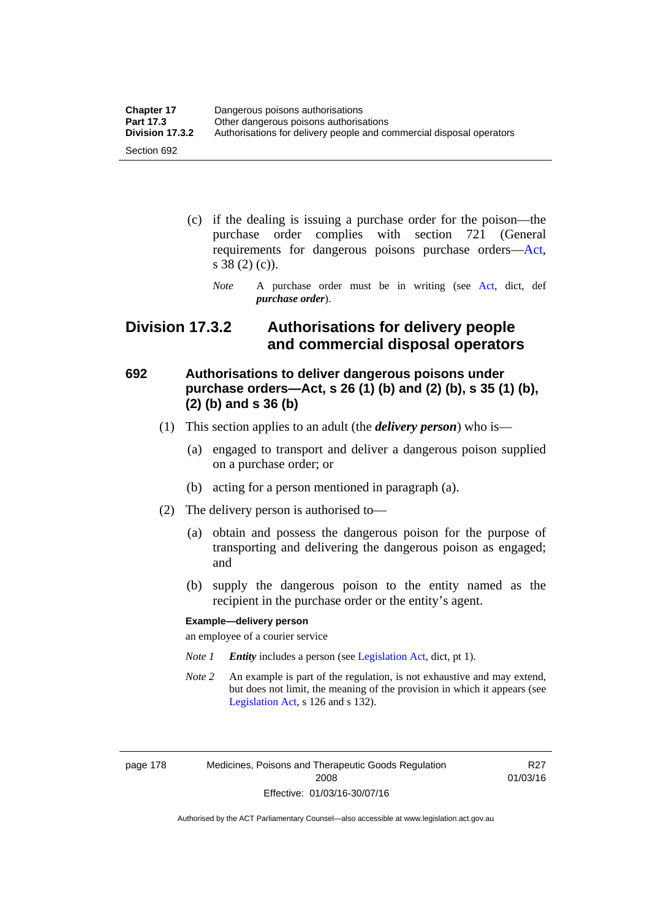(c) if the dealing is issuing a purchase order for the poison—the purchase order complies with section 721 (General requirements for dangerous poisons purchase orders—Act, s 38 (2) (c)).

*Note* A purchase order must be in writing (see Act, dict, def ***purchase order***).

## Division 17.3.2 Authorisations for delivery people and commercial disposal operators

### 692 Authorisations to deliver dangerous poisons under purchase orders—Act, s 26 (1) (b) and (2) (b), s 35 (1) (b), (2) (b) and s 36 (b)

(1) This section applies to an adult (the ***delivery person***) who is—

(a) engaged to transport and deliver a dangerous poison supplied on a purchase order; or

(b) acting for a person mentioned in paragraph (a).

(2) The delivery person is authorised to—

(a) obtain and possess the dangerous poison for the purpose of transporting and delivering the dangerous poison as engaged; and

(b) supply the dangerous poison to the entity named as the recipient in the purchase order or the entity's agent.

**Example—delivery person**

an employee of a courier service

*Note 1* ***Entity*** includes a person (see Legislation Act, dict, pt 1).

*Note 2* An example is part of the regulation, is not exhaustive and may extend, but does not limit, the meaning of the provision in which it appears (see Legislation Act, s 126 and s 132).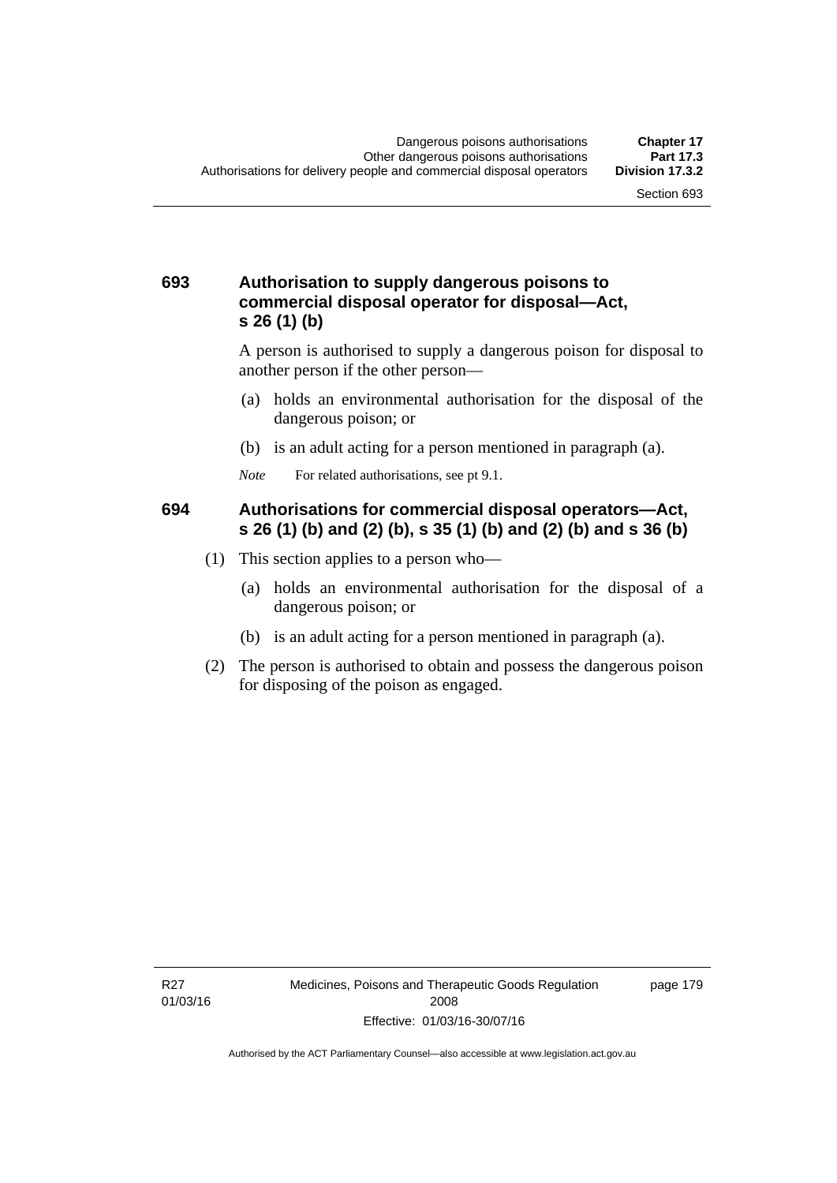### 693 Authorisation to supply dangerous poisons to commercial disposal operator for disposal—Act, s 26 (1) (b)

A person is authorised to supply a dangerous poison for disposal to another person if the other person—

(a) holds an environmental authorisation for the disposal of the dangerous poison; or

(b) is an adult acting for a person mentioned in paragraph (a).

*Note* For related authorisations, see pt 9.1.

### 694 Authorisations for commercial disposal operators—Act, s 26 (1) (b) and (2) (b), s 35 (1) (b) and (2) (b) and s 36 (b)

(1) This section applies to a person who—

(a) holds an environmental authorisation for the disposal of a dangerous poison; or

(b) is an adult acting for a person mentioned in paragraph (a).

(2) The person is authorised to obtain and possess the dangerous poison for disposing of the poison as engaged.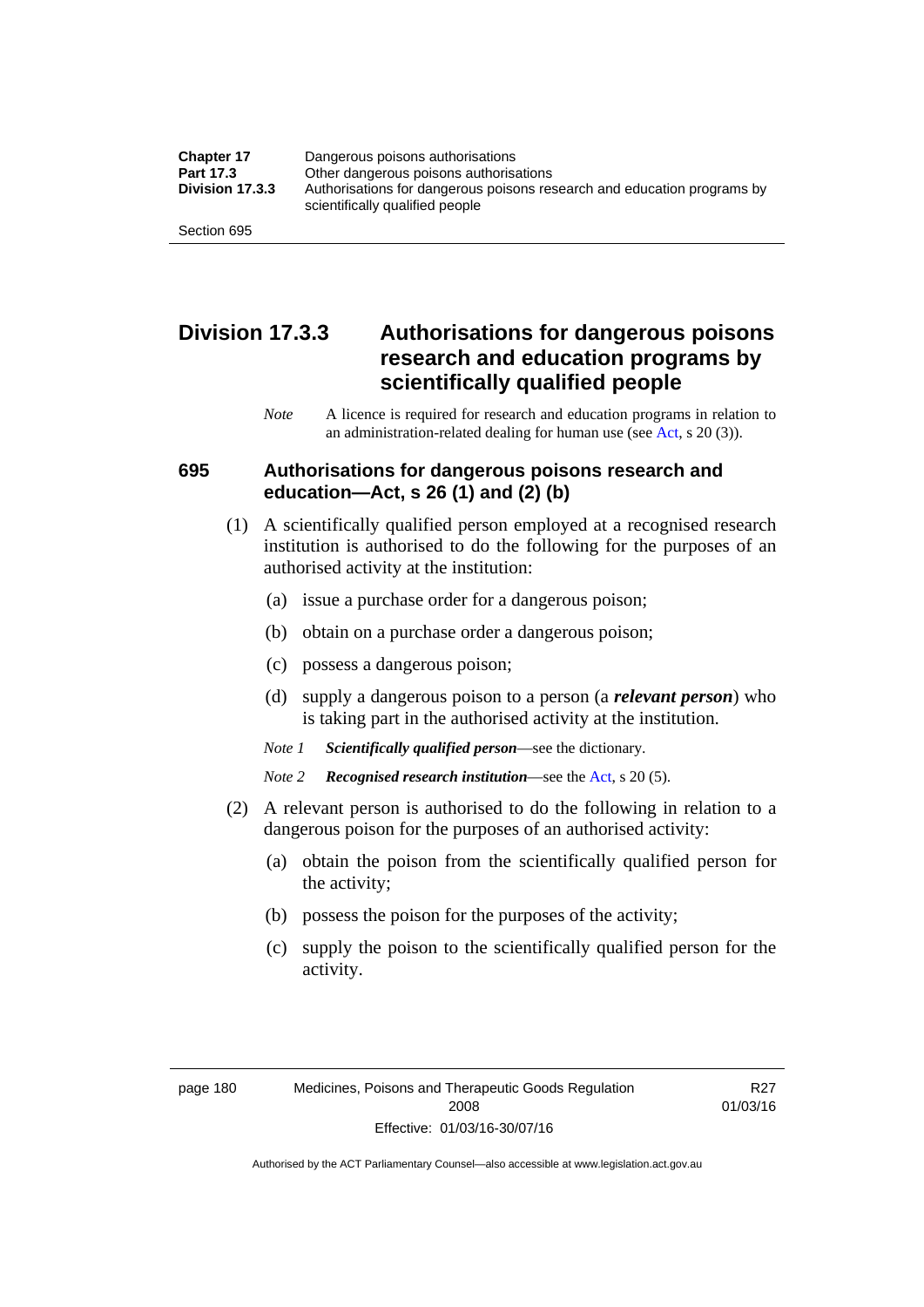## Division 17.3.3 Authorisations for dangerous poisons research and education programs by scientifically qualified people

*Note* A licence is required for research and education programs in relation to an administration-related dealing for human use (see Act, s 20 (3)).

### 695 Authorisations for dangerous poisons research and education—Act, s 26 (1) and (2) (b)

(1) A scientifically qualified person employed at a recognised research institution is authorised to do the following for the purposes of an authorised activity at the institution:

(a) issue a purchase order for a dangerous poison;

(b) obtain on a purchase order a dangerous poison;

(c) possess a dangerous poison;

(d) supply a dangerous poison to a person (a ***relevant person***) who is taking part in the authorised activity at the institution.

*Note 1* ***Scientifically qualified person***—see the dictionary.

*Note 2* ***Recognised research institution***—see the Act, s 20 (5).

(2) A relevant person is authorised to do the following in relation to a dangerous poison for the purposes of an authorised activity:

(a) obtain the poison from the scientifically qualified person for the activity;

(b) possess the poison for the purposes of the activity;

(c) supply the poison to the scientifically qualified person for the activity.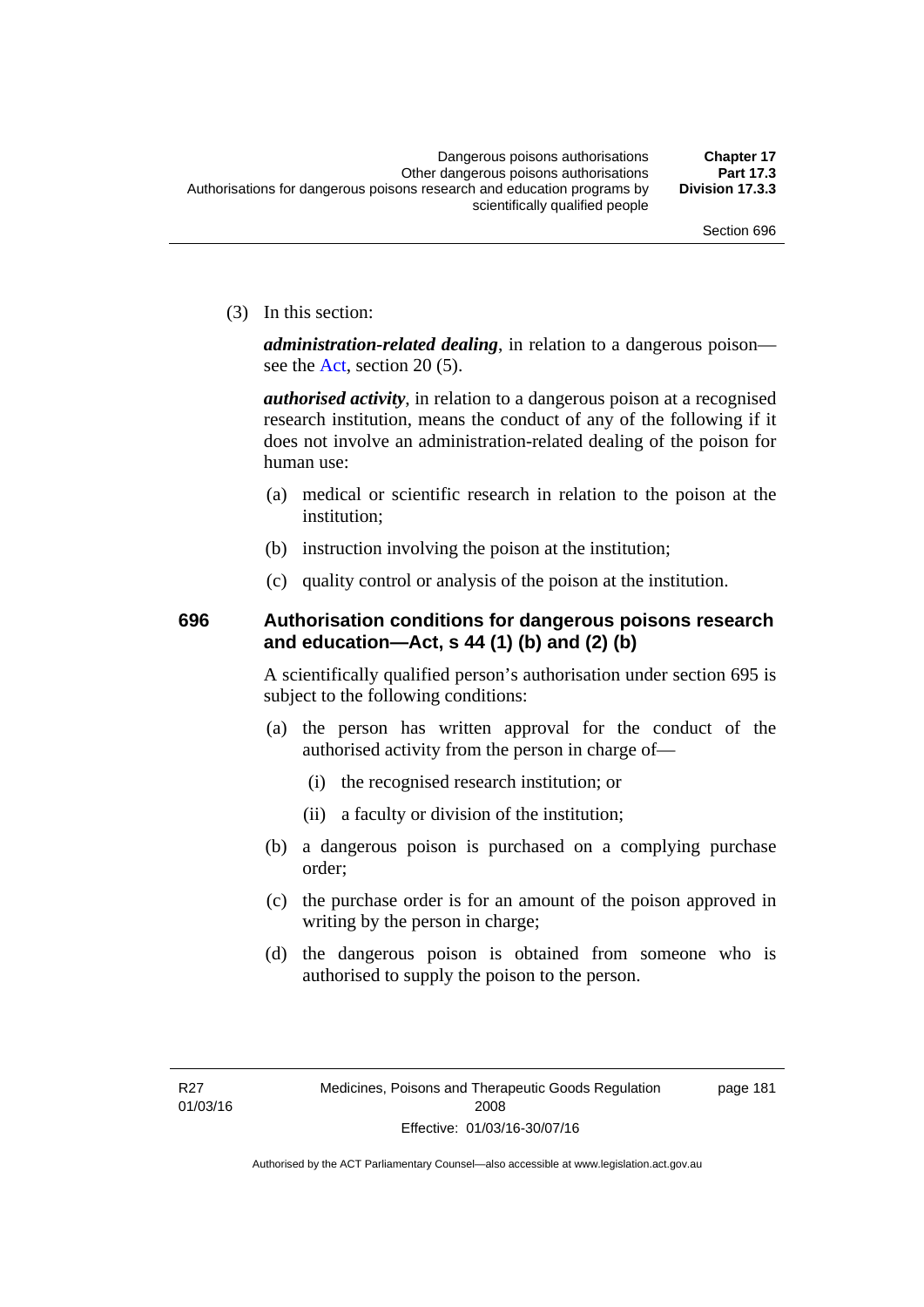(3) In this section:

***administration-related dealing***, in relation to a dangerous poison—see the Act, section 20 (5).

***authorised activity***, in relation to a dangerous poison at a recognised research institution, means the conduct of any of the following if it does not involve an administration-related dealing of the poison for human use:

- (a) medical or scientific research in relation to the poison at the institution;
- (b) instruction involving the poison at the institution;
- (c) quality control or analysis of the poison at the institution.

### 696 Authorisation conditions for dangerous poisons research and education—Act, s 44 (1) (b) and (2) (b)

A scientifically qualified person's authorisation under section 695 is subject to the following conditions:

- (a) the person has written approval for the conduct of the authorised activity from the person in charge of—
  - (i) the recognised research institution; or
  - (ii) a faculty or division of the institution;
- (b) a dangerous poison is purchased on a complying purchase order;
- (c) the purchase order is for an amount of the poison approved in writing by the person in charge;
- (d) the dangerous poison is obtained from someone who is authorised to supply the poison to the person.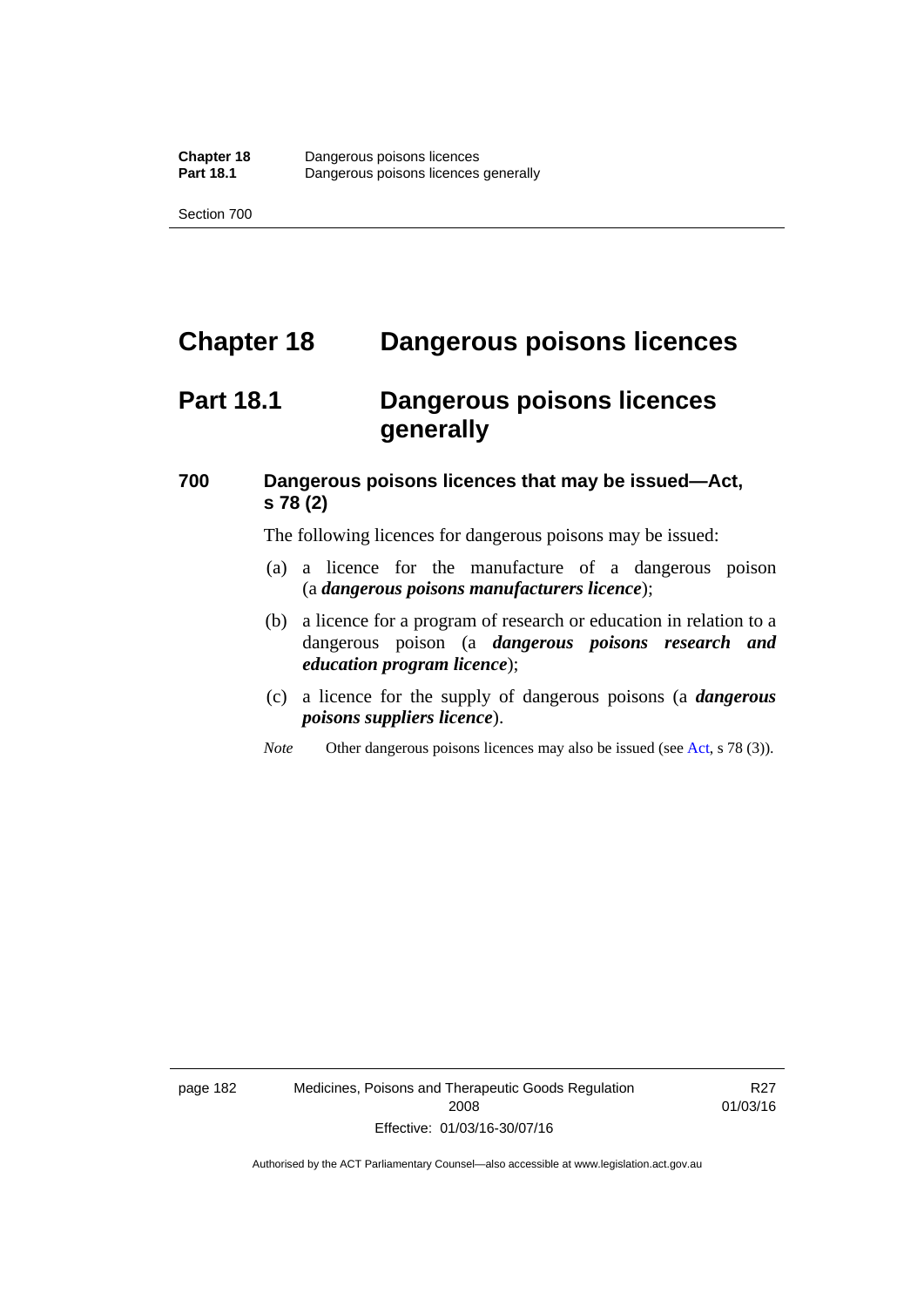# Chapter 18 Dangerous poisons licences

## Part 18.1 Dangerous poisons licences generally

### 700 Dangerous poisons licences that may be issued—Act, s 78 (2)

The following licences for dangerous poisons may be issued:

(a) a licence for the manufacture of a dangerous poison (a ***dangerous poisons manufacturers licence***);

(b) a licence for a program of research or education in relation to a dangerous poison (a ***dangerous poisons research and education program licence***);

(c) a licence for the supply of dangerous poisons (a ***dangerous poisons suppliers licence***).

*Note* Other dangerous poisons licences may also be issued (see Act, s 78 (3)).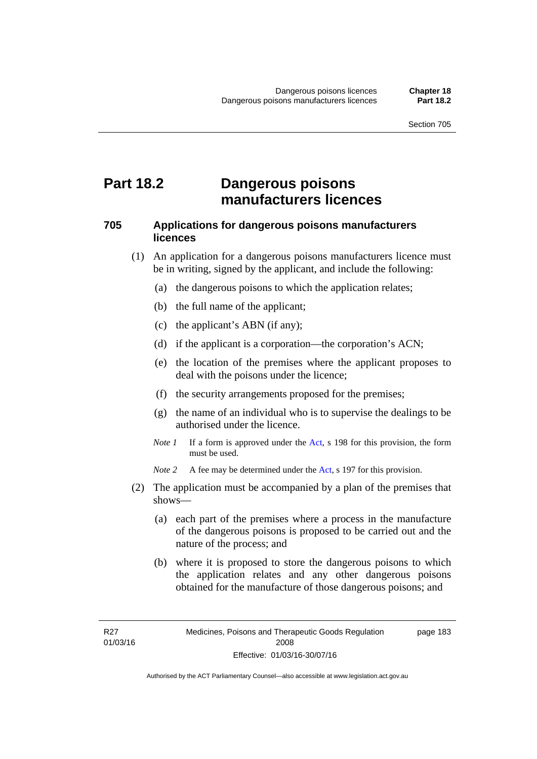# Part 18.2 Dangerous poisons manufacturers licences

## 705 Applications for dangerous poisons manufacturers licences

(1) An application for a dangerous poisons manufacturers licence must be in writing, signed by the applicant, and include the following:

(a) the dangerous poisons to which the application relates;

(b) the full name of the applicant;

(c) the applicant's ABN (if any);

(d) if the applicant is a corporation—the corporation's ACN;

(e) the location of the premises where the applicant proposes to deal with the poisons under the licence;

(f) the security arrangements proposed for the premises;

(g) the name of an individual who is to supervise the dealings to be authorised under the licence.

*Note 1* If a form is approved under the Act, s 198 for this provision, the form must be used.

*Note 2* A fee may be determined under the Act, s 197 for this provision.

(2) The application must be accompanied by a plan of the premises that shows—

(a) each part of the premises where a process in the manufacture of the dangerous poisons is proposed to be carried out and the nature of the process; and

(b) where it is proposed to store the dangerous poisons to which the application relates and any other dangerous poisons obtained for the manufacture of those dangerous poisons; and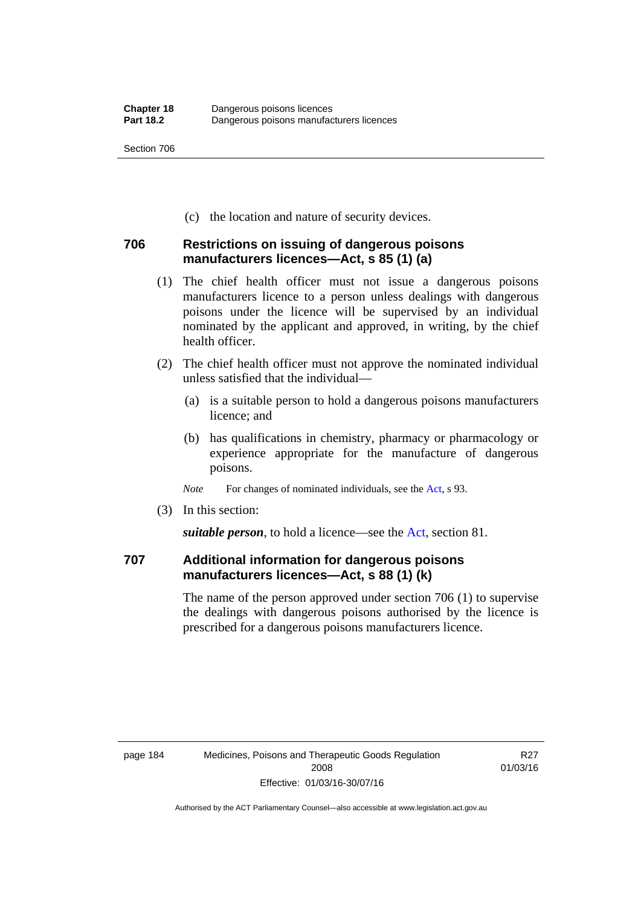(c) the location and nature of security devices.

### 706 Restrictions on issuing of dangerous poisons manufacturers licences—Act, s 85 (1) (a)

(1) The chief health officer must not issue a dangerous poisons manufacturers licence to a person unless dealings with dangerous poisons under the licence will be supervised by an individual nominated by the applicant and approved, in writing, by the chief health officer.

(2) The chief health officer must not approve the nominated individual unless satisfied that the individual—

(a) is a suitable person to hold a dangerous poisons manufacturers licence; and

(b) has qualifications in chemistry, pharmacy or pharmacology or experience appropriate for the manufacture of dangerous poisons.

*Note* For changes of nominated individuals, see the Act, s 93.

(3) In this section:

***suitable person***, to hold a licence—see the Act, section 81.

### 707 Additional information for dangerous poisons manufacturers licences—Act, s 88 (1) (k)

The name of the person approved under section 706 (1) to supervise the dealings with dangerous poisons authorised by the licence is prescribed for a dangerous poisons manufacturers licence.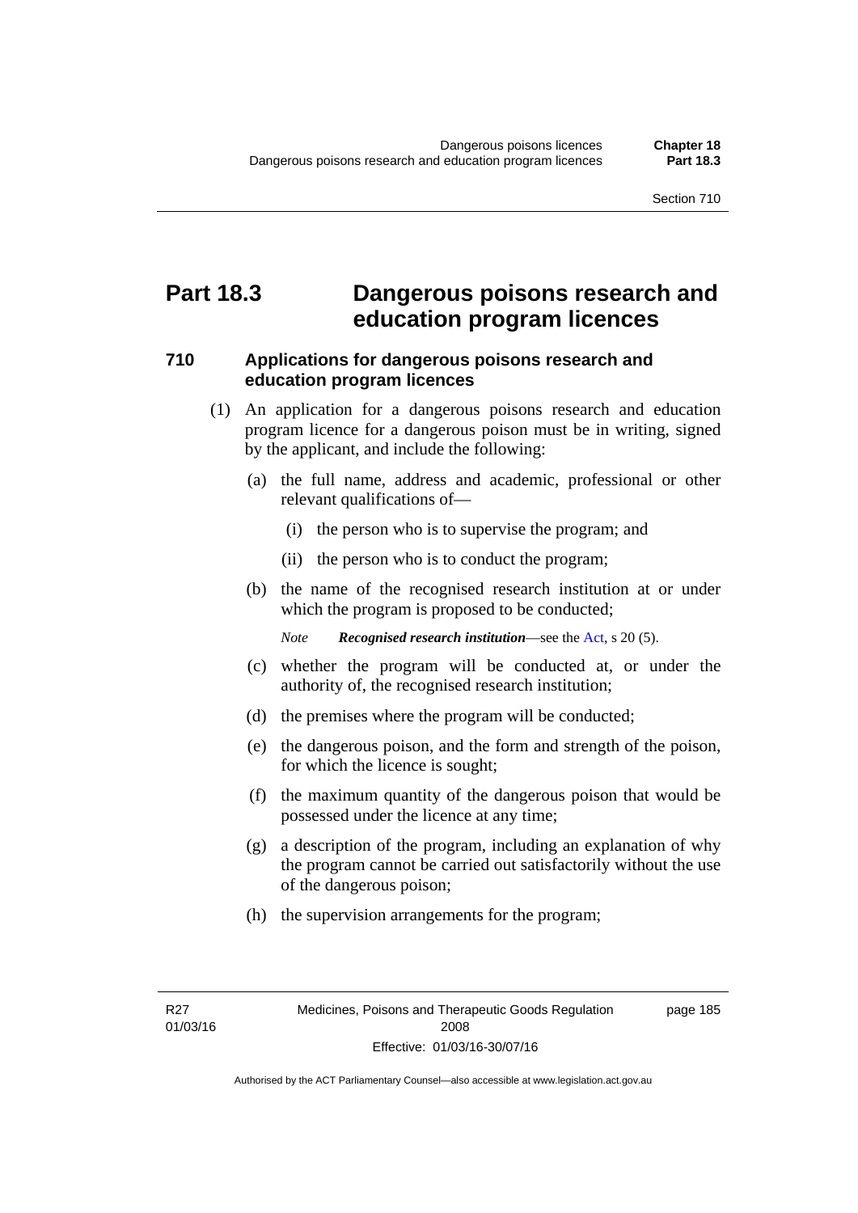# Part 18.3 Dangerous poisons research and education program licences

## 710 Applications for dangerous poisons research and education program licences

(1) An application for a dangerous poisons research and education program licence for a dangerous poison must be in writing, signed by the applicant, and include the following:

(a) the full name, address and academic, professional or other relevant qualifications of—

(i) the person who is to supervise the program; and

(ii) the person who is to conduct the program;

(b) the name of the recognised research institution at or under which the program is proposed to be conducted;

*Note* ***Recognised research institution***—see the Act, s 20 (5).

(c) whether the program will be conducted at, or under the authority of, the recognised research institution;

(d) the premises where the program will be conducted;

(e) the dangerous poison, and the form and strength of the poison, for which the licence is sought;

(f) the maximum quantity of the dangerous poison that would be possessed under the licence at any time;

(g) a description of the program, including an explanation of why the program cannot be carried out satisfactorily without the use of the dangerous poison;

(h) the supervision arrangements for the program;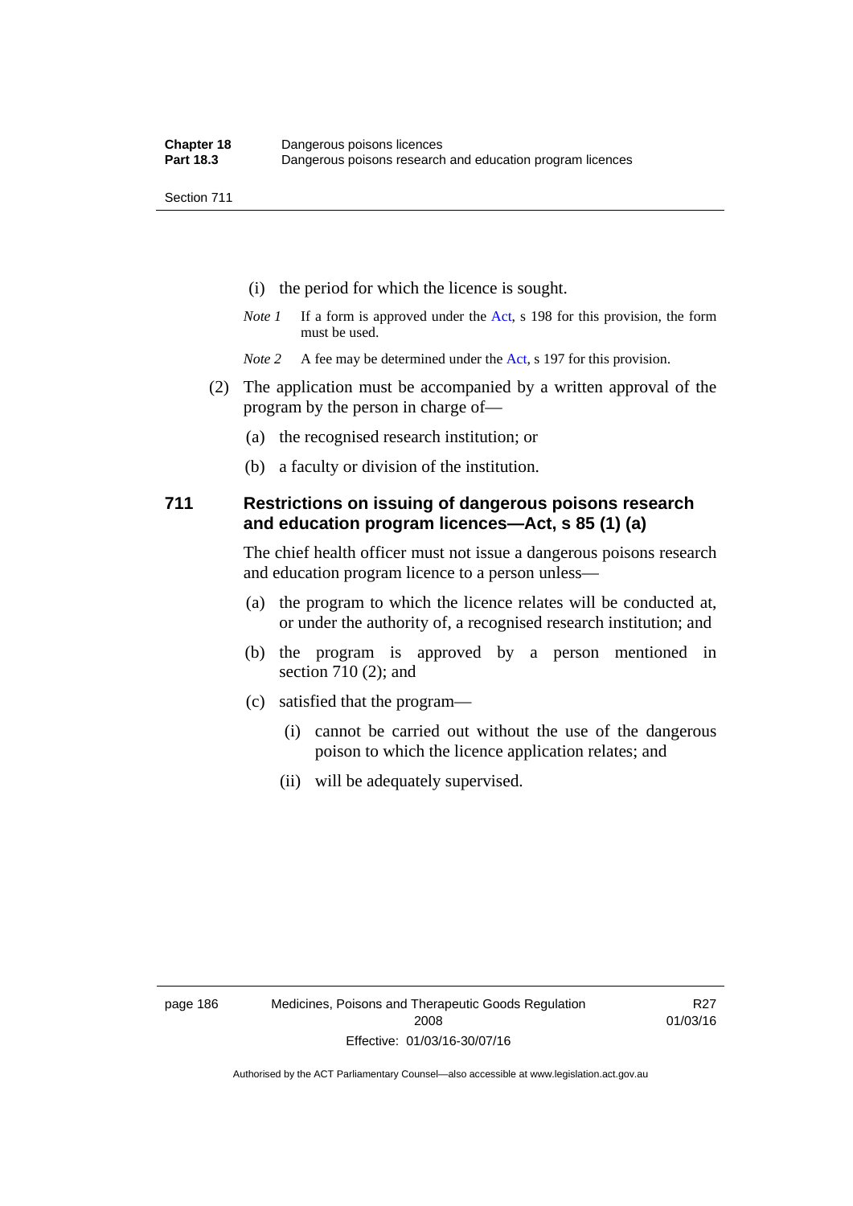(i) the period for which the licence is sought.

*Note 1* If a form is approved under the Act, s 198 for this provision, the form must be used.

*Note 2* A fee may be determined under the Act, s 197 for this provision.

(2) The application must be accompanied by a written approval of the program by the person in charge of—

(a) the recognised research institution; or

(b) a faculty or division of the institution.

### 711 Restrictions on issuing of dangerous poisons research and education program licences—Act, s 85 (1) (a)

The chief health officer must not issue a dangerous poisons research and education program licence to a person unless—

(a) the program to which the licence relates will be conducted at, or under the authority of, a recognised research institution; and

(b) the program is approved by a person mentioned in section 710 (2); and

(c) satisfied that the program—

(i) cannot be carried out without the use of the dangerous poison to which the licence application relates; and

(ii) will be adequately supervised.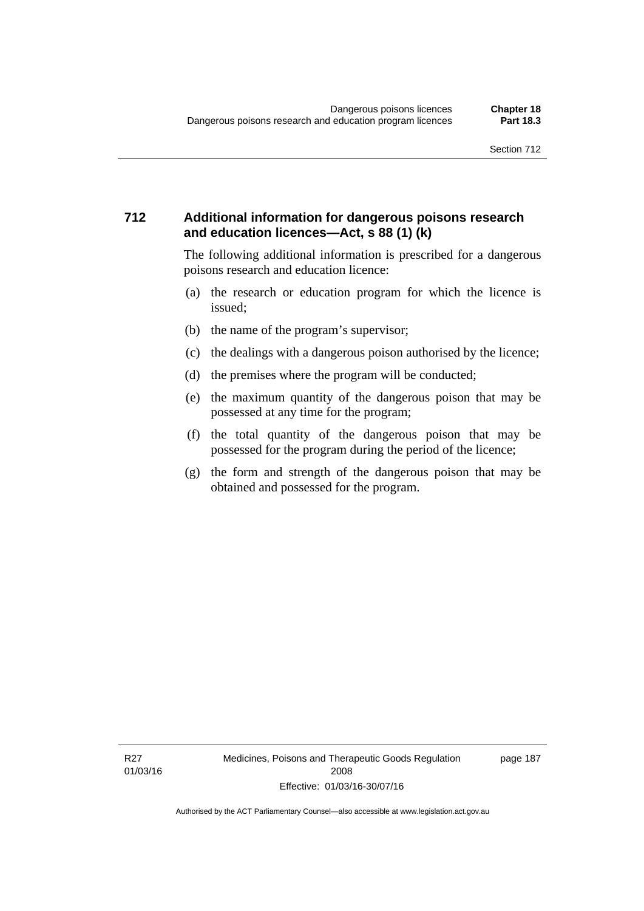### 712 Additional information for dangerous poisons research and education licences—Act, s 88 (1) (k)

The following additional information is prescribed for a dangerous poisons research and education licence:

(a) the research or education program for which the licence is issued;

(b) the name of the program's supervisor;

(c) the dealings with a dangerous poison authorised by the licence;

(d) the premises where the program will be conducted;

(e) the maximum quantity of the dangerous poison that may be possessed at any time for the program;

(f) the total quantity of the dangerous poison that may be possessed for the program during the period of the licence;

(g) the form and strength of the dangerous poison that may be obtained and possessed for the program.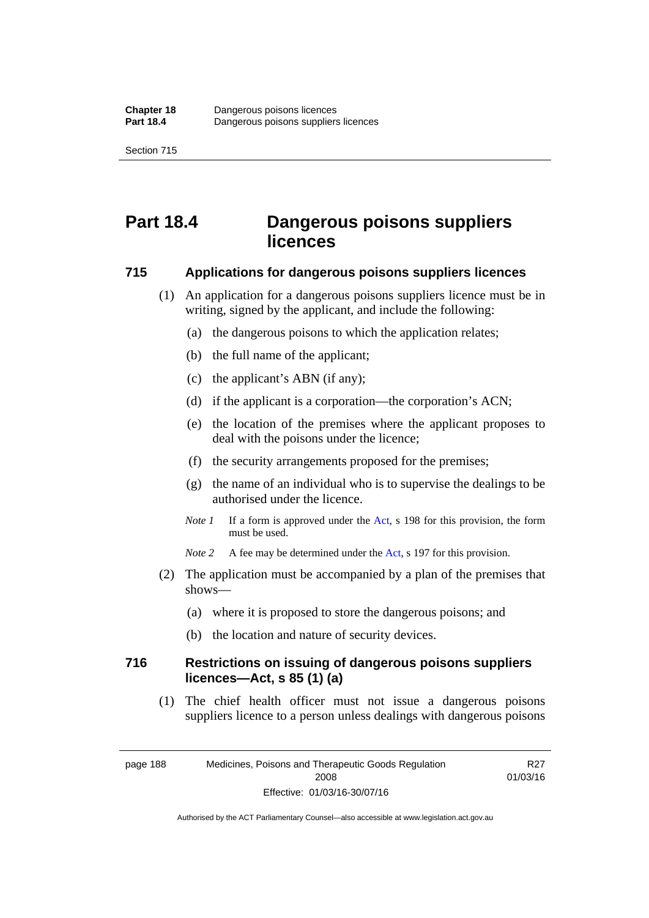# Part 18.4 Dangerous poisons suppliers licences

### 715 Applications for dangerous poisons suppliers licences

(1) An application for a dangerous poisons suppliers licence must be in writing, signed by the applicant, and include the following:

(a) the dangerous poisons to which the application relates;

(b) the full name of the applicant;

(c) the applicant's ABN (if any);

(d) if the applicant is a corporation—the corporation's ACN;

(e) the location of the premises where the applicant proposes to deal with the poisons under the licence;

(f) the security arrangements proposed for the premises;

(g) the name of an individual who is to supervise the dealings to be authorised under the licence.

*Note 1* If a form is approved under the Act, s 198 for this provision, the form must be used.

*Note 2* A fee may be determined under the Act, s 197 for this provision.

(2) The application must be accompanied by a plan of the premises that shows—

(a) where it is proposed to store the dangerous poisons; and

(b) the location and nature of security devices.

### 716 Restrictions on issuing of dangerous poisons suppliers licences—Act, s 85 (1) (a)

(1) The chief health officer must not issue a dangerous poisons suppliers licence to a person unless dealings with dangerous poisons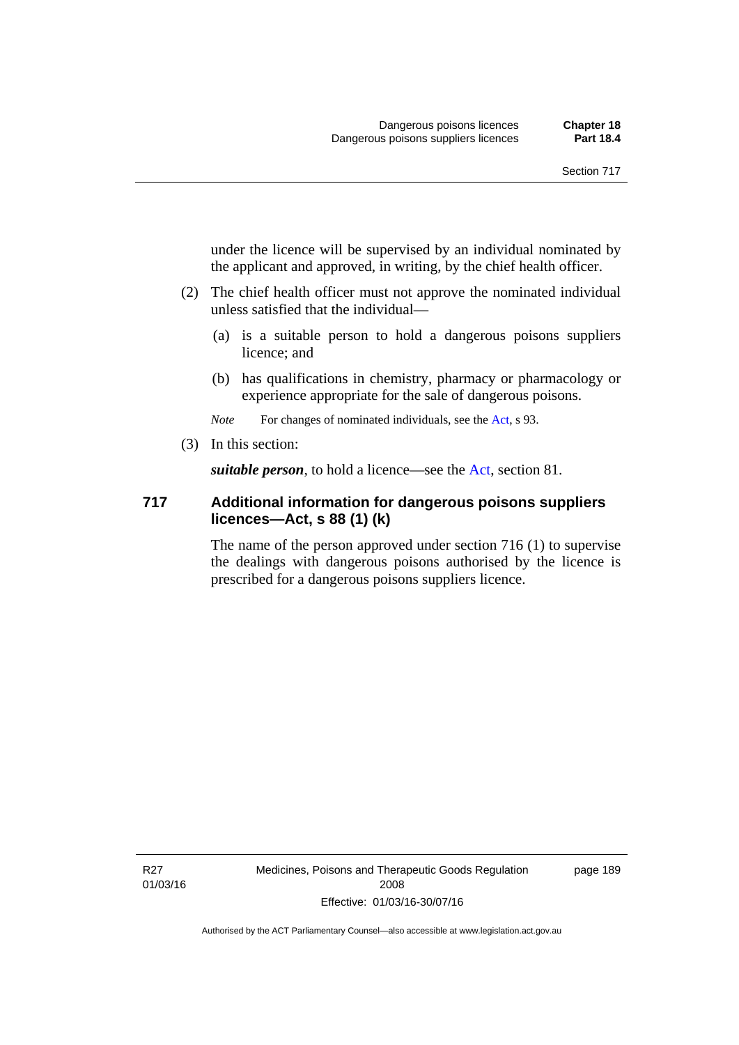under the licence will be supervised by an individual nominated by the applicant and approved, in writing, by the chief health officer.

(2) The chief health officer must not approve the nominated individual unless satisfied that the individual—

(a) is a suitable person to hold a dangerous poisons suppliers licence; and

(b) has qualifications in chemistry, pharmacy or pharmacology or experience appropriate for the sale of dangerous poisons.

*Note* For changes of nominated individuals, see the Act, s 93.

(3) In this section:

***suitable person***, to hold a licence—see the Act, section 81.

### 717 Additional information for dangerous poisons suppliers licences—Act, s 88 (1) (k)

The name of the person approved under section 716 (1) to supervise the dealings with dangerous poisons authorised by the licence is prescribed for a dangerous poisons suppliers licence.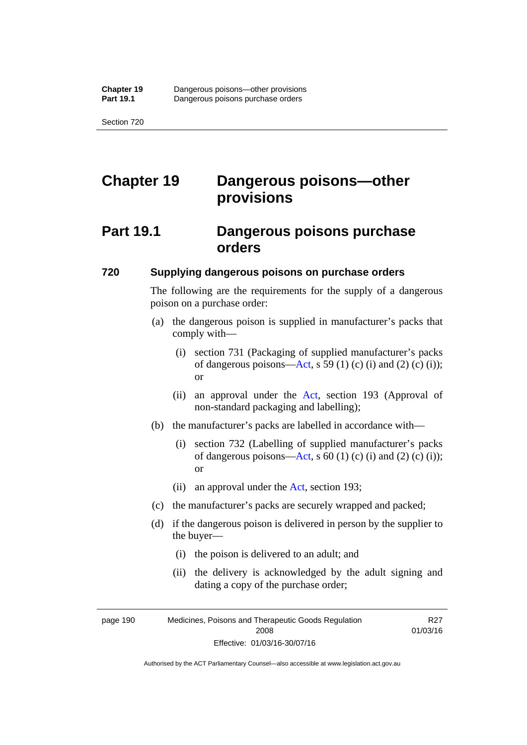# Chapter 19 Dangerous poisons—other provisions

## Part 19.1 Dangerous poisons purchase orders

### 720 Supplying dangerous poisons on purchase orders

The following are the requirements for the supply of a dangerous poison on a purchase order:

(a) the dangerous poison is supplied in manufacturer's packs that comply with—

(i) section 731 (Packaging of supplied manufacturer's packs of dangerous poisons—Act, s 59 (1) (c) (i) and (2) (c) (i)); or

(ii) an approval under the Act, section 193 (Approval of non-standard packaging and labelling);

(b) the manufacturer's packs are labelled in accordance with—

(i) section 732 (Labelling of supplied manufacturer's packs of dangerous poisons—Act, s 60 (1) (c) (i) and (2) (c) (i)); or

(ii) an approval under the Act, section 193;

(c) the manufacturer's packs are securely wrapped and packed;

(d) if the dangerous poison is delivered in person by the supplier to the buyer—

(i) the poison is delivered to an adult; and

(ii) the delivery is acknowledged by the adult signing and dating a copy of the purchase order;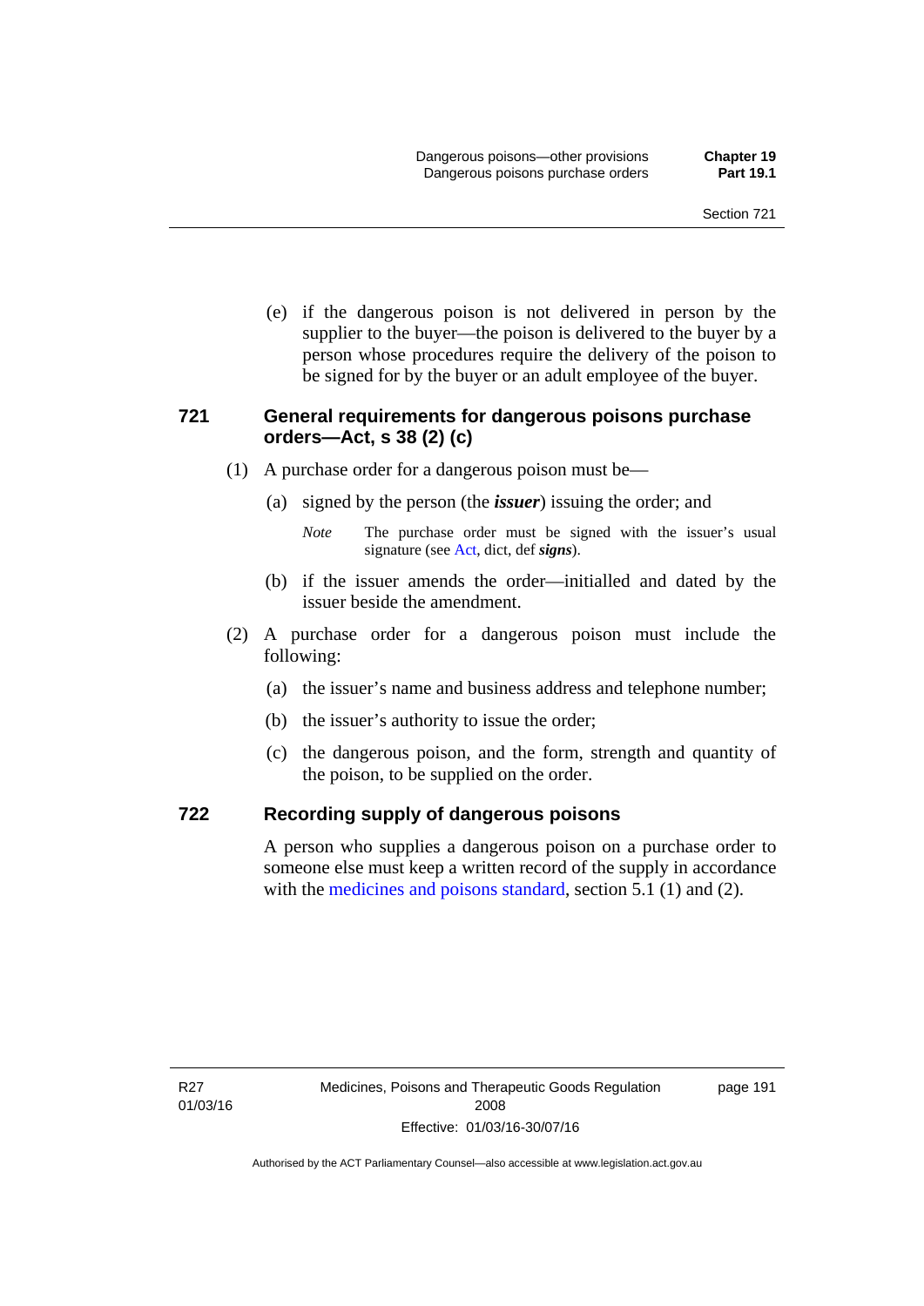(e) if the dangerous poison is not delivered in person by the supplier to the buyer—the poison is delivered to the buyer by a person whose procedures require the delivery of the poison to be signed for by the buyer or an adult employee of the buyer.

### 721 General requirements for dangerous poisons purchase orders—Act, s 38 (2) (c)

(1) A purchase order for a dangerous poison must be—

(a) signed by the person (the ***issuer***) issuing the order; and

*Note* The purchase order must be signed with the issuer's usual signature (see Act, dict, def ***signs***).

(b) if the issuer amends the order—initialled and dated by the issuer beside the amendment.

(2) A purchase order for a dangerous poison must include the following:

(a) the issuer's name and business address and telephone number;

(b) the issuer's authority to issue the order;

(c) the dangerous poison, and the form, strength and quantity of the poison, to be supplied on the order.

### 722 Recording supply of dangerous poisons

A person who supplies a dangerous poison on a purchase order to someone else must keep a written record of the supply in accordance with the medicines and poisons standard, section 5.1 (1) and (2).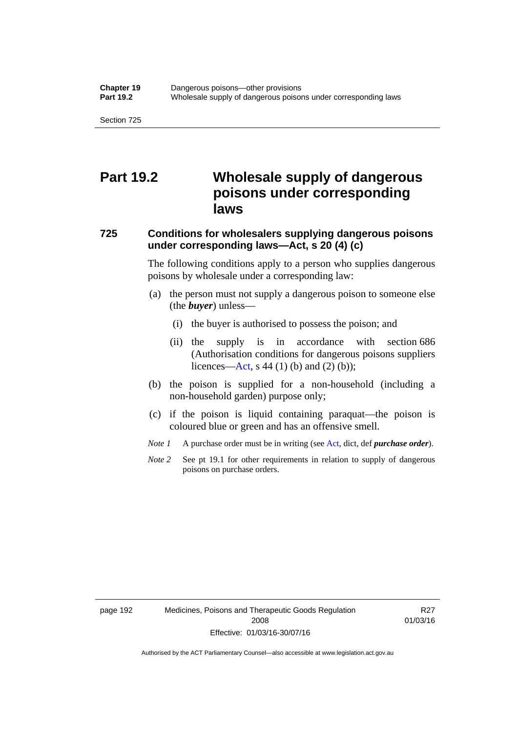# Part 19.2 Wholesale supply of dangerous poisons under corresponding laws

## 725 Conditions for wholesalers supplying dangerous poisons under corresponding laws—Act, s 20 (4) (c)

The following conditions apply to a person who supplies dangerous poisons by wholesale under a corresponding law:

(a) the person must not supply a dangerous poison to someone else (the ***buyer***) unless—

  (i) the buyer is authorised to possess the poison; and

  (ii) the supply is in accordance with section 686 (Authorisation conditions for dangerous poisons suppliers licences—Act, s 44 (1) (b) and (2) (b));

(b) the poison is supplied for a non-household (including a non-household garden) purpose only;

(c) if the poison is liquid containing paraquat—the poison is coloured blue or green and has an offensive smell.

*Note 1* A purchase order must be in writing (see Act, dict, def ***purchase order***).

*Note 2* See pt 19.1 for other requirements in relation to supply of dangerous poisons on purchase orders.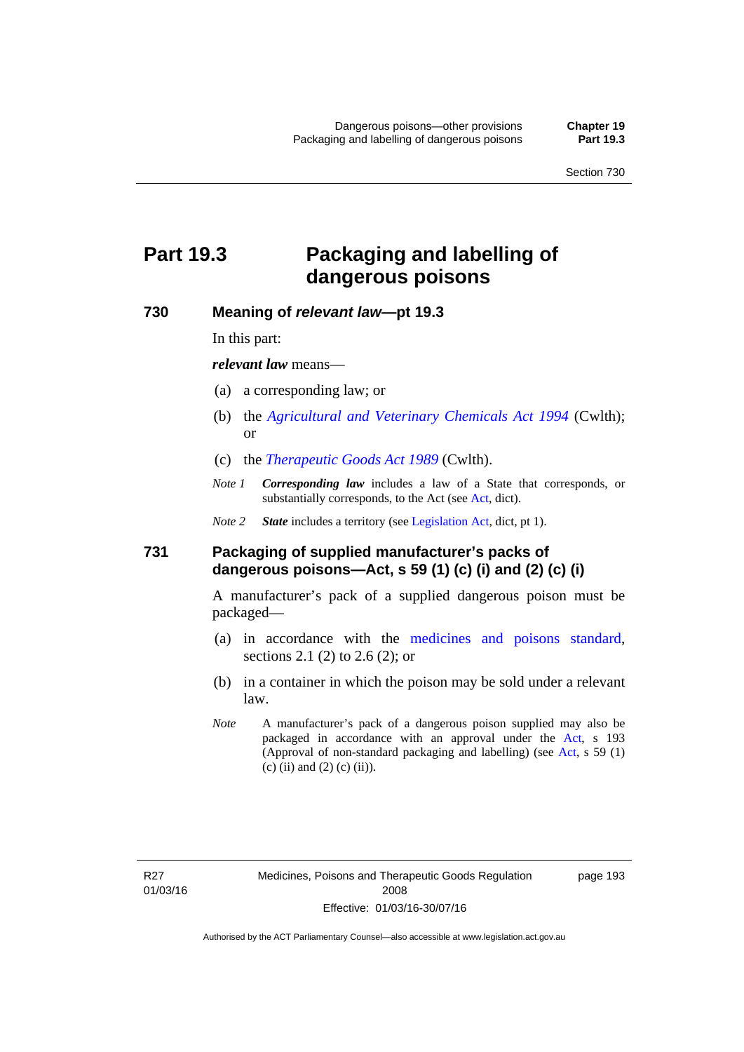# Part 19.3 Packaging and labelling of dangerous poisons

### 730 Meaning of *relevant law*—pt 19.3

In this part:

***relevant law*** means—

(a) a corresponding law; or

(b) the *Agricultural and Veterinary Chemicals Act 1994* (Cwlth); or

(c) the *Therapeutic Goods Act 1989* (Cwlth).

*Note 1* ***Corresponding law*** includes a law of a State that corresponds, or substantially corresponds, to the Act (see Act, dict).

*Note 2* ***State*** includes a territory (see Legislation Act, dict, pt 1).

### 731 Packaging of supplied manufacturer's packs of dangerous poisons—Act, s 59 (1) (c) (i) and (2) (c) (i)

A manufacturer's pack of a supplied dangerous poison must be packaged—

(a) in accordance with the medicines and poisons standard, sections 2.1 (2) to 2.6 (2); or

(b) in a container in which the poison may be sold under a relevant law.

*Note* A manufacturer's pack of a dangerous poison supplied may also be packaged in accordance with an approval under the Act, s 193 (Approval of non-standard packaging and labelling) (see Act, s 59 (1) (c) (ii) and (2) (c) (ii)).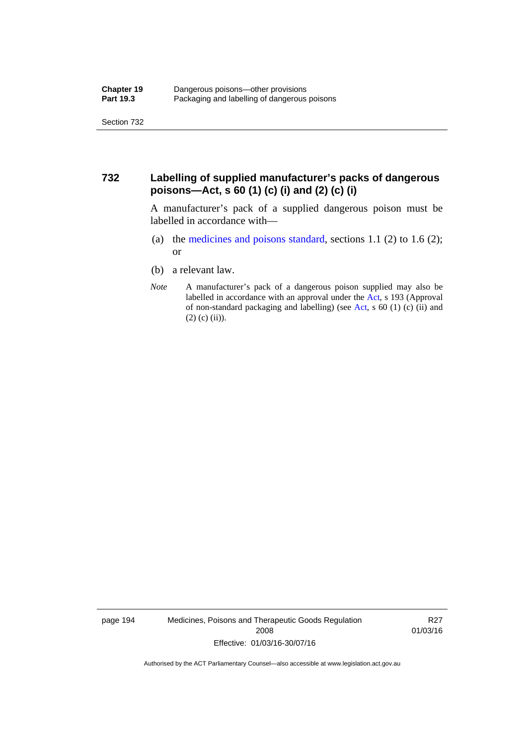## 732 Labelling of supplied manufacturer's packs of dangerous poisons—Act, s 60 (1) (c) (i) and (2) (c) (i)

A manufacturer's pack of a supplied dangerous poison must be labelled in accordance with—

(a) the medicines and poisons standard, sections 1.1 (2) to 1.6 (2); or

(b) a relevant law.

*Note* A manufacturer's pack of a dangerous poison supplied may also be labelled in accordance with an approval under the Act, s 193 (Approval of non-standard packaging and labelling) (see Act, s 60 (1) (c) (ii) and (2) (c) (ii)).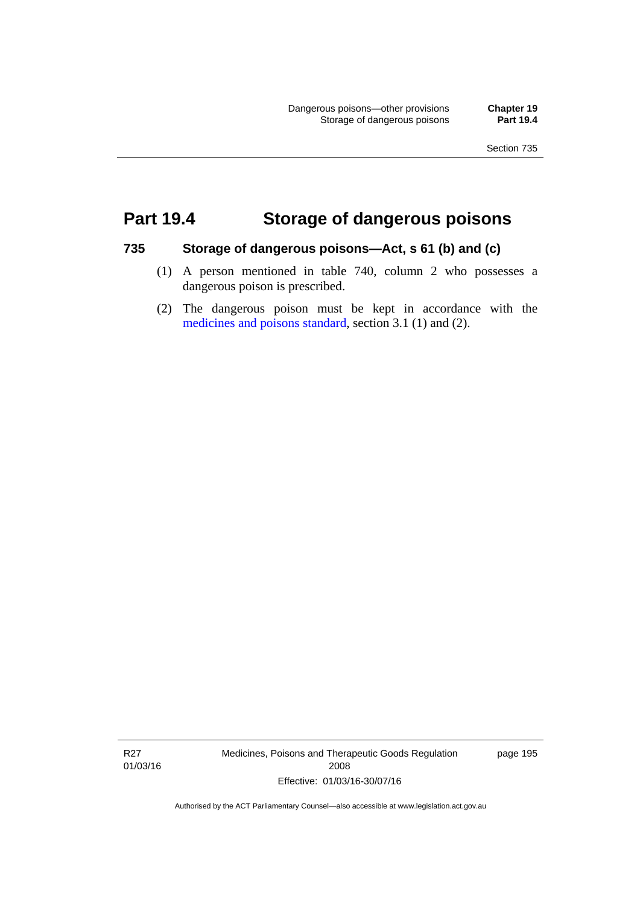# Part 19.4 Storage of dangerous poisons

## 735 Storage of dangerous poisons—Act, s 61 (b) and (c)

(1) A person mentioned in table 740, column 2 who possesses a dangerous poison is prescribed.

(2) The dangerous poison must be kept in accordance with the medicines and poisons standard, section 3.1 (1) and (2).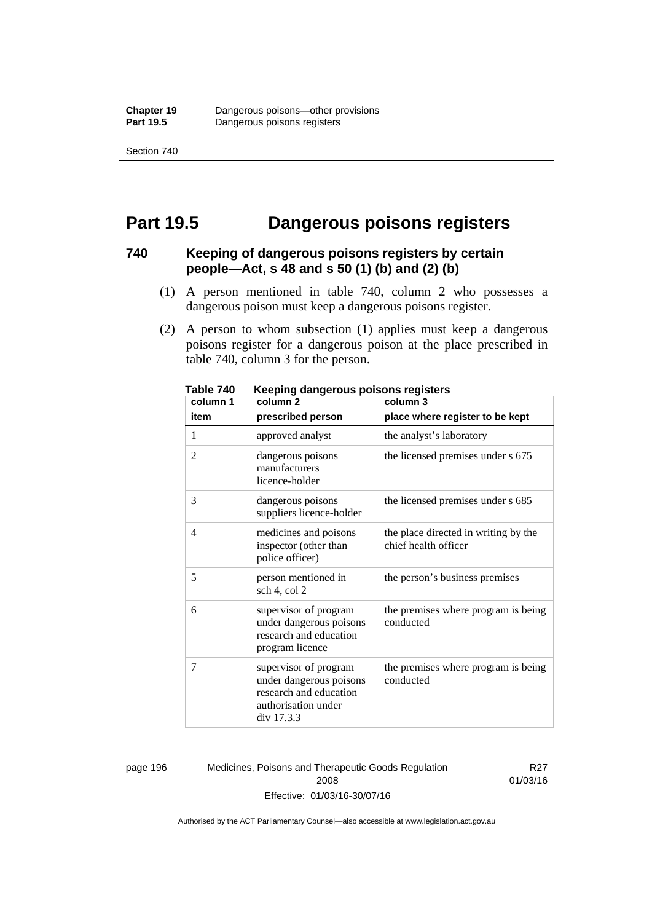# Part 19.5 Dangerous poisons registers

## 740 Keeping of dangerous poisons registers by certain people—Act, s 48 and s 50 (1) (b) and (2) (b)

(1) A person mentioned in table 740, column 2 who possesses a dangerous poison must keep a dangerous poisons register.

(2) A person to whom subsection (1) applies must keep a dangerous poisons register for a dangerous poison at the place prescribed in table 740, column 3 for the person.

**Table 740 Keeping dangerous poisons registers**

| column 1<br>item | column 2<br>prescribed person | column 3<br>place where register to be kept |
|---|---|---|
| 1 | approved analyst | the analyst's laboratory |
| 2 | dangerous poisons manufacturers licence-holder | the licensed premises under s 675 |
| 3 | dangerous poisons suppliers licence-holder | the licensed premises under s 685 |
| 4 | medicines and poisons inspector (other than police officer) | the place directed in writing by the chief health officer |
| 5 | person mentioned in sch 4, col 2 | the person's business premises |
| 6 | supervisor of program under dangerous poisons research and education program licence | the premises where program is being conducted |
| 7 | supervisor of program under dangerous poisons research and education authorisation under div 17.3.3 | the premises where program is being conducted |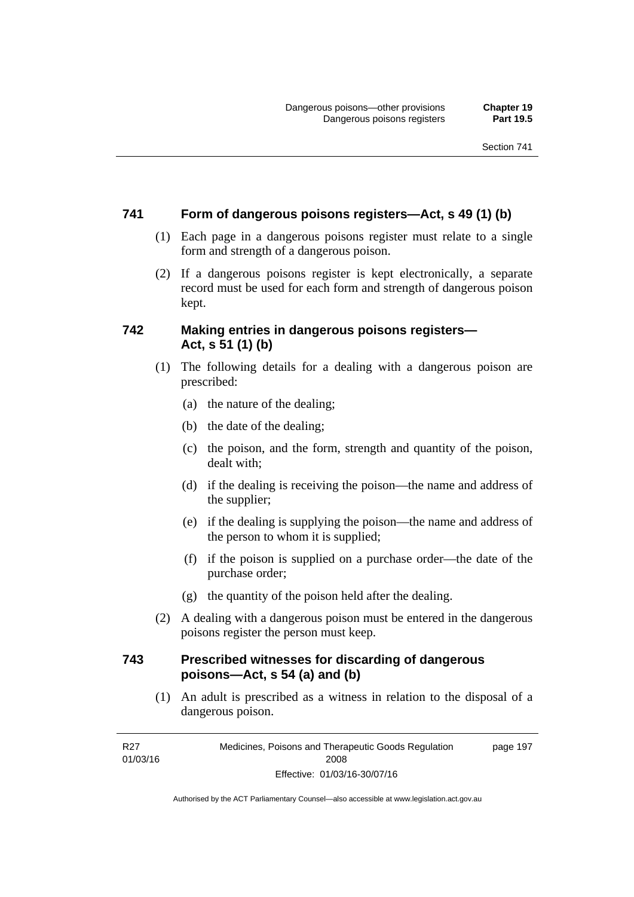### 741 Form of dangerous poisons registers—Act, s 49 (1) (b)

(1) Each page in a dangerous poisons register must relate to a single form and strength of a dangerous poison.

(2) If a dangerous poisons register is kept electronically, a separate record must be used for each form and strength of dangerous poison kept.

### 742 Making entries in dangerous poisons registers—Act, s 51 (1) (b)

(1) The following details for a dealing with a dangerous poison are prescribed:

(a) the nature of the dealing;

(b) the date of the dealing;

(c) the poison, and the form, strength and quantity of the poison, dealt with;

(d) if the dealing is receiving the poison—the name and address of the supplier;

(e) if the dealing is supplying the poison—the name and address of the person to whom it is supplied;

(f) if the poison is supplied on a purchase order—the date of the purchase order;

(g) the quantity of the poison held after the dealing.

(2) A dealing with a dangerous poison must be entered in the dangerous poisons register the person must keep.

### 743 Prescribed witnesses for discarding of dangerous poisons—Act, s 54 (a) and (b)

(1) An adult is prescribed as a witness in relation to the disposal of a dangerous poison.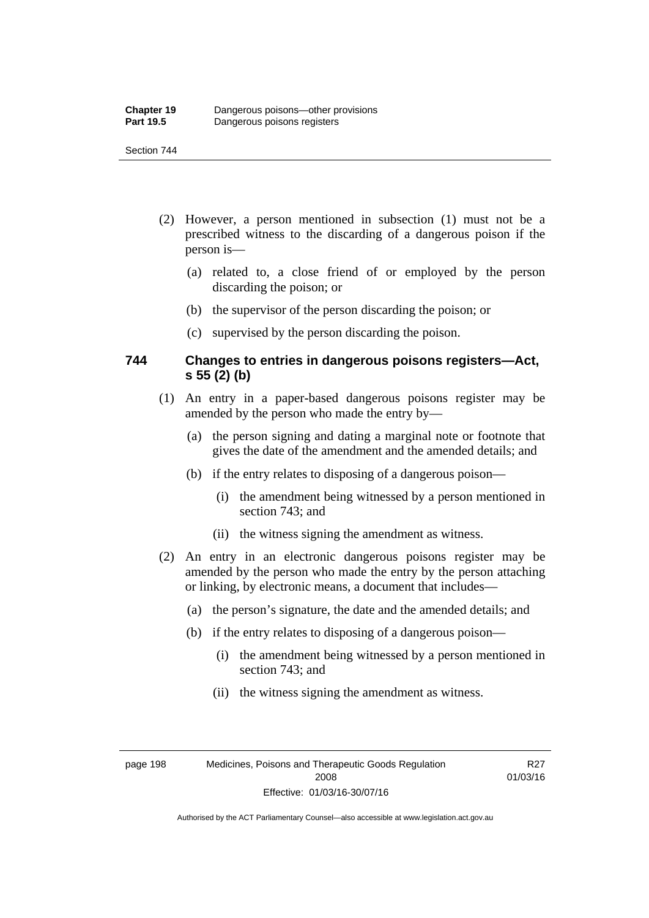(2) However, a person mentioned in subsection (1) must not be a prescribed witness to the discarding of a dangerous poison if the person is—

(a) related to, a close friend of or employed by the person discarding the poison; or

(b) the supervisor of the person discarding the poison; or

(c) supervised by the person discarding the poison.

### 744 Changes to entries in dangerous poisons registers—Act, s 55 (2) (b)

(1) An entry in a paper-based dangerous poisons register may be amended by the person who made the entry by—

(a) the person signing and dating a marginal note or footnote that gives the date of the amendment and the amended details; and

(b) if the entry relates to disposing of a dangerous poison—

(i) the amendment being witnessed by a person mentioned in section 743; and

(ii) the witness signing the amendment as witness.

(2) An entry in an electronic dangerous poisons register may be amended by the person who made the entry by the person attaching or linking, by electronic means, a document that includes—

(a) the person's signature, the date and the amended details; and

(b) if the entry relates to disposing of a dangerous poison—

(i) the amendment being witnessed by a person mentioned in section 743; and

(ii) the witness signing the amendment as witness.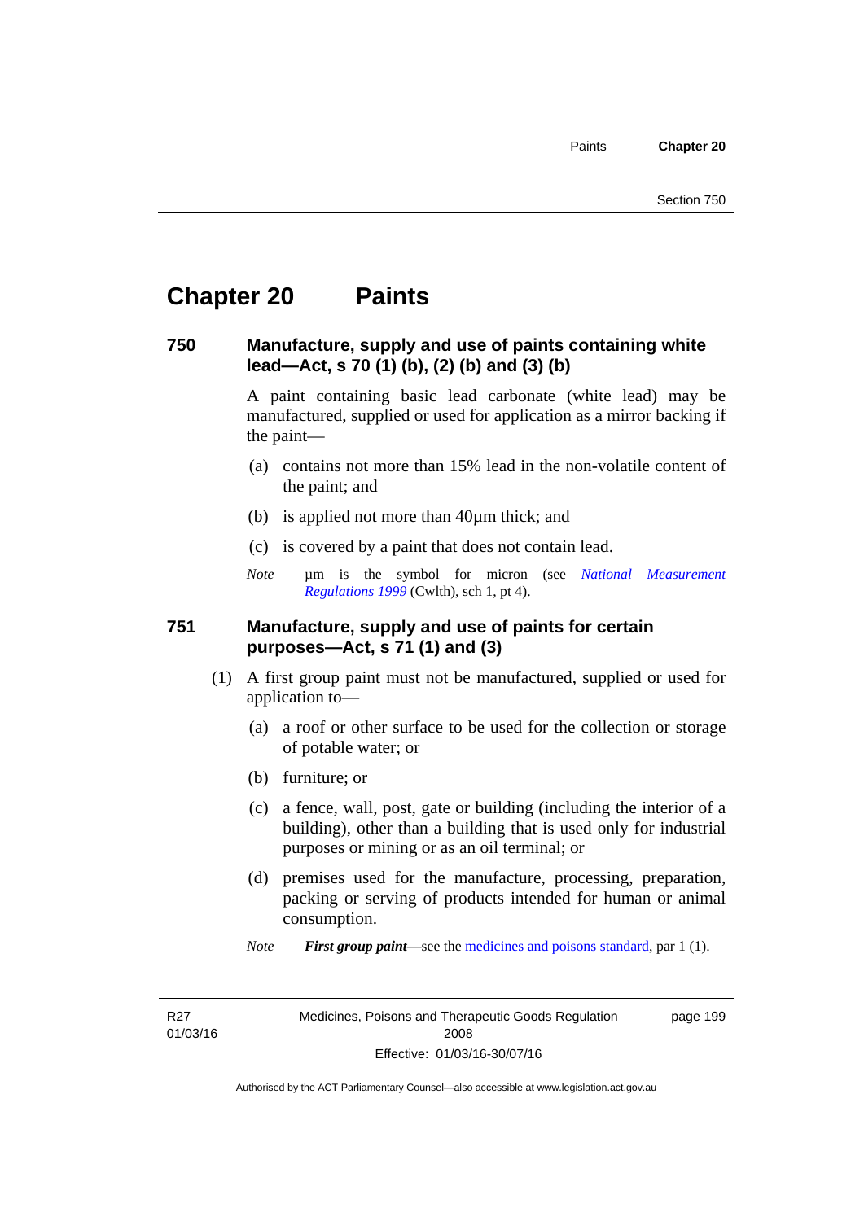# Chapter 20 Paints

## 750 Manufacture, supply and use of paints containing white lead—Act, s 70 (1) (b), (2) (b) and (3) (b)

A paint containing basic lead carbonate (white lead) may be manufactured, supplied or used for application as a mirror backing if the paint—

(a) contains not more than 15% lead in the non-volatile content of the paint; and

(b) is applied not more than 40µm thick; and

(c) is covered by a paint that does not contain lead.

*Note* µm is the symbol for micron (see *National Measurement Regulations 1999* (Cwlth), sch 1, pt 4).

## 751 Manufacture, supply and use of paints for certain purposes—Act, s 71 (1) and (3)

(1) A first group paint must not be manufactured, supplied or used for application to—

(a) a roof or other surface to be used for the collection or storage of potable water; or

(b) furniture; or

(c) a fence, wall, post, gate or building (including the interior of a building), other than a building that is used only for industrial purposes or mining or as an oil terminal; or

(d) premises used for the manufacture, processing, preparation, packing or serving of products intended for human or animal consumption.

*Note* ***First group paint***—see the medicines and poisons standard, par 1 (1).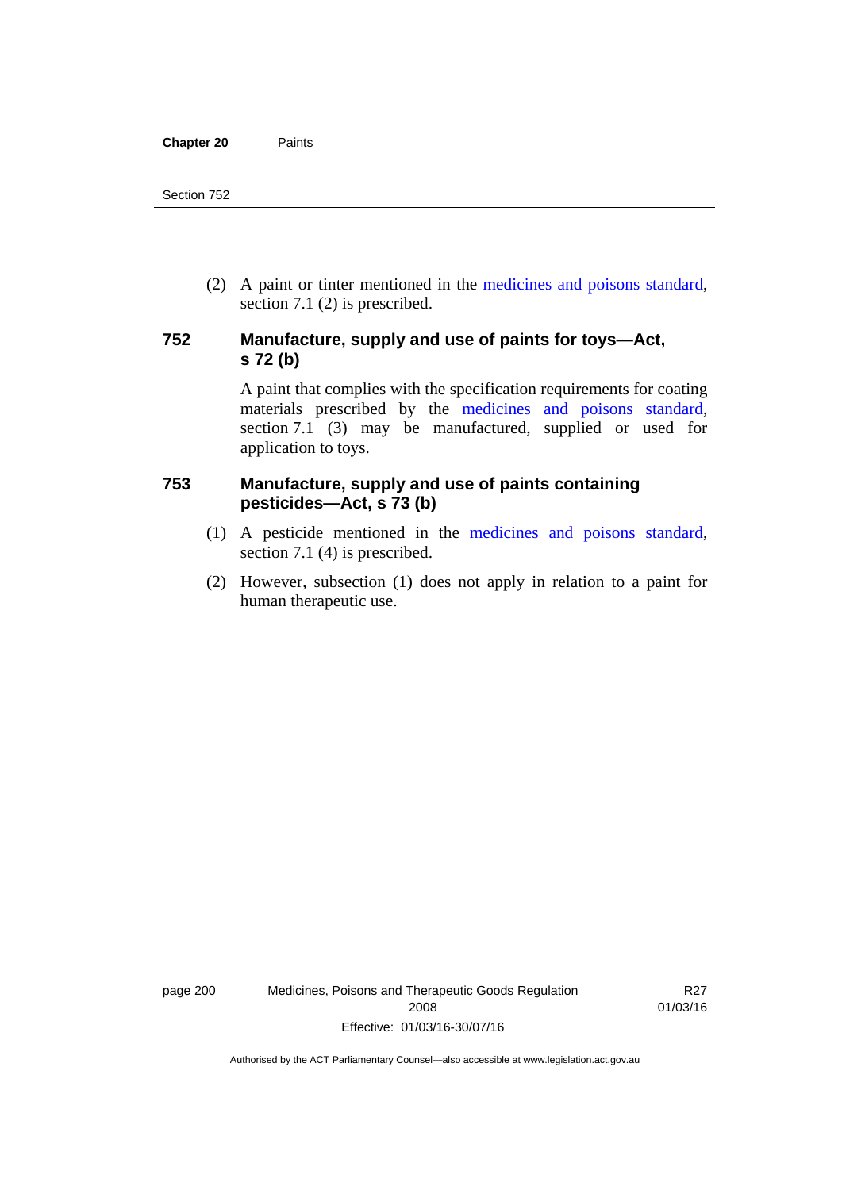(2) A paint or tinter mentioned in the medicines and poisons standard, section 7.1 (2) is prescribed.

### 752 Manufacture, supply and use of paints for toys—Act, s 72 (b)

A paint that complies with the specification requirements for coating materials prescribed by the medicines and poisons standard, section 7.1 (3) may be manufactured, supplied or used for application to toys.

### 753 Manufacture, supply and use of paints containing pesticides—Act, s 73 (b)

(1) A pesticide mentioned in the medicines and poisons standard, section 7.1 (4) is prescribed.

(2) However, subsection (1) does not apply in relation to a paint for human therapeutic use.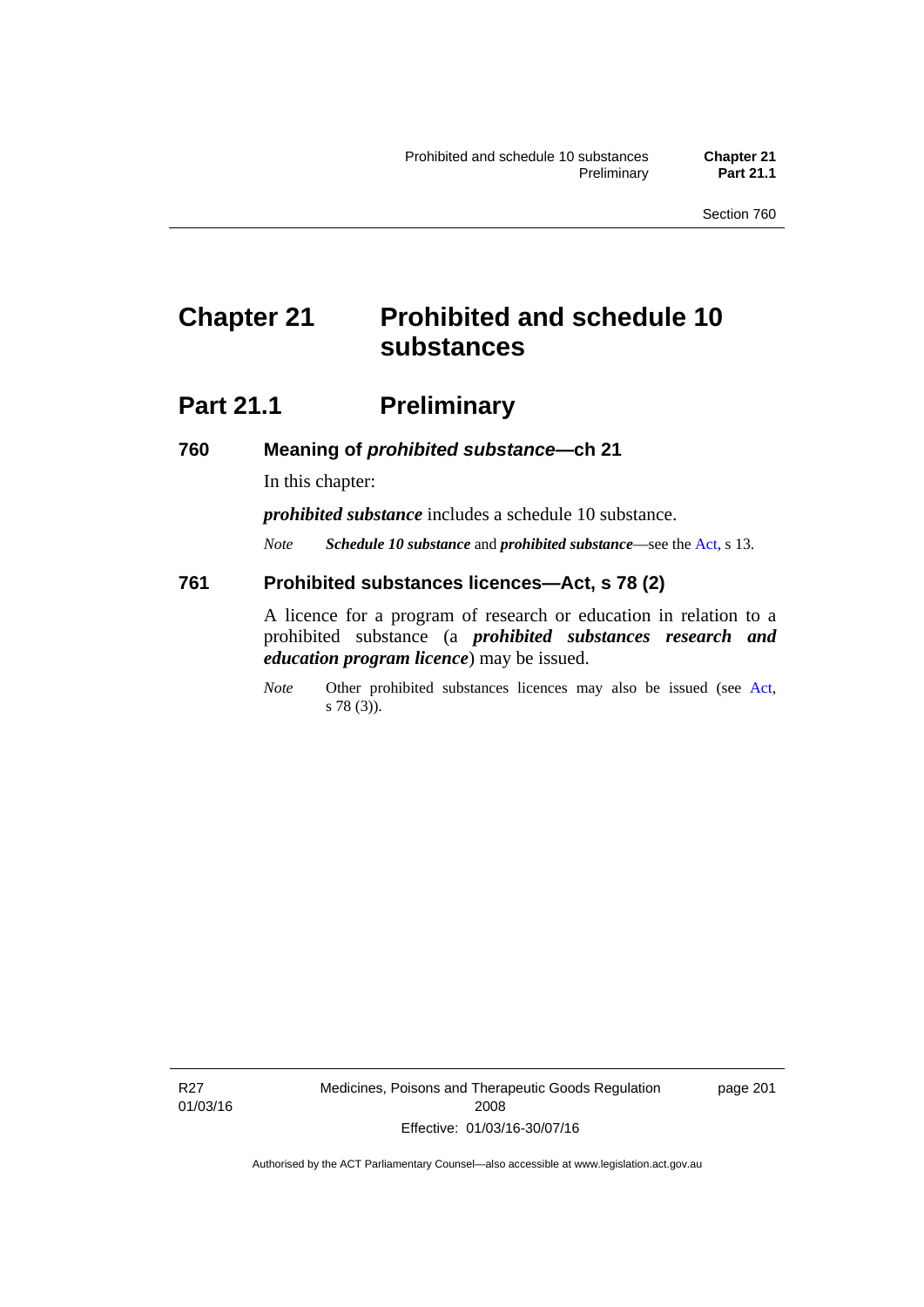# Chapter 21 Prohibited and schedule 10 substances

## Part 21.1 Preliminary

### 760 Meaning of *prohibited substance*—ch 21

In this chapter:

***prohibited substance*** includes a schedule 10 substance.

*Note* ***Schedule 10 substance*** and ***prohibited substance***—see the Act, s 13.

### 761 Prohibited substances licences—Act, s 78 (2)

A licence for a program of research or education in relation to a prohibited substance (a ***prohibited substances research and education program licence***) may be issued.

*Note* Other prohibited substances licences may also be issued (see Act, s 78 (3)).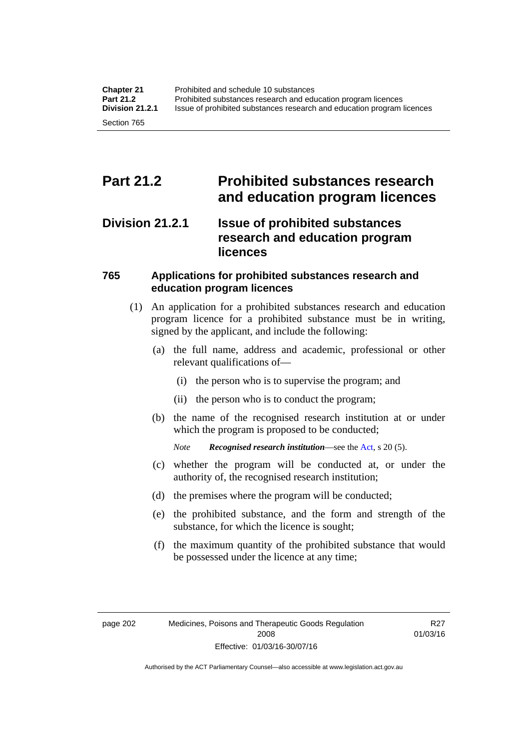# Part 21.2 Prohibited substances research and education program licences

## Division 21.2.1 Issue of prohibited substances research and education program licences

### 765 Applications for prohibited substances research and education program licences

(1) An application for a prohibited substances research and education program licence for a prohibited substance must be in writing, signed by the applicant, and include the following:

(a) the full name, address and academic, professional or other relevant qualifications of—

(i) the person who is to supervise the program; and

(ii) the person who is to conduct the program;

(b) the name of the recognised research institution at or under which the program is proposed to be conducted;

*Note* ***Recognised research institution***—see the Act, s 20 (5).

(c) whether the program will be conducted at, or under the authority of, the recognised research institution;

(d) the premises where the program will be conducted;

(e) the prohibited substance, and the form and strength of the substance, for which the licence is sought;

(f) the maximum quantity of the prohibited substance that would be possessed under the licence at any time;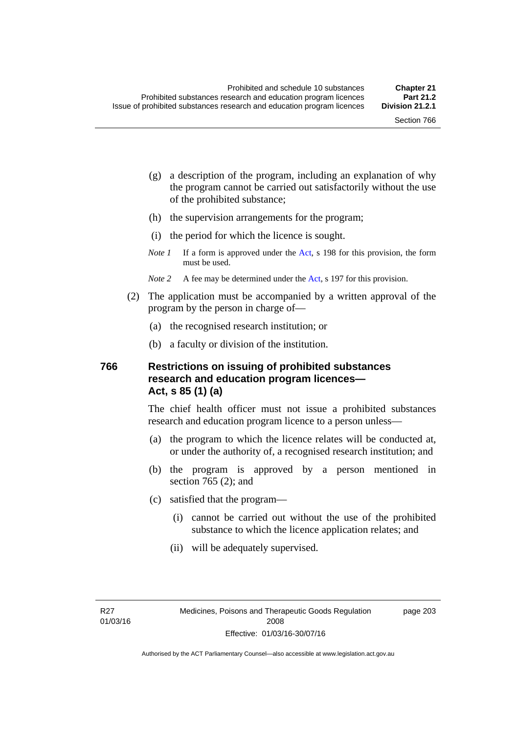(g) a description of the program, including an explanation of why the program cannot be carried out satisfactorily without the use of the prohibited substance;

(h) the supervision arrangements for the program;

(i) the period for which the licence is sought.

*Note 1* If a form is approved under the Act, s 198 for this provision, the form must be used.

*Note 2* A fee may be determined under the Act, s 197 for this provision.

(2) The application must be accompanied by a written approval of the program by the person in charge of—

(a) the recognised research institution; or

(b) a faculty or division of the institution.

### 766 Restrictions on issuing of prohibited substances research and education program licences—Act, s 85 (1) (a)

The chief health officer must not issue a prohibited substances research and education program licence to a person unless—

(a) the program to which the licence relates will be conducted at, or under the authority of, a recognised research institution; and

(b) the program is approved by a person mentioned in section 765 (2); and

(c) satisfied that the program—

(i) cannot be carried out without the use of the prohibited substance to which the licence application relates; and

(ii) will be adequately supervised.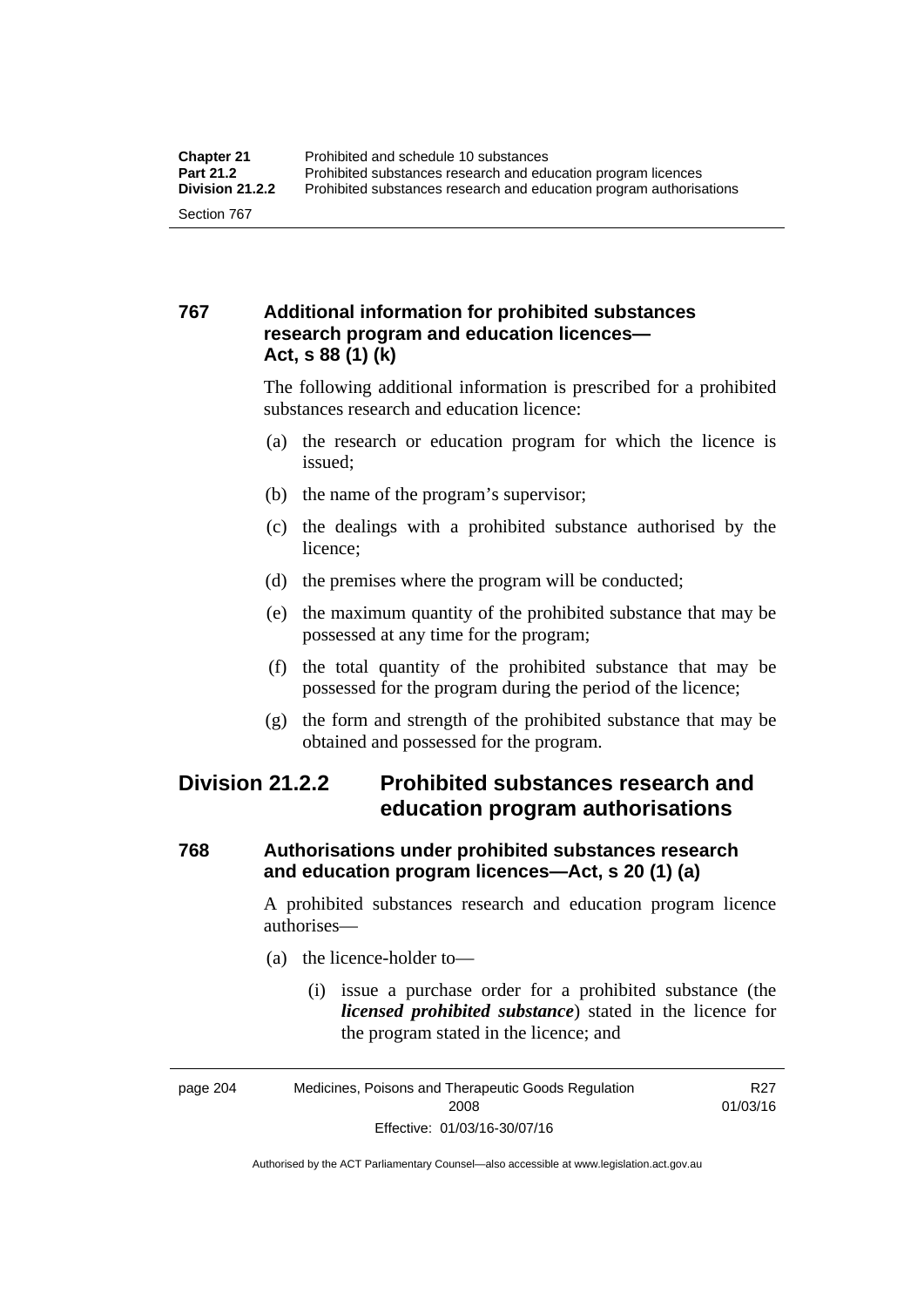### 767 Additional information for prohibited substances research program and education licences—Act, s 88 (1) (k)

The following additional information is prescribed for a prohibited substances research and education licence:

(a) the research or education program for which the licence is issued;

(b) the name of the program's supervisor;

(c) the dealings with a prohibited substance authorised by the licence;

(d) the premises where the program will be conducted;

(e) the maximum quantity of the prohibited substance that may be possessed at any time for the program;

(f) the total quantity of the prohibited substance that may be possessed for the program during the period of the licence;

(g) the form and strength of the prohibited substance that may be obtained and possessed for the program.

## Division 21.2.2 Prohibited substances research and education program authorisations

### 768 Authorisations under prohibited substances research and education program licences—Act, s 20 (1) (a)

A prohibited substances research and education program licence authorises—

(a) the licence-holder to—

(i) issue a purchase order for a prohibited substance (the ***licensed prohibited substance***) stated in the licence for the program stated in the licence; and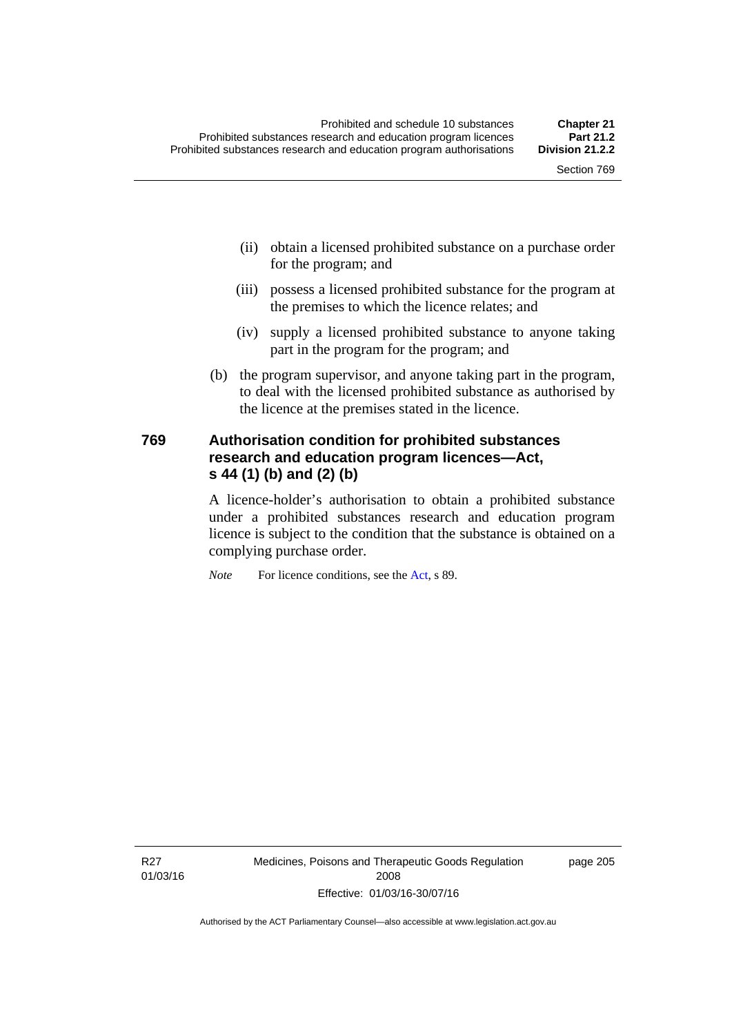(ii) obtain a licensed prohibited substance on a purchase order for the program; and

(iii) possess a licensed prohibited substance for the program at the premises to which the licence relates; and

(iv) supply a licensed prohibited substance to anyone taking part in the program for the program; and

(b) the program supervisor, and anyone taking part in the program, to deal with the licensed prohibited substance as authorised by the licence at the premises stated in the licence.

### 769 Authorisation condition for prohibited substances research and education program licences—Act, s 44 (1) (b) and (2) (b)

A licence-holder's authorisation to obtain a prohibited substance under a prohibited substances research and education program licence is subject to the condition that the substance is obtained on a complying purchase order.

*Note* For licence conditions, see the Act, s 89.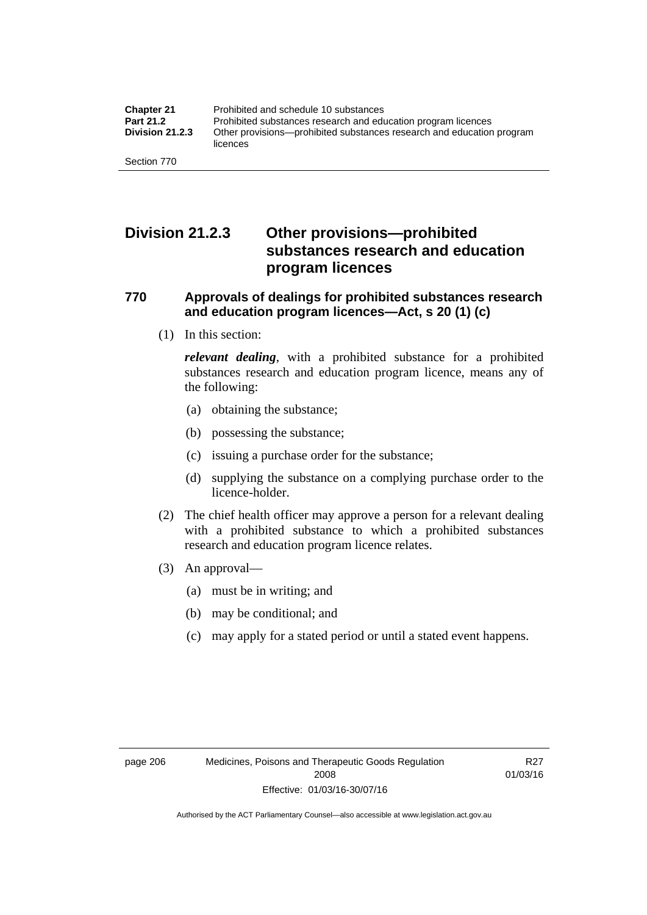## Division 21.2.3 Other provisions—prohibited substances research and education program licences

### 770 Approvals of dealings for prohibited substances research and education program licences—Act, s 20 (1) (c)

(1) In this section:

***relevant dealing***, with a prohibited substance for a prohibited substances research and education program licence, means any of the following:

(a) obtaining the substance;

(b) possessing the substance;

(c) issuing a purchase order for the substance;

(d) supplying the substance on a complying purchase order to the licence-holder.

(2) The chief health officer may approve a person for a relevant dealing with a prohibited substance to which a prohibited substances research and education program licence relates.

(3) An approval—

(a) must be in writing; and

(b) may be conditional; and

(c) may apply for a stated period or until a stated event happens.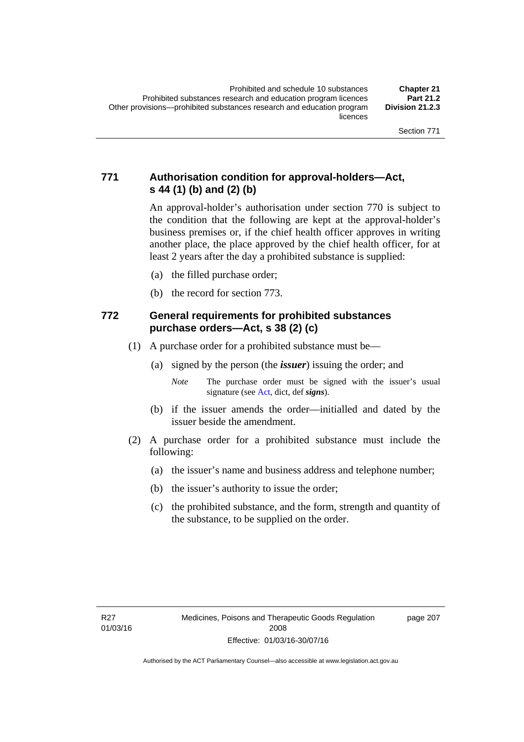### 771 Authorisation condition for approval-holders—Act, s 44 (1) (b) and (2) (b)

An approval-holder's authorisation under section 770 is subject to the condition that the following are kept at the approval-holder's business premises or, if the chief health officer approves in writing another place, the place approved by the chief health officer, for at least 2 years after the day a prohibited substance is supplied:

(a) the filled purchase order;

(b) the record for section 773.

### 772 General requirements for prohibited substances purchase orders—Act, s 38 (2) (c)

(1) A purchase order for a prohibited substance must be—

(a) signed by the person (the ***issuer***) issuing the order; and

*Note* The purchase order must be signed with the issuer's usual signature (see Act, dict, def ***signs***).

(b) if the issuer amends the order—initialled and dated by the issuer beside the amendment.

(2) A purchase order for a prohibited substance must include the following:

(a) the issuer's name and business address and telephone number;

(b) the issuer's authority to issue the order;

(c) the prohibited substance, and the form, strength and quantity of the substance, to be supplied on the order.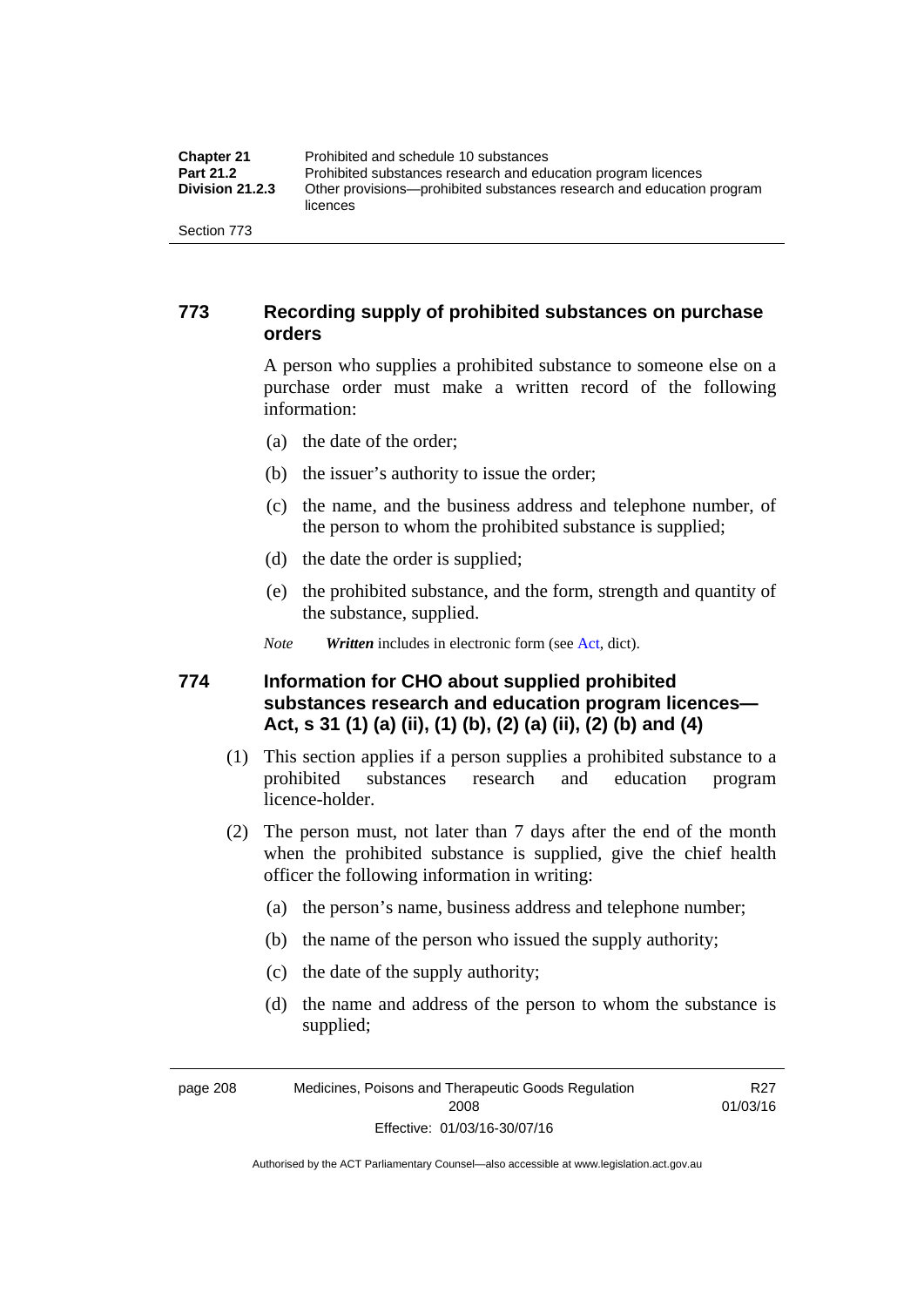## 773 Recording supply of prohibited substances on purchase orders

A person who supplies a prohibited substance to someone else on a purchase order must make a written record of the following information:

(a) the date of the order;

(b) the issuer's authority to issue the order;

(c) the name, and the business address and telephone number, of the person to whom the prohibited substance is supplied;

(d) the date the order is supplied;

(e) the prohibited substance, and the form, strength and quantity of the substance, supplied.

*Note* ***Written*** includes in electronic form (see Act, dict).

## 774 Information for CHO about supplied prohibited substances research and education program licences—Act, s 31 (1) (a) (ii), (1) (b), (2) (a) (ii), (2) (b) and (4)

(1) This section applies if a person supplies a prohibited substance to a prohibited substances research and education program licence-holder.

(2) The person must, not later than 7 days after the end of the month when the prohibited substance is supplied, give the chief health officer the following information in writing:

(a) the person's name, business address and telephone number;

(b) the name of the person who issued the supply authority;

(c) the date of the supply authority;

(d) the name and address of the person to whom the substance is supplied;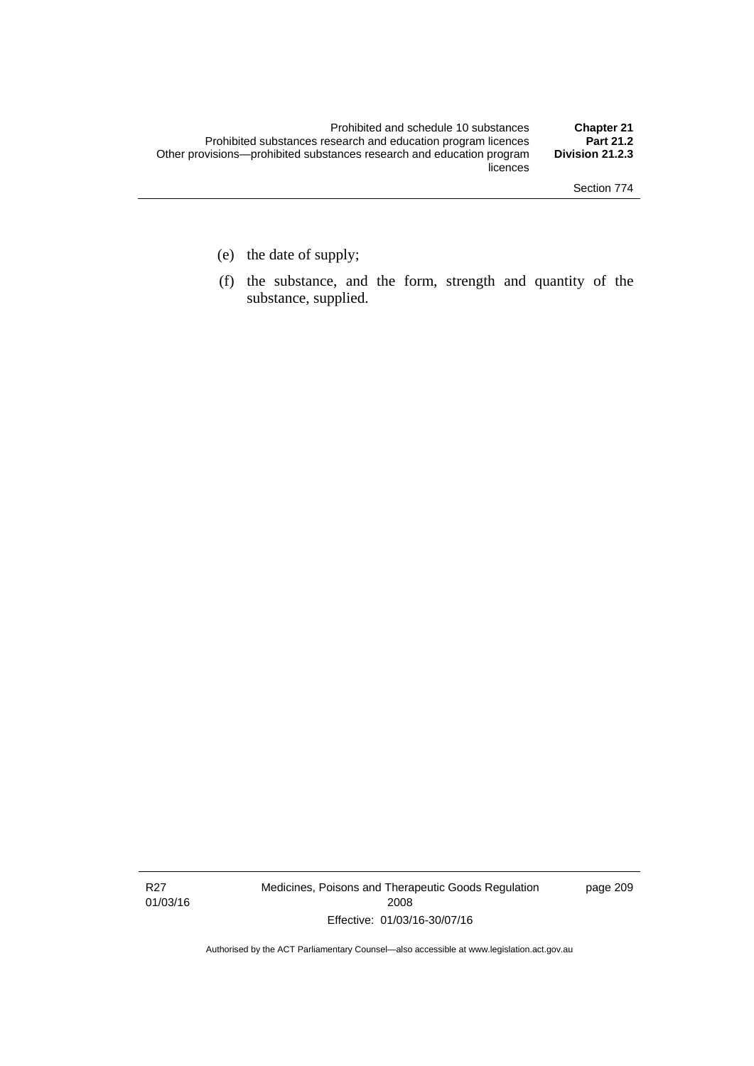(e) the date of supply;

(f) the substance, and the form, strength and quantity of the substance, supplied.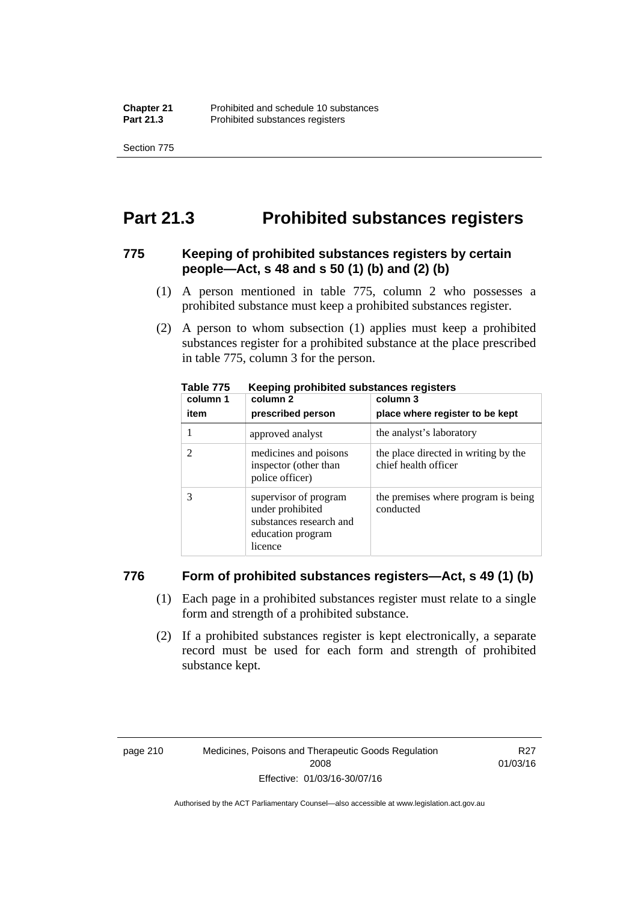# Part 21.3 Prohibited substances registers

### 775 Keeping of prohibited substances registers by certain people—Act, s 48 and s 50 (1) (b) and (2) (b)

(1) A person mentioned in table 775, column 2 who possesses a prohibited substance must keep a prohibited substances register.

(2) A person to whom subsection (1) applies must keep a prohibited substances register for a prohibited substance at the place prescribed in table 775, column 3 for the person.

**Table 775 Keeping prohibited substances registers**

| column 1<br>item | column 2<br>prescribed person | column 3<br>place where register to be kept |
|---|---|---|
| 1 | approved analyst | the analyst's laboratory |
| 2 | medicines and poisons inspector (other than police officer) | the place directed in writing by the chief health officer |
| 3 | supervisor of program under prohibited substances research and education program licence | the premises where program is being conducted |

### 776 Form of prohibited substances registers—Act, s 49 (1) (b)

(1) Each page in a prohibited substances register must relate to a single form and strength of a prohibited substance.

(2) If a prohibited substances register is kept electronically, a separate record must be used for each form and strength of prohibited substance kept.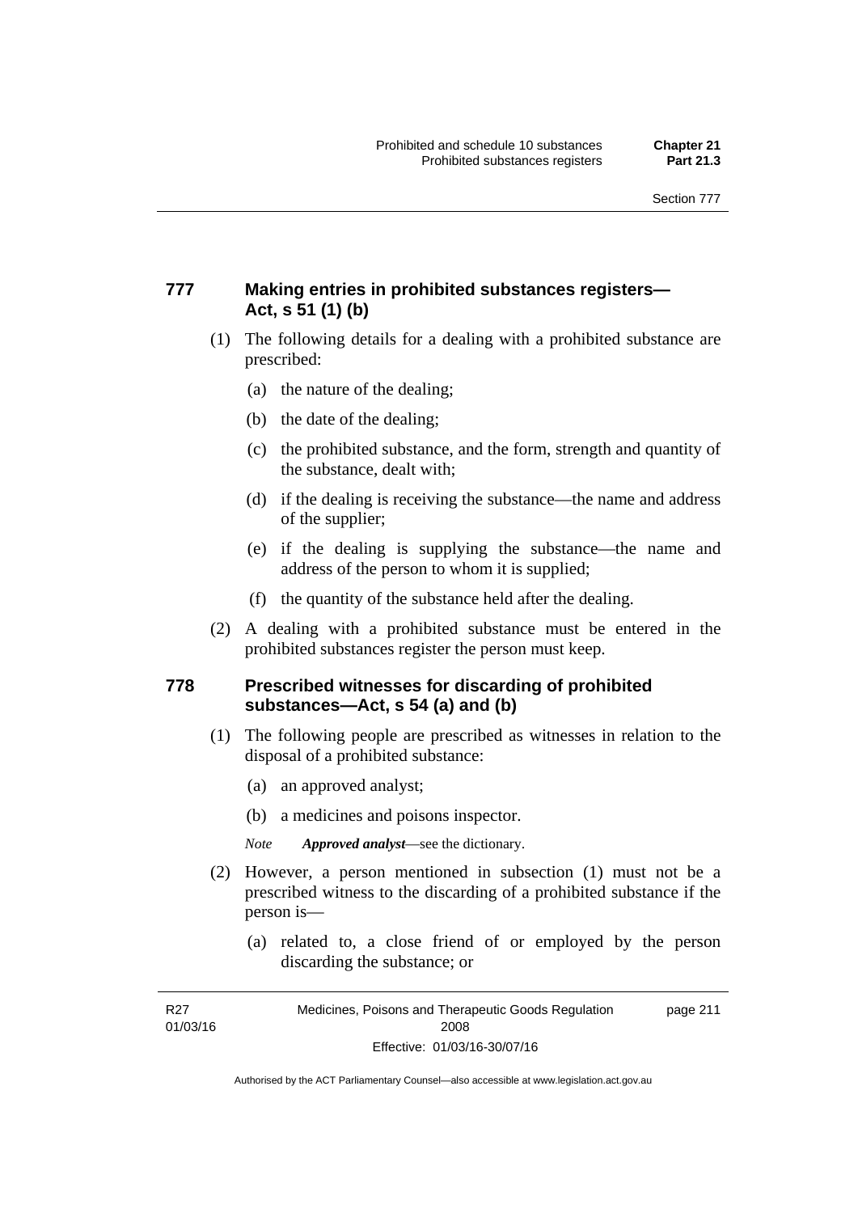### 777 Making entries in prohibited substances registers—Act, s 51 (1) (b)

(1) The following details for a dealing with a prohibited substance are prescribed:

(a) the nature of the dealing;

(b) the date of the dealing;

(c) the prohibited substance, and the form, strength and quantity of the substance, dealt with;

(d) if the dealing is receiving the substance—the name and address of the supplier;

(e) if the dealing is supplying the substance—the name and address of the person to whom it is supplied;

(f) the quantity of the substance held after the dealing.

(2) A dealing with a prohibited substance must be entered in the prohibited substances register the person must keep.

### 778 Prescribed witnesses for discarding of prohibited substances—Act, s 54 (a) and (b)

(1) The following people are prescribed as witnesses in relation to the disposal of a prohibited substance:

(a) an approved analyst;

(b) a medicines and poisons inspector.

*Note* ***Approved analyst***—see the dictionary.

(2) However, a person mentioned in subsection (1) must not be a prescribed witness to the discarding of a prohibited substance if the person is—

(a) related to, a close friend of or employed by the person discarding the substance; or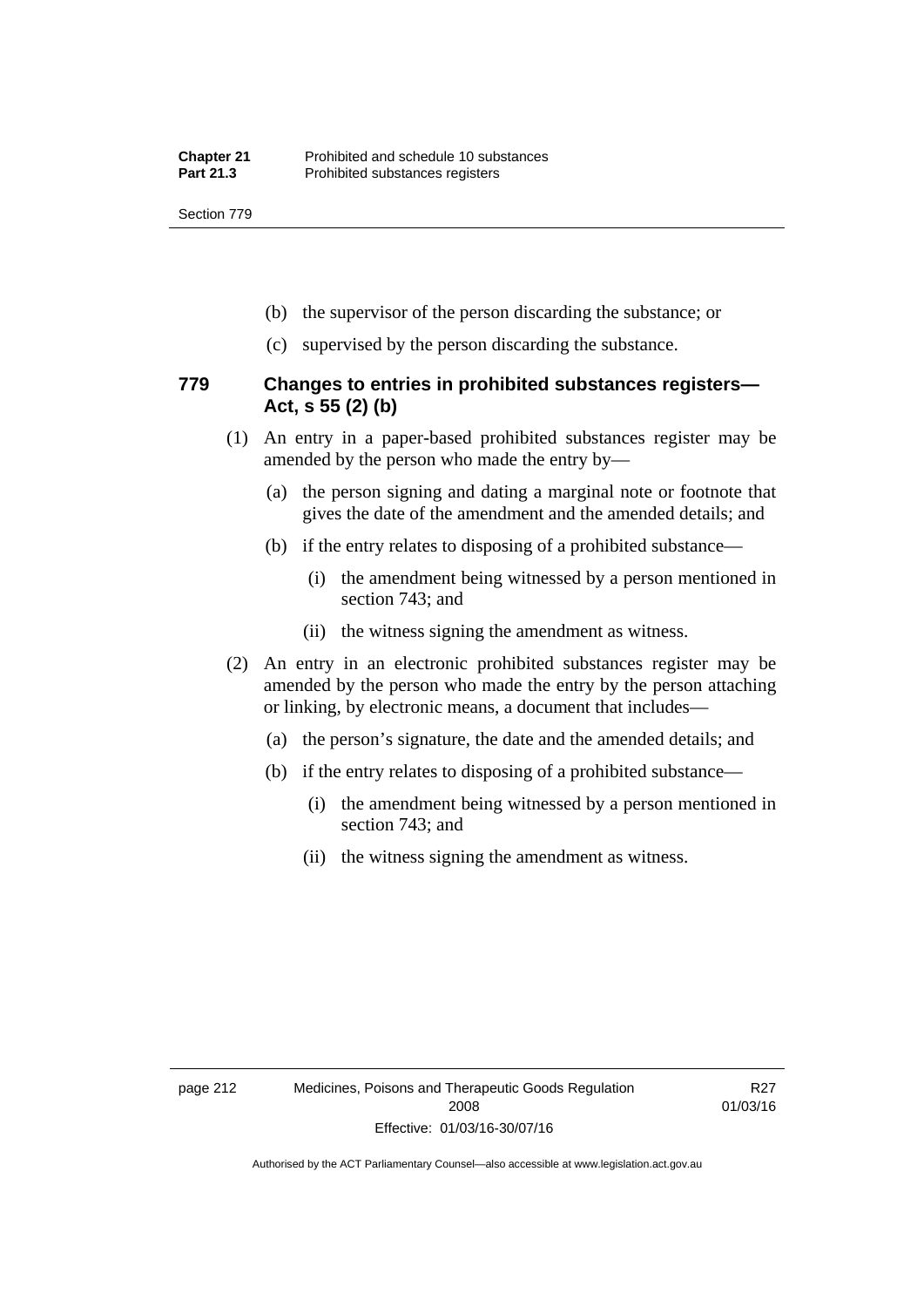(b) the supervisor of the person discarding the substance; or

(c) supervised by the person discarding the substance.

### 779 Changes to entries in prohibited substances registers—Act, s 55 (2) (b)

(1) An entry in a paper-based prohibited substances register may be amended by the person who made the entry by—

(a) the person signing and dating a marginal note or footnote that gives the date of the amendment and the amended details; and

(b) if the entry relates to disposing of a prohibited substance—

(i) the amendment being witnessed by a person mentioned in section 743; and

(ii) the witness signing the amendment as witness.

(2) An entry in an electronic prohibited substances register may be amended by the person who made the entry by the person attaching or linking, by electronic means, a document that includes—

(a) the person's signature, the date and the amended details; and

(b) if the entry relates to disposing of a prohibited substance—

(i) the amendment being witnessed by a person mentioned in section 743; and

(ii) the witness signing the amendment as witness.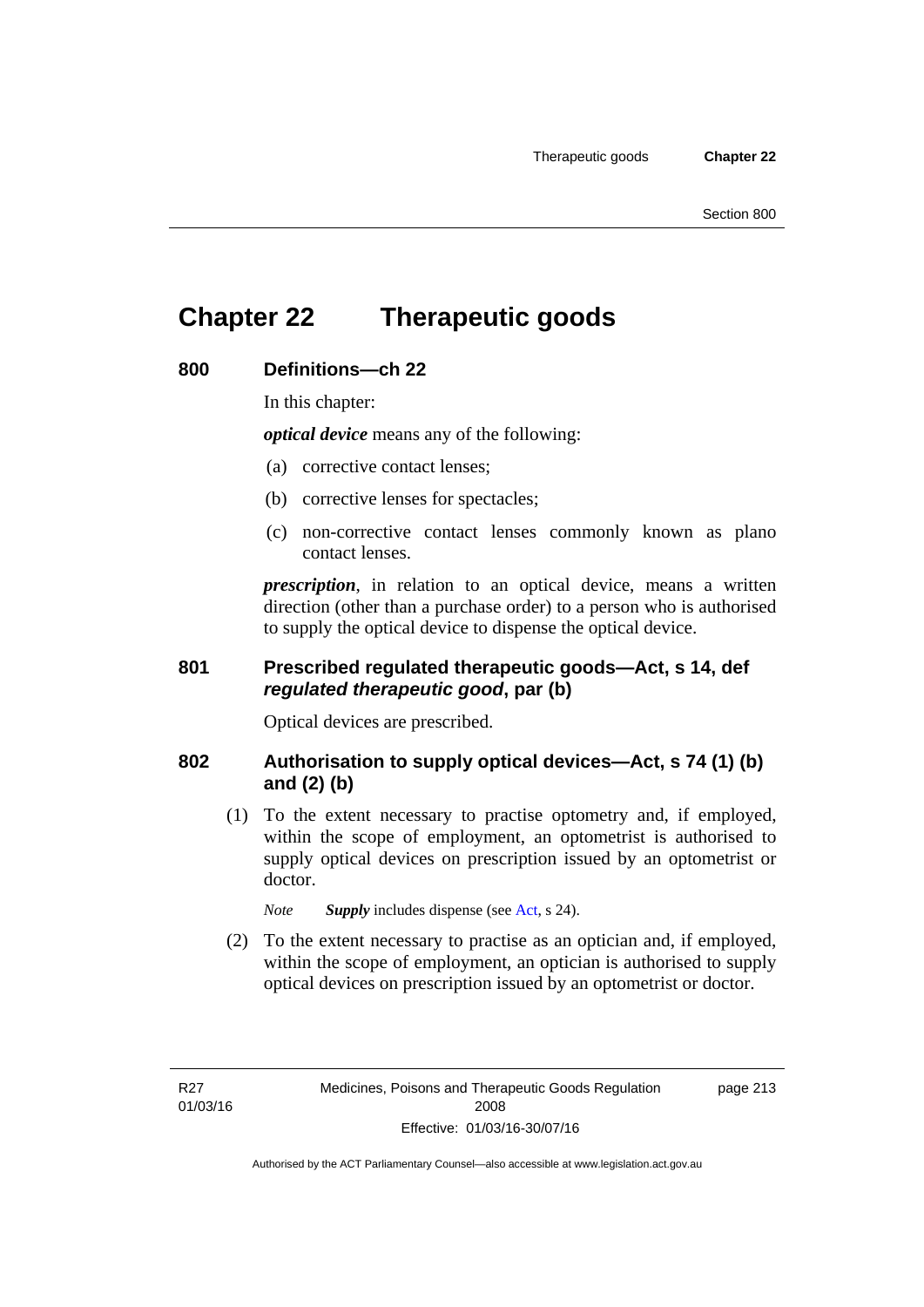# Chapter 22 Therapeutic goods

## 800 Definitions—ch 22

In this chapter:

***optical device*** means any of the following:

(a) corrective contact lenses;

(b) corrective lenses for spectacles;

(c) non-corrective contact lenses commonly known as plano contact lenses.

***prescription***, in relation to an optical device, means a written direction (other than a purchase order) to a person who is authorised to supply the optical device to dispense the optical device.

## 801 Prescribed regulated therapeutic goods—Act, s 14, def *regulated therapeutic good*, par (b)

Optical devices are prescribed.

## 802 Authorisation to supply optical devices—Act, s 74 (1) (b) and (2) (b)

(1) To the extent necessary to practise optometry and, if employed, within the scope of employment, an optometrist is authorised to supply optical devices on prescription issued by an optometrist or doctor.

*Note* ***Supply*** includes dispense (see Act, s 24).

(2) To the extent necessary to practise as an optician and, if employed, within the scope of employment, an optician is authorised to supply optical devices on prescription issued by an optometrist or doctor.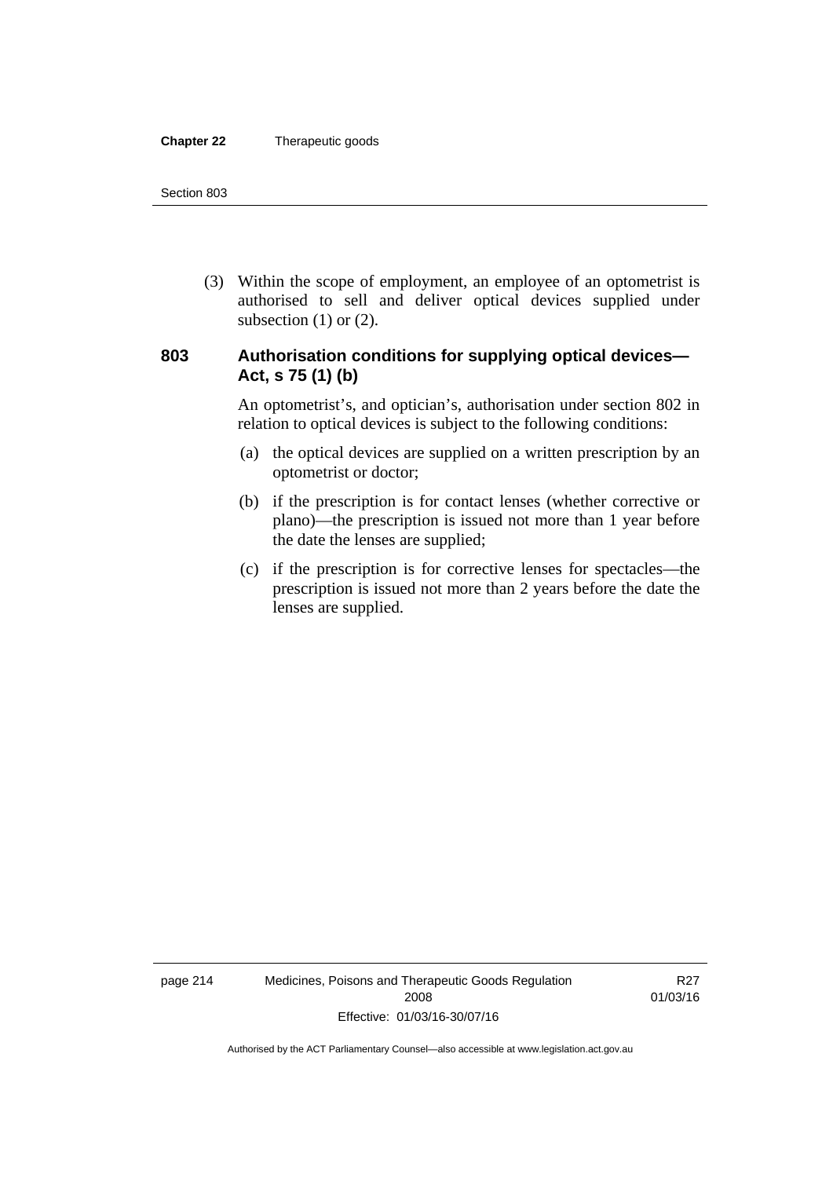(3) Within the scope of employment, an employee of an optometrist is authorised to sell and deliver optical devices supplied under subsection (1) or (2).

### 803 Authorisation conditions for supplying optical devices—Act, s 75 (1) (b)

An optometrist's, and optician's, authorisation under section 802 in relation to optical devices is subject to the following conditions:

(a) the optical devices are supplied on a written prescription by an optometrist or doctor;

(b) if the prescription is for contact lenses (whether corrective or plano)—the prescription is issued not more than 1 year before the date the lenses are supplied;

(c) if the prescription is for corrective lenses for spectacles—the prescription is issued not more than 2 years before the date the lenses are supplied.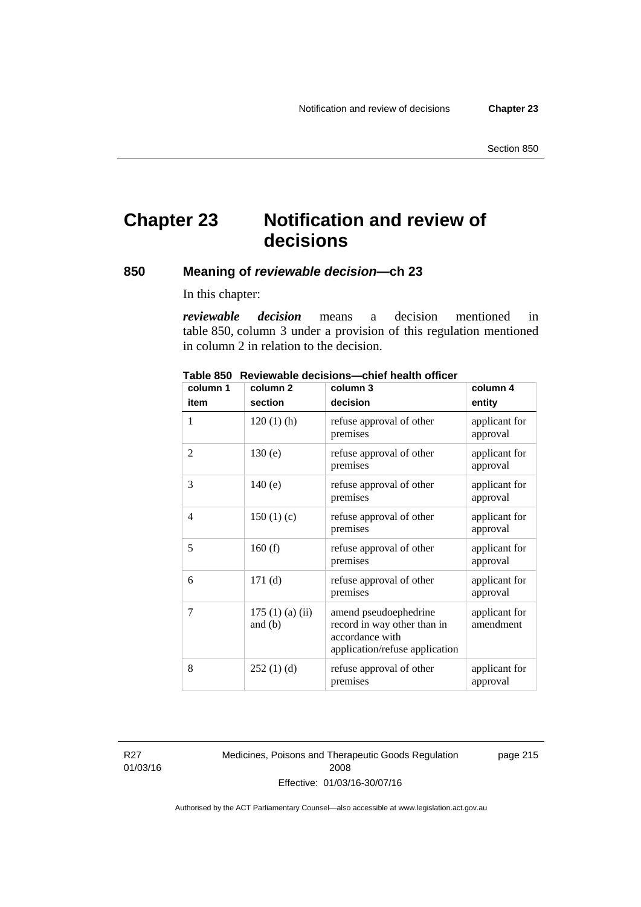# Chapter 23 Notification and review of decisions

## 850 Meaning of *reviewable decision*—ch 23

In this chapter:

***reviewable decision*** means a decision mentioned in table 850, column 3 under a provision of this regulation mentioned in column 2 in relation to the decision.

**Table 850 Reviewable decisions—chief health officer**

| column 1<br>item | column 2<br>section | column 3<br>decision | column 4<br>entity |
|---|---|---|---|
| 1 | 120 (1) (h) | refuse approval of other premises | applicant for approval |
| 2 | 130 (e) | refuse approval of other premises | applicant for approval |
| 3 | 140 (e) | refuse approval of other premises | applicant for approval |
| 4 | 150 (1) (c) | refuse approval of other premises | applicant for approval |
| 5 | 160 (f) | refuse approval of other premises | applicant for approval |
| 6 | 171 (d) | refuse approval of other premises | applicant for approval |
| 7 | 175 (1) (a) (ii) and (b) | amend pseudoephedrine record in way other than in accordance with application/refuse application | applicant for amendment |
| 8 | 252 (1) (d) | refuse approval of other premises | applicant for approval |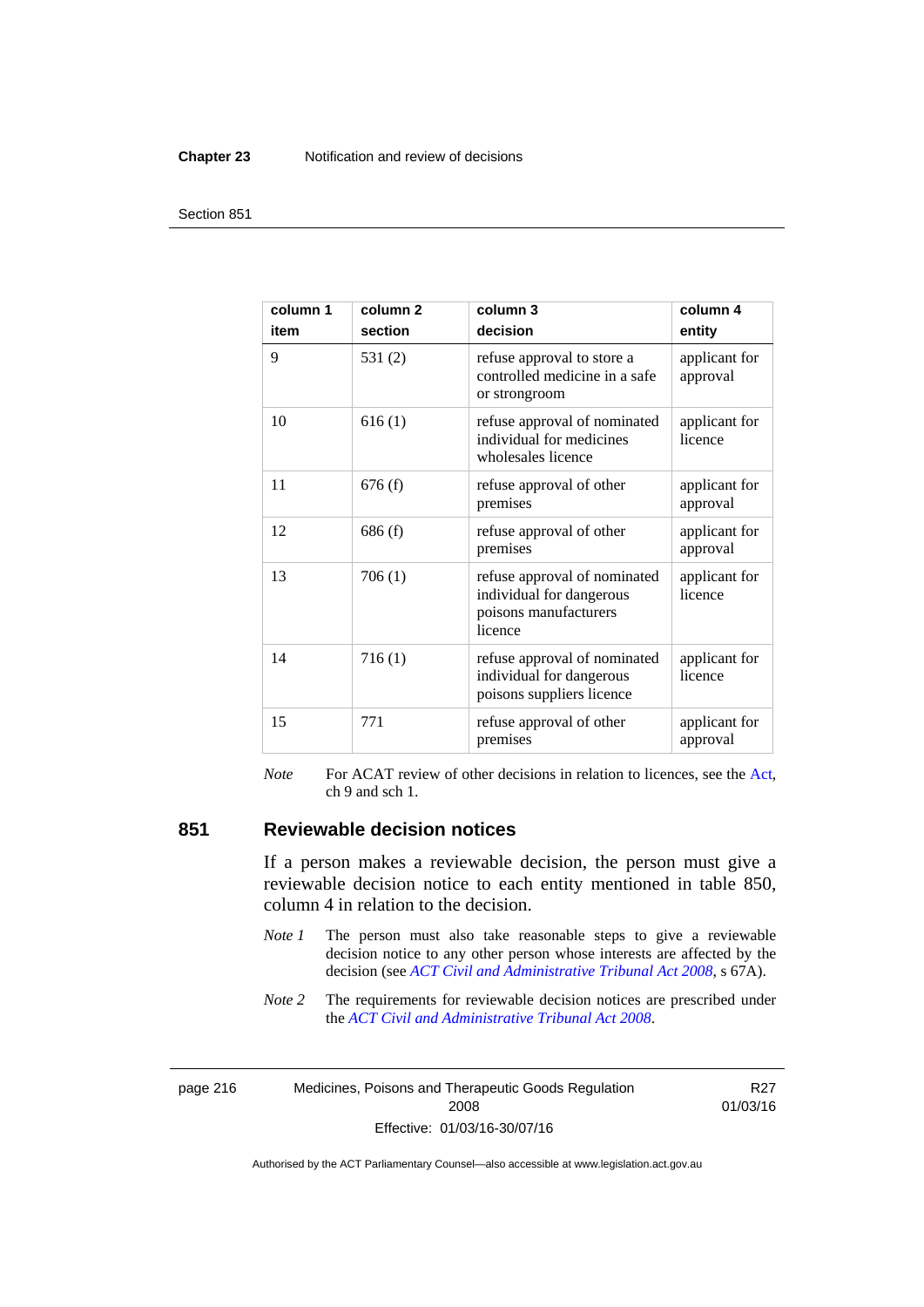| column 1 item | column 2 section | column 3 decision | column 4 entity |
|---|---|---|---|
| 9 | 531 (2) | refuse approval to store a controlled medicine in a safe or strongroom | applicant for approval |
| 10 | 616 (1) | refuse approval of nominated individual for medicines wholesales licence | applicant for licence |
| 11 | 676 (f) | refuse approval of other premises | applicant for approval |
| 12 | 686 (f) | refuse approval of other premises | applicant for approval |
| 13 | 706 (1) | refuse approval of nominated individual for dangerous poisons manufacturers licence | applicant for licence |
| 14 | 716 (1) | refuse approval of nominated individual for dangerous poisons suppliers licence | applicant for licence |
| 15 | 771 | refuse approval of other premises | applicant for approval |

*Note* For ACAT review of other decisions in relation to licences, see the Act, ch 9 and sch 1.

## 851 Reviewable decision notices

If a person makes a reviewable decision, the person must give a reviewable decision notice to each entity mentioned in table 850, column 4 in relation to the decision.

*Note 1* The person must also take reasonable steps to give a reviewable decision notice to any other person whose interests are affected by the decision (see *ACT Civil and Administrative Tribunal Act 2008*, s 67A).

*Note 2* The requirements for reviewable decision notices are prescribed under the *ACT Civil and Administrative Tribunal Act 2008*.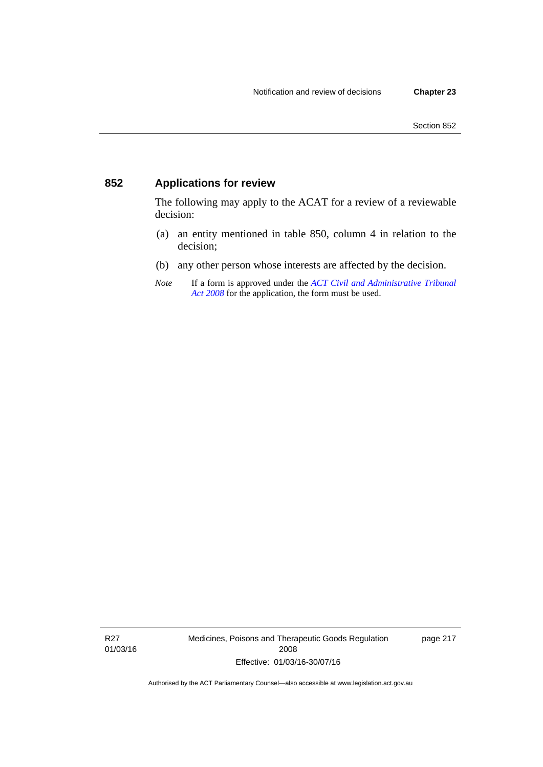### 852 Applications for review

The following may apply to the ACAT for a review of a reviewable decision:

(a) an entity mentioned in table 850, column 4 in relation to the decision;

(b) any other person whose interests are affected by the decision.

*Note* If a form is approved under the *ACT Civil and Administrative Tribunal Act 2008* for the application, the form must be used.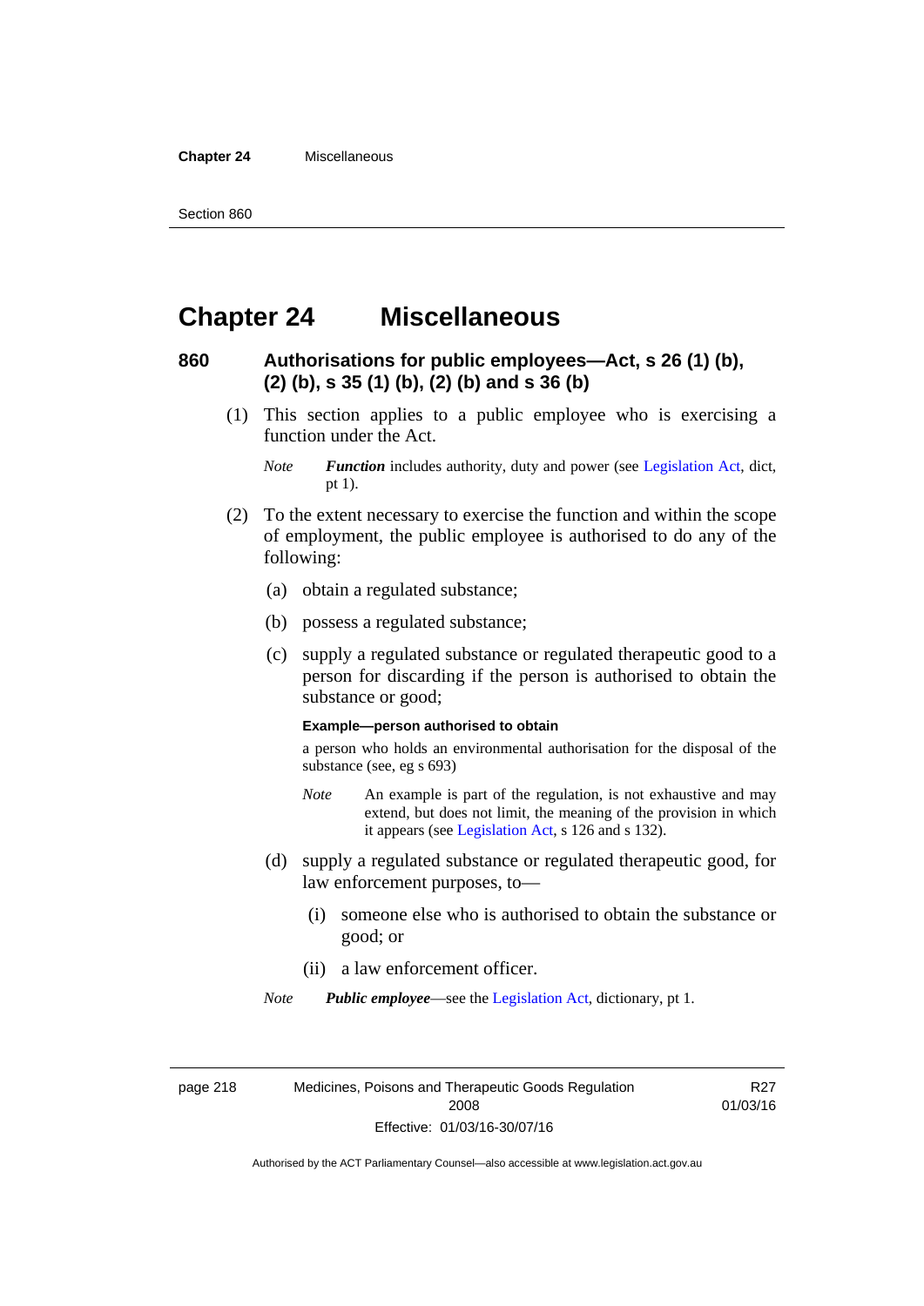# Chapter 24 Miscellaneous

## 860 Authorisations for public employees—Act, s 26 (1) (b), (2) (b), s 35 (1) (b), (2) (b) and s 36 (b)

(1) This section applies to a public employee who is exercising a function under the Act.

*Note* ***Function*** includes authority, duty and power (see Legislation Act, dict, pt 1).

(2) To the extent necessary to exercise the function and within the scope of employment, the public employee is authorised to do any of the following:

(a) obtain a regulated substance;

(b) possess a regulated substance;

(c) supply a regulated substance or regulated therapeutic good to a person for discarding if the person is authorised to obtain the substance or good;

**Example—person authorised to obtain**

a person who holds an environmental authorisation for the disposal of the substance (see, eg s 693)

*Note* An example is part of the regulation, is not exhaustive and may extend, but does not limit, the meaning of the provision in which it appears (see Legislation Act, s 126 and s 132).

(d) supply a regulated substance or regulated therapeutic good, for law enforcement purposes, to—

(i) someone else who is authorised to obtain the substance or good; or

(ii) a law enforcement officer.

*Note* ***Public employee***—see the Legislation Act, dictionary, pt 1.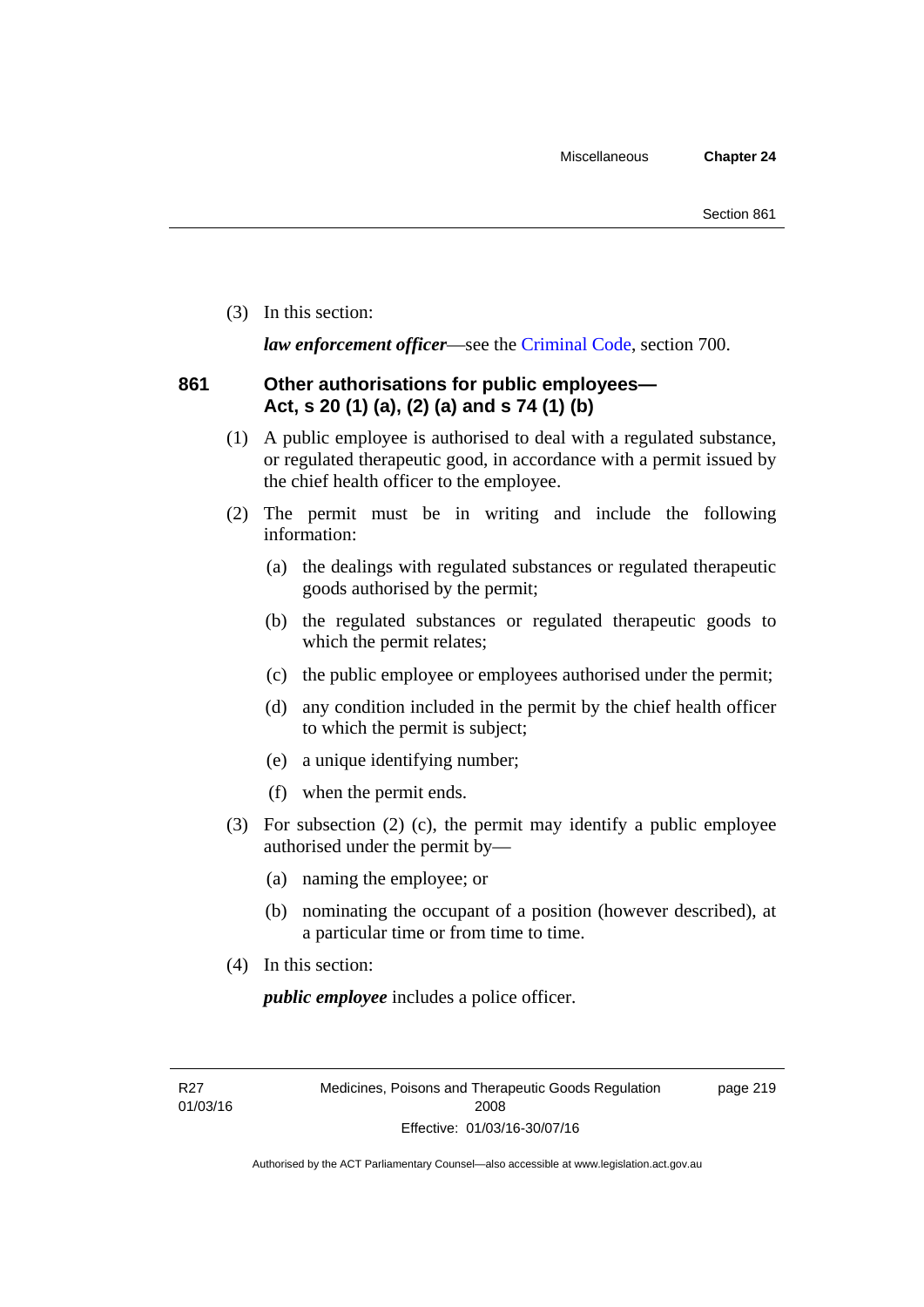(3) In this section:

***law enforcement officer***—see the Criminal Code, section 700.

## 861 Other authorisations for public employees—Act, s 20 (1) (a), (2) (a) and s 74 (1) (b)

(1) A public employee is authorised to deal with a regulated substance, or regulated therapeutic good, in accordance with a permit issued by the chief health officer to the employee.

(2) The permit must be in writing and include the following information:

(a) the dealings with regulated substances or regulated therapeutic goods authorised by the permit;

(b) the regulated substances or regulated therapeutic goods to which the permit relates;

(c) the public employee or employees authorised under the permit;

(d) any condition included in the permit by the chief health officer to which the permit is subject;

(e) a unique identifying number;

(f) when the permit ends.

(3) For subsection (2) (c), the permit may identify a public employee authorised under the permit by—

(a) naming the employee; or

(b) nominating the occupant of a position (however described), at a particular time or from time to time.

(4) In this section:

***public employee*** includes a police officer.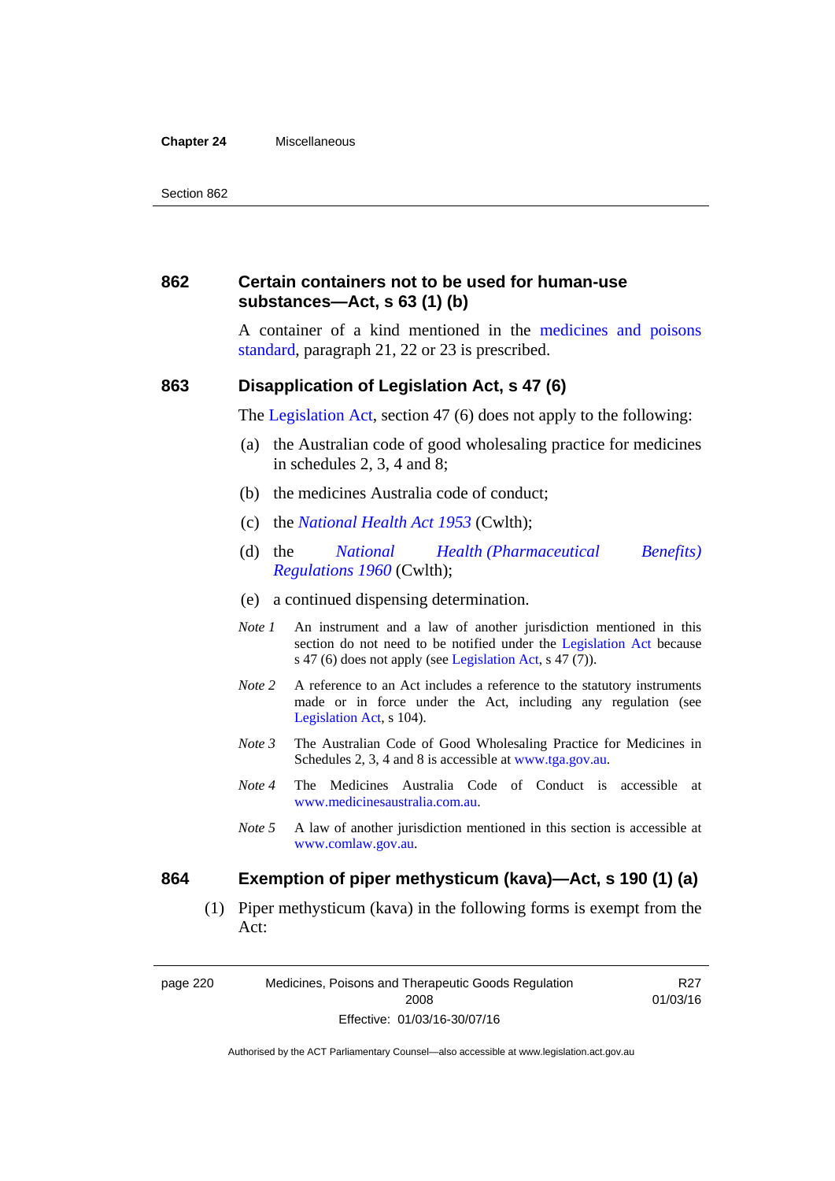### 862 Certain containers not to be used for human-use substances—Act, s 63 (1) (b)

A container of a kind mentioned in the medicines and poisons standard, paragraph 21, 22 or 23 is prescribed.

### 863 Disapplication of Legislation Act, s 47 (6)

The Legislation Act, section 47 (6) does not apply to the following:

(a) the Australian code of good wholesaling practice for medicines in schedules 2, 3, 4 and 8;

(b) the medicines Australia code of conduct;

(c) the *National Health Act 1953* (Cwlth);

(d) the *National Health (Pharmaceutical Benefits) Regulations 1960* (Cwlth);

(e) a continued dispensing determination.

*Note 1* An instrument and a law of another jurisdiction mentioned in this section do not need to be notified under the Legislation Act because s 47 (6) does not apply (see Legislation Act, s 47 (7)).

*Note 2* A reference to an Act includes a reference to the statutory instruments made or in force under the Act, including any regulation (see Legislation Act, s 104).

*Note 3* The Australian Code of Good Wholesaling Practice for Medicines in Schedules 2, 3, 4 and 8 is accessible at www.tga.gov.au.

*Note 4* The Medicines Australia Code of Conduct is accessible at www.medicinesaustralia.com.au.

*Note 5* A law of another jurisdiction mentioned in this section is accessible at www.comlaw.gov.au.

### 864 Exemption of piper methysticum (kava)—Act, s 190 (1) (a)

(1) Piper methysticum (kava) in the following forms is exempt from the Act: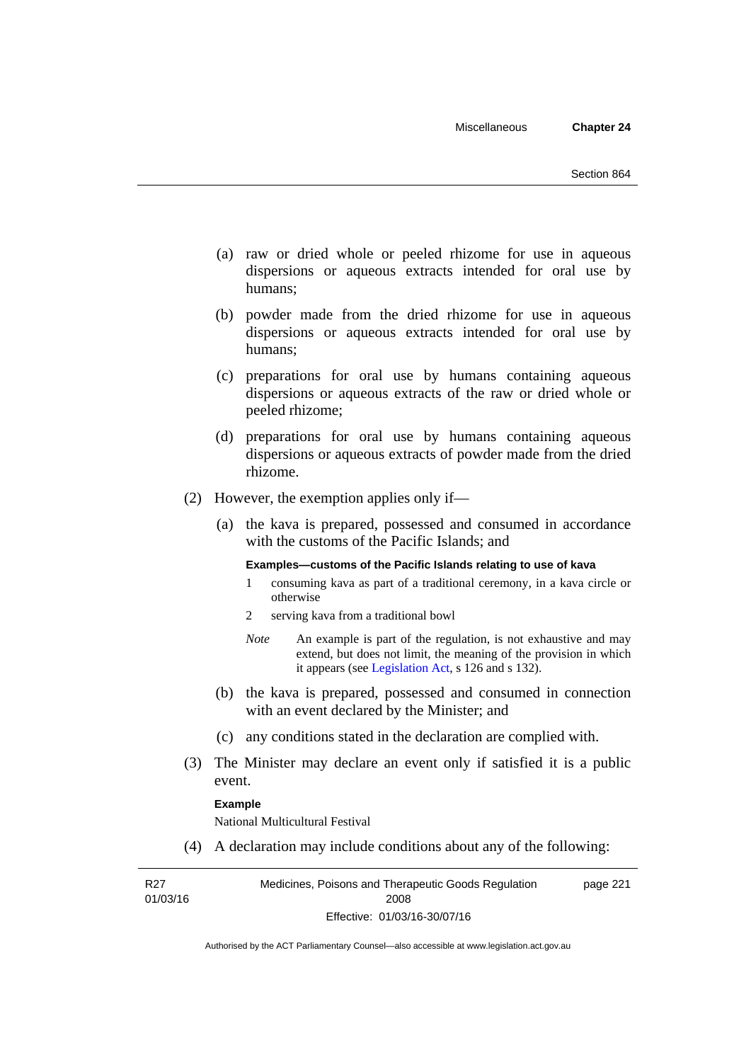(a) raw or dried whole or peeled rhizome for use in aqueous dispersions or aqueous extracts intended for oral use by humans;

(b) powder made from the dried rhizome for use in aqueous dispersions or aqueous extracts intended for oral use by humans;

(c) preparations for oral use by humans containing aqueous dispersions or aqueous extracts of the raw or dried whole or peeled rhizome;

(d) preparations for oral use by humans containing aqueous dispersions or aqueous extracts of powder made from the dried rhizome.

(2) However, the exemption applies only if—

(a) the kava is prepared, possessed and consumed in accordance with the customs of the Pacific Islands; and

**Examples—customs of the Pacific Islands relating to use of kava**

1 consuming kava as part of a traditional ceremony, in a kava circle or otherwise

2 serving kava from a traditional bowl

*Note* An example is part of the regulation, is not exhaustive and may extend, but does not limit, the meaning of the provision in which it appears (see Legislation Act, s 126 and s 132).

(b) the kava is prepared, possessed and consumed in connection with an event declared by the Minister; and

(c) any conditions stated in the declaration are complied with.

(3) The Minister may declare an event only if satisfied it is a public event.

**Example**

National Multicultural Festival

(4) A declaration may include conditions about any of the following: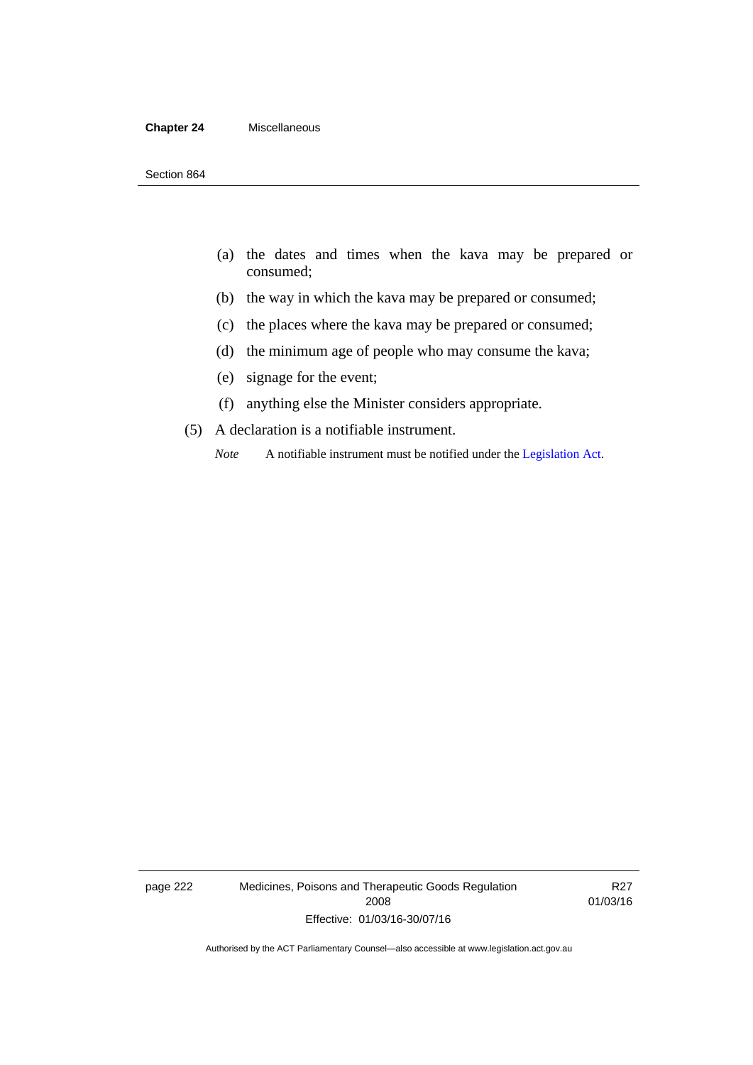(a) the dates and times when the kava may be prepared or consumed;

(b) the way in which the kava may be prepared or consumed;

(c) the places where the kava may be prepared or consumed;

(d) the minimum age of people who may consume the kava;

(e) signage for the event;

(f) anything else the Minister considers appropriate.

(5) A declaration is a notifiable instrument.

*Note* A notifiable instrument must be notified under the Legislation Act.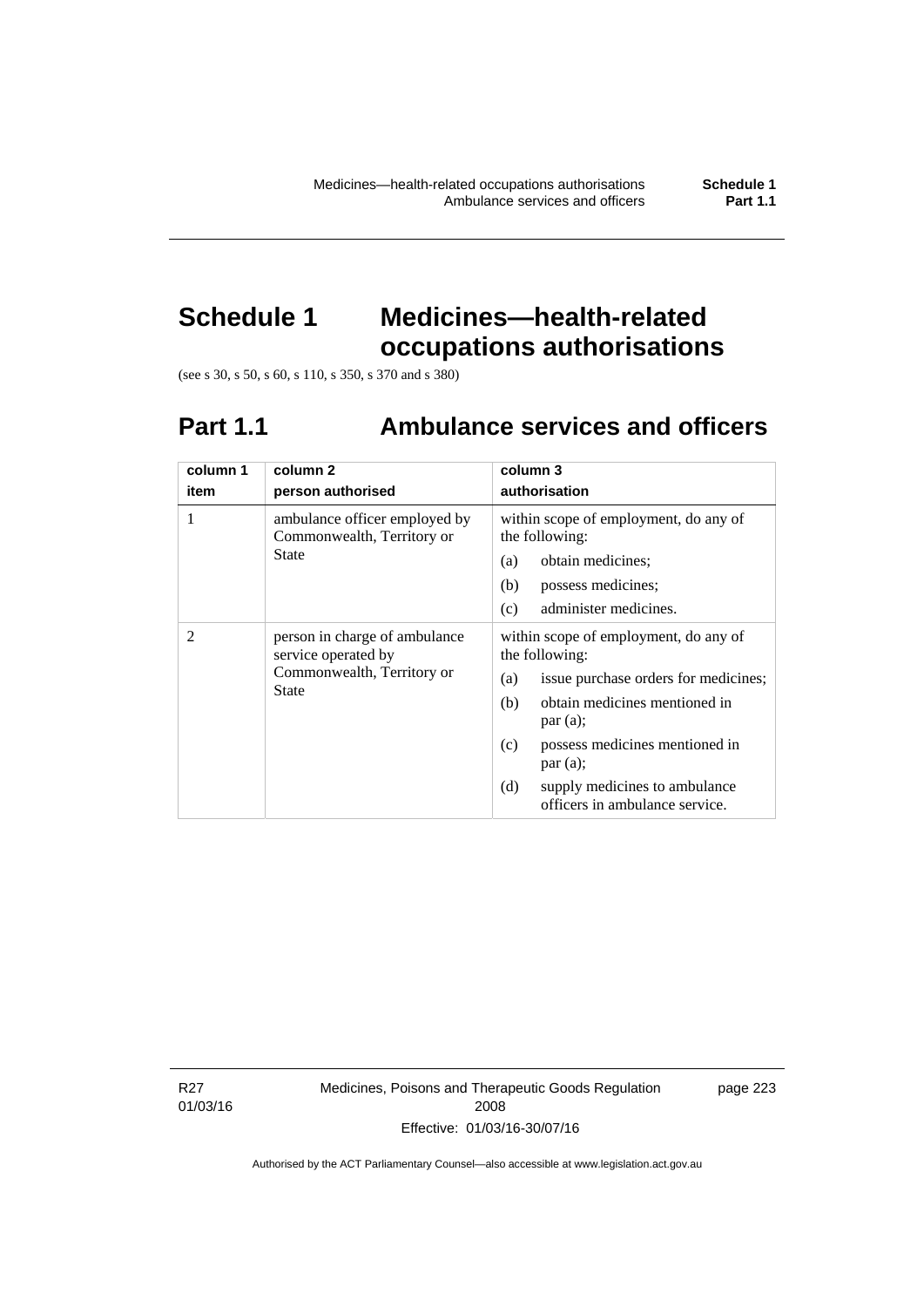# Schedule 1 Medicines—health-related occupations authorisations

(see s 30, s 50, s 60, s 110, s 350, s 370 and s 380)

## Part 1.1 Ambulance services and officers

| column 1<br>item | column 2<br>person authorised | column 3<br>authorisation |
|---|---|---|
| 1 | ambulance officer employed by Commonwealth, Territory or State | within scope of employment, do any of the following:<br>(a) obtain medicines;<br>(b) possess medicines;<br>(c) administer medicines. |
| 2 | person in charge of ambulance service operated by Commonwealth, Territory or State | within scope of employment, do any of the following:<br>(a) issue purchase orders for medicines;<br>(b) obtain medicines mentioned in par (a);<br>(c) possess medicines mentioned in par (a);<br>(d) supply medicines to ambulance officers in ambulance service. |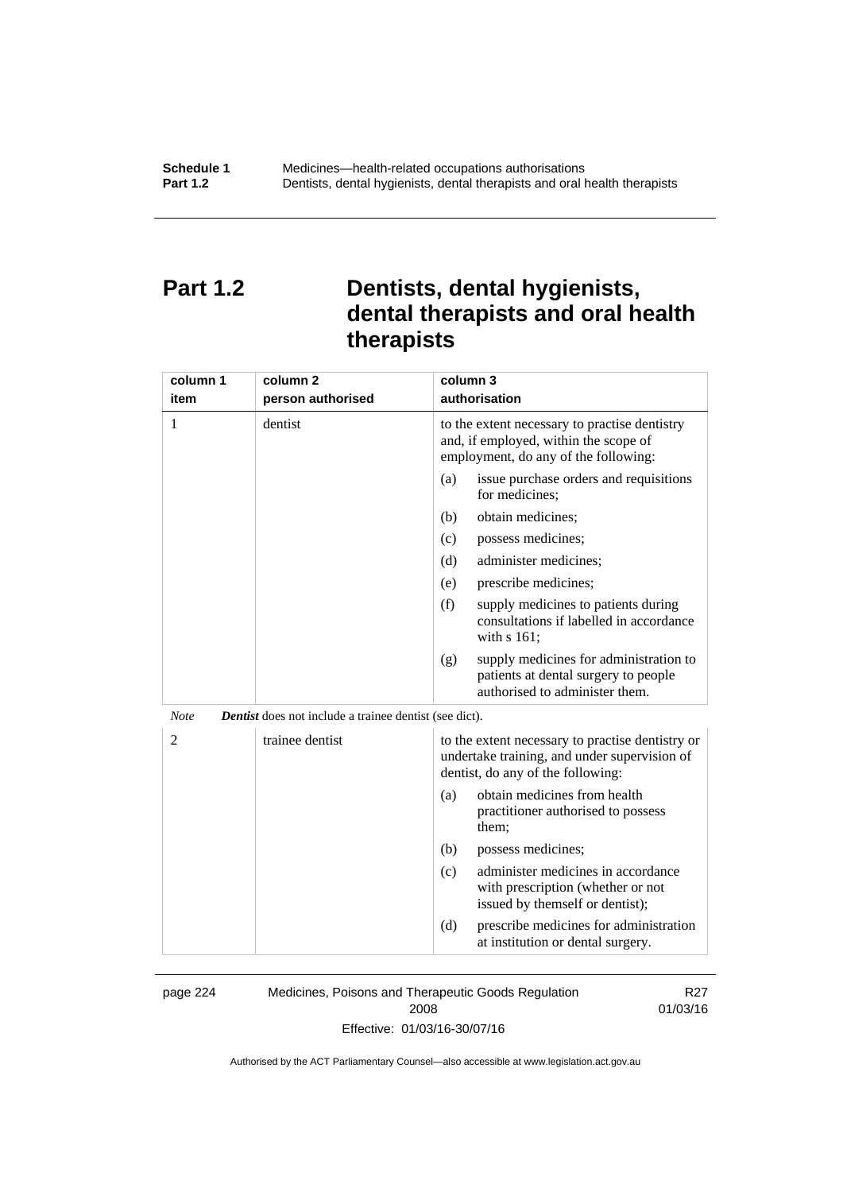# Part 1.2 Dentists, dental hygienists, dental therapists and oral health therapists

| column 1<br>item | column 2<br>person authorised | column 3<br>authorisation |
|---|---|---|
| 1 | dentist | to the extent necessary to practise dentistry and, if employed, within the scope of employment, do any of the following:<br>(a) issue purchase orders and requisitions for medicines;<br>(b) obtain medicines;<br>(c) possess medicines;<br>(d) administer medicines;<br>(e) prescribe medicines;<br>(f) supply medicines to patients during consultations if labelled in accordance with s 161;<br>(g) supply medicines for administration to patients at dental surgery to people authorised to administer them. |

*Note* ***Dentist*** does not include a trainee dentist (see dict).

| column 1<br>item | column 2<br>person authorised | column 3<br>authorisation |
|---|---|---|
| 2 | trainee dentist | to the extent necessary to practise dentistry or undertake training, and under supervision of dentist, do any of the following:<br>(a) obtain medicines from health practitioner authorised to possess them;<br>(b) possess medicines;<br>(c) administer medicines in accordance with prescription (whether or not issued by themself or dentist);<br>(d) prescribe medicines for administration at institution or dental surgery. |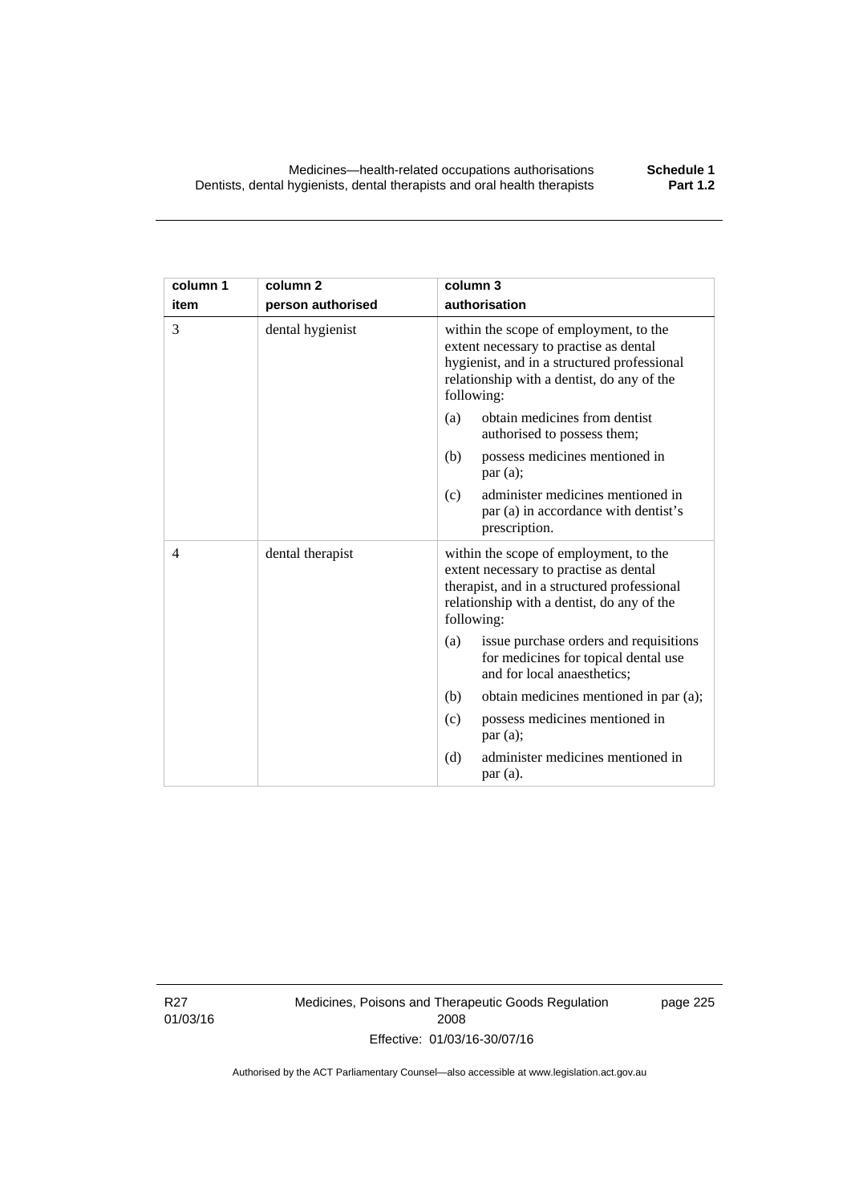| column 1<br>item | column 2<br>person authorised | column 3<br>authorisation |
| --- | --- | --- |
| 3 | dental hygienist | within the scope of employment, to the extent necessary to practise as dental hygienist, and in a structured professional relationship with a dentist, do any of the following:<br>(a) obtain medicines from dentist authorised to possess them;<br>(b) possess medicines mentioned in par (a);<br>(c) administer medicines mentioned in par (a) in accordance with dentist's prescription. |
| 4 | dental therapist | within the scope of employment, to the extent necessary to practise as dental therapist, and in a structured professional relationship with a dentist, do any of the following:<br>(a) issue purchase orders and requisitions for medicines for topical dental use and for local anaesthetics;<br>(b) obtain medicines mentioned in par (a);<br>(c) possess medicines mentioned in par (a);<br>(d) administer medicines mentioned in par (a). |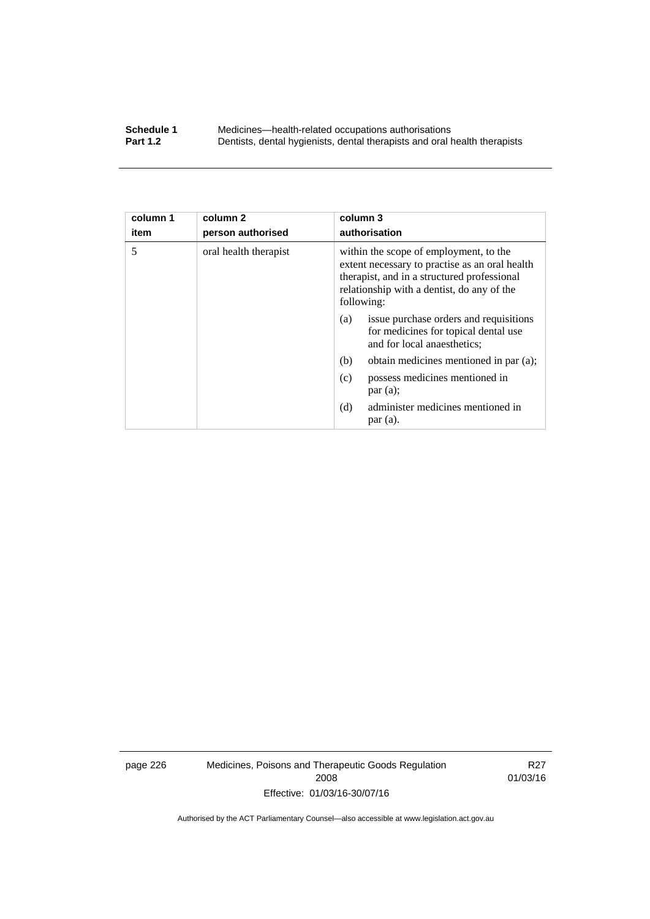| column 1 item | column 2 person authorised | column 3 authorisation |
|---|---|---|
| 5 | oral health therapist | within the scope of employment, to the extent necessary to practise as an oral health therapist, and in a structured professional relationship with a dentist, do any of the following:<br>(a) issue purchase orders and requisitions for medicines for topical dental use and for local anaesthetics;<br>(b) obtain medicines mentioned in par (a);<br>(c) possess medicines mentioned in par (a);<br>(d) administer medicines mentioned in par (a). |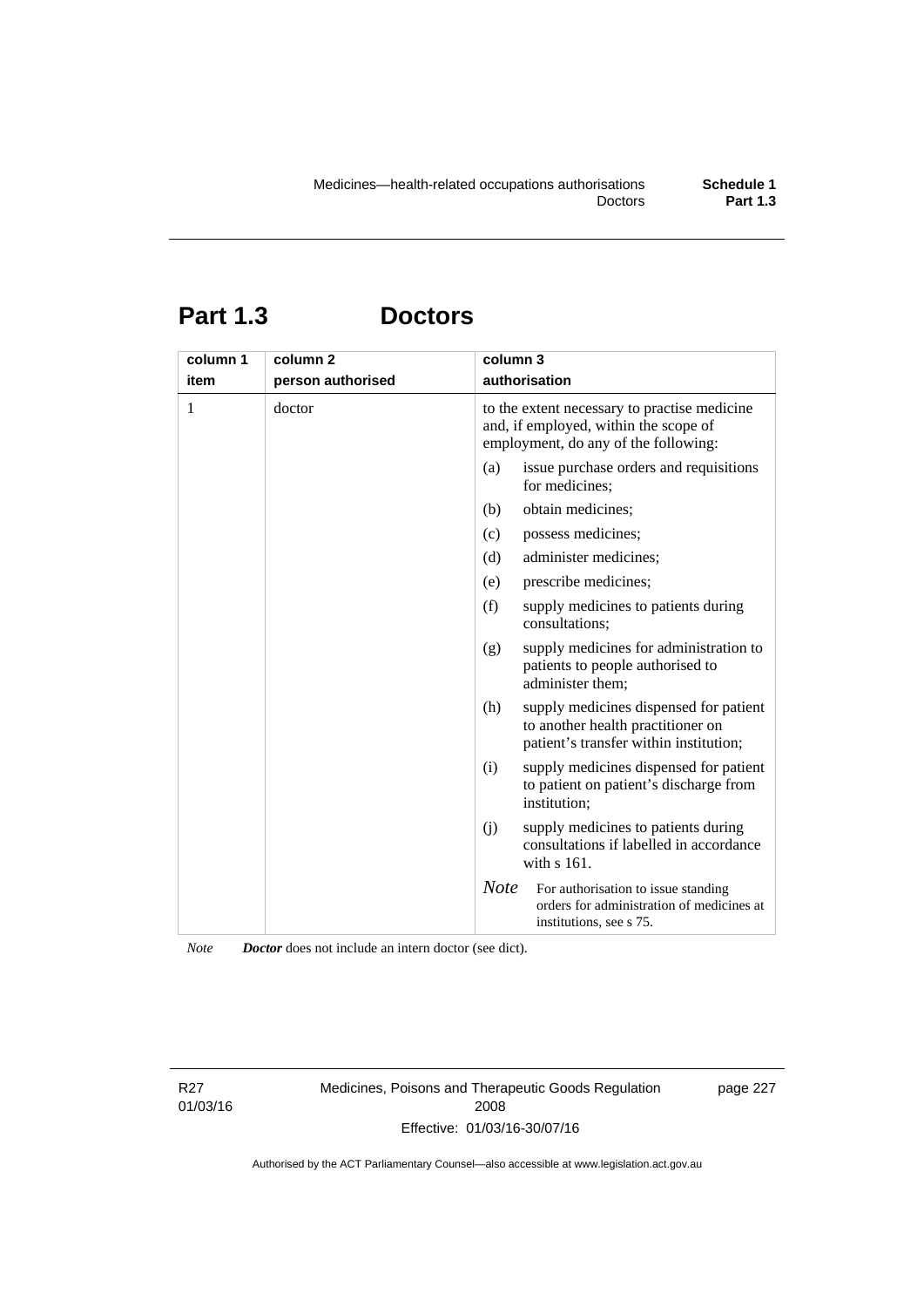# Part 1.3 Doctors

| column 1 item | column 2 person authorised | column 3 authorisation |
|---|---|---|
| 1 | doctor | to the extent necessary to practise medicine and, if employed, within the scope of employment, do any of the following: (a) issue purchase orders and requisitions for medicines; (b) obtain medicines; (c) possess medicines; (d) administer medicines; (e) prescribe medicines; (f) supply medicines to patients during consultations; (g) supply medicines for administration to patients to people authorised to administer them; (h) supply medicines dispensed for patient to another health practitioner on patient's transfer within institution; (i) supply medicines dispensed for patient to patient on patient's discharge from institution; (j) supply medicines to patients during consultations if labelled in accordance with s 161. *Note* For authorisation to issue standing orders for administration of medicines at institutions, see s 75. |

*Note* ***Doctor*** does not include an intern doctor (see dict).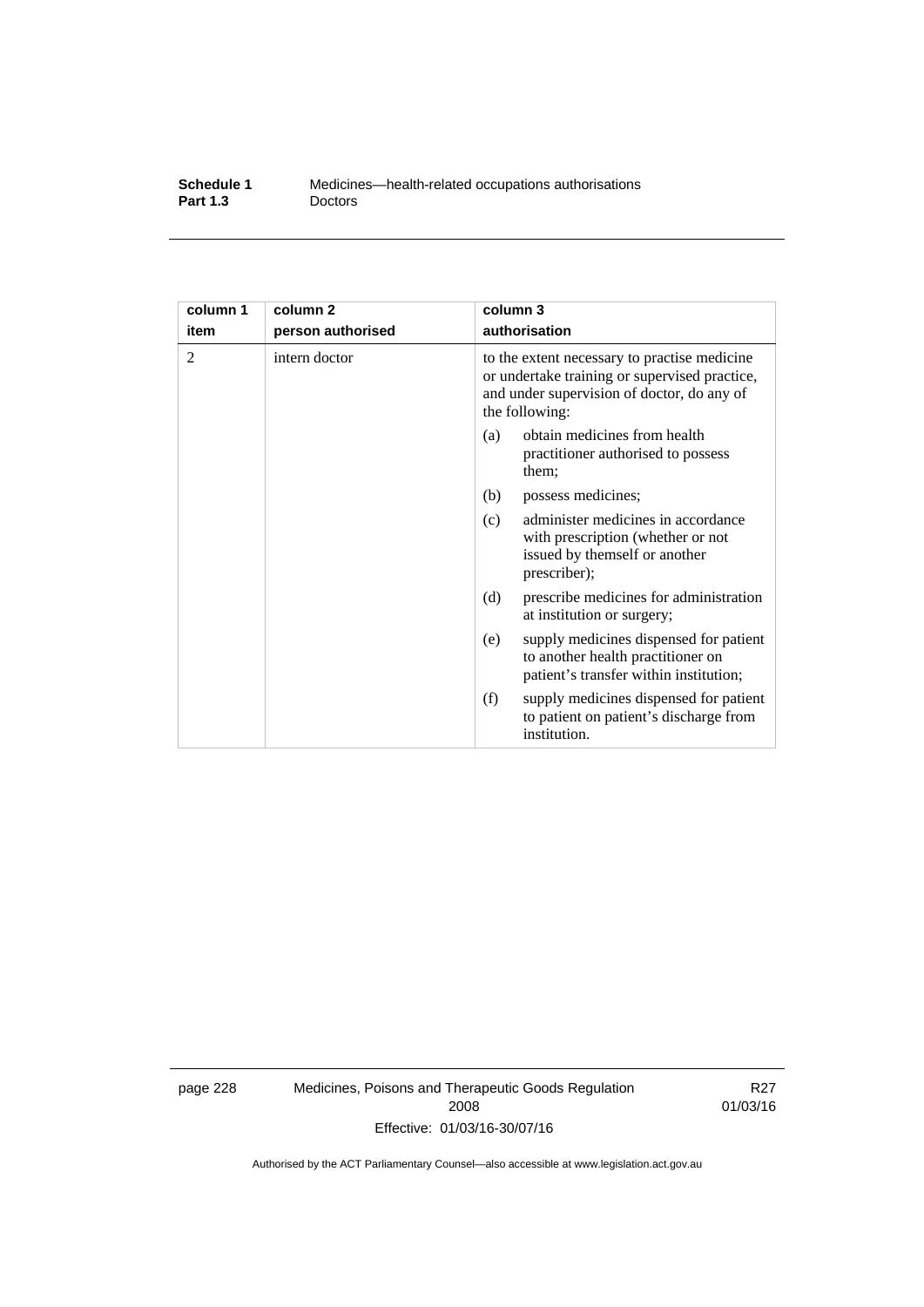| column 1 item | column 2 person authorised | column 3 authorisation |
|---|---|---|
| 2 | intern doctor | to the extent necessary to practise medicine or undertake training or supervised practice, and under supervision of doctor, do any of the following: (a) obtain medicines from health practitioner authorised to possess them; (b) possess medicines; (c) administer medicines in accordance with prescription (whether or not issued by themself or another prescriber); (d) prescribe medicines for administration at institution or surgery; (e) supply medicines dispensed for patient to another health practitioner on patient's transfer within institution; (f) supply medicines dispensed for patient to patient on patient's discharge from institution. |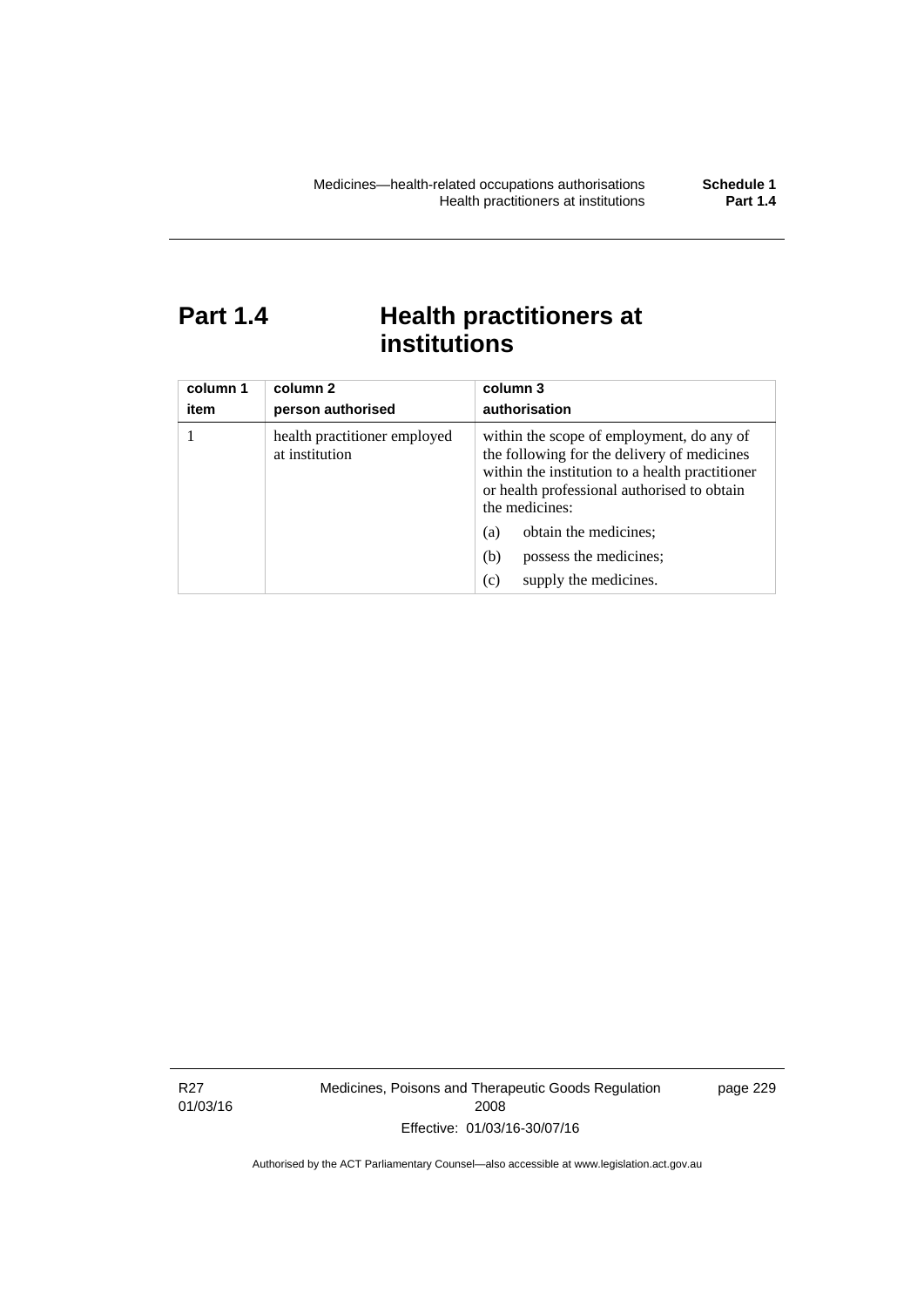# Part 1.4 Health practitioners at institutions

| column 1<br>item | column 2<br>person authorised | column 3<br>authorisation |
|---|---|---|
| 1 | health practitioner employed at institution | within the scope of employment, do any of the following for the delivery of medicines within the institution to a health practitioner or health professional authorised to obtain the medicines:<br>(a) obtain the medicines;<br>(b) possess the medicines;<br>(c) supply the medicines. |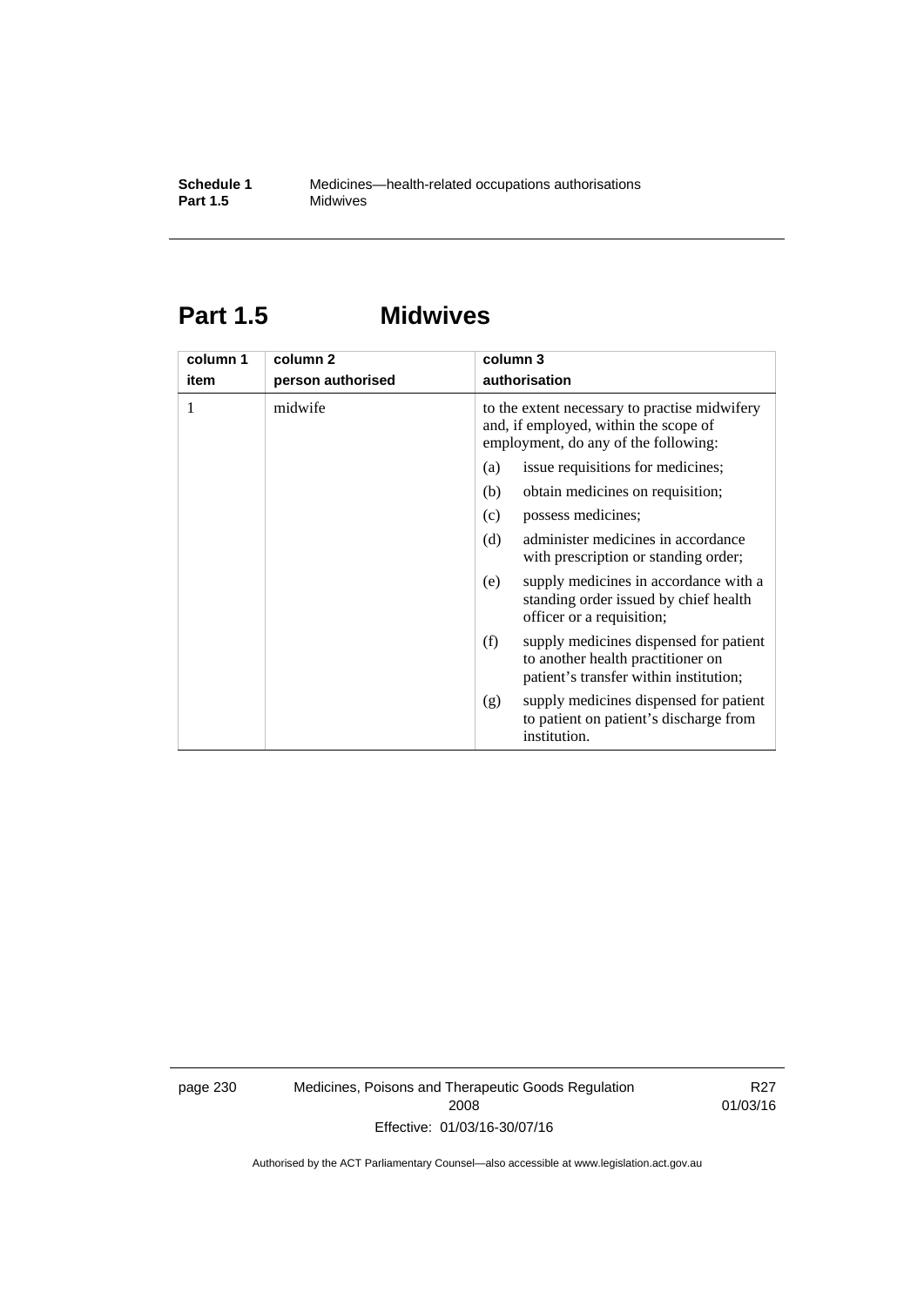## Part 1.5 Midwives

| column 1 item | column 2 person authorised | column 3 authorisation |
|---|---|---|
| 1 | midwife | to the extent necessary to practise midwifery and, if employed, within the scope of employment, do any of the following: |
| | | (a) issue requisitions for medicines; |
| | | (b) obtain medicines on requisition; |
| | | (c) possess medicines; |
| | | (d) administer medicines in accordance with prescription or standing order; |
| | | (e) supply medicines in accordance with a standing order issued by chief health officer or a requisition; |
| | | (f) supply medicines dispensed for patient to another health practitioner on patient's transfer within institution; |
| | | (g) supply medicines dispensed for patient to patient on patient's discharge from institution. |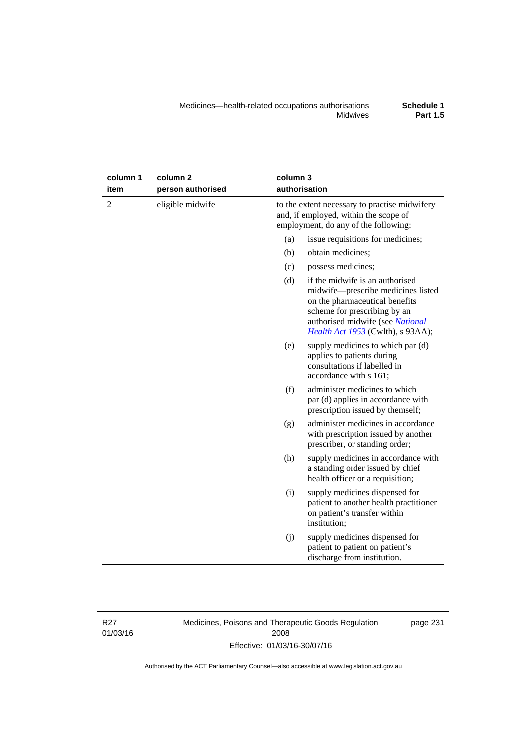| column 1<br>item | column 2<br>person authorised | column 3<br>authorisation |
|---|---|---|
| 2 | eligible midwife | to the extent necessary to practise midwifery and, if employed, within the scope of employment, do any of the following:<br>(a) issue requisitions for medicines;<br>(b) obtain medicines;<br>(c) possess medicines;<br>(d) if the midwife is an authorised midwife—prescribe medicines listed on the pharmaceutical benefits scheme for prescribing by an authorised midwife (see *National Health Act 1953* (Cwlth), s 93AA);<br>(e) supply medicines to which par (d) applies to patients during consultations if labelled in accordance with s 161;<br>(f) administer medicines to which par (d) applies in accordance with prescription issued by themself;<br>(g) administer medicines in accordance with prescription issued by another prescriber, or standing order;<br>(h) supply medicines in accordance with a standing order issued by chief health officer or a requisition;<br>(i) supply medicines dispensed for patient to another health practitioner on patient's transfer within institution;<br>(j) supply medicines dispensed for patient to patient on patient's discharge from institution. |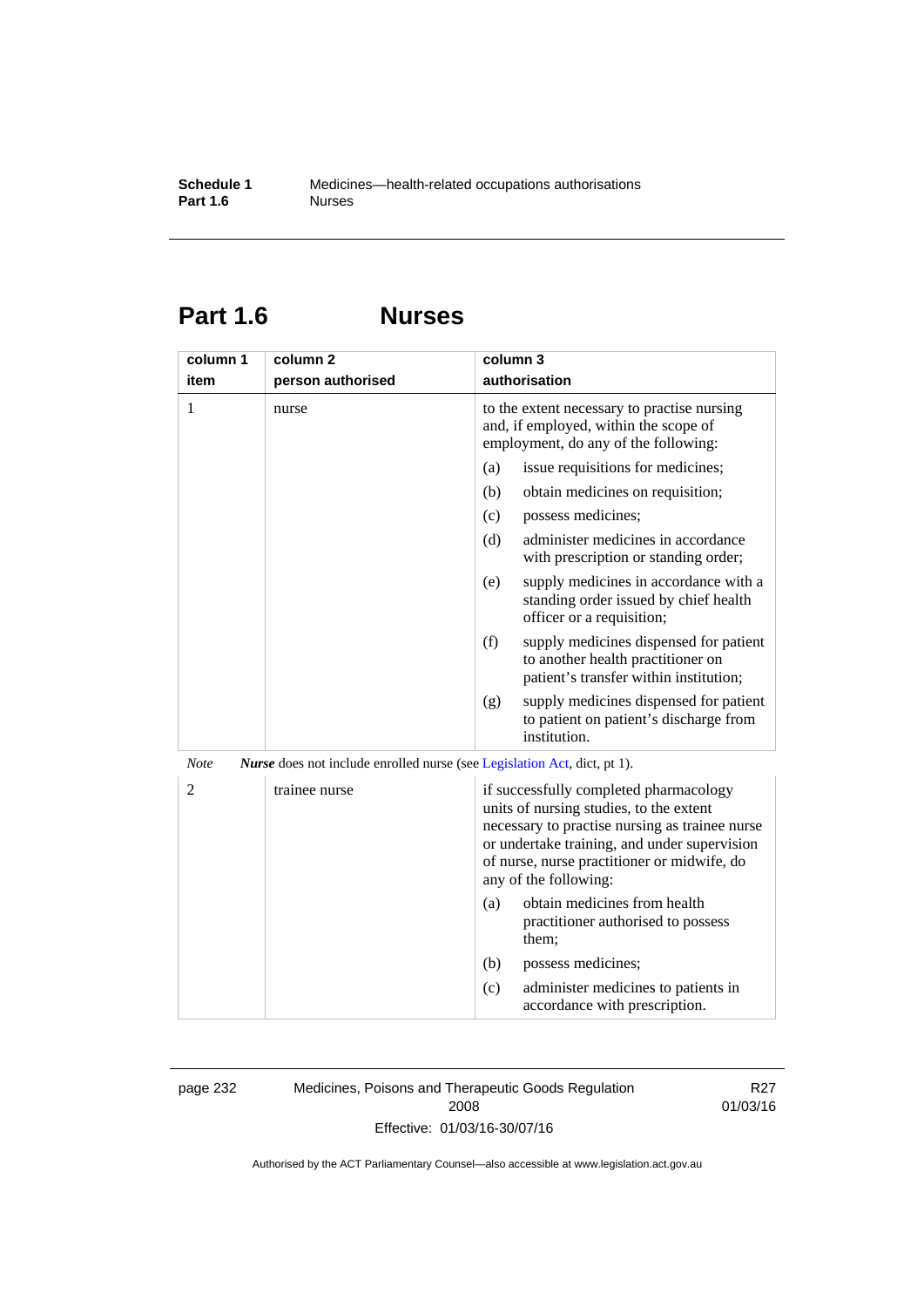# Part 1.6 Nurses

| column 1<br>item | column 2<br>person authorised | column 3<br>authorisation |
|---|---|---|
| 1 | nurse | to the extent necessary to practise nursing and, if employed, within the scope of employment, do any of the following:<br>(a) issue requisitions for medicines;<br>(b) obtain medicines on requisition;<br>(c) possess medicines;<br>(d) administer medicines in accordance with prescription or standing order;<br>(e) supply medicines in accordance with a standing order issued by chief health officer or a requisition;<br>(f) supply medicines dispensed for patient to another health practitioner on patient's transfer within institution;<br>(g) supply medicines dispensed for patient to patient on patient's discharge from institution. |

*Note* ***Nurse*** does not include enrolled nurse (see Legislation Act, dict, pt 1).

| column 1<br>item | column 2<br>person authorised | column 3<br>authorisation |
|---|---|---|
| 2 | trainee nurse | if successfully completed pharmacology units of nursing studies, to the extent necessary to practise nursing as trainee nurse or undertake training, and under supervision of nurse, nurse practitioner or midwife, do any of the following:<br>(a) obtain medicines from health practitioner authorised to possess them;<br>(b) possess medicines;<br>(c) administer medicines to patients in accordance with prescription. |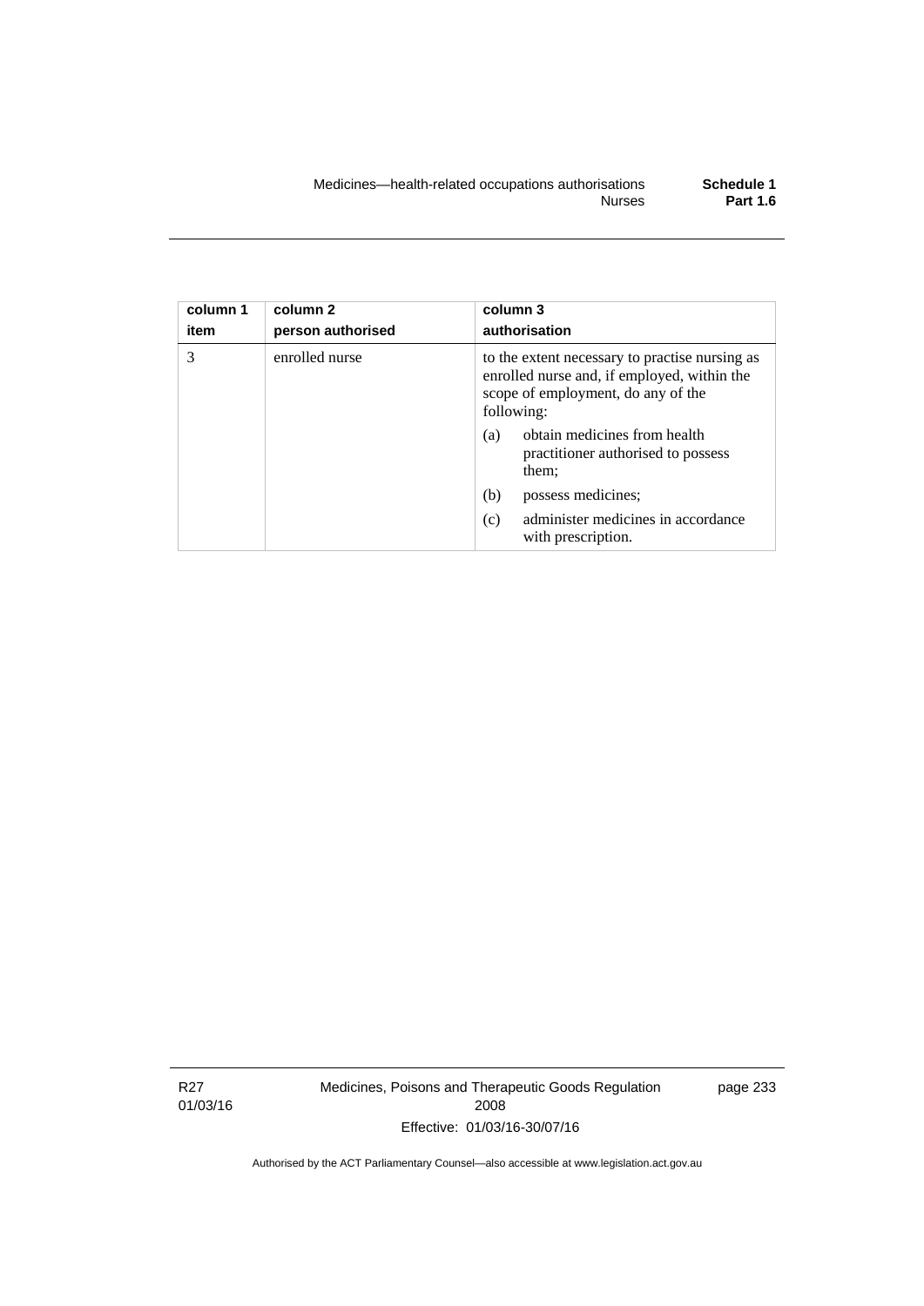| column 1 item | column 2 person authorised | column 3 authorisation |
|---|---|---|
| 3 | enrolled nurse | to the extent necessary to practise nursing as enrolled nurse and, if employed, within the scope of employment, do any of the following:<br>(a) obtain medicines from health practitioner authorised to possess them;<br>(b) possess medicines;<br>(c) administer medicines in accordance with prescription. |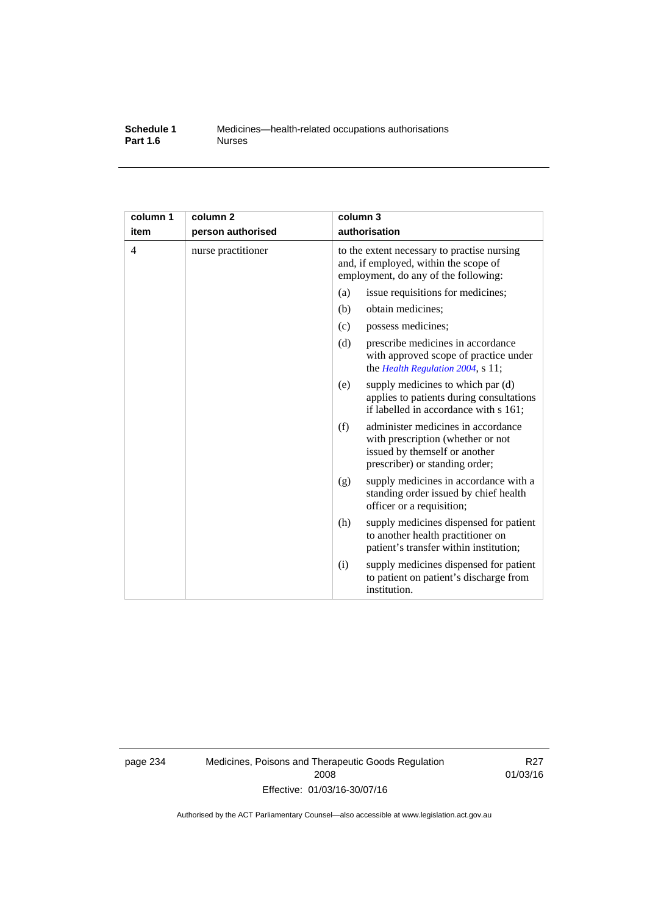| column 1 item | column 2 person authorised | column 3 authorisation |
|---|---|---|
| 4 | nurse practitioner | to the extent necessary to practise nursing and, if employed, within the scope of employment, do any of the following: (a) issue requisitions for medicines; (b) obtain medicines; (c) possess medicines; (d) prescribe medicines in accordance with approved scope of practice under the *Health Regulation 2004*, s 11; (e) supply medicines to which par (d) applies to patients during consultations if labelled in accordance with s 161; (f) administer medicines in accordance with prescription (whether or not issued by themself or another prescriber) or standing order; (g) supply medicines in accordance with a standing order issued by chief health officer or a requisition; (h) supply medicines dispensed for patient to another health practitioner on patient's transfer within institution; (i) supply medicines dispensed for patient to patient on patient's discharge from institution. |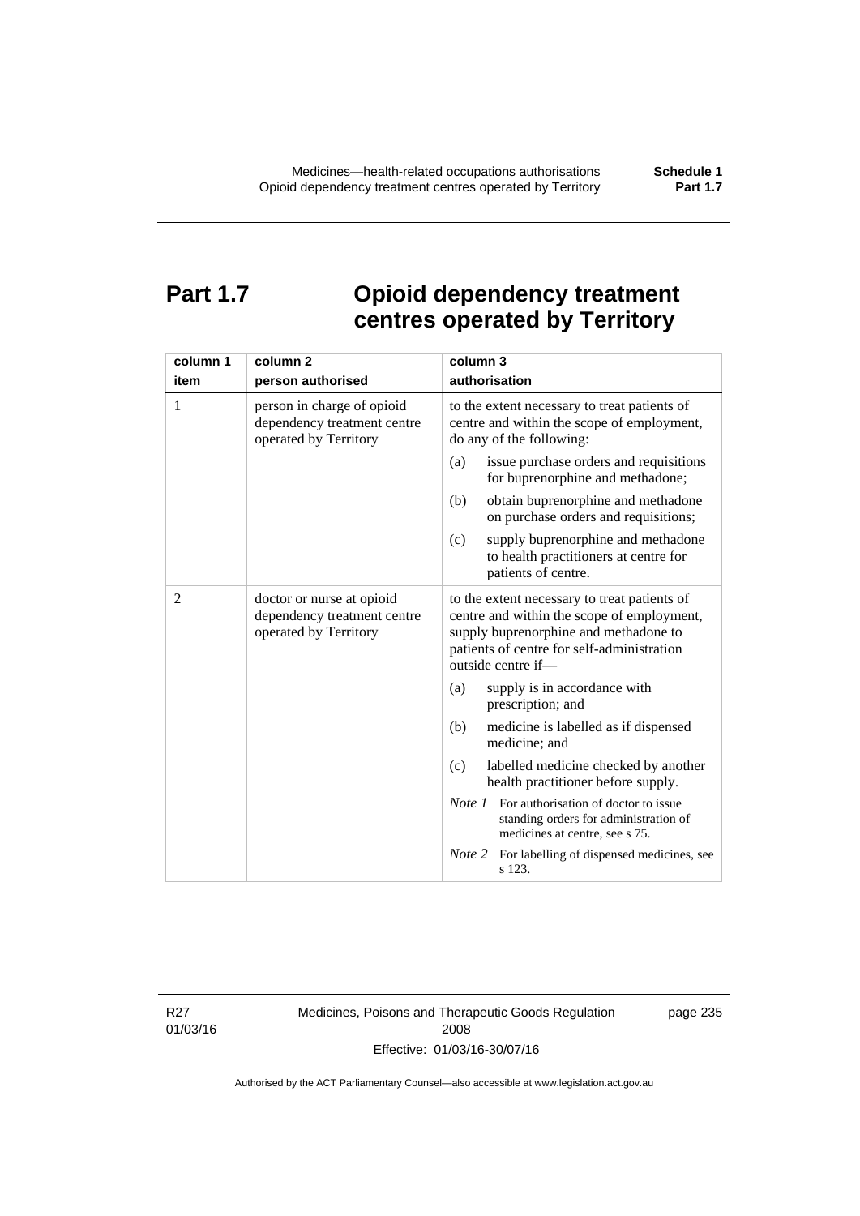# Part 1.7 Opioid dependency treatment centres operated by Territory

| column 1<br>item | column 2<br>person authorised | column 3<br>authorisation |
|---|---|---|
| 1 | person in charge of opioid dependency treatment centre operated by Territory | to the extent necessary to treat patients of centre and within the scope of employment, do any of the following:<br>(a) issue purchase orders and requisitions for buprenorphine and methadone;<br>(b) obtain buprenorphine and methadone on purchase orders and requisitions;<br>(c) supply buprenorphine and methadone to health practitioners at centre for patients of centre. |
| 2 | doctor or nurse at opioid dependency treatment centre operated by Territory | to the extent necessary to treat patients of centre and within the scope of employment, supply buprenorphine and methadone to patients of centre for self-administration outside centre if—<br>(a) supply is in accordance with prescription; and<br>(b) medicine is labelled as if dispensed medicine; and<br>(c) labelled medicine checked by another health practitioner before supply.<br>*Note 1* For authorisation of doctor to issue standing orders for administration of medicines at centre, see s 75.<br>*Note 2* For labelling of dispensed medicines, see s 123. |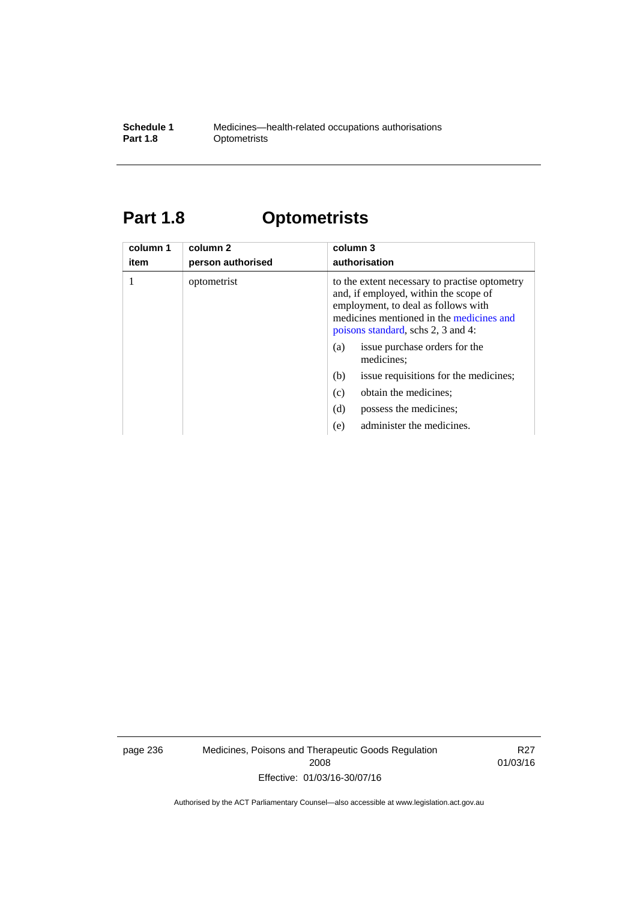# Part 1.8 Optometrists

| column 1<br>item | column 2<br>person authorised | column 3<br>authorisation |
|---|---|---|
| 1 | optometrist | to the extent necessary to practise optometry and, if employed, within the scope of employment, to deal as follows with medicines mentioned in the medicines and poisons standard, schs 2, 3 and 4:<br>(a) issue purchase orders for the medicines;<br>(b) issue requisitions for the medicines;<br>(c) obtain the medicines;<br>(d) possess the medicines;<br>(e) administer the medicines. |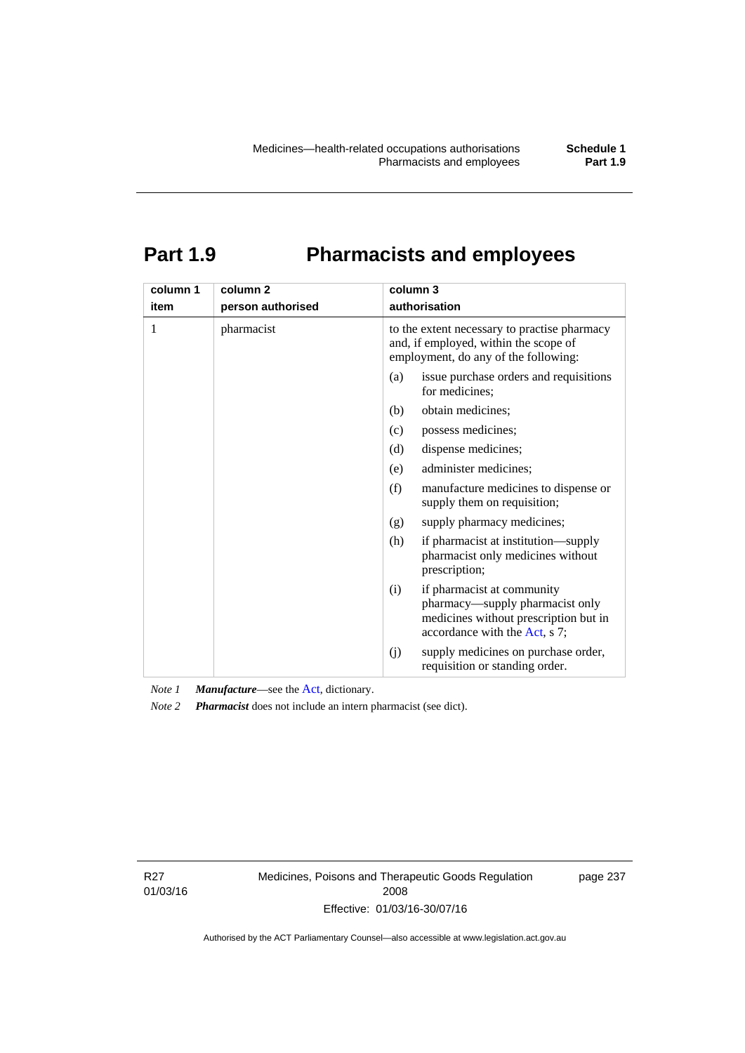# Part 1.9 Pharmacists and employees

| column 1<br>item | column 2<br>person authorised | column 3<br>authorisation |
|---|---|---|
| 1 | pharmacist | to the extent necessary to practise pharmacy and, if employed, within the scope of employment, do any of the following:<br>(a) issue purchase orders and requisitions for medicines;<br>(b) obtain medicines;<br>(c) possess medicines;<br>(d) dispense medicines;<br>(e) administer medicines;<br>(f) manufacture medicines to dispense or supply them on requisition;<br>(g) supply pharmacy medicines;<br>(h) if pharmacist at institution—supply pharmacist only medicines without prescription;<br>(i) if pharmacist at community pharmacy—supply pharmacist only medicines without prescription but in accordance with the Act, s 7;<br>(j) supply medicines on purchase order, requisition or standing order. |

*Note 1* ***Manufacture***—see the Act, dictionary.

*Note 2* ***Pharmacist*** does not include an intern pharmacist (see dict).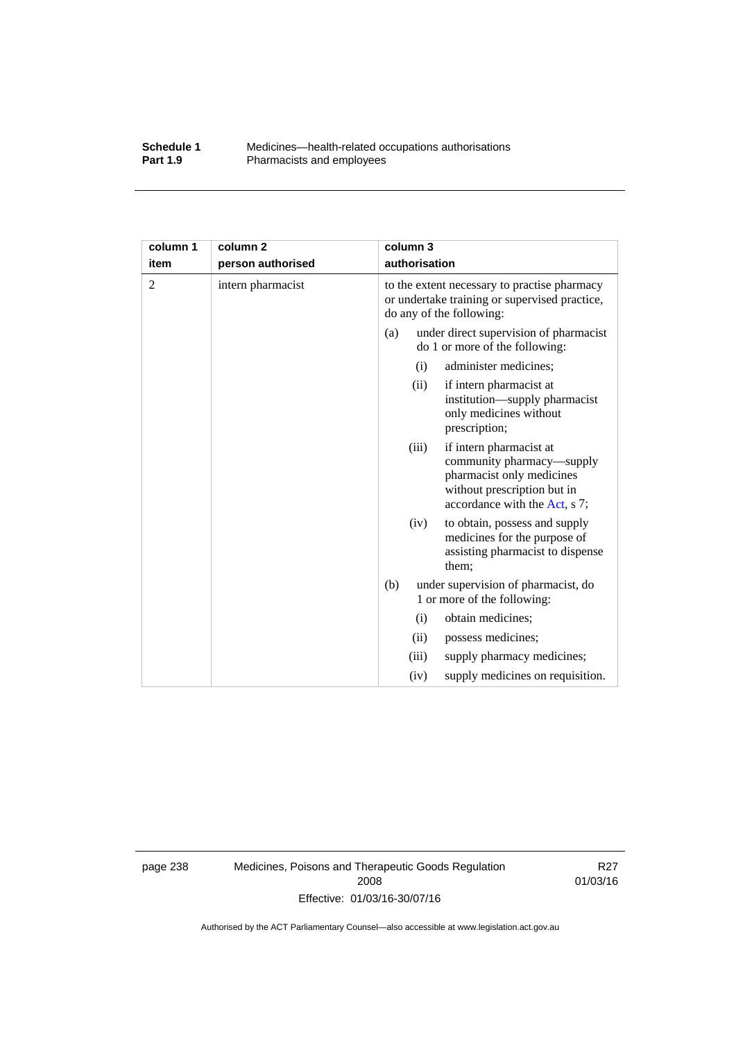| column 1 item | column 2 person authorised | column 3 authorisation |
|---|---|---|
| 2 | intern pharmacist | to the extent necessary to practise pharmacy or undertake training or supervised practice, do any of the following:<br>(a) under direct supervision of pharmacist do 1 or more of the following:<br>(i) administer medicines;<br>(ii) if intern pharmacist at institution—supply pharmacist only medicines without prescription;<br>(iii) if intern pharmacist at community pharmacy—supply pharmacist only medicines without prescription but in accordance with the Act, s 7;<br>(iv) to obtain, possess and supply medicines for the purpose of assisting pharmacist to dispense them;<br>(b) under supervision of pharmacist, do 1 or more of the following:<br>(i) obtain medicines;<br>(ii) possess medicines;<br>(iii) supply pharmacy medicines;<br>(iv) supply medicines on requisition. |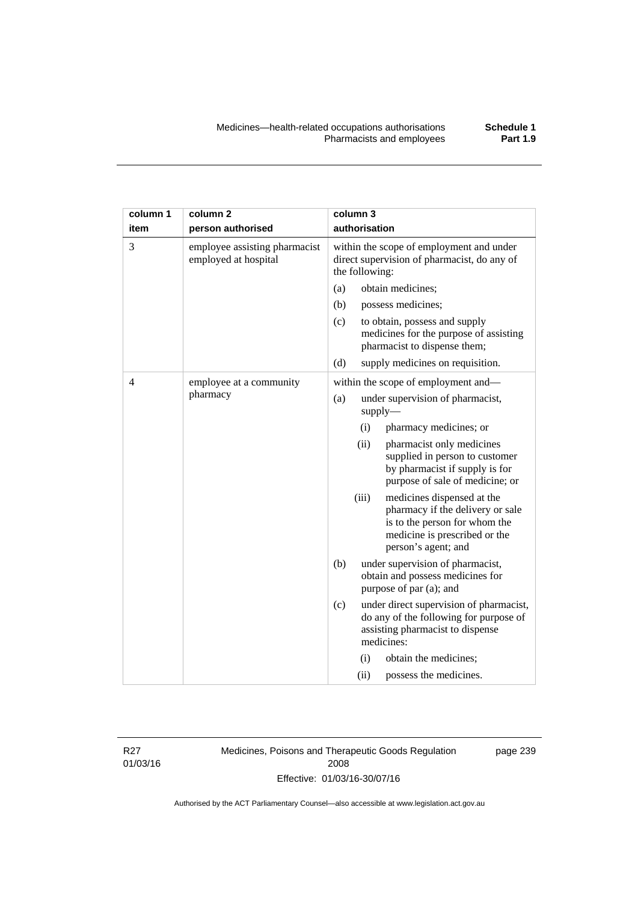| column 1 item | column 2 person authorised | column 3 authorisation |
|---|---|---|
| 3 | employee assisting pharmacist employed at hospital | within the scope of employment and under direct supervision of pharmacist, do any of the following:<br>(a) obtain medicines;<br>(b) possess medicines;<br>(c) to obtain, possess and supply medicines for the purpose of assisting pharmacist to dispense them;<br>(d) supply medicines on requisition. |
| 4 | employee at a community pharmacy | within the scope of employment and—<br>(a) under supervision of pharmacist, supply—<br>(i) pharmacy medicines; or<br>(ii) pharmacist only medicines supplied in person to customer by pharmacist if supply is for purpose of sale of medicine; or<br>(iii) medicines dispensed at the pharmacy if the delivery or sale is to the person for whom the medicine is prescribed or the person's agent; and<br>(b) under supervision of pharmacist, obtain and possess medicines for purpose of par (a); and<br>(c) under direct supervision of pharmacist, do any of the following for purpose of assisting pharmacist to dispense medicines:<br>(i) obtain the medicines;<br>(ii) possess the medicines. |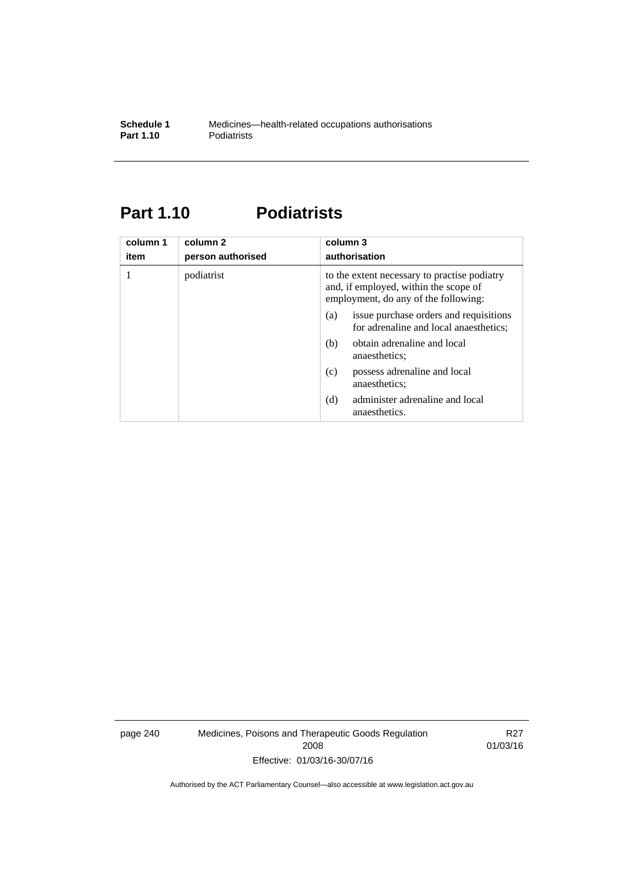# Part 1.10 Podiatrists

| column 1<br>item | column 2<br>person authorised | column 3<br>authorisation |
|---|---|---|
| 1 | podiatrist | to the extent necessary to practise podiatry and, if employed, within the scope of employment, do any of the following:<br>(a) issue purchase orders and requisitions for adrenaline and local anaesthetics;<br>(b) obtain adrenaline and local anaesthetics;<br>(c) possess adrenaline and local anaesthetics;<br>(d) administer adrenaline and local anaesthetics. |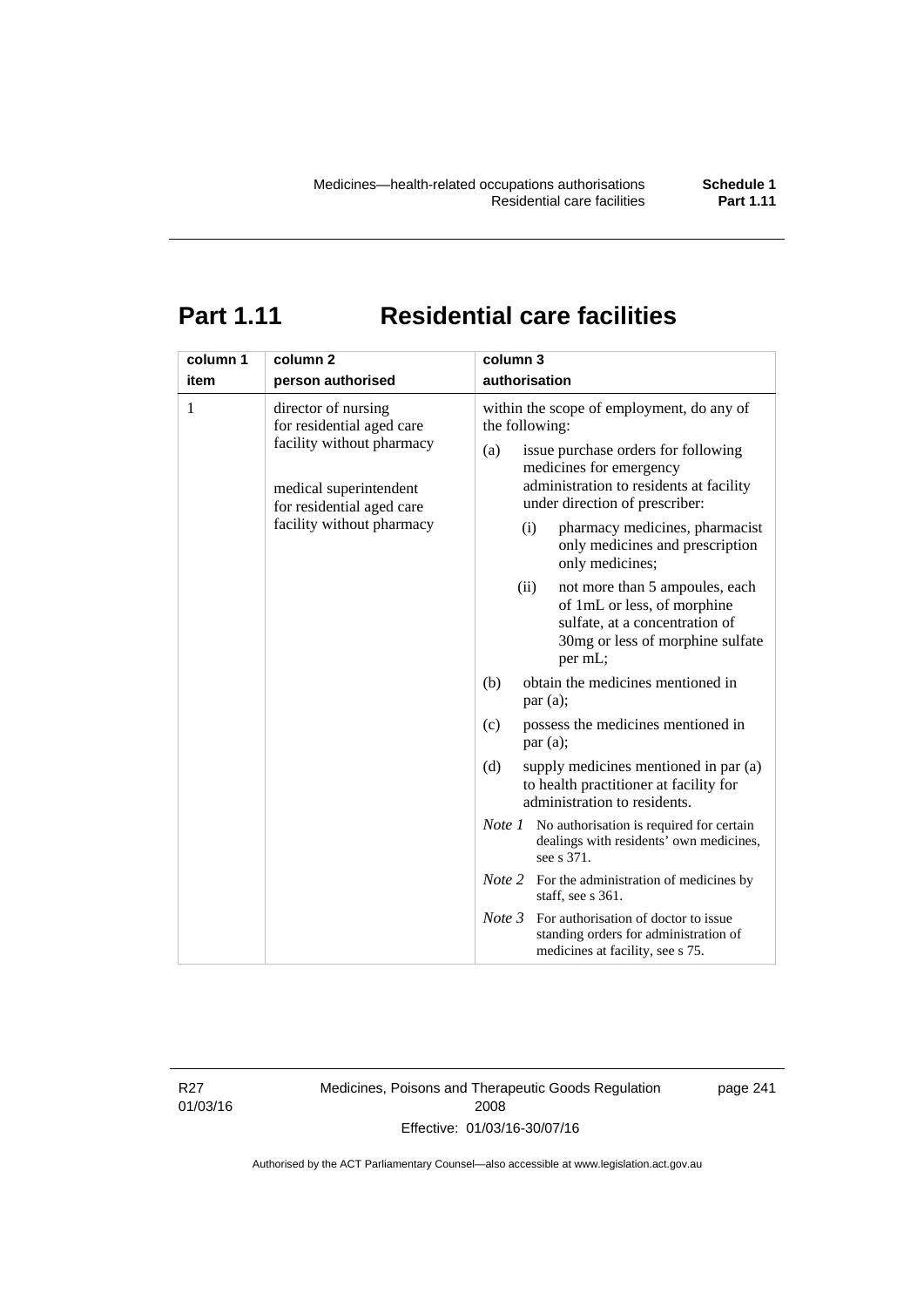# Part 1.11 Residential care facilities

| column 1 item | column 2 person authorised | column 3 authorisation |
|---|---|---|
| 1 | director of nursing for residential aged care facility without pharmacy<br><br>medical superintendent for residential aged care facility without pharmacy | within the scope of employment, do any of the following:<br>(a) issue purchase orders for following medicines for emergency administration to residents at facility under direction of prescriber:<br>(i) pharmacy medicines, pharmacist only medicines and prescription only medicines;<br>(ii) not more than 5 ampoules, each of 1mL or less, of morphine sulfate, at a concentration of 30mg or less of morphine sulfate per mL;<br>(b) obtain the medicines mentioned in par (a);<br>(c) possess the medicines mentioned in par (a);<br>(d) supply medicines mentioned in par (a) to health practitioner at facility for administration to residents.<br>*Note 1* No authorisation is required for certain dealings with residents' own medicines, see s 371.<br>*Note 2* For the administration of medicines by staff, see s 361.<br>*Note 3* For authorisation of doctor to issue standing orders for administration of medicines at facility, see s 75. |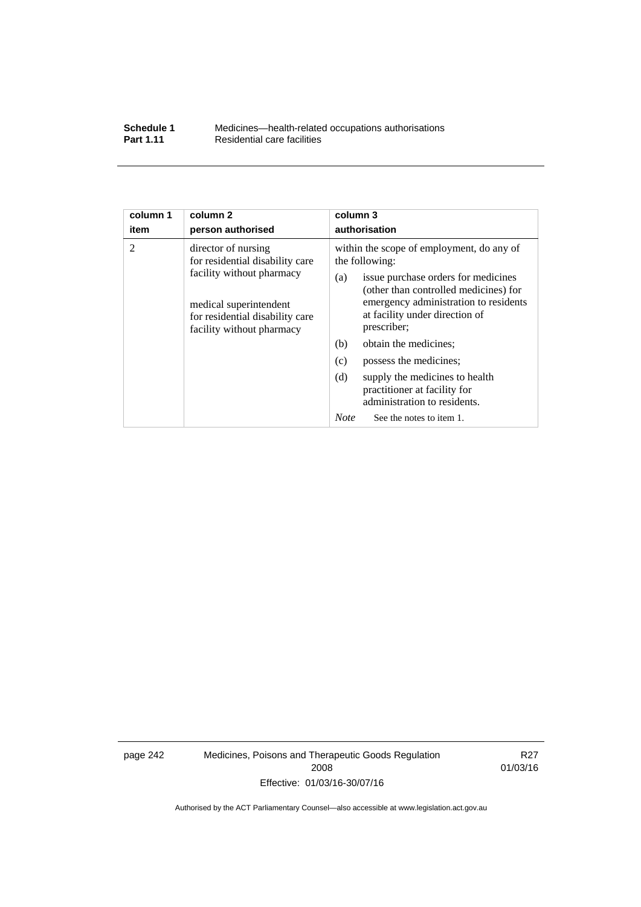| column 1 item | column 2 person authorised | column 3 authorisation |
|---|---|---|
| 2 | director of nursing for residential disability care facility without pharmacy<br><br>medical superintendent for residential disability care facility without pharmacy | within the scope of employment, do any of the following:<br>(a) issue purchase orders for medicines (other than controlled medicines) for emergency administration to residents at facility under direction of prescriber;<br>(b) obtain the medicines;<br>(c) possess the medicines;<br>(d) supply the medicines to health practitioner at facility for administration to residents.<br>*Note* See the notes to item 1. |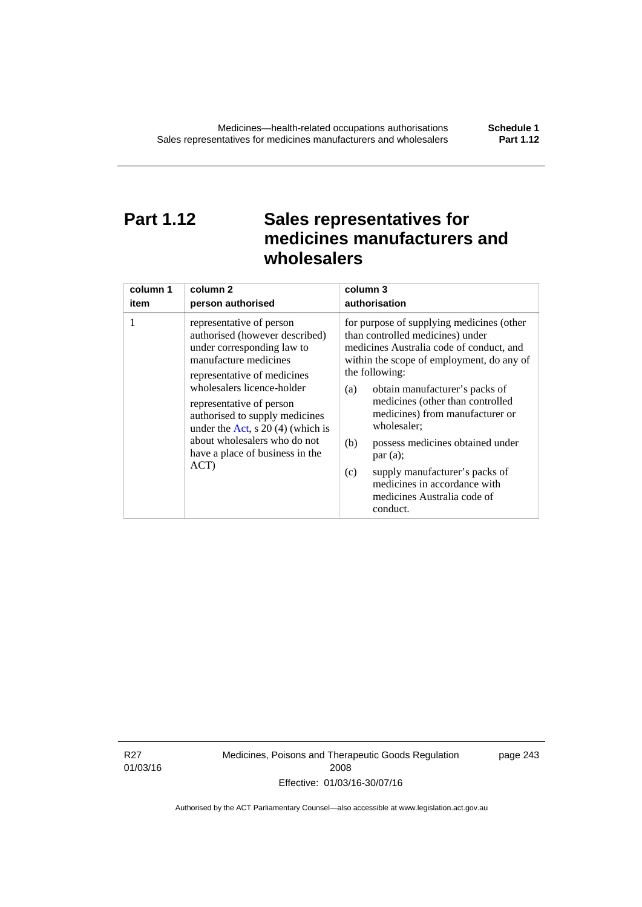# Part 1.12 Sales representatives for medicines manufacturers and wholesalers

| column 1<br>item | column 2<br>person authorised | column 3<br>authorisation |
|---|---|---|
| 1 | representative of person authorised (however described) under corresponding law to manufacture medicines<br><br>representative of medicines wholesalers licence-holder<br><br>representative of person authorised to supply medicines under the Act, s 20 (4) (which is about wholesalers who do not have a place of business in the ACT) | for purpose of supplying medicines (other than controlled medicines) under medicines Australia code of conduct, and within the scope of employment, do any of the following:<br><br>(a) obtain manufacturer's packs of medicines (other than controlled medicines) from manufacturer or wholesaler;<br><br>(b) possess medicines obtained under par (a);<br><br>(c) supply manufacturer's packs of medicines in accordance with medicines Australia code of conduct. |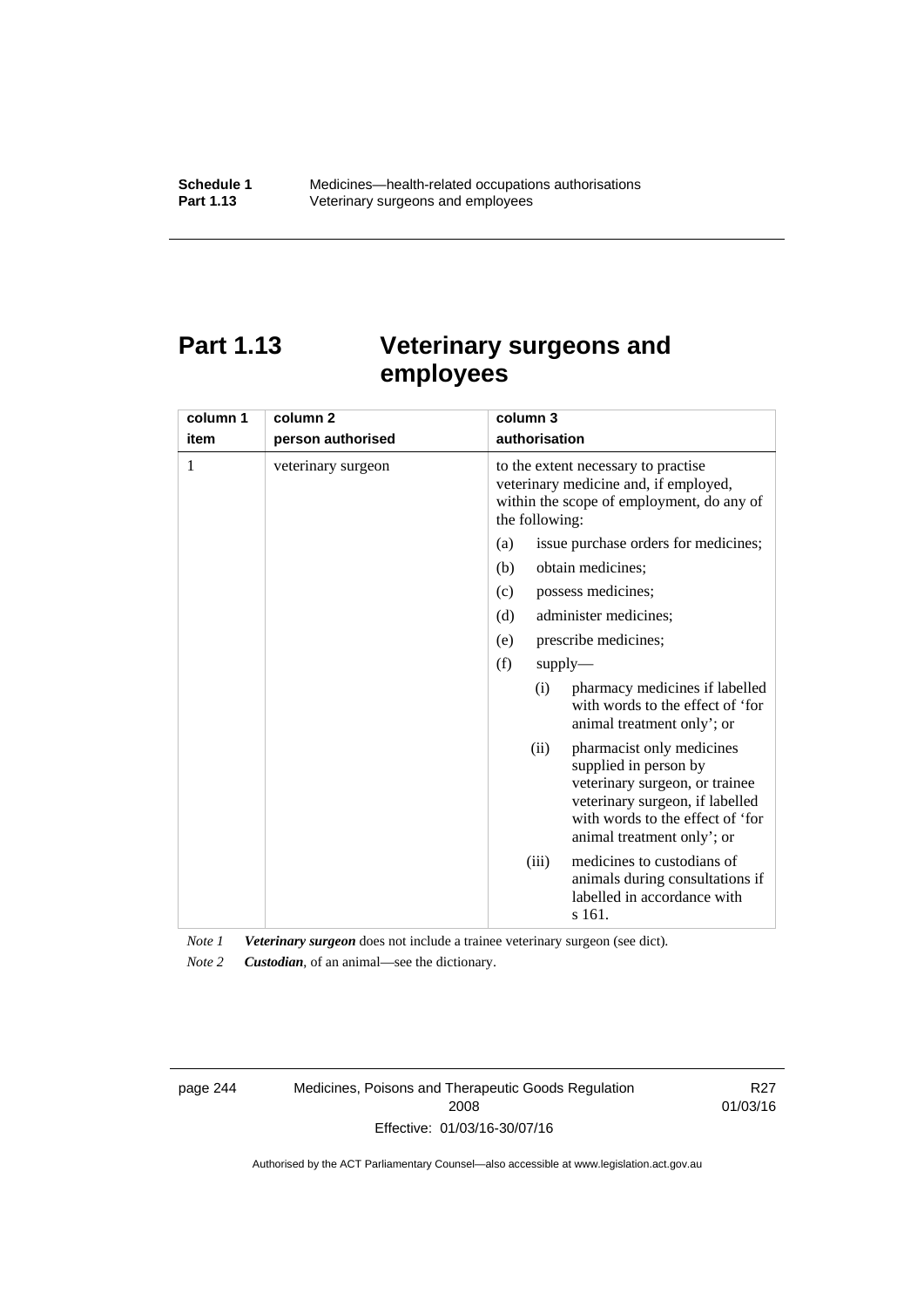# Part 1.13 Veterinary surgeons and employees

| column 1<br>item | column 2<br>person authorised | column 3<br>authorisation |
|---|---|---|
| 1 | veterinary surgeon | to the extent necessary to practise veterinary medicine and, if employed, within the scope of employment, do any of the following:<br>(a) issue purchase orders for medicines;<br>(b) obtain medicines;<br>(c) possess medicines;<br>(d) administer medicines;<br>(e) prescribe medicines;<br>(f) supply—<br>(i) pharmacy medicines if labelled with words to the effect of 'for animal treatment only'; or<br>(ii) pharmacist only medicines supplied in person by veterinary surgeon, or trainee veterinary surgeon, if labelled with words to the effect of 'for animal treatment only'; or<br>(iii) medicines to custodians of animals during consultations if labelled in accordance with s 161. |

*Note 1* ***Veterinary surgeon*** does not include a trainee veterinary surgeon (see dict).

*Note 2* ***Custodian***, of an animal—see the dictionary.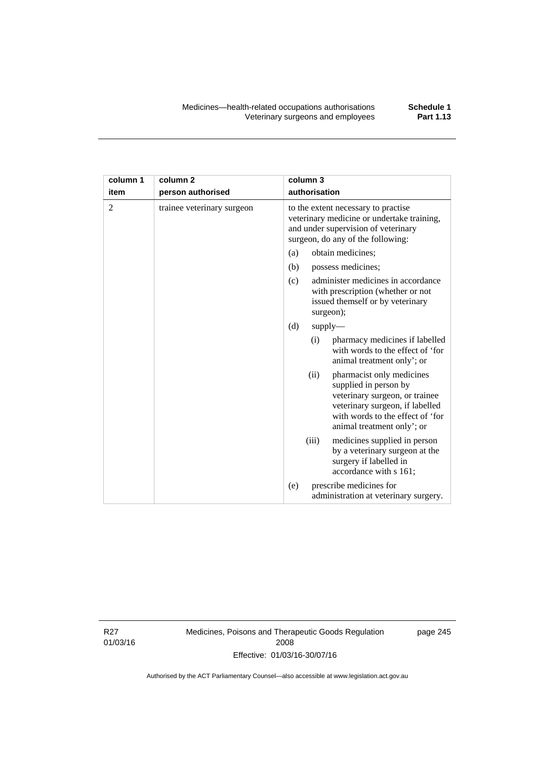| column 1<br>item | column 2<br>person authorised | column 3<br>authorisation |
|---|---|---|
| 2 | trainee veterinary surgeon | to the extent necessary to practise veterinary medicine or undertake training, and under supervision of veterinary surgeon, do any of the following:<br>(a) obtain medicines;<br>(b) possess medicines;<br>(c) administer medicines in accordance with prescription (whether or not issued themself or by veterinary surgeon);<br>(d) supply—<br>(i) pharmacy medicines if labelled with words to the effect of 'for animal treatment only'; or<br>(ii) pharmacist only medicines supplied in person by veterinary surgeon, or trainee veterinary surgeon, if labelled with words to the effect of 'for animal treatment only'; or<br>(iii) medicines supplied in person by a veterinary surgeon at the surgery if labelled in accordance with s 161;<br>(e) prescribe medicines for administration at veterinary surgery. |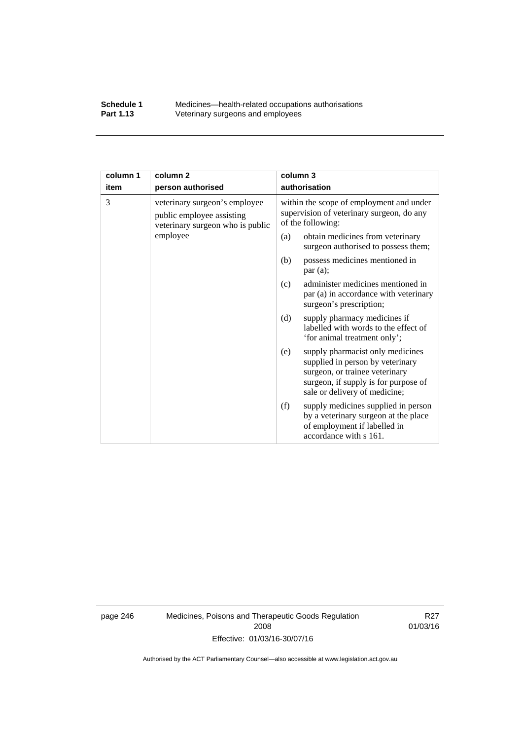| column 1<br>item | column 2<br>person authorised | column 3<br>authorisation |
|---|---|---|
| 3 | veterinary surgeon's employee<br>public employee assisting veterinary surgeon who is public employee | within the scope of employment and under supervision of veterinary surgeon, do any of the following:<br>(a) obtain medicines from veterinary surgeon authorised to possess them;<br>(b) possess medicines mentioned in par (a);<br>(c) administer medicines mentioned in par (a) in accordance with veterinary surgeon's prescription;<br>(d) supply pharmacy medicines if labelled with words to the effect of 'for animal treatment only';<br>(e) supply pharmacist only medicines supplied in person by veterinary surgeon, or trainee veterinary surgeon, if supply is for purpose of sale or delivery of medicine;<br>(f) supply medicines supplied in person by a veterinary surgeon at the place of employment if labelled in accordance with s 161. |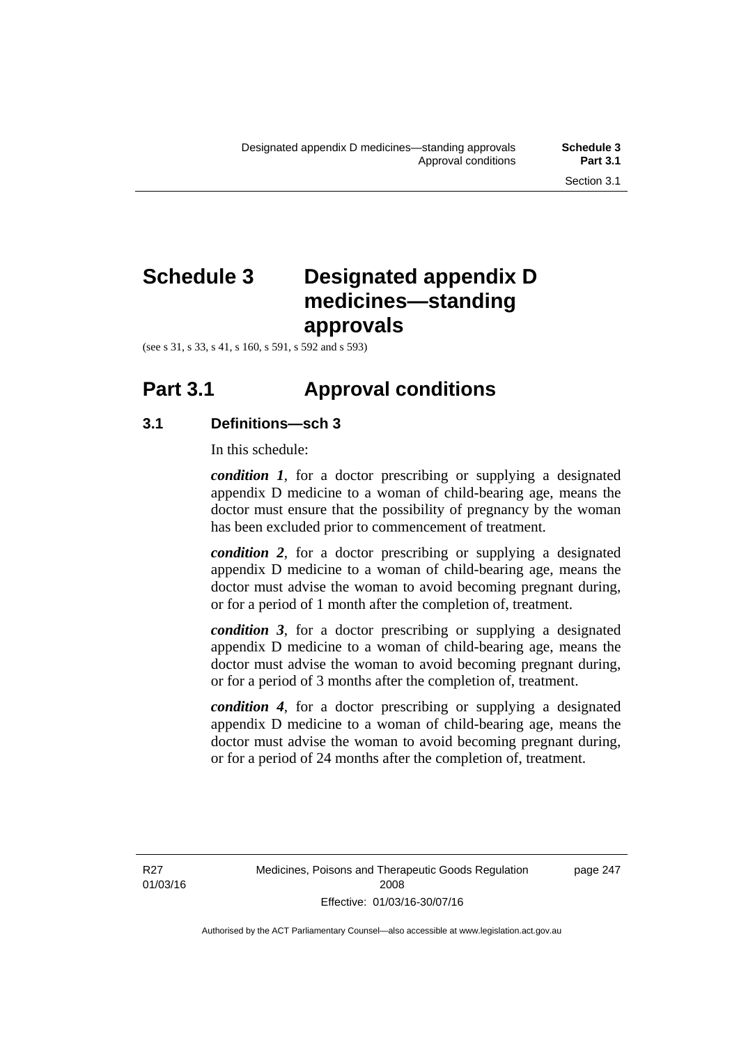# Schedule 3 Designated appendix D medicines—standing approvals

(see s 31, s 33, s 41, s 160, s 591, s 592 and s 593)

## Part 3.1 Approval conditions

### 3.1 Definitions—sch 3

In this schedule:

***condition 1***, for a doctor prescribing or supplying a designated appendix D medicine to a woman of child-bearing age, means the doctor must ensure that the possibility of pregnancy by the woman has been excluded prior to commencement of treatment.

***condition 2***, for a doctor prescribing or supplying a designated appendix D medicine to a woman of child-bearing age, means the doctor must advise the woman to avoid becoming pregnant during, or for a period of 1 month after the completion of, treatment.

***condition 3***, for a doctor prescribing or supplying a designated appendix D medicine to a woman of child-bearing age, means the doctor must advise the woman to avoid becoming pregnant during, or for a period of 3 months after the completion of, treatment.

***condition 4***, for a doctor prescribing or supplying a designated appendix D medicine to a woman of child-bearing age, means the doctor must advise the woman to avoid becoming pregnant during, or for a period of 24 months after the completion of, treatment.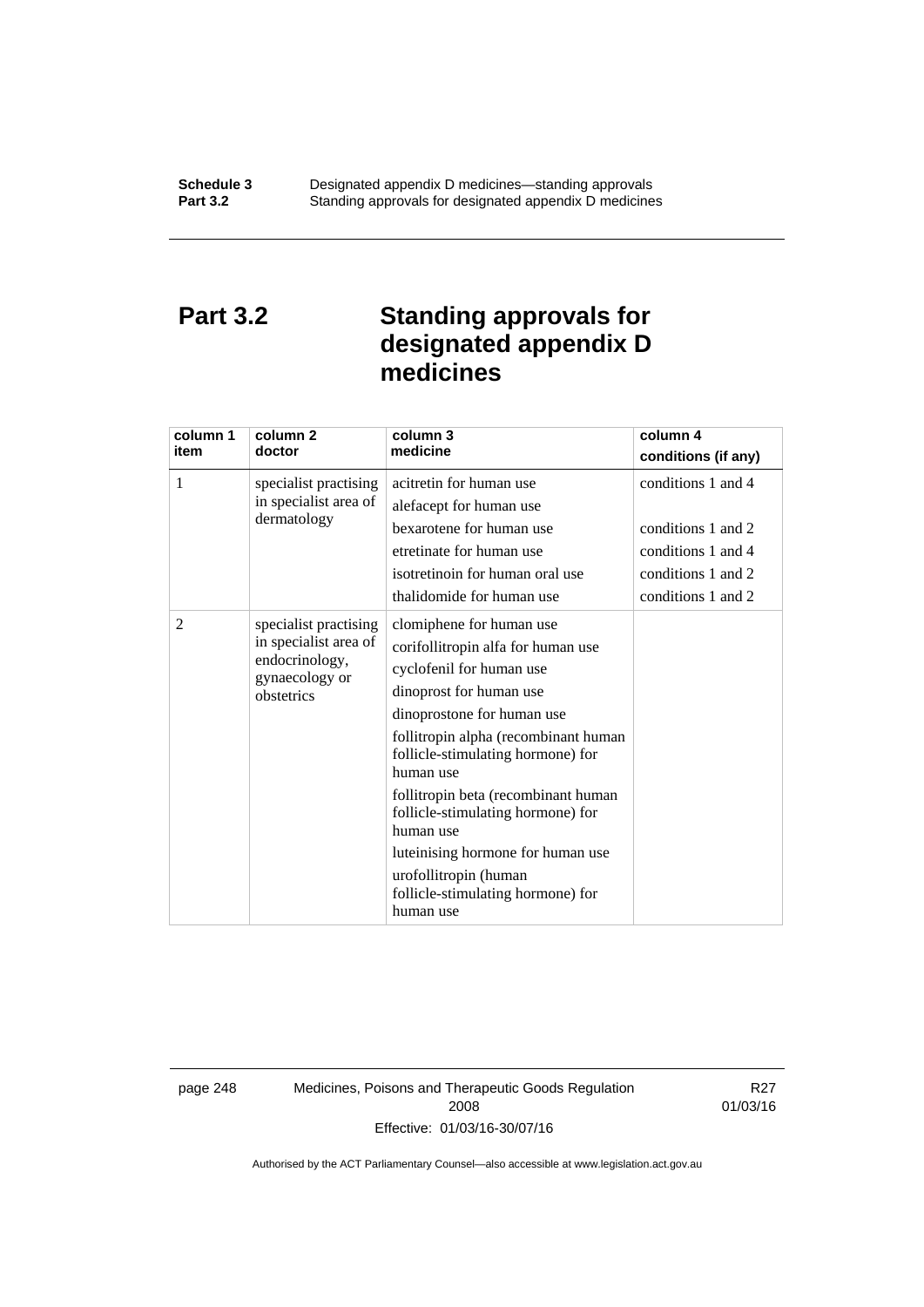# Part 3.2 Standing approvals for designated appendix D medicines

| column 1<br>item | column 2<br>doctor | column 3<br>medicine | column 4<br>conditions (if any) |
|---|---|---|---|
| 1 | specialist practising in specialist area of dermatology | acitretin for human use | conditions 1 and 4 |
| | | alefacept for human use | |
| | | bexarotene for human use | conditions 1 and 2 |
| | | etretinate for human use | conditions 1 and 4 |
| | | isotretinoin for human oral use | conditions 1 and 2 |
| | | thalidomide for human use | conditions 1 and 2 |
| 2 | specialist practising in specialist area of endocrinology, gynaecology or obstetrics | clomiphene for human use | |
| | | corifollitropin alfa for human use | |
| | | cyclofenil for human use | |
| | | dinoprost for human use | |
| | | dinoprostone for human use | |
| | | follitropin alpha (recombinant human follicle-stimulating hormone) for human use | |
| | | follitropin beta (recombinant human follicle-stimulating hormone) for human use | |
| | | luteinising hormone for human use | |
| | | urofollitropin (human follicle-stimulating hormone) for human use | |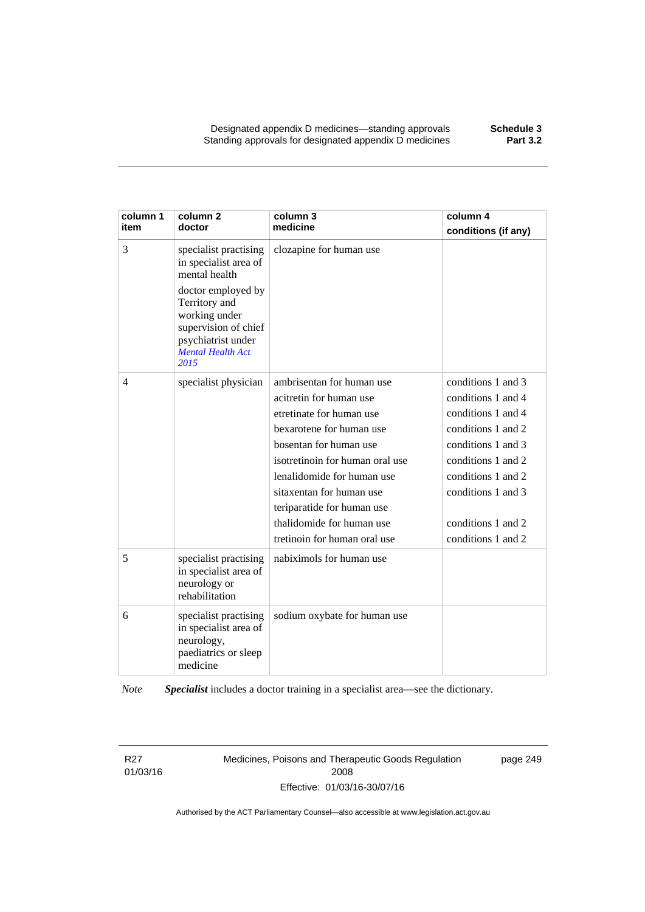| column 1 item | column 2 doctor | column 3 medicine | column 4 conditions (if any) |
|---|---|---|---|
| 3 | specialist practising in specialist area of mental health<br>doctor employed by Territory and working under supervision of chief psychiatrist under *Mental Health Act 2015* | clozapine for human use | |
| 4 | specialist physician | ambrisentan for human use<br>acitretin for human use<br>etretinate for human use<br>bexarotene for human use<br>bosentan for human use<br>isotretinoin for human oral use<br>lenalidomide for human use<br>sitaxentan for human use<br>teriparatide for human use<br>thalidomide for human use<br>tretinoin for human oral use | conditions 1 and 3<br>conditions 1 and 4<br>conditions 1 and 4<br>conditions 1 and 2<br>conditions 1 and 3<br>conditions 1 and 2<br>conditions 1 and 2<br>conditions 1 and 3<br><br>conditions 1 and 2<br>conditions 1 and 2 |
| 5 | specialist practising in specialist area of neurology or rehabilitation | nabiximols for human use | |
| 6 | specialist practising in specialist area of neurology, paediatrics or sleep medicine | sodium oxybate for human use | |

*Note* ***Specialist*** includes a doctor training in a specialist area—see the dictionary.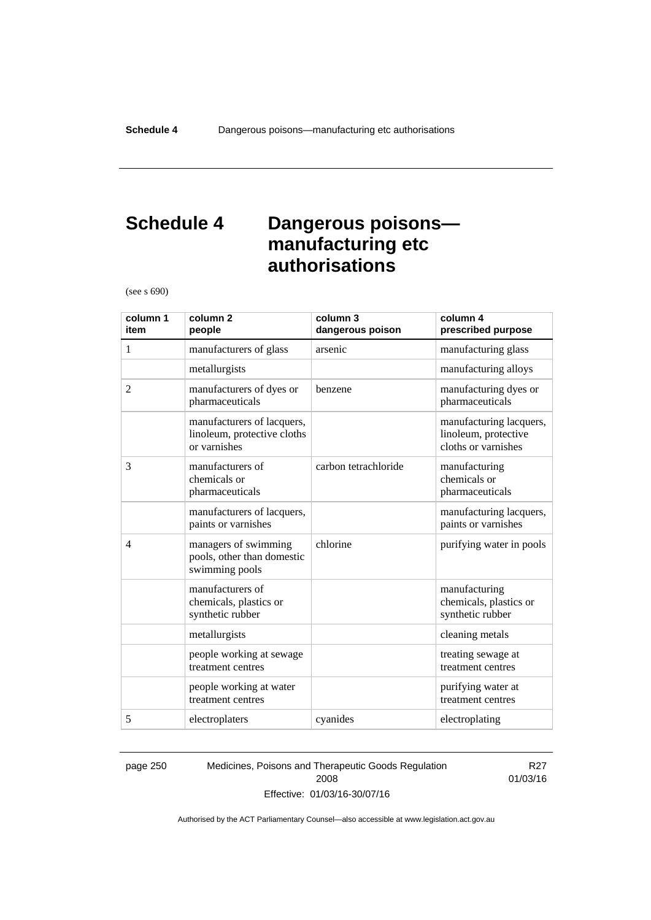# Schedule 4 Dangerous poisons—manufacturing etc authorisations

(see s 690)

| column 1 item | column 2 people | column 3 dangerous poison | column 4 prescribed purpose |
|---|---|---|---|
| 1 | manufacturers of glass | arsenic | manufacturing glass |
| | metallurgists | | manufacturing alloys |
| 2 | manufacturers of dyes or pharmaceuticals | benzene | manufacturing dyes or pharmaceuticals |
| | manufacturers of lacquers, linoleum, protective cloths or varnishes | | manufacturing lacquers, linoleum, protective cloths or varnishes |
| 3 | manufacturers of chemicals or pharmaceuticals | carbon tetrachloride | manufacturing chemicals or pharmaceuticals |
| | manufacturers of lacquers, paints or varnishes | | manufacturing lacquers, paints or varnishes |
| 4 | managers of swimming pools, other than domestic swimming pools | chlorine | purifying water in pools |
| | manufacturers of chemicals, plastics or synthetic rubber | | manufacturing chemicals, plastics or synthetic rubber |
| | metallurgists | | cleaning metals |
| | people working at sewage treatment centres | | treating sewage at treatment centres |
| | people working at water treatment centres | | purifying water at treatment centres |
| 5 | electroplaters | cyanides | electroplating |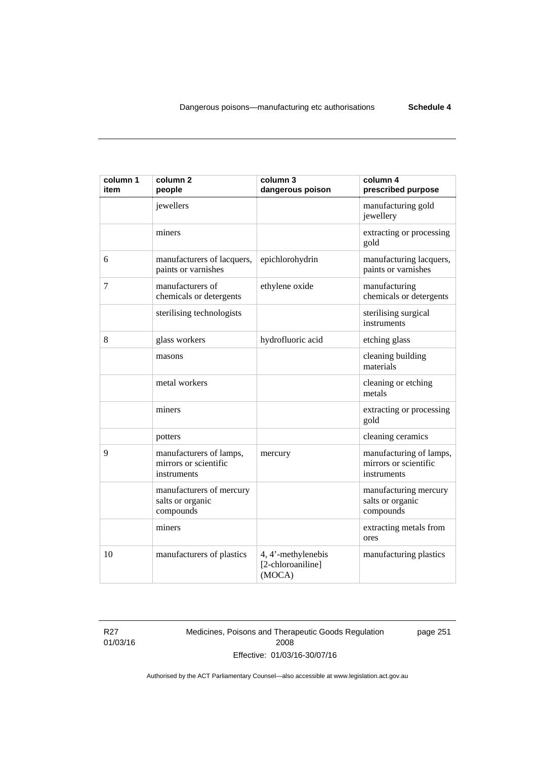| column 1 item | column 2 people | column 3 dangerous poison | column 4 prescribed purpose |
|---|---|---|---|
| | jewellers | | manufacturing gold jewellery |
| | miners | | extracting or processing gold |
| 6 | manufacturers of lacquers, paints or varnishes | epichlorohydrin | manufacturing lacquers, paints or varnishes |
| 7 | manufacturers of chemicals or detergents | ethylene oxide | manufacturing chemicals or detergents |
| | sterilising technologists | | sterilising surgical instruments |
| 8 | glass workers | hydrofluoric acid | etching glass |
| | masons | | cleaning building materials |
| | metal workers | | cleaning or etching metals |
| | miners | | extracting or processing gold |
| | potters | | cleaning ceramics |
| 9 | manufacturers of lamps, mirrors or scientific instruments | mercury | manufacturing of lamps, mirrors or scientific instruments |
| | manufacturers of mercury salts or organic compounds | | manufacturing mercury salts or organic compounds |
| | miners | | extracting metals from ores |
| 10 | manufacturers of plastics | 4, 4'-methylenebis [2-chloroaniline] (MOCA) | manufacturing plastics |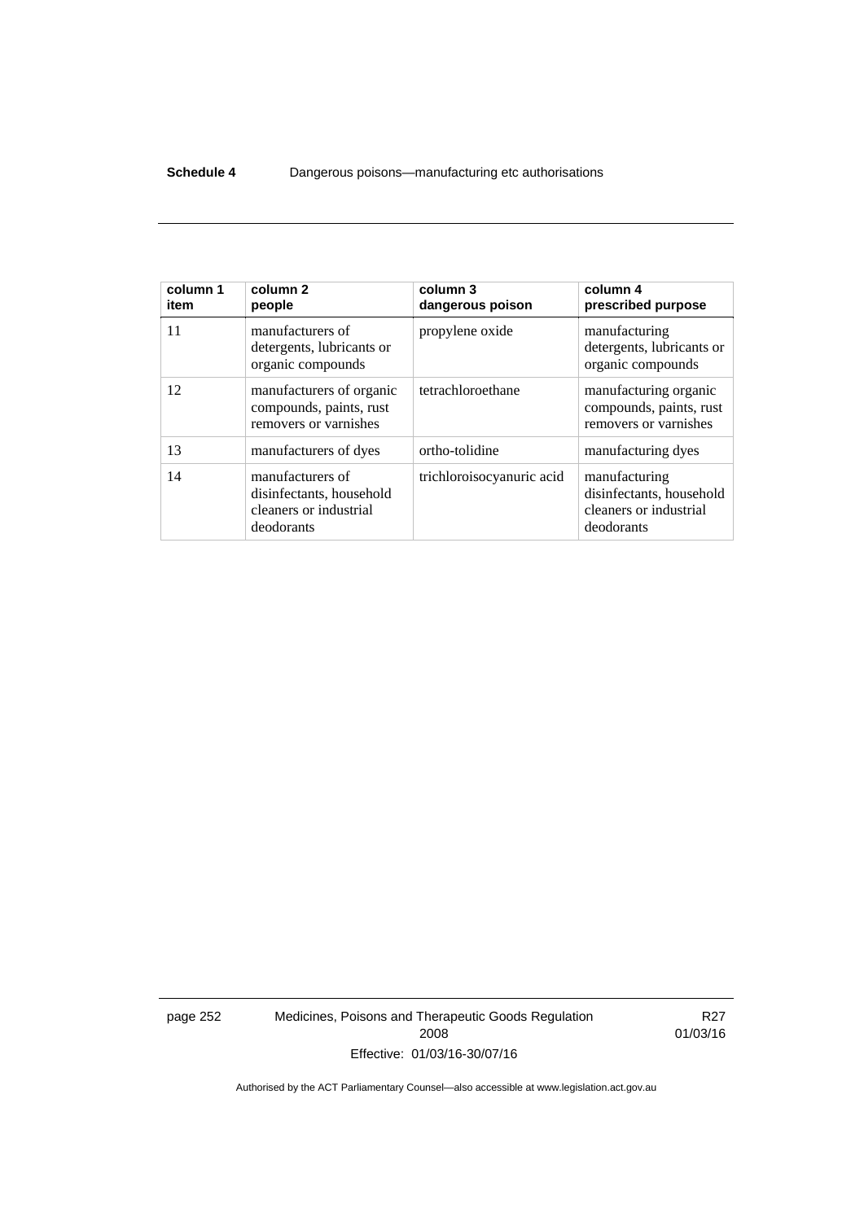| column 1 item | column 2 people | column 3 dangerous poison | column 4 prescribed purpose |
|---|---|---|---|
| 11 | manufacturers of detergents, lubricants or organic compounds | propylene oxide | manufacturing detergents, lubricants or organic compounds |
| 12 | manufacturers of organic compounds, paints, rust removers or varnishes | tetrachloroethane | manufacturing organic compounds, paints, rust removers or varnishes |
| 13 | manufacturers of dyes | ortho-tolidine | manufacturing dyes |
| 14 | manufacturers of disinfectants, household cleaners or industrial deodorants | trichloroisocyanuric acid | manufacturing disinfectants, household cleaners or industrial deodorants |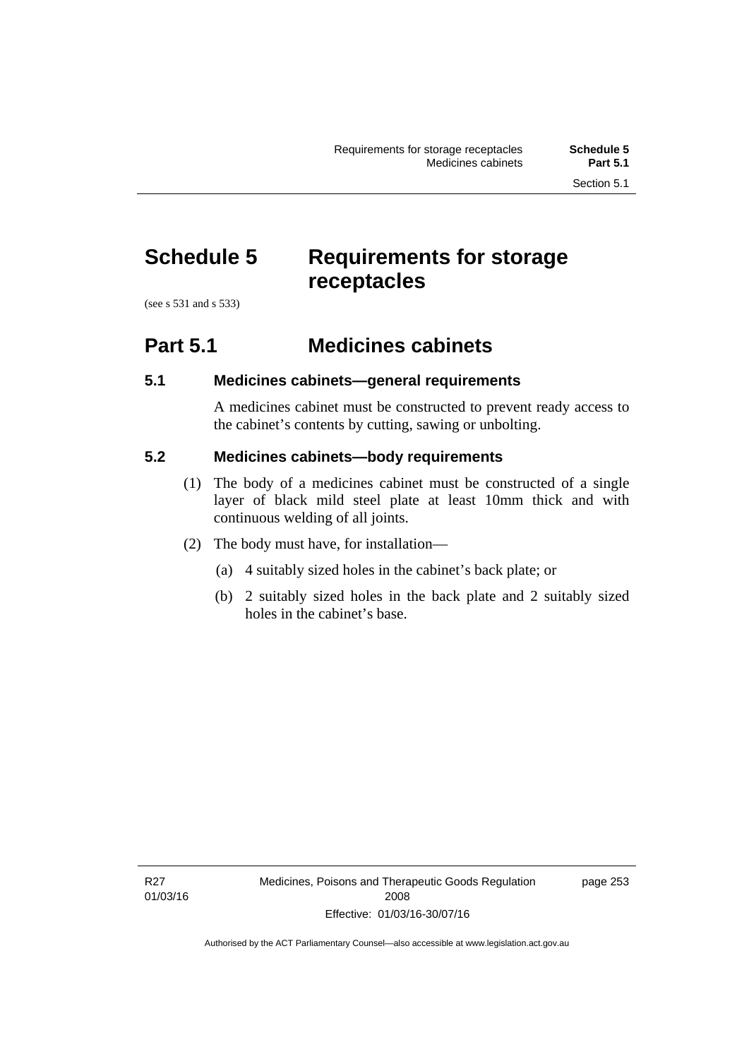# Schedule 5 Requirements for storage receptacles

(see s 531 and s 533)

## Part 5.1 Medicines cabinets

### 5.1 Medicines cabinets—general requirements

A medicines cabinet must be constructed to prevent ready access to the cabinet's contents by cutting, sawing or unbolting.

### 5.2 Medicines cabinets—body requirements

(1) The body of a medicines cabinet must be constructed of a single layer of black mild steel plate at least 10mm thick and with continuous welding of all joints.

(2) The body must have, for installation—

(a) 4 suitably sized holes in the cabinet's back plate; or

(b) 2 suitably sized holes in the back plate and 2 suitably sized holes in the cabinet's base.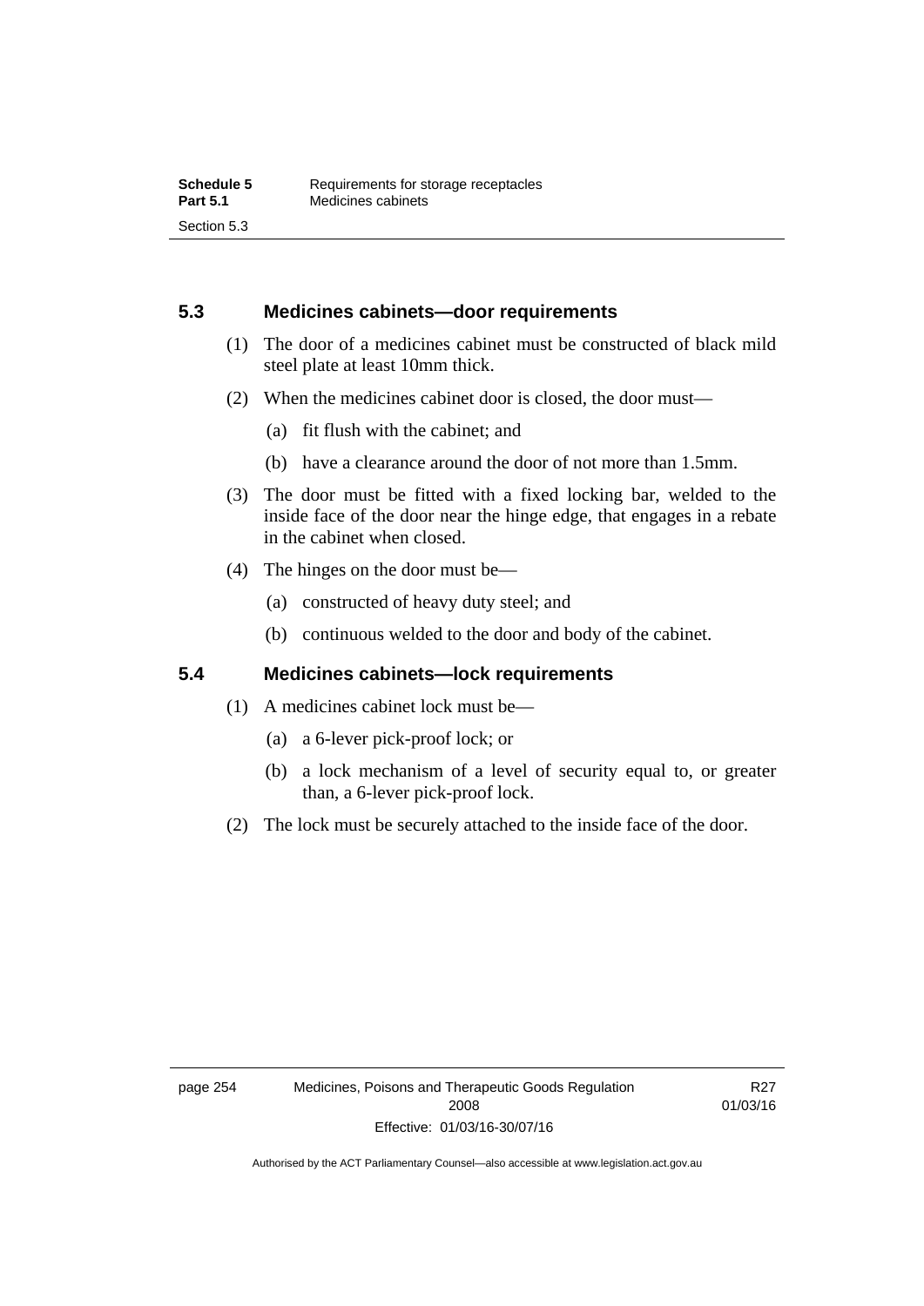## 5.3 Medicines cabinets—door requirements

(1) The door of a medicines cabinet must be constructed of black mild steel plate at least 10mm thick.

(2) When the medicines cabinet door is closed, the door must—

(a) fit flush with the cabinet; and

(b) have a clearance around the door of not more than 1.5mm.

(3) The door must be fitted with a fixed locking bar, welded to the inside face of the door near the hinge edge, that engages in a rebate in the cabinet when closed.

(4) The hinges on the door must be—

(a) constructed of heavy duty steel; and

(b) continuous welded to the door and body of the cabinet.

## 5.4 Medicines cabinets—lock requirements

(1) A medicines cabinet lock must be—

(a) a 6-lever pick-proof lock; or

(b) a lock mechanism of a level of security equal to, or greater than, a 6-lever pick-proof lock.

(2) The lock must be securely attached to the inside face of the door.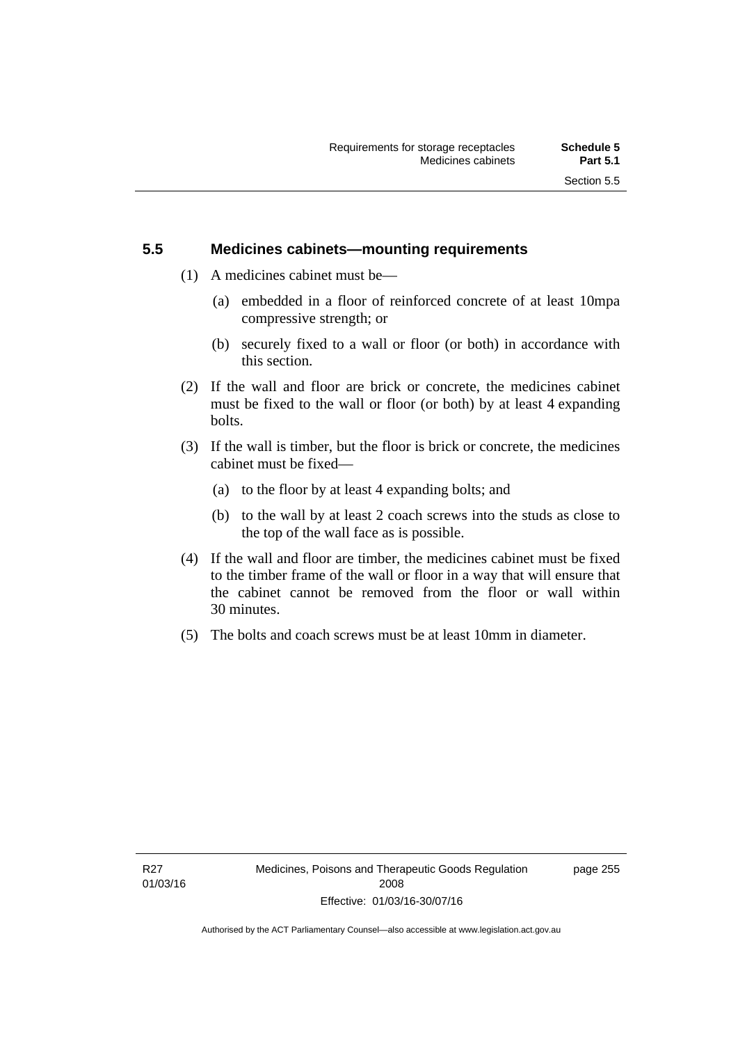## 5.5 Medicines cabinets—mounting requirements

(1) A medicines cabinet must be—

(a) embedded in a floor of reinforced concrete of at least 10mpa compressive strength; or

(b) securely fixed to a wall or floor (or both) in accordance with this section.

(2) If the wall and floor are brick or concrete, the medicines cabinet must be fixed to the wall or floor (or both) by at least 4 expanding bolts.

(3) If the wall is timber, but the floor is brick or concrete, the medicines cabinet must be fixed—

(a) to the floor by at least 4 expanding bolts; and

(b) to the wall by at least 2 coach screws into the studs as close to the top of the wall face as is possible.

(4) If the wall and floor are timber, the medicines cabinet must be fixed to the timber frame of the wall or floor in a way that will ensure that the cabinet cannot be removed from the floor or wall within 30 minutes.

(5) The bolts and coach screws must be at least 10mm in diameter.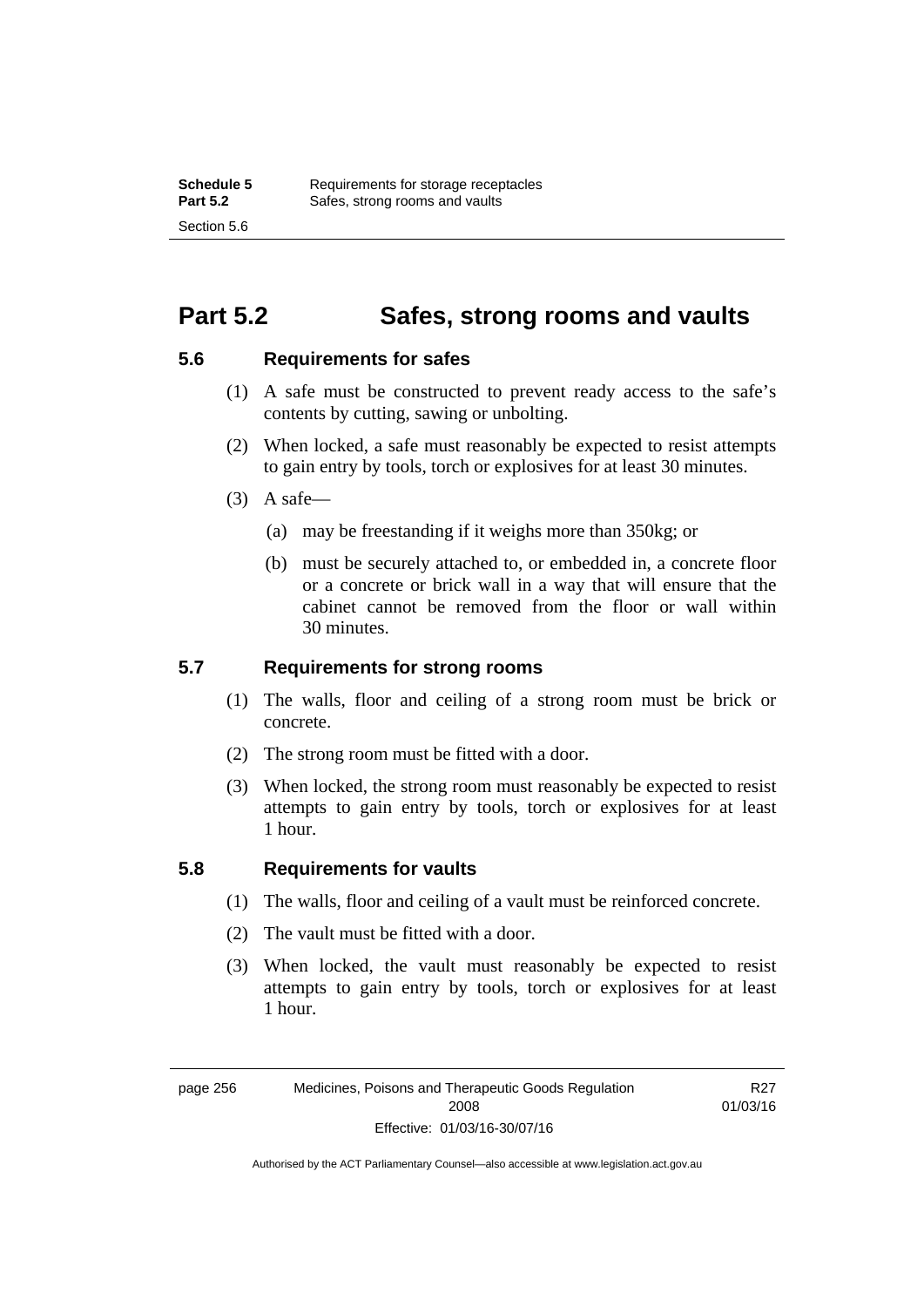# Part 5.2 Safes, strong rooms and vaults

## 5.6 Requirements for safes

(1) A safe must be constructed to prevent ready access to the safe's contents by cutting, sawing or unbolting.

(2) When locked, a safe must reasonably be expected to resist attempts to gain entry by tools, torch or explosives for at least 30 minutes.

(3) A safe—

(a) may be freestanding if it weighs more than 350kg; or

(b) must be securely attached to, or embedded in, a concrete floor or a concrete or brick wall in a way that will ensure that the cabinet cannot be removed from the floor or wall within 30 minutes.

## 5.7 Requirements for strong rooms

(1) The walls, floor and ceiling of a strong room must be brick or concrete.

(2) The strong room must be fitted with a door.

(3) When locked, the strong room must reasonably be expected to resist attempts to gain entry by tools, torch or explosives for at least 1 hour.

## 5.8 Requirements for vaults

(1) The walls, floor and ceiling of a vault must be reinforced concrete.

(2) The vault must be fitted with a door.

(3) When locked, the vault must reasonably be expected to resist attempts to gain entry by tools, torch or explosives for at least 1 hour.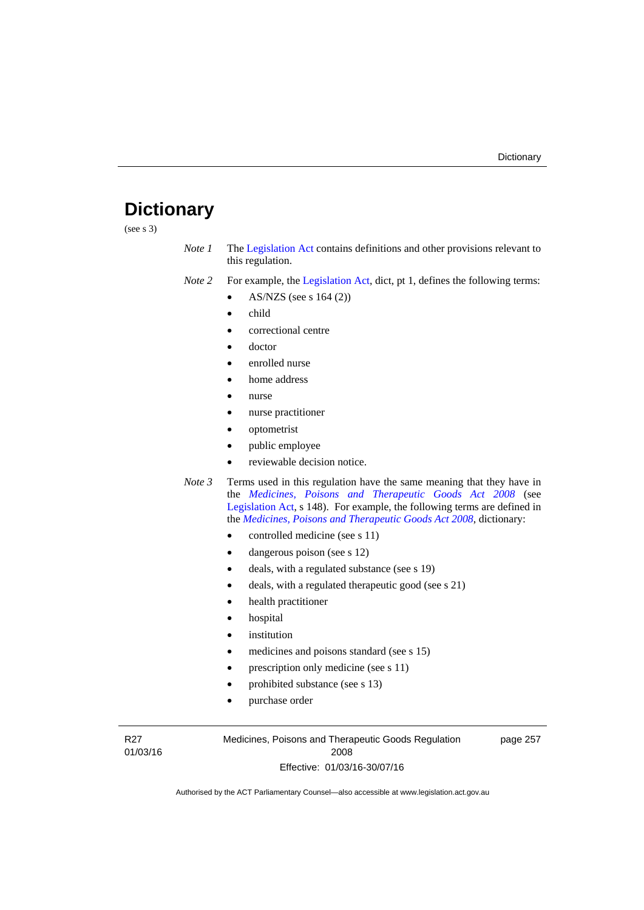# Dictionary

(see s 3)

*Note 1* The Legislation Act contains definitions and other provisions relevant to this regulation.

*Note 2* For example, the Legislation Act, dict, pt 1, defines the following terms:

- AS/NZS (see s 164 (2))
- child
- correctional centre
- doctor
- enrolled nurse
- home address
- nurse
- nurse practitioner
- optometrist
- public employee
- reviewable decision notice.

*Note 3* Terms used in this regulation have the same meaning that they have in the *Medicines, Poisons and Therapeutic Goods Act 2008* (see Legislation Act, s 148). For example, the following terms are defined in the *Medicines, Poisons and Therapeutic Goods Act 2008*, dictionary:

- controlled medicine (see s 11)
- dangerous poison (see s 12)
- deals, with a regulated substance (see s 19)
- deals, with a regulated therapeutic good (see s 21)
- health practitioner
- hospital
- institution
- medicines and poisons standard (see s 15)
- prescription only medicine (see s 11)
- prohibited substance (see s 13)
- purchase order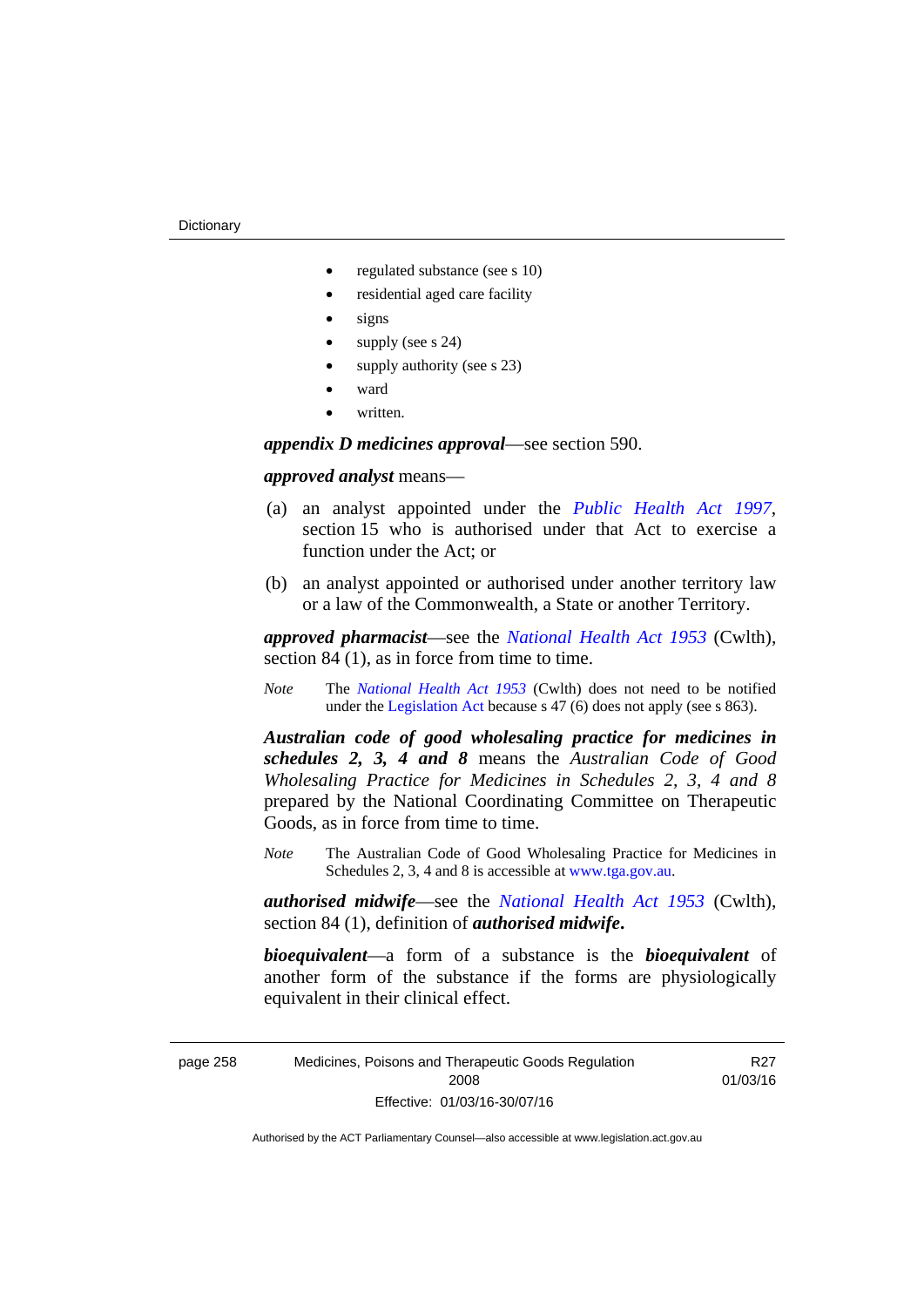- regulated substance (see s 10)
- residential aged care facility
- signs
- supply (see s 24)
- supply authority (see s 23)
- ward
- written.

***appendix D medicines approval***—see section 590.

***approved analyst*** means—

(a) an analyst appointed under the *Public Health Act 1997*, section 15 who is authorised under that Act to exercise a function under the Act; or

(b) an analyst appointed or authorised under another territory law or a law of the Commonwealth, a State or another Territory.

***approved pharmacist***—see the *National Health Act 1953* (Cwlth), section 84 (1), as in force from time to time.

*Note* The *National Health Act 1953* (Cwlth) does not need to be notified under the Legislation Act because s 47 (6) does not apply (see s 863).

***Australian code of good wholesaling practice for medicines in schedules 2, 3, 4 and 8*** means the *Australian Code of Good Wholesaling Practice for Medicines in Schedules 2, 3, 4 and 8* prepared by the National Coordinating Committee on Therapeutic Goods, as in force from time to time.

*Note* The Australian Code of Good Wholesaling Practice for Medicines in Schedules 2, 3, 4 and 8 is accessible at www.tga.gov.au.

***authorised midwife***—see the *National Health Act 1953* (Cwlth), section 84 (1), definition of ***authorised midwife***.

***bioequivalent***—a form of a substance is the ***bioequivalent*** of another form of the substance if the forms are physiologically equivalent in their clinical effect.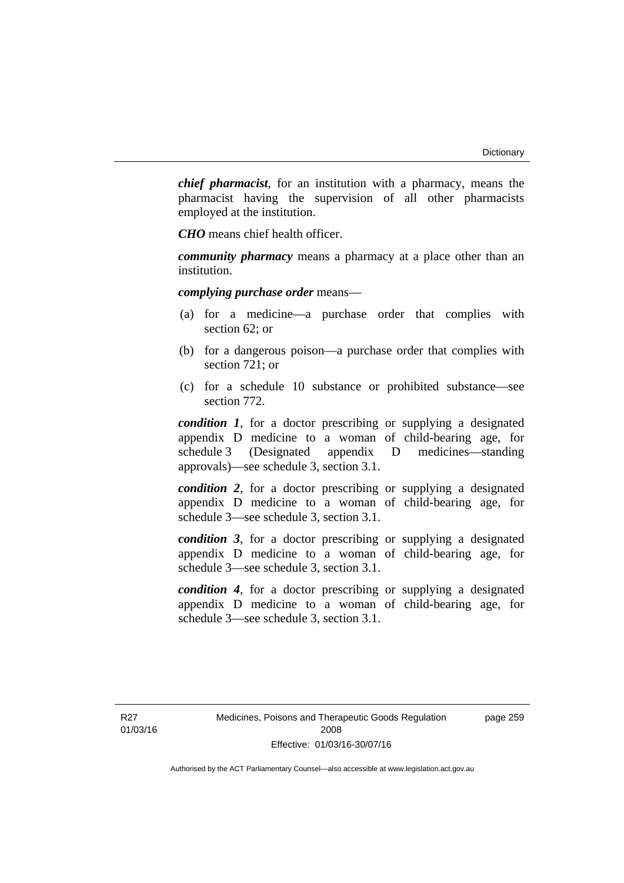***chief pharmacist***, for an institution with a pharmacy, means the pharmacist having the supervision of all other pharmacists employed at the institution.

***CHO*** means chief health officer.

***community pharmacy*** means a pharmacy at a place other than an institution.

***complying purchase order*** means—

(a) for a medicine—a purchase order that complies with section 62; or

(b) for a dangerous poison—a purchase order that complies with section 721; or

(c) for a schedule 10 substance or prohibited substance—see section 772.

***condition 1***, for a doctor prescribing or supplying a designated appendix D medicine to a woman of child-bearing age, for schedule 3 (Designated appendix D medicines—standing approvals)—see schedule 3, section 3.1.

***condition 2***, for a doctor prescribing or supplying a designated appendix D medicine to a woman of child-bearing age, for schedule 3—see schedule 3, section 3.1.

***condition 3***, for a doctor prescribing or supplying a designated appendix D medicine to a woman of child-bearing age, for schedule 3—see schedule 3, section 3.1.

***condition 4***, for a doctor prescribing or supplying a designated appendix D medicine to a woman of child-bearing age, for schedule 3—see schedule 3, section 3.1.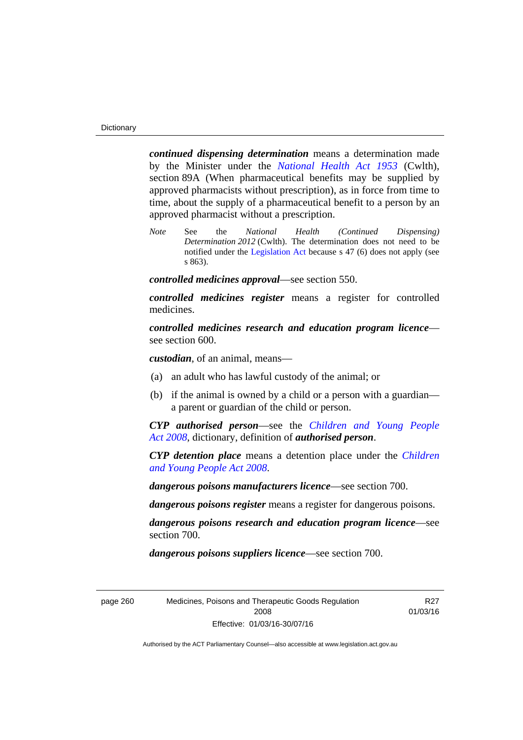***continued dispensing determination*** means a determination made by the Minister under the *National Health Act 1953* (Cwlth), section 89A (When pharmaceutical benefits may be supplied by approved pharmacists without prescription), as in force from time to time, about the supply of a pharmaceutical benefit to a person by an approved pharmacist without a prescription.

*Note* See the *National Health (Continued Dispensing) Determination 2012* (Cwlth). The determination does not need to be notified under the Legislation Act because s 47 (6) does not apply (see s 863).

***controlled medicines approval***—see section 550.

***controlled medicines register*** means a register for controlled medicines.

***controlled medicines research and education program licence***—see section 600.

***custodian***, of an animal, means—

(a) an adult who has lawful custody of the animal; or

(b) if the animal is owned by a child or a person with a guardian—a parent or guardian of the child or person.

***CYP authorised person***—see the *Children and Young People Act 2008*, dictionary, definition of ***authorised person***.

***CYP detention place*** means a detention place under the *Children and Young People Act 2008*.

***dangerous poisons manufacturers licence***—see section 700.

***dangerous poisons register*** means a register for dangerous poisons.

***dangerous poisons research and education program licence***—see section 700.

***dangerous poisons suppliers licence***—see section 700.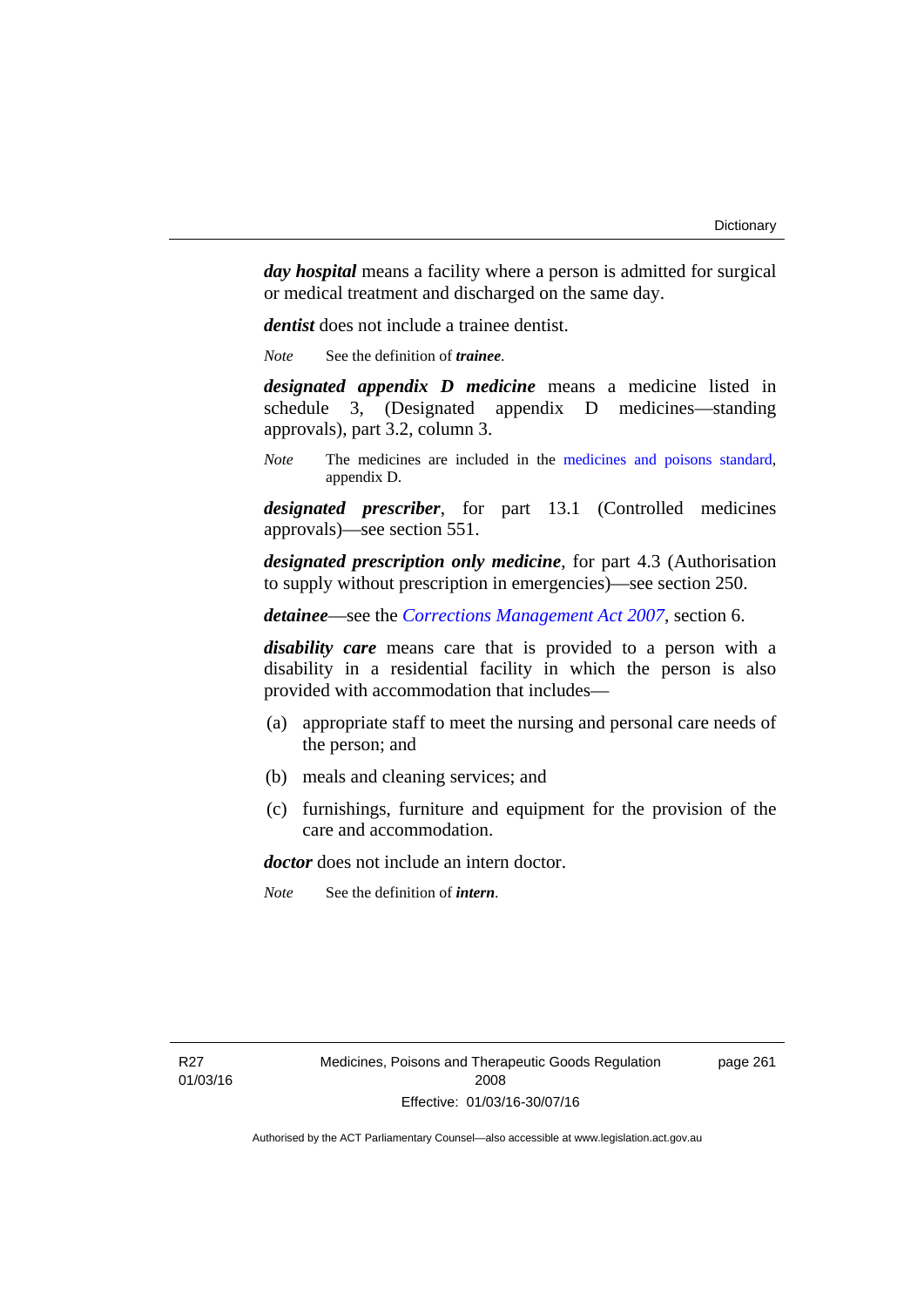***day hospital*** means a facility where a person is admitted for surgical or medical treatment and discharged on the same day.

***dentist*** does not include a trainee dentist.

*Note* See the definition of ***trainee***.

***designated appendix D medicine*** means a medicine listed in schedule 3, (Designated appendix D medicines—standing approvals), part 3.2, column 3.

*Note* The medicines are included in the medicines and poisons standard, appendix D.

***designated prescriber***, for part 13.1 (Controlled medicines approvals)—see section 551.

***designated prescription only medicine***, for part 4.3 (Authorisation to supply without prescription in emergencies)—see section 250.

***detainee***—see the *Corrections Management Act 2007*, section 6.

***disability care*** means care that is provided to a person with a disability in a residential facility in which the person is also provided with accommodation that includes—

(a) appropriate staff to meet the nursing and personal care needs of the person; and

(b) meals and cleaning services; and

(c) furnishings, furniture and equipment for the provision of the care and accommodation.

***doctor*** does not include an intern doctor.

*Note* See the definition of ***intern***.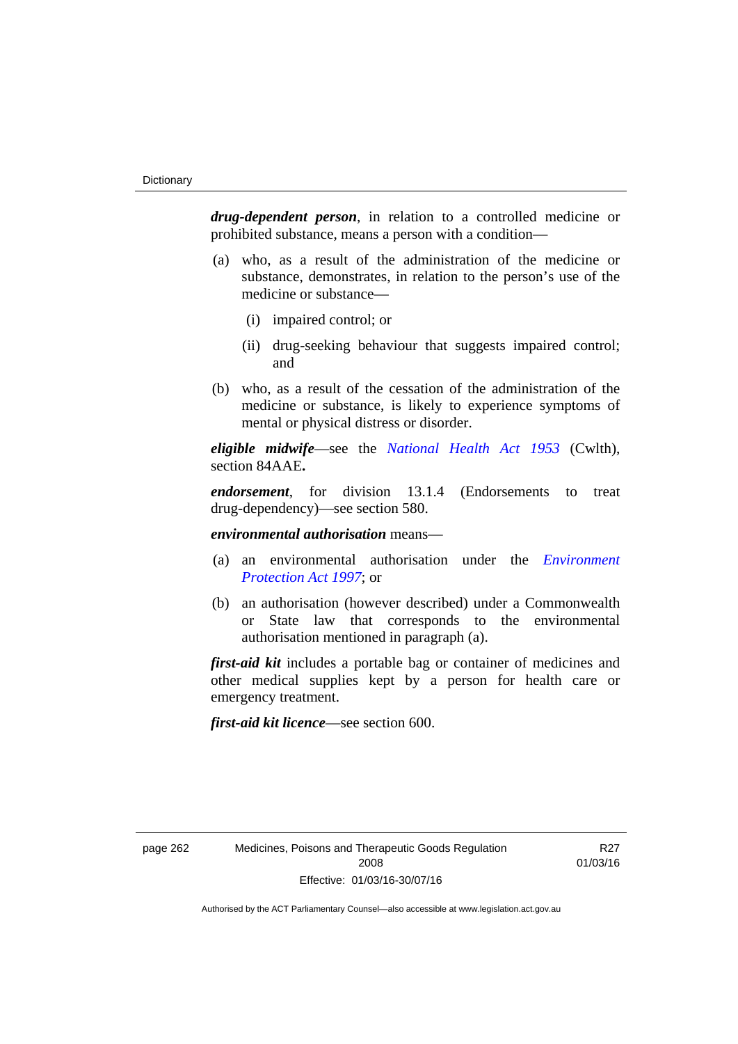***drug-dependent person***, in relation to a controlled medicine or prohibited substance, means a person with a condition—

(a) who, as a result of the administration of the medicine or substance, demonstrates, in relation to the person's use of the medicine or substance—

  (i) impaired control; or

  (ii) drug-seeking behaviour that suggests impaired control; and

(b) who, as a result of the cessation of the administration of the medicine or substance, is likely to experience symptoms of mental or physical distress or disorder.

***eligible midwife***—see the *National Health Act 1953* (Cwlth), section 84AAE**.**

***endorsement***, for division 13.1.4 (Endorsements to treat drug-dependency)—see section 580.

***environmental authorisation*** means—

(a) an environmental authorisation under the *Environment Protection Act 1997*; or

(b) an authorisation (however described) under a Commonwealth or State law that corresponds to the environmental authorisation mentioned in paragraph (a).

***first-aid kit*** includes a portable bag or container of medicines and other medical supplies kept by a person for health care or emergency treatment.

***first-aid kit licence***—see section 600.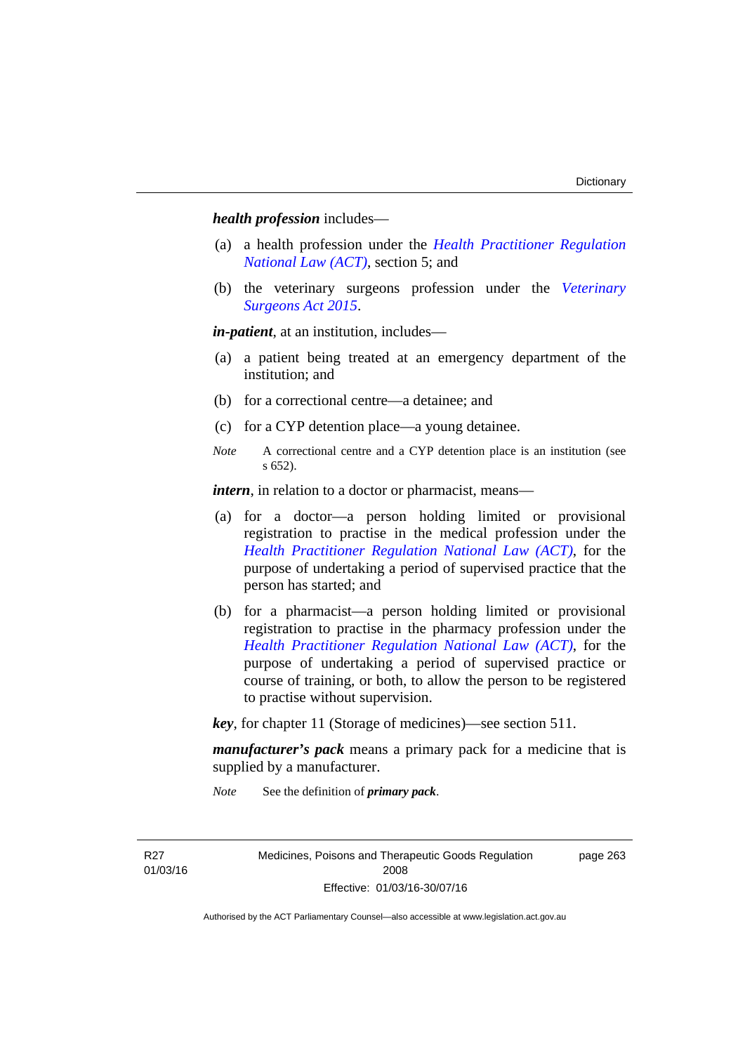***health profession*** includes—

(a) a health profession under the *Health Practitioner Regulation National Law (ACT)*, section 5; and

(b) the veterinary surgeons profession under the *Veterinary Surgeons Act 2015*.

***in-patient***, at an institution, includes—

(a) a patient being treated at an emergency department of the institution; and

(b) for a correctional centre—a detainee; and

(c) for a CYP detention place—a young detainee.

*Note* A correctional centre and a CYP detention place is an institution (see s 652).

***intern***, in relation to a doctor or pharmacist, means—

(a) for a doctor—a person holding limited or provisional registration to practise in the medical profession under the *Health Practitioner Regulation National Law (ACT)*, for the purpose of undertaking a period of supervised practice that the person has started; and

(b) for a pharmacist—a person holding limited or provisional registration to practise in the pharmacy profession under the *Health Practitioner Regulation National Law (ACT)*, for the purpose of undertaking a period of supervised practice or course of training, or both, to allow the person to be registered to practise without supervision.

***key***, for chapter 11 (Storage of medicines)—see section 511.

***manufacturer's pack*** means a primary pack for a medicine that is supplied by a manufacturer.

*Note* See the definition of ***primary pack***.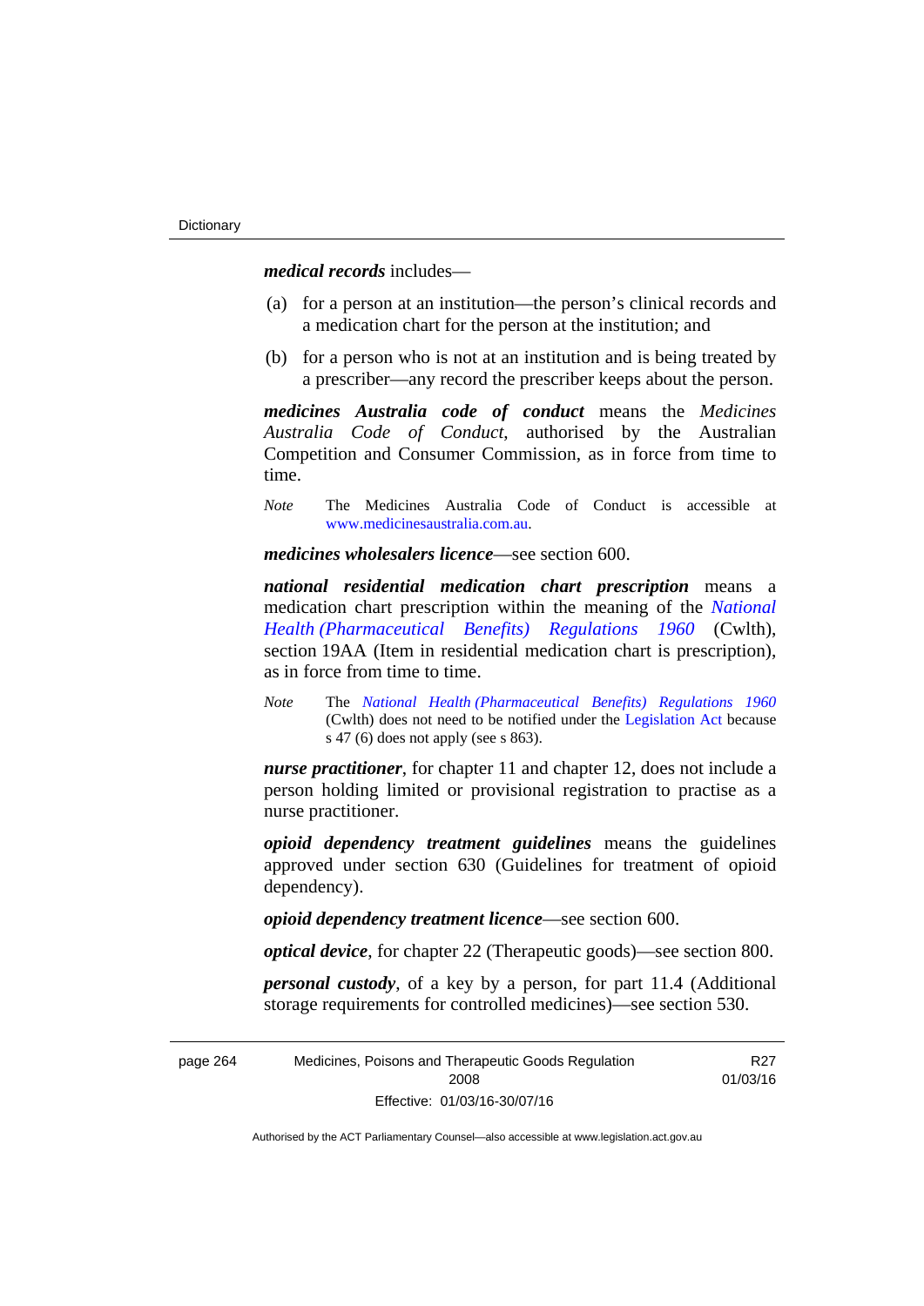***medical records*** includes—

(a) for a person at an institution—the person's clinical records and a medication chart for the person at the institution; and

(b) for a person who is not at an institution and is being treated by a prescriber—any record the prescriber keeps about the person.

***medicines Australia code of conduct*** means the *Medicines Australia Code of Conduct*, authorised by the Australian Competition and Consumer Commission, as in force from time to time.

*Note* The Medicines Australia Code of Conduct is accessible at www.medicinesaustralia.com.au.

***medicines wholesalers licence***—see section 600.

***national residential medication chart prescription*** means a medication chart prescription within the meaning of the *National Health (Pharmaceutical Benefits) Regulations 1960* (Cwlth), section 19AA (Item in residential medication chart is prescription), as in force from time to time.

*Note* The *National Health (Pharmaceutical Benefits) Regulations 1960* (Cwlth) does not need to be notified under the Legislation Act because s 47 (6) does not apply (see s 863).

***nurse practitioner***, for chapter 11 and chapter 12, does not include a person holding limited or provisional registration to practise as a nurse practitioner.

***opioid dependency treatment guidelines*** means the guidelines approved under section 630 (Guidelines for treatment of opioid dependency).

***opioid dependency treatment licence***—see section 600.

***optical device***, for chapter 22 (Therapeutic goods)—see section 800.

***personal custody***, of a key by a person, for part 11.4 (Additional storage requirements for controlled medicines)—see section 530.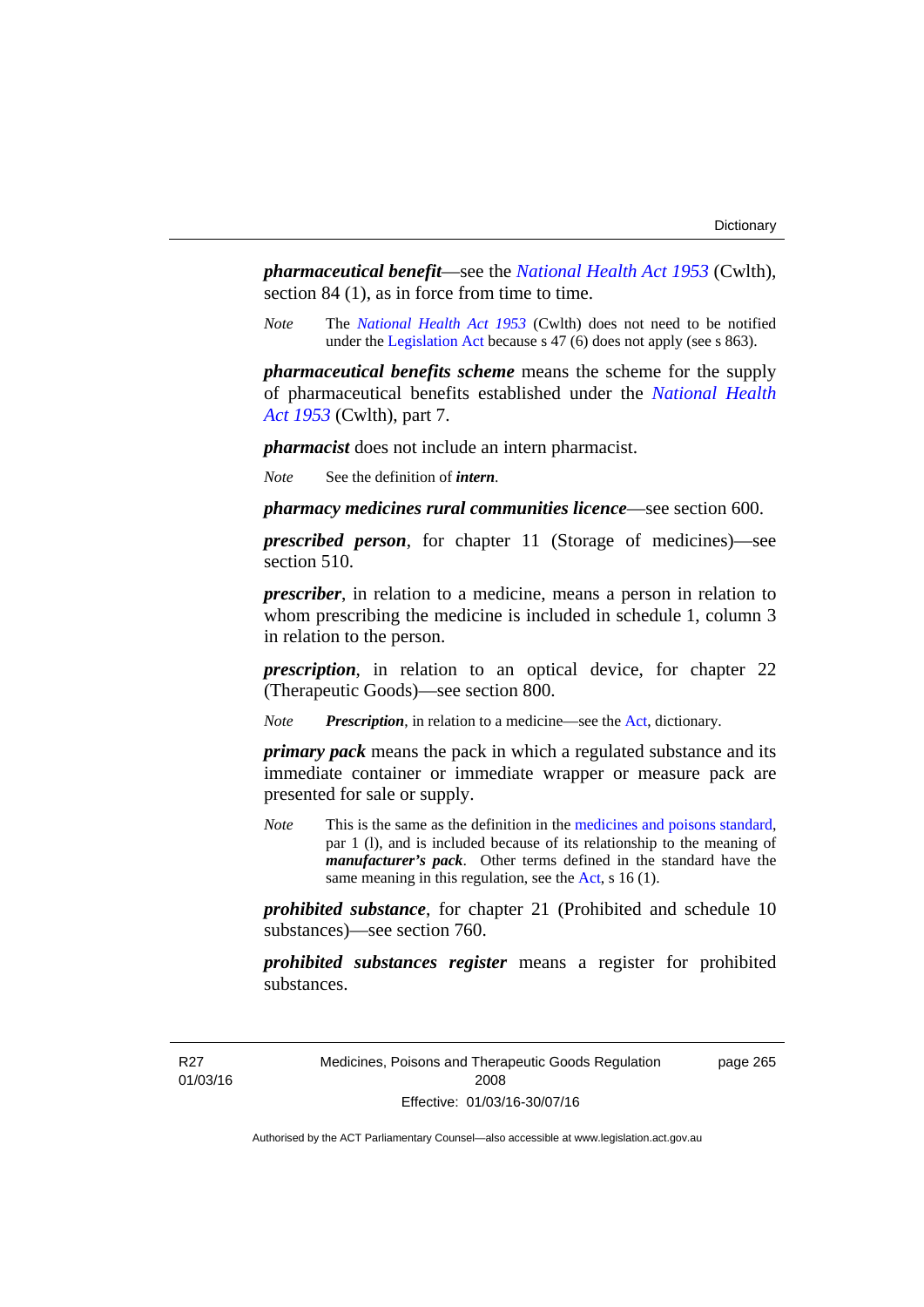***pharmaceutical benefit***—see the *National Health Act 1953* (Cwlth), section 84 (1), as in force from time to time.

*Note* The *National Health Act 1953* (Cwlth) does not need to be notified under the Legislation Act because s 47 (6) does not apply (see s 863).

***pharmaceutical benefits scheme*** means the scheme for the supply of pharmaceutical benefits established under the *National Health Act 1953* (Cwlth), part 7.

***pharmacist*** does not include an intern pharmacist.

*Note* See the definition of ***intern***.

***pharmacy medicines rural communities licence***—see section 600.

***prescribed person***, for chapter 11 (Storage of medicines)—see section 510.

***prescriber***, in relation to a medicine, means a person in relation to whom prescribing the medicine is included in schedule 1, column 3 in relation to the person.

***prescription***, in relation to an optical device, for chapter 22 (Therapeutic Goods)—see section 800.

*Note* ***Prescription***, in relation to a medicine—see the Act, dictionary.

***primary pack*** means the pack in which a regulated substance and its immediate container or immediate wrapper or measure pack are presented for sale or supply.

*Note* This is the same as the definition in the medicines and poisons standard, par 1 (l), and is included because of its relationship to the meaning of ***manufacturer's pack***. Other terms defined in the standard have the same meaning in this regulation, see the Act, s 16 (1).

***prohibited substance***, for chapter 21 (Prohibited and schedule 10 substances)—see section 760.

***prohibited substances register*** means a register for prohibited substances.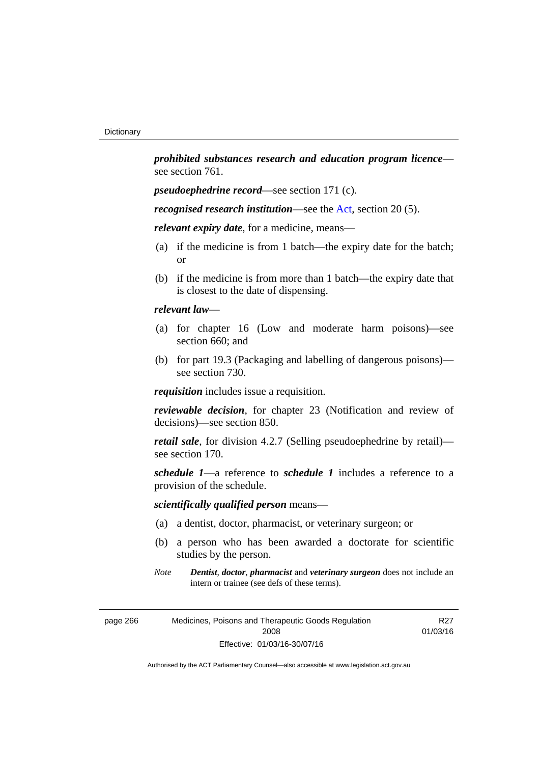***prohibited substances research and education program licence***—see section 761.

***pseudoephedrine record***—see section 171 (c).

***recognised research institution***—see the Act, section 20 (5).

***relevant expiry date***, for a medicine, means—

(a) if the medicine is from 1 batch—the expiry date for the batch; or

(b) if the medicine is from more than 1 batch—the expiry date that is closest to the date of dispensing.

***relevant law***—

(a) for chapter 16 (Low and moderate harm poisons)—see section 660; and

(b) for part 19.3 (Packaging and labelling of dangerous poisons)—see section 730.

***requisition*** includes issue a requisition.

***reviewable decision***, for chapter 23 (Notification and review of decisions)—see section 850.

***retail sale***, for division 4.2.7 (Selling pseudoephedrine by retail)—see section 170.

***schedule 1***—a reference to ***schedule 1*** includes a reference to a provision of the schedule.

***scientifically qualified person*** means—

(a) a dentist, doctor, pharmacist, or veterinary surgeon; or

(b) a person who has been awarded a doctorate for scientific studies by the person.

*Note* ***Dentist***, ***doctor***, ***pharmacist*** and ***veterinary surgeon*** does not include an intern or trainee (see defs of these terms).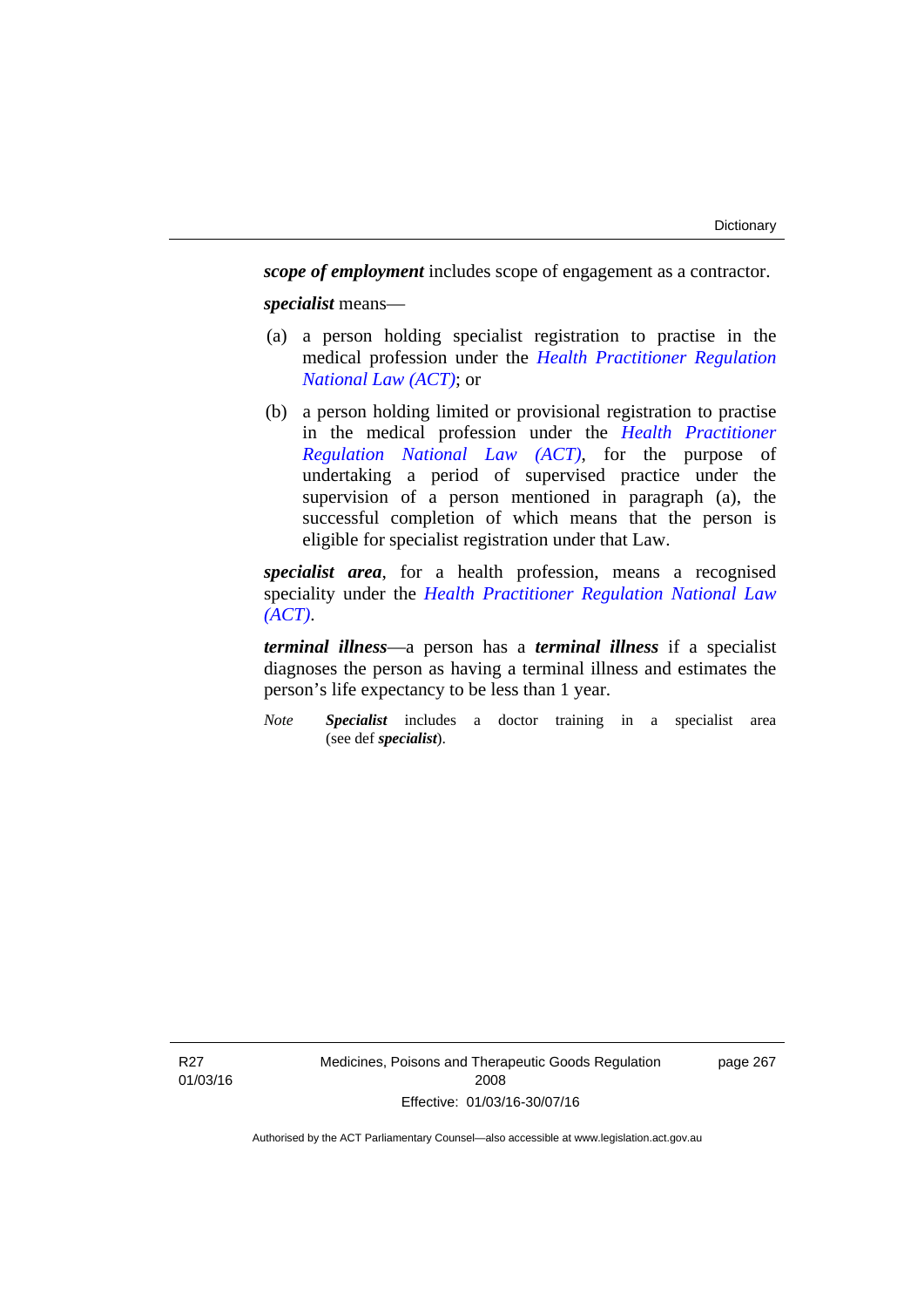***scope of employment*** includes scope of engagement as a contractor.

***specialist*** means—

(a) a person holding specialist registration to practise in the medical profession under the *Health Practitioner Regulation National Law (ACT)*; or

(b) a person holding limited or provisional registration to practise in the medical profession under the *Health Practitioner Regulation National Law (ACT)*, for the purpose of undertaking a period of supervised practice under the supervision of a person mentioned in paragraph (a), the successful completion of which means that the person is eligible for specialist registration under that Law.

***specialist area***, for a health profession, means a recognised speciality under the *Health Practitioner Regulation National Law (ACT)*.

***terminal illness***—a person has a ***terminal illness*** if a specialist diagnoses the person as having a terminal illness and estimates the person's life expectancy to be less than 1 year.

*Note* ***Specialist*** includes a doctor training in a specialist area (see def ***specialist***).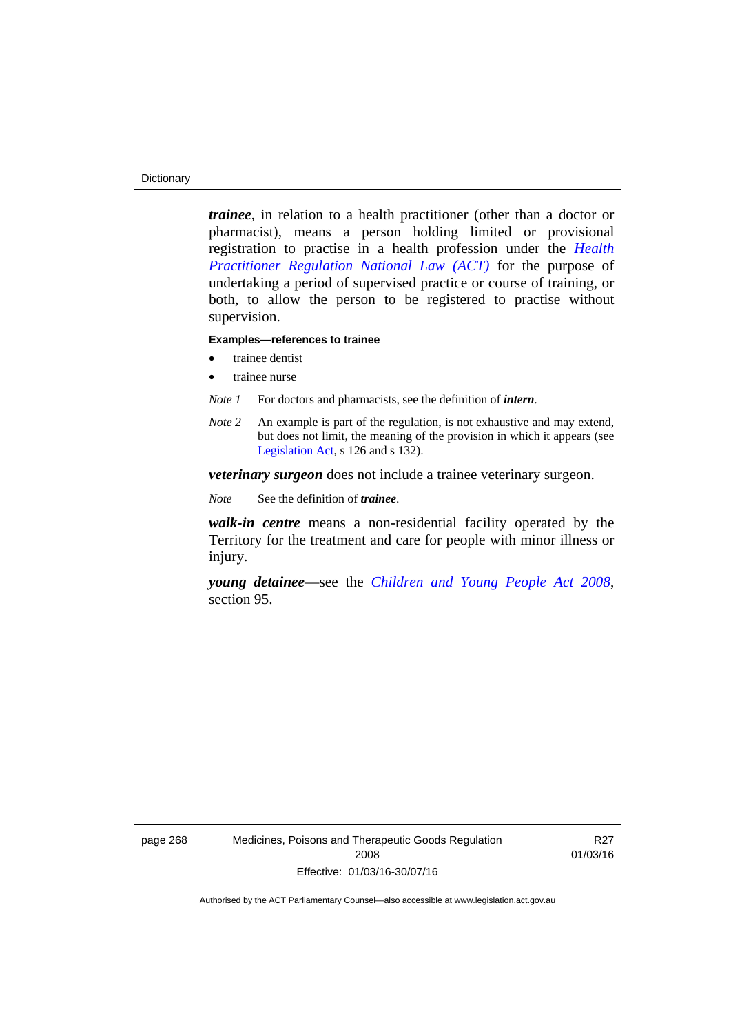***trainee***, in relation to a health practitioner (other than a doctor or pharmacist), means a person holding limited or provisional registration to practise in a health profession under the *Health Practitioner Regulation National Law (ACT)* for the purpose of undertaking a period of supervised practice or course of training, or both, to allow the person to be registered to practise without supervision.

**Examples—references to trainee**

- trainee dentist
- trainee nurse

*Note 1* For doctors and pharmacists, see the definition of ***intern***.

*Note 2* An example is part of the regulation, is not exhaustive and may extend, but does not limit, the meaning of the provision in which it appears (see Legislation Act, s 126 and s 132).

***veterinary surgeon*** does not include a trainee veterinary surgeon.

*Note* See the definition of ***trainee***.

***walk-in centre*** means a non-residential facility operated by the Territory for the treatment and care for people with minor illness or injury.

***young detainee***—see the *Children and Young People Act 2008*, section 95.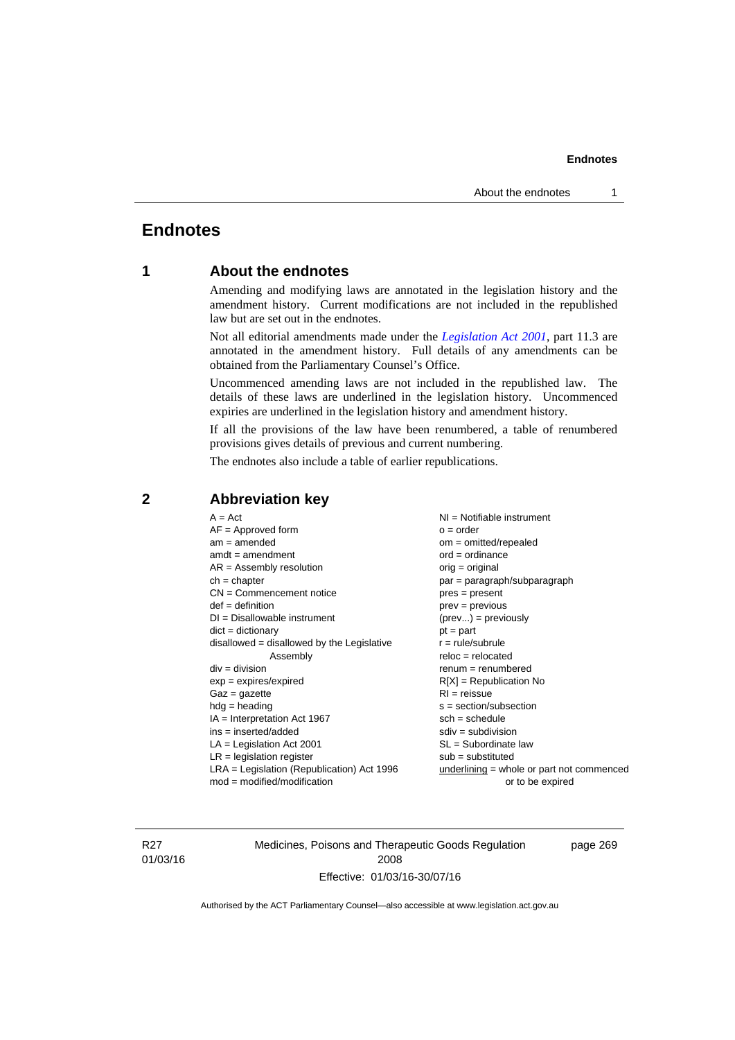# Endnotes

## 1 About the endnotes

Amending and modifying laws are annotated in the legislation history and the amendment history. Current modifications are not included in the republished law but are set out in the endnotes.

Not all editorial amendments made under the *Legislation Act 2001*, part 11.3 are annotated in the amendment history. Full details of any amendments can be obtained from the Parliamentary Counsel's Office.

Uncommenced amending laws are not included in the republished law. The details of these laws are underlined in the legislation history. Uncommenced expiries are underlined in the legislation history and amendment history.

If all the provisions of the law have been renumbered, a table of renumbered provisions gives details of previous and current numbering.

The endnotes also include a table of earlier republications.

## 2 Abbreviation key

A = Act
AF = Approved form
am = amended
amdt = amendment
AR = Assembly resolution
ch = chapter
CN = Commencement notice
def = definition
DI = Disallowable instrument
dict = dictionary
disallowed = disallowed by the Legislative Assembly
div = division
exp = expires/expired
Gaz = gazette
hdg = heading
IA = Interpretation Act 1967
ins = inserted/added
LA = Legislation Act 2001
LR = legislation register
LRA = Legislation (Republication) Act 1996
mod = modified/modification
NI = Notifiable instrument
o = order
om = omitted/repealed
ord = ordinance
orig = original
par = paragraph/subparagraph
pres = present
prev = previous
(prev...) = previously
pt = part
r = rule/subrule
reloc = relocated
renum = renumbered
R[X] = Republication No
RI = reissue
s = section/subsection
sch = schedule
sdiv = subdivision
SL = Subordinate law
sub = substituted
underlining = whole or part not commenced or to be expired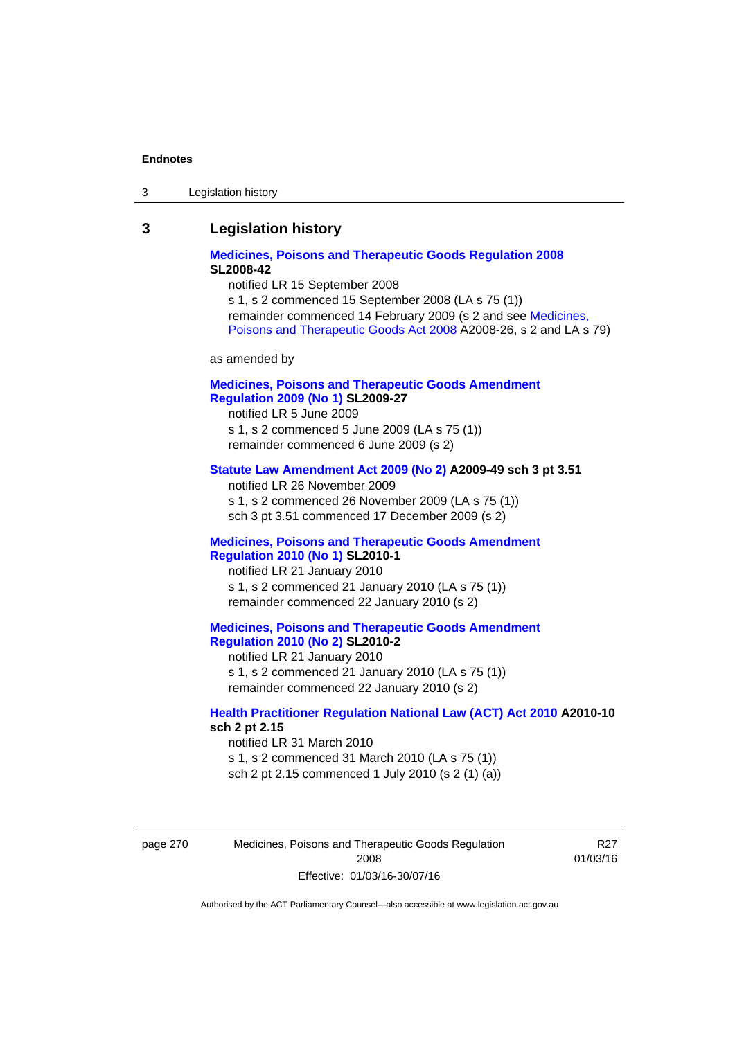## 3 Legislation history

**Medicines, Poisons and Therapeutic Goods Regulation 2008**
**SL2008-42**

notified LR 15 September 2008

s 1, s 2 commenced 15 September 2008 (LA s 75 (1))

remainder commenced 14 February 2009 (s 2 and see Medicines, Poisons and Therapeutic Goods Act 2008 A2008-26, s 2 and LA s 79)

as amended by

**Medicines, Poisons and Therapeutic Goods Amendment Regulation 2009 (No 1) SL2009-27**

notified LR 5 June 2009

s 1, s 2 commenced 5 June 2009 (LA s 75 (1))

remainder commenced 6 June 2009 (s 2)

**Statute Law Amendment Act 2009 (No 2) A2009-49 sch 3 pt 3.51**

notified LR 26 November 2009

s 1, s 2 commenced 26 November 2009 (LA s 75 (1))

sch 3 pt 3.51 commenced 17 December 2009 (s 2)

**Medicines, Poisons and Therapeutic Goods Amendment Regulation 2010 (No 1) SL2010-1**

notified LR 21 January 2010

s 1, s 2 commenced 21 January 2010 (LA s 75 (1))

remainder commenced 22 January 2010 (s 2)

**Medicines, Poisons and Therapeutic Goods Amendment Regulation 2010 (No 2) SL2010-2**

notified LR 21 January 2010

s 1, s 2 commenced 21 January 2010 (LA s 75 (1))

remainder commenced 22 January 2010 (s 2)

**Health Practitioner Regulation National Law (ACT) Act 2010 A2010-10 sch 2 pt 2.15**

notified LR 31 March 2010

s 1, s 2 commenced 31 March 2010 (LA s 75 (1))

sch 2 pt 2.15 commenced 1 July 2010 (s 2 (1) (a))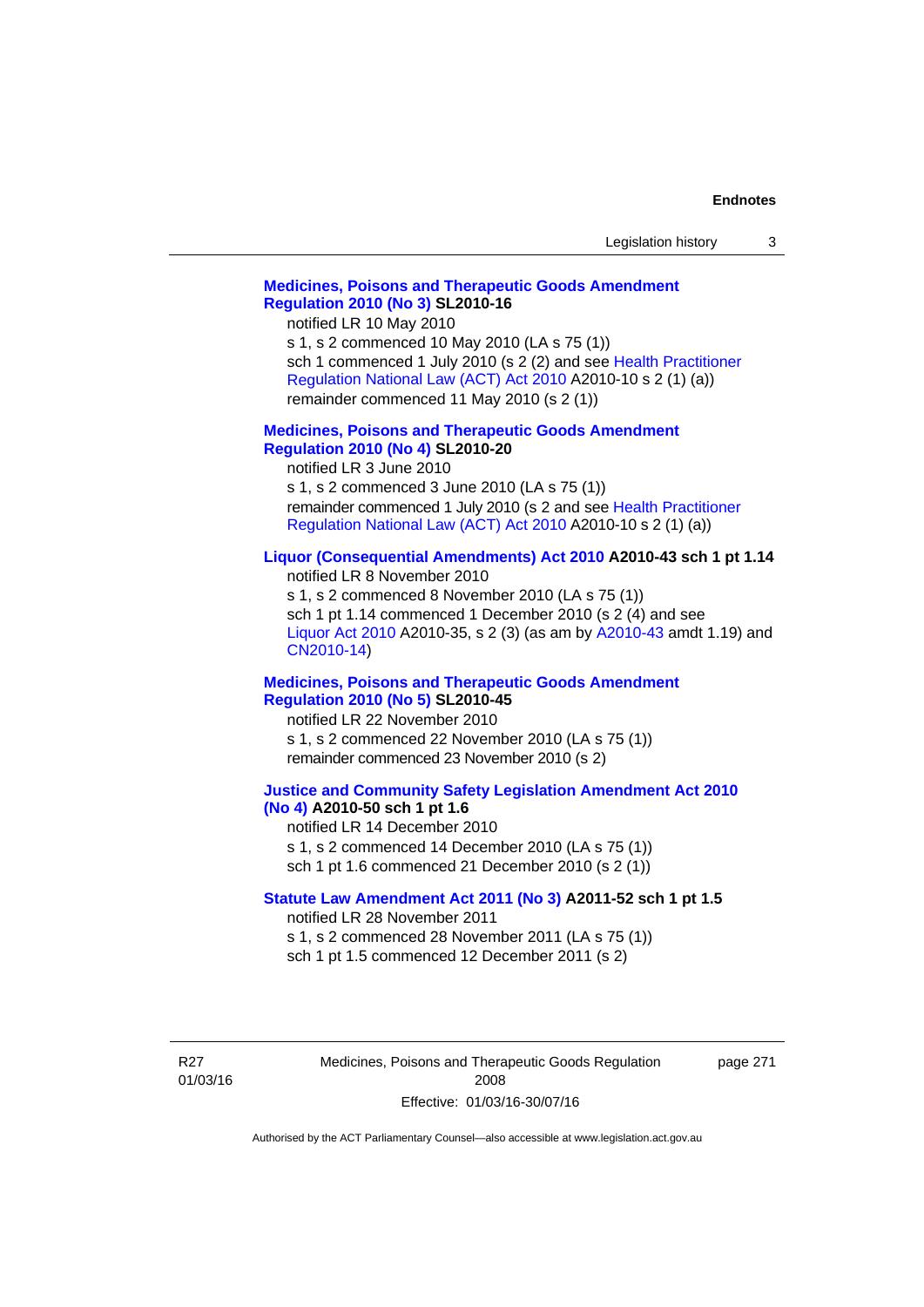**Medicines, Poisons and Therapeutic Goods Amendment Regulation 2010 (No 3) SL2010-16**

notified LR 10 May 2010

s 1, s 2 commenced 10 May 2010 (LA s 75 (1))

sch 1 commenced 1 July 2010 (s 2 (2) and see Health Practitioner Regulation National Law (ACT) Act 2010 A2010-10 s 2 (1) (a))

remainder commenced 11 May 2010 (s 2 (1))

**Medicines, Poisons and Therapeutic Goods Amendment Regulation 2010 (No 4) SL2010-20**

notified LR 3 June 2010

s 1, s 2 commenced 3 June 2010 (LA s 75 (1))

remainder commenced 1 July 2010 (s 2 and see Health Practitioner Regulation National Law (ACT) Act 2010 A2010-10 s 2 (1) (a))

**Liquor (Consequential Amendments) Act 2010 A2010-43 sch 1 pt 1.14**

notified LR 8 November 2010

s 1, s 2 commenced 8 November 2010 (LA s 75 (1))

sch 1 pt 1.14 commenced 1 December 2010 (s 2 (4) and see Liquor Act 2010 A2010-35, s 2 (3) (as am by A2010-43 amdt 1.19) and CN2010-14)

**Medicines, Poisons and Therapeutic Goods Amendment Regulation 2010 (No 5) SL2010-45**

notified LR 22 November 2010

s 1, s 2 commenced 22 November 2010 (LA s 75 (1))

remainder commenced 23 November 2010 (s 2)

**Justice and Community Safety Legislation Amendment Act 2010 (No 4) A2010-50 sch 1 pt 1.6**

notified LR 14 December 2010

s 1, s 2 commenced 14 December 2010 (LA s 75 (1))

sch 1 pt 1.6 commenced 21 December 2010 (s 2 (1))

**Statute Law Amendment Act 2011 (No 3) A2011-52 sch 1 pt 1.5**

notified LR 28 November 2011

s 1, s 2 commenced 28 November 2011 (LA s 75 (1))

sch 1 pt 1.5 commenced 12 December 2011 (s 2)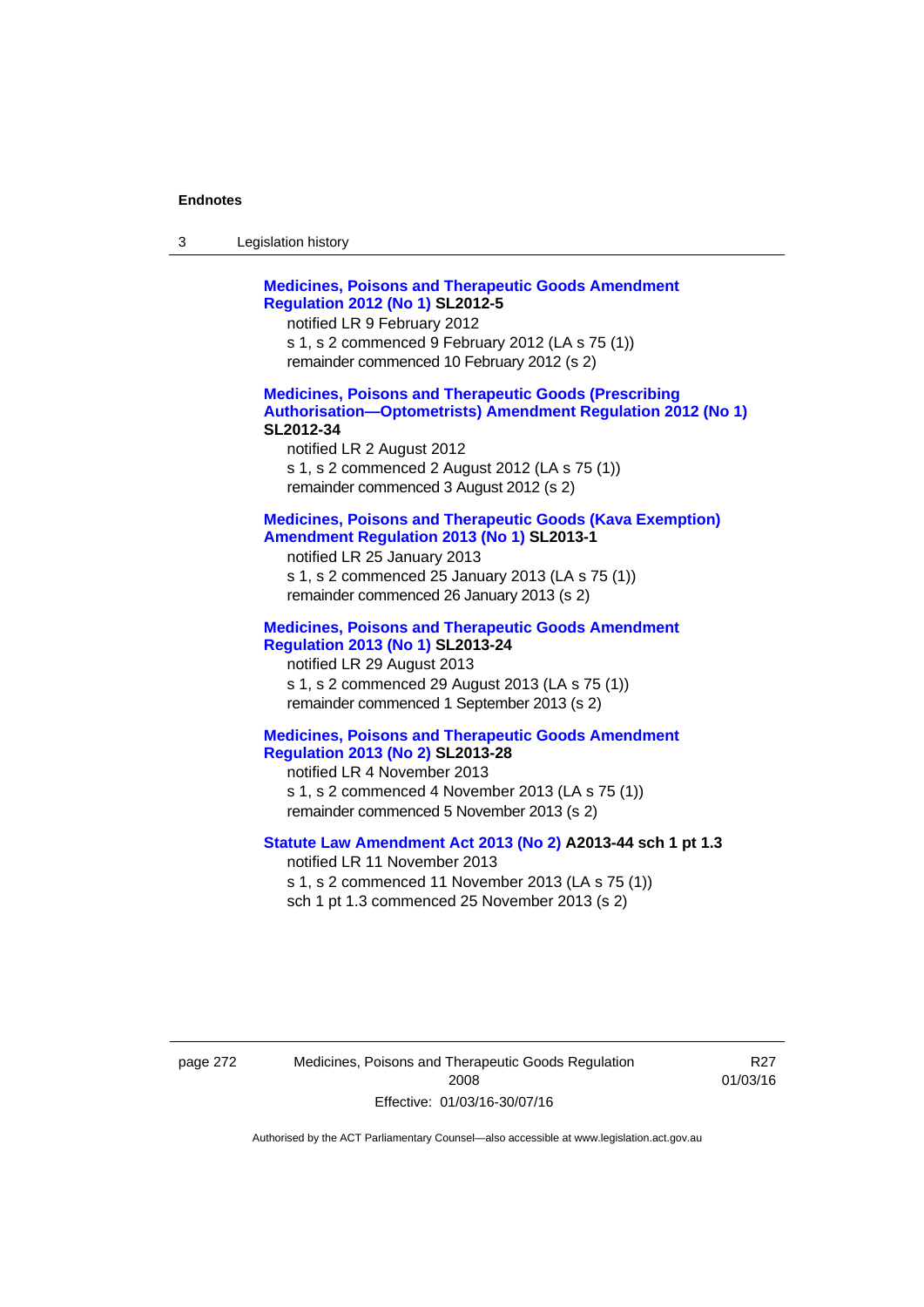**Medicines, Poisons and Therapeutic Goods Amendment Regulation 2012 (No 1) SL2012-5**

notified LR 9 February 2012

s 1, s 2 commenced 9 February 2012 (LA s 75 (1))

remainder commenced 10 February 2012 (s 2)

**Medicines, Poisons and Therapeutic Goods (Prescribing Authorisation—Optometrists) Amendment Regulation 2012 (No 1) SL2012-34**

notified LR 2 August 2012

s 1, s 2 commenced 2 August 2012 (LA s 75 (1))

remainder commenced 3 August 2012 (s 2)

**Medicines, Poisons and Therapeutic Goods (Kava Exemption) Amendment Regulation 2013 (No 1) SL2013-1**

notified LR 25 January 2013

s 1, s 2 commenced 25 January 2013 (LA s 75 (1))

remainder commenced 26 January 2013 (s 2)

**Medicines, Poisons and Therapeutic Goods Amendment Regulation 2013 (No 1) SL2013-24**

notified LR 29 August 2013

s 1, s 2 commenced 29 August 2013 (LA s 75 (1))

remainder commenced 1 September 2013 (s 2)

**Medicines, Poisons and Therapeutic Goods Amendment Regulation 2013 (No 2) SL2013-28**

notified LR 4 November 2013

s 1, s 2 commenced 4 November 2013 (LA s 75 (1))

remainder commenced 5 November 2013 (s 2)

**Statute Law Amendment Act 2013 (No 2) A2013-44 sch 1 pt 1.3**

notified LR 11 November 2013

s 1, s 2 commenced 11 November 2013 (LA s 75 (1))

sch 1 pt 1.3 commenced 25 November 2013 (s 2)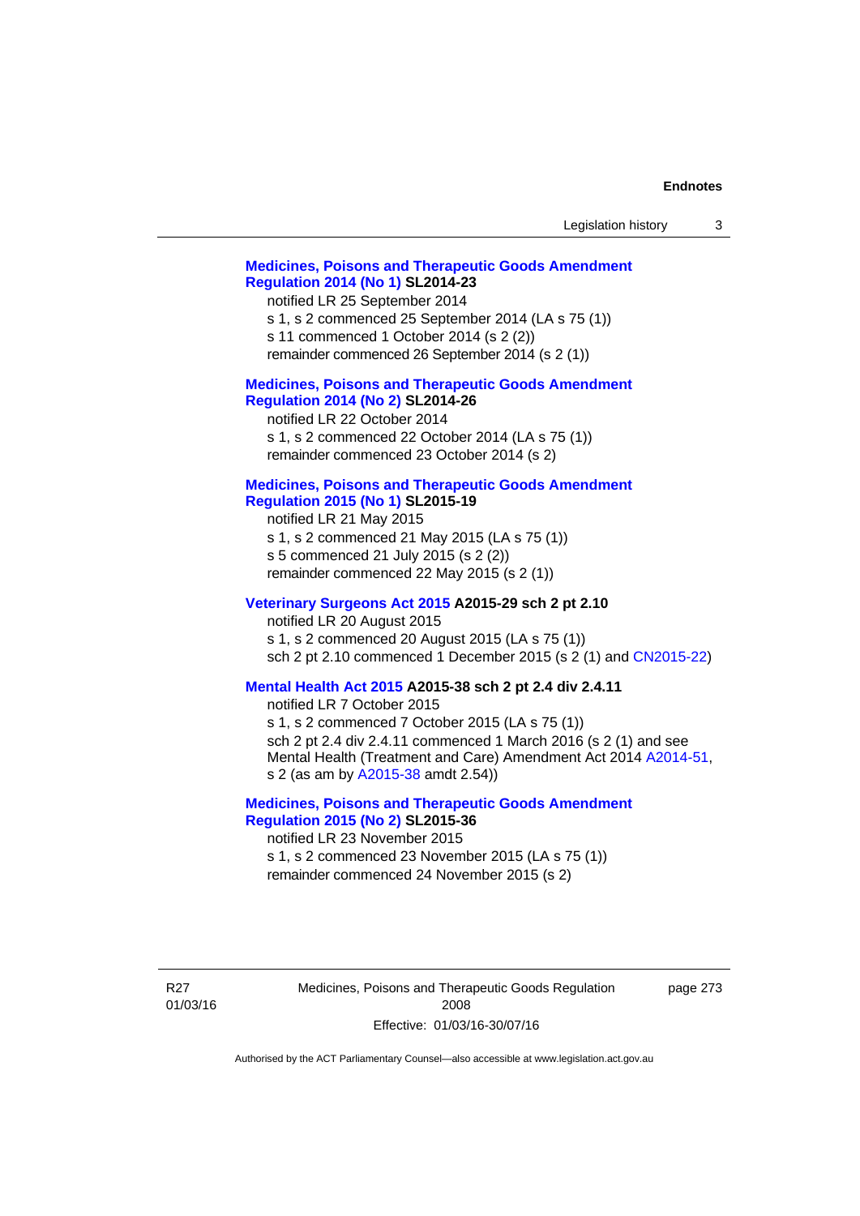**Medicines, Poisons and Therapeutic Goods Amendment Regulation 2014 (No 1) SL2014-23**

notified LR 25 September 2014

s 1, s 2 commenced 25 September 2014 (LA s 75 (1))

s 11 commenced 1 October 2014 (s 2 (2))

remainder commenced 26 September 2014 (s 2 (1))

**Medicines, Poisons and Therapeutic Goods Amendment Regulation 2014 (No 2) SL2014-26**

notified LR 22 October 2014

s 1, s 2 commenced 22 October 2014 (LA s 75 (1))

remainder commenced 23 October 2014 (s 2)

**Medicines, Poisons and Therapeutic Goods Amendment Regulation 2015 (No 1) SL2015-19**

notified LR 21 May 2015

s 1, s 2 commenced 21 May 2015 (LA s 75 (1))

s 5 commenced 21 July 2015 (s 2 (2))

remainder commenced 22 May 2015 (s 2 (1))

**Veterinary Surgeons Act 2015 A2015-29 sch 2 pt 2.10**

notified LR 20 August 2015

s 1, s 2 commenced 20 August 2015 (LA s 75 (1))

sch 2 pt 2.10 commenced 1 December 2015 (s 2 (1) and CN2015-22)

**Mental Health Act 2015 A2015-38 sch 2 pt 2.4 div 2.4.11**

notified LR 7 October 2015

s 1, s 2 commenced 7 October 2015 (LA s 75 (1))

sch 2 pt 2.4 div 2.4.11 commenced 1 March 2016 (s 2 (1) and see Mental Health (Treatment and Care) Amendment Act 2014 A2014-51, s 2 (as am by A2015-38 amdt 2.54))

**Medicines, Poisons and Therapeutic Goods Amendment Regulation 2015 (No 2) SL2015-36**

notified LR 23 November 2015

s 1, s 2 commenced 23 November 2015 (LA s 75 (1))

remainder commenced 24 November 2015 (s 2)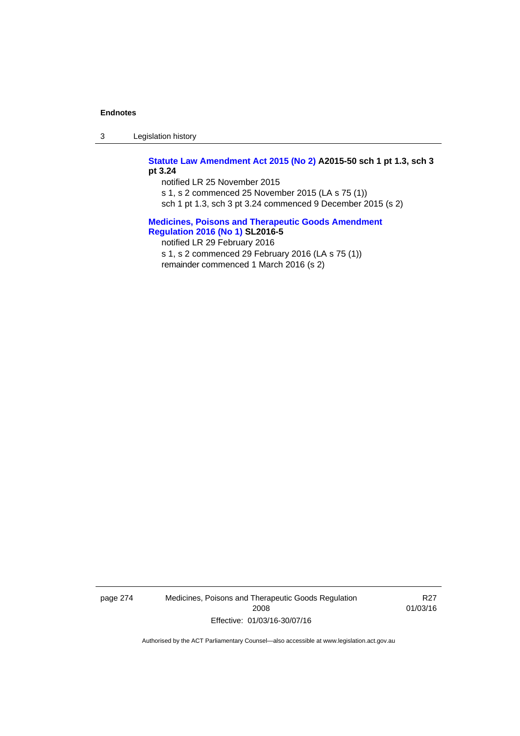**Statute Law Amendment Act 2015 (No 2) A2015-50 sch 1 pt 1.3, sch 3 pt 3.24**

notified LR 25 November 2015

s 1, s 2 commenced 25 November 2015 (LA s 75 (1))

sch 1 pt 1.3, sch 3 pt 3.24 commenced 9 December 2015 (s 2)

**Medicines, Poisons and Therapeutic Goods Amendment Regulation 2016 (No 1) SL2016-5**

notified LR 29 February 2016

s 1, s 2 commenced 29 February 2016 (LA s 75 (1))

remainder commenced 1 March 2016 (s 2)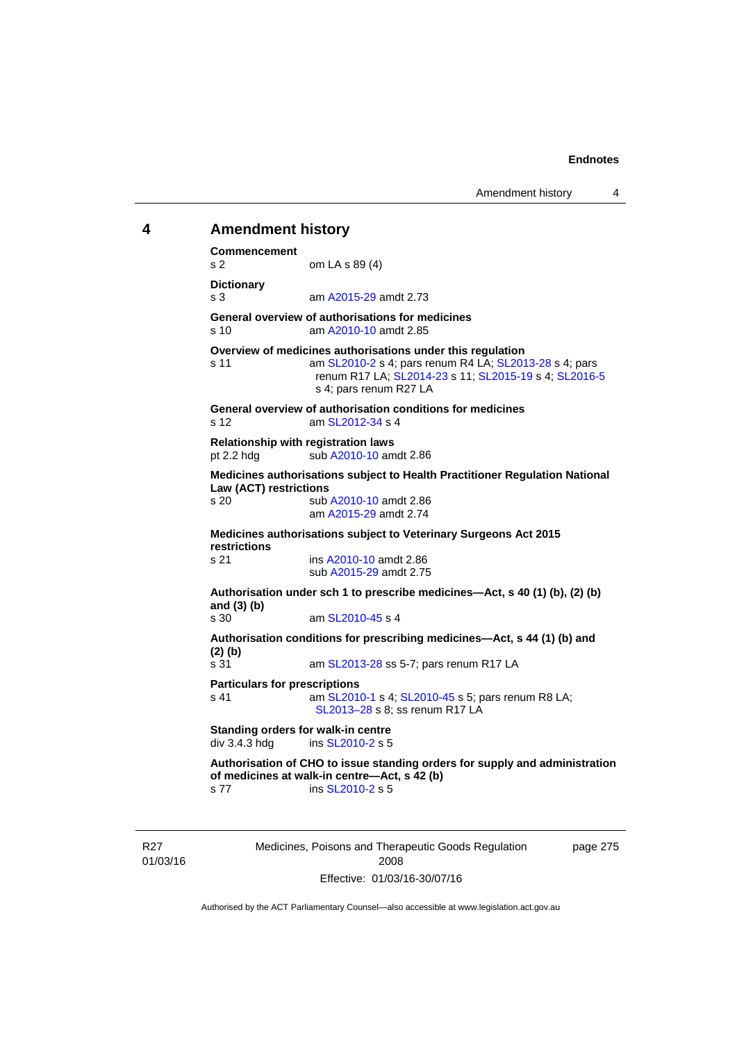## 4 Amendment history

**Commencement**
s 2 om LA s 89 (4)

**Dictionary**
s 3 am A2015-29 amdt 2.73

**General overview of authorisations for medicines**
s 10 am A2010-10 amdt 2.85

**Overview of medicines authorisations under this regulation**
s 11 am SL2010-2 s 4; pars renum R4 LA; SL2013-28 s 4; pars renum R17 LA; SL2014-23 s 11; SL2015-19 s 4; SL2016-5 s 4; pars renum R27 LA

**General overview of authorisation conditions for medicines**
s 12 am SL2012-34 s 4

**Relationship with registration laws**
pt 2.2 hdg sub A2010-10 amdt 2.86

**Medicines authorisations subject to Health Practitioner Regulation National Law (ACT) restrictions**
s 20 sub A2010-10 amdt 2.86
am A2015-29 amdt 2.74

**Medicines authorisations subject to Veterinary Surgeons Act 2015 restrictions**
s 21 ins A2010-10 amdt 2.86
sub A2015-29 amdt 2.75

**Authorisation under sch 1 to prescribe medicines—Act, s 40 (1) (b), (2) (b) and (3) (b)**
s 30 am SL2010-45 s 4

**Authorisation conditions for prescribing medicines—Act, s 44 (1) (b) and (2) (b)**
s 31 am SL2013-28 ss 5-7; pars renum R17 LA

**Particulars for prescriptions**
s 41 am SL2010-1 s 4; SL2010-45 s 5; pars renum R8 LA; SL2013–28 s 8; ss renum R17 LA

**Standing orders for walk-in centre**
div 3.4.3 hdg ins SL2010-2 s 5

**Authorisation of CHO to issue standing orders for supply and administration of medicines at walk-in centre—Act, s 42 (b)**
s 77 ins SL2010-2 s 5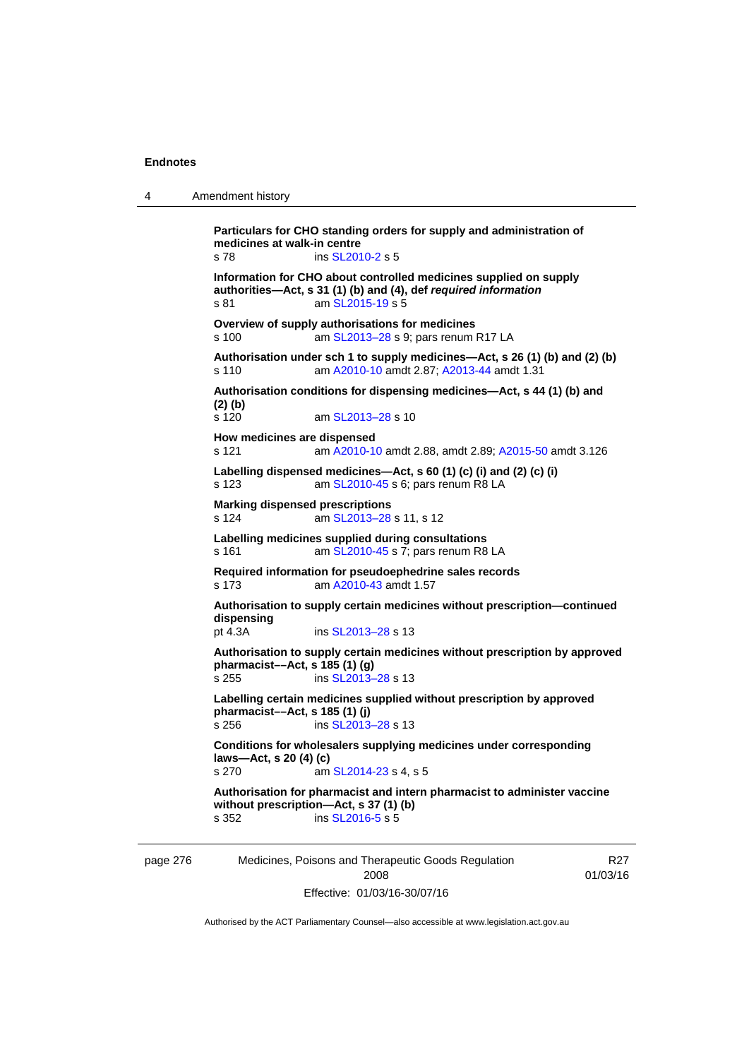**Particulars for CHO standing orders for supply and administration of medicines at walk-in centre**
s 78 ins SL2010-2 s 5

**Information for CHO about controlled medicines supplied on supply authorities—Act, s 31 (1) (b) and (4), def *required information***
s 81 am SL2015-19 s 5

**Overview of supply authorisations for medicines**
s 100 am SL2013–28 s 9; pars renum R17 LA

**Authorisation under sch 1 to supply medicines—Act, s 26 (1) (b) and (2) (b)**
s 110 am A2010-10 amdt 2.87; A2013-44 amdt 1.31

**Authorisation conditions for dispensing medicines—Act, s 44 (1) (b) and (2) (b)**
s 120 am SL2013–28 s 10

**How medicines are dispensed**
s 121 am A2010-10 amdt 2.88, amdt 2.89; A2015-50 amdt 3.126

**Labelling dispensed medicines—Act, s 60 (1) (c) (i) and (2) (c) (i)**
s 123 am SL2010-45 s 6; pars renum R8 LA

**Marking dispensed prescriptions**
s 124 am SL2013–28 s 11, s 12

**Labelling medicines supplied during consultations**
s 161 am SL2010-45 s 7; pars renum R8 LA

**Required information for pseudoephedrine sales records**
s 173 am A2010-43 amdt 1.57

**Authorisation to supply certain medicines without prescription—continued dispensing**
pt 4.3A ins SL2013–28 s 13

**Authorisation to supply certain medicines without prescription by approved pharmacist––Act, s 185 (1) (g)**
s 255 ins SL2013–28 s 13

**Labelling certain medicines supplied without prescription by approved pharmacist––Act, s 185 (1) (j)**
s 256 ins SL2013–28 s 13

**Conditions for wholesalers supplying medicines under corresponding laws—Act, s 20 (4) (c)**
s 270 am SL2014-23 s 4, s 5

**Authorisation for pharmacist and intern pharmacist to administer vaccine without prescription—Act, s 37 (1) (b)**
s 352 ins SL2016-5 s 5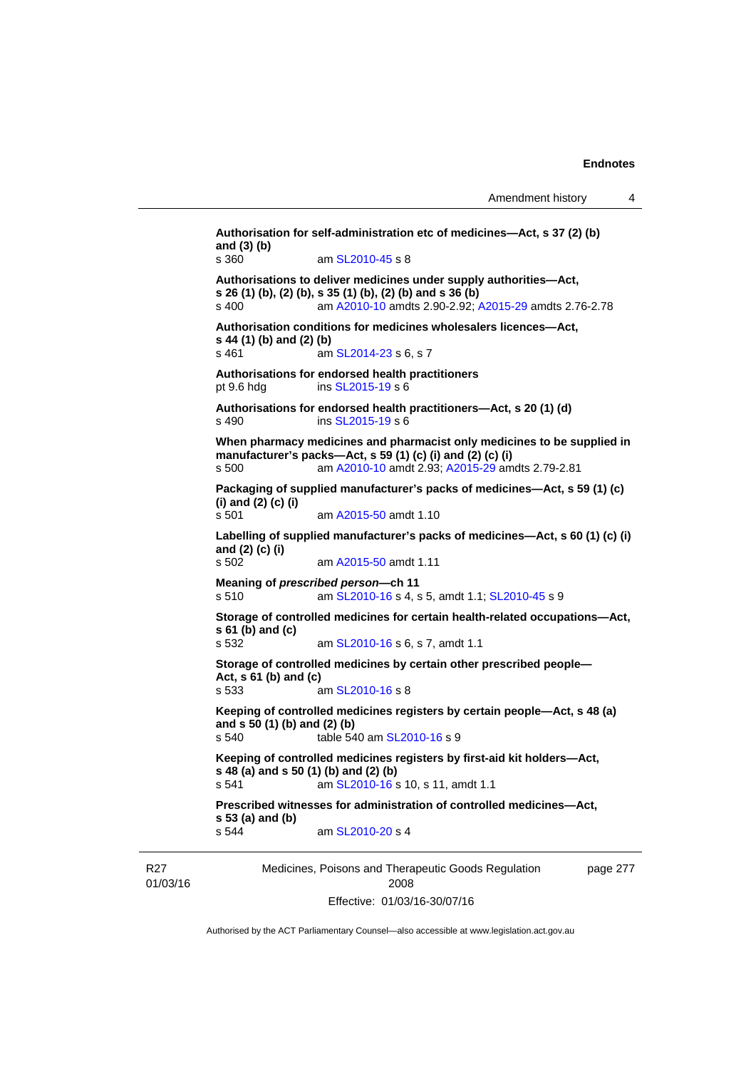**Authorisation for self-administration etc of medicines—Act, s 37 (2) (b) and (3) (b)**
s 360 am SL2010-45 s 8

**Authorisations to deliver medicines under supply authorities—Act, s 26 (1) (b), (2) (b), s 35 (1) (b), (2) (b) and s 36 (b)**
s 400 am A2010-10 amdts 2.90-2.92; A2015-29 amdts 2.76-2.78

**Authorisation conditions for medicines wholesalers licences—Act, s 44 (1) (b) and (2) (b)**
s 461 am SL2014-23 s 6, s 7

**Authorisations for endorsed health practitioners**
pt 9.6 hdg ins SL2015-19 s 6

**Authorisations for endorsed health practitioners—Act, s 20 (1) (d)**
s 490 ins SL2015-19 s 6

**When pharmacy medicines and pharmacist only medicines to be supplied in manufacturer's packs—Act, s 59 (1) (c) (i) and (2) (c) (i)**
s 500 am A2010-10 amdt 2.93; A2015-29 amdts 2.79-2.81

**Packaging of supplied manufacturer's packs of medicines—Act, s 59 (1) (c) (i) and (2) (c) (i)**
s 501 am A2015-50 amdt 1.10

**Labelling of supplied manufacturer's packs of medicines—Act, s 60 (1) (c) (i) and (2) (c) (i)**
s 502 am A2015-50 amdt 1.11

**Meaning of *prescribed person*—ch 11**
s 510 am SL2010-16 s 4, s 5, amdt 1.1; SL2010-45 s 9

**Storage of controlled medicines for certain health-related occupations—Act, s 61 (b) and (c)**
s 532 am SL2010-16 s 6, s 7, amdt 1.1

**Storage of controlled medicines by certain other prescribed people—Act, s 61 (b) and (c)**
s 533 am SL2010-16 s 8

**Keeping of controlled medicines registers by certain people—Act, s 48 (a) and s 50 (1) (b) and (2) (b)**
s 540 table 540 am SL2010-16 s 9

**Keeping of controlled medicines registers by first-aid kit holders—Act, s 48 (a) and s 50 (1) (b) and (2) (b)**
s 541 am SL2010-16 s 10, s 11, amdt 1.1

**Prescribed witnesses for administration of controlled medicines—Act, s 53 (a) and (b)**
s 544 am SL2010-20 s 4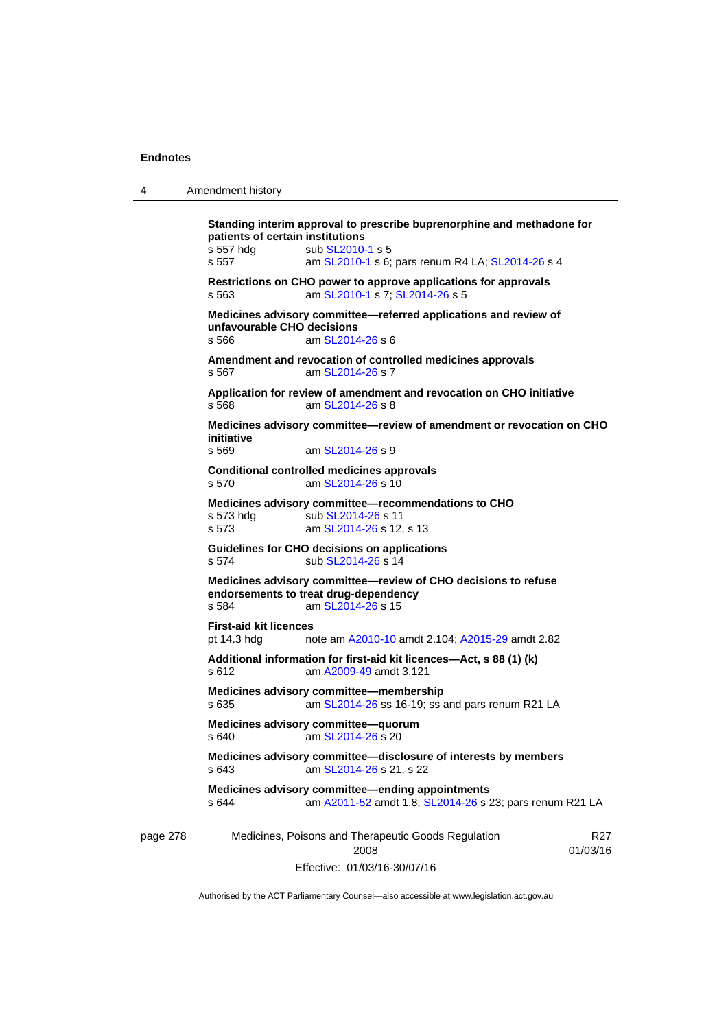**Standing interim approval to prescribe buprenorphine and methadone for patients of certain institutions**

s 557 hdg sub SL2010-1 s 5

s 557 am SL2010-1 s 6; pars renum R4 LA; SL2014-26 s 4

**Restrictions on CHO power to approve applications for approvals**

s 563 am SL2010-1 s 7; SL2014-26 s 5

**Medicines advisory committee—referred applications and review of unfavourable CHO decisions**

s 566 am SL2014-26 s 6

**Amendment and revocation of controlled medicines approvals**

s 567 am SL2014-26 s 7

**Application for review of amendment and revocation on CHO initiative**

s 568 am SL2014-26 s 8

**Medicines advisory committee—review of amendment or revocation on CHO initiative**

s 569 am SL2014-26 s 9

**Conditional controlled medicines approvals**

s 570 am SL2014-26 s 10

**Medicines advisory committee—recommendations to CHO**

s 573 hdg sub SL2014-26 s 11

s 573 am SL2014-26 s 12, s 13

**Guidelines for CHO decisions on applications**

s 574 sub SL2014-26 s 14

**Medicines advisory committee—review of CHO decisions to refuse endorsements to treat drug-dependency**

s 584 am SL2014-26 s 15

**First-aid kit licences**

pt 14.3 hdg note am A2010-10 amdt 2.104; A2015-29 amdt 2.82

**Additional information for first-aid kit licences—Act, s 88 (1) (k)**

s 612 am A2009-49 amdt 3.121

**Medicines advisory committee—membership**

s 635 am SL2014-26 ss 16-19; ss and pars renum R21 LA

**Medicines advisory committee—quorum**

s 640 am SL2014-26 s 20

**Medicines advisory committee—disclosure of interests by members**

s 643 am SL2014-26 s 21, s 22

**Medicines advisory committee—ending appointments**

s 644 am A2011-52 amdt 1.8; SL2014-26 s 23; pars renum R21 LA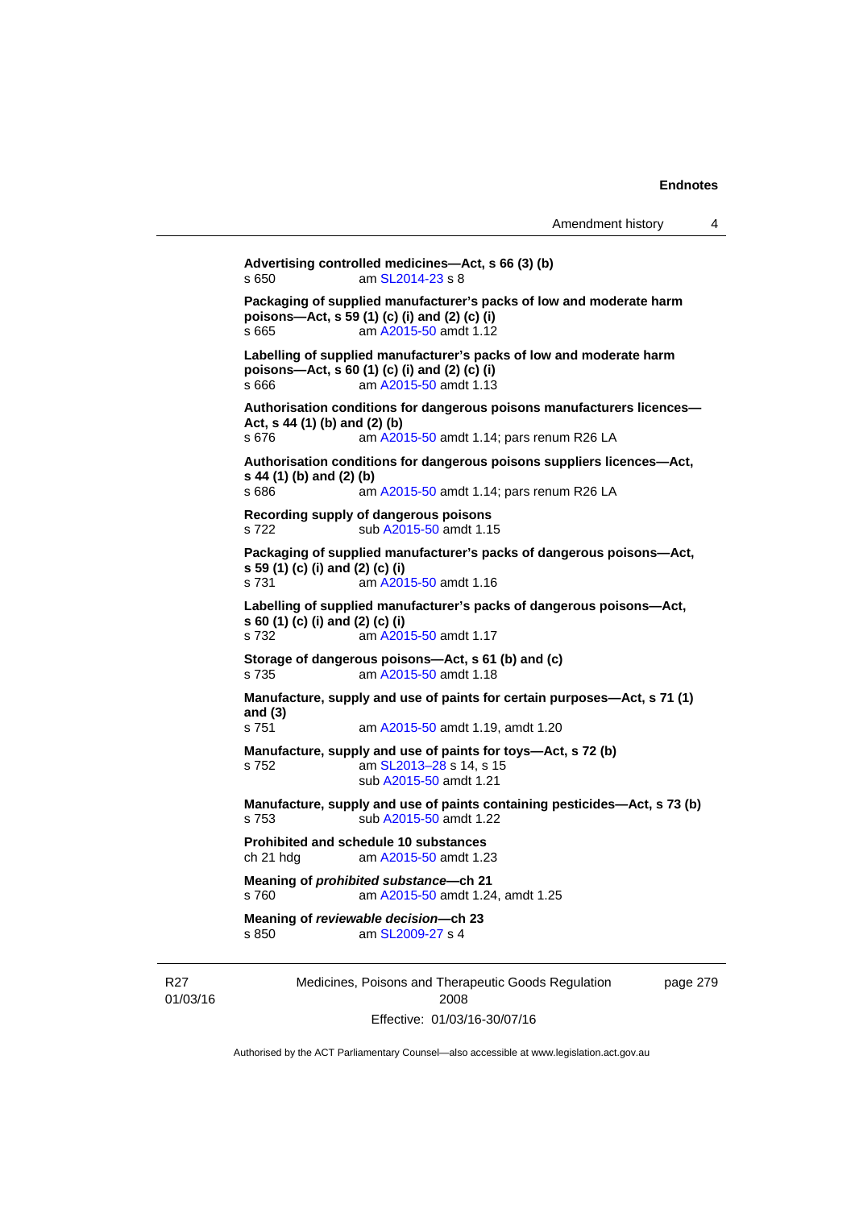**Advertising controlled medicines—Act, s 66 (3) (b)**
s 650 am SL2014-23 s 8

**Packaging of supplied manufacturer's packs of low and moderate harm poisons—Act, s 59 (1) (c) (i) and (2) (c) (i)**
s 665 am A2015-50 amdt 1.12

**Labelling of supplied manufacturer's packs of low and moderate harm poisons—Act, s 60 (1) (c) (i) and (2) (c) (i)**
s 666 am A2015-50 amdt 1.13

**Authorisation conditions for dangerous poisons manufacturers licences—Act, s 44 (1) (b) and (2) (b)**
s 676 am A2015-50 amdt 1.14; pars renum R26 LA

**Authorisation conditions for dangerous poisons suppliers licences—Act, s 44 (1) (b) and (2) (b)**
s 686 am A2015-50 amdt 1.14; pars renum R26 LA

**Recording supply of dangerous poisons**
s 722 sub A2015-50 amdt 1.15

**Packaging of supplied manufacturer's packs of dangerous poisons—Act, s 59 (1) (c) (i) and (2) (c) (i)**
s 731 am A2015-50 amdt 1.16

**Labelling of supplied manufacturer's packs of dangerous poisons—Act, s 60 (1) (c) (i) and (2) (c) (i)**
s 732 am A2015-50 amdt 1.17

**Storage of dangerous poisons—Act, s 61 (b) and (c)**
s 735 am A2015-50 amdt 1.18

**Manufacture, supply and use of paints for certain purposes—Act, s 71 (1) and (3)**
s 751 am A2015-50 amdt 1.19, amdt 1.20

**Manufacture, supply and use of paints for toys—Act, s 72 (b)**
s 752 am SL2013–28 s 14, s 15
sub A2015-50 amdt 1.21

**Manufacture, supply and use of paints containing pesticides—Act, s 73 (b)**
s 753 sub A2015-50 amdt 1.22

**Prohibited and schedule 10 substances**
ch 21 hdg am A2015-50 amdt 1.23

**Meaning of *prohibited substance*—ch 21**
s 760 am A2015-50 amdt 1.24, amdt 1.25

**Meaning of *reviewable decision*—ch 23**
s 850 am SL2009-27 s 4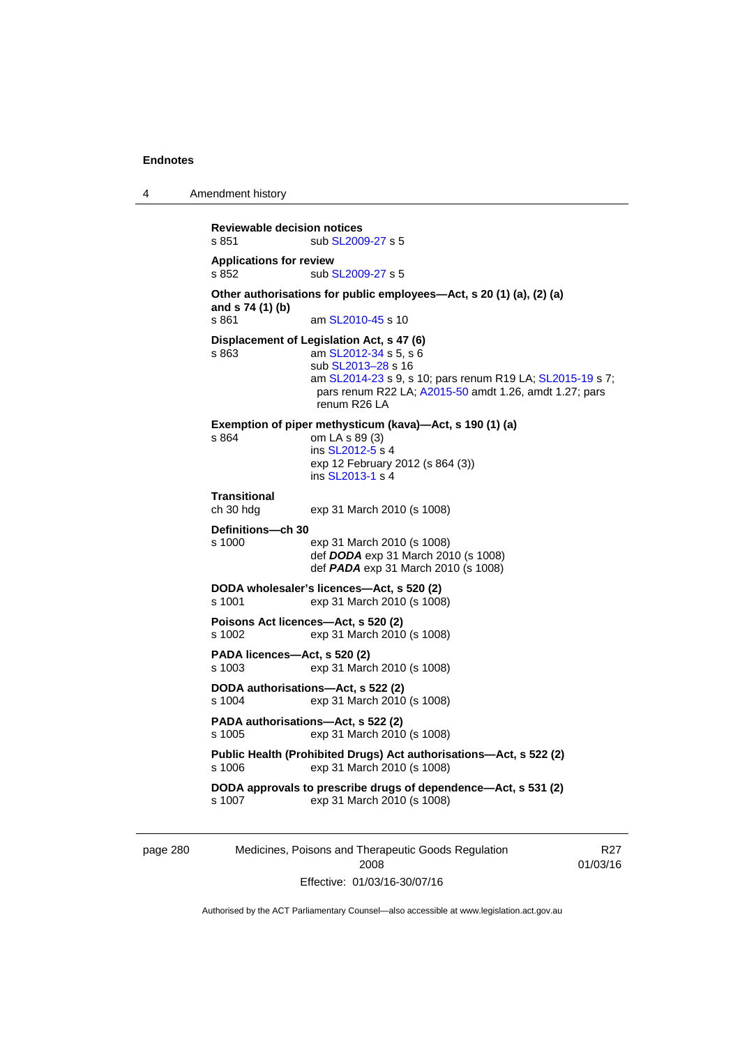**Reviewable decision notices**
s 851 sub SL2009-27 s 5

**Applications for review**
s 852 sub SL2009-27 s 5

**Other authorisations for public employees—Act, s 20 (1) (a), (2) (a) and s 74 (1) (b)**
s 861 am SL2010-45 s 10

**Displacement of Legislation Act, s 47 (6)**
s 863 am SL2012-34 s 5, s 6
sub SL2013–28 s 16
am SL2014-23 s 9, s 10; pars renum R19 LA; SL2015-19 s 7; pars renum R22 LA; A2015-50 amdt 1.26, amdt 1.27; pars renum R26 LA

**Exemption of piper methysticum (kava)—Act, s 190 (1) (a)**
s 864 om LA s 89 (3)
ins SL2012-5 s 4
exp 12 February 2012 (s 864 (3))
ins SL2013-1 s 4

**Transitional**
ch 30 hdg exp 31 March 2010 (s 1008)

**Definitions—ch 30**
s 1000 exp 31 March 2010 (s 1008)
def ***DODA*** exp 31 March 2010 (s 1008)
def ***PADA*** exp 31 March 2010 (s 1008)

**DODA wholesaler's licences—Act, s 520 (2)**
s 1001 exp 31 March 2010 (s 1008)

**Poisons Act licences—Act, s 520 (2)**
s 1002 exp 31 March 2010 (s 1008)

**PADA licences—Act, s 520 (2)**
s 1003 exp 31 March 2010 (s 1008)

**DODA authorisations—Act, s 522 (2)**
s 1004 exp 31 March 2010 (s 1008)

**PADA authorisations—Act, s 522 (2)**
s 1005 exp 31 March 2010 (s 1008)

**Public Health (Prohibited Drugs) Act authorisations—Act, s 522 (2)**
s 1006 exp 31 March 2010 (s 1008)

**DODA approvals to prescribe drugs of dependence—Act, s 531 (2)**
s 1007 exp 31 March 2010 (s 1008)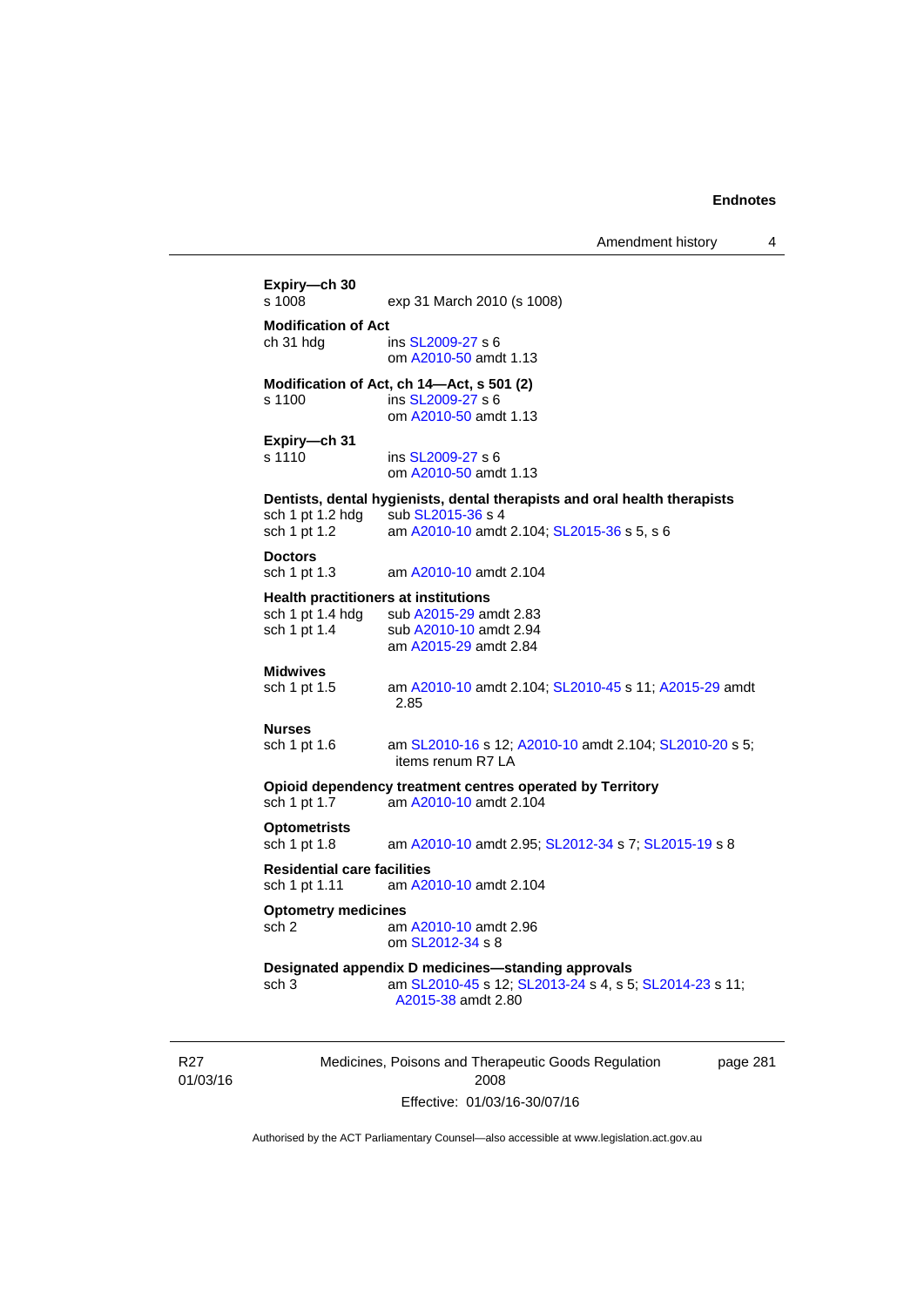**Expiry—ch 30**

s 1008 exp 31 March 2010 (s 1008)

**Modification of Act**

ch 31 hdg ins SL2009-27 s 6
om A2010-50 amdt 1.13

**Modification of Act, ch 14—Act, s 501 (2)**

s 1100 ins SL2009-27 s 6
om A2010-50 amdt 1.13

**Expiry—ch 31**

s 1110 ins SL2009-27 s 6
om A2010-50 amdt 1.13

**Dentists, dental hygienists, dental therapists and oral health therapists**

sch 1 pt 1.2 hdg sub SL2015-36 s 4

sch 1 pt 1.2 am A2010-10 amdt 2.104; SL2015-36 s 5, s 6

**Doctors**

sch 1 pt 1.3 am A2010-10 amdt 2.104

**Health practitioners at institutions**

sch 1 pt 1.4 hdg sub A2015-29 amdt 2.83

sch 1 pt 1.4 sub A2010-10 amdt 2.94
am A2015-29 amdt 2.84

**Midwives**

sch 1 pt 1.5 am A2010-10 amdt 2.104; SL2010-45 s 11; A2015-29 amdt 2.85

**Nurses**

sch 1 pt 1.6 am SL2010-16 s 12; A2010-10 amdt 2.104; SL2010-20 s 5; items renum R7 LA

**Opioid dependency treatment centres operated by Territory**

sch 1 pt 1.7 am A2010-10 amdt 2.104

**Optometrists**

sch 1 pt 1.8 am A2010-10 amdt 2.95; SL2012-34 s 7; SL2015-19 s 8

**Residential care facilities**

sch 1 pt 1.11 am A2010-10 amdt 2.104

**Optometry medicines**

sch 2 am A2010-10 amdt 2.96
om SL2012-34 s 8

**Designated appendix D medicines—standing approvals**

sch 3 am SL2010-45 s 12; SL2013-24 s 4, s 5; SL2014-23 s 11; A2015-38 amdt 2.80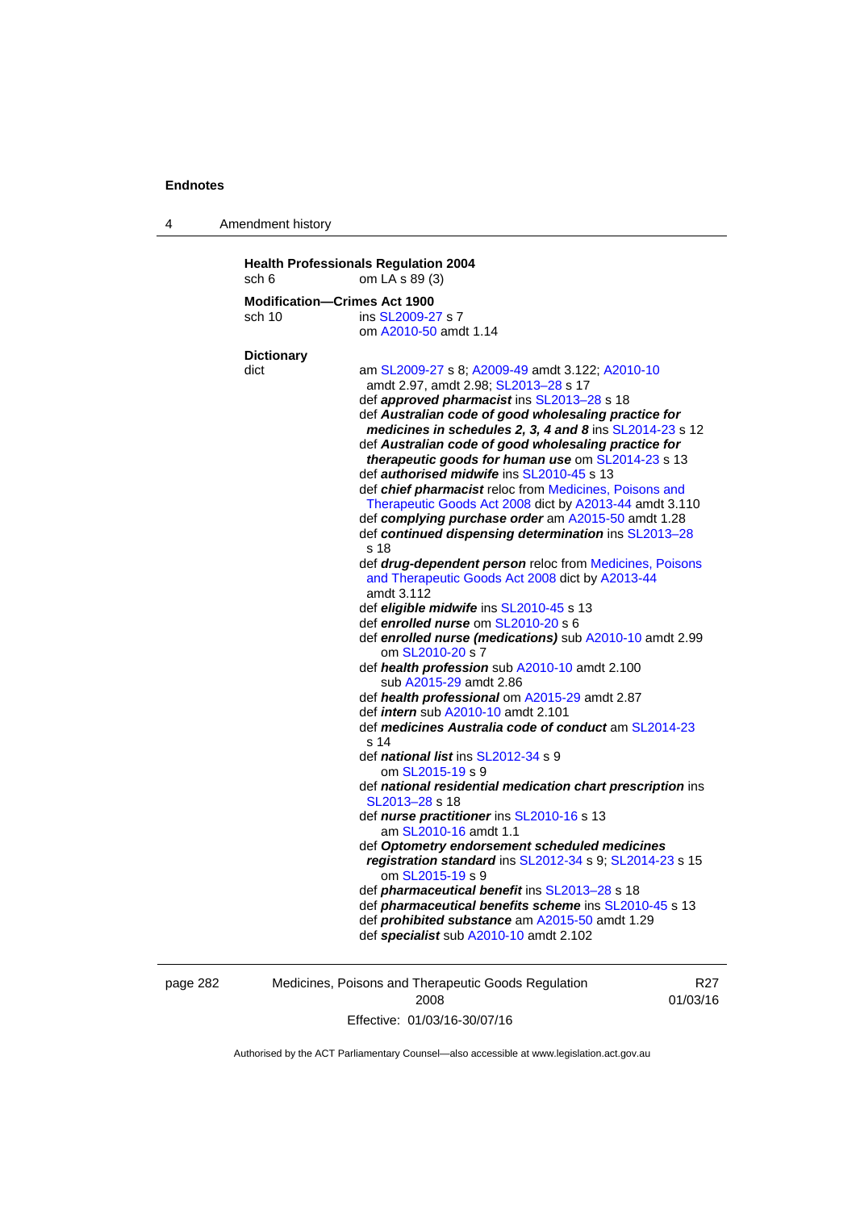**Health Professionals Regulation 2004**

sch 6 — om LA s 89 (3)

**Modification—Crimes Act 1900**

sch 10 — ins SL2009-27 s 7
om A2010-50 amdt 1.14

**Dictionary**

dict — am SL2009-27 s 8; A2009-49 amdt 3.122; A2010-10 amdt 2.97, amdt 2.98; SL2013–28 s 17

def ***approved pharmacist*** ins SL2013–28 s 18

def ***Australian code of good wholesaling practice for medicines in schedules 2, 3, 4 and 8*** ins SL2014-23 s 12

def ***Australian code of good wholesaling practice for therapeutic goods for human use*** om SL2014-23 s 13

def ***authorised midwife*** ins SL2010-45 s 13

def ***chief pharmacist*** reloc from Medicines, Poisons and Therapeutic Goods Act 2008 dict by A2013-44 amdt 3.110

def ***complying purchase order*** am A2015-50 amdt 1.28

def ***continued dispensing determination*** ins SL2013–28 s 18

def ***drug-dependent person*** reloc from Medicines, Poisons and Therapeutic Goods Act 2008 dict by A2013-44 amdt 3.112

def ***eligible midwife*** ins SL2010-45 s 13

def ***enrolled nurse*** om SL2010-20 s 6

def ***enrolled nurse (medications)*** sub A2010-10 amdt 2.99
om SL2010-20 s 7

def ***health profession*** sub A2010-10 amdt 2.100
sub A2015-29 amdt 2.86

def ***health professional*** om A2015-29 amdt 2.87

def ***intern*** sub A2010-10 amdt 2.101

def ***medicines Australia code of conduct*** am SL2014-23 s 14

def ***national list*** ins SL2012-34 s 9
om SL2015-19 s 9

def ***national residential medication chart prescription*** ins SL2013–28 s 18

def ***nurse practitioner*** ins SL2010-16 s 13
am SL2010-16 amdt 1.1

def ***Optometry endorsement scheduled medicines registration standard*** ins SL2012-34 s 9; SL2014-23 s 15
om SL2015-19 s 9

def ***pharmaceutical benefit*** ins SL2013–28 s 18

def ***pharmaceutical benefits scheme*** ins SL2010-45 s 13

def ***prohibited substance*** am A2015-50 amdt 1.29

def ***specialist*** sub A2010-10 amdt 2.102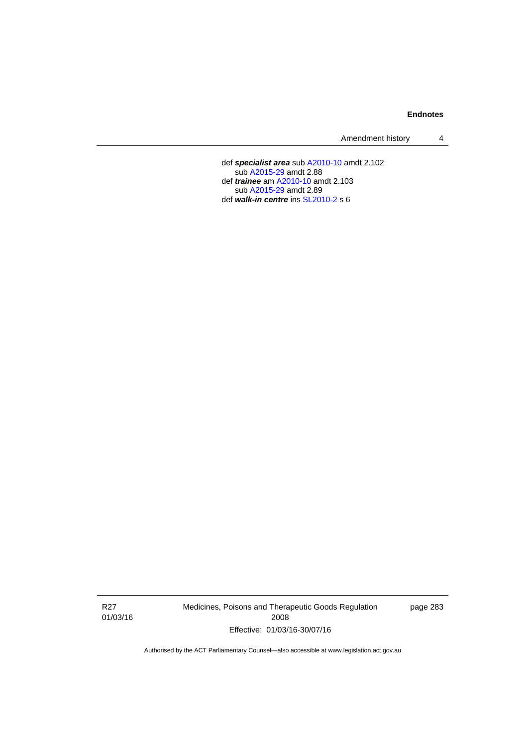def ***specialist area*** sub A2010-10 amdt 2.102
    sub A2015-29 amdt 2.88
def ***trainee*** am A2010-10 amdt 2.103
    sub A2015-29 amdt 2.89
def ***walk-in centre*** ins SL2010-2 s 6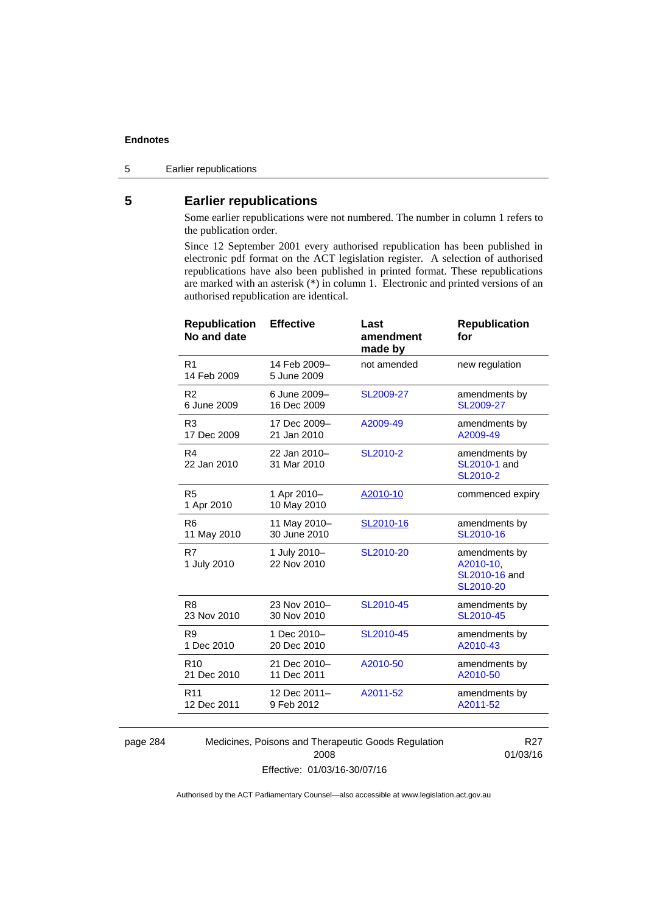## 5 Earlier republications

Some earlier republications were not numbered. The number in column 1 refers to the publication order.

Since 12 September 2001 every authorised republication has been published in electronic pdf format on the ACT legislation register. A selection of authorised republications have also been published in printed format. These republications are marked with an asterisk (*) in column 1. Electronic and printed versions of an authorised republication are identical.

| Republication No and date | Effective | Last amendment made by | Republication for |
|---|---|---|---|
| R1 14 Feb 2009 | 14 Feb 2009– 5 June 2009 | not amended | new regulation |
| R2 6 June 2009 | 6 June 2009– 16 Dec 2009 | SL2009-27 | amendments by SL2009-27 |
| R3 17 Dec 2009 | 17 Dec 2009– 21 Jan 2010 | A2009-49 | amendments by A2009-49 |
| R4 22 Jan 2010 | 22 Jan 2010– 31 Mar 2010 | SL2010-2 | amendments by SL2010-1 and SL2010-2 |
| R5 1 Apr 2010 | 1 Apr 2010– 10 May 2010 | A2010-10 | commenced expiry |
| R6 11 May 2010 | 11 May 2010– 30 June 2010 | SL2010-16 | amendments by SL2010-16 |
| R7 1 July 2010 | 1 July 2010– 22 Nov 2010 | SL2010-20 | amendments by A2010-10, SL2010-16 and SL2010-20 |
| R8 23 Nov 2010 | 23 Nov 2010– 30 Nov 2010 | SL2010-45 | amendments by SL2010-45 |
| R9 1 Dec 2010 | 1 Dec 2010– 20 Dec 2010 | SL2010-45 | amendments by A2010-43 |
| R10 21 Dec 2010 | 21 Dec 2010– 11 Dec 2011 | A2010-50 | amendments by A2010-50 |
| R11 12 Dec 2011 | 12 Dec 2011– 9 Feb 2012 | A2011-52 | amendments by A2011-52 |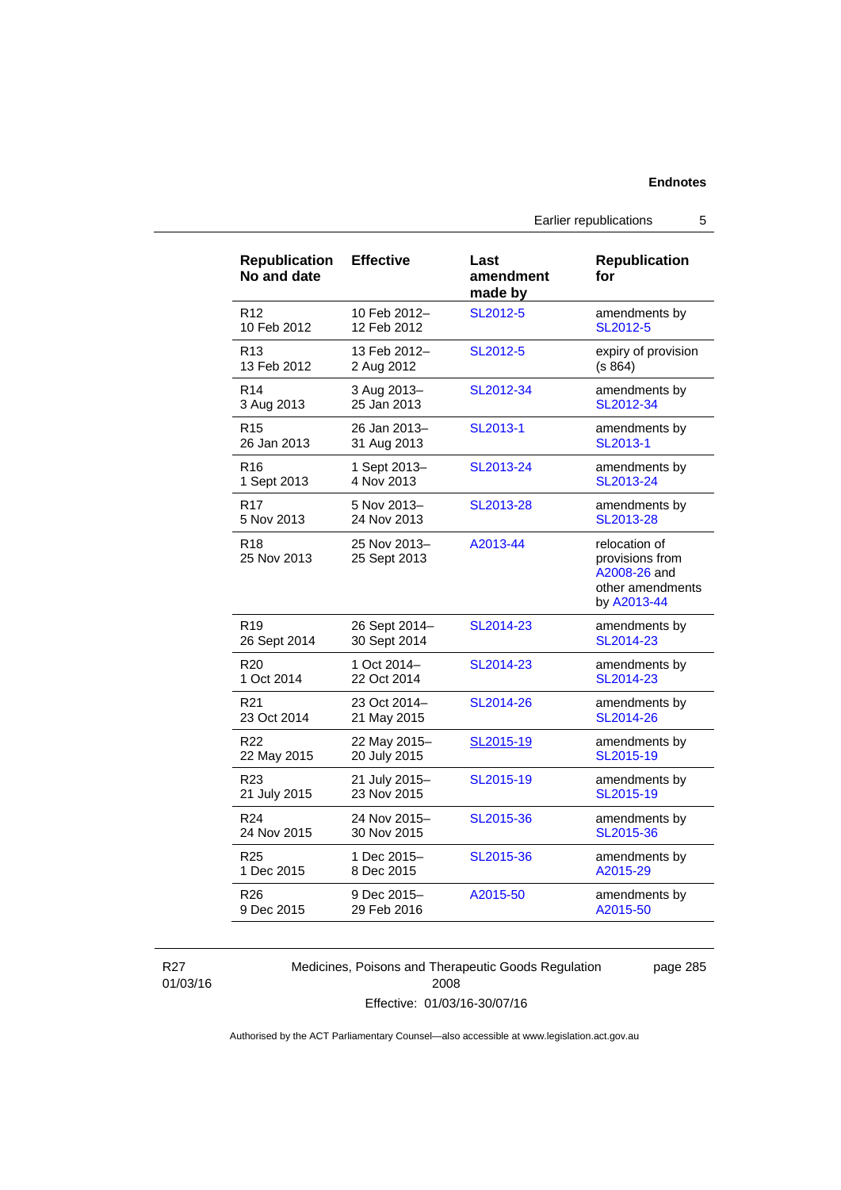| Republication No and date | Effective | Last amendment made by | Republication for |
|---|---|---|---|
| R12<br>10 Feb 2012 | 10 Feb 2012–<br>12 Feb 2012 | SL2012-5 | amendments by SL2012-5 |
| R13<br>13 Feb 2012 | 13 Feb 2012–<br>2 Aug 2012 | SL2012-5 | expiry of provision (s 864) |
| R14<br>3 Aug 2013 | 3 Aug 2013–<br>25 Jan 2013 | SL2012-34 | amendments by SL2012-34 |
| R15<br>26 Jan 2013 | 26 Jan 2013–<br>31 Aug 2013 | SL2013-1 | amendments by SL2013-1 |
| R16<br>1 Sept 2013 | 1 Sept 2013–<br>4 Nov 2013 | SL2013-24 | amendments by SL2013-24 |
| R17<br>5 Nov 2013 | 5 Nov 2013–<br>24 Nov 2013 | SL2013-28 | amendments by SL2013-28 |
| R18<br>25 Nov 2013 | 25 Nov 2013–<br>25 Sept 2013 | A2013-44 | relocation of provisions from A2008-26 and other amendments by A2013-44 |
| R19<br>26 Sept 2014 | 26 Sept 2014–<br>30 Sept 2014 | SL2014-23 | amendments by SL2014-23 |
| R20<br>1 Oct 2014 | 1 Oct 2014–<br>22 Oct 2014 | SL2014-23 | amendments by SL2014-23 |
| R21<br>23 Oct 2014 | 23 Oct 2014–<br>21 May 2015 | SL2014-26 | amendments by SL2014-26 |
| R22<br>22 May 2015 | 22 May 2015–<br>20 July 2015 | SL2015-19 | amendments by SL2015-19 |
| R23<br>21 July 2015 | 21 July 2015–<br>23 Nov 2015 | SL2015-19 | amendments by SL2015-19 |
| R24<br>24 Nov 2015 | 24 Nov 2015–<br>30 Nov 2015 | SL2015-36 | amendments by SL2015-36 |
| R25<br>1 Dec 2015 | 1 Dec 2015–<br>8 Dec 2015 | SL2015-36 | amendments by A2015-29 |
| R26<br>9 Dec 2015 | 9 Dec 2015–<br>29 Feb 2016 | A2015-50 | amendments by A2015-50 |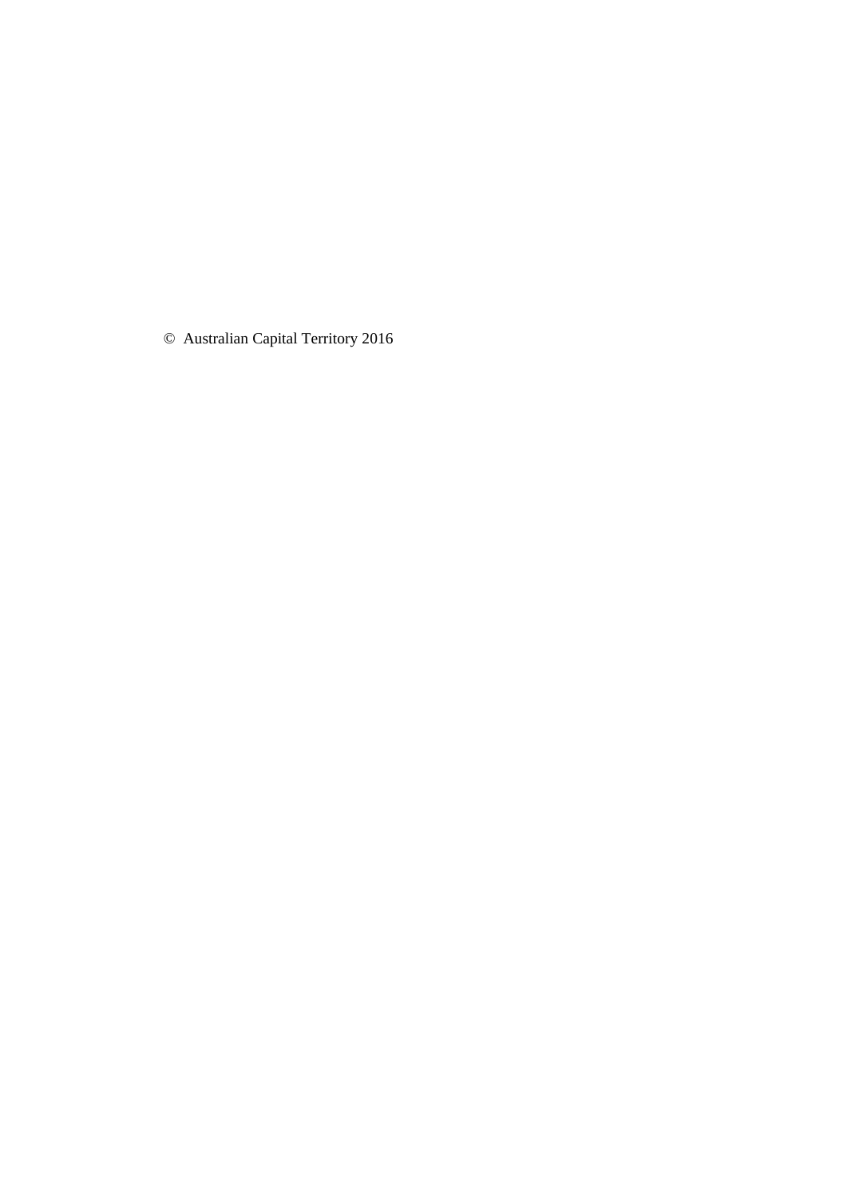© Australian Capital Territory 2016